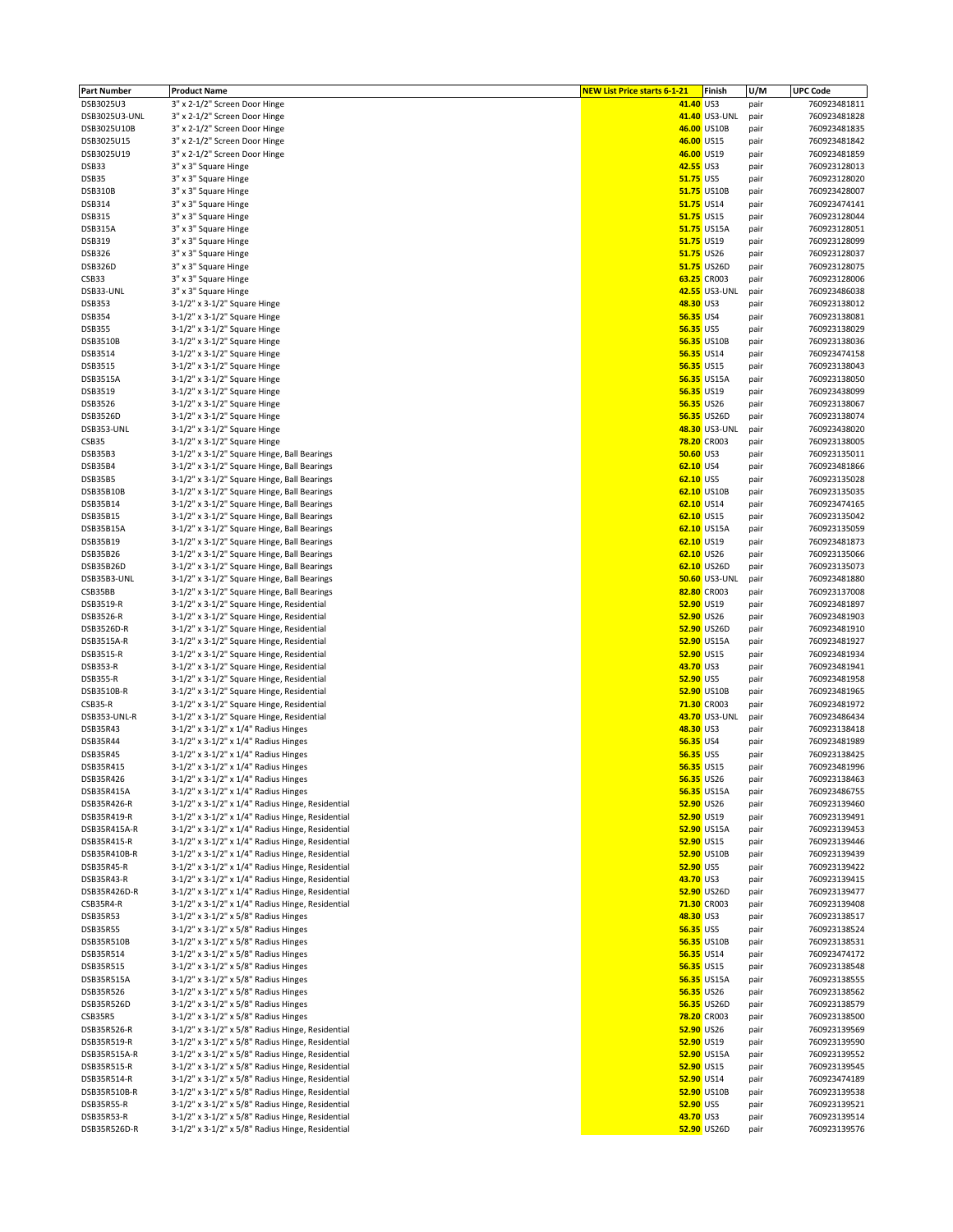| Part Number | Product Name | NEW List Price starts 6-1-21 | Finish | U/M | UPC Code |
|---|---|---|---|---|---|
| DSB3025U3 | 3" x 2-1/2" Screen Door Hinge | 41.40 | US3 | pair | 760923481811 |
| DSB3025U3-UNL | 3" x 2-1/2" Screen Door Hinge | 41.40 | US3-UNL | pair | 760923481828 |
| DSB3025U10B | 3" x 2-1/2" Screen Door Hinge | 46.00 | US10B | pair | 760923481835 |
| DSB3025U15 | 3" x 2-1/2" Screen Door Hinge | 46.00 | US15 | pair | 760923481842 |
| DSB3025U19 | 3" x 2-1/2" Screen Door Hinge | 46.00 | US19 | pair | 760923481859 |
| DSB33 | 3" x 3" Square Hinge | 42.55 | US3 | pair | 760923128013 |
| DSB35 | 3" x 3" Square Hinge | 51.75 | US5 | pair | 760923128020 |
| DSB310B | 3" x 3" Square Hinge | 51.75 | US10B | pair | 760923428007 |
| DSB314 | 3" x 3" Square Hinge | 51.75 | US14 | pair | 760923474141 |
| DSB315 | 3" x 3" Square Hinge | 51.75 | US15 | pair | 760923128044 |
| DSB315A | 3" x 3" Square Hinge | 51.75 | US15A | pair | 760923128051 |
| DSB319 | 3" x 3" Square Hinge | 51.75 | US19 | pair | 760923128099 |
| DSB326 | 3" x 3" Square Hinge | 51.75 | US26 | pair | 760923128037 |
| DSB326D | 3" x 3" Square Hinge | 51.75 | US26D | pair | 760923128075 |
| CSB33 | 3" x 3" Square Hinge | 63.25 | CR003 | pair | 760923128006 |
| DSB33-UNL | 3" x 3" Square Hinge | 42.55 | US3-UNL | pair | 760923486038 |
| DSB353 | 3-1/2" x 3-1/2" Square Hinge | 48.30 | US3 | pair | 760923138012 |
| DSB354 | 3-1/2" x 3-1/2" Square Hinge | 56.35 | US4 | pair | 760923138081 |
| DSB355 | 3-1/2" x 3-1/2" Square Hinge | 56.35 | US5 | pair | 760923138029 |
| DSB3510B | 3-1/2" x 3-1/2" Square Hinge | 56.35 | US10B | pair | 760923138036 |
| DSB3514 | 3-1/2" x 3-1/2" Square Hinge | 56.35 | US14 | pair | 760923474158 |
| DSB3515 | 3-1/2" x 3-1/2" Square Hinge | 56.35 | US15 | pair | 760923138043 |
| DSB3515A | 3-1/2" x 3-1/2" Square Hinge | 56.35 | US15A | pair | 760923138050 |
| DSB3519 | 3-1/2" x 3-1/2" Square Hinge | 56.35 | US19 | pair | 760923438099 |
| DSB3526 | 3-1/2" x 3-1/2" Square Hinge | 56.35 | US26 | pair | 760923138067 |
| DSB3526D | 3-1/2" x 3-1/2" Square Hinge | 56.35 | US26D | pair | 760923138074 |
| DSB353-UNL | 3-1/2" x 3-1/2" Square Hinge | 48.30 | US3-UNL | pair | 760923438020 |
| CSB35 | 3-1/2" x 3-1/2" Square Hinge | 78.20 | CR003 | pair | 760923138005 |
| DSB35B3 | 3-1/2" x 3-1/2" Square Hinge, Ball Bearings | 50.60 | US3 | pair | 760923135011 |
| DSB35B4 | 3-1/2" x 3-1/2" Square Hinge, Ball Bearings | 62.10 | US4 | pair | 760923481866 |
| DSB35B5 | 3-1/2" x 3-1/2" Square Hinge, Ball Bearings | 62.10 | US5 | pair | 760923135028 |
| DSB35B10B | 3-1/2" x 3-1/2" Square Hinge, Ball Bearings | 62.10 | US10B | pair | 760923135035 |
| DSB35B14 | 3-1/2" x 3-1/2" Square Hinge, Ball Bearings | 62.10 | US14 | pair | 760923474165 |
| DSB35B15 | 3-1/2" x 3-1/2" Square Hinge, Ball Bearings | 62.10 | US15 | pair | 760923135042 |
| DSB35B15A | 3-1/2" x 3-1/2" Square Hinge, Ball Bearings | 62.10 | US15A | pair | 760923135059 |
| DSB35B19 | 3-1/2" x 3-1/2" Square Hinge, Ball Bearings | 62.10 | US19 | pair | 760923481873 |
| DSB35B26 | 3-1/2" x 3-1/2" Square Hinge, Ball Bearings | 62.10 | US26 | pair | 760923135066 |
| DSB35B26D | 3-1/2" x 3-1/2" Square Hinge, Ball Bearings | 62.10 | US26D | pair | 760923135073 |
| DSB35B3-UNL | 3-1/2" x 3-1/2" Square Hinge, Ball Bearings | 50.60 | US3-UNL | pair | 760923481880 |
| CSB35BB | 3-1/2" x 3-1/2" Square Hinge, Ball Bearings | 82.80 | CR003 | pair | 760923137008 |
| DSB3519-R | 3-1/2" x 3-1/2" Square Hinge, Residential | 52.90 | US19 | pair | 760923481897 |
| DSB3526-R | 3-1/2" x 3-1/2" Square Hinge, Residential | 52.90 | US26 | pair | 760923481903 |
| DSB3526D-R | 3-1/2" x 3-1/2" Square Hinge, Residential | 52.90 | US26D | pair | 760923481910 |
| DSB3515A-R | 3-1/2" x 3-1/2" Square Hinge, Residential | 52.90 | US15A | pair | 760923481927 |
| DSB3515-R | 3-1/2" x 3-1/2" Square Hinge, Residential | 52.90 | US15 | pair | 760923481934 |
| DSB353-R | 3-1/2" x 3-1/2" Square Hinge, Residential | 43.70 | US3 | pair | 760923481941 |
| DSB355-R | 3-1/2" x 3-1/2" Square Hinge, Residential | 52.90 | US5 | pair | 760923481958 |
| DSB3510B-R | 3-1/2" x 3-1/2" Square Hinge, Residential | 52.90 | US10B | pair | 760923481965 |
| CSB35-R | 3-1/2" x 3-1/2" Square Hinge, Residential | 71.30 | CR003 | pair | 760923481972 |
| DSB353-UNL-R | 3-1/2" x 3-1/2" Square Hinge, Residential | 43.70 | US3-UNL | pair | 760923486434 |
| DSB35R43 | 3-1/2" x 3-1/2" x 1/4" Radius Hinges | 48.30 | US3 | pair | 760923138418 |
| DSB35R44 | 3-1/2" x 3-1/2" x 1/4" Radius Hinges | 56.35 | US4 | pair | 760923481989 |
| DSB35R45 | 3-1/2" x 3-1/2" x 1/4" Radius Hinges | 56.35 | US5 | pair | 760923138425 |
| DSB35R415 | 3-1/2" x 3-1/2" x 1/4" Radius Hinges | 56.35 | US15 | pair | 760923481996 |
| DSB35R426 | 3-1/2" x 3-1/2" x 1/4" Radius Hinges | 56.35 | US26 | pair | 760923138463 |
| DSB35R415A | 3-1/2" x 3-1/2" x 1/4" Radius Hinges | 56.35 | US15A | pair | 760923486755 |
| DSB35R426-R | 3-1/2" x 3-1/2" x 1/4" Radius Hinge, Residential | 52.90 | US26 | pair | 760923139460 |
| DSB35R419-R | 3-1/2" x 3-1/2" x 1/4" Radius Hinge, Residential | 52.90 | US19 | pair | 760923139491 |
| DSB35R415A-R | 3-1/2" x 3-1/2" x 1/4" Radius Hinge, Residential | 52.90 | US15A | pair | 760923139453 |
| DSB35R415-R | 3-1/2" x 3-1/2" x 1/4" Radius Hinge, Residential | 52.90 | US15 | pair | 760923139446 |
| DSB35R410B-R | 3-1/2" x 3-1/2" x 1/4" Radius Hinge, Residential | 52.90 | US10B | pair | 760923139439 |
| DSB35R45-R | 3-1/2" x 3-1/2" x 1/4" Radius Hinge, Residential | 52.90 | US5 | pair | 760923139422 |
| DSB35R43-R | 3-1/2" x 3-1/2" x 1/4" Radius Hinge, Residential | 43.70 | US3 | pair | 760923139415 |
| DSB35R426D-R | 3-1/2" x 3-1/2" x 1/4" Radius Hinge, Residential | 52.90 | US26D | pair | 760923139477 |
| CSB35R4-R | 3-1/2" x 3-1/2" x 1/4" Radius Hinge, Residential | 71.30 | CR003 | pair | 760923139408 |
| DSB35R53 | 3-1/2" x 3-1/2" x 5/8" Radius Hinges | 48.30 | US3 | pair | 760923138517 |
| DSB35R55 | 3-1/2" x 3-1/2" x 5/8" Radius Hinges | 56.35 | US5 | pair | 760923138524 |
| DSB35R510B | 3-1/2" x 3-1/2" x 5/8" Radius Hinges | 56.35 | US10B | pair | 760923138531 |
| DSB35R514 | 3-1/2" x 3-1/2" x 5/8" Radius Hinges | 56.35 | US14 | pair | 760923474172 |
| DSB35R515 | 3-1/2" x 3-1/2" x 5/8" Radius Hinges | 56.35 | US15 | pair | 760923138548 |
| DSB35R515A | 3-1/2" x 3-1/2" x 5/8" Radius Hinges | 56.35 | US15A | pair | 760923138555 |
| DSB35R526 | 3-1/2" x 3-1/2" x 5/8" Radius Hinges | 56.35 | US26 | pair | 760923138562 |
| DSB35R526D | 3-1/2" x 3-1/2" x 5/8" Radius Hinges | 56.35 | US26D | pair | 760923138579 |
| CSB35R5 | 3-1/2" x 3-1/2" x 5/8" Radius Hinges | 78.20 | CR003 | pair | 760923138500 |
| DSB35R526-R | 3-1/2" x 3-1/2" x 5/8" Radius Hinge, Residential | 52.90 | US26 | pair | 760923139569 |
| DSB35R519-R | 3-1/2" x 3-1/2" x 5/8" Radius Hinge, Residential | 52.90 | US19 | pair | 760923139590 |
| DSB35R515A-R | 3-1/2" x 3-1/2" x 5/8" Radius Hinge, Residential | 52.90 | US15A | pair | 760923139552 |
| DSB35R515-R | 3-1/2" x 3-1/2" x 5/8" Radius Hinge, Residential | 52.90 | US15 | pair | 760923139545 |
| DSB35R514-R | 3-1/2" x 3-1/2" x 5/8" Radius Hinge, Residential | 52.90 | US14 | pair | 760923474189 |
| DSB35R510B-R | 3-1/2" x 3-1/2" x 5/8" Radius Hinge, Residential | 52.90 | US10B | pair | 760923139538 |
| DSB35R55-R | 3-1/2" x 3-1/2" x 5/8" Radius Hinge, Residential | 52.90 | US5 | pair | 760923139521 |
| DSB35R53-R | 3-1/2" x 3-1/2" x 5/8" Radius Hinge, Residential | 43.70 | US3 | pair | 760923139514 |
| DSB35R526D-R | 3-1/2" x 3-1/2" x 5/8" Radius Hinge, Residential | 52.90 | US26D | pair | 760923139576 |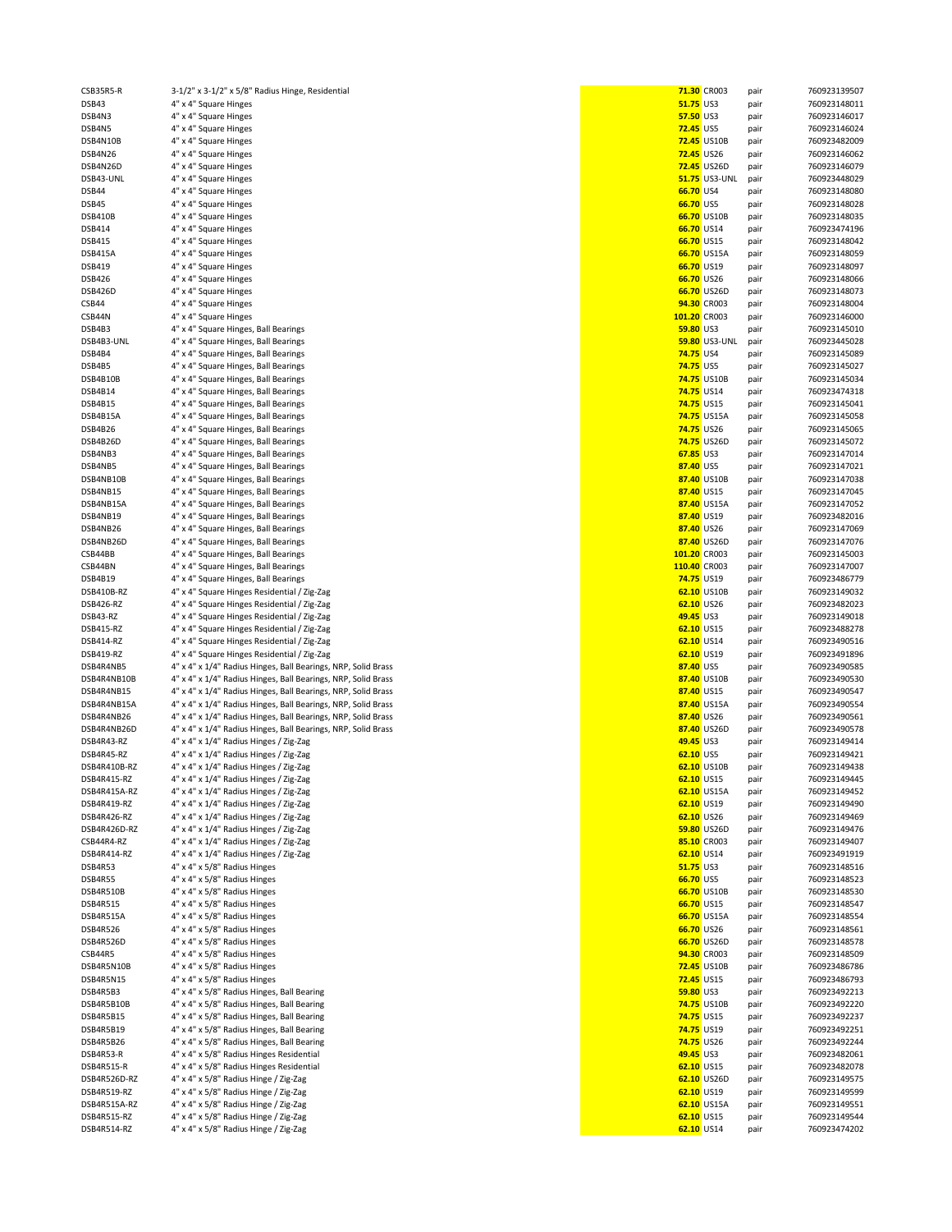| | | | | | |
|---|---|---|---|---|---|
| CSB35R5-R | 3-1/2" x 3-1/2" x 5/8" Radius Hinge, Residential | 71.30 | CR003 | pair | 7609231395​07 |
| DSB43 | 4" x 4" Square Hinges | 51.75 | US3 | pair | 760923148011 |
| DSB4N3 | 4" x 4" Square Hinges | 57.50 | US3 | pair | 760923146017 |
| DSB4N5 | 4" x 4" Square Hinges | 72.45 | US5 | pair | 760923146024 |
| DSB4N10B | 4" x 4" Square Hinges | 72.45 | US10B | pair | 760923482009 |
| DSB4N26 | 4" x 4" Square Hinges | 72.45 | US26 | pair | 760923146062 |
| DSB4N26D | 4" x 4" Square Hinges | 72.45 | US26D | pair | 760923146079 |
| DSB43-UNL | 4" x 4" Square Hinges | 51.75 | US3-UNL | pair | 760923448029 |
| DSB44 | 4" x 4" Square Hinges | 66.70 | US4 | pair | 760923148080 |
| DSB45 | 4" x 4" Square Hinges | 66.70 | US5 | pair | 760923148028 |
| DSB410B | 4" x 4" Square Hinges | 66.70 | US10B | pair | 760923148035 |
| DSB414 | 4" x 4" Square Hinges | 66.70 | US14 | pair | 760923474196 |
| DSB415 | 4" x 4" Square Hinges | 66.70 | US15 | pair | 760923148042 |
| DSB415A | 4" x 4" Square Hinges | 66.70 | US15A | pair | 760923148059 |
| DSB419 | 4" x 4" Square Hinges | 66.70 | US19 | pair | 760923148097 |
| DSB426 | 4" x 4" Square Hinges | 66.70 | US26 | pair | 760923148066 |
| DSB426D | 4" x 4" Square Hinges | 66.70 | US26D | pair | 760923148073 |
| CSB44 | 4" x 4" Square Hinges | 94.30 | CR003 | pair | 760923148004 |
| CSB44N | 4" x 4" Square Hinges | 101.20 | CR003 | pair | 760923146000 |
| DSB4B3 | 4" x 4" Square Hinges, Ball Bearings | 59.80 | US3 | pair | 760923145010 |
| DSB4B3-UNL | 4" x 4" Square Hinges, Ball Bearings | 59.80 | US3-UNL | pair | 760923445028 |
| DSB4B4 | 4" x 4" Square Hinges, Ball Bearings | 74.75 | US4 | pair | 760923145089 |
| DSB4B5 | 4" x 4" Square Hinges, Ball Bearings | 74.75 | US5 | pair | 760923145027 |
| DSB4B10B | 4" x 4" Square Hinges, Ball Bearings | 74.75 | US10B | pair | 760923145034 |
| DSB4B14 | 4" x 4" Square Hinges, Ball Bearings | 74.75 | US14 | pair | 760923474318 |
| DSB4B15 | 4" x 4" Square Hinges, Ball Bearings | 74.75 | US15 | pair | 760923145041 |
| DSB4B15A | 4" x 4" Square Hinges, Ball Bearings | 74.75 | US15A | pair | 760923145058 |
| DSB4B26 | 4" x 4" Square Hinges, Ball Bearings | 74.75 | US26 | pair | 760923145065 |
| DSB4B26D | 4" x 4" Square Hinges, Ball Bearings | 74.75 | US26D | pair | 760923145072 |
| DSB4NB3 | 4" x 4" Square Hinges, Ball Bearings | 67.85 | US3 | pair | 760923147014 |
| DSB4NB5 | 4" x 4" Square Hinges, Ball Bearings | 87.40 | US5 | pair | 760923147021 |
| DSB4NB10B | 4" x 4" Square Hinges, Ball Bearings | 87.40 | US10B | pair | 760923147038 |
| DSB4NB15 | 4" x 4" Square Hinges, Ball Bearings | 87.40 | US15 | pair | 760923147045 |
| DSB4NB15A | 4" x 4" Square Hinges, Ball Bearings | 87.40 | US15A | pair | 760923147052 |
| DSB4NB19 | 4" x 4" Square Hinges, Ball Bearings | 87.40 | US19 | pair | 760923482016 |
| DSB4NB26 | 4" x 4" Square Hinges, Ball Bearings | 87.40 | US26 | pair | 760923147069 |
| DSB4NB26D | 4" x 4" Square Hinges, Ball Bearings | 87.40 | US26D | pair | 760923147076 |
| CSB44BB | 4" x 4" Square Hinges, Ball Bearings | 101.20 | CR003 | pair | 760923145003 |
| CSB44BN | 4" x 4" Square Hinges, Ball Bearings | 110.40 | CR003 | pair | 760923147007 |
| DSB4B19 | 4" x 4" Square Hinges, Ball Bearings | 74.75 | US19 | pair | 760923486779 |
| DSB410B-RZ | 4" x 4" Square Hinges Residential / Zig-Zag | 62.10 | US10B | pair | 760923149032 |
| DSB426-RZ | 4" x 4" Square Hinges Residential / Zig-Zag | 62.10 | US26 | pair | 760923482023 |
| DSB43-RZ | 4" x 4" Square Hinges Residential / Zig-Zag | 49.45 | US3 | pair | 760923149018 |
| DSB415-RZ | 4" x 4" Square Hinges Residential / Zig-Zag | 62.10 | US15 | pair | 760923488278 |
| DSB414-RZ | 4" x 4" Square Hinges Residential / Zig-Zag | 62.10 | US14 | pair | 760923490516 |
| DSB419-RZ | 4" x 4" Square Hinges Residential / Zig-Zag | 62.10 | US19 | pair | 760923491896 |
| DSB4R4NB5 | 4" x 4" x 1/4" Radius Hinges, Ball Bearings, NRP, Solid Brass | 87.40 | US5 | pair | 760923490585 |
| DSB4R4NB10B | 4" x 4" x 1/4" Radius Hinges, Ball Bearings, NRP, Solid Brass | 87.40 | US10B | pair | 760923490530 |
| DSB4R4NB15 | 4" x 4" x 1/4" Radius Hinges, Ball Bearings, NRP, Solid Brass | 87.40 | US15 | pair | 760923490547 |
| DSB4R4NB15A | 4" x 4" x 1/4" Radius Hinges, Ball Bearings, NRP, Solid Brass | 87.40 | US15A | pair | 760923490554 |
| DSB4R4NB26 | 4" x 4" x 1/4" Radius Hinges, Ball Bearings, NRP, Solid Brass | 87.40 | US26 | pair | 760923490561 |
| DSB4R4NB26D | 4" x 4" x 1/4" Radius Hinges, Ball Bearings, NRP, Solid Brass | 87.40 | US26D | pair | 760923490578 |
| DSB4R43-RZ | 4" x 4" x 1/4" Radius Hinges / Zig-Zag | 49.45 | US3 | pair | 760923149414 |
| DSB4R45-RZ | 4" x 4" x 1/4" Radius Hinges / Zig-Zag | 62.10 | US5 | pair | 760923149421 |
| DSB4R410B-RZ | 4" x 4" x 1/4" Radius Hinges / Zig-Zag | 62.10 | US10B | pair | 760923149438 |
| DSB4R415-RZ | 4" x 4" x 1/4" Radius Hinges / Zig-Zag | 62.10 | US15 | pair | 760923149445 |
| DSB4R415A-RZ | 4" x 4" x 1/4" Radius Hinges / Zig-Zag | 62.10 | US15A | pair | 760923149452 |
| DSB4R419-RZ | 4" x 4" x 1/4" Radius Hinges / Zig-Zag | 62.10 | US19 | pair | 760923149490 |
| DSB4R426-RZ | 4" x 4" x 1/4" Radius Hinges / Zig-Zag | 62.10 | US26 | pair | 760923149469 |
| DSB4R426D-RZ | 4" x 4" x 1/4" Radius Hinges / Zig-Zag | 59.80 | US26D | pair | 760923149476 |
| CSB44R4-RZ | 4" x 4" x 1/4" Radius Hinges / Zig-Zag | 85.10 | CR003 | pair | 760923149407 |
| DSB4R414-RZ | 4" x 4" x 1/4" Radius Hinges / Zig-Zag | 62.10 | US14 | pair | 760923491919 |
| DSB4R53 | 4" x 4" x 5/8" Radius Hinges | 51.75 | US3 | pair | 760923148516 |
| DSB4R55 | 4" x 4" x 5/8" Radius Hinges | 66.70 | US5 | pair | 760923148523 |
| DSB4R510B | 4" x 4" x 5/8" Radius Hinges | 66.70 | US10B | pair | 760923148530 |
| DSB4R515 | 4" x 4" x 5/8" Radius Hinges | 66.70 | US15 | pair | 760923148547 |
| DSB4R515A | 4" x 4" x 5/8" Radius Hinges | 66.70 | US15A | pair | 760923148554 |
| DSB4R526 | 4" x 4" x 5/8" Radius Hinges | 66.70 | US26 | pair | 760923148561 |
| DSB4R526D | 4" x 4" x 5/8" Radius Hinges | 66.70 | US26D | pair | 760923148578 |
| CSB44R5 | 4" x 4" x 5/8" Radius Hinges | 94.30 | CR003 | pair | 760923148509 |
| DSB4R5N10B | 4" x 4" x 5/8" Radius Hinges | 72.45 | US10B | pair | 760923486786 |
| DSB4R5N15 | 4" x 4" x 5/8" Radius Hinges | 72.45 | US15 | pair | 760923486793 |
| DSB4R5B3 | 4" x 4" x 5/8" Radius Hinges, Ball Bearing | 59.80 | US3 | pair | 760923492213 |
| DSB4R5B10B | 4" x 4" x 5/8" Radius Hinges, Ball Bearing | 74.75 | US10B | pair | 760923492220 |
| DSB4R5B15 | 4" x 4" x 5/8" Radius Hinges, Ball Bearing | 74.75 | US15 | pair | 760923492237 |
| DSB4R5B19 | 4" x 4" x 5/8" Radius Hinges, Ball Bearing | 74.75 | US19 | pair | 760923492251 |
| DSB4R5B26 | 4" x 4" x 5/8" Radius Hinges, Ball Bearing | 74.75 | US26 | pair | 760923492244 |
| DSB4R53-R | 4" x 4" x 5/8" Radius Hinges Residential | 49.45 | US3 | pair | 760923482061 |
| DSB4R515-R | 4" x 4" x 5/8" Radius Hinges Residential | 62.10 | US15 | pair | 760923482078 |
| DSB4R526D-RZ | 4" x 4" x 5/8" Radius Hinge / Zig-Zag | 62.10 | US26D | pair | 760923149575 |
| DSB4R519-RZ | 4" x 4" x 5/8" Radius Hinge / Zig-Zag | 62.10 | US19 | pair | 760923149599 |
| DSB4R515A-RZ | 4" x 4" x 5/8" Radius Hinge / Zig-Zag | 62.10 | US15A | pair | 760923149551 |
| DSB4R515-RZ | 4" x 4" x 5/8" Radius Hinge / Zig-Zag | 62.10 | US15 | pair | 760923149544 |
| DSB4R514-RZ | 4" x 4" x 5/8" Radius Hinge / Zig-Zag | 62.10 | US14 | pair | 760923474202 |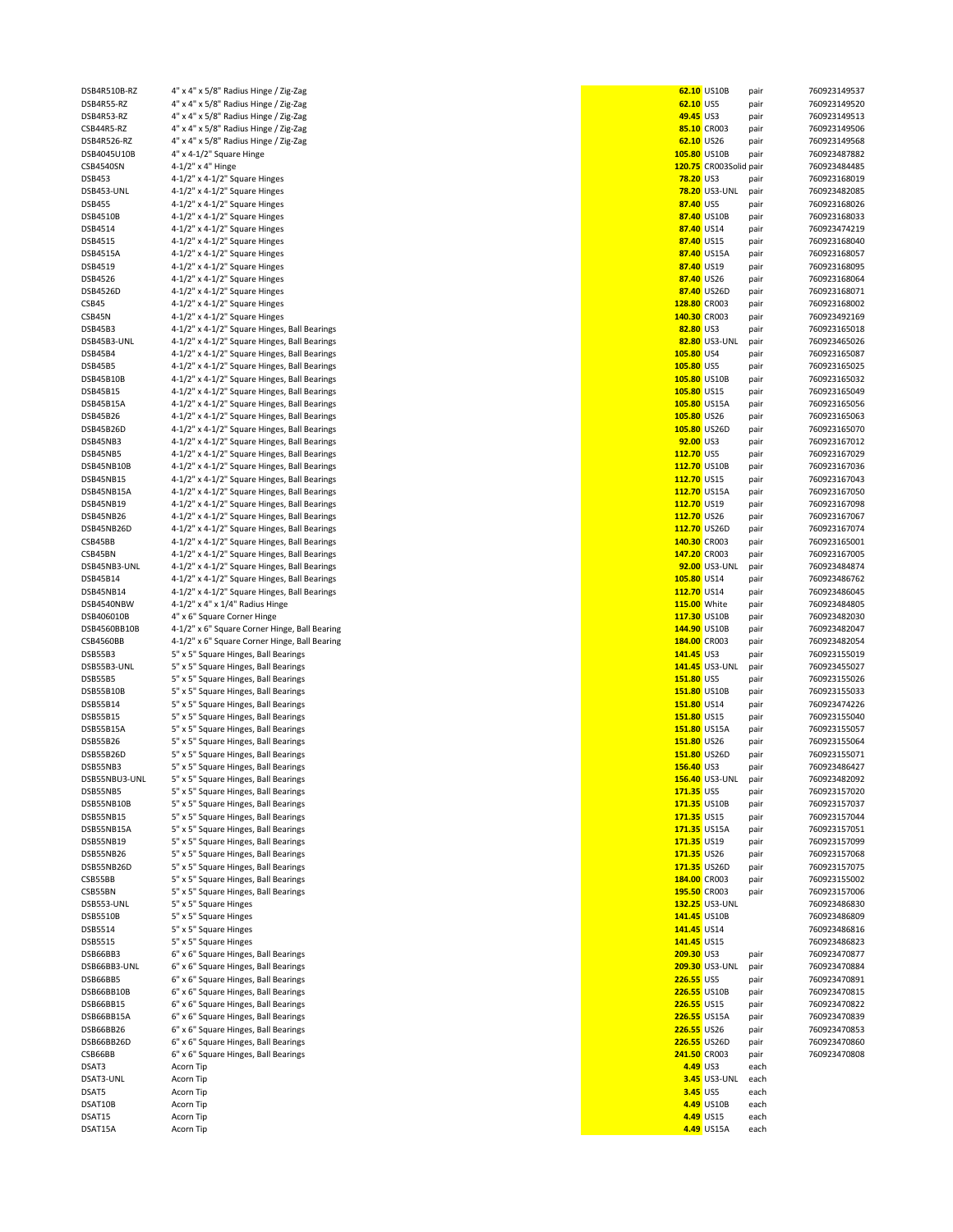| | | | | | |
|---|---|---|---|---|---|
| DSB4R510B-RZ | 4" x 4" x 5/8" Radius Hinge / Zig-Zag | 62.10 | US10B | pair | 760923149537 |
| DSB4R55-RZ | 4" x 4" x 5/8" Radius Hinge / Zig-Zag | 62.10 | US5 | pair | 760923149520 |
| DSB4R53-RZ | 4" x 4" x 5/8" Radius Hinge / Zig-Zag | 49.45 | US3 | pair | 760923149513 |
| CSB44R5-RZ | 4" x 4" x 5/8" Radius Hinge / Zig-Zag | 85.10 | CR003 | pair | 760923149506 |
| DSB4R526-RZ | 4" x 4" x 5/8" Radius Hinge / Zig-Zag | 62.10 | US26 | pair | 760923149568 |
| DSB4045U10B | 4" x 4-1/2" Square Hinge | 105.80 | US10B | pair | 760923487882 |
| CSB4540SN | 4-1/2" x 4" Hinge | 120.75 | CR003Solid | pair | 760923484485 |
| DSB453 | 4-1/2" x 4-1/2" Square Hinges | 78.20 | US3 | pair | 760923168019 |
| DSB453-UNL | 4-1/2" x 4-1/2" Square Hinges | 78.20 | US3-UNL | pair | 760923482085 |
| DSB455 | 4-1/2" x 4-1/2" Square Hinges | 87.40 | US5 | pair | 760923168026 |
| DSB4510B | 4-1/2" x 4-1/2" Square Hinges | 87.40 | US10B | pair | 760923168033 |
| DSB4514 | 4-1/2" x 4-1/2" Square Hinges | 87.40 | US14 | pair | 760923474219 |
| DSB4515 | 4-1/2" x 4-1/2" Square Hinges | 87.40 | US15 | pair | 760923168040 |
| DSB4515A | 4-1/2" x 4-1/2" Square Hinges | 87.40 | US15A | pair | 760923168057 |
| DSB4519 | 4-1/2" x 4-1/2" Square Hinges | 87.40 | US19 | pair | 760923168095 |
| DSB4526 | 4-1/2" x 4-1/2" Square Hinges | 87.40 | US26 | pair | 760923168064 |
| DSB4526D | 4-1/2" x 4-1/2" Square Hinges | 87.40 | US26D | pair | 760923168071 |
| CSB45 | 4-1/2" x 4-1/2" Square Hinges | 128.80 | CR003 | pair | 760923168002 |
| CSB45N | 4-1/2" x 4-1/2" Square Hinges | 140.30 | CR003 | pair | 760923492169 |
| DSB45B3 | 4-1/2" x 4-1/2" Square Hinges, Ball Bearings | 82.80 | US3 | pair | 760923165018 |
| DSB45B3-UNL | 4-1/2" x 4-1/2" Square Hinges, Ball Bearings | 82.80 | US3-UNL | pair | 760923465026 |
| DSB45B4 | 4-1/2" x 4-1/2" Square Hinges, Ball Bearings | 105.80 | US4 | pair | 760923165087 |
| DSB45B5 | 4-1/2" x 4-1/2" Square Hinges, Ball Bearings | 105.80 | US5 | pair | 760923165025 |
| DSB45B10B | 4-1/2" x 4-1/2" Square Hinges, Ball Bearings | 105.80 | US10B | pair | 760923165032 |
| DSB45B15 | 4-1/2" x 4-1/2" Square Hinges, Ball Bearings | 105.80 | US15 | pair | 760923165049 |
| DSB45B15A | 4-1/2" x 4-1/2" Square Hinges, Ball Bearings | 105.80 | US15A | pair | 760923165056 |
| DSB45B26 | 4-1/2" x 4-1/2" Square Hinges, Ball Bearings | 105.80 | US26 | pair | 760923165063 |
| DSB45B26D | 4-1/2" x 4-1/2" Square Hinges, Ball Bearings | 105.80 | US26D | pair | 760923165070 |
| DSB45NB3 | 4-1/2" x 4-1/2" Square Hinges, Ball Bearings | 92.00 | US3 | pair | 760923167012 |
| DSB45NB5 | 4-1/2" x 4-1/2" Square Hinges, Ball Bearings | 112.70 | US5 | pair | 760923167029 |
| DSB45NB10B | 4-1/2" x 4-1/2" Square Hinges, Ball Bearings | 112.70 | US10B | pair | 760923167036 |
| DSB45NB15 | 4-1/2" x 4-1/2" Square Hinges, Ball Bearings | 112.70 | US15 | pair | 760923167043 |
| DSB45NB15A | 4-1/2" x 4-1/2" Square Hinges, Ball Bearings | 112.70 | US15A | pair | 760923167050 |
| DSB45NB19 | 4-1/2" x 4-1/2" Square Hinges, Ball Bearings | 112.70 | US19 | pair | 760923167098 |
| DSB45NB26 | 4-1/2" x 4-1/2" Square Hinges, Ball Bearings | 112.70 | US26 | pair | 760923167067 |
| DSB45NB26D | 4-1/2" x 4-1/2" Square Hinges, Ball Bearings | 112.70 | US26D | pair | 760923167074 |
| CSB45BB | 4-1/2" x 4-1/2" Square Hinges, Ball Bearings | 140.30 | CR003 | pair | 760923165001 |
| CSB45BN | 4-1/2" x 4-1/2" Square Hinges, Ball Bearings | 147.20 | CR003 | pair | 760923167005 |
| DSB45NB3-UNL | 4-1/2" x 4-1/2" Square Hinges, Ball Bearings | 92.00 | US3-UNL | pair | 760923484874 |
| DSB45B14 | 4-1/2" x 4-1/2" Square Hinges, Ball Bearings | 105.80 | US14 | pair | 760923486762 |
| DSB45NB14 | 4-1/2" x 4-1/2" Square Hinges, Ball Bearings | 112.70 | US14 | pair | 760923486045 |
| DSB4540NBW | 4-1/2" x 4" x 1/4" Radius Hinge | 115.00 | White | pair | 760923484805 |
| DSB406010B | 4" x 6" Square Corner Hinge | 117.30 | US10B | pair | 760923482030 |
| DSB4560BB10B | 4-1/2" x 6" Square Corner Hinge, Ball Bearing | 144.90 | US10B | pair | 760923482047 |
| CSB4560BB | 4-1/2" x 6" Square Corner Hinge, Ball Bearing | 184.00 | CR003 | pair | 760923482054 |
| DSB55B3 | 5" x 5" Square Hinges, Ball Bearings | 141.45 | US3 | pair | 760923155019 |
| DSB55B3-UNL | 5" x 5" Square Hinges, Ball Bearings | 141.45 | US3-UNL | pair | 760923455027 |
| DSB55B5 | 5" x 5" Square Hinges, Ball Bearings | 151.80 | US5 | pair | 760923155026 |
| DSB55B10B | 5" x 5" Square Hinges, Ball Bearings | 151.80 | US10B | pair | 760923155033 |
| DSB55B14 | 5" x 5" Square Hinges, Ball Bearings | 151.80 | US14 | pair | 760923474226 |
| DSB55B15 | 5" x 5" Square Hinges, Ball Bearings | 151.80 | US15 | pair | 760923155040 |
| DSB55B15A | 5" x 5" Square Hinges, Ball Bearings | 151.80 | US15A | pair | 760923155057 |
| DSB55B26 | 5" x 5" Square Hinges, Ball Bearings | 151.80 | US26 | pair | 760923155064 |
| DSB55B26D | 5" x 5" Square Hinges, Ball Bearings | 151.80 | US26D | pair | 760923155071 |
| DSB55NB3 | 5" x 5" Square Hinges, Ball Bearings | 156.40 | US3 | pair | 760923486427 |
| DSB55NBU3-UNL | 5" x 5" Square Hinges, Ball Bearings | 156.40 | US3-UNL | pair | 760923482092 |
| DSB55NB5 | 5" x 5" Square Hinges, Ball Bearings | 171.35 | US5 | pair | 760923157020 |
| DSB55NB10B | 5" x 5" Square Hinges, Ball Bearings | 171.35 | US10B | pair | 760923157037 |
| DSB55NB15 | 5" x 5" Square Hinges, Ball Bearings | 171.35 | US15 | pair | 760923157044 |
| DSB55NB15A | 5" x 5" Square Hinges, Ball Bearings | 171.35 | US15A | pair | 760923157051 |
| DSB55NB19 | 5" x 5" Square Hinges, Ball Bearings | 171.35 | US19 | pair | 760923157099 |
| DSB55NB26 | 5" x 5" Square Hinges, Ball Bearings | 171.35 | US26 | pair | 760923157068 |
| DSB55NB26D | 5" x 5" Square Hinges, Ball Bearings | 171.35 | US26D | pair | 760923157075 |
| CSB55BB | 5" x 5" Square Hinges, Ball Bearings | 184.00 | CR003 | pair | 760923155002 |
| CSB55BN | 5" x 5" Square Hinges, Ball Bearings | 195.50 | CR003 | pair | 760923157006 |
| DSB553-UNL | 5" x 5" Square Hinges | 132.25 | US3-UNL | | 760923486830 |
| DSB5510B | 5" x 5" Square Hinges | 141.45 | US10B | | 760923486809 |
| DSB5514 | 5" x 5" Square Hinges | 141.45 | US14 | | 760923486816 |
| DSB5515 | 5" x 5" Square Hinges | 141.45 | US15 | | 760923486823 |
| DSB66BB3 | 6" x 6" Square Hinges, Ball Bearings | 209.30 | US3 | pair | 760923470877 |
| DSB66BB3-UNL | 6" x 6" Square Hinges, Ball Bearings | 209.30 | US3-UNL | pair | 760923470884 |
| DSB66BB5 | 6" x 6" Square Hinges, Ball Bearings | 226.55 | US5 | pair | 760923470891 |
| DSB66BB10B | 6" x 6" Square Hinges, Ball Bearings | 226.55 | US10B | pair | 760923470815 |
| DSB66BB15 | 6" x 6" Square Hinges, Ball Bearings | 226.55 | US15 | pair | 760923470822 |
| DSB66BB15A | 6" x 6" Square Hinges, Ball Bearings | 226.55 | US15A | pair | 760923470839 |
| DSB66BB26 | 6" x 6" Square Hinges, Ball Bearings | 226.55 | US26 | pair | 760923470853 |
| DSB66BB26D | 6" x 6" Square Hinges, Ball Bearings | 226.55 | US26D | pair | 760923470860 |
| CSB66BB | 6" x 6" Square Hinges, Ball Bearings | 241.50 | CR003 | pair | 760923470808 |
| DSAT3 | Acorn Tip | 4.49 | US3 | each | |
| DSAT3-UNL | Acorn Tip | 3.45 | US3-UNL | each | |
| DSAT5 | Acorn Tip | 3.45 | US5 | each | |
| DSAT10B | Acorn Tip | 4.49 | US10B | each | |
| DSAT15 | Acorn Tip | 4.49 | US15 | each | |
| DSAT15A | Acorn Tip | 4.49 | US15A | each | |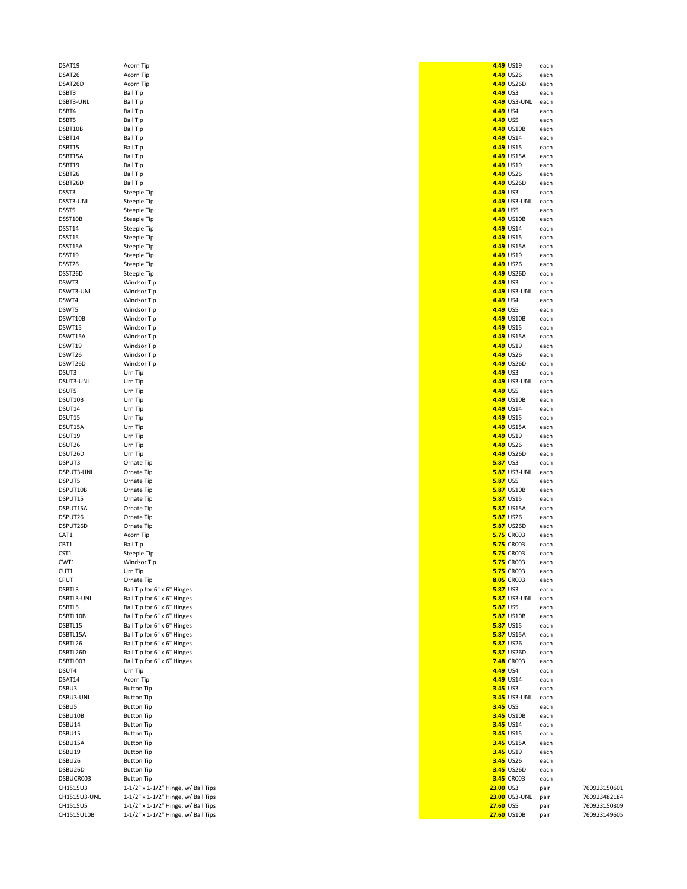| | | | | | |
|---|---|---|---|---|---|
| DSAT19 | Acorn Tip | **4.49** | US19 | each | |
| DSAT26 | Acorn Tip | **4.49** | US26 | each | |
| DSAT26D | Acorn Tip | **4.49** | US26D | each | |
| DSBT3 | Ball Tip | **4.49** | US3 | each | |
| DSBT3-UNL | Ball Tip | **4.49** | US3-UNL | each | |
| DSBT4 | Ball Tip | **4.49** | US4 | each | |
| DSBT5 | Ball Tip | **4.49** | US5 | each | |
| DSBT10B | Ball Tip | **4.49** | US10B | each | |
| DSBT14 | Ball Tip | **4.49** | US14 | each | |
| DSBT15 | Ball Tip | **4.49** | US15 | each | |
| DSBT15A | Ball Tip | **4.49** | US15A | each | |
| DSBT19 | Ball Tip | **4.49** | US19 | each | |
| DSBT26 | Ball Tip | **4.49** | US26 | each | |
| DSBT26D | Ball Tip | **4.49** | US26D | each | |
| DSST3 | Steeple Tip | **4.49** | US3 | each | |
| DSST3-UNL | Steeple Tip | **4.49** | US3-UNL | each | |
| DSST5 | Steeple Tip | **4.49** | US5 | each | |
| DSST10B | Steeple Tip | **4.49** | US10B | each | |
| DSST14 | Steeple Tip | **4.49** | US14 | each | |
| DSST15 | Steeple Tip | **4.49** | US15 | each | |
| DSST15A | Steeple Tip | **4.49** | US15A | each | |
| DSST19 | Steeple Tip | **4.49** | US19 | each | |
| DSST26 | Steeple Tip | **4.49** | US26 | each | |
| DSST26D | Steeple Tip | **4.49** | US26D | each | |
| DSWT3 | Windsor Tip | **4.49** | US3 | each | |
| DSWT3-UNL | Windsor Tip | **4.49** | US3-UNL | each | |
| DSWT4 | Windsor Tip | **4.49** | US4 | each | |
| DSWT5 | Windsor Tip | **4.49** | US5 | each | |
| DSWT10B | Windsor Tip | **4.49** | US10B | each | |
| DSWT15 | Windsor Tip | **4.49** | US15 | each | |
| DSWT15A | Windsor Tip | **4.49** | US15A | each | |
| DSWT19 | Windsor Tip | **4.49** | US19 | each | |
| DSWT26 | Windsor Tip | **4.49** | US26 | each | |
| DSWT26D | Windsor Tip | **4.49** | US26D | each | |
| DSUT3 | Urn Tip | **4.49** | US3 | each | |
| DSUT3-UNL | Urn Tip | **4.49** | US3-UNL | each | |
| DSUT5 | Urn Tip | **4.49** | US5 | each | |
| DSUT10B | Urn Tip | **4.49** | US10B | each | |
| DSUT14 | Urn Tip | **4.49** | US14 | each | |
| DSUT15 | Urn Tip | **4.49** | US15 | each | |
| DSUT15A | Urn Tip | **4.49** | US15A | each | |
| DSUT19 | Urn Tip | **4.49** | US19 | each | |
| DSUT26 | Urn Tip | **4.49** | US26 | each | |
| DSUT26D | Urn Tip | **4.49** | US26D | each | |
| DSPUT3 | Ornate Tip | **5.87** | US3 | each | |
| DSPUT3-UNL | Ornate Tip | **5.87** | US3-UNL | each | |
| DSPUT5 | Ornate Tip | **5.87** | US5 | each | |
| DSPUT10B | Ornate Tip | **5.87** | US10B | each | |
| DSPUT15 | Ornate Tip | **5.87** | US15 | each | |
| DSPUT15A | Ornate Tip | **5.87** | US15A | each | |
| DSPUT26 | Ornate Tip | **5.87** | US26 | each | |
| DSPUT26D | Ornate Tip | **5.87** | US26D | each | |
| CAT1 | Acorn Tip | **5.75** | CR003 | each | |
| CBT1 | Ball Tip | **5.75** | CR003 | each | |
| CST1 | Steeple Tip | **5.75** | CR003 | each | |
| CWT1 | Windsor Tip | **5.75** | CR003 | each | |
| CUT1 | Urn Tip | **5.75** | CR003 | each | |
| CPUT | Ornate Tip | **8.05** | CR003 | each | |
| DSBTL3 | Ball Tip for 6" x 6" Hinges | **5.87** | US3 | each | |
| DSBTL3-UNL | Ball Tip for 6" x 6" Hinges | **5.87** | US3-UNL | each | |
| DSBTL5 | Ball Tip for 6" x 6" Hinges | **5.87** | US5 | each | |
| DSBTL10B | Ball Tip for 6" x 6" Hinges | **5.87** | US10B | each | |
| DSBTL15 | Ball Tip for 6" x 6" Hinges | **5.87** | US15 | each | |
| DSBTL15A | Ball Tip for 6" x 6" Hinges | **5.87** | US15A | each | |
| DSBTL26 | Ball Tip for 6" x 6" Hinges | **5.87** | US26 | each | |
| DSBTL26D | Ball Tip for 6" x 6" Hinges | **5.87** | US26D | each | |
| DSBTL003 | Ball Tip for 6" x 6" Hinges | **7.48** | CR003 | each | |
| DSUT4 | Urn Tip | **4.49** | US4 | each | |
| DSAT14 | Acorn Tip | **4.49** | US14 | each | |
| DSBU3 | Button Tip | **3.45** | US3 | each | |
| DSBU3-UNL | Button Tip | **3.45** | US3-UNL | each | |
| DSBU5 | Button Tip | **3.45** | US5 | each | |
| DSBU10B | Button Tip | **3.45** | US10B | each | |
| DSBU14 | Button Tip | **3.45** | US14 | each | |
| DSBU15 | Button Tip | **3.45** | US15 | each | |
| DSBU15A | Button Tip | **3.45** | US15A | each | |
| DSBU19 | Button Tip | **3.45** | US19 | each | |
| DSBU26 | Button Tip | **3.45** | US26 | each | |
| DSBU26D | Button Tip | **3.45** | US26D | each | |
| DSBUCR003 | Button Tip | **3.45** | CR003 | each | |
| CH1515U3 | 1-1/2" x 1-1/2" Hinge, w/ Ball Tips | **23.00** | US3 | pair | 760923150601 |
| CH1515U3-UNL | 1-1/2" x 1-1/2" Hinge, w/ Ball Tips | **23.00** | US3-UNL | pair | 760923482184 |
| CH1515U5 | 1-1/2" x 1-1/2" Hinge, w/ Ball Tips | **27.60** | US5 | pair | 760923150809 |
| CH1515U10B | 1-1/2" x 1-1/2" Hinge, w/ Ball Tips | **27.60** | US10B | pair | 760923149605 |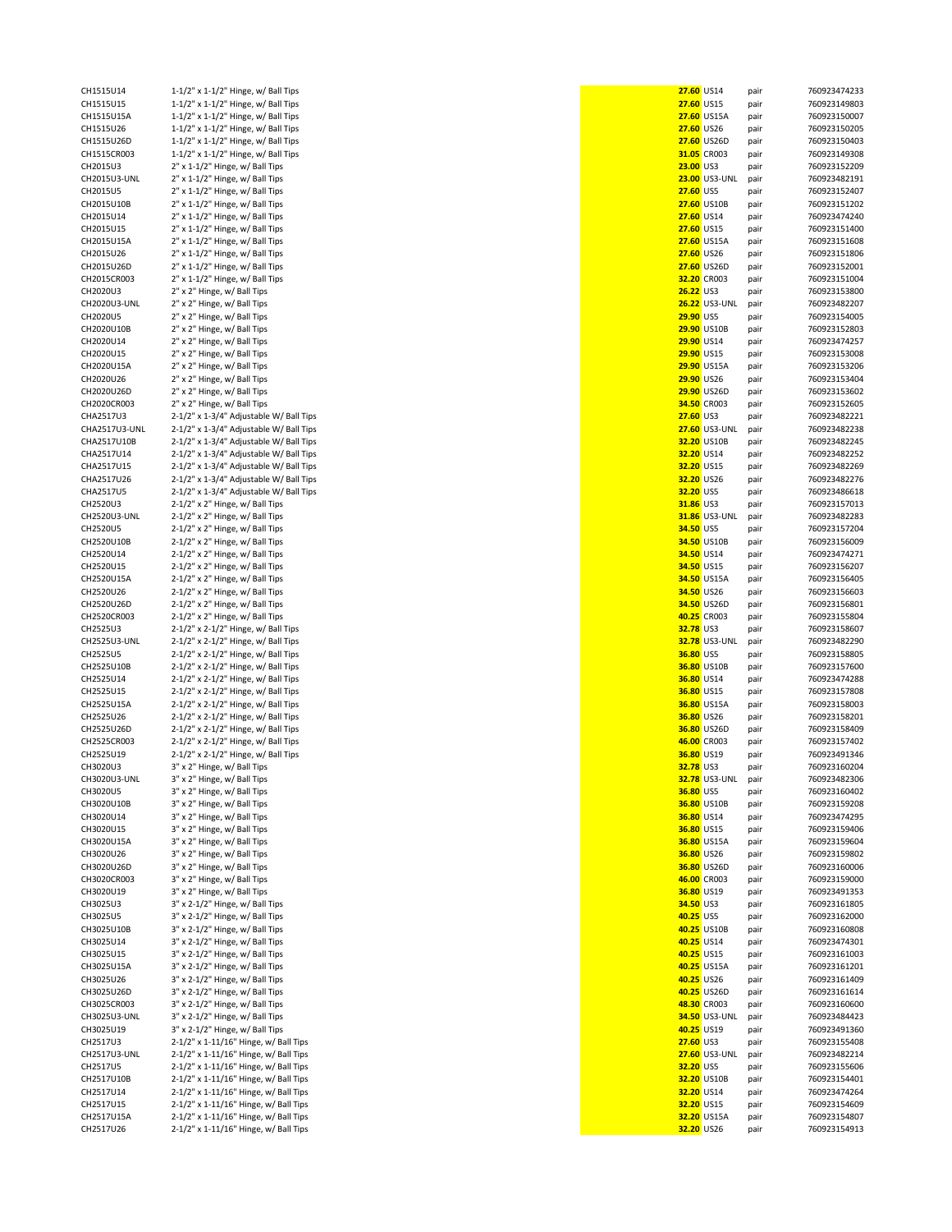| | | | | | |
|---|---|---|---|---|---|
| CH1515U14 | 1-1/2" x 1-1/2" Hinge, w/ Ball Tips | **27.60** | US14 | pair | 760923474233 |
| CH1515U15 | 1-1/2" x 1-1/2" Hinge, w/ Ball Tips | **27.60** | US15 | pair | 760923149803 |
| CH1515U15A | 1-1/2" x 1-1/2" Hinge, w/ Ball Tips | **27.60** | US15A | pair | 760923150007 |
| CH1515U26 | 1-1/2" x 1-1/2" Hinge, w/ Ball Tips | **27.60** | US26 | pair | 760923150205 |
| CH1515U26D | 1-1/2" x 1-1/2" Hinge, w/ Ball Tips | **27.60** | US26D | pair | 760923150403 |
| CH1515CR003 | 1-1/2" x 1-1/2" Hinge, w/ Ball Tips | **31.05** | CR003 | pair | 760923149308 |
| CH2015U3 | 2" x 1-1/2" Hinge, w/ Ball Tips | **23.00** | US3 | pair | 760923152209 |
| CH2015U3-UNL | 2" x 1-1/2" Hinge, w/ Ball Tips | **23.00** | US3-UNL | pair | 760923482191 |
| CH2015U5 | 2" x 1-1/2" Hinge, w/ Ball Tips | **27.60** | US5 | pair | 760923152407 |
| CH2015U10B | 2" x 1-1/2" Hinge, w/ Ball Tips | **27.60** | US10B | pair | 760923151202 |
| CH2015U14 | 2" x 1-1/2" Hinge, w/ Ball Tips | **27.60** | US14 | pair | 760923474240 |
| CH2015U15 | 2" x 1-1/2" Hinge, w/ Ball Tips | **27.60** | US15 | pair | 760923151400 |
| CH2015U15A | 2" x 1-1/2" Hinge, w/ Ball Tips | **27.60** | US15A | pair | 760923151608 |
| CH2015U26 | 2" x 1-1/2" Hinge, w/ Ball Tips | **27.60** | US26 | pair | 760923151806 |
| CH2015U26D | 2" x 1-1/2" Hinge, w/ Ball Tips | **27.60** | US26D | pair | 760923152001 |
| CH2015CR003 | 2" x 1-1/2" Hinge, w/ Ball Tips | **32.20** | CR003 | pair | 760923151004 |
| CH2020U3 | 2" x 2" Hinge, w/ Ball Tips | **26.22** | US3 | pair | 760923153800 |
| CH2020U3-UNL | 2" x 2" Hinge, w/ Ball Tips | **26.22** | US3-UNL | pair | 760923482207 |
| CH2020U5 | 2" x 2" Hinge, w/ Ball Tips | **29.90** | US5 | pair | 760923154005 |
| CH2020U10B | 2" x 2" Hinge, w/ Ball Tips | **29.90** | US10B | pair | 760923152803 |
| CH2020U14 | 2" x 2" Hinge, w/ Ball Tips | **29.90** | US14 | pair | 760923474257 |
| CH2020U15 | 2" x 2" Hinge, w/ Ball Tips | **29.90** | US15 | pair | 760923153008 |
| CH2020U15A | 2" x 2" Hinge, w/ Ball Tips | **29.90** | US15A | pair | 760923153206 |
| CH2020U26 | 2" x 2" Hinge, w/ Ball Tips | **29.90** | US26 | pair | 760923153404 |
| CH2020U26D | 2" x 2" Hinge, w/ Ball Tips | **29.90** | US26D | pair | 760923153602 |
| CH2020CR003 | 2" x 2" Hinge, w/ Ball Tips | **34.50** | CR003 | pair | 760923152605 |
| CHA2517U3 | 2-1/2" x 1-3/4" Adjustable W/ Ball Tips | **27.60** | US3 | pair | 760923482221 |
| CHA2517U3-UNL | 2-1/2" x 1-3/4" Adjustable W/ Ball Tips | **27.60** | US3-UNL | pair | 760923482238 |
| CHA2517U10B | 2-1/2" x 1-3/4" Adjustable W/ Ball Tips | **32.20** | US10B | pair | 760923482245 |
| CHA2517U14 | 2-1/2" x 1-3/4" Adjustable W/ Ball Tips | **32.20** | US14 | pair | 760923482252 |
| CHA2517U15 | 2-1/2" x 1-3/4" Adjustable W/ Ball Tips | **32.20** | US15 | pair | 760923482269 |
| CHA2517U26 | 2-1/2" x 1-3/4" Adjustable W/ Ball Tips | **32.20** | US26 | pair | 760923482276 |
| CHA2517U5 | 2-1/2" x 1-3/4" Adjustable W/ Ball Tips | **32.20** | US5 | pair | 760923486618 |
| CH2520U3 | 2-1/2" x 2" Hinge, w/ Ball Tips | **31.86** | US3 | pair | 760923157013 |
| CH2520U3-UNL | 2-1/2" x 2" Hinge, w/ Ball Tips | **31.86** | US3-UNL | pair | 760923482283 |
| CH2520U5 | 2-1/2" x 2" Hinge, w/ Ball Tips | **34.50** | US5 | pair | 760923157204 |
| CH2520U10B | 2-1/2" x 2" Hinge, w/ Ball Tips | **34.50** | US10B | pair | 760923156009 |
| CH2520U14 | 2-1/2" x 2" Hinge, w/ Ball Tips | **34.50** | US14 | pair | 760923474271 |
| CH2520U15 | 2-1/2" x 2" Hinge, w/ Ball Tips | **34.50** | US15 | pair | 760923156207 |
| CH2520U15A | 2-1/2" x 2" Hinge, w/ Ball Tips | **34.50** | US15A | pair | 760923156405 |
| CH2520U26 | 2-1/2" x 2" Hinge, w/ Ball Tips | **34.50** | US26 | pair | 760923156603 |
| CH2520U26D | 2-1/2" x 2" Hinge, w/ Ball Tips | **34.50** | US26D | pair | 760923156801 |
| CH2520CR003 | 2-1/2" x 2" Hinge, w/ Ball Tips | **40.25** | CR003 | pair | 760923155804 |
| CH2525U3 | 2-1/2" x 2-1/2" Hinge, w/ Ball Tips | **32.78** | US3 | pair | 760923158607 |
| CH2525U3-UNL | 2-1/2" x 2-1/2" Hinge, w/ Ball Tips | **32.78** | US3-UNL | pair | 760923482290 |
| CH2525U5 | 2-1/2" x 2-1/2" Hinge, w/ Ball Tips | **36.80** | US5 | pair | 760923158805 |
| CH2525U10B | 2-1/2" x 2-1/2" Hinge, w/ Ball Tips | **36.80** | US10B | pair | 760923157600 |
| CH2525U14 | 2-1/2" x 2-1/2" Hinge, w/ Ball Tips | **36.80** | US14 | pair | 760923474288 |
| CH2525U15 | 2-1/2" x 2-1/2" Hinge, w/ Ball Tips | **36.80** | US15 | pair | 760923157808 |
| CH2525U15A | 2-1/2" x 2-1/2" Hinge, w/ Ball Tips | **36.80** | US15A | pair | 760923158003 |
| CH2525U26 | 2-1/2" x 2-1/2" Hinge, w/ Ball Tips | **36.80** | US26 | pair | 760923158201 |
| CH2525U26D | 2-1/2" x 2-1/2" Hinge, w/ Ball Tips | **36.80** | US26D | pair | 760923158409 |
| CH2525CR003 | 2-1/2" x 2-1/2" Hinge, w/ Ball Tips | **46.00** | CR003 | pair | 760923157402 |
| CH2525U19 | 2-1/2" x 2-1/2" Hinge, w/ Ball Tips | **36.80** | US19 | pair | 760923491346 |
| CH3020U3 | 3" x 2" Hinge, w/ Ball Tips | **32.78** | US3 | pair | 760923160204 |
| CH3020U3-UNL | 3" x 2" Hinge, w/ Ball Tips | **32.78** | US3-UNL | pair | 760923482306 |
| CH3020U5 | 3" x 2" Hinge, w/ Ball Tips | **36.80** | US5 | pair | 760923160402 |
| CH3020U10B | 3" x 2" Hinge, w/ Ball Tips | **36.80** | US10B | pair | 760923159208 |
| CH3020U14 | 3" x 2" Hinge, w/ Ball Tips | **36.80** | US14 | pair | 760923474295 |
| CH3020U15 | 3" x 2" Hinge, w/ Ball Tips | **36.80** | US15 | pair | 760923159406 |
| CH3020U15A | 3" x 2" Hinge, w/ Ball Tips | **36.80** | US15A | pair | 760923159604 |
| CH3020U26 | 3" x 2" Hinge, w/ Ball Tips | **36.80** | US26 | pair | 760923159802 |
| CH3020U26D | 3" x 2" Hinge, w/ Ball Tips | **36.80** | US26D | pair | 760923160006 |
| CH3020CR003 | 3" x 2" Hinge, w/ Ball Tips | **46.00** | CR003 | pair | 760923159000 |
| CH3020U19 | 3" x 2" Hinge, w/ Ball Tips | **36.80** | US19 | pair | 760923491353 |
| CH3025U3 | 3" x 2-1/2" Hinge, w/ Ball Tips | **34.50** | US3 | pair | 760923161805 |
| CH3025U5 | 3" x 2-1/2" Hinge, w/ Ball Tips | **40.25** | US5 | pair | 760923162000 |
| CH3025U10B | 3" x 2-1/2" Hinge, w/ Ball Tips | **40.25** | US10B | pair | 760923160808 |
| CH3025U14 | 3" x 2-1/2" Hinge, w/ Ball Tips | **40.25** | US14 | pair | 760923474301 |
| CH3025U15 | 3" x 2-1/2" Hinge, w/ Ball Tips | **40.25** | US15 | pair | 760923161003 |
| CH3025U15A | 3" x 2-1/2" Hinge, w/ Ball Tips | **40.25** | US15A | pair | 760923161201 |
| CH3025U26 | 3" x 2-1/2" Hinge, w/ Ball Tips | **40.25** | US26 | pair | 760923161409 |
| CH3025U26D | 3" x 2-1/2" Hinge, w/ Ball Tips | **40.25** | US26D | pair | 760923161614 |
| CH3025CR003 | 3" x 2-1/2" Hinge, w/ Ball Tips | **48.30** | CR003 | pair | 760923160600 |
| CH3025U3-UNL | 3" x 2-1/2" Hinge, w/ Ball Tips | **34.50** | US3-UNL | pair | 760923484423 |
| CH3025U19 | 3" x 2-1/2" Hinge, w/ Ball Tips | **40.25** | US19 | pair | 760923491360 |
| CH2517U3 | 2-1/2" x 1-11/16" Hinge, w/ Ball Tips | **27.60** | US3 | pair | 760923155408 |
| CH2517U3-UNL | 2-1/2" x 1-11/16" Hinge, w/ Ball Tips | **27.60** | US3-UNL | pair | 760923482214 |
| CH2517U5 | 2-1/2" x 1-11/16" Hinge, w/ Ball Tips | **32.20** | US5 | pair | 760923155606 |
| CH2517U10B | 2-1/2" x 1-11/16" Hinge, w/ Ball Tips | **32.20** | US10B | pair | 760923154401 |
| CH2517U14 | 2-1/2" x 1-11/16" Hinge, w/ Ball Tips | **32.20** | US14 | pair | 760923474264 |
| CH2517U15 | 2-1/2" x 1-11/16" Hinge, w/ Ball Tips | **32.20** | US15 | pair | 760923154609 |
| CH2517U15A | 2-1/2" x 1-11/16" Hinge, w/ Ball Tips | **32.20** | US15A | pair | 760923154807 |
| CH2517U26 | 2-1/2" x 1-11/16" Hinge, w/ Ball Tips | **32.20** | US26 | pair | 760923154913 |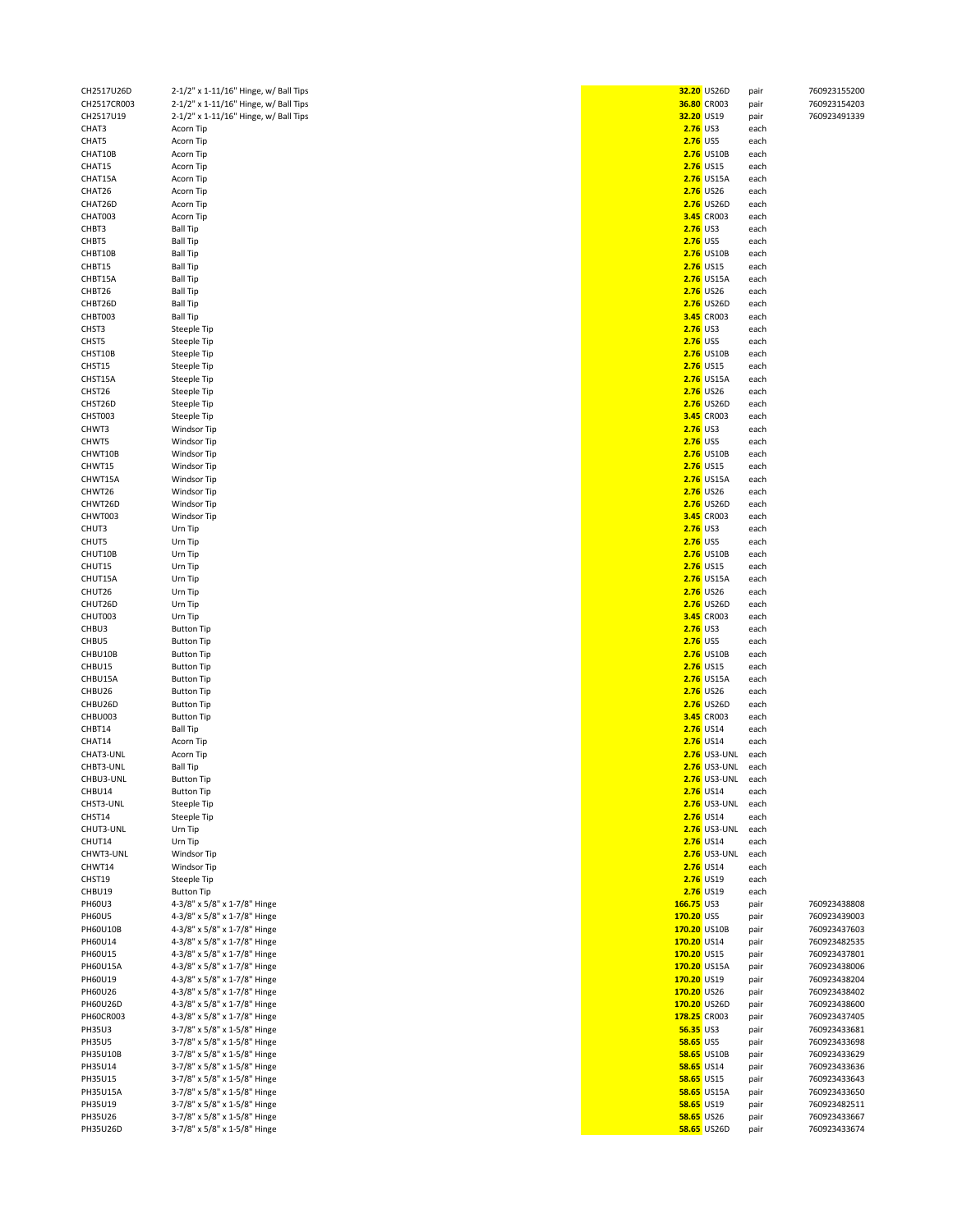| | | | | | |
|---|---|---|---|---|---|
| CH2517U26D | 2-1/2" x 1-11/16" Hinge, w/ Ball Tips | 32.20 | US26D | pair | 760923155200 |
| CH2517CR003 | 2-1/2" x 1-11/16" Hinge, w/ Ball Tips | 36.80 | CR003 | pair | 760923154203 |
| CH2517U19 | 2-1/2" x 1-11/16" Hinge, w/ Ball Tips | 32.20 | US19 | pair | 760923491339 |
| CHAT3 | Acorn Tip | 2.76 | US3 | each | |
| CHAT5 | Acorn Tip | 2.76 | US5 | each | |
| CHAT10B | Acorn Tip | 2.76 | US10B | each | |
| CHAT15 | Acorn Tip | 2.76 | US15 | each | |
| CHAT15A | Acorn Tip | 2.76 | US15A | each | |
| CHAT26 | Acorn Tip | 2.76 | US26 | each | |
| CHAT26D | Acorn Tip | 2.76 | US26D | each | |
| CHAT003 | Acorn Tip | 3.45 | CR003 | each | |
| CHBT3 | Ball Tip | 2.76 | US3 | each | |
| CHBT5 | Ball Tip | 2.76 | US5 | each | |
| CHBT10B | Ball Tip | 2.76 | US10B | each | |
| CHBT15 | Ball Tip | 2.76 | US15 | each | |
| CHBT15A | Ball Tip | 2.76 | US15A | each | |
| CHBT26 | Ball Tip | 2.76 | US26 | each | |
| CHBT26D | Ball Tip | 2.76 | US26D | each | |
| CHBT003 | Ball Tip | 3.45 | CR003 | each | |
| CHST3 | Steeple Tip | 2.76 | US3 | each | |
| CHST5 | Steeple Tip | 2.76 | US5 | each | |
| CHST10B | Steeple Tip | 2.76 | US10B | each | |
| CHST15 | Steeple Tip | 2.76 | US15 | each | |
| CHST15A | Steeple Tip | 2.76 | US15A | each | |
| CHST26 | Steeple Tip | 2.76 | US26 | each | |
| CHST26D | Steeple Tip | 2.76 | US26D | each | |
| CHST003 | Steeple Tip | 3.45 | CR003 | each | |
| CHWT3 | Windsor Tip | 2.76 | US3 | each | |
| CHWT5 | Windsor Tip | 2.76 | US5 | each | |
| CHWT10B | Windsor Tip | 2.76 | US10B | each | |
| CHWT15 | Windsor Tip | 2.76 | US15 | each | |
| CHWT15A | Windsor Tip | 2.76 | US15A | each | |
| CHWT26 | Windsor Tip | 2.76 | US26 | each | |
| CHWT26D | Windsor Tip | 2.76 | US26D | each | |
| CHWT003 | Windsor Tip | 3.45 | CR003 | each | |
| CHUT3 | Urn Tip | 2.76 | US3 | each | |
| CHUT5 | Urn Tip | 2.76 | US5 | each | |
| CHUT10B | Urn Tip | 2.76 | US10B | each | |
| CHUT15 | Urn Tip | 2.76 | US15 | each | |
| CHUT15A | Urn Tip | 2.76 | US15A | each | |
| CHUT26 | Urn Tip | 2.76 | US26 | each | |
| CHUT26D | Urn Tip | 2.76 | US26D | each | |
| CHUT003 | Urn Tip | 3.45 | CR003 | each | |
| CHBU3 | Button Tip | 2.76 | US3 | each | |
| CHBU5 | Button Tip | 2.76 | US5 | each | |
| CHBU10B | Button Tip | 2.76 | US10B | each | |
| CHBU15 | Button Tip | 2.76 | US15 | each | |
| CHBU15A | Button Tip | 2.76 | US15A | each | |
| CHBU26 | Button Tip | 2.76 | US26 | each | |
| CHBU26D | Button Tip | 2.76 | US26D | each | |
| CHBU003 | Button Tip | 3.45 | CR003 | each | |
| CHBT14 | Ball Tip | 2.76 | US14 | each | |
| CHAT14 | Acorn Tip | 2.76 | US14 | each | |
| CHAT3-UNL | Acorn Tip | 2.76 | US3-UNL | each | |
| CHBT3-UNL | Ball Tip | 2.76 | US3-UNL | each | |
| CHBU3-UNL | Button Tip | 2.76 | US3-UNL | each | |
| CHBU14 | Button Tip | 2.76 | US14 | each | |
| CHST3-UNL | Steeple Tip | 2.76 | US3-UNL | each | |
| CHST14 | Steeple Tip | 2.76 | US14 | each | |
| CHUT3-UNL | Urn Tip | 2.76 | US3-UNL | each | |
| CHUT14 | Urn Tip | 2.76 | US14 | each | |
| CHWT3-UNL | Windsor Tip | 2.76 | US3-UNL | each | |
| CHWT14 | Windsor Tip | 2.76 | US14 | each | |
| CHST19 | Steeple Tip | 2.76 | US19 | each | |
| CHBU19 | Button Tip | 2.76 | US19 | each | |
| PH60U3 | 4-3/8" x 5/8" x 1-7/8" Hinge | 166.75 | US3 | pair | 760923438808 |
| PH60U5 | 4-3/8" x 5/8" x 1-7/8" Hinge | 170.20 | US5 | pair | 760923439003 |
| PH60U10B | 4-3/8" x 5/8" x 1-7/8" Hinge | 170.20 | US10B | pair | 760923437603 |
| PH60U14 | 4-3/8" x 5/8" x 1-7/8" Hinge | 170.20 | US14 | pair | 760923482535 |
| PH60U15 | 4-3/8" x 5/8" x 1-7/8" Hinge | 170.20 | US15 | pair | 760923437801 |
| PH60U15A | 4-3/8" x 5/8" x 1-7/8" Hinge | 170.20 | US15A | pair | 760923438006 |
| PH60U19 | 4-3/8" x 5/8" x 1-7/8" Hinge | 170.20 | US19 | pair | 760923438204 |
| PH60U26 | 4-3/8" x 5/8" x 1-7/8" Hinge | 170.20 | US26 | pair | 760923438402 |
| PH60U26D | 4-3/8" x 5/8" x 1-7/8" Hinge | 170.20 | US26D | pair | 760923438600 |
| PH60CR003 | 4-3/8" x 5/8" x 1-7/8" Hinge | 178.25 | CR003 | pair | 760923437405 |
| PH35U3 | 3-7/8" x 5/8" x 1-5/8" Hinge | 56.35 | US3 | pair | 760923433681 |
| PH35U5 | 3-7/8" x 5/8" x 1-5/8" Hinge | 58.65 | US5 | pair | 760923433698 |
| PH35U10B | 3-7/8" x 5/8" x 1-5/8" Hinge | 58.65 | US10B | pair | 760923433629 |
| PH35U14 | 3-7/8" x 5/8" x 1-5/8" Hinge | 58.65 | US14 | pair | 760923433636 |
| PH35U15 | 3-7/8" x 5/8" x 1-5/8" Hinge | 58.65 | US15 | pair | 760923433643 |
| PH35U15A | 3-7/8" x 5/8" x 1-5/8" Hinge | 58.65 | US15A | pair | 760923433650 |
| PH35U19 | 3-7/8" x 5/8" x 1-5/8" Hinge | 58.65 | US19 | pair | 760923482511 |
| PH35U26 | 3-7/8" x 5/8" x 1-5/8" Hinge | 58.65 | US26 | pair | 760923433667 |
| PH35U26D | 3-7/8" x 5/8" x 1-5/8" Hinge | 58.65 | US26D | pair | 760923433674 |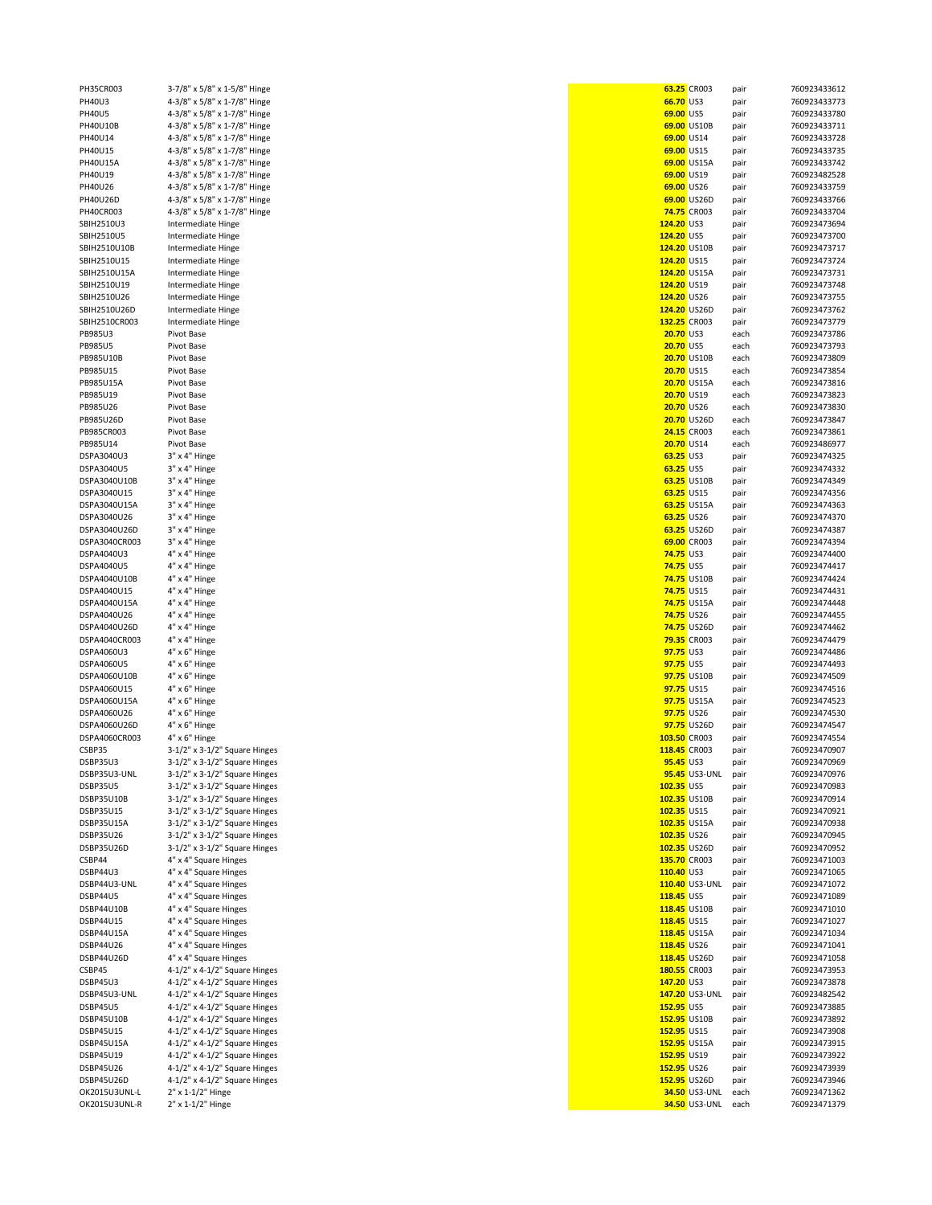| | | | | | |
|---|---|---|---|---|---|
| PH35CR003 | 3-7/8" x 5/8" x 1-5/8" Hinge | 63.25 | CR003 | pair | 760923433612 |
| PH40U3 | 4-3/8" x 5/8" x 1-7/8" Hinge | 66.70 | US3 | pair | 760923433773 |
| PH40U5 | 4-3/8" x 5/8" x 1-7/8" Hinge | 69.00 | US5 | pair | 760923433780 |
| PH40U10B | 4-3/8" x 5/8" x 1-7/8" Hinge | 69.00 | US10B | pair | 760923433711 |
| PH40U14 | 4-3/8" x 5/8" x 1-7/8" Hinge | 69.00 | US14 | pair | 760923433728 |
| PH40U15 | 4-3/8" x 5/8" x 1-7/8" Hinge | 69.00 | US15 | pair | 760923433735 |
| PH40U15A | 4-3/8" x 5/8" x 1-7/8" Hinge | 69.00 | US15A | pair | 760923433742 |
| PH40U19 | 4-3/8" x 5/8" x 1-7/8" Hinge | 69.00 | US19 | pair | 760923482528 |
| PH40U26 | 4-3/8" x 5/8" x 1-7/8" Hinge | 69.00 | US26 | pair | 760923433759 |
| PH40U26D | 4-3/8" x 5/8" x 1-7/8" Hinge | 69.00 | US26D | pair | 760923433766 |
| PH40CR003 | 4-3/8" x 5/8" x 1-7/8" Hinge | 74.75 | CR003 | pair | 760923433704 |
| SBIH2510U3 | Intermediate Hinge | 124.20 | US3 | pair | 760923473694 |
| SBIH2510U5 | Intermediate Hinge | 124.20 | US5 | pair | 760923473700 |
| SBIH2510U10B | Intermediate Hinge | 124.20 | US10B | pair | 760923473717 |
| SBIH2510U15 | Intermediate Hinge | 124.20 | US15 | pair | 760923473724 |
| SBIH2510U15A | Intermediate Hinge | 124.20 | US15A | pair | 760923473731 |
| SBIH2510U19 | Intermediate Hinge | 124.20 | US19 | pair | 760923473748 |
| SBIH2510U26 | Intermediate Hinge | 124.20 | US26 | pair | 760923473755 |
| SBIH2510U26D | Intermediate Hinge | 124.20 | US26D | pair | 760923473762 |
| SBIH2510CR003 | Intermediate Hinge | 132.25 | CR003 | pair | 760923473779 |
| PB985U3 | Pivot Base | 20.70 | US3 | each | 760923473786 |
| PB985U5 | Pivot Base | 20.70 | US5 | each | 760923473793 |
| PB985U10B | Pivot Base | 20.70 | US10B | each | 760923473809 |
| PB985U15 | Pivot Base | 20.70 | US15 | each | 760923473854 |
| PB985U15A | Pivot Base | 20.70 | US15A | each | 760923473816 |
| PB985U19 | Pivot Base | 20.70 | US19 | each | 760923473823 |
| PB985U26 | Pivot Base | 20.70 | US26 | each | 760923473830 |
| PB985U26D | Pivot Base | 20.70 | US26D | each | 760923473847 |
| PB985CR003 | Pivot Base | 24.15 | CR003 | each | 760923473861 |
| PB985U14 | Pivot Base | 20.70 | US14 | each | 760923486977 |
| DSPA3040U3 | 3" x 4" Hinge | 63.25 | US3 | pair | 760923474325 |
| DSPA3040U5 | 3" x 4" Hinge | 63.25 | US5 | pair | 760923474332 |
| DSPA3040U10B | 3" x 4" Hinge | 63.25 | US10B | pair | 760923474349 |
| DSPA3040U15 | 3" x 4" Hinge | 63.25 | US15 | pair | 760923474356 |
| DSPA3040U15A | 3" x 4" Hinge | 63.25 | US15A | pair | 760923474363 |
| DSPA3040U26 | 3" x 4" Hinge | 63.25 | US26 | pair | 760923474370 |
| DSPA3040U26D | 3" x 4" Hinge | 63.25 | US26D | pair | 760923474387 |
| DSPA3040CR003 | 3" x 4" Hinge | 69.00 | CR003 | pair | 760923474394 |
| DSPA4040U3 | 4" x 4" Hinge | 74.75 | US3 | pair | 760923474400 |
| DSPA4040U5 | 4" x 4" Hinge | 74.75 | US5 | pair | 760923474417 |
| DSPA4040U10B | 4" x 4" Hinge | 74.75 | US10B | pair | 760923474424 |
| DSPA4040U15 | 4" x 4" Hinge | 74.75 | US15 | pair | 760923474431 |
| DSPA4040U15A | 4" x 4" Hinge | 74.75 | US15A | pair | 760923474448 |
| DSPA4040U26 | 4" x 4" Hinge | 74.75 | US26 | pair | 760923474455 |
| DSPA4040U26D | 4" x 4" Hinge | 74.75 | US26D | pair | 760923474462 |
| DSPA4040CR003 | 4" x 4" Hinge | 79.35 | CR003 | pair | 760923474479 |
| DSPA4060U3 | 4" x 6" Hinge | 97.75 | US3 | pair | 760923474486 |
| DSPA4060U5 | 4" x 6" Hinge | 97.75 | US5 | pair | 760923474493 |
| DSPA4060U10B | 4" x 6" Hinge | 97.75 | US10B | pair | 760923474509 |
| DSPA4060U15 | 4" x 6" Hinge | 97.75 | US15 | pair | 760923474516 |
| DSPA4060U15A | 4" x 6" Hinge | 97.75 | US15A | pair | 760923474523 |
| DSPA4060U26 | 4" x 6" Hinge | 97.75 | US26 | pair | 760923474530 |
| DSPA4060U26D | 4" x 6" Hinge | 97.75 | US26D | pair | 760923474547 |
| DSPA4060CR003 | 4" x 6" Hinge | 103.50 | CR003 | pair | 760923474554 |
| CSBP35 | 3-1/2" x 3-1/2" Square Hinges | 118.45 | CR003 | pair | 760923470907 |
| DSBP35U3 | 3-1/2" x 3-1/2" Square Hinges | 95.45 | US3 | pair | 760923470969 |
| DSBP35U3-UNL | 3-1/2" x 3-1/2" Square Hinges | 95.45 | US3-UNL | pair | 760923470976 |
| DSBP35U5 | 3-1/2" x 3-1/2" Square Hinges | 102.35 | US5 | pair | 760923470983 |
| DSBP35U10B | 3-1/2" x 3-1/2" Square Hinges | 102.35 | US10B | pair | 760923470914 |
| DSBP35U15 | 3-1/2" x 3-1/2" Square Hinges | 102.35 | US15 | pair | 760923470921 |
| DSBP35U15A | 3-1/2" x 3-1/2" Square Hinges | 102.35 | US15A | pair | 760923470938 |
| DSBP35U26 | 3-1/2" x 3-1/2" Square Hinges | 102.35 | US26 | pair | 760923470945 |
| DSBP35U26D | 3-1/2" x 3-1/2" Square Hinges | 102.35 | US26D | pair | 760923470952 |
| CSBP44 | 4" x 4" Square Hinges | 135.70 | CR003 | pair | 760923471003 |
| DSBP44U3 | 4" x 4" Square Hinges | 110.40 | US3 | pair | 760923471065 |
| DSBP44U3-UNL | 4" x 4" Square Hinges | 110.40 | US3-UNL | pair | 760923471072 |
| DSBP44U5 | 4" x 4" Square Hinges | 118.45 | US5 | pair | 760923471089 |
| DSBP44U10B | 4" x 4" Square Hinges | 118.45 | US10B | pair | 760923471010 |
| DSBP44U15 | 4" x 4" Square Hinges | 118.45 | US15 | pair | 760923471027 |
| DSBP44U15A | 4" x 4" Square Hinges | 118.45 | US15A | pair | 760923471034 |
| DSBP44U26 | 4" x 4" Square Hinges | 118.45 | US26 | pair | 760923471041 |
| DSBP44U26D | 4" x 4" Square Hinges | 118.45 | US26D | pair | 760923471058 |
| CSBP45 | 4-1/2" x 4-1/2" Square Hinges | 180.55 | CR003 | pair | 760923473953 |
| DSBP45U3 | 4-1/2" x 4-1/2" Square Hinges | 147.20 | US3 | pair | 760923473878 |
| DSBP45U3-UNL | 4-1/2" x 4-1/2" Square Hinges | 147.20 | US3-UNL | pair | 760923482542 |
| DSBP45U5 | 4-1/2" x 4-1/2" Square Hinges | 152.95 | US5 | pair | 760923473885 |
| DSBP45U10B | 4-1/2" x 4-1/2" Square Hinges | 152.95 | US10B | pair | 760923473892 |
| DSBP45U15 | 4-1/2" x 4-1/2" Square Hinges | 152.95 | US15 | pair | 760923473908 |
| DSBP45U15A | 4-1/2" x 4-1/2" Square Hinges | 152.95 | US15A | pair | 760923473915 |
| DSBP45U19 | 4-1/2" x 4-1/2" Square Hinges | 152.95 | US19 | pair | 760923473922 |
| DSBP45U26 | 4-1/2" x 4-1/2" Square Hinges | 152.95 | US26 | pair | 760923473939 |
| DSBP45U26D | 4-1/2" x 4-1/2" Square Hinges | 152.95 | US26D | pair | 760923473946 |
| OK2015U3UNL-L | 2" x 1-1/2" Hinge | 34.50 | US3-UNL | each | 760923471362 |
| OK2015U3UNL-R | 2" x 1-1/2" Hinge | 34.50 | US3-UNL | each | 760923471379 |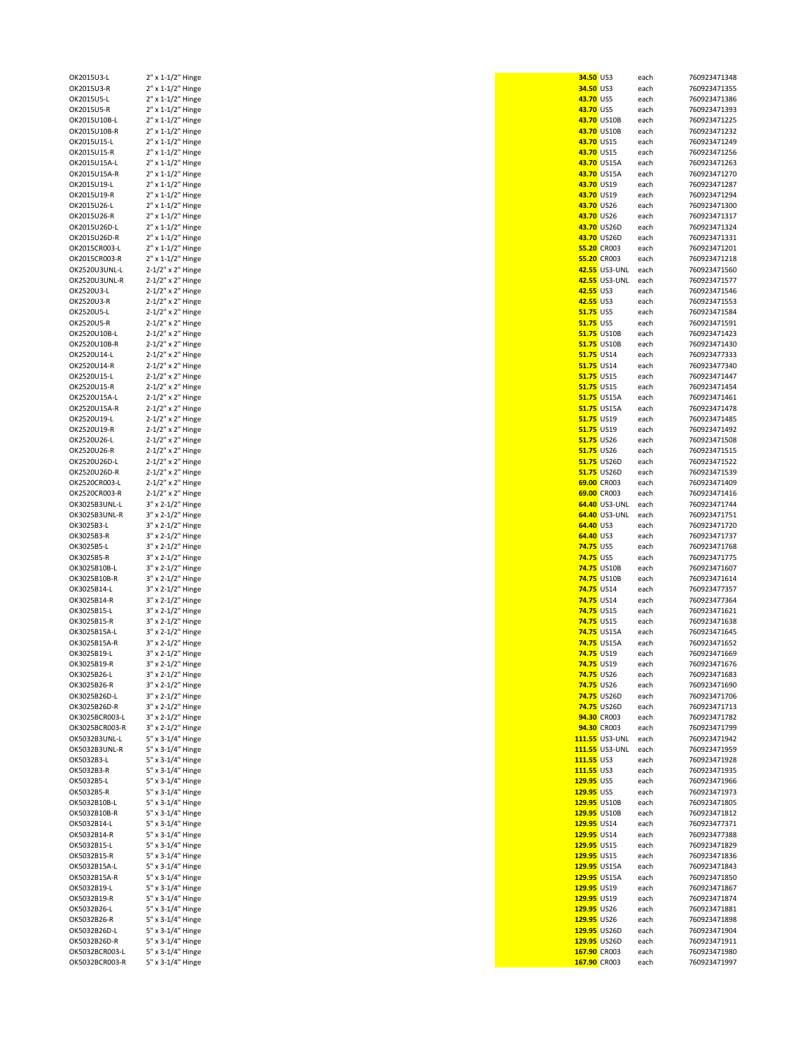| | | | | | |
|---|---|---|---|---|---|
| OK2015U3-L | 2" x 1-1/2" Hinge | 34.50 | US3 | each | 7609234713​48 |
| OK2015U3-R | 2" x 1-1/2" Hinge | 34.50 | US3 | each | 760923471355 |
| OK2015U5-L | 2" x 1-1/2" Hinge | 43.70 | US5 | each | 760923471386 |
| OK2015U5-R | 2" x 1-1/2" Hinge | 43.70 | US5 | each | 760923471393 |
| OK2015U10B-L | 2" x 1-1/2" Hinge | 43.70 | US10B | each | 760923471225 |
| OK2015U10B-R | 2" x 1-1/2" Hinge | 43.70 | US10B | each | 760923471232 |
| OK2015U15-L | 2" x 1-1/2" Hinge | 43.70 | US15 | each | 760923471249 |
| OK2015U15-R | 2" x 1-1/2" Hinge | 43.70 | US15 | each | 760923471256 |
| OK2015U15A-L | 2" x 1-1/2" Hinge | 43.70 | US15A | each | 760923471263 |
| OK2015U15A-R | 2" x 1-1/2" Hinge | 43.70 | US15A | each | 760923471270 |
| OK2015U19-L | 2" x 1-1/2" Hinge | 43.70 | US19 | each | 760923471287 |
| OK2015U19-R | 2" x 1-1/2" Hinge | 43.70 | US19 | each | 760923471294 |
| OK2015U26-L | 2" x 1-1/2" Hinge | 43.70 | US26 | each | 760923471300 |
| OK2015U26-R | 2" x 1-1/2" Hinge | 43.70 | US26 | each | 760923471317 |
| OK2015U26D-L | 2" x 1-1/2" Hinge | 43.70 | US26D | each | 760923471324 |
| OK2015U26D-R | 2" x 1-1/2" Hinge | 43.70 | US26D | each | 760923471331 |
| OK2015CR003-L | 2" x 1-1/2" Hinge | 55.20 | CR003 | each | 760923471201 |
| OK2015CR003-R | 2" x 1-1/2" Hinge | 55.20 | CR003 | each | 760923471218 |
| OK2520U3UNL-L | 2-1/2" x 2" Hinge | 42.55 | US3-UNL | each | 760923471560 |
| OK2520U3UNL-R | 2-1/2" x 2" Hinge | 42.55 | US3-UNL | each | 760923471577 |
| OK2520U3-L | 2-1/2" x 2" Hinge | 42.55 | US3 | each | 760923471546 |
| OK2520U3-R | 2-1/2" x 2" Hinge | 42.55 | US3 | each | 760923471553 |
| OK2520U5-L | 2-1/2" x 2" Hinge | 51.75 | US5 | each | 760923471584 |
| OK2520U5-R | 2-1/2" x 2" Hinge | 51.75 | US5 | each | 760923471591 |
| OK2520U10B-L | 2-1/2" x 2" Hinge | 51.75 | US10B | each | 760923471423 |
| OK2520U10B-R | 2-1/2" x 2" Hinge | 51.75 | US10B | each | 760923471430 |
| OK2520U14-L | 2-1/2" x 2" Hinge | 51.75 | US14 | each | 760923477333 |
| OK2520U14-R | 2-1/2" x 2" Hinge | 51.75 | US14 | each | 760923477340 |
| OK2520U15-L | 2-1/2" x 2" Hinge | 51.75 | US15 | each | 760923471447 |
| OK2520U15-R | 2-1/2" x 2" Hinge | 51.75 | US15 | each | 760923471454 |
| OK2520U15A-L | 2-1/2" x 2" Hinge | 51.75 | US15A | each | 760923471461 |
| OK2520U15A-R | 2-1/2" x 2" Hinge | 51.75 | US15A | each | 760923471478 |
| OK2520U19-L | 2-1/2" x 2" Hinge | 51.75 | US19 | each | 760923471485 |
| OK2520U19-R | 2-1/2" x 2" Hinge | 51.75 | US19 | each | 760923471492 |
| OK2520U26-L | 2-1/2" x 2" Hinge | 51.75 | US26 | each | 760923471508 |
| OK2520U26-R | 2-1/2" x 2" Hinge | 51.75 | US26 | each | 760923471515 |
| OK2520U26D-L | 2-1/2" x 2" Hinge | 51.75 | US26D | each | 760923471522 |
| OK2520U26D-R | 2-1/2" x 2" Hinge | 51.75 | US26D | each | 760923471539 |
| OK2520CR003-L | 2-1/2" x 2" Hinge | 69.00 | CR003 | each | 760923471409 |
| OK2520CR003-R | 2-1/2" x 2" Hinge | 69.00 | CR003 | each | 760923471416 |
| OK3025B3UNL-L | 3" x 2-1/2" Hinge | 64.40 | US3-UNL | each | 760923471744 |
| OK3025B3UNL-R | 3" x 2-1/2" Hinge | 64.40 | US3-UNL | each | 760923471751 |
| OK3025B3-L | 3" x 2-1/2" Hinge | 64.40 | US3 | each | 760923471720 |
| OK3025B3-R | 3" x 2-1/2" Hinge | 64.40 | US3 | each | 760923471737 |
| OK3025B5-L | 3" x 2-1/2" Hinge | 74.75 | US5 | each | 760923471768 |
| OK3025B5-R | 3" x 2-1/2" Hinge | 74.75 | US5 | each | 760923471775 |
| OK3025B10B-L | 3" x 2-1/2" Hinge | 74.75 | US10B | each | 760923471607 |
| OK3025B10B-R | 3" x 2-1/2" Hinge | 74.75 | US10B | each | 760923471614 |
| OK3025B14-L | 3" x 2-1/2" Hinge | 74.75 | US14 | each | 760923477357 |
| OK3025B14-R | 3" x 2-1/2" Hinge | 74.75 | US14 | each | 760923477364 |
| OK3025B15-L | 3" x 2-1/2" Hinge | 74.75 | US15 | each | 760923471621 |
| OK3025B15-R | 3" x 2-1/2" Hinge | 74.75 | US15 | each | 760923471638 |
| OK3025B15A-L | 3" x 2-1/2" Hinge | 74.75 | US15A | each | 760923471645 |
| OK3025B15A-R | 3" x 2-1/2" Hinge | 74.75 | US15A | each | 760923471652 |
| OK3025B19-L | 3" x 2-1/2" Hinge | 74.75 | US19 | each | 760923471669 |
| OK3025B19-R | 3" x 2-1/2" Hinge | 74.75 | US19 | each | 760923471676 |
| OK3025B26-L | 3" x 2-1/2" Hinge | 74.75 | US26 | each | 760923471683 |
| OK3025B26-R | 3" x 2-1/2" Hinge | 74.75 | US26 | each | 760923471690 |
| OK3025B26D-L | 3" x 2-1/2" Hinge | 74.75 | US26D | each | 760923471706 |
| OK3025B26D-R | 3" x 2-1/2" Hinge | 74.75 | US26D | each | 760923471713 |
| OK3025BCR003-L | 3" x 2-1/2" Hinge | 94.30 | CR003 | each | 760923471782 |
| OK3025BCR003-R | 3" x 2-1/2" Hinge | 94.30 | CR003 | each | 760923471799 |
| OK5032B3UNL-L | 5" x 3-1/4" Hinge | 111.55 | US3-UNL | each | 760923471942 |
| OK5032B3UNL-R | 5" x 3-1/4" Hinge | 111.55 | US3-UNL | each | 760923471959 |
| OK5032B3-L | 5" x 3-1/4" Hinge | 111.55 | US3 | each | 760923471928 |
| OK5032B3-R | 5" x 3-1/4" Hinge | 111.55 | US3 | each | 760923471935 |
| OK5032B5-L | 5" x 3-1/4" Hinge | 129.95 | US5 | each | 760923471966 |
| OK5032B5-R | 5" x 3-1/4" Hinge | 129.95 | US5 | each | 760923471973 |
| OK5032B10B-L | 5" x 3-1/4" Hinge | 129.95 | US10B | each | 760923471805 |
| OK5032B10B-R | 5" x 3-1/4" Hinge | 129.95 | US10B | each | 760923471812 |
| OK5032B14-L | 5" x 3-1/4" Hinge | 129.95 | US14 | each | 760923477371 |
| OK5032B14-R | 5" x 3-1/4" Hinge | 129.95 | US14 | each | 760923477388 |
| OK5032B15-L | 5" x 3-1/4" Hinge | 129.95 | US15 | each | 760923471829 |
| OK5032B15-R | 5" x 3-1/4" Hinge | 129.95 | US15 | each | 760923471836 |
| OK5032B15A-L | 5" x 3-1/4" Hinge | 129.95 | US15A | each | 760923471843 |
| OK5032B15A-R | 5" x 3-1/4" Hinge | 129.95 | US15A | each | 760923471850 |
| OK5032B19-L | 5" x 3-1/4" Hinge | 129.95 | US19 | each | 760923471867 |
| OK5032B19-R | 5" x 3-1/4" Hinge | 129.95 | US19 | each | 760923471874 |
| OK5032B26-L | 5" x 3-1/4" Hinge | 129.95 | US26 | each | 760923471881 |
| OK5032B26-R | 5" x 3-1/4" Hinge | 129.95 | US26 | each | 760923471898 |
| OK5032B26D-L | 5" x 3-1/4" Hinge | 129.95 | US26D | each | 760923471904 |
| OK5032B26D-R | 5" x 3-1/4" Hinge | 129.95 | US26D | each | 760923471911 |
| OK5032BCR003-L | 5" x 3-1/4" Hinge | 167.90 | CR003 | each | 760923471980 |
| OK5032BCR003-R | 5" x 3-1/4" Hinge | 167.90 | CR003 | each | 760923471997 |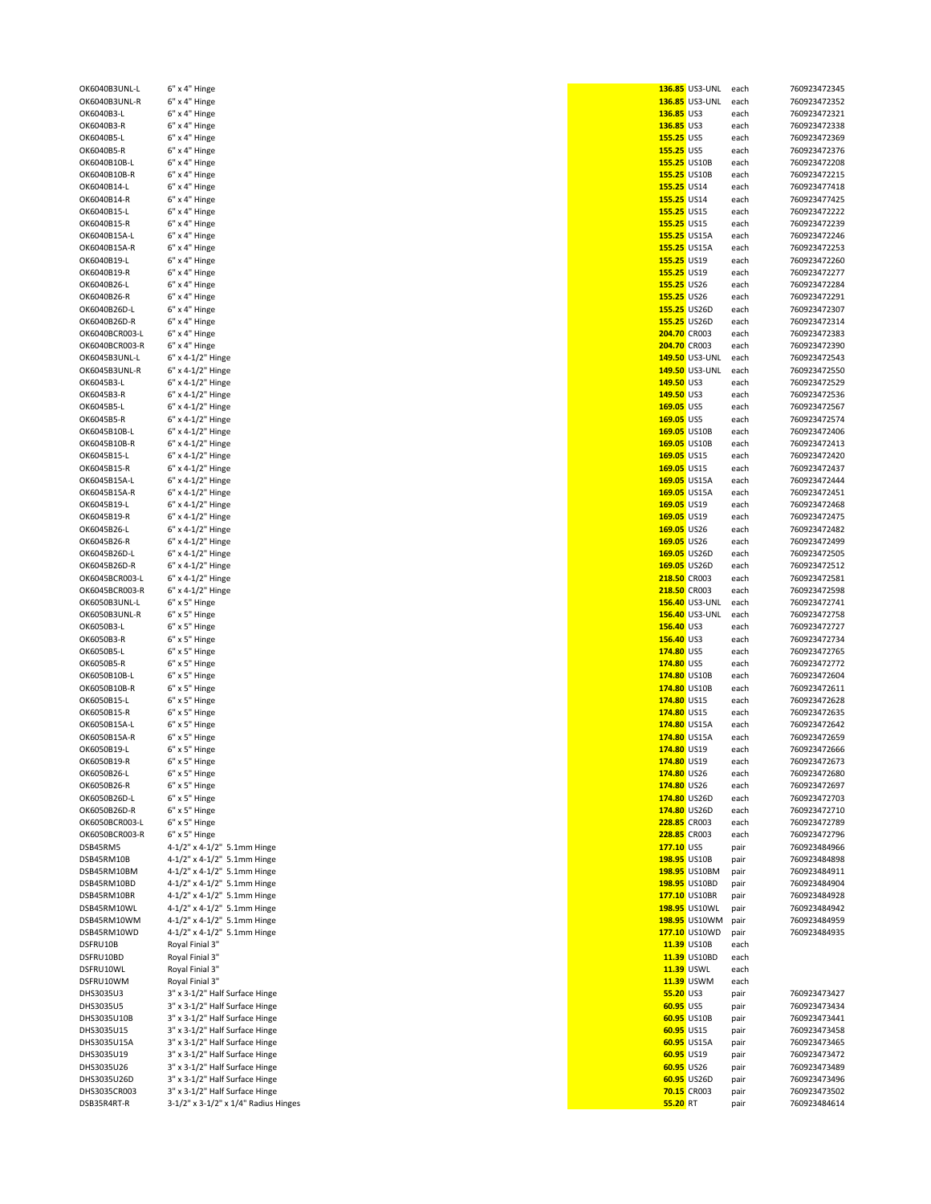| | | | | | |
|---|---|---|---|---|---|
| OK6040B3UNL-L | 6" x 4" Hinge | 136.85 | US3-UNL | each | 7609234723​45 |
| OK6040B3UNL-R | 6" x 4" Hinge | 136.85 | US3-UNL | each | 760923472352 |
| OK6040B3-L | 6" x 4" Hinge | 136.85 | US3 | each | 760923472321 |
| OK6040B3-R | 6" x 4" Hinge | 136.85 | US3 | each | 760923472338 |
| OK6040B5-L | 6" x 4" Hinge | 155.25 | US5 | each | 760923472369 |
| OK6040B5-R | 6" x 4" Hinge | 155.25 | US5 | each | 760923472376 |
| OK6040B10B-L | 6" x 4" Hinge | 155.25 | US10B | each | 760923472208 |
| OK6040B10B-R | 6" x 4" Hinge | 155.25 | US10B | each | 760923472215 |
| OK6040B14-L | 6" x 4" Hinge | 155.25 | US14 | each | 760923477418 |
| OK6040B14-R | 6" x 4" Hinge | 155.25 | US14 | each | 760923477425 |
| OK6040B15-L | 6" x 4" Hinge | 155.25 | US15 | each | 760923472222 |
| OK6040B15-R | 6" x 4" Hinge | 155.25 | US15 | each | 760923472239 |
| OK6040B15A-L | 6" x 4" Hinge | 155.25 | US15A | each | 760923472246 |
| OK6040B15A-R | 6" x 4" Hinge | 155.25 | US15A | each | 760923472253 |
| OK6040B19-L | 6" x 4" Hinge | 155.25 | US19 | each | 760923472260 |
| OK6040B19-R | 6" x 4" Hinge | 155.25 | US19 | each | 760923472277 |
| OK6040B26-L | 6" x 4" Hinge | 155.25 | US26 | each | 760923472284 |
| OK6040B26-R | 6" x 4" Hinge | 155.25 | US26 | each | 760923472291 |
| OK6040B26D-L | 6" x 4" Hinge | 155.25 | US26D | each | 760923472307 |
| OK6040B26D-R | 6" x 4" Hinge | 155.25 | US26D | each | 760923472314 |
| OK6040BCR003-L | 6" x 4" Hinge | 204.70 | CR003 | each | 760923472383 |
| OK6040BCR003-R | 6" x 4" Hinge | 204.70 | CR003 | each | 760923472390 |
| OK6045B3UNL-L | 6" x 4-1/2" Hinge | 149.50 | US3-UNL | each | 760923472543 |
| OK6045B3UNL-R | 6" x 4-1/2" Hinge | 149.50 | US3-UNL | each | 760923472550 |
| OK6045B3-L | 6" x 4-1/2" Hinge | 149.50 | US3 | each | 760923472529 |
| OK6045B3-R | 6" x 4-1/2" Hinge | 149.50 | US3 | each | 760923472536 |
| OK6045B5-L | 6" x 4-1/2" Hinge | 169.05 | US5 | each | 760923472567 |
| OK6045B5-R | 6" x 4-1/2" Hinge | 169.05 | US5 | each | 760923472574 |
| OK6045B10B-L | 6" x 4-1/2" Hinge | 169.05 | US10B | each | 760923472406 |
| OK6045B10B-R | 6" x 4-1/2" Hinge | 169.05 | US10B | each | 760923472413 |
| OK6045B15-L | 6" x 4-1/2" Hinge | 169.05 | US15 | each | 760923472420 |
| OK6045B15-R | 6" x 4-1/2" Hinge | 169.05 | US15 | each | 760923472437 |
| OK6045B15A-L | 6" x 4-1/2" Hinge | 169.05 | US15A | each | 760923472444 |
| OK6045B15A-R | 6" x 4-1/2" Hinge | 169.05 | US15A | each | 760923472451 |
| OK6045B19-L | 6" x 4-1/2" Hinge | 169.05 | US19 | each | 760923472468 |
| OK6045B19-R | 6" x 4-1/2" Hinge | 169.05 | US19 | each | 760923472475 |
| OK6045B26-L | 6" x 4-1/2" Hinge | 169.05 | US26 | each | 760923472482 |
| OK6045B26-R | 6" x 4-1/2" Hinge | 169.05 | US26 | each | 760923472499 |
| OK6045B26D-L | 6" x 4-1/2" Hinge | 169.05 | US26D | each | 760923472505 |
| OK6045B26D-R | 6" x 4-1/2" Hinge | 169.05 | US26D | each | 760923472512 |
| OK6045BCR003-L | 6" x 4-1/2" Hinge | 218.50 | CR003 | each | 760923472581 |
| OK6045BCR003-R | 6" x 4-1/2" Hinge | 218.50 | CR003 | each | 760923472598 |
| OK6050B3UNL-L | 6" x 5" Hinge | 156.40 | US3-UNL | each | 760923472741 |
| OK6050B3UNL-R | 6" x 5" Hinge | 156.40 | US3-UNL | each | 760923472758 |
| OK6050B3-L | 6" x 5" Hinge | 156.40 | US3 | each | 760923472727 |
| OK6050B3-R | 6" x 5" Hinge | 156.40 | US3 | each | 760923472734 |
| OK6050B5-L | 6" x 5" Hinge | 174.80 | US5 | each | 760923472765 |
| OK6050B5-R | 6" x 5" Hinge | 174.80 | US5 | each | 760923472772 |
| OK6050B10B-L | 6" x 5" Hinge | 174.80 | US10B | each | 760923472604 |
| OK6050B10B-R | 6" x 5" Hinge | 174.80 | US10B | each | 760923472611 |
| OK6050B15-L | 6" x 5" Hinge | 174.80 | US15 | each | 760923472628 |
| OK6050B15-R | 6" x 5" Hinge | 174.80 | US15 | each | 760923472635 |
| OK6050B15A-L | 6" x 5" Hinge | 174.80 | US15A | each | 760923472642 |
| OK6050B15A-R | 6" x 5" Hinge | 174.80 | US15A | each | 760923472659 |
| OK6050B19-L | 6" x 5" Hinge | 174.80 | US19 | each | 760923472666 |
| OK6050B19-R | 6" x 5" Hinge | 174.80 | US19 | each | 760923472673 |
| OK6050B26-L | 6" x 5" Hinge | 174.80 | US26 | each | 760923472680 |
| OK6050B26-R | 6" x 5" Hinge | 174.80 | US26 | each | 760923472697 |
| OK6050B26D-L | 6" x 5" Hinge | 174.80 | US26D | each | 760923472703 |
| OK6050B26D-R | 6" x 5" Hinge | 174.80 | US26D | each | 760923472710 |
| OK6050BCR003-L | 6" x 5" Hinge | 228.85 | CR003 | each | 760923472789 |
| OK6050BCR003-R | 6" x 5" Hinge | 228.85 | CR003 | each | 760923472796 |
| DSB45RM5 | 4-1/2" x 4-1/2" 5.1mm Hinge | 177.10 | US5 | pair | 760923484966 |
| DSB45RM10B | 4-1/2" x 4-1/2" 5.1mm Hinge | 198.95 | US10B | pair | 760923484898 |
| DSB45RM10BM | 4-1/2" x 4-1/2" 5.1mm Hinge | 198.95 | US10BM | pair | 760923484911 |
| DSB45RM10BD | 4-1/2" x 4-1/2" 5.1mm Hinge | 198.95 | US10BD | pair | 760923484904 |
| DSB45RM10BR | 4-1/2" x 4-1/2" 5.1mm Hinge | 177.10 | US10BR | pair | 760923484928 |
| DSB45RM10WL | 4-1/2" x 4-1/2" 5.1mm Hinge | 198.95 | US10WL | pair | 760923484942 |
| DSB45RM10WM | 4-1/2" x 4-1/2" 5.1mm Hinge | 198.95 | US10WM | pair | 760923484959 |
| DSB45RM10WD | 4-1/2" x 4-1/2" 5.1mm Hinge | 177.10 | US10WD | pair | 760923484935 |
| DSFRU10B | Royal Finial 3" | 11.39 | US10B | each | |
| DSFRU10BD | Royal Finial 3" | 11.39 | US10BD | each | |
| DSFRU10WL | Royal Finial 3" | 11.39 | USWL | each | |
| DSFRU10WM | Royal Finial 3" | 11.39 | USWM | each | |
| DHS3035U3 | 3" x 3-1/2" Half Surface Hinge | 55.20 | US3 | pair | 760923473427 |
| DHS3035U5 | 3" x 3-1/2" Half Surface Hinge | 60.95 | US5 | pair | 760923473434 |
| DHS3035U10B | 3" x 3-1/2" Half Surface Hinge | 60.95 | US10B | pair | 760923473441 |
| DHS3035U15 | 3" x 3-1/2" Half Surface Hinge | 60.95 | US15 | pair | 760923473458 |
| DHS3035U15A | 3" x 3-1/2" Half Surface Hinge | 60.95 | US15A | pair | 760923473465 |
| DHS3035U19 | 3" x 3-1/2" Half Surface Hinge | 60.95 | US19 | pair | 760923473472 |
| DHS3035U26 | 3" x 3-1/2" Half Surface Hinge | 60.95 | US26 | pair | 760923473489 |
| DHS3035U26D | 3" x 3-1/2" Half Surface Hinge | 60.95 | US26D | pair | 760923473496 |
| DHS3035CR003 | 3" x 3-1/2" Half Surface Hinge | 70.15 | CR003 | pair | 760923473502 |
| DSB35R4RT-R | 3-1/2" x 3-1/2" x 1/4" Radius Hinges | 55.20 | RT | pair | 760923484614 |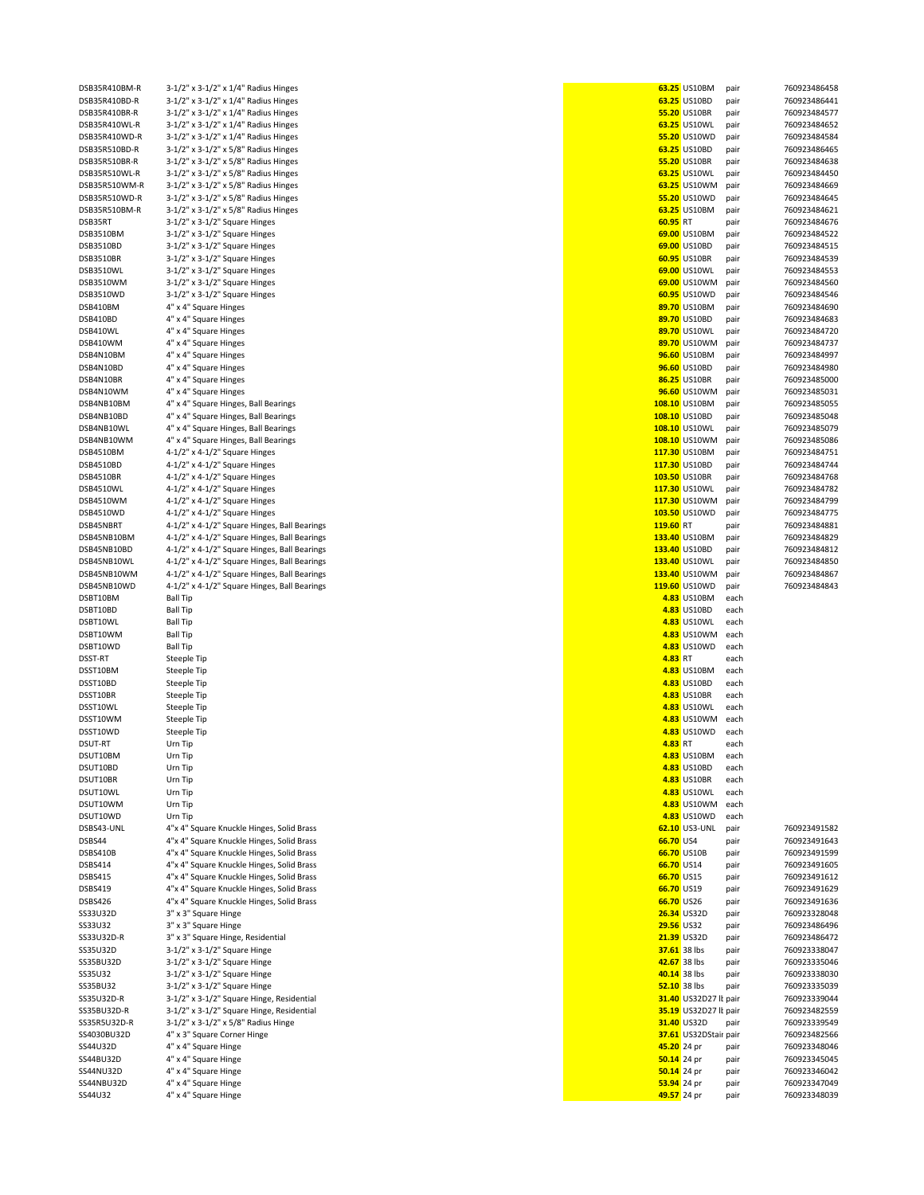| | | | | | |
|---|---|---|---|---|---|
| DSB35R410BM-R | 3-1/2" x 3-1/2" x 1/4" Radius Hinges | **63.25** | US10BM | pair | 760923486458 |
| DSB35R410BD-R | 3-1/2" x 3-1/2" x 1/4" Radius Hinges | **63.25** | US10BD | pair | 760923486441 |
| DSB35R410BR-R | 3-1/2" x 3-1/2" x 1/4" Radius Hinges | **55.20** | US10BR | pair | 760923484577 |
| DSB35R410WL-R | 3-1/2" x 3-1/2" x 1/4" Radius Hinges | **63.25** | US10WL | pair | 760923484652 |
| DSB35R410WD-R | 3-1/2" x 3-1/2" x 1/4" Radius Hinges | **55.20** | US10WD | pair | 760923484584 |
| DSB35R510BD-R | 3-1/2" x 3-1/2" x 5/8" Radius Hinges | **63.25** | US10BD | pair | 760923486465 |
| DSB35R510BR-R | 3-1/2" x 3-1/2" x 5/8" Radius Hinges | **55.20** | US10BR | pair | 760923484638 |
| DSB35R510WL-R | 3-1/2" x 3-1/2" x 5/8" Radius Hinges | **63.25** | US10WL | pair | 760923484450 |
| DSB35R510WM-R | 3-1/2" x 3-1/2" x 5/8" Radius Hinges | **63.25** | US10WM | pair | 760923484669 |
| DSB35R510WD-R | 3-1/2" x 3-1/2" x 5/8" Radius Hinges | **55.20** | US10WD | pair | 760923484645 |
| DSB35R510BM-R | 3-1/2" x 3-1/2" x 5/8" Radius Hinges | **63.25** | US10BM | pair | 760923484621 |
| DSB35RT | 3-1/2" x 3-1/2" Square Hinges | **60.95** | RT | pair | 760923484676 |
| DSB3510BM | 3-1/2" x 3-1/2" Square Hinges | **69.00** | US10BM | pair | 760923484522 |
| DSB3510BD | 3-1/2" x 3-1/2" Square Hinges | **69.00** | US10BD | pair | 760923484515 |
| DSB3510BR | 3-1/2" x 3-1/2" Square Hinges | **60.95** | US10BR | pair | 760923484539 |
| DSB3510WL | 3-1/2" x 3-1/2" Square Hinges | **69.00** | US10WL | pair | 760923484553 |
| DSB3510WM | 3-1/2" x 3-1/2" Square Hinges | **69.00** | US10WM | pair | 760923484560 |
| DSB3510WD | 3-1/2" x 3-1/2" Square Hinges | **60.95** | US10WD | pair | 760923484546 |
| DSB410BM | 4" x 4" Square Hinges | **89.70** | US10BM | pair | 760923484690 |
| DSB410BD | 4" x 4" Square Hinges | **89.70** | US10BD | pair | 760923484683 |
| DSB410WL | 4" x 4" Square Hinges | **89.70** | US10WL | pair | 760923484720 |
| DSB410WM | 4" x 4" Square Hinges | **89.70** | US10WM | pair | 760923484737 |
| DSB4N10BM | 4" x 4" Square Hinges | **96.60** | US10BM | pair | 760923484997 |
| DSB4N10BD | 4" x 4" Square Hinges | **96.60** | US10BD | pair | 760923484980 |
| DSB4N10BR | 4" x 4" Square Hinges | **86.25** | US10BR | pair | 760923485000 |
| DSB4N10WM | 4" x 4" Square Hinges | **96.60** | US10WM | pair | 760923485031 |
| DSB4NB10BM | 4" x 4" Square Hinges, Ball Bearings | **108.10** | US10BM | pair | 760923485055 |
| DSB4NB10BD | 4" x 4" Square Hinges, Ball Bearings | **108.10** | US10BD | pair | 760923485048 |
| DSB4NB10WL | 4" x 4" Square Hinges, Ball Bearings | **108.10** | US10WL | pair | 760923485079 |
| DSB4NB10WM | 4" x 4" Square Hinges, Ball Bearings | **108.10** | US10WM | pair | 760923485086 |
| DSB4510BM | 4-1/2" x 4-1/2" Square Hinges | **117.30** | US10BM | pair | 760923484751 |
| DSB4510BD | 4-1/2" x 4-1/2" Square Hinges | **117.30** | US10BD | pair | 760923484744 |
| DSB4510BR | 4-1/2" x 4-1/2" Square Hinges | **103.50** | US10BR | pair | 760923484768 |
| DSB4510WL | 4-1/2" x 4-1/2" Square Hinges | **117.30** | US10WL | pair | 760923484782 |
| DSB4510WM | 4-1/2" x 4-1/2" Square Hinges | **117.30** | US10WM | pair | 760923484799 |
| DSB4510WD | 4-1/2" x 4-1/2" Square Hinges | **103.50** | US10WD | pair | 760923484775 |
| DSB45NBRT | 4-1/2" x 4-1/2" Square Hinges, Ball Bearings | **119.60** | RT | pair | 760923484881 |
| DSB45NB10BM | 4-1/2" x 4-1/2" Square Hinges, Ball Bearings | **133.40** | US10BM | pair | 760923484829 |
| DSB45NB10BD | 4-1/2" x 4-1/2" Square Hinges, Ball Bearings | **133.40** | US10BD | pair | 760923484812 |
| DSB45NB10WL | 4-1/2" x 4-1/2" Square Hinges, Ball Bearings | **133.40** | US10WL | pair | 760923484850 |
| DSB45NB10WM | 4-1/2" x 4-1/2" Square Hinges, Ball Bearings | **133.40** | US10WM | pair | 760923484867 |
| DSB45NB10WD | 4-1/2" x 4-1/2" Square Hinges, Ball Bearings | **119.60** | US10WD | pair | 760923484843 |
| DSBT10BM | Ball Tip | **4.83** | US10BM | each | |
| DSBT10BD | Ball Tip | **4.83** | US10BD | each | |
| DSBT10WL | Ball Tip | **4.83** | US10WL | each | |
| DSBT10WM | Ball Tip | **4.83** | US10WM | each | |
| DSBT10WD | Ball Tip | **4.83** | US10WD | each | |
| DSST-RT | Steeple Tip | **4.83** | RT | each | |
| DSST10BM | Steeple Tip | **4.83** | US10BM | each | |
| DSST10BD | Steeple Tip | **4.83** | US10BD | each | |
| DSST10BR | Steeple Tip | **4.83** | US10BR | each | |
| DSST10WL | Steeple Tip | **4.83** | US10WL | each | |
| DSST10WM | Steeple Tip | **4.83** | US10WM | each | |
| DSST10WD | Steeple Tip | **4.83** | US10WD | each | |
| DSUT-RT | Urn Tip | **4.83** | RT | each | |
| DSUT10BM | Urn Tip | **4.83** | US10BM | each | |
| DSUT10BD | Urn Tip | **4.83** | US10BD | each | |
| DSUT10BR | Urn Tip | **4.83** | US10BR | each | |
| DSUT10WL | Urn Tip | **4.83** | US10WL | each | |
| DSUT10WM | Urn Tip | **4.83** | US10WM | each | |
| DSUT10WD | Urn Tip | **4.83** | US10WD | each | |
| DSBS43-UNL | 4"x 4" Square Knuckle Hinges, Solid Brass | **62.10** | US3-UNL | pair | 760923491582 |
| DSBS44 | 4"x 4" Square Knuckle Hinges, Solid Brass | **66.70** | US4 | pair | 760923491643 |
| DSBS410B | 4"x 4" Square Knuckle Hinges, Solid Brass | **66.70** | US10B | pair | 760923491599 |
| DSBS414 | 4"x 4" Square Knuckle Hinges, Solid Brass | **66.70** | US14 | pair | 760923491605 |
| DSBS415 | 4"x 4" Square Knuckle Hinges, Solid Brass | **66.70** | US15 | pair | 760923491612 |
| DSBS419 | 4"x 4" Square Knuckle Hinges, Solid Brass | **66.70** | US19 | pair | 760923491629 |
| DSBS426 | 4"x 4" Square Knuckle Hinges, Solid Brass | **66.70** | US26 | pair | 760923491636 |
| SS33U32D | 3" x 3" Square Hinge | **26.34** | US32D | pair | 760923328048 |
| SS33U32 | 3" x 3" Square Hinge | **29.56** | US32 | pair | 760923486496 |
| SS33U32D-R | 3" x 3" Square Hinge, Residential | **21.39** | US32D | pair | 760923486472 |
| SS35U32D | 3-1/2" x 3-1/2" Square Hinge | **37.61** | 38 lbs | pair | 760923338047 |
| SS35BU32D | 3-1/2" x 3-1/2" Square Hinge | **42.67** | 38 lbs | pair | 760923335046 |
| SS35U32 | 3-1/2" x 3-1/2" Square Hinge | **40.14** | 38 lbs | pair | 760923338030 |
| SS35BU32 | 3-1/2" x 3-1/2" Square Hinge | **52.10** | 38 lbs | pair | 760923335039 |
| SS35U32D-R | 3-1/2" x 3-1/2" Square Hinge, Residential | **31.40** | US32D27 lt | pair | 760923339044 |
| SS35BU32D-R | 3-1/2" x 3-1/2" Square Hinge, Residential | **35.19** | US32D27 lt | pair | 760923482559 |
| SS35R5U32D-R | 3-1/2" x 3-1/2" x 5/8" Radius Hinge | **31.40** | US32D | pair | 760923339549 |
| SS4030BU32D | 4" x 3" Square Corner Hinge | **37.61** | US32DStair | pair | 760923482566 |
| SS44U32D | 4" x 4" Square Hinge | **45.20** | 24 pr | pair | 760923348046 |
| SS44BU32D | 4" x 4" Square Hinge | **50.14** | 24 pr | pair | 760923345045 |
| SS44NU32D | 4" x 4" Square Hinge | **50.14** | 24 pr | pair | 760923346042 |
| SS44NBU32D | 4" x 4" Square Hinge | **53.94** | 24 pr | pair | 760923347049 |
| SS44U32 | 4" x 4" Square Hinge | **49.57** | 24 pr | pair | 760923348039 |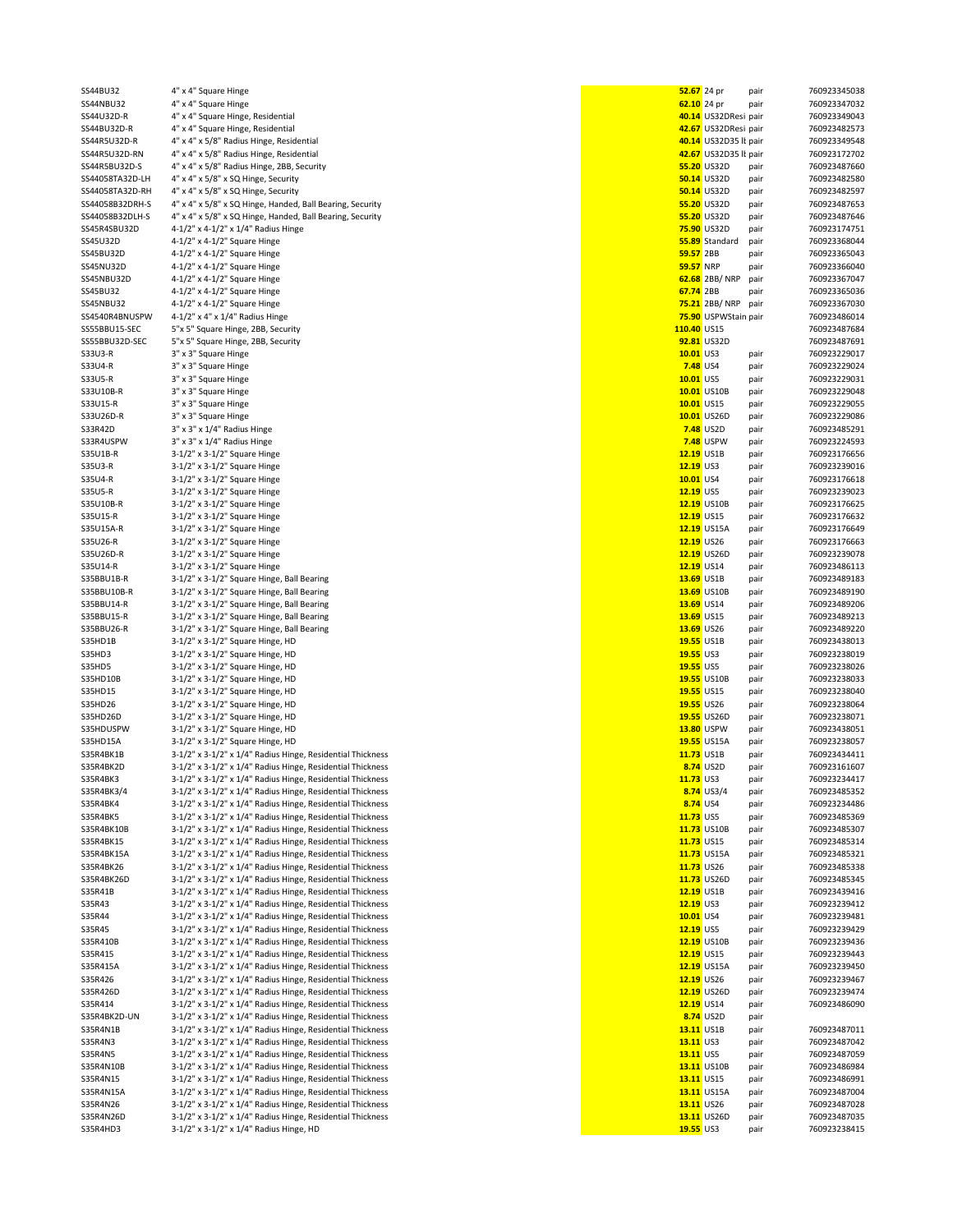| | | | | | |
|---|---|---|---|---|---|
| SS44BU32 | 4" x 4" Square Hinge | 52.67 | 24 pr | pair | 760923345038 |
| SS44NBU32 | 4" x 4" Square Hinge | 62.10 | 24 pr | pair | 760923347032 |
| SS44U32D-R | 4" x 4" Square Hinge, Residential | 40.14 | US32DResi | pair | 760923349043 |
| SS44BU32D-R | 4" x 4" Square Hinge, Residential | 42.67 | US32DResi | pair | 760923482573 |
| SS44R5U32D-R | 4" x 4" x 5/8" Radius Hinge, Residential | 40.14 | US32D35 lt | pair | 760923349548 |
| SS44R5U32D-RN | 4" x 4" x 5/8" Radius Hinge, Residential | 42.67 | US32D35 lt | pair | 760923172702 |
| SS44R5BU32D-S | 4" x 4" x 5/8" Radius Hinge, 2BB, Security | 55.20 | US32D | pair | 760923487660 |
| SS44058TA32D-LH | 4" x 4" x 5/8" x SQ Hinge, Security | 50.14 | US32D | pair | 760923482580 |
| SS44058TA32D-RH | 4" x 4" x 5/8" x SQ Hinge, Security | 50.14 | US32D | pair | 760923482597 |
| SS44058B32DRH-S | 4" x 4" x 5/8" x SQ Hinge, Handed, Ball Bearing, Security | 55.20 | US32D | pair | 760923487653 |
| SS44058B32DLH-S | 4" x 4" x 5/8" x SQ Hinge, Handed, Ball Bearing, Security | 55.20 | US32D | pair | 760923487646 |
| SS45R4SBU32D | 4-1/2" x 4-1/2" x 1/4" Radius Hinge | 75.90 | US32D | pair | 760923174751 |
| SS45U32D | 4-1/2" x 4-1/2" Square Hinge | 55.89 | Standard | pair | 760923368044 |
| SS45BU32D | 4-1/2" x 4-1/2" Square Hinge | 59.57 | 2BB | pair | 760923365043 |
| SS45NU32D | 4-1/2" x 4-1/2" Square Hinge | 59.57 | NRP | pair | 760923366040 |
| SS45NBU32D | 4-1/2" x 4-1/2" Square Hinge | 62.68 | 2BB/ NRP | pair | 760923367047 |
| SS45BU32 | 4-1/2" x 4-1/2" Square Hinge | 67.74 | 2BB | pair | 760923365036 |
| SS45NBU32 | 4-1/2" x 4-1/2" Square Hinge | 75.21 | 2BB/ NRP | pair | 760923367030 |
| SS4540R4BNUSPW | 4-1/2" x 4" x 1/4" Radius Hinge | 75.90 | USPWStain | pair | 760923486014 |
| SS55BBU15-SEC | 5"x 5" Square Hinge, 2BB, Security | 110.40 | US15 | | 760923487684 |
| SS55BBU32D-SEC | 5"x 5" Square Hinge, 2BB, Security | 92.81 | US32D | | 760923487691 |
| S33U3-R | 3" x 3" Square Hinge | 10.01 | US3 | pair | 760923229017 |
| S33U4-R | 3" x 3" Square Hinge | 7.48 | US4 | pair | 760923229024 |
| S33U5-R | 3" x 3" Square Hinge | 10.01 | US5 | pair | 760923229031 |
| S33U10B-R | 3" x 3" Square Hinge | 10.01 | US10B | pair | 760923229048 |
| S33U15-R | 3" x 3" Square Hinge | 10.01 | US15 | pair | 760923229055 |
| S33U26D-R | 3" x 3" Square Hinge | 10.01 | US26D | pair | 760923229086 |
| S33R42D | 3" x 3" x 1/4" Radius Hinge | 7.48 | US2D | pair | 760923485291 |
| S33R4USPW | 3" x 3" x 1/4" Radius Hinge | 7.48 | USPW | pair | 760923224593 |
| S35U1B-R | 3-1/2" x 3-1/2" Square Hinge | 12.19 | US1B | pair | 760923176656 |
| S35U3-R | 3-1/2" x 3-1/2" Square Hinge | 12.19 | US3 | pair | 760923239016 |
| S35U4-R | 3-1/2" x 3-1/2" Square Hinge | 10.01 | US4 | pair | 760923176618 |
| S35U5-R | 3-1/2" x 3-1/2" Square Hinge | 12.19 | US5 | pair | 760923239023 |
| S35U10B-R | 3-1/2" x 3-1/2" Square Hinge | 12.19 | US10B | pair | 760923176625 |
| S35U15-R | 3-1/2" x 3-1/2" Square Hinge | 12.19 | US15 | pair | 760923176632 |
| S35U15A-R | 3-1/2" x 3-1/2" Square Hinge | 12.19 | US15A | pair | 760923176649 |
| S35U26-R | 3-1/2" x 3-1/2" Square Hinge | 12.19 | US26 | pair | 760923176663 |
| S35U26D-R | 3-1/2" x 3-1/2" Square Hinge | 12.19 | US26D | pair | 760923239078 |
| S35U14-R | 3-1/2" x 3-1/2" Square Hinge | 12.19 | US14 | pair | 760923486113 |
| S35BBU1B-R | 3-1/2" x 3-1/2" Square Hinge, Ball Bearing | 13.69 | US1B | pair | 760923489183 |
| S35BBU10B-R | 3-1/2" x 3-1/2" Square Hinge, Ball Bearing | 13.69 | US10B | pair | 760923489190 |
| S35BBU14-R | 3-1/2" x 3-1/2" Square Hinge, Ball Bearing | 13.69 | US14 | pair | 760923489206 |
| S35BBU15-R | 3-1/2" x 3-1/2" Square Hinge, Ball Bearing | 13.69 | US15 | pair | 760923489213 |
| S35BBU26-R | 3-1/2" x 3-1/2" Square Hinge, Ball Bearing | 13.69 | US26 | pair | 760923489220 |
| S35HD1B | 3-1/2" x 3-1/2" Square Hinge, HD | 19.55 | US1B | pair | 760923438013 |
| S35HD3 | 3-1/2" x 3-1/2" Square Hinge, HD | 19.55 | US3 | pair | 760923238019 |
| S35HD5 | 3-1/2" x 3-1/2" Square Hinge, HD | 19.55 | US5 | pair | 760923238026 |
| S35HD10B | 3-1/2" x 3-1/2" Square Hinge, HD | 19.55 | US10B | pair | 760923238033 |
| S35HD15 | 3-1/2" x 3-1/2" Square Hinge, HD | 19.55 | US15 | pair | 760923238040 |
| S35HD26 | 3-1/2" x 3-1/2" Square Hinge, HD | 19.55 | US26 | pair | 760923238064 |
| S35HD26D | 3-1/2" x 3-1/2" Square Hinge, HD | 19.55 | US26D | pair | 760923238071 |
| S35HDUSPW | 3-1/2" x 3-1/2" Square Hinge, HD | 13.80 | USPW | pair | 760923438051 |
| S35HD15A | 3-1/2" x 3-1/2" Square Hinge, HD | 19.55 | US15A | pair | 760923238057 |
| S35R4BK1B | 3-1/2" x 3-1/2" x 1/4" Radius Hinge, Residential Thickness | 11.73 | US1B | pair | 760923434411 |
| S35R4BK2D | 3-1/2" x 3-1/2" x 1/4" Radius Hinge, Residential Thickness | 8.74 | US2D | pair | 760923161607 |
| S35R4BK3 | 3-1/2" x 3-1/2" x 1/4" Radius Hinge, Residential Thickness | 11.73 | US3 | pair | 760923234417 |
| S35R4BK3/4 | 3-1/2" x 3-1/2" x 1/4" Radius Hinge, Residential Thickness | 8.74 | US3/4 | pair | 760923485352 |
| S35R4BK4 | 3-1/2" x 3-1/2" x 1/4" Radius Hinge, Residential Thickness | 8.74 | US4 | pair | 760923234486 |
| S35R4BK5 | 3-1/2" x 3-1/2" x 1/4" Radius Hinge, Residential Thickness | 11.73 | US5 | pair | 760923485369 |
| S35R4BK10B | 3-1/2" x 3-1/2" x 1/4" Radius Hinge, Residential Thickness | 11.73 | US10B | pair | 760923485307 |
| S35R4BK15 | 3-1/2" x 3-1/2" x 1/4" Radius Hinge, Residential Thickness | 11.73 | US15 | pair | 760923485314 |
| S35R4BK15A | 3-1/2" x 3-1/2" x 1/4" Radius Hinge, Residential Thickness | 11.73 | US15A | pair | 760923485321 |
| S35R4BK26 | 3-1/2" x 3-1/2" x 1/4" Radius Hinge, Residential Thickness | 11.73 | US26 | pair | 760923485338 |
| S35R4BK26D | 3-1/2" x 3-1/2" x 1/4" Radius Hinge, Residential Thickness | 11.73 | US26D | pair | 760923485345 |
| S35R41B | 3-1/2" x 3-1/2" x 1/4" Radius Hinge, Residential Thickness | 12.19 | US1B | pair | 760923439416 |
| S35R43 | 3-1/2" x 3-1/2" x 1/4" Radius Hinge, Residential Thickness | 12.19 | US3 | pair | 760923239412 |
| S35R44 | 3-1/2" x 3-1/2" x 1/4" Radius Hinge, Residential Thickness | 10.01 | US4 | pair | 760923239481 |
| S35R45 | 3-1/2" x 3-1/2" x 1/4" Radius Hinge, Residential Thickness | 12.19 | US5 | pair | 760923239429 |
| S35R410B | 3-1/2" x 3-1/2" x 1/4" Radius Hinge, Residential Thickness | 12.19 | US10B | pair | 760923239436 |
| S35R415 | 3-1/2" x 3-1/2" x 1/4" Radius Hinge, Residential Thickness | 12.19 | US15 | pair | 760923239443 |
| S35R415A | 3-1/2" x 3-1/2" x 1/4" Radius Hinge, Residential Thickness | 12.19 | US15A | pair | 760923239450 |
| S35R426 | 3-1/2" x 3-1/2" x 1/4" Radius Hinge, Residential Thickness | 12.19 | US26 | pair | 760923239467 |
| S35R426D | 3-1/2" x 3-1/2" x 1/4" Radius Hinge, Residential Thickness | 12.19 | US26D | pair | 760923239474 |
| S35R414 | 3-1/2" x 3-1/2" x 1/4" Radius Hinge, Residential Thickness | 12.19 | US14 | pair | 760923486090 |
| S35R4BK2D-UN | 3-1/2" x 3-1/2" x 1/4" Radius Hinge, Residential Thickness | 8.74 | US2D | pair | |
| S35R4N1B | 3-1/2" x 3-1/2" x 1/4" Radius Hinge, Residential Thickness | 13.11 | US1B | pair | 760923487011 |
| S35R4N3 | 3-1/2" x 3-1/2" x 1/4" Radius Hinge, Residential Thickness | 13.11 | US3 | pair | 760923487042 |
| S35R4N5 | 3-1/2" x 3-1/2" x 1/4" Radius Hinge, Residential Thickness | 13.11 | US5 | pair | 760923487059 |
| S35R4N10B | 3-1/2" x 3-1/2" x 1/4" Radius Hinge, Residential Thickness | 13.11 | US10B | pair | 760923486984 |
| S35R4N15 | 3-1/2" x 3-1/2" x 1/4" Radius Hinge, Residential Thickness | 13.11 | US15 | pair | 760923486991 |
| S35R4N15A | 3-1/2" x 3-1/2" x 1/4" Radius Hinge, Residential Thickness | 13.11 | US15A | pair | 760923487004 |
| S35R4N26 | 3-1/2" x 3-1/2" x 1/4" Radius Hinge, Residential Thickness | 13.11 | US26 | pair | 760923487028 |
| S35R4N26D | 3-1/2" x 3-1/2" x 1/4" Radius Hinge, Residential Thickness | 13.11 | US26D | pair | 760923487035 |
| S35R4HD3 | 3-1/2" x 3-1/2" x 1/4" Radius Hinge, HD | 19.55 | US3 | pair | 760923238415 |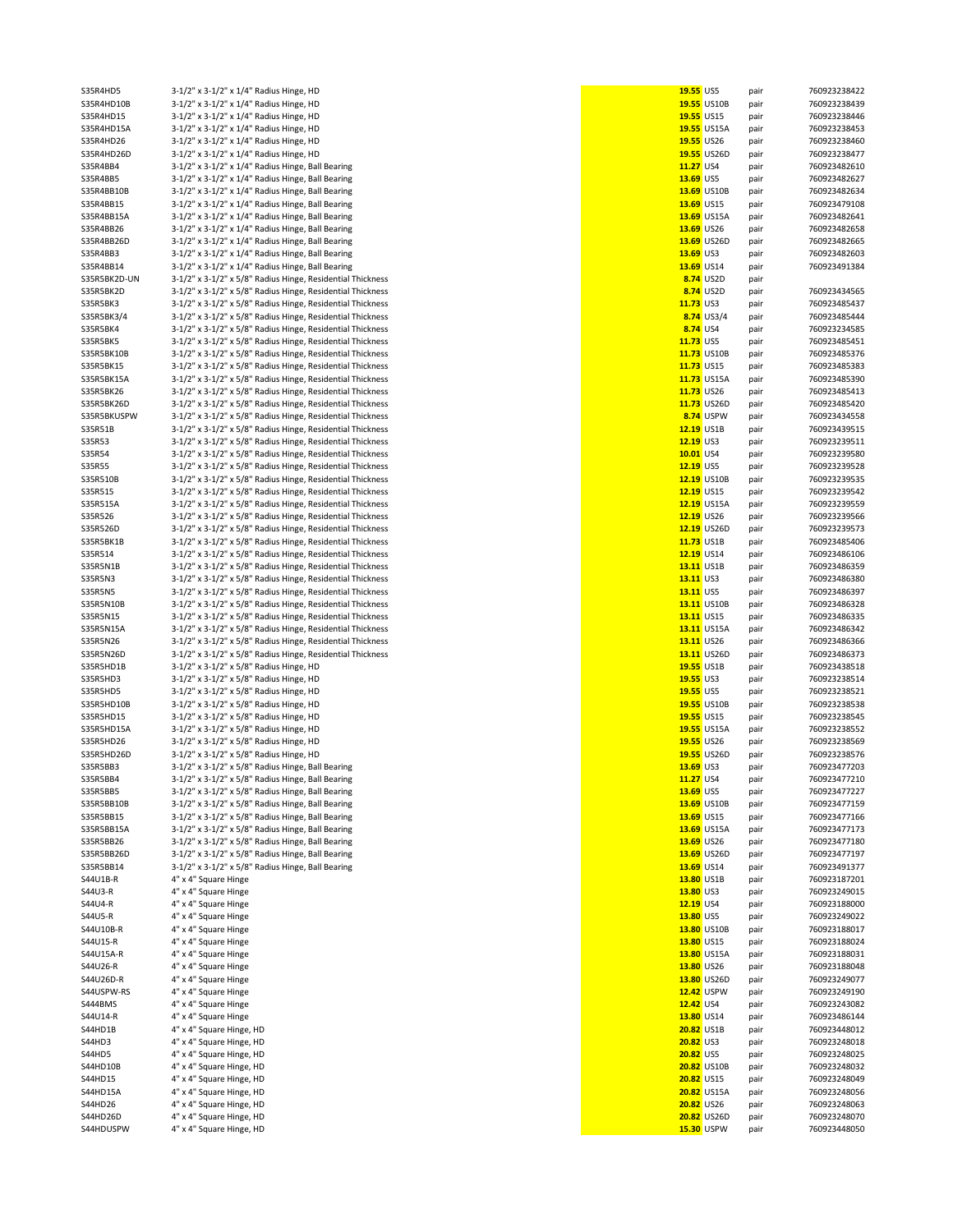| | | | | | |
|---|---|---|---|---|---|
| S35R4HD5 | 3-1/2" x 3-1/2" x 1/4" Radius Hinge, HD | 19.55 | US5 | pair | 760923238422 |
| S35R4HD10B | 3-1/2" x 3-1/2" x 1/4" Radius Hinge, HD | 19.55 | US10B | pair | 760923238439 |
| S35R4HD15 | 3-1/2" x 3-1/2" x 1/4" Radius Hinge, HD | 19.55 | US15 | pair | 760923238446 |
| S35R4HD15A | 3-1/2" x 3-1/2" x 1/4" Radius Hinge, HD | 19.55 | US15A | pair | 760923238453 |
| S35R4HD26 | 3-1/2" x 3-1/2" x 1/4" Radius Hinge, HD | 19.55 | US26 | pair | 760923238460 |
| S35R4HD26D | 3-1/2" x 3-1/2" x 1/4" Radius Hinge, HD | 19.55 | US26D | pair | 760923238477 |
| S35R4BB4 | 3-1/2" x 3-1/2" x 1/4" Radius Hinge, Ball Bearing | 11.27 | US4 | pair | 760923482610 |
| S35R4BB5 | 3-1/2" x 3-1/2" x 1/4" Radius Hinge, Ball Bearing | 13.69 | US5 | pair | 760923482627 |
| S35R4BB10B | 3-1/2" x 3-1/2" x 1/4" Radius Hinge, Ball Bearing | 13.69 | US10B | pair | 760923482634 |
| S35R4BB15 | 3-1/2" x 3-1/2" x 1/4" Radius Hinge, Ball Bearing | 13.69 | US15 | pair | 760923479108 |
| S35R4BB15A | 3-1/2" x 3-1/2" x 1/4" Radius Hinge, Ball Bearing | 13.69 | US15A | pair | 760923482641 |
| S35R4BB26 | 3-1/2" x 3-1/2" x 1/4" Radius Hinge, Ball Bearing | 13.69 | US26 | pair | 760923482658 |
| S35R4BB26D | 3-1/2" x 3-1/2" x 1/4" Radius Hinge, Ball Bearing | 13.69 | US26D | pair | 760923482665 |
| S35R4BB3 | 3-1/2" x 3-1/2" x 1/4" Radius Hinge, Ball Bearing | 13.69 | US3 | pair | 760923482603 |
| S35R4BB14 | 3-1/2" x 3-1/2" x 1/4" Radius Hinge, Ball Bearing | 13.69 | US14 | pair | 760923491384 |
| S35R5BK2D-UN | 3-1/2" x 3-1/2" x 5/8" Radius Hinge, Residential Thickness | 8.74 | US2D | pair | |
| S35R5BK2D | 3-1/2" x 3-1/2" x 5/8" Radius Hinge, Residential Thickness | 8.74 | US2D | pair | 760923434565 |
| S35R5BK3 | 3-1/2" x 3-1/2" x 5/8" Radius Hinge, Residential Thickness | 11.73 | US3 | pair | 760923485437 |
| S35R5BK3/4 | 3-1/2" x 3-1/2" x 5/8" Radius Hinge, Residential Thickness | 8.74 | US3/4 | pair | 760923485444 |
| S35R5BK4 | 3-1/2" x 3-1/2" x 5/8" Radius Hinge, Residential Thickness | 8.74 | US4 | pair | 760923234585 |
| S35R5BK5 | 3-1/2" x 3-1/2" x 5/8" Radius Hinge, Residential Thickness | 11.73 | US5 | pair | 760923485451 |
| S35R5BK10B | 3-1/2" x 3-1/2" x 5/8" Radius Hinge, Residential Thickness | 11.73 | US10B | pair | 760923485376 |
| S35R5BK15 | 3-1/2" x 3-1/2" x 5/8" Radius Hinge, Residential Thickness | 11.73 | US15 | pair | 760923485383 |
| S35R5BK15A | 3-1/2" x 3-1/2" x 5/8" Radius Hinge, Residential Thickness | 11.73 | US15A | pair | 760923485390 |
| S35R5BK26 | 3-1/2" x 3-1/2" x 5/8" Radius Hinge, Residential Thickness | 11.73 | US26 | pair | 760923485413 |
| S35R5BK26D | 3-1/2" x 3-1/2" x 5/8" Radius Hinge, Residential Thickness | 11.73 | US26D | pair | 760923485420 |
| S35R5BKUSPW | 3-1/2" x 3-1/2" x 5/8" Radius Hinge, Residential Thickness | 8.74 | USPW | pair | 760923434558 |
| S35R51B | 3-1/2" x 3-1/2" x 5/8" Radius Hinge, Residential Thickness | 12.19 | US1B | pair | 760923439515 |
| S35R53 | 3-1/2" x 3-1/2" x 5/8" Radius Hinge, Residential Thickness | 12.19 | US3 | pair | 760923239511 |
| S35R54 | 3-1/2" x 3-1/2" x 5/8" Radius Hinge, Residential Thickness | 10.01 | US4 | pair | 760923239580 |
| S35R55 | 3-1/2" x 3-1/2" x 5/8" Radius Hinge, Residential Thickness | 12.19 | US5 | pair | 760923239528 |
| S35R510B | 3-1/2" x 3-1/2" x 5/8" Radius Hinge, Residential Thickness | 12.19 | US10B | pair | 760923239535 |
| S35R515 | 3-1/2" x 3-1/2" x 5/8" Radius Hinge, Residential Thickness | 12.19 | US15 | pair | 760923239542 |
| S35R515A | 3-1/2" x 3-1/2" x 5/8" Radius Hinge, Residential Thickness | 12.19 | US15A | pair | 760923239559 |
| S35R526 | 3-1/2" x 3-1/2" x 5/8" Radius Hinge, Residential Thickness | 12.19 | US26 | pair | 760923239566 |
| S35R526D | 3-1/2" x 3-1/2" x 5/8" Radius Hinge, Residential Thickness | 12.19 | US26D | pair | 760923239573 |
| S35R5BK1B | 3-1/2" x 3-1/2" x 5/8" Radius Hinge, Residential Thickness | 11.73 | US1B | pair | 760923485406 |
| S35R514 | 3-1/2" x 3-1/2" x 5/8" Radius Hinge, Residential Thickness | 12.19 | US14 | pair | 760923486106 |
| S35R5N1B | 3-1/2" x 3-1/2" x 5/8" Radius Hinge, Residential Thickness | 13.11 | US1B | pair | 760923486359 |
| S35R5N3 | 3-1/2" x 3-1/2" x 5/8" Radius Hinge, Residential Thickness | 13.11 | US3 | pair | 760923486380 |
| S35R5N5 | 3-1/2" x 3-1/2" x 5/8" Radius Hinge, Residential Thickness | 13.11 | US5 | pair | 760923486397 |
| S35R5N10B | 3-1/2" x 3-1/2" x 5/8" Radius Hinge, Residential Thickness | 13.11 | US10B | pair | 760923486328 |
| S35R5N15 | 3-1/2" x 3-1/2" x 5/8" Radius Hinge, Residential Thickness | 13.11 | US15 | pair | 760923486335 |
| S35R5N15A | 3-1/2" x 3-1/2" x 5/8" Radius Hinge, Residential Thickness | 13.11 | US15A | pair | 760923486342 |
| S35R5N26 | 3-1/2" x 3-1/2" x 5/8" Radius Hinge, Residential Thickness | 13.11 | US26 | pair | 760923486366 |
| S35R5N26D | 3-1/2" x 3-1/2" x 5/8" Radius Hinge, Residential Thickness | 13.11 | US26D | pair | 760923486373 |
| S35R5HD1B | 3-1/2" x 3-1/2" x 5/8" Radius Hinge, HD | 19.55 | US1B | pair | 760923438518 |
| S35R5HD3 | 3-1/2" x 3-1/2" x 5/8" Radius Hinge, HD | 19.55 | US3 | pair | 760923238514 |
| S35R5HD5 | 3-1/2" x 3-1/2" x 5/8" Radius Hinge, HD | 19.55 | US5 | pair | 760923238521 |
| S35R5HD10B | 3-1/2" x 3-1/2" x 5/8" Radius Hinge, HD | 19.55 | US10B | pair | 760923238538 |
| S35R5HD15 | 3-1/2" x 3-1/2" x 5/8" Radius Hinge, HD | 19.55 | US15 | pair | 760923238545 |
| S35R5HD15A | 3-1/2" x 3-1/2" x 5/8" Radius Hinge, HD | 19.55 | US15A | pair | 760923238552 |
| S35R5HD26 | 3-1/2" x 3-1/2" x 5/8" Radius Hinge, HD | 19.55 | US26 | pair | 760923238569 |
| S35R5HD26D | 3-1/2" x 3-1/2" x 5/8" Radius Hinge, HD | 19.55 | US26D | pair | 760923238576 |
| S35R5BB3 | 3-1/2" x 3-1/2" x 5/8" Radius Hinge, Ball Bearing | 13.69 | US3 | pair | 760923477203 |
| S35R5BB4 | 3-1/2" x 3-1/2" x 5/8" Radius Hinge, Ball Bearing | 11.27 | US4 | pair | 760923477210 |
| S35R5BB5 | 3-1/2" x 3-1/2" x 5/8" Radius Hinge, Ball Bearing | 13.69 | US5 | pair | 760923477227 |
| S35R5BB10B | 3-1/2" x 3-1/2" x 5/8" Radius Hinge, Ball Bearing | 13.69 | US10B | pair | 760923477159 |
| S35R5BB15 | 3-1/2" x 3-1/2" x 5/8" Radius Hinge, Ball Bearing | 13.69 | US15 | pair | 760923477166 |
| S35R5BB15A | 3-1/2" x 3-1/2" x 5/8" Radius Hinge, Ball Bearing | 13.69 | US15A | pair | 760923477173 |
| S35R5BB26 | 3-1/2" x 3-1/2" x 5/8" Radius Hinge, Ball Bearing | 13.69 | US26 | pair | 760923477180 |
| S35R5BB26D | 3-1/2" x 3-1/2" x 5/8" Radius Hinge, Ball Bearing | 13.69 | US26D | pair | 760923477197 |
| S35R5BB14 | 3-1/2" x 3-1/2" x 5/8" Radius Hinge, Ball Bearing | 13.69 | US14 | pair | 760923491377 |
| S44U1B-R | 4" x 4" Square Hinge | 13.80 | US1B | pair | 760923187201 |
| S44U3-R | 4" x 4" Square Hinge | 13.80 | US3 | pair | 760923249015 |
| S44U4-R | 4" x 4" Square Hinge | 12.19 | US4 | pair | 760923188000 |
| S44U5-R | 4" x 4" Square Hinge | 13.80 | US5 | pair | 760923249022 |
| S44U10B-R | 4" x 4" Square Hinge | 13.80 | US10B | pair | 760923188017 |
| S44U15-R | 4" x 4" Square Hinge | 13.80 | US15 | pair | 760923188024 |
| S44U15A-R | 4" x 4" Square Hinge | 13.80 | US15A | pair | 760923188031 |
| S44U26-R | 4" x 4" Square Hinge | 13.80 | US26 | pair | 760923188048 |
| S44U26D-R | 4" x 4" Square Hinge | 13.80 | US26D | pair | 760923249077 |
| S44USPW-RS | 4" x 4" Square Hinge | 12.42 | USPW | pair | 760923249190 |
| S444BMS | 4" x 4" Square Hinge | 12.42 | US4 | pair | 760923243082 |
| S44U14-R | 4" x 4" Square Hinge | 13.80 | US14 | pair | 760923486144 |
| S44HD1B | 4" x 4" Square Hinge, HD | 20.82 | US1B | pair | 760923448012 |
| S44HD3 | 4" x 4" Square Hinge, HD | 20.82 | US3 | pair | 760923248018 |
| S44HD5 | 4" x 4" Square Hinge, HD | 20.82 | US5 | pair | 760923248025 |
| S44HD10B | 4" x 4" Square Hinge, HD | 20.82 | US10B | pair | 760923248032 |
| S44HD15 | 4" x 4" Square Hinge, HD | 20.82 | US15 | pair | 760923248049 |
| S44HD15A | 4" x 4" Square Hinge, HD | 20.82 | US15A | pair | 760923248056 |
| S44HD26 | 4" x 4" Square Hinge, HD | 20.82 | US26 | pair | 760923248063 |
| S44HD26D | 4" x 4" Square Hinge, HD | 20.82 | US26D | pair | 760923248070 |
| S44HDUSPW | 4" x 4" Square Hinge, HD | 15.30 | USPW | pair | 760923448050 |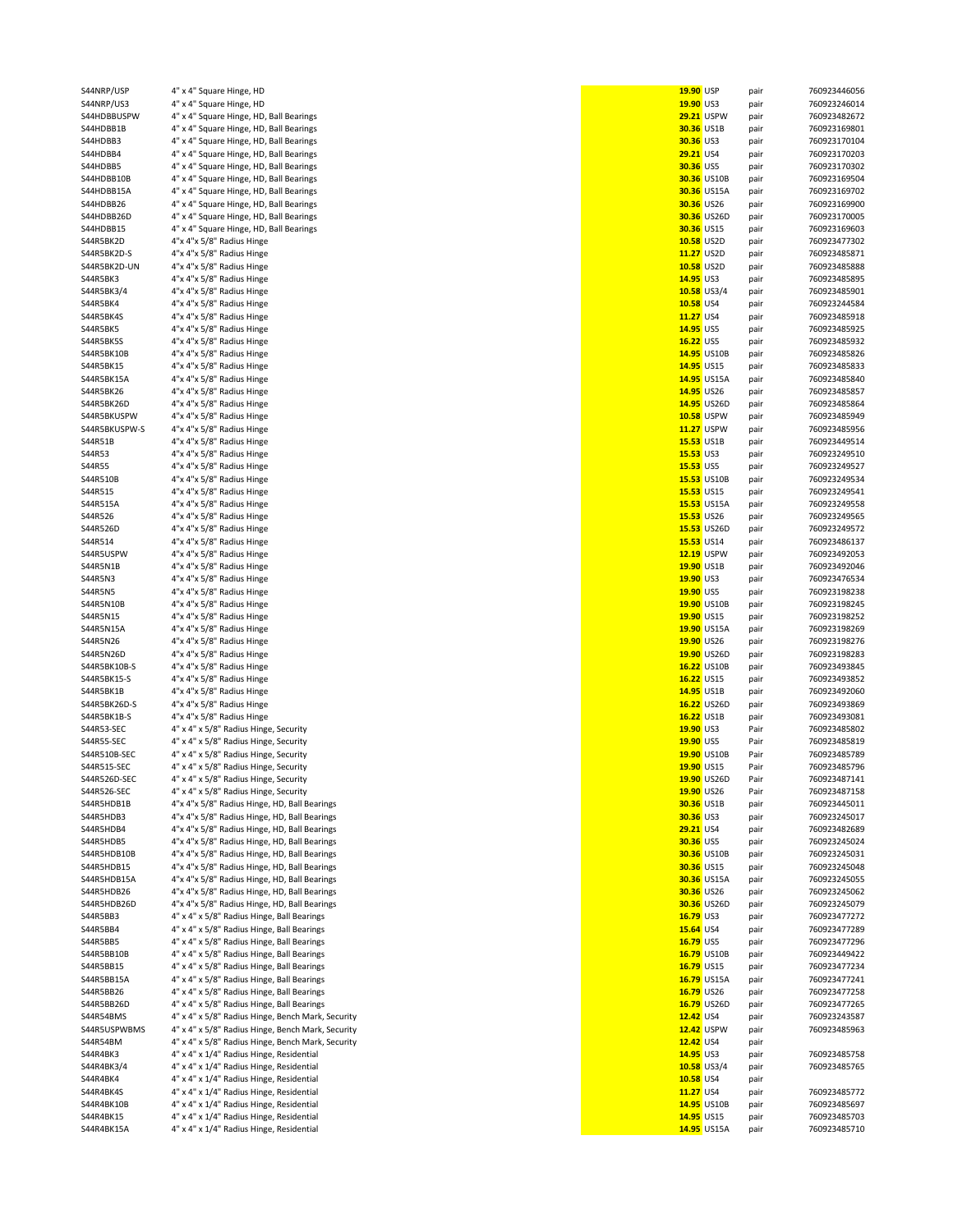| | | | | | |
|---|---|---|---|---|---|
| S44NRP/USP | 4" x 4" Square Hinge, HD | 19.90 | USP | pair | 760923446056 |
| S44NRP/US3 | 4" x 4" Square Hinge, HD | 19.90 | US3 | pair | 760923246014 |
| S44HDBBUSPW | 4" x 4" Square Hinge, HD, Ball Bearings | 29.21 | USPW | pair | 760923482672 |
| S44HDBB1B | 4" x 4" Square Hinge, HD, Ball Bearings | 30.36 | US1B | pair | 760923169801 |
| S44HDBB3 | 4" x 4" Square Hinge, HD, Ball Bearings | 30.36 | US3 | pair | 760923170104 |
| S44HDBB4 | 4" x 4" Square Hinge, HD, Ball Bearings | 29.21 | US4 | pair | 760923170203 |
| S44HDBB5 | 4" x 4" Square Hinge, HD, Ball Bearings | 30.36 | US5 | pair | 760923170302 |
| S44HDBB10B | 4" x 4" Square Hinge, HD, Ball Bearings | 30.36 | US10B | pair | 760923169504 |
| S44HDBB15A | 4" x 4" Square Hinge, HD, Ball Bearings | 30.36 | US15A | pair | 760923169702 |
| S44HDBB26 | 4" x 4" Square Hinge, HD, Ball Bearings | 30.36 | US26 | pair | 760923169900 |
| S44HDBB26D | 4" x 4" Square Hinge, HD, Ball Bearings | 30.36 | US26D | pair | 760923170005 |
| S44HDBB15 | 4" x 4" Square Hinge, HD, Ball Bearings | 30.36 | US15 | pair | 760923169603 |
| S44R5BK2D | 4"x 4"x 5/8" Radius Hinge | 10.58 | US2D | pair | 760923477302 |
| S44R5BK2D-S | 4"x 4"x 5/8" Radius Hinge | 11.27 | US2D | pair | 760923485871 |
| S44R5BK2D-UN | 4"x 4"x 5/8" Radius Hinge | 10.58 | US2D | pair | 760923485888 |
| S44R5BK3 | 4"x 4"x 5/8" Radius Hinge | 14.95 | US3 | pair | 760923485895 |
| S44R5BK3/4 | 4"x 4"x 5/8" Radius Hinge | 10.58 | US3/4 | pair | 760923485901 |
| S44R5BK4 | 4"x 4"x 5/8" Radius Hinge | 10.58 | US4 | pair | 760923244584 |
| S44R5BK4S | 4"x 4"x 5/8" Radius Hinge | 11.27 | US4 | pair | 760923485918 |
| S44R5BK5 | 4"x 4"x 5/8" Radius Hinge | 14.95 | US5 | pair | 760923485925 |
| S44R5BK5S | 4"x 4"x 5/8" Radius Hinge | 16.22 | US5 | pair | 760923485932 |
| S44R5BK10B | 4"x 4"x 5/8" Radius Hinge | 14.95 | US10B | pair | 760923485826 |
| S44R5BK15 | 4"x 4"x 5/8" Radius Hinge | 14.95 | US15 | pair | 760923485833 |
| S44R5BK15A | 4"x 4"x 5/8" Radius Hinge | 14.95 | US15A | pair | 760923485840 |
| S44R5BK26 | 4"x 4"x 5/8" Radius Hinge | 14.95 | US26 | pair | 760923485857 |
| S44R5BK26D | 4"x 4"x 5/8" Radius Hinge | 14.95 | US26D | pair | 760923485864 |
| S44R5BKUSPW | 4"x 4"x 5/8" Radius Hinge | 10.58 | USPW | pair | 760923485949 |
| S44R5BKUSPW-S | 4"x 4"x 5/8" Radius Hinge | 11.27 | USPW | pair | 760923485956 |
| S44R51B | 4"x 4"x 5/8" Radius Hinge | 15.53 | US1B | pair | 760923449514 |
| S44R53 | 4"x 4"x 5/8" Radius Hinge | 15.53 | US3 | pair | 760923249510 |
| S44R55 | 4"x 4"x 5/8" Radius Hinge | 15.53 | US5 | pair | 760923249527 |
| S44R510B | 4"x 4"x 5/8" Radius Hinge | 15.53 | US10B | pair | 760923249534 |
| S44R515 | 4"x 4"x 5/8" Radius Hinge | 15.53 | US15 | pair | 760923249541 |
| S44R515A | 4"x 4"x 5/8" Radius Hinge | 15.53 | US15A | pair | 760923249558 |
| S44R526 | 4"x 4"x 5/8" Radius Hinge | 15.53 | US26 | pair | 760923249565 |
| S44R526D | 4"x 4"x 5/8" Radius Hinge | 15.53 | US26D | pair | 760923249572 |
| S44R514 | 4"x 4"x 5/8" Radius Hinge | 15.53 | US14 | pair | 760923486137 |
| S44R5USPW | 4"x 4"x 5/8" Radius Hinge | 12.19 | USPW | pair | 760923492053 |
| S44R5N1B | 4"x 4"x 5/8" Radius Hinge | 19.90 | US1B | pair | 760923492046 |
| S44R5N3 | 4"x 4"x 5/8" Radius Hinge | 19.90 | US3 | pair | 760923476534 |
| S44R5N5 | 4"x 4"x 5/8" Radius Hinge | 19.90 | US5 | pair | 760923198238 |
| S44R5N10B | 4"x 4"x 5/8" Radius Hinge | 19.90 | US10B | pair | 760923198245 |
| S44R5N15 | 4"x 4"x 5/8" Radius Hinge | 19.90 | US15 | pair | 760923198252 |
| S44R5N15A | 4"x 4"x 5/8" Radius Hinge | 19.90 | US15A | pair | 760923198269 |
| S44R5N26 | 4"x 4"x 5/8" Radius Hinge | 19.90 | US26 | pair | 760923198276 |
| S44R5N26D | 4"x 4"x 5/8" Radius Hinge | 19.90 | US26D | pair | 760923198283 |
| S44R5BK10B-S | 4"x 4"x 5/8" Radius Hinge | 16.22 | US10B | pair | 760923493845 |
| S44R5BK15-S | 4"x 4"x 5/8" Radius Hinge | 16.22 | US15 | pair | 760923493852 |
| S44R5BK1B | 4"x 4"x 5/8" Radius Hinge | 14.95 | US1B | pair | 760923492060 |
| S44R5BK26D-S | 4"x 4"x 5/8" Radius Hinge | 16.22 | US26D | pair | 760923493869 |
| S44R5BK1B-S | 4"x 4"x 5/8" Radius Hinge | 16.22 | US1B | pair | 760923493081 |
| S44R53-SEC | 4" x 4" x 5/8" Radius Hinge, Security | 19.90 | US3 | Pair | 760923485802 |
| S44R55-SEC | 4" x 4" x 5/8" Radius Hinge, Security | 19.90 | US5 | Pair | 760923485819 |
| S44R510B-SEC | 4" x 4" x 5/8" Radius Hinge, Security | 19.90 | US10B | Pair | 760923485789 |
| S44R515-SEC | 4" x 4" x 5/8" Radius Hinge, Security | 19.90 | US15 | Pair | 760923485796 |
| S44R526D-SEC | 4" x 4" x 5/8" Radius Hinge, Security | 19.90 | US26D | Pair | 760923487141 |
| S44R526-SEC | 4" x 4" x 5/8" Radius Hinge, Security | 19.90 | US26 | Pair | 760923487158 |
| S44R5HDB1B | 4"x 4"x 5/8" Radius Hinge, HD, Ball Bearings | 30.36 | US1B | pair | 760923445011 |
| S44R5HDB3 | 4"x 4"x 5/8" Radius Hinge, HD, Ball Bearings | 30.36 | US3 | pair | 760923245017 |
| S44R5HDB4 | 4"x 4"x 5/8" Radius Hinge, HD, Ball Bearings | 29.21 | US4 | pair | 760923482689 |
| S44R5HDB5 | 4"x 4"x 5/8" Radius Hinge, HD, Ball Bearings | 30.36 | US5 | pair | 760923245024 |
| S44R5HDB10B | 4"x 4"x 5/8" Radius Hinge, HD, Ball Bearings | 30.36 | US10B | pair | 760923245031 |
| S44R5HDB15 | 4"x 4"x 5/8" Radius Hinge, HD, Ball Bearings | 30.36 | US15 | pair | 760923245048 |
| S44R5HDB15A | 4"x 4"x 5/8" Radius Hinge, HD, Ball Bearings | 30.36 | US15A | pair | 760923245055 |
| S44R5HDB26 | 4"x 4"x 5/8" Radius Hinge, HD, Ball Bearings | 30.36 | US26 | pair | 760923245062 |
| S44R5HDB26D | 4"x 4"x 5/8" Radius Hinge, HD, Ball Bearings | 30.36 | US26D | pair | 760923245079 |
| S44R5BB3 | 4" x 4" x 5/8" Radius Hinge, Ball Bearings | 16.79 | US3 | pair | 760923477272 |
| S44R5BB4 | 4" x 4" x 5/8" Radius Hinge, Ball Bearings | 15.64 | US4 | pair | 760923477289 |
| S44R5BB5 | 4" x 4" x 5/8" Radius Hinge, Ball Bearings | 16.79 | US5 | pair | 760923477296 |
| S44R5BB10B | 4" x 4" x 5/8" Radius Hinge, Ball Bearings | 16.79 | US10B | pair | 760923449422 |
| S44R5BB15 | 4" x 4" x 5/8" Radius Hinge, Ball Bearings | 16.79 | US15 | pair | 760923477234 |
| S44R5BB15A | 4" x 4" x 5/8" Radius Hinge, Ball Bearings | 16.79 | US15A | pair | 760923477241 |
| S44R5BB26 | 4" x 4" x 5/8" Radius Hinge, Ball Bearings | 16.79 | US26 | pair | 760923477258 |
| S44R5BB26D | 4" x 4" x 5/8" Radius Hinge, Ball Bearings | 16.79 | US26D | pair | 760923477265 |
| S44R54BMS | 4" x 4" x 5/8" Radius Hinge, Bench Mark, Security | 12.42 | US4 | pair | 760923243587 |
| S44R5USPWBMS | 4" x 4" x 5/8" Radius Hinge, Bench Mark, Security | 12.42 | USPW | pair | 760923485963 |
| S44R54BM | 4" x 4" x 5/8" Radius Hinge, Bench Mark, Security | 12.42 | US4 | pair | |
| S44R4BK3 | 4" x 4" x 1/4" Radius Hinge, Residential | 14.95 | US3 | pair | 760923485758 |
| S44R4BK3/4 | 4" x 4" x 1/4" Radius Hinge, Residential | 10.58 | US3/4 | pair | 760923485765 |
| S44R4BK4 | 4" x 4" x 1/4" Radius Hinge, Residential | 10.58 | US4 | pair | |
| S44R4BK4S | 4" x 4" x 1/4" Radius Hinge, Residential | 11.27 | US4 | pair | 760923485772 |
| S44R4BK10B | 4" x 4" x 1/4" Radius Hinge, Residential | 14.95 | US10B | pair | 760923485697 |
| S44R4BK15 | 4" x 4" x 1/4" Radius Hinge, Residential | 14.95 | US15 | pair | 760923485703 |
| S44R4BK15A | 4" x 4" x 1/4" Radius Hinge, Residential | 14.95 | US15A | pair | 760923485710 |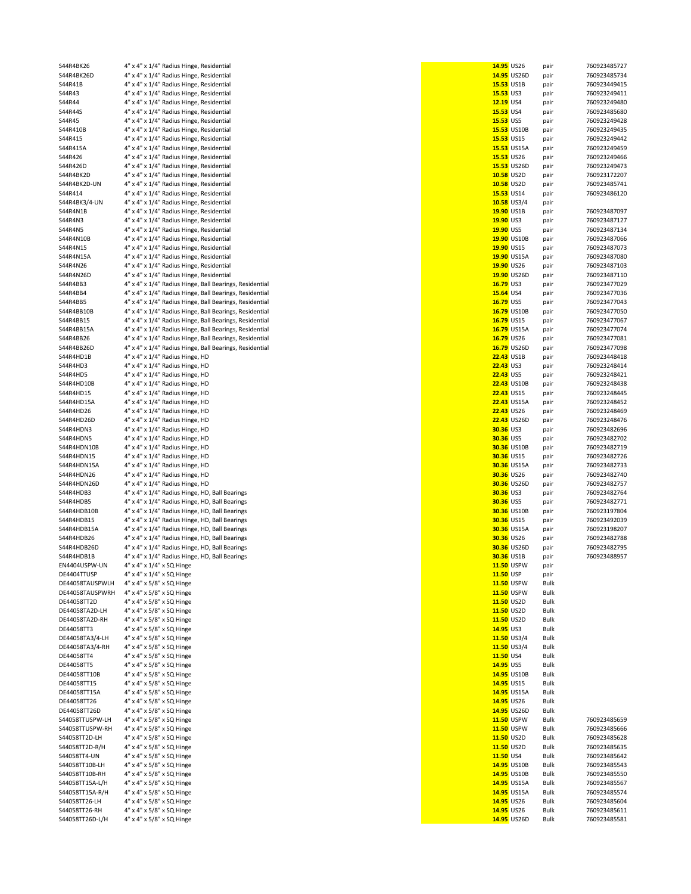| | | | | | |
|---|---|---|---|---|---|
| S44R4BK26 | 4" x 4" x 1/4" Radius Hinge, Residential | 14.95 | US26 | pair | 760923485727 |
| S44R4BK26D | 4" x 4" x 1/4" Radius Hinge, Residential | 14.95 | US26D | pair | 760923485734 |
| S44R41B | 4" x 4" x 1/4" Radius Hinge, Residential | 15.53 | US1B | pair | 760923449415 |
| S44R43 | 4" x 4" x 1/4" Radius Hinge, Residential | 15.53 | US3 | pair | 760923249411 |
| S44R44 | 4" x 4" x 1/4" Radius Hinge, Residential | 12.19 | US4 | pair | 760923249480 |
| S44R44S | 4" x 4" x 1/4" Radius Hinge, Residential | 15.53 | US4 | pair | 760923485680 |
| S44R45 | 4" x 4" x 1/4" Radius Hinge, Residential | 15.53 | US5 | pair | 760923249428 |
| S44R410B | 4" x 4" x 1/4" Radius Hinge, Residential | 15.53 | US10B | pair | 760923249435 |
| S44R415 | 4" x 4" x 1/4" Radius Hinge, Residential | 15.53 | US15 | pair | 760923249442 |
| S44R415A | 4" x 4" x 1/4" Radius Hinge, Residential | 15.53 | US15A | pair | 760923249459 |
| S44R426 | 4" x 4" x 1/4" Radius Hinge, Residential | 15.53 | US26 | pair | 760923249466 |
| S44R426D | 4" x 4" x 1/4" Radius Hinge, Residential | 15.53 | US26D | pair | 760923249473 |
| S44R4BK2D | 4" x 4" x 1/4" Radius Hinge, Residential | 10.58 | US2D | pair | 760923172207 |
| S44R4BK2D-UN | 4" x 4" x 1/4" Radius Hinge, Residential | 10.58 | US2D | pair | 760923485741 |
| S44R414 | 4" x 4" x 1/4" Radius Hinge, Residential | 15.53 | US14 | pair | 760923486120 |
| S44R4BK3/4-UN | 4" x 4" x 1/4" Radius Hinge, Residential | 10.58 | US3/4 | pair | |
| S44R4N1B | 4" x 4" x 1/4" Radius Hinge, Residential | 19.90 | US1B | pair | 760923487097 |
| S44R4N3 | 4" x 4" x 1/4" Radius Hinge, Residential | 19.90 | US3 | pair | 760923487127 |
| S44R4N5 | 4" x 4" x 1/4" Radius Hinge, Residential | 19.90 | US5 | pair | 760923487134 |
| S44R4N10B | 4" x 4" x 1/4" Radius Hinge, Residential | 19.90 | US10B | pair | 760923487066 |
| S44R4N15 | 4" x 4" x 1/4" Radius Hinge, Residential | 19.90 | US15 | pair | 760923487073 |
| S44R4N15A | 4" x 4" x 1/4" Radius Hinge, Residential | 19.90 | US15A | pair | 760923487080 |
| S44R4N26 | 4" x 4" x 1/4" Radius Hinge, Residential | 19.90 | US26 | pair | 760923487103 |
| S44R4N26D | 4" x 4" x 1/4" Radius Hinge, Residential | 19.90 | US26D | pair | 760923487110 |
| S44R4BB3 | 4" x 4" x 1/4" Radius Hinge, Ball Bearings, Residential | 16.79 | US3 | pair | 760923477029 |
| S44R4BB4 | 4" x 4" x 1/4" Radius Hinge, Ball Bearings, Residential | 15.64 | US4 | pair | 760923477036 |
| S44R4BB5 | 4" x 4" x 1/4" Radius Hinge, Ball Bearings, Residential | 16.79 | US5 | pair | 760923477043 |
| S44R4BB10B | 4" x 4" x 1/4" Radius Hinge, Ball Bearings, Residential | 16.79 | US10B | pair | 760923477050 |
| S44R4BB15 | 4" x 4" x 1/4" Radius Hinge, Ball Bearings, Residential | 16.79 | US15 | pair | 760923477067 |
| S44R4BB15A | 4" x 4" x 1/4" Radius Hinge, Ball Bearings, Residential | 16.79 | US15A | pair | 760923477074 |
| S44R4BB26 | 4" x 4" x 1/4" Radius Hinge, Ball Bearings, Residential | 16.79 | US26 | pair | 760923477081 |
| S44R4BB26D | 4" x 4" x 1/4" Radius Hinge, Ball Bearings, Residential | 16.79 | US26D | pair | 760923477098 |
| S44R4HD1B | 4" x 4" x 1/4" Radius Hinge, HD | 22.43 | US1B | pair | 760923448418 |
| S44R4HD3 | 4" x 4" x 1/4" Radius Hinge, HD | 22.43 | US3 | pair | 760923248414 |
| S44R4HD5 | 4" x 4" x 1/4" Radius Hinge, HD | 22.43 | US5 | pair | 760923248421 |
| S44R4HD10B | 4" x 4" x 1/4" Radius Hinge, HD | 22.43 | US10B | pair | 760923248438 |
| S44R4HD15 | 4" x 4" x 1/4" Radius Hinge, HD | 22.43 | US15 | pair | 760923248445 |
| S44R4HD15A | 4" x 4" x 1/4" Radius Hinge, HD | 22.43 | US15A | pair | 760923248452 |
| S44R4HD26 | 4" x 4" x 1/4" Radius Hinge, HD | 22.43 | US26 | pair | 760923248469 |
| S44R4HD26D | 4" x 4" x 1/4" Radius Hinge, HD | 22.43 | US26D | pair | 760923248476 |
| S44R4HDN3 | 4" x 4" x 1/4" Radius Hinge, HD | 30.36 | US3 | pair | 760923482696 |
| S44R4HDN5 | 4" x 4" x 1/4" Radius Hinge, HD | 30.36 | US5 | pair | 760923482702 |
| S44R4HDN10B | 4" x 4" x 1/4" Radius Hinge, HD | 30.36 | US10B | pair | 760923482719 |
| S44R4HDN15 | 4" x 4" x 1/4" Radius Hinge, HD | 30.36 | US15 | pair | 760923482726 |
| S44R4HDN15A | 4" x 4" x 1/4" Radius Hinge, HD | 30.36 | US15A | pair | 760923482733 |
| S44R4HDN26 | 4" x 4" x 1/4" Radius Hinge, HD | 30.36 | US26 | pair | 760923482740 |
| S44R4HDN26D | 4" x 4" x 1/4" Radius Hinge, HD | 30.36 | US26D | pair | 760923482757 |
| S44R4HDB3 | 4" x 4" x 1/4" Radius Hinge, HD, Ball Bearings | 30.36 | US3 | pair | 760923482764 |
| S44R4HDB5 | 4" x 4" x 1/4" Radius Hinge, HD, Ball Bearings | 30.36 | US5 | pair | 760923482771 |
| S44R4HDB10B | 4" x 4" x 1/4" Radius Hinge, HD, Ball Bearings | 30.36 | US10B | pair | 760923197804 |
| S44R4HDB15 | 4" x 4" x 1/4" Radius Hinge, HD, Ball Bearings | 30.36 | US15 | pair | 760923492039 |
| S44R4HDB15A | 4" x 4" x 1/4" Radius Hinge, HD, Ball Bearings | 30.36 | US15A | pair | 760923198207 |
| S44R4HDB26 | 4" x 4" x 1/4" Radius Hinge, HD, Ball Bearings | 30.36 | US26 | pair | 760923482788 |
| S44R4HDB26D | 4" x 4" x 1/4" Radius Hinge, HD, Ball Bearings | 30.36 | US26D | pair | 760923482795 |
| S44R4HDB1B | 4" x 4" x 1/4" Radius Hinge, HD, Ball Bearings | 30.36 | US1B | pair | 760923488957 |
| EN4404USPW-UN | 4" x 4" x 1/4" x SQ Hinge | 11.50 | USPW | pair | |
| DE4404TTUSP | 4" x 4" x 1/4" x SQ Hinge | 11.50 | USP | pair | |
| DE44058TAUSPWLH | 4" x 4" x 5/8" x SQ Hinge | 11.50 | USPW | Bulk | |
| DE44058TAUSPWRH | 4" x 4" x 5/8" x SQ Hinge | 11.50 | USPW | Bulk | |
| DE44058TT2D | 4" x 4" x 5/8" x SQ Hinge | 11.50 | US2D | Bulk | |
| DE44058TA2D-LH | 4" x 4" x 5/8" x SQ Hinge | 11.50 | US2D | Bulk | |
| DE44058TA2D-RH | 4" x 4" x 5/8" x SQ Hinge | 11.50 | US2D | Bulk | |
| DE44058TT3 | 4" x 4" x 5/8" x SQ Hinge | 14.95 | US3 | Bulk | |
| DE44058TA3/4-LH | 4" x 4" x 5/8" x SQ Hinge | 11.50 | US3/4 | Bulk | |
| DE44058TA3/4-RH | 4" x 4" x 5/8" x SQ Hinge | 11.50 | US3/4 | Bulk | |
| DE44058TT4 | 4" x 4" x 5/8" x SQ Hinge | 11.50 | US4 | Bulk | |
| DE44058TT5 | 4" x 4" x 5/8" x SQ Hinge | 14.95 | US5 | Bulk | |
| DE44058TT10B | 4" x 4" x 5/8" x SQ Hinge | 14.95 | US10B | Bulk | |
| DE44058TT15 | 4" x 4" x 5/8" x SQ Hinge | 14.95 | US15 | Bulk | |
| DE44058TT15A | 4" x 4" x 5/8" x SQ Hinge | 14.95 | US15A | Bulk | |
| DE44058TT26 | 4" x 4" x 5/8" x SQ Hinge | 14.95 | US26 | Bulk | |
| DE44058TT26D | 4" x 4" x 5/8" x SQ Hinge | 14.95 | US26D | Bulk | |
| S44058TTUSPW-LH | 4" x 4" x 5/8" x SQ Hinge | 11.50 | USPW | Bulk | 760923485659 |
| S44058TTUSPW-RH | 4" x 4" x 5/8" x SQ Hinge | 11.50 | USPW | Bulk | 760923485666 |
| S44058TT2D-LH | 4" x 4" x 5/8" x SQ Hinge | 11.50 | US2D | Bulk | 760923485628 |
| S44058TT2D-R/H | 4" x 4" x 5/8" x SQ Hinge | 11.50 | US2D | Bulk | 760923485635 |
| S44058TT4-UN | 4" x 4" x 5/8" x SQ Hinge | 11.50 | US4 | Bulk | 760923485642 |
| S44058TT10B-LH | 4" x 4" x 5/8" x SQ Hinge | 14.95 | US10B | Bulk | 760923485543 |
| S44058TT10B-RH | 4" x 4" x 5/8" x SQ Hinge | 14.95 | US10B | Bulk | 760923485550 |
| S44058TT15A-L/H | 4" x 4" x 5/8" x SQ Hinge | 14.95 | US15A | Bulk | 760923485567 |
| S44058TT15A-R/H | 4" x 4" x 5/8" x SQ Hinge | 14.95 | US15A | Bulk | 760923485574 |
| S44058TT26-LH | 4" x 4" x 5/8" x SQ Hinge | 14.95 | US26 | Bulk | 760923485604 |
| S44058TT26-RH | 4" x 4" x 5/8" x SQ Hinge | 14.95 | US26 | Bulk | 760923485611 |
| S44058TT26D-L/H | 4" x 4" x 5/8" x SQ Hinge | 14.95 | US26D | Bulk | 760923485581 |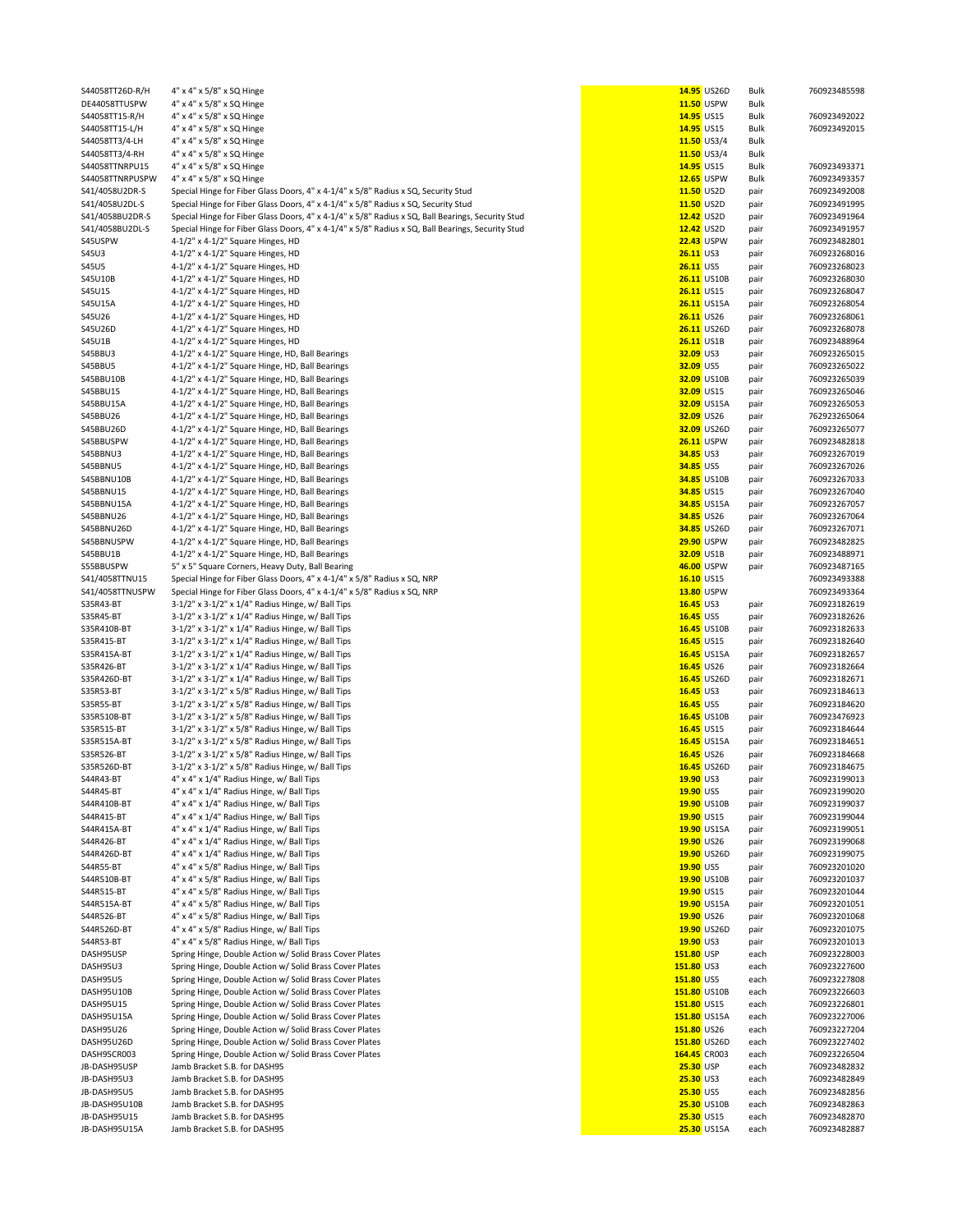| | | | | | |
|---|---|---|---|---|---|
| S44058TT26D-R/H | 4" x 4" x 5/8" x SQ Hinge | 14.95 | US26D | Bulk | 7609234855 98 |
| DE44058TTUSPW | 4" x 4" x 5/8" x SQ Hinge | 11.50 | USPW | Bulk | |
| S44058TT15-R/H | 4" x 4" x 5/8" x SQ Hinge | 14.95 | US15 | Bulk | 760923492022 |
| S44058TT15-L/H | 4" x 4" x 5/8" x SQ Hinge | 14.95 | US15 | Bulk | 760923492015 |
| S44058TT3/4-LH | 4" x 4" x 5/8" x SQ Hinge | 11.50 | US3/4 | Bulk | |
| S44058TT3/4-RH | 4" x 4" x 5/8" x SQ Hinge | 11.50 | US3/4 | Bulk | |
| S44058TTNRPU15 | 4" x 4" x 5/8" x SQ Hinge | 14.95 | US15 | Bulk | 760923493371 |
| S44058TTNRPUSPW | 4" x 4" x 5/8" x SQ Hinge | 12.65 | USPW | Bulk | 760923493357 |
| S41/4058U2DR-S | Special Hinge for Fiber Glass Doors, 4" x 4-1/4" x 5/8" Radius x SQ, Security Stud | 11.50 | US2D | pair | 760923492008 |
| S41/4058U2DL-S | Special Hinge for Fiber Glass Doors, 4" x 4-1/4" x 5/8" Radius x SQ, Security Stud | 11.50 | US2D | pair | 760923491995 |
| S41/4058BU2DR-S | Special Hinge for Fiber Glass Doors, 4" x 4-1/4" x 5/8" Radius x SQ, Ball Bearings, Security Stud | 12.42 | US2D | pair | 760923491964 |
| S41/4058BU2DL-S | Special Hinge for Fiber Glass Doors, 4" x 4-1/4" x 5/8" Radius x SQ, Ball Bearings, Security Stud | 12.42 | US2D | pair | 760923491957 |
| S45USPW | 4-1/2" x 4-1/2" Square Hinges, HD | 22.43 | USPW | pair | 760923482801 |
| S45U3 | 4-1/2" x 4-1/2" Square Hinges, HD | 26.11 | US3 | pair | 760923268016 |
| S45U5 | 4-1/2" x 4-1/2" Square Hinges, HD | 26.11 | US5 | pair | 760923268023 |
| S45U10B | 4-1/2" x 4-1/2" Square Hinges, HD | 26.11 | US10B | pair | 760923268030 |
| S45U15 | 4-1/2" x 4-1/2" Square Hinges, HD | 26.11 | US15 | pair | 760923268047 |
| S45U15A | 4-1/2" x 4-1/2" Square Hinges, HD | 26.11 | US15A | pair | 760923268054 |
| S45U26 | 4-1/2" x 4-1/2" Square Hinges, HD | 26.11 | US26 | pair | 760923268061 |
| S45U26D | 4-1/2" x 4-1/2" Square Hinges, HD | 26.11 | US26D | pair | 760923268078 |
| S45U1B | 4-1/2" x 4-1/2" Square Hinges, HD | 26.11 | US1B | pair | 760923488964 |
| S45BBU3 | 4-1/2" x 4-1/2" Square Hinge, HD, Ball Bearings | 32.09 | US3 | pair | 760923265015 |
| S45BBU5 | 4-1/2" x 4-1/2" Square Hinge, HD, Ball Bearings | 32.09 | US5 | pair | 760923265022 |
| S45BBU10B | 4-1/2" x 4-1/2" Square Hinge, HD, Ball Bearings | 32.09 | US10B | pair | 760923265039 |
| S45BBU15 | 4-1/2" x 4-1/2" Square Hinge, HD, Ball Bearings | 32.09 | US15 | pair | 760923265046 |
| S45BBU15A | 4-1/2" x 4-1/2" Square Hinge, HD, Ball Bearings | 32.09 | US15A | pair | 760923265053 |
| S45BBU26 | 4-1/2" x 4-1/2" Square Hinge, HD, Ball Bearings | 32.09 | US26 | pair | 762923265064 |
| S45BBU26D | 4-1/2" x 4-1/2" Square Hinge, HD, Ball Bearings | 32.09 | US26D | pair | 760923265077 |
| S45BBUSPW | 4-1/2" x 4-1/2" Square Hinge, HD, Ball Bearings | 26.11 | USPW | pair | 760923482818 |
| S45BBNU3 | 4-1/2" x 4-1/2" Square Hinge, HD, Ball Bearings | 34.85 | US3 | pair | 760923267019 |
| S45BBNU5 | 4-1/2" x 4-1/2" Square Hinge, HD, Ball Bearings | 34.85 | US5 | pair | 760923267026 |
| S45BBNU10B | 4-1/2" x 4-1/2" Square Hinge, HD, Ball Bearings | 34.85 | US10B | pair | 760923267033 |
| S45BBNU15 | 4-1/2" x 4-1/2" Square Hinge, HD, Ball Bearings | 34.85 | US15 | pair | 760923267040 |
| S45BBNU15A | 4-1/2" x 4-1/2" Square Hinge, HD, Ball Bearings | 34.85 | US15A | pair | 760923267057 |
| S45BBNU26 | 4-1/2" x 4-1/2" Square Hinge, HD, Ball Bearings | 34.85 | US26 | pair | 760923267064 |
| S45BBNU26D | 4-1/2" x 4-1/2" Square Hinge, HD, Ball Bearings | 34.85 | US26D | pair | 760923267071 |
| S45BBNUSPW | 4-1/2" x 4-1/2" Square Hinge, HD, Ball Bearings | 29.90 | USPW | pair | 760923482825 |
| S45BBU1B | 4-1/2" x 4-1/2" Square Hinge, HD, Ball Bearings | 32.09 | US1B | pair | 760923488971 |
| S55BBUSPW | 5" x 5" Square Corners, Heavy Duty, Ball Bearing | 46.00 | USPW | pair | 760923487165 |
| S41/4058TTNU15 | Special Hinge for Fiber Glass Doors, 4" x 4-1/4" x 5/8" Radius x SQ, NRP | 16.10 | US15 | | 760923493388 |
| S41/4058TTNUSPW | Special Hinge for Fiber Glass Doors, 4" x 4-1/4" x 5/8" Radius x SQ, NRP | 13.80 | USPW | | 760923493364 |
| S35R43-BT | 3-1/2" x 3-1/2" x 1/4" Radius Hinge, w/ Ball Tips | 16.45 | US3 | pair | 760923182619 |
| S35R45-BT | 3-1/2" x 3-1/2" x 1/4" Radius Hinge, w/ Ball Tips | 16.45 | US5 | pair | 760923182626 |
| S35R410B-BT | 3-1/2" x 3-1/2" x 1/4" Radius Hinge, w/ Ball Tips | 16.45 | US10B | pair | 760923182633 |
| S35R415-BT | 3-1/2" x 3-1/2" x 1/4" Radius Hinge, w/ Ball Tips | 16.45 | US15 | pair | 760923182640 |
| S35R415A-BT | 3-1/2" x 3-1/2" x 1/4" Radius Hinge, w/ Ball Tips | 16.45 | US15A | pair | 760923182657 |
| S35R426-BT | 3-1/2" x 3-1/2" x 1/4" Radius Hinge, w/ Ball Tips | 16.45 | US26 | pair | 760923182664 |
| S35R426D-BT | 3-1/2" x 3-1/2" x 1/4" Radius Hinge, w/ Ball Tips | 16.45 | US26D | pair | 760923182671 |
| S35R53-BT | 3-1/2" x 3-1/2" x 5/8" Radius Hinge, w/ Ball Tips | 16.45 | US3 | pair | 760923184613 |
| S35R55-BT | 3-1/2" x 3-1/2" x 5/8" Radius Hinge, w/ Ball Tips | 16.45 | US5 | pair | 760923184620 |
| S35R510B-BT | 3-1/2" x 3-1/2" x 5/8" Radius Hinge, w/ Ball Tips | 16.45 | US10B | pair | 760923476923 |
| S35R515-BT | 3-1/2" x 3-1/2" x 5/8" Radius Hinge, w/ Ball Tips | 16.45 | US15 | pair | 760923184644 |
| S35R515A-BT | 3-1/2" x 3-1/2" x 5/8" Radius Hinge, w/ Ball Tips | 16.45 | US15A | pair | 760923184651 |
| S35R526-BT | 3-1/2" x 3-1/2" x 5/8" Radius Hinge, w/ Ball Tips | 16.45 | US26 | pair | 760923184668 |
| S35R526D-BT | 3-1/2" x 3-1/2" x 5/8" Radius Hinge, w/ Ball Tips | 16.45 | US26D | pair | 760923184675 |
| S44R43-BT | 4" x 4" x 1/4" Radius Hinge, w/ Ball Tips | 19.90 | US3 | pair | 760923199013 |
| S44R45-BT | 4" x 4" x 1/4" Radius Hinge, w/ Ball Tips | 19.90 | US5 | pair | 760923199020 |
| S44R410B-BT | 4" x 4" x 1/4" Radius Hinge, w/ Ball Tips | 19.90 | US10B | pair | 760923199037 |
| S44R415-BT | 4" x 4" x 1/4" Radius Hinge, w/ Ball Tips | 19.90 | US15 | pair | 760923199044 |
| S44R415A-BT | 4" x 4" x 1/4" Radius Hinge, w/ Ball Tips | 19.90 | US15A | pair | 760923199051 |
| S44R426-BT | 4" x 4" x 1/4" Radius Hinge, w/ Ball Tips | 19.90 | US26 | pair | 760923199068 |
| S44R426D-BT | 4" x 4" x 1/4" Radius Hinge, w/ Ball Tips | 19.90 | US26D | pair | 760923199075 |
| S44R55-BT | 4" x 4" x 5/8" Radius Hinge, w/ Ball Tips | 19.90 | US5 | pair | 760923201020 |
| S44R510B-BT | 4" x 4" x 5/8" Radius Hinge, w/ Ball Tips | 19.90 | US10B | pair | 760923201037 |
| S44R515-BT | 4" x 4" x 5/8" Radius Hinge, w/ Ball Tips | 19.90 | US15 | pair | 760923201044 |
| S44R515A-BT | 4" x 4" x 5/8" Radius Hinge, w/ Ball Tips | 19.90 | US15A | pair | 760923201051 |
| S44R526-BT | 4" x 4" x 5/8" Radius Hinge, w/ Ball Tips | 19.90 | US26 | pair | 760923201068 |
| S44R526D-BT | 4" x 4" x 5/8" Radius Hinge, w/ Ball Tips | 19.90 | US26D | pair | 760923201075 |
| S44R53-BT | 4" x 4" x 5/8" Radius Hinge, w/ Ball Tips | 19.90 | US3 | pair | 760923201013 |
| DASH95USP | Spring Hinge, Double Action w/ Solid Brass Cover Plates | 151.80 | USP | each | 760923228003 |
| DASH95U3 | Spring Hinge, Double Action w/ Solid Brass Cover Plates | 151.80 | US3 | each | 760923227600 |
| DASH95U5 | Spring Hinge, Double Action w/ Solid Brass Cover Plates | 151.80 | US5 | each | 760923227808 |
| DASH95U10B | Spring Hinge, Double Action w/ Solid Brass Cover Plates | 151.80 | US10B | each | 760923226603 |
| DASH95U15 | Spring Hinge, Double Action w/ Solid Brass Cover Plates | 151.80 | US15 | each | 760923226801 |
| DASH95U15A | Spring Hinge, Double Action w/ Solid Brass Cover Plates | 151.80 | US15A | each | 760923227006 |
| DASH95U26 | Spring Hinge, Double Action w/ Solid Brass Cover Plates | 151.80 | US26 | each | 760923227204 |
| DASH95U26D | Spring Hinge, Double Action w/ Solid Brass Cover Plates | 151.80 | US26D | each | 760923227402 |
| DASH95CR003 | Spring Hinge, Double Action w/ Solid Brass Cover Plates | 164.45 | CR003 | each | 760923226504 |
| JB-DASH95USP | Jamb Bracket S.B. for DASH95 | 25.30 | USP | each | 760923482832 |
| JB-DASH95U3 | Jamb Bracket S.B. for DASH95 | 25.30 | US3 | each | 760923482849 |
| JB-DASH95U5 | Jamb Bracket S.B. for DASH95 | 25.30 | US5 | each | 760923482856 |
| JB-DASH95U10B | Jamb Bracket S.B. for DASH95 | 25.30 | US10B | each | 760923482863 |
| JB-DASH95U15 | Jamb Bracket S.B. for DASH95 | 25.30 | US15 | each | 760923482870 |
| JB-DASH95U15A | Jamb Bracket S.B. for DASH95 | 25.30 | US15A | each | 760923482887 |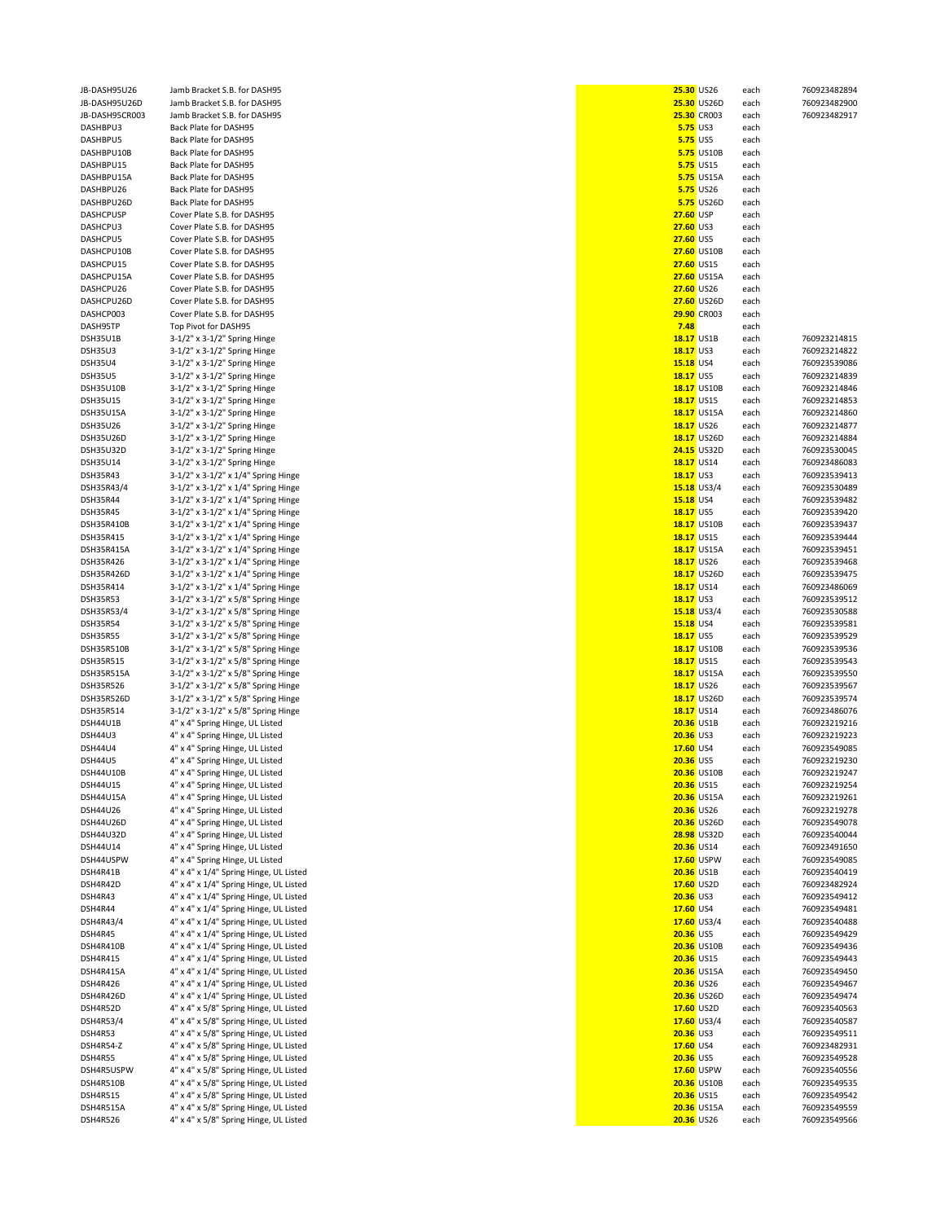| | | | | | |
|---|---|---|---|---|---|
| JB-DASH95U26 | Jamb Bracket S.B. for DASH95 | 25.30 | US26 | each | 760923482894 |
| JB-DASH95U26D | Jamb Bracket S.B. for DASH95 | 25.30 | US26D | each | 760923482900 |
| JB-DASH95CR003 | Jamb Bracket S.B. for DASH95 | 25.30 | CR003 | each | 760923482917 |
| DASHBPU3 | Back Plate for DASH95 | 5.75 | US3 | each | |
| DASHBPU5 | Back Plate for DASH95 | 5.75 | US5 | each | |
| DASHBPU10B | Back Plate for DASH95 | 5.75 | US10B | each | |
| DASHBPU15 | Back Plate for DASH95 | 5.75 | US15 | each | |
| DASHBPU15A | Back Plate for DASH95 | 5.75 | US15A | each | |
| DASHBPU26 | Back Plate for DASH95 | 5.75 | US26 | each | |
| DASHBPU26D | Back Plate for DASH95 | 5.75 | US26D | each | |
| DASHCPUSP | Cover Plate S.B. for DASH95 | 27.60 | USP | each | |
| DASHCPU3 | Cover Plate S.B. for DASH95 | 27.60 | US3 | each | |
| DASHCPU5 | Cover Plate S.B. for DASH95 | 27.60 | US5 | each | |
| DASHCPU10B | Cover Plate S.B. for DASH95 | 27.60 | US10B | each | |
| DASHCPU15 | Cover Plate S.B. for DASH95 | 27.60 | US15 | each | |
| DASHCPU15A | Cover Plate S.B. for DASH95 | 27.60 | US15A | each | |
| DASHCPU26 | Cover Plate S.B. for DASH95 | 27.60 | US26 | each | |
| DASHCPU26D | Cover Plate S.B. for DASH95 | 27.60 | US26D | each | |
| DASHCP003 | Cover Plate S.B. for DASH95 | 29.90 | CR003 | each | |
| DASH95TP | Top Pivot for DASH95 | 7.48 | | each | |
| DSH35U1B | 3-1/2" x 3-1/2" Spring Hinge | 18.17 | US1B | each | 760923214815 |
| DSH35U3 | 3-1/2" x 3-1/2" Spring Hinge | 18.17 | US3 | each | 760923214822 |
| DSH35U4 | 3-1/2" x 3-1/2" Spring Hinge | 15.18 | US4 | each | 760923539086 |
| DSH35U5 | 3-1/2" x 3-1/2" Spring Hinge | 18.17 | US5 | each | 760923214839 |
| DSH35U10B | 3-1/2" x 3-1/2" Spring Hinge | 18.17 | US10B | each | 760923214846 |
| DSH35U15 | 3-1/2" x 3-1/2" Spring Hinge | 18.17 | US15 | each | 760923214853 |
| DSH35U15A | 3-1/2" x 3-1/2" Spring Hinge | 18.17 | US15A | each | 760923214860 |
| DSH35U26 | 3-1/2" x 3-1/2" Spring Hinge | 18.17 | US26 | each | 760923214877 |
| DSH35U26D | 3-1/2" x 3-1/2" Spring Hinge | 18.17 | US26D | each | 760923214884 |
| DSH35U32D | 3-1/2" x 3-1/2" Spring Hinge | 24.15 | US32D | each | 760923530045 |
| DSH35U14 | 3-1/2" x 3-1/2" Spring Hinge | 18.17 | US14 | each | 760923486083 |
| DSH35R43 | 3-1/2" x 3-1/2" x 1/4" Spring Hinge | 18.17 | US3 | each | 760923539413 |
| DSH35R43/4 | 3-1/2" x 3-1/2" x 1/4" Spring Hinge | 15.18 | US3/4 | each | 760923530489 |
| DSH35R44 | 3-1/2" x 3-1/2" x 1/4" Spring Hinge | 15.18 | US4 | each | 760923539482 |
| DSH35R45 | 3-1/2" x 3-1/2" x 1/4" Spring Hinge | 18.17 | US5 | each | 760923539420 |
| DSH35R410B | 3-1/2" x 3-1/2" x 1/4" Spring Hinge | 18.17 | US10B | each | 760923539437 |
| DSH35R415 | 3-1/2" x 3-1/2" x 1/4" Spring Hinge | 18.17 | US15 | each | 760923539444 |
| DSH35R415A | 3-1/2" x 3-1/2" x 1/4" Spring Hinge | 18.17 | US15A | each | 760923539451 |
| DSH35R426 | 3-1/2" x 3-1/2" x 1/4" Spring Hinge | 18.17 | US26 | each | 760923539468 |
| DSH35R426D | 3-1/2" x 3-1/2" x 1/4" Spring Hinge | 18.17 | US26D | each | 760923539475 |
| DSH35R414 | 3-1/2" x 3-1/2" x 1/4" Spring Hinge | 18.17 | US14 | each | 760923486069 |
| DSH35R53 | 3-1/2" x 3-1/2" x 5/8" Spring Hinge | 18.17 | US3 | each | 760923539512 |
| DSH35R53/4 | 3-1/2" x 3-1/2" x 5/8" Spring Hinge | 15.18 | US3/4 | each | 760923530588 |
| DSH35R54 | 3-1/2" x 3-1/2" x 5/8" Spring Hinge | 15.18 | US4 | each | 760923539581 |
| DSH35R55 | 3-1/2" x 3-1/2" x 5/8" Spring Hinge | 18.17 | US5 | each | 760923539529 |
| DSH35R510B | 3-1/2" x 3-1/2" x 5/8" Spring Hinge | 18.17 | US10B | each | 760923539536 |
| DSH35R515 | 3-1/2" x 3-1/2" x 5/8" Spring Hinge | 18.17 | US15 | each | 760923539543 |
| DSH35R515A | 3-1/2" x 3-1/2" x 5/8" Spring Hinge | 18.17 | US15A | each | 760923539550 |
| DSH35R526 | 3-1/2" x 3-1/2" x 5/8" Spring Hinge | 18.17 | US26 | each | 760923539567 |
| DSH35R526D | 3-1/2" x 3-1/2" x 5/8" Spring Hinge | 18.17 | US26D | each | 760923539574 |
| DSH35R514 | 3-1/2" x 3-1/2" x 5/8" Spring Hinge | 18.17 | US14 | each | 760923486076 |
| DSH44U1B | 4" x 4" Spring Hinge, UL Listed | 20.36 | US1B | each | 760923219216 |
| DSH44U3 | 4" x 4" Spring Hinge, UL Listed | 20.36 | US3 | each | 760923219223 |
| DSH44U4 | 4" x 4" Spring Hinge, UL Listed | 17.60 | US4 | each | 760923549085 |
| DSH44U5 | 4" x 4" Spring Hinge, UL Listed | 20.36 | US5 | each | 760923219230 |
| DSH44U10B | 4" x 4" Spring Hinge, UL Listed | 20.36 | US10B | each | 760923219247 |
| DSH44U15 | 4" x 4" Spring Hinge, UL Listed | 20.36 | US15 | each | 760923219254 |
| DSH44U15A | 4" x 4" Spring Hinge, UL Listed | 20.36 | US15A | each | 760923219261 |
| DSH44U26 | 4" x 4" Spring Hinge, UL Listed | 20.36 | US26 | each | 760923219278 |
| DSH44U26D | 4" x 4" Spring Hinge, UL Listed | 20.36 | US26D | each | 760923549078 |
| DSH44U32D | 4" x 4" Spring Hinge, UL Listed | 28.98 | US32D | each | 760923540044 |
| DSH44U14 | 4" x 4" Spring Hinge, UL Listed | 20.36 | US14 | each | 760923491650 |
| DSH44USPW | 4" x 4" Spring Hinge, UL Listed | 17.60 | USPW | each | 760923549085 |
| DSH4R41B | 4" x 4" x 1/4" Spring Hinge, UL Listed | 20.36 | US1B | each | 760923540419 |
| DSH4R42D | 4" x 4" x 1/4" Spring Hinge, UL Listed | 17.60 | US2D | each | 760923482924 |
| DSH4R43 | 4" x 4" x 1/4" Spring Hinge, UL Listed | 20.36 | US3 | each | 760923549412 |
| DSH4R44 | 4" x 4" x 1/4" Spring Hinge, UL Listed | 17.60 | US4 | each | 760923549481 |
| DSH4R43/4 | 4" x 4" x 1/4" Spring Hinge, UL Listed | 17.60 | US3/4 | each | 760923540488 |
| DSH4R45 | 4" x 4" x 1/4" Spring Hinge, UL Listed | 20.36 | US5 | each | 760923549429 |
| DSH4R410B | 4" x 4" x 1/4" Spring Hinge, UL Listed | 20.36 | US10B | each | 760923549436 |
| DSH4R415 | 4" x 4" x 1/4" Spring Hinge, UL Listed | 20.36 | US15 | each | 760923549443 |
| DSH4R415A | 4" x 4" x 1/4" Spring Hinge, UL Listed | 20.36 | US15A | each | 760923549450 |
| DSH4R426 | 4" x 4" x 1/4" Spring Hinge, UL Listed | 20.36 | US26 | each | 760923549467 |
| DSH4R426D | 4" x 4" x 1/4" Spring Hinge, UL Listed | 20.36 | US26D | each | 760923549474 |
| DSH4R52D | 4" x 4" x 5/8" Spring Hinge, UL Listed | 17.60 | US2D | each | 760923540563 |
| DSH4R53/4 | 4" x 4" x 5/8" Spring Hinge, UL Listed | 17.60 | US3/4 | each | 760923540587 |
| DSH4R53 | 4" x 4" x 5/8" Spring Hinge, UL Listed | 20.36 | US3 | each | 760923549511 |
| DSH4R54-Z | 4" x 4" x 5/8" Spring Hinge, UL Listed | 17.60 | US4 | each | 760923482931 |
| DSH4R55 | 4" x 4" x 5/8" Spring Hinge, UL Listed | 20.36 | US5 | each | 760923549528 |
| DSH4R5USPW | 4" x 4" x 5/8" Spring Hinge, UL Listed | 17.60 | USPW | each | 760923540556 |
| DSH4R510B | 4" x 4" x 5/8" Spring Hinge, UL Listed | 20.36 | US10B | each | 760923549535 |
| DSH4R515 | 4" x 4" x 5/8" Spring Hinge, UL Listed | 20.36 | US15 | each | 760923549542 |
| DSH4R515A | 4" x 4" x 5/8" Spring Hinge, UL Listed | 20.36 | US15A | each | 760923549559 |
| DSH4R526 | 4" x 4" x 5/8" Spring Hinge, UL Listed | 20.36 | US26 | each | 760923549566 |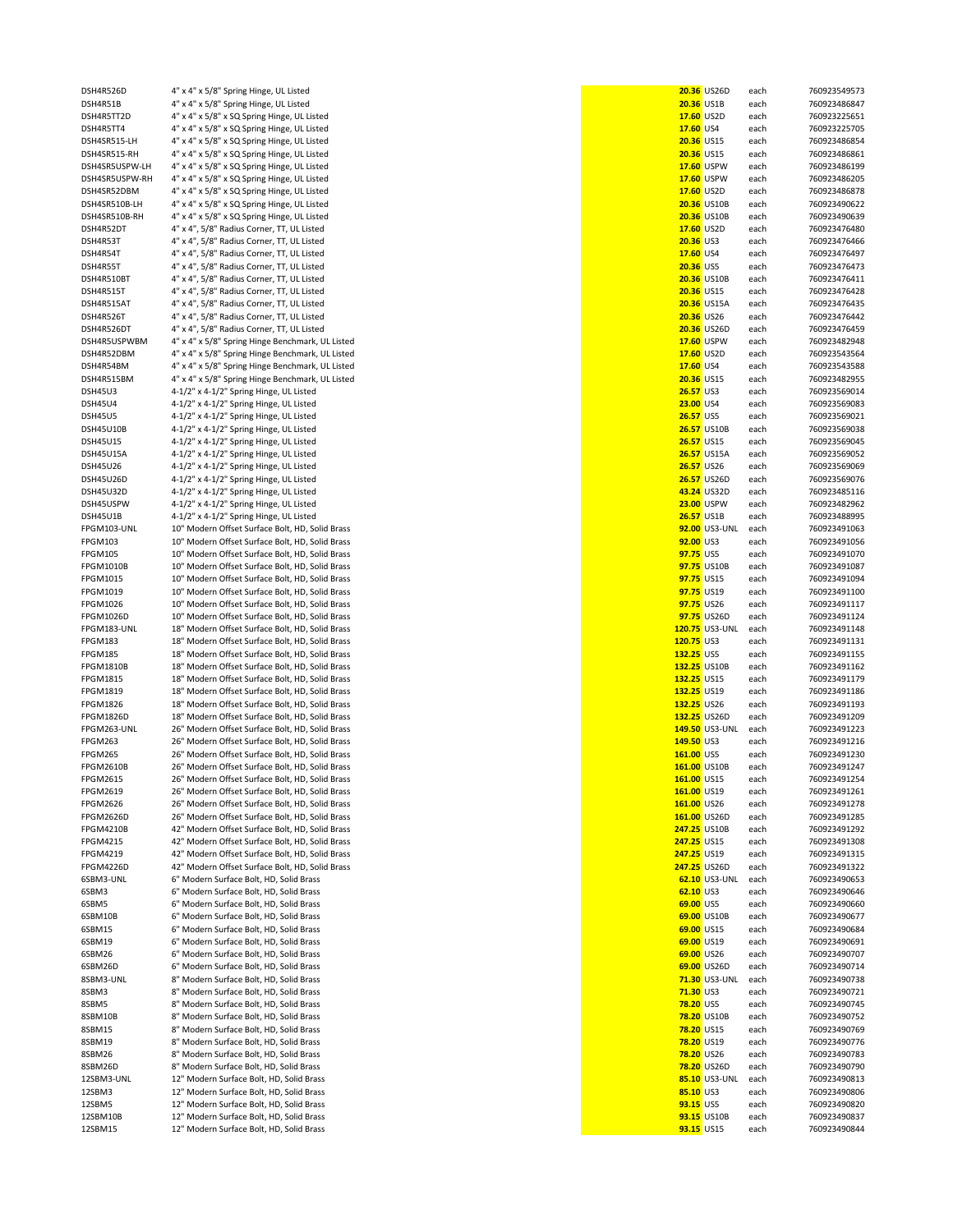| | | | | | |
|---|---|---|---|---|---|
| DSH4R526D | 4" x 4" x 5/8" Spring Hinge, UL Listed | 20.36 | US26D | each | 760923549573 |
| DSH4R51B | 4" x 4" x 5/8" Spring Hinge, UL Listed | 20.36 | US1B | each | 760923486847 |
| DSH4R5TT2D | 4" x 4" x 5/8" x SQ Spring Hinge, UL Listed | 17.60 | US2D | each | 760923225651 |
| DSH4R5TT4 | 4" x 4" x 5/8" x SQ Spring Hinge, UL Listed | 17.60 | US4 | each | 760923225705 |
| DSH4SR515-LH | 4" x 4" x 5/8" x SQ Spring Hinge, UL Listed | 20.36 | US15 | each | 760923486854 |
| DSH4SR515-RH | 4" x 4" x 5/8" x SQ Spring Hinge, UL Listed | 20.36 | US15 | each | 760923486861 |
| DSH4SR5USPW-LH | 4" x 4" x 5/8" x SQ Spring Hinge, UL Listed | 17.60 | USPW | each | 760923486199 |
| DSH4SR5USPW-RH | 4" x 4" x 5/8" x SQ Spring Hinge, UL Listed | 17.60 | USPW | each | 760923486205 |
| DSH4SR52DBM | 4" x 4" x 5/8" x SQ Spring Hinge, UL Listed | 17.60 | US2D | each | 760923486878 |
| DSH4SR510B-LH | 4" x 4" x 5/8" x SQ Spring Hinge, UL Listed | 20.36 | US10B | each | 760923490622 |
| DSH4SR510B-RH | 4" x 4" x 5/8" x SQ Spring Hinge, UL Listed | 20.36 | US10B | each | 760923490639 |
| DSH4R52DT | 4" x 4", 5/8" Radius Corner, TT, UL Listed | 17.60 | US2D | each | 760923476480 |
| DSH4R53T | 4" x 4", 5/8" Radius Corner, TT, UL Listed | 20.36 | US3 | each | 760923476466 |
| DSH4R54T | 4" x 4", 5/8" Radius Corner, TT, UL Listed | 17.60 | US4 | each | 760923476497 |
| DSH4R55T | 4" x 4", 5/8" Radius Corner, TT, UL Listed | 20.36 | US5 | each | 760923476473 |
| DSH4R510BT | 4" x 4", 5/8" Radius Corner, TT, UL Listed | 20.36 | US10B | each | 760923476411 |
| DSH4R515T | 4" x 4", 5/8" Radius Corner, TT, UL Listed | 20.36 | US15 | each | 760923476428 |
| DSH4R515AT | 4" x 4", 5/8" Radius Corner, TT, UL Listed | 20.36 | US15A | each | 760923476435 |
| DSH4R526T | 4" x 4", 5/8" Radius Corner, TT, UL Listed | 20.36 | US26 | each | 760923476442 |
| DSH4R526DT | 4" x 4", 5/8" Radius Corner, TT, UL Listed | 20.36 | US26D | each | 760923476459 |
| DSH4R5USPWBM | 4" x 4" x 5/8" Spring Hinge Benchmark, UL Listed | 17.60 | USPW | each | 760923482948 |
| DSH4R52DBM | 4" x 4" x 5/8" Spring Hinge Benchmark, UL Listed | 17.60 | US2D | each | 760923543564 |
| DSH4R54BM | 4" x 4" x 5/8" Spring Hinge Benchmark, UL Listed | 17.60 | US4 | each | 760923543588 |
| DSH4R515BM | 4" x 4" x 5/8" Spring Hinge Benchmark, UL Listed | 20.36 | US15 | each | 760923482955 |
| DSH45U3 | 4-1/2" x 4-1/2" Spring Hinge, UL Listed | 26.57 | US3 | each | 760923569014 |
| DSH45U4 | 4-1/2" x 4-1/2" Spring Hinge, UL Listed | 23.00 | US4 | each | 760923569083 |
| DSH45U5 | 4-1/2" x 4-1/2" Spring Hinge, UL Listed | 26.57 | US5 | each | 760923569021 |
| DSH45U10B | 4-1/2" x 4-1/2" Spring Hinge, UL Listed | 26.57 | US10B | each | 760923569038 |
| DSH45U15 | 4-1/2" x 4-1/2" Spring Hinge, UL Listed | 26.57 | US15 | each | 760923569045 |
| DSH45U15A | 4-1/2" x 4-1/2" Spring Hinge, UL Listed | 26.57 | US15A | each | 760923569052 |
| DSH45U26 | 4-1/2" x 4-1/2" Spring Hinge, UL Listed | 26.57 | US26 | each | 760923569069 |
| DSH45U26D | 4-1/2" x 4-1/2" Spring Hinge, UL Listed | 26.57 | US26D | each | 760923569076 |
| DSH45U32D | 4-1/2" x 4-1/2" Spring Hinge, UL Listed | 43.24 | US32D | each | 760923485116 |
| DSH45USPW | 4-1/2" x 4-1/2" Spring Hinge, UL Listed | 23.00 | USPW | each | 760923482962 |
| DSH45U1B | 4-1/2" x 4-1/2" Spring Hinge, UL Listed | 26.57 | US1B | each | 760923488995 |
| FPGM103-UNL | 10" Modern Offset Surface Bolt, HD, Solid Brass | 92.00 | US3-UNL | each | 760923491063 |
| FPGM103 | 10" Modern Offset Surface Bolt, HD, Solid Brass | 92.00 | US3 | each | 760923491056 |
| FPGM105 | 10" Modern Offset Surface Bolt, HD, Solid Brass | 97.75 | US5 | each | 760923491070 |
| FPGM1010B | 10" Modern Offset Surface Bolt, HD, Solid Brass | 97.75 | US10B | each | 760923491087 |
| FPGM1015 | 10" Modern Offset Surface Bolt, HD, Solid Brass | 97.75 | US15 | each | 760923491094 |
| FPGM1019 | 10" Modern Offset Surface Bolt, HD, Solid Brass | 97.75 | US19 | each | 760923491100 |
| FPGM1026 | 10" Modern Offset Surface Bolt, HD, Solid Brass | 97.75 | US26 | each | 760923491117 |
| FPGM1026D | 10" Modern Offset Surface Bolt, HD, Solid Brass | 97.75 | US26D | each | 760923491124 |
| FPGM183-UNL | 18" Modern Offset Surface Bolt, HD, Solid Brass | 120.75 | US3-UNL | each | 760923491148 |
| FPGM183 | 18" Modern Offset Surface Bolt, HD, Solid Brass | 120.75 | US3 | each | 760923491131 |
| FPGM185 | 18" Modern Offset Surface Bolt, HD, Solid Brass | 132.25 | US5 | each | 760923491155 |
| FPGM1810B | 18" Modern Offset Surface Bolt, HD, Solid Brass | 132.25 | US10B | each | 760923491162 |
| FPGM1815 | 18" Modern Offset Surface Bolt, HD, Solid Brass | 132.25 | US15 | each | 760923491179 |
| FPGM1819 | 18" Modern Offset Surface Bolt, HD, Solid Brass | 132.25 | US19 | each | 760923491186 |
| FPGM1826 | 18" Modern Offset Surface Bolt, HD, Solid Brass | 132.25 | US26 | each | 760923491193 |
| FPGM1826D | 18" Modern Offset Surface Bolt, HD, Solid Brass | 132.25 | US26D | each | 760923491209 |
| FPGM263-UNL | 26" Modern Offset Surface Bolt, HD, Solid Brass | 149.50 | US3-UNL | each | 760923491223 |
| FPGM263 | 26" Modern Offset Surface Bolt, HD, Solid Brass | 149.50 | US3 | each | 760923491216 |
| FPGM265 | 26" Modern Offset Surface Bolt, HD, Solid Brass | 161.00 | US5 | each | 760923491230 |
| FPGM2610B | 26" Modern Offset Surface Bolt, HD, Solid Brass | 161.00 | US10B | each | 760923491247 |
| FPGM2615 | 26" Modern Offset Surface Bolt, HD, Solid Brass | 161.00 | US15 | each | 760923491254 |
| FPGM2619 | 26" Modern Offset Surface Bolt, HD, Solid Brass | 161.00 | US19 | each | 760923491261 |
| FPGM2626 | 26" Modern Offset Surface Bolt, HD, Solid Brass | 161.00 | US26 | each | 760923491278 |
| FPGM2626D | 26" Modern Offset Surface Bolt, HD, Solid Brass | 161.00 | US26D | each | 760923491285 |
| FPGM4210B | 42" Modern Offset Surface Bolt, HD, Solid Brass | 247.25 | US10B | each | 760923491292 |
| FPGM4215 | 42" Modern Offset Surface Bolt, HD, Solid Brass | 247.25 | US15 | each | 760923491308 |
| FPGM4219 | 42" Modern Offset Surface Bolt, HD, Solid Brass | 247.25 | US19 | each | 760923491315 |
| FPGM4226D | 42" Modern Offset Surface Bolt, HD, Solid Brass | 247.25 | US26D | each | 760923491322 |
| 6SBM3-UNL | 6" Modern Surface Bolt, HD, Solid Brass | 62.10 | US3-UNL | each | 760923490653 |
| 6SBM3 | 6" Modern Surface Bolt, HD, Solid Brass | 62.10 | US3 | each | 760923490646 |
| 6SBM5 | 6" Modern Surface Bolt, HD, Solid Brass | 69.00 | US5 | each | 760923490660 |
| 6SBM10B | 6" Modern Surface Bolt, HD, Solid Brass | 69.00 | US10B | each | 760923490677 |
| 6SBM15 | 6" Modern Surface Bolt, HD, Solid Brass | 69.00 | US15 | each | 760923490684 |
| 6SBM19 | 6" Modern Surface Bolt, HD, Solid Brass | 69.00 | US19 | each | 760923490691 |
| 6SBM26 | 6" Modern Surface Bolt, HD, Solid Brass | 69.00 | US26 | each | 760923490707 |
| 6SBM26D | 6" Modern Surface Bolt, HD, Solid Brass | 69.00 | US26D | each | 760923490714 |
| 8SBM3-UNL | 8" Modern Surface Bolt, HD, Solid Brass | 71.30 | US3-UNL | each | 760923490738 |
| 8SBM3 | 8" Modern Surface Bolt, HD, Solid Brass | 71.30 | US3 | each | 760923490721 |
| 8SBM5 | 8" Modern Surface Bolt, HD, Solid Brass | 78.20 | US5 | each | 760923490745 |
| 8SBM10B | 8" Modern Surface Bolt, HD, Solid Brass | 78.20 | US10B | each | 760923490752 |
| 8SBM15 | 8" Modern Surface Bolt, HD, Solid Brass | 78.20 | US15 | each | 760923490769 |
| 8SBM19 | 8" Modern Surface Bolt, HD, Solid Brass | 78.20 | US19 | each | 760923490776 |
| 8SBM26 | 8" Modern Surface Bolt, HD, Solid Brass | 78.20 | US26 | each | 760923490783 |
| 8SBM26D | 8" Modern Surface Bolt, HD, Solid Brass | 78.20 | US26D | each | 760923490790 |
| 12SBM3-UNL | 12" Modern Surface Bolt, HD, Solid Brass | 85.10 | US3-UNL | each | 760923490813 |
| 12SBM3 | 12" Modern Surface Bolt, HD, Solid Brass | 85.10 | US3 | each | 760923490806 |
| 12SBM5 | 12" Modern Surface Bolt, HD, Solid Brass | 93.15 | US5 | each | 760923490820 |
| 12SBM10B | 12" Modern Surface Bolt, HD, Solid Brass | 93.15 | US10B | each | 760923490837 |
| 12SBM15 | 12" Modern Surface Bolt, HD, Solid Brass | 93.15 | US15 | each | 760923490844 |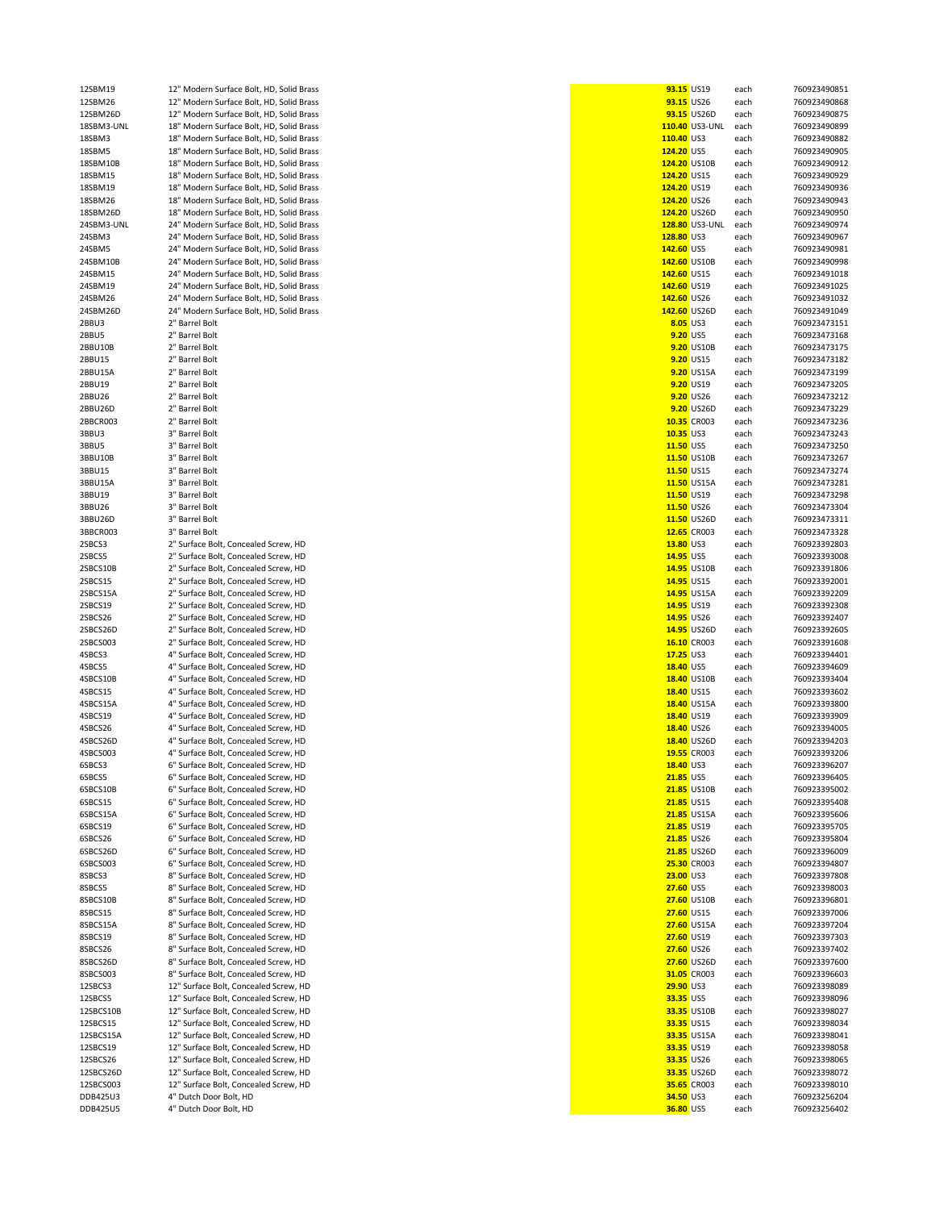| | | | | | |
|---|---|---|---|---|---|
| 12SBM19 | 12" Modern Surface Bolt, HD, Solid Brass | **93.15** | US19 | each | 760923490851 |
| 12SBM26 | 12" Modern Surface Bolt, HD, Solid Brass | **93.15** | US26 | each | 760923490868 |
| 12SBM26D | 12" Modern Surface Bolt, HD, Solid Brass | **93.15** | US26D | each | 760923490875 |
| 18SBM3-UNL | 18" Modern Surface Bolt, HD, Solid Brass | **110.40** | US3-UNL | each | 760923490899 |
| 18SBM3 | 18" Modern Surface Bolt, HD, Solid Brass | **110.40** | US3 | each | 760923490882 |
| 18SBM5 | 18" Modern Surface Bolt, HD, Solid Brass | **124.20** | US5 | each | 760923490905 |
| 18SBM10B | 18" Modern Surface Bolt, HD, Solid Brass | **124.20** | US10B | each | 760923490912 |
| 18SBM15 | 18" Modern Surface Bolt, HD, Solid Brass | **124.20** | US15 | each | 760923490929 |
| 18SBM19 | 18" Modern Surface Bolt, HD, Solid Brass | **124.20** | US19 | each | 760923490936 |
| 18SBM26 | 18" Modern Surface Bolt, HD, Solid Brass | **124.20** | US26 | each | 760923490943 |
| 18SBM26D | 18" Modern Surface Bolt, HD, Solid Brass | **124.20** | US26D | each | 760923490950 |
| 24SBM3-UNL | 24" Modern Surface Bolt, HD, Solid Brass | **128.80** | US3-UNL | each | 760923490974 |
| 24SBM3 | 24" Modern Surface Bolt, HD, Solid Brass | **128.80** | US3 | each | 760923490967 |
| 24SBM5 | 24" Modern Surface Bolt, HD, Solid Brass | **142.60** | US5 | each | 760923490981 |
| 24SBM10B | 24" Modern Surface Bolt, HD, Solid Brass | **142.60** | US10B | each | 760923490998 |
| 24SBM15 | 24" Modern Surface Bolt, HD, Solid Brass | **142.60** | US15 | each | 760923491018 |
| 24SBM19 | 24" Modern Surface Bolt, HD, Solid Brass | **142.60** | US19 | each | 760923491025 |
| 24SBM26 | 24" Modern Surface Bolt, HD, Solid Brass | **142.60** | US26 | each | 760923491032 |
| 24SBM26D | 24" Modern Surface Bolt, HD, Solid Brass | **142.60** | US26D | each | 760923491049 |
| 2BBU3 | 2" Barrel Bolt | **8.05** | US3 | each | 760923473151 |
| 2BBU5 | 2" Barrel Bolt | **9.20** | US5 | each | 760923473168 |
| 2BBU10B | 2" Barrel Bolt | **9.20** | US10B | each | 760923473175 |
| 2BBU15 | 2" Barrel Bolt | **9.20** | US15 | each | 760923473182 |
| 2BBU15A | 2" Barrel Bolt | **9.20** | US15A | each | 760923473199 |
| 2BBU19 | 2" Barrel Bolt | **9.20** | US19 | each | 760923473205 |
| 2BBU26 | 2" Barrel Bolt | **9.20** | US26 | each | 760923473212 |
| 2BBU26D | 2" Barrel Bolt | **9.20** | US26D | each | 760923473229 |
| 2BBCR003 | 2" Barrel Bolt | **10.35** | CR003 | each | 760923473236 |
| 3BBU3 | 3" Barrel Bolt | **10.35** | US3 | each | 760923473243 |
| 3BBU5 | 3" Barrel Bolt | **11.50** | US5 | each | 760923473250 |
| 3BBU10B | 3" Barrel Bolt | **11.50** | US10B | each | 760923473267 |
| 3BBU15 | 3" Barrel Bolt | **11.50** | US15 | each | 760923473274 |
| 3BBU15A | 3" Barrel Bolt | **11.50** | US15A | each | 760923473281 |
| 3BBU19 | 3" Barrel Bolt | **11.50** | US19 | each | 760923473298 |
| 3BBU26 | 3" Barrel Bolt | **11.50** | US26 | each | 760923473304 |
| 3BBU26D | 3" Barrel Bolt | **11.50** | US26D | each | 760923473311 |
| 3BBCR003 | 3" Barrel Bolt | **12.65** | CR003 | each | 760923473328 |
| 2SBCS3 | 2" Surface Bolt, Concealed Screw, HD | **13.80** | US3 | each | 760923392803 |
| 2SBCS5 | 2" Surface Bolt, Concealed Screw, HD | **14.95** | US5 | each | 760923393008 |
| 2SBCS10B | 2" Surface Bolt, Concealed Screw, HD | **14.95** | US10B | each | 760923391806 |
| 2SBCS15 | 2" Surface Bolt, Concealed Screw, HD | **14.95** | US15 | each | 760923392001 |
| 2SBCS15A | 2" Surface Bolt, Concealed Screw, HD | **14.95** | US15A | each | 760923392209 |
| 2SBCS19 | 2" Surface Bolt, Concealed Screw, HD | **14.95** | US19 | each | 760923392308 |
| 2SBCS26 | 2" Surface Bolt, Concealed Screw, HD | **14.95** | US26 | each | 760923392407 |
| 2SBCS26D | 2" Surface Bolt, Concealed Screw, HD | **14.95** | US26D | each | 760923392605 |
| 2SBCS003 | 2" Surface Bolt, Concealed Screw, HD | **16.10** | CR003 | each | 760923391608 |
| 4SBCS3 | 4" Surface Bolt, Concealed Screw, HD | **17.25** | US3 | each | 760923394401 |
| 4SBCS5 | 4" Surface Bolt, Concealed Screw, HD | **18.40** | US5 | each | 760923394609 |
| 4SBCS10B | 4" Surface Bolt, Concealed Screw, HD | **18.40** | US10B | each | 760923393404 |
| 4SBCS15 | 4" Surface Bolt, Concealed Screw, HD | **18.40** | US15 | each | 760923393602 |
| 4SBCS15A | 4" Surface Bolt, Concealed Screw, HD | **18.40** | US15A | each | 760923393800 |
| 4SBCS19 | 4" Surface Bolt, Concealed Screw, HD | **18.40** | US19 | each | 760923393909 |
| 4SBCS26 | 4" Surface Bolt, Concealed Screw, HD | **18.40** | US26 | each | 760923394005 |
| 4SBCS26D | 4" Surface Bolt, Concealed Screw, HD | **18.40** | US26D | each | 760923394203 |
| 4SBCS003 | 4" Surface Bolt, Concealed Screw, HD | **19.55** | CR003 | each | 760923393206 |
| 6SBCS3 | 6" Surface Bolt, Concealed Screw, HD | **18.40** | US3 | each | 760923396207 |
| 6SBCS5 | 6" Surface Bolt, Concealed Screw, HD | **21.85** | US5 | each | 760923396405 |
| 6SBCS10B | 6" Surface Bolt, Concealed Screw, HD | **21.85** | US10B | each | 760923395002 |
| 6SBCS15 | 6" Surface Bolt, Concealed Screw, HD | **21.85** | US15 | each | 760923395408 |
| 6SBCS15A | 6" Surface Bolt, Concealed Screw, HD | **21.85** | US15A | each | 760923395606 |
| 6SBCS19 | 6" Surface Bolt, Concealed Screw, HD | **21.85** | US19 | each | 760923395705 |
| 6SBCS26 | 6" Surface Bolt, Concealed Screw, HD | **21.85** | US26 | each | 760923395804 |
| 6SBCS26D | 6" Surface Bolt, Concealed Screw, HD | **21.85** | US26D | each | 760923396009 |
| 6SBCS003 | 6" Surface Bolt, Concealed Screw, HD | **25.30** | CR003 | each | 760923394807 |
| 8SBCS3 | 8" Surface Bolt, Concealed Screw, HD | **23.00** | US3 | each | 760923397808 |
| 8SBCS5 | 8" Surface Bolt, Concealed Screw, HD | **27.60** | US5 | each | 760923398003 |
| 8SBCS10B | 8" Surface Bolt, Concealed Screw, HD | **27.60** | US10B | each | 760923396801 |
| 8SBCS15 | 8" Surface Bolt, Concealed Screw, HD | **27.60** | US15 | each | 760923397006 |
| 8SBCS15A | 8" Surface Bolt, Concealed Screw, HD | **27.60** | US15A | each | 760923397204 |
| 8SBCS19 | 8" Surface Bolt, Concealed Screw, HD | **27.60** | US19 | each | 760923397303 |
| 8SBCS26 | 8" Surface Bolt, Concealed Screw, HD | **27.60** | US26 | each | 760923397402 |
| 8SBCS26D | 8" Surface Bolt, Concealed Screw, HD | **27.60** | US26D | each | 760923397600 |
| 8SBCS003 | 8" Surface Bolt, Concealed Screw, HD | **31.05** | CR003 | each | 760923396603 |
| 12SBCS3 | 12" Surface Bolt, Concealed Screw, HD | **29.90** | US3 | each | 760923398089 |
| 12SBCS5 | 12" Surface Bolt, Concealed Screw, HD | **33.35** | US5 | each | 760923398096 |
| 12SBCS10B | 12" Surface Bolt, Concealed Screw, HD | **33.35** | US10B | each | 760923398027 |
| 12SBCS15 | 12" Surface Bolt, Concealed Screw, HD | **33.35** | US15 | each | 760923398034 |
| 12SBCS15A | 12" Surface Bolt, Concealed Screw, HD | **33.35** | US15A | each | 760923398041 |
| 12SBCS19 | 12" Surface Bolt, Concealed Screw, HD | **33.35** | US19 | each | 760923398058 |
| 12SBCS26 | 12" Surface Bolt, Concealed Screw, HD | **33.35** | US26 | each | 760923398065 |
| 12SBCS26D | 12" Surface Bolt, Concealed Screw, HD | **33.35** | US26D | each | 760923398072 |
| 12SBCS003 | 12" Surface Bolt, Concealed Screw, HD | **35.65** | CR003 | each | 760923398010 |
| DDB425U3 | 4" Dutch Door Bolt, HD | **34.50** | US3 | each | 760923256204 |
| DDB425U5 | 4" Dutch Door Bolt, HD | **36.80** | US5 | each | 760923256402 |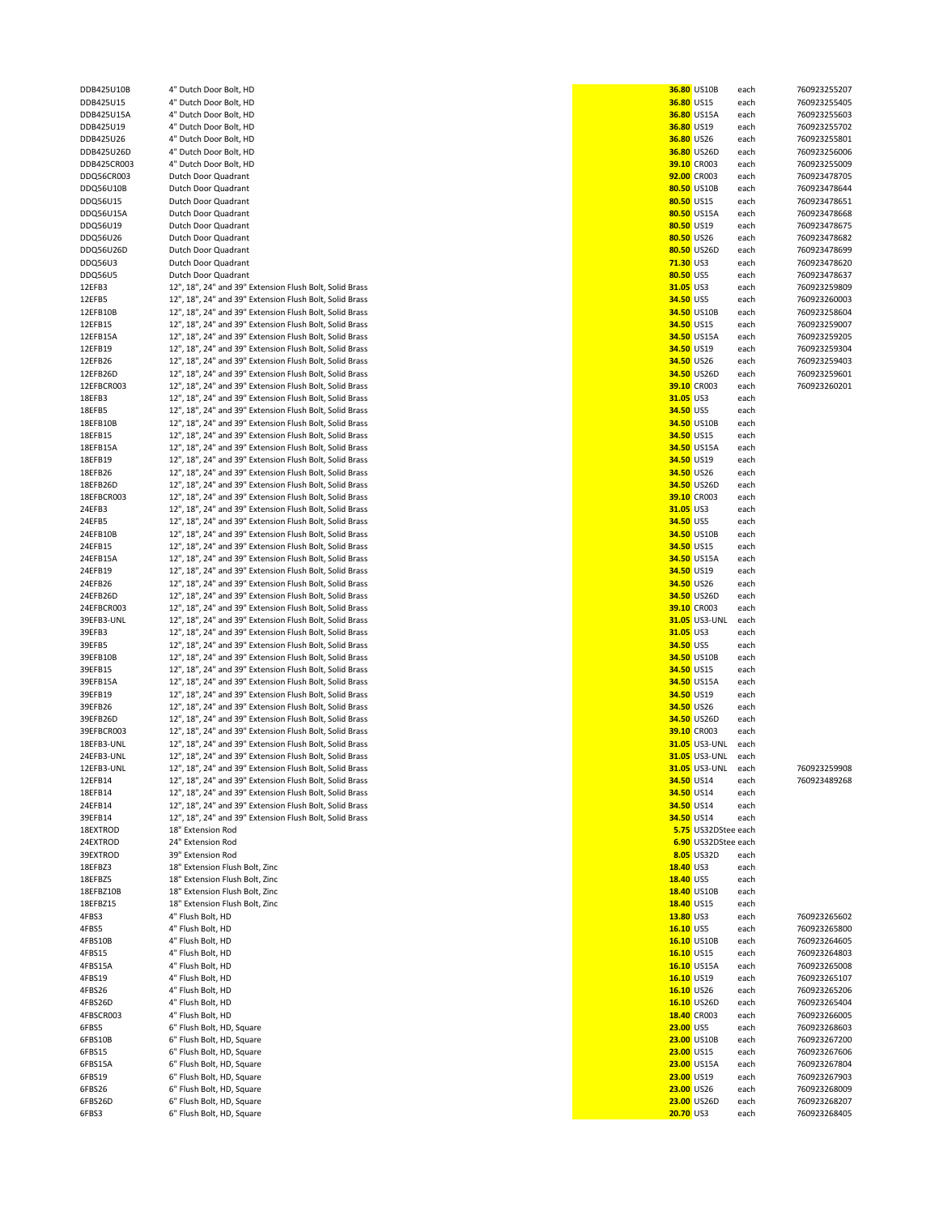| | | | | | |
|---|---|---|---|---|---|
| DDB425U10B | 4" Dutch Door Bolt, HD | **36.80** | US10B | each | 760923255207 |
| DDB425U15 | 4" Dutch Door Bolt, HD | **36.80** | US15 | each | 760923255405 |
| DDB425U15A | 4" Dutch Door Bolt, HD | **36.80** | US15A | each | 760923255603 |
| DDB425U19 | 4" Dutch Door Bolt, HD | **36.80** | US19 | each | 760923255702 |
| DDB425U26 | 4" Dutch Door Bolt, HD | **36.80** | US26 | each | 760923255801 |
| DDB425U26D | 4" Dutch Door Bolt, HD | **36.80** | US26D | each | 760923256006 |
| DDB425CR003 | 4" Dutch Door Bolt, HD | **39.10** | CR003 | each | 760923255009 |
| DDQ56CR003 | Dutch Door Quadrant | **92.00** | CR003 | each | 760923478705 |
| DDQ56U10B | Dutch Door Quadrant | **80.50** | US10B | each | 760923478644 |
| DDQ56U15 | Dutch Door Quadrant | **80.50** | US15 | each | 760923478651 |
| DDQ56U15A | Dutch Door Quadrant | **80.50** | US15A | each | 760923478668 |
| DDQ56U19 | Dutch Door Quadrant | **80.50** | US19 | each | 760923478675 |
| DDQ56U26 | Dutch Door Quadrant | **80.50** | US26 | each | 760923478682 |
| DDQ56U26D | Dutch Door Quadrant | **80.50** | US26D | each | 760923478699 |
| DDQ56U3 | Dutch Door Quadrant | **71.30** | US3 | each | 760923478620 |
| DDQ56U5 | Dutch Door Quadrant | **80.50** | US5 | each | 760923478637 |
| 12EFB3 | 12", 18", 24" and 39" Extension Flush Bolt, Solid Brass | **31.05** | US3 | each | 760923259809 |
| 12EFB5 | 12", 18", 24" and 39" Extension Flush Bolt, Solid Brass | **34.50** | US5 | each | 760923260003 |
| 12EFB10B | 12", 18", 24" and 39" Extension Flush Bolt, Solid Brass | **34.50** | US10B | each | 760923258604 |
| 12EFB15 | 12", 18", 24" and 39" Extension Flush Bolt, Solid Brass | **34.50** | US15 | each | 760923259007 |
| 12EFB15A | 12", 18", 24" and 39" Extension Flush Bolt, Solid Brass | **34.50** | US15A | each | 760923259205 |
| 12EFB19 | 12", 18", 24" and 39" Extension Flush Bolt, Solid Brass | **34.50** | US19 | each | 760923259304 |
| 12EFB26 | 12", 18", 24" and 39" Extension Flush Bolt, Solid Brass | **34.50** | US26 | each | 760923259403 |
| 12EFB26D | 12", 18", 24" and 39" Extension Flush Bolt, Solid Brass | **34.50** | US26D | each | 760923259601 |
| 12EFBCR003 | 12", 18", 24" and 39" Extension Flush Bolt, Solid Brass | **39.10** | CR003 | each | 760923260201 |
| 18EFB3 | 12", 18", 24" and 39" Extension Flush Bolt, Solid Brass | **31.05** | US3 | each | |
| 18EFB5 | 12", 18", 24" and 39" Extension Flush Bolt, Solid Brass | **34.50** | US5 | each | |
| 18EFB10B | 12", 18", 24" and 39" Extension Flush Bolt, Solid Brass | **34.50** | US10B | each | |
| 18EFB15 | 12", 18", 24" and 39" Extension Flush Bolt, Solid Brass | **34.50** | US15 | each | |
| 18EFB15A | 12", 18", 24" and 39" Extension Flush Bolt, Solid Brass | **34.50** | US15A | each | |
| 18EFB19 | 12", 18", 24" and 39" Extension Flush Bolt, Solid Brass | **34.50** | US19 | each | |
| 18EFB26 | 12", 18", 24" and 39" Extension Flush Bolt, Solid Brass | **34.50** | US26 | each | |
| 18EFB26D | 12", 18", 24" and 39" Extension Flush Bolt, Solid Brass | **34.50** | US26D | each | |
| 18EFBCR003 | 12", 18", 24" and 39" Extension Flush Bolt, Solid Brass | **39.10** | CR003 | each | |
| 24EFB3 | 12", 18", 24" and 39" Extension Flush Bolt, Solid Brass | **31.05** | US3 | each | |
| 24EFB5 | 12", 18", 24" and 39" Extension Flush Bolt, Solid Brass | **34.50** | US5 | each | |
| 24EFB10B | 12", 18", 24" and 39" Extension Flush Bolt, Solid Brass | **34.50** | US10B | each | |
| 24EFB15 | 12", 18", 24" and 39" Extension Flush Bolt, Solid Brass | **34.50** | US15 | each | |
| 24EFB15A | 12", 18", 24" and 39" Extension Flush Bolt, Solid Brass | **34.50** | US15A | each | |
| 24EFB19 | 12", 18", 24" and 39" Extension Flush Bolt, Solid Brass | **34.50** | US19 | each | |
| 24EFB26 | 12", 18", 24" and 39" Extension Flush Bolt, Solid Brass | **34.50** | US26 | each | |
| 24EFB26D | 12", 18", 24" and 39" Extension Flush Bolt, Solid Brass | **34.50** | US26D | each | |
| 24EFBCR003 | 12", 18", 24" and 39" Extension Flush Bolt, Solid Brass | **39.10** | CR003 | each | |
| 39EFB3-UNL | 12", 18", 24" and 39" Extension Flush Bolt, Solid Brass | **31.05** | US3-UNL | each | |
| 39EFB3 | 12", 18", 24" and 39" Extension Flush Bolt, Solid Brass | **31.05** | US3 | each | |
| 39EFB5 | 12", 18", 24" and 39" Extension Flush Bolt, Solid Brass | **34.50** | US5 | each | |
| 39EFB10B | 12", 18", 24" and 39" Extension Flush Bolt, Solid Brass | **34.50** | US10B | each | |
| 39EFB15 | 12", 18", 24" and 39" Extension Flush Bolt, Solid Brass | **34.50** | US15 | each | |
| 39EFB15A | 12", 18", 24" and 39" Extension Flush Bolt, Solid Brass | **34.50** | US15A | each | |
| 39EFB19 | 12", 18", 24" and 39" Extension Flush Bolt, Solid Brass | **34.50** | US19 | each | |
| 39EFB26 | 12", 18", 24" and 39" Extension Flush Bolt, Solid Brass | **34.50** | US26 | each | |
| 39EFB26D | 12", 18", 24" and 39" Extension Flush Bolt, Solid Brass | **34.50** | US26D | each | |
| 39EFBCR003 | 12", 18", 24" and 39" Extension Flush Bolt, Solid Brass | **39.10** | CR003 | each | |
| 18EFB3-UNL | 12", 18", 24" and 39" Extension Flush Bolt, Solid Brass | **31.05** | US3-UNL | each | |
| 24EFB3-UNL | 12", 18", 24" and 39" Extension Flush Bolt, Solid Brass | **31.05** | US3-UNL | each | |
| 12EFB3-UNL | 12", 18", 24" and 39" Extension Flush Bolt, Solid Brass | **31.05** | US3-UNL | each | 760923259908 |
| 12EFB14 | 12", 18", 24" and 39" Extension Flush Bolt, Solid Brass | **34.50** | US14 | each | 760923489268 |
| 18EFB14 | 12", 18", 24" and 39" Extension Flush Bolt, Solid Brass | **34.50** | US14 | each | |
| 24EFB14 | 12", 18", 24" and 39" Extension Flush Bolt, Solid Brass | **34.50** | US14 | each | |
| 39EFB14 | 12", 18", 24" and 39" Extension Flush Bolt, Solid Brass | **34.50** | US14 | each | |
| 18EXTROD | 18" Extension Rod | **5.75** | US32DStee | each | |
| 24EXTROD | 24" Extension Rod | **6.90** | US32DStee | each | |
| 39EXTROD | 39" Extension Rod | **8.05** | US32D | each | |
| 18EFBZ3 | 18" Extension Flush Bolt, Zinc | **18.40** | US3 | each | |
| 18EFBZ5 | 18" Extension Flush Bolt, Zinc | **18.40** | US5 | each | |
| 18EFBZ10B | 18" Extension Flush Bolt, Zinc | **18.40** | US10B | each | |
| 18EFBZ15 | 18" Extension Flush Bolt, Zinc | **18.40** | US15 | each | |
| 4FBS3 | 4" Flush Bolt, HD | **13.80** | US3 | each | 760923265602 |
| 4FBS5 | 4" Flush Bolt, HD | **16.10** | US5 | each | 760923265800 |
| 4FBS10B | 4" Flush Bolt, HD | **16.10** | US10B | each | 760923264605 |
| 4FBS15 | 4" Flush Bolt, HD | **16.10** | US15 | each | 760923264803 |
| 4FBS15A | 4" Flush Bolt, HD | **16.10** | US15A | each | 760923265008 |
| 4FBS19 | 4" Flush Bolt, HD | **16.10** | US19 | each | 760923265107 |
| 4FBS26 | 4" Flush Bolt, HD | **16.10** | US26 | each | 760923265206 |
| 4FBS26D | 4" Flush Bolt, HD | **16.10** | US26D | each | 760923265404 |
| 4FBSCR003 | 4" Flush Bolt, HD | **18.40** | CR003 | each | 760923266005 |
| 6FBS5 | 6" Flush Bolt, HD, Square | **23.00** | US5 | each | 760923268603 |
| 6FBS10B | 6" Flush Bolt, HD, Square | **23.00** | US10B | each | 760923267200 |
| 6FBS15 | 6" Flush Bolt, HD, Square | **23.00** | US15 | each | 760923267606 |
| 6FBS15A | 6" Flush Bolt, HD, Square | **23.00** | US15A | each | 760923267804 |
| 6FBS19 | 6" Flush Bolt, HD, Square | **23.00** | US19 | each | 760923267903 |
| 6FBS26 | 6" Flush Bolt, HD, Square | **23.00** | US26 | each | 760923268009 |
| 6FBS26D | 6" Flush Bolt, HD, Square | **23.00** | US26D | each | 760923268207 |
| 6FBS3 | 6" Flush Bolt, HD, Square | **20.70** | US3 | each | 760923268405 |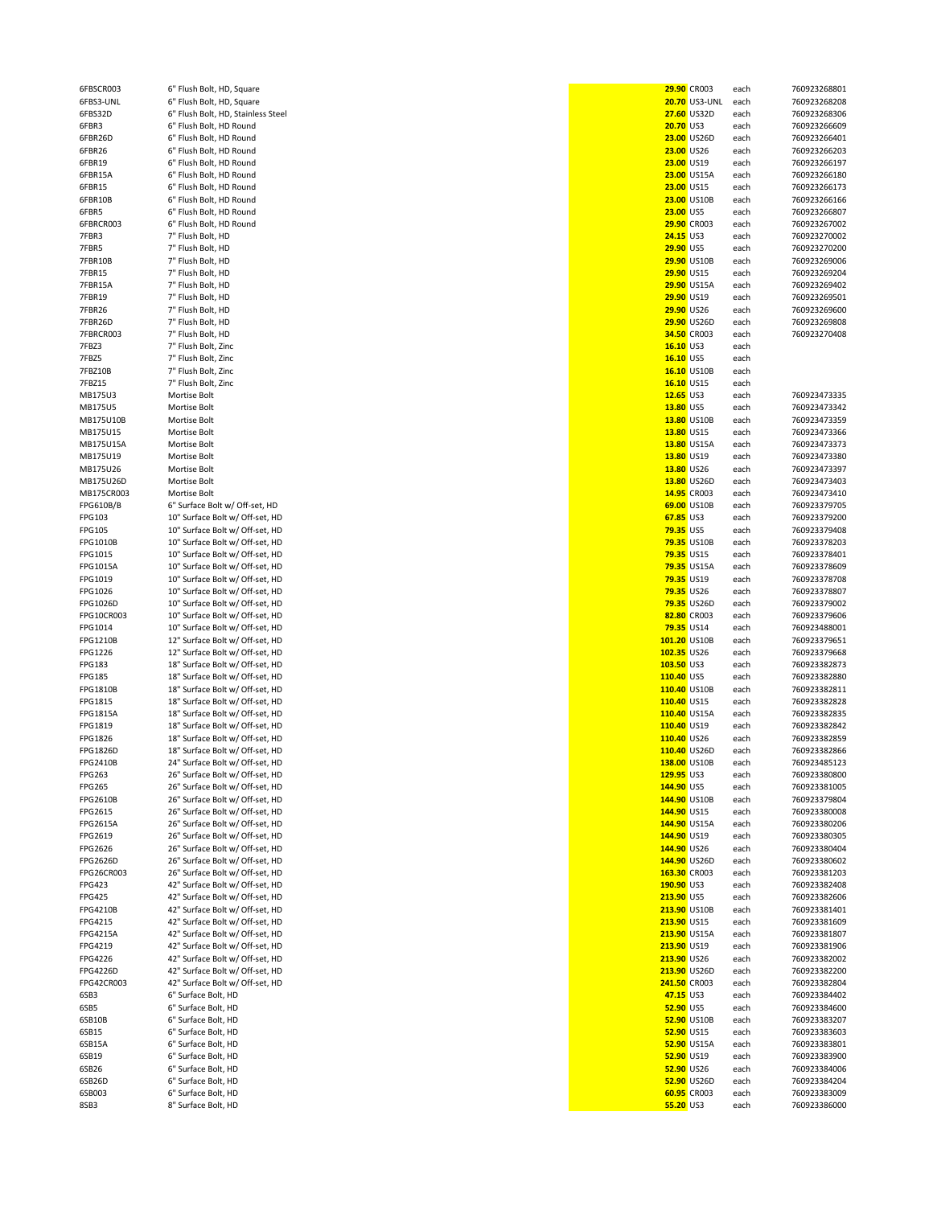| | | | | | |
|---|---|---|---|---|---|
| 6FBSCR003 | 6" Flush Bolt, HD, Square | 29.90 | CR003 | each | 760923268801 |
| 6FBS3-UNL | 6" Flush Bolt, HD, Square | 20.70 | US3-UNL | each | 760923268208 |
| 6FBS32D | 6" Flush Bolt, HD, Stainless Steel | 27.60 | US32D | each | 760923268306 |
| 6FBR3 | 6" Flush Bolt, HD Round | 20.70 | US3 | each | 760923266609 |
| 6FBR26D | 6" Flush Bolt, HD Round | 23.00 | US26D | each | 760923266401 |
| 6FBR26 | 6" Flush Bolt, HD Round | 23.00 | US26 | each | 760923266203 |
| 6FBR19 | 6" Flush Bolt, HD Round | 23.00 | US19 | each | 760923266197 |
| 6FBR15A | 6" Flush Bolt, HD Round | 23.00 | US15A | each | 760923266180 |
| 6FBR15 | 6" Flush Bolt, HD Round | 23.00 | US15 | each | 760923266173 |
| 6FBR10B | 6" Flush Bolt, HD Round | 23.00 | US10B | each | 760923266166 |
| 6FBR5 | 6" Flush Bolt, HD Round | 23.00 | US5 | each | 760923266807 |
| 6FBRCR003 | 6" Flush Bolt, HD Round | 29.90 | CR003 | each | 760923267002 |
| 7FBR3 | 7" Flush Bolt, HD | 24.15 | US3 | each | 760923270002 |
| 7FBR5 | 7" Flush Bolt, HD | 29.90 | US5 | each | 760923270200 |
| 7FBR10B | 7" Flush Bolt, HD | 29.90 | US10B | each | 760923269006 |
| 7FBR15 | 7" Flush Bolt, HD | 29.90 | US15 | each | 760923269204 |
| 7FBR15A | 7" Flush Bolt, HD | 29.90 | US15A | each | 760923269402 |
| 7FBR19 | 7" Flush Bolt, HD | 29.90 | US19 | each | 760923269501 |
| 7FBR26 | 7" Flush Bolt, HD | 29.90 | US26 | each | 760923269600 |
| 7FBR26D | 7" Flush Bolt, HD | 29.90 | US26D | each | 760923269808 |
| 7FBRCR003 | 7" Flush Bolt, HD | 34.50 | CR003 | each | 760923270408 |
| 7FBZ3 | 7" Flush Bolt, Zinc | 16.10 | US3 | each | |
| 7FBZ5 | 7" Flush Bolt, Zinc | 16.10 | US5 | each | |
| 7FBZ10B | 7" Flush Bolt, Zinc | 16.10 | US10B | each | |
| 7FBZ15 | 7" Flush Bolt, Zinc | 16.10 | US15 | each | |
| MB175U3 | Mortise Bolt | 12.65 | US3 | each | 760923473335 |
| MB175U5 | Mortise Bolt | 13.80 | US5 | each | 760923473342 |
| MB175U10B | Mortise Bolt | 13.80 | US10B | each | 760923473359 |
| MB175U15 | Mortise Bolt | 13.80 | US15 | each | 760923473366 |
| MB175U15A | Mortise Bolt | 13.80 | US15A | each | 760923473373 |
| MB175U19 | Mortise Bolt | 13.80 | US19 | each | 760923473380 |
| MB175U26 | Mortise Bolt | 13.80 | US26 | each | 760923473397 |
| MB175U26D | Mortise Bolt | 13.80 | US26D | each | 760923473403 |
| MB175CR003 | Mortise Bolt | 14.95 | CR003 | each | 760923473410 |
| FPG610B/B | 6" Surface Bolt w/ Off-set, HD | 69.00 | US10B | each | 760923379705 |
| FPG103 | 10" Surface Bolt w/ Off-set, HD | 67.85 | US3 | each | 760923379200 |
| FPG105 | 10" Surface Bolt w/ Off-set, HD | 79.35 | US5 | each | 760923379408 |
| FPG1010B | 10" Surface Bolt w/ Off-set, HD | 79.35 | US10B | each | 760923378203 |
| FPG1015 | 10" Surface Bolt w/ Off-set, HD | 79.35 | US15 | each | 760923378401 |
| FPG1015A | 10" Surface Bolt w/ Off-set, HD | 79.35 | US15A | each | 760923378609 |
| FPG1019 | 10" Surface Bolt w/ Off-set, HD | 79.35 | US19 | each | 760923378708 |
| FPG1026 | 10" Surface Bolt w/ Off-set, HD | 79.35 | US26 | each | 760923378807 |
| FPG1026D | 10" Surface Bolt w/ Off-set, HD | 79.35 | US26D | each | 760923379002 |
| FPG10CR003 | 10" Surface Bolt w/ Off-set, HD | 82.80 | CR003 | each | 760923379606 |
| FPG1014 | 10" Surface Bolt w/ Off-set, HD | 79.35 | US14 | each | 760923488001 |
| FPG1210B | 12" Surface Bolt w/ Off-set, HD | 101.20 | US10B | each | 760923379651 |
| FPG1226 | 12" Surface Bolt w/ Off-set, HD | 102.35 | US26 | each | 760923379668 |
| FPG183 | 18" Surface Bolt w/ Off-set, HD | 103.50 | US3 | each | 760923382873 |
| FPG185 | 18" Surface Bolt w/ Off-set, HD | 110.40 | US5 | each | 760923382880 |
| FPG1810B | 18" Surface Bolt w/ Off-set, HD | 110.40 | US10B | each | 760923382811 |
| FPG1815 | 18" Surface Bolt w/ Off-set, HD | 110.40 | US15 | each | 760923382828 |
| FPG1815A | 18" Surface Bolt w/ Off-set, HD | 110.40 | US15A | each | 760923382835 |
| FPG1819 | 18" Surface Bolt w/ Off-set, HD | 110.40 | US19 | each | 760923382842 |
| FPG1826 | 18" Surface Bolt w/ Off-set, HD | 110.40 | US26 | each | 760923382859 |
| FPG1826D | 18" Surface Bolt w/ Off-set, HD | 110.40 | US26D | each | 760923382866 |
| FPG2410B | 24" Surface Bolt w/ Off-set, HD | 138.00 | US10B | each | 760923485123 |
| FPG263 | 26" Surface Bolt w/ Off-set, HD | 129.95 | US3 | each | 760923380800 |
| FPG265 | 26" Surface Bolt w/ Off-set, HD | 144.90 | US5 | each | 760923381005 |
| FPG2610B | 26" Surface Bolt w/ Off-set, HD | 144.90 | US10B | each | 760923379804 |
| FPG2615 | 26" Surface Bolt w/ Off-set, HD | 144.90 | US15 | each | 760923380008 |
| FPG2615A | 26" Surface Bolt w/ Off-set, HD | 144.90 | US15A | each | 760923380206 |
| FPG2619 | 26" Surface Bolt w/ Off-set, HD | 144.90 | US19 | each | 760923380305 |
| FPG2626 | 26" Surface Bolt w/ Off-set, HD | 144.90 | US26 | each | 760923380404 |
| FPG2626D | 26" Surface Bolt w/ Off-set, HD | 144.90 | US26D | each | 760923380602 |
| FPG26CR003 | 26" Surface Bolt w/ Off-set, HD | 163.30 | CR003 | each | 760923381203 |
| FPG423 | 42" Surface Bolt w/ Off-set, HD | 190.90 | US3 | each | 760923382408 |
| FPG425 | 42" Surface Bolt w/ Off-set, HD | 213.90 | US5 | each | 760923382606 |
| FPG4210B | 42" Surface Bolt w/ Off-set, HD | 213.90 | US10B | each | 760923381401 |
| FPG4215 | 42" Surface Bolt w/ Off-set, HD | 213.90 | US15 | each | 760923381609 |
| FPG4215A | 42" Surface Bolt w/ Off-set, HD | 213.90 | US15A | each | 760923381807 |
| FPG4219 | 42" Surface Bolt w/ Off-set, HD | 213.90 | US19 | each | 760923381906 |
| FPG4226 | 42" Surface Bolt w/ Off-set, HD | 213.90 | US26 | each | 760923382002 |
| FPG4226D | 42" Surface Bolt w/ Off-set, HD | 213.90 | US26D | each | 760923382200 |
| FPG42CR003 | 42" Surface Bolt w/ Off-set, HD | 241.50 | CR003 | each | 760923382804 |
| 6SB3 | 6" Surface Bolt, HD | 47.15 | US3 | each | 760923384402 |
| 6SB5 | 6" Surface Bolt, HD | 52.90 | US5 | each | 760923384600 |
| 6SB10B | 6" Surface Bolt, HD | 52.90 | US10B | each | 760923383207 |
| 6SB15 | 6" Surface Bolt, HD | 52.90 | US15 | each | 760923383603 |
| 6SB15A | 6" Surface Bolt, HD | 52.90 | US15A | each | 760923383801 |
| 6SB19 | 6" Surface Bolt, HD | 52.90 | US19 | each | 760923383900 |
| 6SB26 | 6" Surface Bolt, HD | 52.90 | US26 | each | 760923384006 |
| 6SB26D | 6" Surface Bolt, HD | 52.90 | US26D | each | 760923384204 |
| 6SB003 | 6" Surface Bolt, HD | 60.95 | CR003 | each | 760923383009 |
| 8SB3 | 8" Surface Bolt, HD | 55.20 | US3 | each | 760923386000 |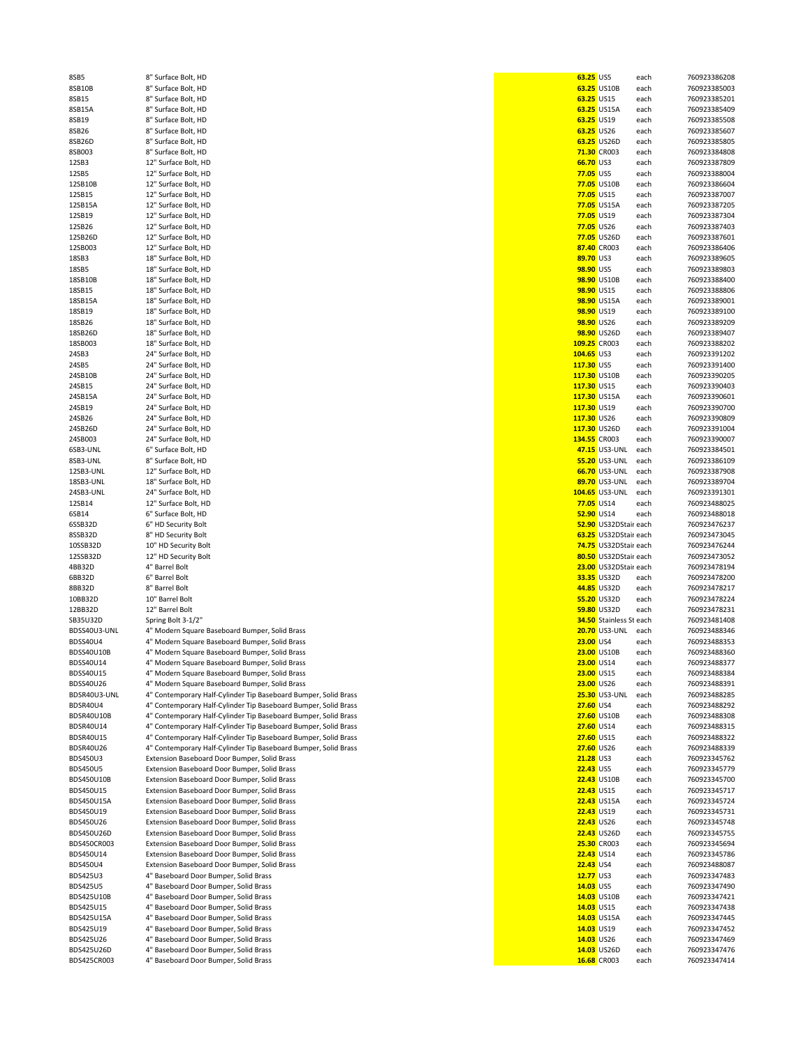| | | | | | |
|---|---|---|---|---|---|
| 8SB5 | 8" Surface Bolt, HD | 63.25 | US5 | each | 760923386208 |
| 8SB10B | 8" Surface Bolt, HD | 63.25 | US10B | each | 760923385003 |
| 8SB15 | 8" Surface Bolt, HD | 63.25 | US15 | each | 760923385201 |
| 8SB15A | 8" Surface Bolt, HD | 63.25 | US15A | each | 760923385409 |
| 8SB19 | 8" Surface Bolt, HD | 63.25 | US19 | each | 760923385508 |
| 8SB26 | 8" Surface Bolt, HD | 63.25 | US26 | each | 760923385607 |
| 8SB26D | 8" Surface Bolt, HD | 63.25 | US26D | each | 760923385805 |
| 8SB003 | 8" Surface Bolt, HD | 71.30 | CR003 | each | 760923384808 |
| 12SB3 | 12" Surface Bolt, HD | 66.70 | US3 | each | 760923387809 |
| 12SB5 | 12" Surface Bolt, HD | 77.05 | US5 | each | 760923388004 |
| 12SB10B | 12" Surface Bolt, HD | 77.05 | US10B | each | 760923386604 |
| 12SB15 | 12" Surface Bolt, HD | 77.05 | US15 | each | 760923387007 |
| 12SB15A | 12" Surface Bolt, HD | 77.05 | US15A | each | 760923387205 |
| 12SB19 | 12" Surface Bolt, HD | 77.05 | US19 | each | 760923387304 |
| 12SB26 | 12" Surface Bolt, HD | 77.05 | US26 | each | 760923387403 |
| 12SB26D | 12" Surface Bolt, HD | 77.05 | US26D | each | 760923387601 |
| 12SB003 | 12" Surface Bolt, HD | 87.40 | CR003 | each | 760923386406 |
| 18SB3 | 18" Surface Bolt, HD | 89.70 | US3 | each | 760923389605 |
| 18SB5 | 18" Surface Bolt, HD | 98.90 | US5 | each | 760923389803 |
| 18SB10B | 18" Surface Bolt, HD | 98.90 | US10B | each | 760923388400 |
| 18SB15 | 18" Surface Bolt, HD | 98.90 | US15 | each | 760923388806 |
| 18SB15A | 18" Surface Bolt, HD | 98.90 | US15A | each | 760923389001 |
| 18SB19 | 18" Surface Bolt, HD | 98.90 | US19 | each | 760923389100 |
| 18SB26 | 18" Surface Bolt, HD | 98.90 | US26 | each | 760923389209 |
| 18SB26D | 18" Surface Bolt, HD | 98.90 | US26D | each | 760923389407 |
| 18SB003 | 18" Surface Bolt, HD | 109.25 | CR003 | each | 760923388202 |
| 24SB3 | 24" Surface Bolt, HD | 104.65 | US3 | each | 760923391202 |
| 24SB5 | 24" Surface Bolt, HD | 117.30 | US5 | each | 760923391400 |
| 24SB10B | 24" Surface Bolt, HD | 117.30 | US10B | each | 760923390205 |
| 24SB15 | 24" Surface Bolt, HD | 117.30 | US15 | each | 760923390403 |
| 24SB15A | 24" Surface Bolt, HD | 117.30 | US15A | each | 760923390601 |
| 24SB19 | 24" Surface Bolt, HD | 117.30 | US19 | each | 760923390700 |
| 24SB26 | 24" Surface Bolt, HD | 117.30 | US26 | each | 760923390809 |
| 24SB26D | 24" Surface Bolt, HD | 117.30 | US26D | each | 760923391004 |
| 24SB003 | 24" Surface Bolt, HD | 134.55 | CR003 | each | 760923390007 |
| 6SB3-UNL | 6" Surface Bolt, HD | 47.15 | US3-UNL | each | 760923384501 |
| 8SB3-UNL | 8" Surface Bolt, HD | 55.20 | US3-UNL | each | 760923386109 |
| 12SB3-UNL | 12" Surface Bolt, HD | 66.70 | US3-UNL | each | 760923387908 |
| 18SB3-UNL | 18" Surface Bolt, HD | 89.70 | US3-UNL | each | 760923389704 |
| 24SB3-UNL | 24" Surface Bolt, HD | 104.65 | US3-UNL | each | 760923391301 |
| 12SB14 | 12" Surface Bolt, HD | 77.05 | US14 | each | 760923488025 |
| 6SB14 | 6" Surface Bolt, HD | 52.90 | US14 | each | 760923488018 |
| 6SSB32D | 6" HD Security Bolt | 52.90 | US32DStair | each | 760923476237 |
| 8SSB32D | 8" HD Security Bolt | 63.25 | US32DStair | each | 760923473045 |
| 10SSB32D | 10" HD Security Bolt | 74.75 | US32DStair | each | 760923476244 |
| 12SSB32D | 12" HD Security Bolt | 80.50 | US32DStair | each | 760923473052 |
| 4BB32D | 4" Barrel Bolt | 23.00 | US32DStair | each | 760923478194 |
| 6BB32D | 6" Barrel Bolt | 33.35 | US32D | each | 760923478200 |
| 8BB32D | 8" Barrel Bolt | 44.85 | US32D | each | 760923478217 |
| 10BB32D | 10" Barrel Bolt | 55.20 | US32D | each | 760923478224 |
| 12BB32D | 12" Barrel Bolt | 59.80 | US32D | each | 760923478231 |
| SB35U32D | Spring Bolt 3-1/2" | 34.50 | Stainless St | each | 760923481408 |
| BDSS40U3-UNL | 4" Modern Square Baseboard Bumper, Solid Brass | 20.70 | US3-UNL | each | 760923488346 |
| BDSS40U4 | 4" Modern Square Baseboard Bumper, Solid Brass | 23.00 | US4 | each | 760923488353 |
| BDSS40U10B | 4" Modern Square Baseboard Bumper, Solid Brass | 23.00 | US10B | each | 760923488360 |
| BDSS40U14 | 4" Modern Square Baseboard Bumper, Solid Brass | 23.00 | US14 | each | 760923488377 |
| BDSS40U15 | 4" Modern Square Baseboard Bumper, Solid Brass | 23.00 | US15 | each | 760923488384 |
| BDSS40U26 | 4" Modern Square Baseboard Bumper, Solid Brass | 23.00 | US26 | each | 760923488391 |
| BDSR40U3-UNL | 4" Contemporary Half-Cylinder Tip Baseboard Bumper, Solid Brass | 25.30 | US3-UNL | each | 760923488285 |
| BDSR40U4 | 4" Contemporary Half-Cylinder Tip Baseboard Bumper, Solid Brass | 27.60 | US4 | each | 760923488292 |
| BDSR40U10B | 4" Contemporary Half-Cylinder Tip Baseboard Bumper, Solid Brass | 27.60 | US10B | each | 760923488308 |
| BDSR40U14 | 4" Contemporary Half-Cylinder Tip Baseboard Bumper, Solid Brass | 27.60 | US14 | each | 760923488315 |
| BDSR40U15 | 4" Contemporary Half-Cylinder Tip Baseboard Bumper, Solid Brass | 27.60 | US15 | each | 760923488322 |
| BDSR40U26 | 4" Contemporary Half-Cylinder Tip Baseboard Bumper, Solid Brass | 27.60 | US26 | each | 760923488339 |
| BDS450U3 | Extension Baseboard Door Bumper, Solid Brass | 21.28 | US3 | each | 760923345762 |
| BDS450U5 | Extension Baseboard Door Bumper, Solid Brass | 22.43 | US5 | each | 760923345779 |
| BDS450U10B | Extension Baseboard Door Bumper, Solid Brass | 22.43 | US10B | each | 760923345700 |
| BDS450U15 | Extension Baseboard Door Bumper, Solid Brass | 22.43 | US15 | each | 760923345717 |
| BDS450U15A | Extension Baseboard Door Bumper, Solid Brass | 22.43 | US15A | each | 760923345724 |
| BDS450U19 | Extension Baseboard Door Bumper, Solid Brass | 22.43 | US19 | each | 760923345731 |
| BDS450U26 | Extension Baseboard Door Bumper, Solid Brass | 22.43 | US26 | each | 760923345748 |
| BDS450U26D | Extension Baseboard Door Bumper, Solid Brass | 22.43 | US26D | each | 760923345755 |
| BDS450CR003 | Extension Baseboard Door Bumper, Solid Brass | 25.30 | CR003 | each | 760923345694 |
| BDS450U14 | Extension Baseboard Door Bumper, Solid Brass | 22.43 | US14 | each | 760923345786 |
| BDS450U4 | Extension Baseboard Door Bumper, Solid Brass | 22.43 | US4 | each | 760923488087 |
| BDS425U3 | 4" Baseboard Door Bumper, Solid Brass | 12.77 | US3 | each | 760923347483 |
| BDS425U5 | 4" Baseboard Door Bumper, Solid Brass | 14.03 | US5 | each | 760923347490 |
| BDS425U10B | 4" Baseboard Door Bumper, Solid Brass | 14.03 | US10B | each | 760923347421 |
| BDS425U15 | 4" Baseboard Door Bumper, Solid Brass | 14.03 | US15 | each | 760923347438 |
| BDS425U15A | 4" Baseboard Door Bumper, Solid Brass | 14.03 | US15A | each | 760923347445 |
| BDS425U19 | 4" Baseboard Door Bumper, Solid Brass | 14.03 | US19 | each | 760923347452 |
| BDS425U26 | 4" Baseboard Door Bumper, Solid Brass | 14.03 | US26 | each | 760923347469 |
| BDS425U26D | 4" Baseboard Door Bumper, Solid Brass | 14.03 | US26D | each | 760923347476 |
| BDS425CR003 | 4" Baseboard Door Bumper, Solid Brass | 16.68 | CR003 | each | 760923347414 |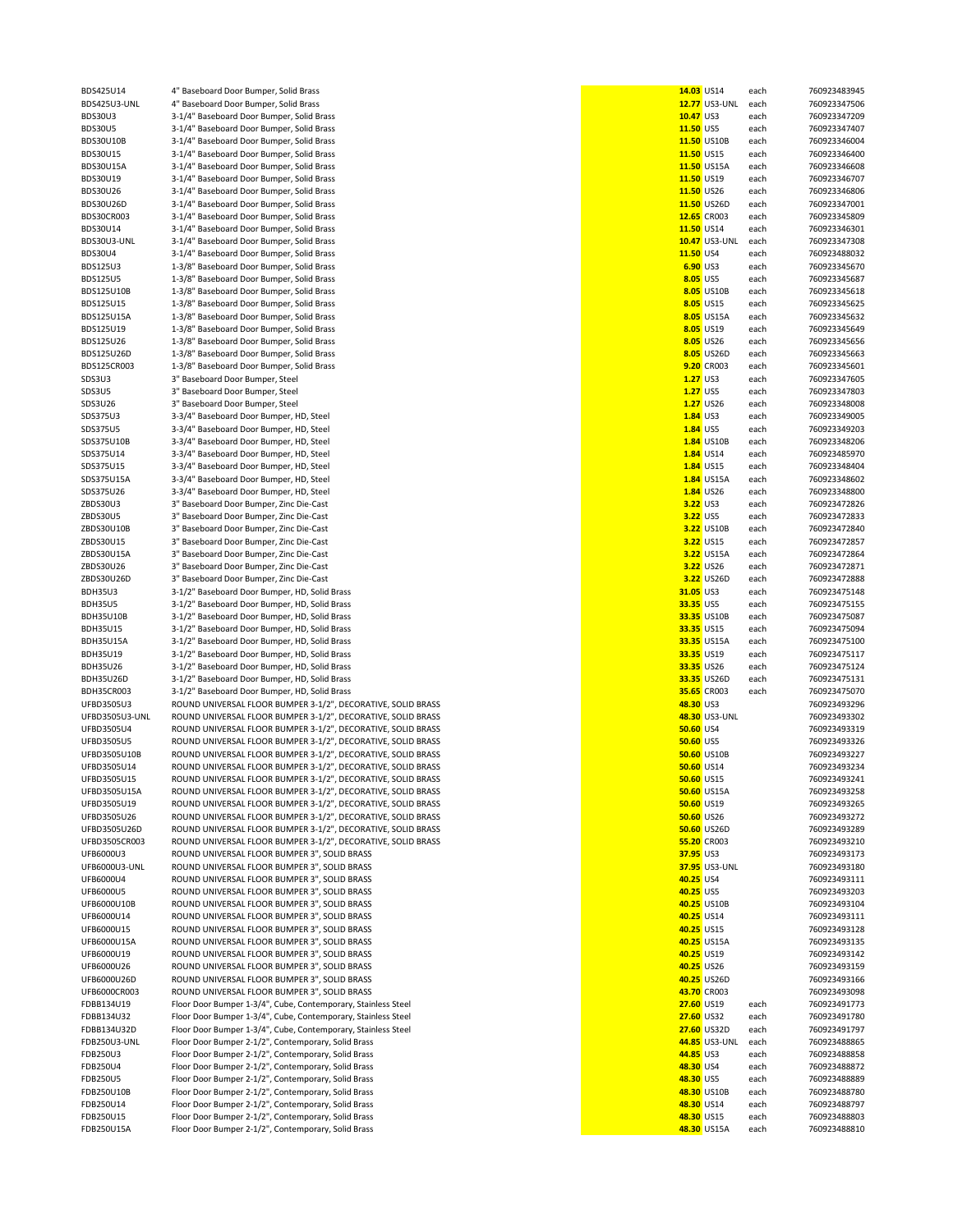| | | | | | |
|---|---|---|---|---|---|
| BDS425U14 | 4" Baseboard Door Bumper, Solid Brass | 14.03 | US14 | each | 760923483945 |
| BDS425U3-UNL | 4" Baseboard Door Bumper, Solid Brass | 12.77 | US3-UNL | each | 760923347506 |
| BDS30U3 | 3-1/4" Baseboard Door Bumper, Solid Brass | 10.47 | US3 | each | 760923347209 |
| BDS30U5 | 3-1/4" Baseboard Door Bumper, Solid Brass | 11.50 | US5 | each | 760923347407 |
| BDS30U10B | 3-1/4" Baseboard Door Bumper, Solid Brass | 11.50 | US10B | each | 760923346004 |
| BDS30U15 | 3-1/4" Baseboard Door Bumper, Solid Brass | 11.50 | US15 | each | 760923346400 |
| BDS30U15A | 3-1/4" Baseboard Door Bumper, Solid Brass | 11.50 | US15A | each | 760923346608 |
| BDS30U19 | 3-1/4" Baseboard Door Bumper, Solid Brass | 11.50 | US19 | each | 760923346707 |
| BDS30U26 | 3-1/4" Baseboard Door Bumper, Solid Brass | 11.50 | US26 | each | 760923346806 |
| BDS30U26D | 3-1/4" Baseboard Door Bumper, Solid Brass | 11.50 | US26D | each | 760923347001 |
| BDS30CR003 | 3-1/4" Baseboard Door Bumper, Solid Brass | 12.65 | CR003 | each | 760923345809 |
| BDS30U14 | 3-1/4" Baseboard Door Bumper, Solid Brass | 11.50 | US14 | each | 760923346301 |
| BDS30U3-UNL | 3-1/4" Baseboard Door Bumper, Solid Brass | 10.47 | US3-UNL | each | 760923347308 |
| BDS30U4 | 3-1/4" Baseboard Door Bumper, Solid Brass | 11.50 | US4 | each | 760923488032 |
| BDS125U3 | 1-3/8" Baseboard Door Bumper, Solid Brass | 6.90 | US3 | each | 760923345670 |
| BDS125U5 | 1-3/8" Baseboard Door Bumper, Solid Brass | 8.05 | US5 | each | 760923345687 |
| BDS125U10B | 1-3/8" Baseboard Door Bumper, Solid Brass | 8.05 | US10B | each | 760923345618 |
| BDS125U15 | 1-3/8" Baseboard Door Bumper, Solid Brass | 8.05 | US15 | each | 760923345625 |
| BDS125U15A | 1-3/8" Baseboard Door Bumper, Solid Brass | 8.05 | US15A | each | 760923345632 |
| BDS125U19 | 1-3/8" Baseboard Door Bumper, Solid Brass | 8.05 | US19 | each | 760923345649 |
| BDS125U26 | 1-3/8" Baseboard Door Bumper, Solid Brass | 8.05 | US26 | each | 760923345656 |
| BDS125U26D | 1-3/8" Baseboard Door Bumper, Solid Brass | 8.05 | US26D | each | 760923345663 |
| BDS125CR003 | 1-3/8" Baseboard Door Bumper, Solid Brass | 9.20 | CR003 | each | 760923345601 |
| SDS3U3 | 3" Baseboard Door Bumper, Steel | 1.27 | US3 | each | 760923347605 |
| SDS3U5 | 3" Baseboard Door Bumper, Steel | 1.27 | US5 | each | 760923347803 |
| SDS3U26 | 3" Baseboard Door Bumper, Steel | 1.27 | US26 | each | 760923348008 |
| SDS375U3 | 3-3/4" Baseboard Door Bumper, HD, Steel | 1.84 | US3 | each | 760923349005 |
| SDS375U5 | 3-3/4" Baseboard Door Bumper, HD, Steel | 1.84 | US5 | each | 760923349203 |
| SDS375U10B | 3-3/4" Baseboard Door Bumper, HD, Steel | 1.84 | US10B | each | 760923348206 |
| SDS375U14 | 3-3/4" Baseboard Door Bumper, HD, Steel | 1.84 | US14 | each | 760923485970 |
| SDS375U15 | 3-3/4" Baseboard Door Bumper, HD, Steel | 1.84 | US15 | each | 760923348404 |
| SDS375U15A | 3-3/4" Baseboard Door Bumper, HD, Steel | 1.84 | US15A | each | 760923348602 |
| SDS375U26 | 3-3/4" Baseboard Door Bumper, HD, Steel | 1.84 | US26 | each | 760923348800 |
| ZBDS30U3 | 3" Baseboard Door Bumper, Zinc Die-Cast | 3.22 | US3 | each | 760923472826 |
| ZBDS30U5 | 3" Baseboard Door Bumper, Zinc Die-Cast | 3.22 | US5 | each | 760923472833 |
| ZBDS30U10B | 3" Baseboard Door Bumper, Zinc Die-Cast | 3.22 | US10B | each | 760923472840 |
| ZBDS30U15 | 3" Baseboard Door Bumper, Zinc Die-Cast | 3.22 | US15 | each | 760923472857 |
| ZBDS30U15A | 3" Baseboard Door Bumper, Zinc Die-Cast | 3.22 | US15A | each | 760923472864 |
| ZBDS30U26 | 3" Baseboard Door Bumper, Zinc Die-Cast | 3.22 | US26 | each | 760923472871 |
| ZBDS30U26D | 3" Baseboard Door Bumper, Zinc Die-Cast | 3.22 | US26D | each | 760923472888 |
| BDH35U3 | 3-1/2" Baseboard Door Bumper, HD, Solid Brass | 31.05 | US3 | each | 760923475148 |
| BDH35U5 | 3-1/2" Baseboard Door Bumper, HD, Solid Brass | 33.35 | US5 | each | 760923475155 |
| BDH35U10B | 3-1/2" Baseboard Door Bumper, HD, Solid Brass | 33.35 | US10B | each | 760923475087 |
| BDH35U15 | 3-1/2" Baseboard Door Bumper, HD, Solid Brass | 33.35 | US15 | each | 760923475094 |
| BDH35U15A | 3-1/2" Baseboard Door Bumper, HD, Solid Brass | 33.35 | US15A | each | 760923475100 |
| BDH35U19 | 3-1/2" Baseboard Door Bumper, HD, Solid Brass | 33.35 | US19 | each | 760923475117 |
| BDH35U26 | 3-1/2" Baseboard Door Bumper, HD, Solid Brass | 33.35 | US26 | each | 760923475124 |
| BDH35U26D | 3-1/2" Baseboard Door Bumper, HD, Solid Brass | 33.35 | US26D | each | 760923475131 |
| BDH35CR003 | 3-1/2" Baseboard Door Bumper, HD, Solid Brass | 35.65 | CR003 | each | 760923475070 |
| UFBD3505U3 | ROUND UNIVERSAL FLOOR BUMPER 3-1/2", DECORATIVE, SOLID BRASS | 48.30 | US3 | | 760923493296 |
| UFBD3505U3-UNL | ROUND UNIVERSAL FLOOR BUMPER 3-1/2", DECORATIVE, SOLID BRASS | 48.30 | US3-UNL | | 760923493302 |
| UFBD3505U4 | ROUND UNIVERSAL FLOOR BUMPER 3-1/2", DECORATIVE, SOLID BRASS | 50.60 | US4 | | 760923493319 |
| UFBD3505U5 | ROUND UNIVERSAL FLOOR BUMPER 3-1/2", DECORATIVE, SOLID BRASS | 50.60 | US5 | | 760923493326 |
| UFBD3505U10B | ROUND UNIVERSAL FLOOR BUMPER 3-1/2", DECORATIVE, SOLID BRASS | 50.60 | US10B | | 760923493227 |
| UFBD3505U14 | ROUND UNIVERSAL FLOOR BUMPER 3-1/2", DECORATIVE, SOLID BRASS | 50.60 | US14 | | 760923493234 |
| UFBD3505U15 | ROUND UNIVERSAL FLOOR BUMPER 3-1/2", DECORATIVE, SOLID BRASS | 50.60 | US15 | | 760923493241 |
| UFBD3505U15A | ROUND UNIVERSAL FLOOR BUMPER 3-1/2", DECORATIVE, SOLID BRASS | 50.60 | US15A | | 760923493258 |
| UFBD3505U19 | ROUND UNIVERSAL FLOOR BUMPER 3-1/2", DECORATIVE, SOLID BRASS | 50.60 | US19 | | 760923493265 |
| UFBD3505U26 | ROUND UNIVERSAL FLOOR BUMPER 3-1/2", DECORATIVE, SOLID BRASS | 50.60 | US26 | | 760923493272 |
| UFBD3505U26D | ROUND UNIVERSAL FLOOR BUMPER 3-1/2", DECORATIVE, SOLID BRASS | 50.60 | US26D | | 760923493289 |
| UFBD3505CR003 | ROUND UNIVERSAL FLOOR BUMPER 3-1/2", DECORATIVE, SOLID BRASS | 55.20 | CR003 | | 760923493210 |
| UFB6000U3 | ROUND UNIVERSAL FLOOR BUMPER 3", SOLID BRASS | 37.95 | US3 | | 760923493173 |
| UFB6000U3-UNL | ROUND UNIVERSAL FLOOR BUMPER 3", SOLID BRASS | 37.95 | US3-UNL | | 760923493180 |
| UFB6000U4 | ROUND UNIVERSAL FLOOR BUMPER 3", SOLID BRASS | 40.25 | US4 | | 760923493111 |
| UFB6000U5 | ROUND UNIVERSAL FLOOR BUMPER 3", SOLID BRASS | 40.25 | US5 | | 760923493203 |
| UFB6000U10B | ROUND UNIVERSAL FLOOR BUMPER 3", SOLID BRASS | 40.25 | US10B | | 760923493104 |
| UFB6000U14 | ROUND UNIVERSAL FLOOR BUMPER 3", SOLID BRASS | 40.25 | US14 | | 760923493111 |
| UFB6000U15 | ROUND UNIVERSAL FLOOR BUMPER 3", SOLID BRASS | 40.25 | US15 | | 760923493128 |
| UFB6000U15A | ROUND UNIVERSAL FLOOR BUMPER 3", SOLID BRASS | 40.25 | US15A | | 760923493135 |
| UFB6000U19 | ROUND UNIVERSAL FLOOR BUMPER 3", SOLID BRASS | 40.25 | US19 | | 760923493142 |
| UFB6000U26 | ROUND UNIVERSAL FLOOR BUMPER 3", SOLID BRASS | 40.25 | US26 | | 760923493159 |
| UFB6000U26D | ROUND UNIVERSAL FLOOR BUMPER 3", SOLID BRASS | 40.25 | US26D | | 760923493166 |
| UFB6000CR003 | ROUND UNIVERSAL FLOOR BUMPER 3", SOLID BRASS | 43.70 | CR003 | | 760923493098 |
| FDBB134U19 | Floor Door Bumper 1-3/4", Cube, Contemporary, Stainless Steel | 27.60 | US19 | each | 760923491773 |
| FDBB134U32 | Floor Door Bumper 1-3/4", Cube, Contemporary, Stainless Steel | 27.60 | US32 | each | 760923491780 |
| FDBB134U32D | Floor Door Bumper 1-3/4", Cube, Contemporary, Stainless Steel | 27.60 | US32D | each | 760923491797 |
| FDB250U3-UNL | Floor Door Bumper 2-1/2", Contemporary, Solid Brass | 44.85 | US3-UNL | each | 760923488865 |
| FDB250U3 | Floor Door Bumper 2-1/2", Contemporary, Solid Brass | 44.85 | US3 | each | 760923488858 |
| FDB250U4 | Floor Door Bumper 2-1/2", Contemporary, Solid Brass | 48.30 | US4 | each | 760923488872 |
| FDB250U5 | Floor Door Bumper 2-1/2", Contemporary, Solid Brass | 48.30 | US5 | each | 760923488889 |
| FDB250U10B | Floor Door Bumper 2-1/2", Contemporary, Solid Brass | 48.30 | US10B | each | 760923488780 |
| FDB250U14 | Floor Door Bumper 2-1/2", Contemporary, Solid Brass | 48.30 | US14 | each | 760923488797 |
| FDB250U15 | Floor Door Bumper 2-1/2", Contemporary, Solid Brass | 48.30 | US15 | each | 760923488803 |
| FDB250U15A | Floor Door Bumper 2-1/2", Contemporary, Solid Brass | 48.30 | US15A | each | 760923488810 |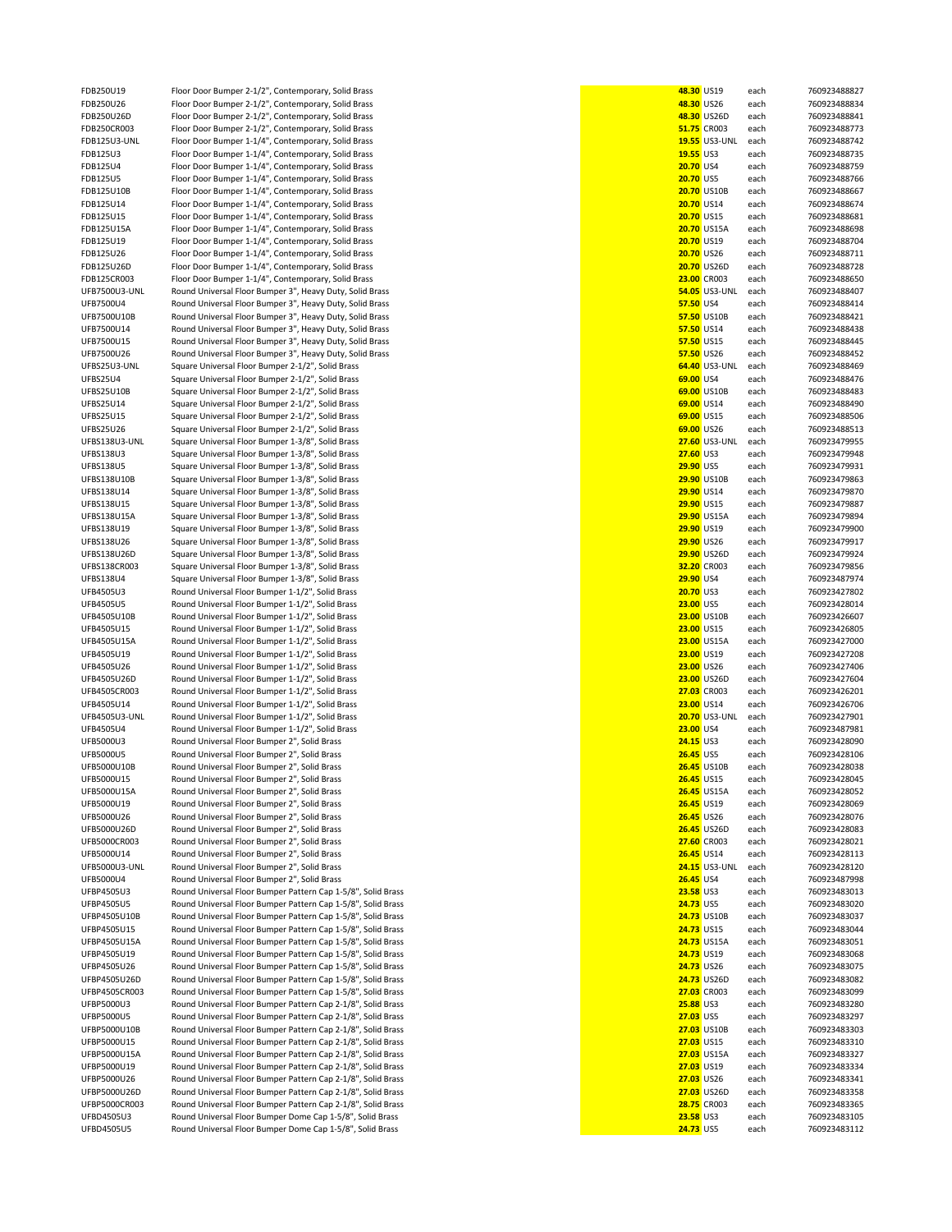| | | | | | |
|---|---|---|---|---|---|
| FDB250U19 | Floor Door Bumper 2-1/2", Contemporary, Solid Brass | **48.30** | US19 | each | 760923488827 |
| FDB250U26 | Floor Door Bumper 2-1/2", Contemporary, Solid Brass | **48.30** | US26 | each | 760923488834 |
| FDB250U26D | Floor Door Bumper 2-1/2", Contemporary, Solid Brass | **48.30** | US26D | each | 760923488841 |
| FDB250CR003 | Floor Door Bumper 2-1/2", Contemporary, Solid Brass | **51.75** | CR003 | each | 760923488773 |
| FDB125U3-UNL | Floor Door Bumper 1-1/4", Contemporary, Solid Brass | **19.55** | US3-UNL | each | 760923488742 |
| FDB125U3 | Floor Door Bumper 1-1/4", Contemporary, Solid Brass | **19.55** | US3 | each | 760923488735 |
| FDB125U4 | Floor Door Bumper 1-1/4", Contemporary, Solid Brass | **20.70** | US4 | each | 760923488759 |
| FDB125U5 | Floor Door Bumper 1-1/4", Contemporary, Solid Brass | **20.70** | US5 | each | 760923488766 |
| FDB125U10B | Floor Door Bumper 1-1/4", Contemporary, Solid Brass | **20.70** | US10B | each | 760923488667 |
| FDB125U14 | Floor Door Bumper 1-1/4", Contemporary, Solid Brass | **20.70** | US14 | each | 760923488674 |
| FDB125U15 | Floor Door Bumper 1-1/4", Contemporary, Solid Brass | **20.70** | US15 | each | 760923488681 |
| FDB125U15A | Floor Door Bumper 1-1/4", Contemporary, Solid Brass | **20.70** | US15A | each | 760923488698 |
| FDB125U19 | Floor Door Bumper 1-1/4", Contemporary, Solid Brass | **20.70** | US19 | each | 760923488704 |
| FDB125U26 | Floor Door Bumper 1-1/4", Contemporary, Solid Brass | **20.70** | US26 | each | 760923488711 |
| FDB125U26D | Floor Door Bumper 1-1/4", Contemporary, Solid Brass | **20.70** | US26D | each | 760923488728 |
| FDB125CR003 | Floor Door Bumper 1-1/4", Contemporary, Solid Brass | **23.00** | CR003 | each | 760923488650 |
| UFB7500U3-UNL | Round Universal Floor Bumper 3", Heavy Duty, Solid Brass | **54.05** | US3-UNL | each | 760923488407 |
| UFB7500U4 | Round Universal Floor Bumper 3", Heavy Duty, Solid Brass | **57.50** | US4 | each | 760923488414 |
| UFB7500U10B | Round Universal Floor Bumper 3", Heavy Duty, Solid Brass | **57.50** | US10B | each | 760923488421 |
| UFB7500U14 | Round Universal Floor Bumper 3", Heavy Duty, Solid Brass | **57.50** | US14 | each | 760923488438 |
| UFB7500U15 | Round Universal Floor Bumper 3", Heavy Duty, Solid Brass | **57.50** | US15 | each | 760923488445 |
| UFB7500U26 | Round Universal Floor Bumper 3", Heavy Duty, Solid Brass | **57.50** | US26 | each | 760923488452 |
| UFBS25U3-UNL | Square Universal Floor Bumper 2-1/2", Solid Brass | **64.40** | US3-UNL | each | 760923488469 |
| UFBS25U4 | Square Universal Floor Bumper 2-1/2", Solid Brass | **69.00** | US4 | each | 760923488476 |
| UFBS25U10B | Square Universal Floor Bumper 2-1/2", Solid Brass | **69.00** | US10B | each | 760923488483 |
| UFBS25U14 | Square Universal Floor Bumper 2-1/2", Solid Brass | **69.00** | US14 | each | 760923488490 |
| UFBS25U15 | Square Universal Floor Bumper 2-1/2", Solid Brass | **69.00** | US15 | each | 760923488506 |
| UFBS25U26 | Square Universal Floor Bumper 2-1/2", Solid Brass | **69.00** | US26 | each | 760923488513 |
| UFBS138U3-UNL | Square Universal Floor Bumper 1-3/8", Solid Brass | **27.60** | US3-UNL | each | 760923479955 |
| UFBS138U3 | Square Universal Floor Bumper 1-3/8", Solid Brass | **27.60** | US3 | each | 760923479948 |
| UFBS138U5 | Square Universal Floor Bumper 1-3/8", Solid Brass | **29.90** | US5 | each | 760923479931 |
| UFBS138U10B | Square Universal Floor Bumper 1-3/8", Solid Brass | **29.90** | US10B | each | 760923479863 |
| UFBS138U14 | Square Universal Floor Bumper 1-3/8", Solid Brass | **29.90** | US14 | each | 760923479870 |
| UFBS138U15 | Square Universal Floor Bumper 1-3/8", Solid Brass | **29.90** | US15 | each | 760923479887 |
| UFBS138U15A | Square Universal Floor Bumper 1-3/8", Solid Brass | **29.90** | US15A | each | 760923479894 |
| UFBS138U19 | Square Universal Floor Bumper 1-3/8", Solid Brass | **29.90** | US19 | each | 760923479900 |
| UFBS138U26 | Square Universal Floor Bumper 1-3/8", Solid Brass | **29.90** | US26 | each | 760923479917 |
| UFBS138U26D | Square Universal Floor Bumper 1-3/8", Solid Brass | **29.90** | US26D | each | 760923479924 |
| UFBS138CR003 | Square Universal Floor Bumper 1-3/8", Solid Brass | **32.20** | CR003 | each | 760923479856 |
| UFBS138U4 | Square Universal Floor Bumper 1-3/8", Solid Brass | **29.90** | US4 | each | 760923487974 |
| UFB4505U3 | Round Universal Floor Bumper 1-1/2", Solid Brass | **20.70** | US3 | each | 760923427802 |
| UFB4505U5 | Round Universal Floor Bumper 1-1/2", Solid Brass | **23.00** | US5 | each | 760923428014 |
| UFB4505U10B | Round Universal Floor Bumper 1-1/2", Solid Brass | **23.00** | US10B | each | 760923426607 |
| UFB4505U15 | Round Universal Floor Bumper 1-1/2", Solid Brass | **23.00** | US15 | each | 760923426805 |
| UFB4505U15A | Round Universal Floor Bumper 1-1/2", Solid Brass | **23.00** | US15A | each | 760923427000 |
| UFB4505U19 | Round Universal Floor Bumper 1-1/2", Solid Brass | **23.00** | US19 | each | 760923427208 |
| UFB4505U26 | Round Universal Floor Bumper 1-1/2", Solid Brass | **23.00** | US26 | each | 760923427406 |
| UFB4505U26D | Round Universal Floor Bumper 1-1/2", Solid Brass | **23.00** | US26D | each | 760923427604 |
| UFB4505CR003 | Round Universal Floor Bumper 1-1/2", Solid Brass | **27.03** | CR003 | each | 760923426201 |
| UFB4505U14 | Round Universal Floor Bumper 1-1/2", Solid Brass | **23.00** | US14 | each | 760923426706 |
| UFB4505U3-UNL | Round Universal Floor Bumper 1-1/2", Solid Brass | **20.70** | US3-UNL | each | 760923427901 |
| UFB4505U4 | Round Universal Floor Bumper 1-1/2", Solid Brass | **23.00** | US4 | each | 760923487981 |
| UFB5000U3 | Round Universal Floor Bumper 2", Solid Brass | **24.15** | US3 | each | 760923428090 |
| UFB5000U5 | Round Universal Floor Bumper 2", Solid Brass | **26.45** | US5 | each | 760923428106 |
| UFB5000U10B | Round Universal Floor Bumper 2", Solid Brass | **26.45** | US10B | each | 760923428038 |
| UFB5000U15 | Round Universal Floor Bumper 2", Solid Brass | **26.45** | US15 | each | 760923428045 |
| UFB5000U15A | Round Universal Floor Bumper 2", Solid Brass | **26.45** | US15A | each | 760923428052 |
| UFB5000U19 | Round Universal Floor Bumper 2", Solid Brass | **26.45** | US19 | each | 760923428069 |
| UFB5000U26 | Round Universal Floor Bumper 2", Solid Brass | **26.45** | US26 | each | 760923428076 |
| UFB5000U26D | Round Universal Floor Bumper 2", Solid Brass | **26.45** | US26D | each | 760923428083 |
| UFB5000CR003 | Round Universal Floor Bumper 2", Solid Brass | **27.60** | CR003 | each | 760923428021 |
| UFB5000U14 | Round Universal Floor Bumper 2", Solid Brass | **26.45** | US14 | each | 760923428113 |
| UFB5000U3-UNL | Round Universal Floor Bumper 2", Solid Brass | **24.15** | US3-UNL | each | 760923428120 |
| UFB5000U4 | Round Universal Floor Bumper 2", Solid Brass | **26.45** | US4 | each | 760923487998 |
| UFBP4505U3 | Round Universal Floor Bumper Pattern Cap 1-5/8", Solid Brass | **23.58** | US3 | each | 760923483013 |
| UFBP4505U5 | Round Universal Floor Bumper Pattern Cap 1-5/8", Solid Brass | **24.73** | US5 | each | 760923483020 |
| UFBP4505U10B | Round Universal Floor Bumper Pattern Cap 1-5/8", Solid Brass | **24.73** | US10B | each | 760923483037 |
| UFBP4505U15 | Round Universal Floor Bumper Pattern Cap 1-5/8", Solid Brass | **24.73** | US15 | each | 760923483044 |
| UFBP4505U15A | Round Universal Floor Bumper Pattern Cap 1-5/8", Solid Brass | **24.73** | US15A | each | 760923483051 |
| UFBP4505U19 | Round Universal Floor Bumper Pattern Cap 1-5/8", Solid Brass | **24.73** | US19 | each | 760923483068 |
| UFBP4505U26 | Round Universal Floor Bumper Pattern Cap 1-5/8", Solid Brass | **24.73** | US26 | each | 760923483075 |
| UFBP4505U26D | Round Universal Floor Bumper Pattern Cap 1-5/8", Solid Brass | **24.73** | US26D | each | 760923483082 |
| UFBP4505CR003 | Round Universal Floor Bumper Pattern Cap 1-5/8", Solid Brass | **27.03** | CR003 | each | 760923483099 |
| UFBP5000U3 | Round Universal Floor Bumper Pattern Cap 2-1/8", Solid Brass | **25.88** | US3 | each | 760923483280 |
| UFBP5000U5 | Round Universal Floor Bumper Pattern Cap 2-1/8", Solid Brass | **27.03** | US5 | each | 760923483297 |
| UFBP5000U10B | Round Universal Floor Bumper Pattern Cap 2-1/8", Solid Brass | **27.03** | US10B | each | 760923483303 |
| UFBP5000U15 | Round Universal Floor Bumper Pattern Cap 2-1/8", Solid Brass | **27.03** | US15 | each | 760923483310 |
| UFBP5000U15A | Round Universal Floor Bumper Pattern Cap 2-1/8", Solid Brass | **27.03** | US15A | each | 760923483327 |
| UFBP5000U19 | Round Universal Floor Bumper Pattern Cap 2-1/8", Solid Brass | **27.03** | US19 | each | 760923483334 |
| UFBP5000U26 | Round Universal Floor Bumper Pattern Cap 2-1/8", Solid Brass | **27.03** | US26 | each | 760923483341 |
| UFBP5000U26D | Round Universal Floor Bumper Pattern Cap 2-1/8", Solid Brass | **27.03** | US26D | each | 760923483358 |
| UFBP5000CR003 | Round Universal Floor Bumper Pattern Cap 2-1/8", Solid Brass | **28.75** | CR003 | each | 760923483365 |
| UFBD4505U3 | Round Universal Floor Bumper Dome Cap 1-5/8", Solid Brass | **23.58** | US3 | each | 760923483105 |
| UFBD4505U5 | Round Universal Floor Bumper Dome Cap 1-5/8", Solid Brass | **24.73** | US5 | each | 760923483112 |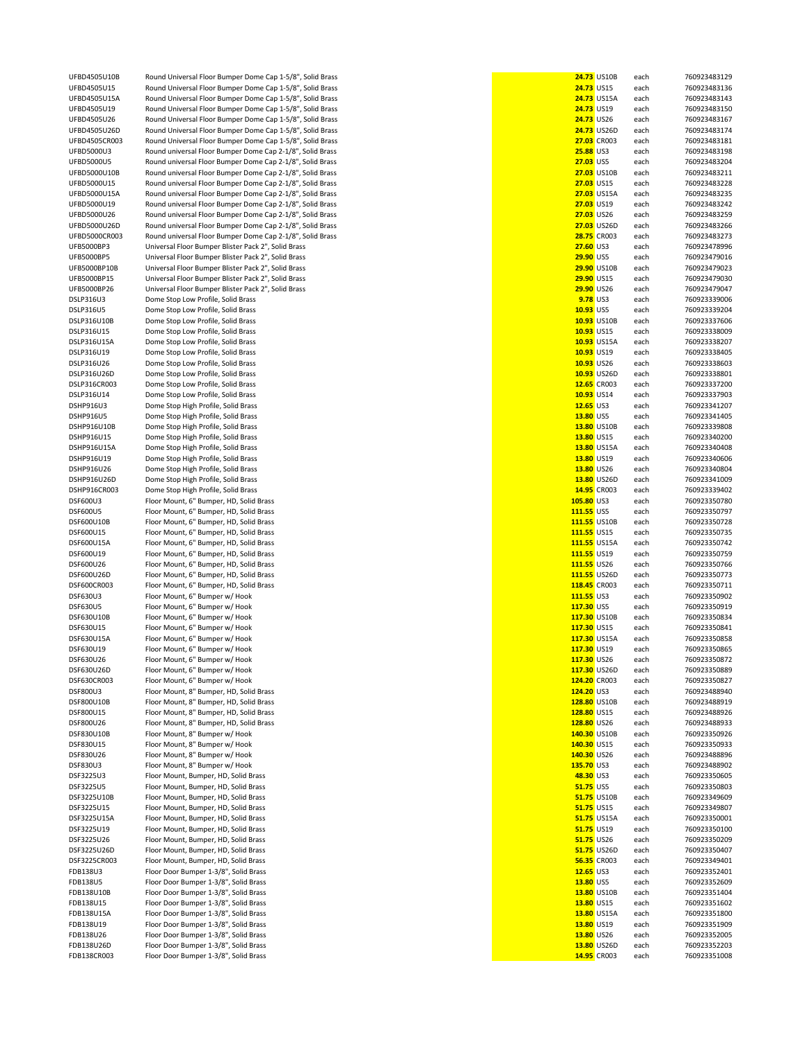| | | | | | |
|---|---|---|---|---|---|
| UFBD4505U10B | Round Universal Floor Bumper Dome Cap 1-5/8", Solid Brass | 24.73 | US10B | each | 760923483129 |
| UFBD4505U15 | Round Universal Floor Bumper Dome Cap 1-5/8", Solid Brass | 24.73 | US15 | each | 760923483136 |
| UFBD4505U15A | Round Universal Floor Bumper Dome Cap 1-5/8", Solid Brass | 24.73 | US15A | each | 760923483143 |
| UFBD4505U19 | Round Universal Floor Bumper Dome Cap 1-5/8", Solid Brass | 24.73 | US19 | each | 760923483150 |
| UFBD4505U26 | Round Universal Floor Bumper Dome Cap 1-5/8", Solid Brass | 24.73 | US26 | each | 760923483167 |
| UFBD4505U26D | Round Universal Floor Bumper Dome Cap 1-5/8", Solid Brass | 24.73 | US26D | each | 760923483174 |
| UFBD4505CR003 | Round Universal Floor Bumper Dome Cap 1-5/8", Solid Brass | 27.03 | CR003 | each | 760923483181 |
| UFBD5000U3 | Round universal Floor Bumper Dome Cap 2-1/8", Solid Brass | 25.88 | US3 | each | 760923483198 |
| UFBD5000U5 | Round universal Floor Bumper Dome Cap 2-1/8", Solid Brass | 27.03 | US5 | each | 760923483204 |
| UFBD5000U10B | Round universal Floor Bumper Dome Cap 2-1/8", Solid Brass | 27.03 | US10B | each | 760923483211 |
| UFBD5000U15 | Round universal Floor Bumper Dome Cap 2-1/8", Solid Brass | 27.03 | US15 | each | 760923483228 |
| UFBD5000U15A | Round universal Floor Bumper Dome Cap 2-1/8", Solid Brass | 27.03 | US15A | each | 760923483235 |
| UFBD5000U19 | Round universal Floor Bumper Dome Cap 2-1/8", Solid Brass | 27.03 | US19 | each | 760923483242 |
| UFBD5000U26 | Round universal Floor Bumper Dome Cap 2-1/8", Solid Brass | 27.03 | US26 | each | 760923483259 |
| UFBD5000U26D | Round universal Floor Bumper Dome Cap 2-1/8", Solid Brass | 27.03 | US26D | each | 760923483266 |
| UFBD5000CR003 | Round universal Floor Bumper Dome Cap 2-1/8", Solid Brass | 28.75 | CR003 | each | 760923483273 |
| UFB5000BP3 | Universal Floor Bumper Blister Pack 2", Solid Brass | 27.60 | US3 | each | 760923478996 |
| UFB5000BP5 | Universal Floor Bumper Blister Pack 2", Solid Brass | 29.90 | US5 | each | 760923479016 |
| UFB5000BP10B | Universal Floor Bumper Blister Pack 2", Solid Brass | 29.90 | US10B | each | 760923479023 |
| UFB5000BP15 | Universal Floor Bumper Blister Pack 2", Solid Brass | 29.90 | US15 | each | 760923479030 |
| UFB5000BP26 | Universal Floor Bumper Blister Pack 2", Solid Brass | 29.90 | US26 | each | 760923479047 |
| DSLP316U3 | Dome Stop Low Profile, Solid Brass | 9.78 | US3 | each | 760923339006 |
| DSLP316U5 | Dome Stop Low Profile, Solid Brass | 10.93 | US5 | each | 760923339204 |
| DSLP316U10B | Dome Stop Low Profile, Solid Brass | 10.93 | US10B | each | 760923337606 |
| DSLP316U15 | Dome Stop Low Profile, Solid Brass | 10.93 | US15 | each | 760923338009 |
| DSLP316U15A | Dome Stop Low Profile, Solid Brass | 10.93 | US15A | each | 760923338207 |
| DSLP316U19 | Dome Stop Low Profile, Solid Brass | 10.93 | US19 | each | 760923338405 |
| DSLP316U26 | Dome Stop Low Profile, Solid Brass | 10.93 | US26 | each | 760923338603 |
| DSLP316U26D | Dome Stop Low Profile, Solid Brass | 10.93 | US26D | each | 760923338801 |
| DSLP316CR003 | Dome Stop Low Profile, Solid Brass | 12.65 | CR003 | each | 760923337200 |
| DSLP316U14 | Dome Stop Low Profile, Solid Brass | 10.93 | US14 | each | 760923337903 |
| DSHP916U3 | Dome Stop High Profile, Solid Brass | 12.65 | US3 | each | 760923341207 |
| DSHP916U5 | Dome Stop High Profile, Solid Brass | 13.80 | US5 | each | 760923341405 |
| DSHP916U10B | Dome Stop High Profile, Solid Brass | 13.80 | US10B | each | 760923339808 |
| DSHP916U15 | Dome Stop High Profile, Solid Brass | 13.80 | US15 | each | 760923340200 |
| DSHP916U15A | Dome Stop High Profile, Solid Brass | 13.80 | US15A | each | 760923340408 |
| DSHP916U19 | Dome Stop High Profile, Solid Brass | 13.80 | US19 | each | 760923340606 |
| DSHP916U26 | Dome Stop High Profile, Solid Brass | 13.80 | US26 | each | 760923340804 |
| DSHP916U26D | Dome Stop High Profile, Solid Brass | 13.80 | US26D | each | 760923341009 |
| DSHP916CR003 | Dome Stop High Profile, Solid Brass | 14.95 | CR003 | each | 760923339402 |
| DSF600U3 | Floor Mount, 6" Bumper, HD, Solid Brass | 105.80 | US3 | each | 760923350780 |
| DSF600U5 | Floor Mount, 6" Bumper, HD, Solid Brass | 111.55 | US5 | each | 760923350797 |
| DSF600U10B | Floor Mount, 6" Bumper, HD, Solid Brass | 111.55 | US10B | each | 760923350728 |
| DSF600U15 | Floor Mount, 6" Bumper, HD, Solid Brass | 111.55 | US15 | each | 760923350735 |
| DSF600U15A | Floor Mount, 6" Bumper, HD, Solid Brass | 111.55 | US15A | each | 760923350742 |
| DSF600U19 | Floor Mount, 6" Bumper, HD, Solid Brass | 111.55 | US19 | each | 760923350759 |
| DSF600U26 | Floor Mount, 6" Bumper, HD, Solid Brass | 111.55 | US26 | each | 760923350766 |
| DSF600U26D | Floor Mount, 6" Bumper, HD, Solid Brass | 111.55 | US26D | each | 760923350773 |
| DSF600CR003 | Floor Mount, 6" Bumper, HD, Solid Brass | 118.45 | CR003 | each | 760923350711 |
| DSF630U3 | Floor Mount, 6" Bumper w/ Hook | 111.55 | US3 | each | 760923350902 |
| DSF630U5 | Floor Mount, 6" Bumper w/ Hook | 117.30 | US5 | each | 760923350919 |
| DSF630U10B | Floor Mount, 6" Bumper w/ Hook | 117.30 | US10B | each | 760923350834 |
| DSF630U15 | Floor Mount, 6" Bumper w/ Hook | 117.30 | US15 | each | 760923350841 |
| DSF630U15A | Floor Mount, 6" Bumper w/ Hook | 117.30 | US15A | each | 760923350858 |
| DSF630U19 | Floor Mount, 6" Bumper w/ Hook | 117.30 | US19 | each | 760923350865 |
| DSF630U26 | Floor Mount, 6" Bumper w/ Hook | 117.30 | US26 | each | 760923350872 |
| DSF630U26D | Floor Mount, 6" Bumper w/ Hook | 117.30 | US26D | each | 760923350889 |
| DSF630CR003 | Floor Mount, 6" Bumper w/ Hook | 124.20 | CR003 | each | 760923350827 |
| DSF800U3 | Floor Mount, 8" Bumper, HD, Solid Brass | 124.20 | US3 | each | 760923488940 |
| DSF800U10B | Floor Mount, 8" Bumper, HD, Solid Brass | 128.80 | US10B | each | 760923488919 |
| DSF800U15 | Floor Mount, 8" Bumper, HD, Solid Brass | 128.80 | US15 | each | 760923488926 |
| DSF800U26 | Floor Mount, 8" Bumper, HD, Solid Brass | 128.80 | US26 | each | 760923488933 |
| DSF830U10B | Floor Mount, 8" Bumper w/ Hook | 140.30 | US10B | each | 760923350926 |
| DSF830U15 | Floor Mount, 8" Bumper w/ Hook | 140.30 | US15 | each | 760923350933 |
| DSF830U26 | Floor Mount, 8" Bumper w/ Hook | 140.30 | US26 | each | 760923488896 |
| DSF830U3 | Floor Mount, 8" Bumper w/ Hook | 135.70 | US3 | each | 760923488902 |
| DSF3225U3 | Floor Mount, Bumper, HD, Solid Brass | 48.30 | US3 | each | 760923350605 |
| DSF3225U5 | Floor Mount, Bumper, HD, Solid Brass | 51.75 | US5 | each | 760923350803 |
| DSF3225U10B | Floor Mount, Bumper, HD, Solid Brass | 51.75 | US10B | each | 760923349609 |
| DSF3225U15 | Floor Mount, Bumper, HD, Solid Brass | 51.75 | US15 | each | 760923349807 |
| DSF3225U15A | Floor Mount, Bumper, HD, Solid Brass | 51.75 | US15A | each | 760923350001 |
| DSF3225U19 | Floor Mount, Bumper, HD, Solid Brass | 51.75 | US19 | each | 760923350100 |
| DSF3225U26 | Floor Mount, Bumper, HD, Solid Brass | 51.75 | US26 | each | 760923350209 |
| DSF3225U26D | Floor Mount, Bumper, HD, Solid Brass | 51.75 | US26D | each | 760923350407 |
| DSF3225CR003 | Floor Mount, Bumper, HD, Solid Brass | 56.35 | CR003 | each | 760923349401 |
| FDB138U3 | Floor Door Bumper 1-3/8", Solid Brass | 12.65 | US3 | each | 760923352401 |
| FDB138U5 | Floor Door Bumper 1-3/8", Solid Brass | 13.80 | US5 | each | 760923352609 |
| FDB138U10B | Floor Door Bumper 1-3/8", Solid Brass | 13.80 | US10B | each | 760923351404 |
| FDB138U15 | Floor Door Bumper 1-3/8", Solid Brass | 13.80 | US15 | each | 760923351602 |
| FDB138U15A | Floor Door Bumper 1-3/8", Solid Brass | 13.80 | US15A | each | 760923351800 |
| FDB138U19 | Floor Door Bumper 1-3/8", Solid Brass | 13.80 | US19 | each | 760923351909 |
| FDB138U26 | Floor Door Bumper 1-3/8", Solid Brass | 13.80 | US26 | each | 760923352005 |
| FDB138U26D | Floor Door Bumper 1-3/8", Solid Brass | 13.80 | US26D | each | 760923352203 |
| FDB138CR003 | Floor Door Bumper 1-3/8", Solid Brass | 14.95 | CR003 | each | 760923351008 |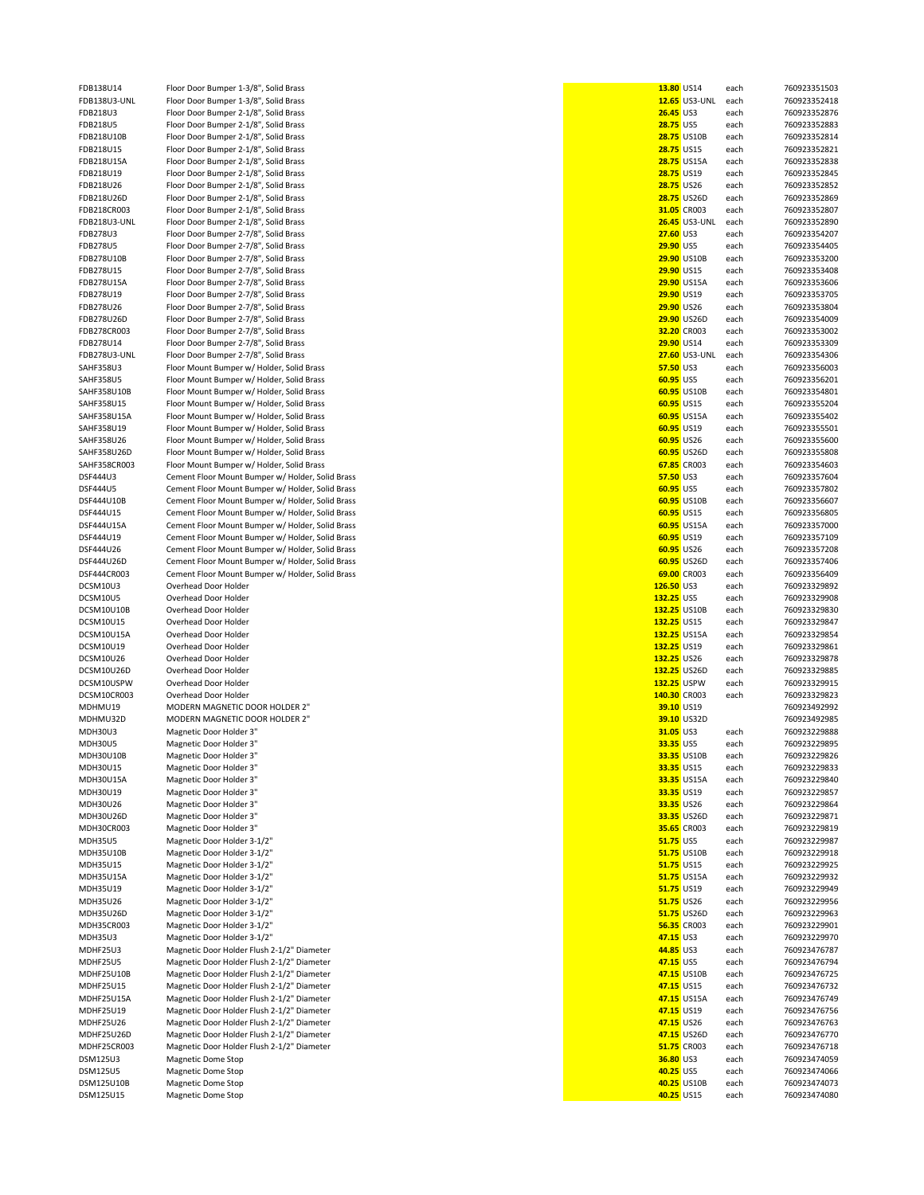| | | | | | |
|---|---|---|---|---|---|
| FDB138U14 | Floor Door Bumper 1-3/8", Solid Brass | 13.80 | US14 | each | 760923351503 |
| FDB138U3-UNL | Floor Door Bumper 1-3/8", Solid Brass | 12.65 | US3-UNL | each | 760923352418 |
| FDB218U3 | Floor Door Bumper 2-1/8", Solid Brass | 26.45 | US3 | each | 760923352876 |
| FDB218U5 | Floor Door Bumper 2-1/8", Solid Brass | 28.75 | US5 | each | 760923352883 |
| FDB218U10B | Floor Door Bumper 2-1/8", Solid Brass | 28.75 | US10B | each | 760923352814 |
| FDB218U15 | Floor Door Bumper 2-1/8", Solid Brass | 28.75 | US15 | each | 760923352821 |
| FDB218U15A | Floor Door Bumper 2-1/8", Solid Brass | 28.75 | US15A | each | 760923352838 |
| FDB218U19 | Floor Door Bumper 2-1/8", Solid Brass | 28.75 | US19 | each | 760923352845 |
| FDB218U26 | Floor Door Bumper 2-1/8", Solid Brass | 28.75 | US26 | each | 760923352852 |
| FDB218U26D | Floor Door Bumper 2-1/8", Solid Brass | 28.75 | US26D | each | 760923352869 |
| FDB218CR003 | Floor Door Bumper 2-1/8", Solid Brass | 31.05 | CR003 | each | 760923352807 |
| FDB218U3-UNL | Floor Door Bumper 2-1/8", Solid Brass | 26.45 | US3-UNL | each | 760923352890 |
| FDB278U3 | Floor Door Bumper 2-7/8", Solid Brass | 27.60 | US3 | each | 760923354207 |
| FDB278U5 | Floor Door Bumper 2-7/8", Solid Brass | 29.90 | US5 | each | 760923354405 |
| FDB278U10B | Floor Door Bumper 2-7/8", Solid Brass | 29.90 | US10B | each | 760923353200 |
| FDB278U15 | Floor Door Bumper 2-7/8", Solid Brass | 29.90 | US15 | each | 760923353408 |
| FDB278U15A | Floor Door Bumper 2-7/8", Solid Brass | 29.90 | US15A | each | 760923353606 |
| FDB278U19 | Floor Door Bumper 2-7/8", Solid Brass | 29.90 | US19 | each | 760923353705 |
| FDB278U26 | Floor Door Bumper 2-7/8", Solid Brass | 29.90 | US26 | each | 760923353804 |
| FDB278U26D | Floor Door Bumper 2-7/8", Solid Brass | 29.90 | US26D | each | 760923354009 |
| FDB278CR003 | Floor Door Bumper 2-7/8", Solid Brass | 32.20 | CR003 | each | 760923353002 |
| FDB278U14 | Floor Door Bumper 2-7/8", Solid Brass | 29.90 | US14 | each | 760923353309 |
| FDB278U3-UNL | Floor Door Bumper 2-7/8", Solid Brass | 27.60 | US3-UNL | each | 760923354306 |
| SAHF358U3 | Floor Mount Bumper w/ Holder, Solid Brass | 57.50 | US3 | each | 760923356003 |
| SAHF358U5 | Floor Mount Bumper w/ Holder, Solid Brass | 60.95 | US5 | each | 760923356201 |
| SAHF358U10B | Floor Mount Bumper w/ Holder, Solid Brass | 60.95 | US10B | each | 760923354801 |
| SAHF358U15 | Floor Mount Bumper w/ Holder, Solid Brass | 60.95 | US15 | each | 760923355204 |
| SAHF358U15A | Floor Mount Bumper w/ Holder, Solid Brass | 60.95 | US15A | each | 760923355402 |
| SAHF358U19 | Floor Mount Bumper w/ Holder, Solid Brass | 60.95 | US19 | each | 760923355501 |
| SAHF358U26 | Floor Mount Bumper w/ Holder, Solid Brass | 60.95 | US26 | each | 760923355600 |
| SAHF358U26D | Floor Mount Bumper w/ Holder, Solid Brass | 60.95 | US26D | each | 760923355808 |
| SAHF358CR003 | Floor Mount Bumper w/ Holder, Solid Brass | 67.85 | CR003 | each | 760923354603 |
| DSF444U3 | Cement Floor Mount Bumper w/ Holder, Solid Brass | 57.50 | US3 | each | 760923357604 |
| DSF444U5 | Cement Floor Mount Bumper w/ Holder, Solid Brass | 60.95 | US5 | each | 760923357802 |
| DSF444U10B | Cement Floor Mount Bumper w/ Holder, Solid Brass | 60.95 | US10B | each | 760923356607 |
| DSF444U15 | Cement Floor Mount Bumper w/ Holder, Solid Brass | 60.95 | US15 | each | 760923356805 |
| DSF444U15A | Cement Floor Mount Bumper w/ Holder, Solid Brass | 60.95 | US15A | each | 760923357000 |
| DSF444U19 | Cement Floor Mount Bumper w/ Holder, Solid Brass | 60.95 | US19 | each | 760923357109 |
| DSF444U26 | Cement Floor Mount Bumper w/ Holder, Solid Brass | 60.95 | US26 | each | 760923357208 |
| DSF444U26D | Cement Floor Mount Bumper w/ Holder, Solid Brass | 60.95 | US26D | each | 760923357406 |
| DSF444CR003 | Cement Floor Mount Bumper w/ Holder, Solid Brass | 69.00 | CR003 | each | 760923356409 |
| DCSM10U3 | Overhead Door Holder | 126.50 | US3 | each | 760923329892 |
| DCSM10U5 | Overhead Door Holder | 132.25 | US5 | each | 760923329908 |
| DCSM10U10B | Overhead Door Holder | 132.25 | US10B | each | 760923329830 |
| DCSM10U15 | Overhead Door Holder | 132.25 | US15 | each | 760923329847 |
| DCSM10U15A | Overhead Door Holder | 132.25 | US15A | each | 760923329854 |
| DCSM10U19 | Overhead Door Holder | 132.25 | US19 | each | 760923329861 |
| DCSM10U26 | Overhead Door Holder | 132.25 | US26 | each | 760923329878 |
| DCSM10U26D | Overhead Door Holder | 132.25 | US26D | each | 760923329885 |
| DCSM10USPW | Overhead Door Holder | 132.25 | USPW | each | 760923329915 |
| DCSM10CR003 | Overhead Door Holder | 140.30 | CR003 | each | 760923329823 |
| MDHMU19 | MODERN MAGNETIC DOOR HOLDER 2" | 39.10 | US19 | | 760923492992 |
| MDHMU32D | MODERN MAGNETIC DOOR HOLDER 2" | 39.10 | US32D | | 760923492985 |
| MDH30U3 | Magnetic Door Holder 3" | 31.05 | US3 | each | 760923229888 |
| MDH30U5 | Magnetic Door Holder 3" | 33.35 | US5 | each | 760923229895 |
| MDH30U10B | Magnetic Door Holder 3" | 33.35 | US10B | each | 760923229826 |
| MDH30U15 | Magnetic Door Holder 3" | 33.35 | US15 | each | 760923229833 |
| MDH30U15A | Magnetic Door Holder 3" | 33.35 | US15A | each | 760923229840 |
| MDH30U19 | Magnetic Door Holder 3" | 33.35 | US19 | each | 760923229857 |
| MDH30U26 | Magnetic Door Holder 3" | 33.35 | US26 | each | 760923229864 |
| MDH30U26D | Magnetic Door Holder 3" | 33.35 | US26D | each | 760923229871 |
| MDH30CR003 | Magnetic Door Holder 3" | 35.65 | CR003 | each | 760923229819 |
| MDH35U5 | Magnetic Door Holder 3-1/2" | 51.75 | US5 | each | 760923229987 |
| MDH35U10B | Magnetic Door Holder 3-1/2" | 51.75 | US10B | each | 760923229918 |
| MDH35U15 | Magnetic Door Holder 3-1/2" | 51.75 | US15 | each | 760923229925 |
| MDH35U15A | Magnetic Door Holder 3-1/2" | 51.75 | US15A | each | 760923229932 |
| MDH35U19 | Magnetic Door Holder 3-1/2" | 51.75 | US19 | each | 760923229949 |
| MDH35U26 | Magnetic Door Holder 3-1/2" | 51.75 | US26 | each | 760923229956 |
| MDH35U26D | Magnetic Door Holder 3-1/2" | 51.75 | US26D | each | 760923229963 |
| MDH35CR003 | Magnetic Door Holder 3-1/2" | 56.35 | CR003 | each | 760923229901 |
| MDH35U3 | Magnetic Door Holder 3-1/2" | 47.15 | US3 | each | 760923229970 |
| MDHF25U3 | Magnetic Door Holder Flush 2-1/2" Diameter | 44.85 | US3 | each | 760923476787 |
| MDHF25U5 | Magnetic Door Holder Flush 2-1/2" Diameter | 47.15 | US5 | each | 760923476794 |
| MDHF25U10B | Magnetic Door Holder Flush 2-1/2" Diameter | 47.15 | US10B | each | 760923476725 |
| MDHF25U15 | Magnetic Door Holder Flush 2-1/2" Diameter | 47.15 | US15 | each | 760923476732 |
| MDHF25U15A | Magnetic Door Holder Flush 2-1/2" Diameter | 47.15 | US15A | each | 760923476749 |
| MDHF25U19 | Magnetic Door Holder Flush 2-1/2" Diameter | 47.15 | US19 | each | 760923476756 |
| MDHF25U26 | Magnetic Door Holder Flush 2-1/2" Diameter | 47.15 | US26 | each | 760923476763 |
| MDHF25U26D | Magnetic Door Holder Flush 2-1/2" Diameter | 47.15 | US26D | each | 760923476770 |
| MDHF25CR003 | Magnetic Door Holder Flush 2-1/2" Diameter | 51.75 | CR003 | each | 760923476718 |
| DSM125U3 | Magnetic Dome Stop | 36.80 | US3 | each | 760923474059 |
| DSM125U5 | Magnetic Dome Stop | 40.25 | US5 | each | 760923474066 |
| DSM125U10B | Magnetic Dome Stop | 40.25 | US10B | each | 760923474073 |
| DSM125U15 | Magnetic Dome Stop | 40.25 | US15 | each | 760923474080 |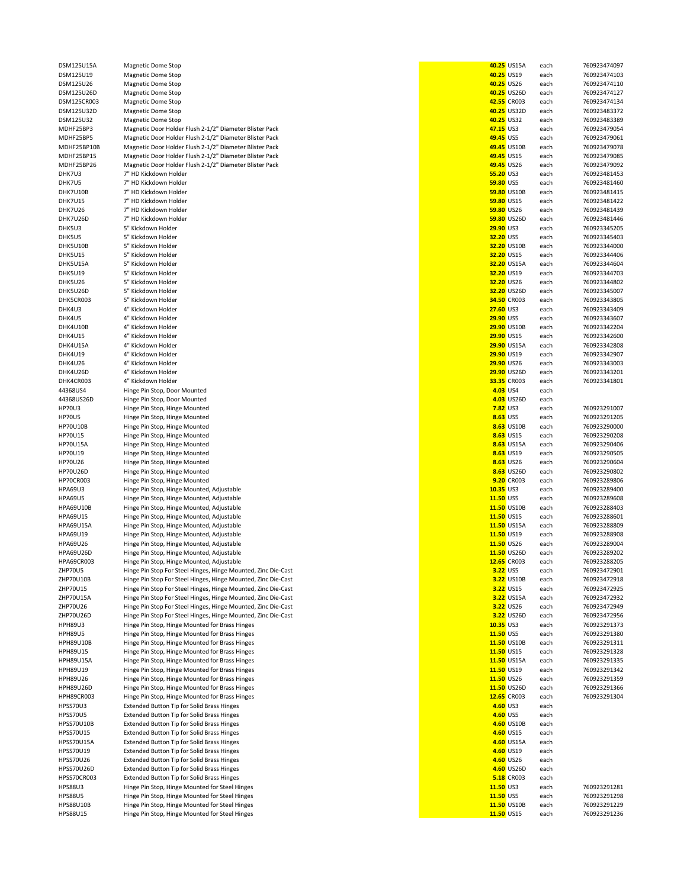| | | | | | |
|---|---|---|---|---|---|
| DSM125U15A | Magnetic Dome Stop | 40.25 | US15A | each | 7609234740 97 |
| DSM125U19 | Magnetic Dome Stop | 40.25 | US19 | each | 760923474103 |
| DSM125U26 | Magnetic Dome Stop | 40.25 | US26 | each | 760923474110 |
| DSM125U26D | Magnetic Dome Stop | 40.25 | US26D | each | 760923474127 |
| DSM125CR003 | Magnetic Dome Stop | 42.55 | CR003 | each | 760923474134 |
| DSM125U32D | Magnetic Dome Stop | 40.25 | US32D | each | 760923483372 |
| DSM125U32 | Magnetic Dome Stop | 40.25 | US32 | each | 760923483389 |
| MDHF25BP3 | Magnetic Door Holder Flush 2-1/2" Diameter Blister Pack | 47.15 | US3 | each | 760923479054 |
| MDHF25BP5 | Magnetic Door Holder Flush 2-1/2" Diameter Blister Pack | 49.45 | US5 | each | 760923479061 |
| MDHF25BP10B | Magnetic Door Holder Flush 2-1/2" Diameter Blister Pack | 49.45 | US10B | each | 760923479078 |
| MDHF25BP15 | Magnetic Door Holder Flush 2-1/2" Diameter Blister Pack | 49.45 | US15 | each | 760923479085 |
| MDHF25BP26 | Magnetic Door Holder Flush 2-1/2" Diameter Blister Pack | 49.45 | US26 | each | 760923479092 |
| DHK7U3 | 7" HD Kickdown Holder | 55.20 | US3 | each | 760923481453 |
| DHK7U5 | 7" HD Kickdown Holder | 59.80 | US5 | each | 760923481460 |
| DHK7U10B | 7" HD Kickdown Holder | 59.80 | US10B | each | 760923481415 |
| DHK7U15 | 7" HD Kickdown Holder | 59.80 | US15 | each | 760923481422 |
| DHK7U26 | 7" HD Kickdown Holder | 59.80 | US26 | each | 760923481439 |
| DHK7U26D | 7" HD Kickdown Holder | 59.80 | US26D | each | 760923481446 |
| DHK5U3 | 5" Kickdown Holder | 29.90 | US3 | each | 760923345205 |
| DHK5U5 | 5" Kickdown Holder | 32.20 | US5 | each | 760923345403 |
| DHK5U10B | 5" Kickdown Holder | 32.20 | US10B | each | 760923344000 |
| DHK5U15 | 5" Kickdown Holder | 32.20 | US15 | each | 760923344406 |
| DHK5U15A | 5" Kickdown Holder | 32.20 | US15A | each | 760923344604 |
| DHK5U19 | 5" Kickdown Holder | 32.20 | US19 | each | 760923344703 |
| DHK5U26 | 5" Kickdown Holder | 32.20 | US26 | each | 760923344802 |
| DHK5U26D | 5" Kickdown Holder | 32.20 | US26D | each | 760923345007 |
| DHK5CR003 | 5" Kickdown Holder | 34.50 | CR003 | each | 760923343805 |
| DHK4U3 | 4" Kickdown Holder | 27.60 | US3 | each | 760923343409 |
| DHK4U5 | 4" Kickdown Holder | 29.90 | US5 | each | 760923343607 |
| DHK4U10B | 4" Kickdown Holder | 29.90 | US10B | each | 760923342204 |
| DHK4U15 | 4" Kickdown Holder | 29.90 | US15 | each | 760923342600 |
| DHK4U15A | 4" Kickdown Holder | 29.90 | US15A | each | 760923342808 |
| DHK4U19 | 4" Kickdown Holder | 29.90 | US19 | each | 760923342907 |
| DHK4U26 | 4" Kickdown Holder | 29.90 | US26 | each | 760923343003 |
| DHK4U26D | 4" Kickdown Holder | 29.90 | US26D | each | 760923343201 |
| DHK4CR003 | 4" Kickdown Holder | 33.35 | CR003 | each | 760923341801 |
| 44368US4 | Hinge Pin Stop, Door Mounted | 4.03 | US4 | each | |
| 44368US26D | Hinge Pin Stop, Door Mounted | 4.03 | US26D | each | |
| HP70U3 | Hinge Pin Stop, Hinge Mounted | 7.82 | US3 | each | 760923291007 |
| HP70U5 | Hinge Pin Stop, Hinge Mounted | 8.63 | US5 | each | 760923291205 |
| HP70U10B | Hinge Pin Stop, Hinge Mounted | 8.63 | US10B | each | 760923290000 |
| HP70U15 | Hinge Pin Stop, Hinge Mounted | 8.63 | US15 | each | 760923290208 |
| HP70U15A | Hinge Pin Stop, Hinge Mounted | 8.63 | US15A | each | 760923290406 |
| HP70U19 | Hinge Pin Stop, Hinge Mounted | 8.63 | US19 | each | 760923290505 |
| HP70U26 | Hinge Pin Stop, Hinge Mounted | 8.63 | US26 | each | 760923290604 |
| HP70U26D | Hinge Pin Stop, Hinge Mounted | 8.63 | US26D | each | 760923290802 |
| HP70CR003 | Hinge Pin Stop, Hinge Mounted | 9.20 | CR003 | each | 760923289806 |
| HPA69U3 | Hinge Pin Stop, Hinge Mounted, Adjustable | 10.35 | US3 | each | 760923289400 |
| HPA69U5 | Hinge Pin Stop, Hinge Mounted, Adjustable | 11.50 | US5 | each | 760923289608 |
| HPA69U10B | Hinge Pin Stop, Hinge Mounted, Adjustable | 11.50 | US10B | each | 760923288403 |
| HPA69U15 | Hinge Pin Stop, Hinge Mounted, Adjustable | 11.50 | US15 | each | 760923288601 |
| HPA69U15A | Hinge Pin Stop, Hinge Mounted, Adjustable | 11.50 | US15A | each | 760923288809 |
| HPA69U19 | Hinge Pin Stop, Hinge Mounted, Adjustable | 11.50 | US19 | each | 760923288908 |
| HPA69U26 | Hinge Pin Stop, Hinge Mounted, Adjustable | 11.50 | US26 | each | 760923289004 |
| HPA69U26D | Hinge Pin Stop, Hinge Mounted, Adjustable | 11.50 | US26D | each | 760923289202 |
| HPA69CR003 | Hinge Pin Stop, Hinge Mounted, Adjustable | 12.65 | CR003 | each | 760923288205 |
| ZHP70U5 | Hinge Pin Stop For Steel Hinges, Hinge Mounted, Zinc Die-Cast | 3.22 | US5 | each | 760923472901 |
| ZHP70U10B | Hinge Pin Stop For Steel Hinges, Hinge Mounted, Zinc Die-Cast | 3.22 | US10B | each | 760923472918 |
| ZHP70U15 | Hinge Pin Stop For Steel Hinges, Hinge Mounted, Zinc Die-Cast | 3.22 | US15 | each | 760923472925 |
| ZHP70U15A | Hinge Pin Stop For Steel Hinges, Hinge Mounted, Zinc Die-Cast | 3.22 | US15A | each | 760923472932 |
| ZHP70U26 | Hinge Pin Stop For Steel Hinges, Hinge Mounted, Zinc Die-Cast | 3.22 | US26 | each | 760923472949 |
| ZHP70U26D | Hinge Pin Stop For Steel Hinges, Hinge Mounted, Zinc Die-Cast | 3.22 | US26D | each | 760923472956 |
| HPH89U3 | Hinge Pin Stop, Hinge Mounted for Brass Hinges | 10.35 | US3 | each | 760923291373 |
| HPH89U5 | Hinge Pin Stop, Hinge Mounted for Brass Hinges | 11.50 | US5 | each | 760923291380 |
| HPH89U10B | Hinge Pin Stop, Hinge Mounted for Brass Hinges | 11.50 | US10B | each | 760923291311 |
| HPH89U15 | Hinge Pin Stop, Hinge Mounted for Brass Hinges | 11.50 | US15 | each | 760923291328 |
| HPH89U15A | Hinge Pin Stop, Hinge Mounted for Brass Hinges | 11.50 | US15A | each | 760923291335 |
| HPH89U19 | Hinge Pin Stop, Hinge Mounted for Brass Hinges | 11.50 | US19 | each | 760923291342 |
| HPH89U26 | Hinge Pin Stop, Hinge Mounted for Brass Hinges | 11.50 | US26 | each | 760923291359 |
| HPH89U26D | Hinge Pin Stop, Hinge Mounted for Brass Hinges | 11.50 | US26D | each | 760923291366 |
| HPH89CR003 | Hinge Pin Stop, Hinge Mounted for Brass Hinges | 12.65 | CR003 | each | 760923291304 |
| HPSS70U3 | Extended Button Tip for Solid Brass Hinges | 4.60 | US3 | each | |
| HPSS70U5 | Extended Button Tip for Solid Brass Hinges | 4.60 | US5 | each | |
| HPSS70U10B | Extended Button Tip for Solid Brass Hinges | 4.60 | US10B | each | |
| HPSS70U15 | Extended Button Tip for Solid Brass Hinges | 4.60 | US15 | each | |
| HPSS70U15A | Extended Button Tip for Solid Brass Hinges | 4.60 | US15A | each | |
| HPSS70U19 | Extended Button Tip for Solid Brass Hinges | 4.60 | US19 | each | |
| HPSS70U26 | Extended Button Tip for Solid Brass Hinges | 4.60 | US26 | each | |
| HPSS70U26D | Extended Button Tip for Solid Brass Hinges | 4.60 | US26D | each | |
| HPSS70CR003 | Extended Button Tip for Solid Brass Hinges | 5.18 | CR003 | each | |
| HPS88U3 | Hinge Pin Stop, Hinge Mounted for Steel Hinges | 11.50 | US3 | each | 760923291281 |
| HPS88U5 | Hinge Pin Stop, Hinge Mounted for Steel Hinges | 11.50 | US5 | each | 760923291298 |
| HPS88U10B | Hinge Pin Stop, Hinge Mounted for Steel Hinges | 11.50 | US10B | each | 760923291229 |
| HPS88U15 | Hinge Pin Stop, Hinge Mounted for Steel Hinges | 11.50 | US15 | each | 760923291236 |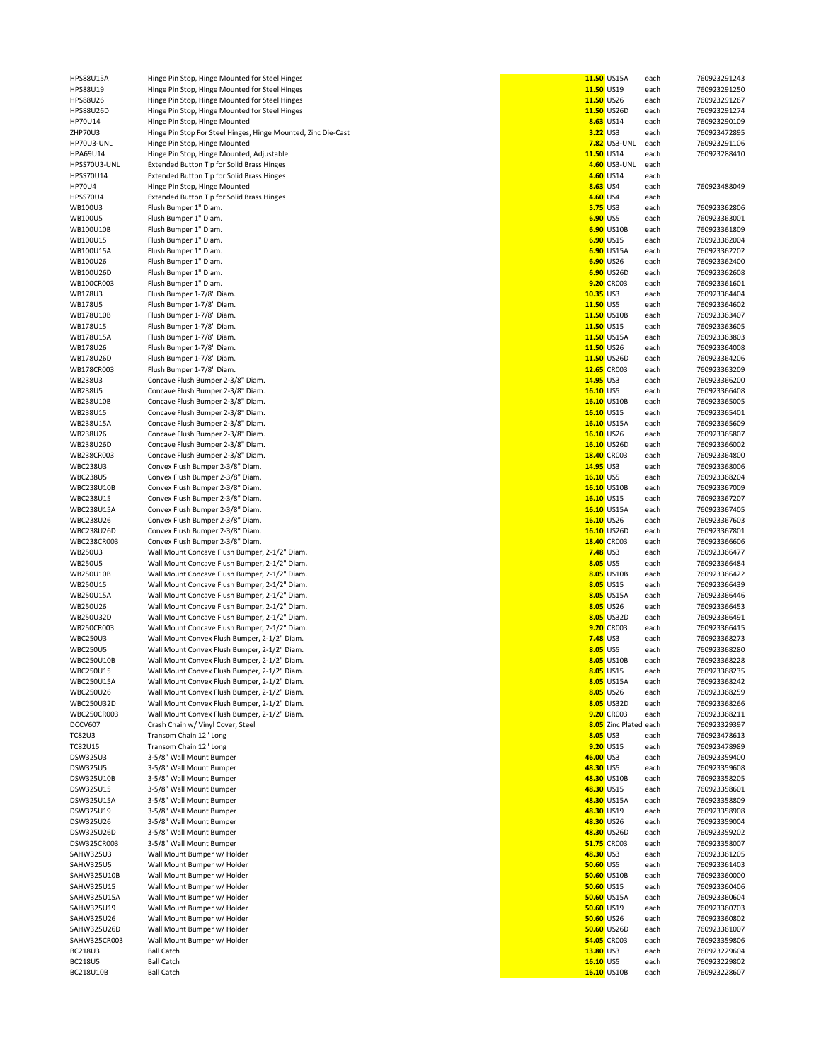| | | | | | |
|---|---|---|---|---|---|
| HPS88U15A | Hinge Pin Stop, Hinge Mounted for Steel Hinges | 11.50 | US15A | each | 760923291243 |
| HPS88U19 | Hinge Pin Stop, Hinge Mounted for Steel Hinges | 11.50 | US19 | each | 760923291250 |
| HPS88U26 | Hinge Pin Stop, Hinge Mounted for Steel Hinges | 11.50 | US26 | each | 760923291267 |
| HPS88U26D | Hinge Pin Stop, Hinge Mounted for Steel Hinges | 11.50 | US26D | each | 760923291274 |
| HP70U14 | Hinge Pin Stop, Hinge Mounted | 8.63 | US14 | each | 760923290109 |
| ZHP70U3 | Hinge Pin Stop For Steel Hinges, Hinge Mounted, Zinc Die-Cast | 3.22 | US3 | each | 760923472895 |
| HP70U3-UNL | Hinge Pin Stop, Hinge Mounted | 7.82 | US3-UNL | each | 760923291106 |
| HPA69U14 | Hinge Pin Stop, Hinge Mounted, Adjustable | 11.50 | US14 | each | 760923288410 |
| HPSS70U3-UNL | Extended Button Tip for Solid Brass Hinges | 4.60 | US3-UNL | each | |
| HPSS70U14 | Extended Button Tip for Solid Brass Hinges | 4.60 | US14 | each | |
| HP70U4 | Hinge Pin Stop, Hinge Mounted | 8.63 | US4 | each | 760923488049 |
| HPSS70U4 | Extended Button Tip for Solid Brass Hinges | 4.60 | US4 | each | |
| WB100U3 | Flush Bumper 1" Diam. | 5.75 | US3 | each | 760923362806 |
| WB100U5 | Flush Bumper 1" Diam. | 6.90 | US5 | each | 760923363001 |
| WB100U10B | Flush Bumper 1" Diam. | 6.90 | US10B | each | 760923361809 |
| WB100U15 | Flush Bumper 1" Diam. | 6.90 | US15 | each | 760923362004 |
| WB100U15A | Flush Bumper 1" Diam. | 6.90 | US15A | each | 760923362202 |
| WB100U26 | Flush Bumper 1" Diam. | 6.90 | US26 | each | 760923362400 |
| WB100U26D | Flush Bumper 1" Diam. | 6.90 | US26D | each | 760923362608 |
| WB100CR003 | Flush Bumper 1" Diam. | 9.20 | CR003 | each | 760923361601 |
| WB178U3 | Flush Bumper 1-7/8" Diam. | 10.35 | US3 | each | 760923364404 |
| WB178U5 | Flush Bumper 1-7/8" Diam. | 11.50 | US5 | each | 760923364602 |
| WB178U10B | Flush Bumper 1-7/8" Diam. | 11.50 | US10B | each | 760923363407 |
| WB178U15 | Flush Bumper 1-7/8" Diam. | 11.50 | US15 | each | 760923363605 |
| WB178U15A | Flush Bumper 1-7/8" Diam. | 11.50 | US15A | each | 760923363803 |
| WB178U26 | Flush Bumper 1-7/8" Diam. | 11.50 | US26 | each | 760923364008 |
| WB178U26D | Flush Bumper 1-7/8" Diam. | 11.50 | US26D | each | 760923364206 |
| WB178CR003 | Flush Bumper 1-7/8" Diam. | 12.65 | CR003 | each | 760923363209 |
| WB238U3 | Concave Flush Bumper 2-3/8" Diam. | 14.95 | US3 | each | 760923366200 |
| WB238U5 | Concave Flush Bumper 2-3/8" Diam. | 16.10 | US5 | each | 760923366408 |
| WB238U10B | Concave Flush Bumper 2-3/8" Diam. | 16.10 | US10B | each | 760923365005 |
| WB238U15 | Concave Flush Bumper 2-3/8" Diam. | 16.10 | US15 | each | 760923365401 |
| WB238U15A | Concave Flush Bumper 2-3/8" Diam. | 16.10 | US15A | each | 760923365609 |
| WB238U26 | Concave Flush Bumper 2-3/8" Diam. | 16.10 | US26 | each | 760923365807 |
| WB238U26D | Concave Flush Bumper 2-3/8" Diam. | 16.10 | US26D | each | 760923366002 |
| WB238CR003 | Concave Flush Bumper 2-3/8" Diam. | 18.40 | CR003 | each | 760923364800 |
| WBC238U3 | Convex Flush Bumper 2-3/8" Diam. | 14.95 | US3 | each | 760923368006 |
| WBC238U5 | Convex Flush Bumper 2-3/8" Diam. | 16.10 | US5 | each | 760923368204 |
| WBC238U10B | Convex Flush Bumper 2-3/8" Diam. | 16.10 | US10B | each | 760923367009 |
| WBC238U15 | Convex Flush Bumper 2-3/8" Diam. | 16.10 | US15 | each | 760923367207 |
| WBC238U15A | Convex Flush Bumper 2-3/8" Diam. | 16.10 | US15A | each | 760923367405 |
| WBC238U26 | Convex Flush Bumper 2-3/8" Diam. | 16.10 | US26 | each | 760923367603 |
| WBC238U26D | Convex Flush Bumper 2-3/8" Diam. | 16.10 | US26D | each | 760923367801 |
| WBC238CR003 | Convex Flush Bumper 2-3/8" Diam. | 18.40 | CR003 | each | 760923366606 |
| WB250U3 | Wall Mount Concave Flush Bumper, 2-1/2" Diam. | 7.48 | US3 | each | 760923366477 |
| WB250U5 | Wall Mount Concave Flush Bumper, 2-1/2" Diam. | 8.05 | US5 | each | 760923366484 |
| WB250U10B | Wall Mount Concave Flush Bumper, 2-1/2" Diam. | 8.05 | US10B | each | 760923366422 |
| WB250U15 | Wall Mount Concave Flush Bumper, 2-1/2" Diam. | 8.05 | US15 | each | 760923366439 |
| WB250U15A | Wall Mount Concave Flush Bumper, 2-1/2" Diam. | 8.05 | US15A | each | 760923366446 |
| WB250U26 | Wall Mount Concave Flush Bumper, 2-1/2" Diam. | 8.05 | US26 | each | 760923366453 |
| WB250U32D | Wall Mount Concave Flush Bumper, 2-1/2" Diam. | 8.05 | US32D | each | 760923366491 |
| WB250CR003 | Wall Mount Concave Flush Bumper, 2-1/2" Diam. | 9.20 | CR003 | each | 760923366415 |
| WBC250U3 | Wall Mount Convex Flush Bumper, 2-1/2" Diam. | 7.48 | US3 | each | 760923368273 |
| WBC250U5 | Wall Mount Convex Flush Bumper, 2-1/2" Diam. | 8.05 | US5 | each | 760923368280 |
| WBC250U10B | Wall Mount Convex Flush Bumper, 2-1/2" Diam. | 8.05 | US10B | each | 760923368228 |
| WBC250U15 | Wall Mount Convex Flush Bumper, 2-1/2" Diam. | 8.05 | US15 | each | 760923368235 |
| WBC250U15A | Wall Mount Convex Flush Bumper, 2-1/2" Diam. | 8.05 | US15A | each | 760923368242 |
| WBC250U26 | Wall Mount Convex Flush Bumper, 2-1/2" Diam. | 8.05 | US26 | each | 760923368259 |
| WBC250U32D | Wall Mount Convex Flush Bumper, 2-1/2" Diam. | 8.05 | US32D | each | 760923368266 |
| WBC250CR003 | Wall Mount Convex Flush Bumper, 2-1/2" Diam. | 9.20 | CR003 | each | 760923368211 |
| DCCV607 | Crash Chain w/ Vinyl Cover, Steel | 8.05 | Zinc Plated | each | 760923329397 |
| TC82U3 | Transom Chain 12" Long | 8.05 | US3 | each | 760923478613 |
| TC82U15 | Transom Chain 12" Long | 9.20 | US15 | each | 760923478989 |
| DSW325U3 | 3-5/8" Wall Mount Bumper | 46.00 | US3 | each | 760923359400 |
| DSW325U5 | 3-5/8" Wall Mount Bumper | 48.30 | US5 | each | 760923359608 |
| DSW325U10B | 3-5/8" Wall Mount Bumper | 48.30 | US10B | each | 760923358205 |
| DSW325U15 | 3-5/8" Wall Mount Bumper | 48.30 | US15 | each | 760923358601 |
| DSW325U15A | 3-5/8" Wall Mount Bumper | 48.30 | US15A | each | 760923358809 |
| DSW325U19 | 3-5/8" Wall Mount Bumper | 48.30 | US19 | each | 760923358908 |
| DSW325U26 | 3-5/8" Wall Mount Bumper | 48.30 | US26 | each | 760923359004 |
| DSW325U26D | 3-5/8" Wall Mount Bumper | 48.30 | US26D | each | 760923359202 |
| DSW325CR003 | 3-5/8" Wall Mount Bumper | 51.75 | CR003 | each | 760923358007 |
| SAHW325U3 | Wall Mount Bumper w/ Holder | 48.30 | US3 | each | 760923361205 |
| SAHW325U5 | Wall Mount Bumper w/ Holder | 50.60 | US5 | each | 760923361403 |
| SAHW325U10B | Wall Mount Bumper w/ Holder | 50.60 | US10B | each | 760923360000 |
| SAHW325U15 | Wall Mount Bumper w/ Holder | 50.60 | US15 | each | 760923360406 |
| SAHW325U15A | Wall Mount Bumper w/ Holder | 50.60 | US15A | each | 760923360604 |
| SAHW325U19 | Wall Mount Bumper w/ Holder | 50.60 | US19 | each | 760923360703 |
| SAHW325U26 | Wall Mount Bumper w/ Holder | 50.60 | US26 | each | 760923360802 |
| SAHW325U26D | Wall Mount Bumper w/ Holder | 50.60 | US26D | each | 760923361007 |
| SAHW325CR003 | Wall Mount Bumper w/ Holder | 54.05 | CR003 | each | 760923359806 |
| BC218U3 | Ball Catch | 13.80 | US3 | each | 760923229604 |
| BC218U5 | Ball Catch | 16.10 | US5 | each | 760923229802 |
| BC218U10B | Ball Catch | 16.10 | US10B | each | 760923228607 |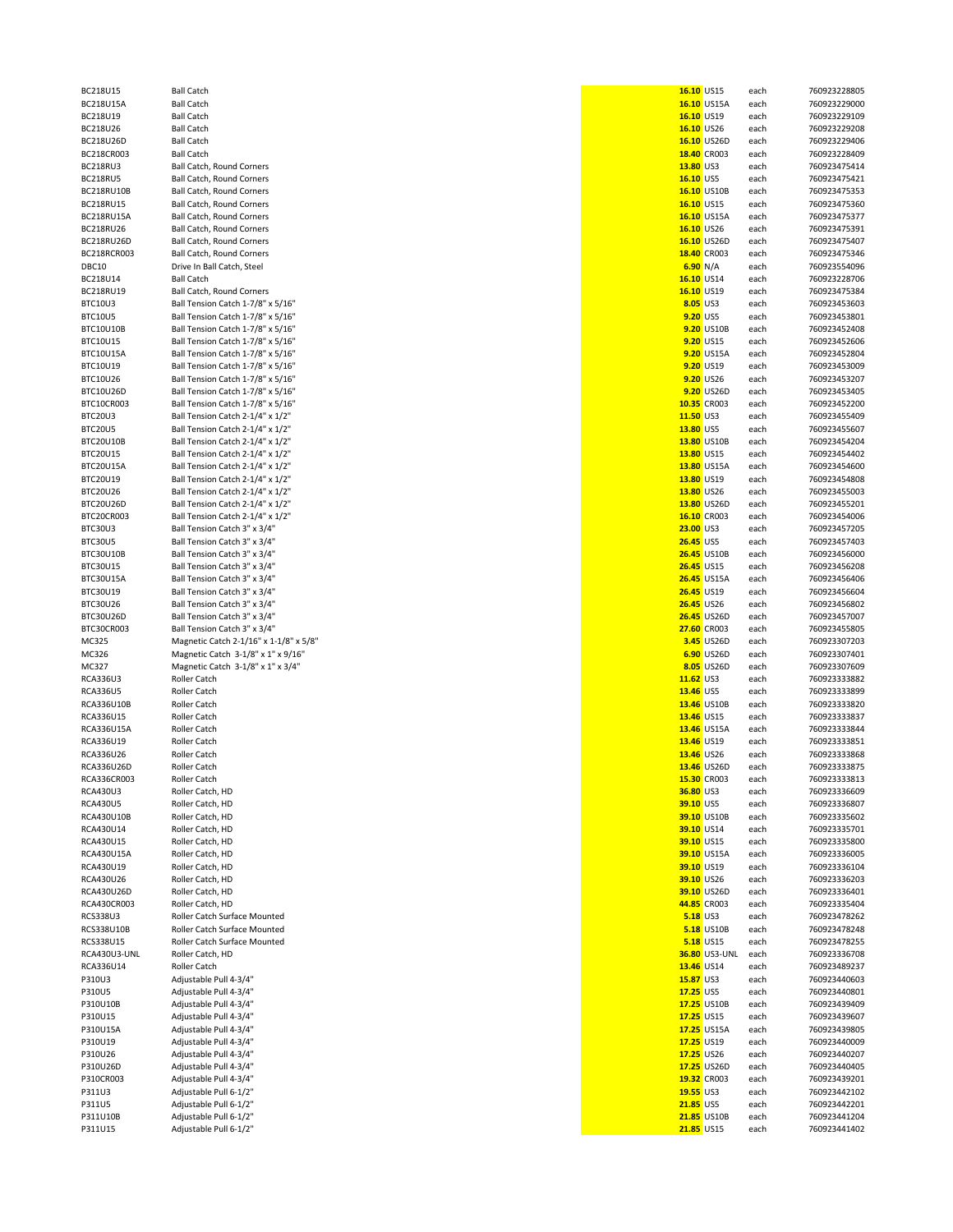| | | | | | |
|---|---|---|---|---|---|
| BC218U15 | Ball Catch | 16.10 | US15 | each | 760923228805 |
| BC218U15A | Ball Catch | 16.10 | US15A | each | 760923229000 |
| BC218U19 | Ball Catch | 16.10 | US19 | each | 760923229109 |
| BC218U26 | Ball Catch | 16.10 | US26 | each | 760923229208 |
| BC218U26D | Ball Catch | 16.10 | US26D | each | 760923229406 |
| BC218CR003 | Ball Catch | 18.40 | CR003 | each | 760923228409 |
| BC218RU3 | Ball Catch, Round Corners | 13.80 | US3 | each | 760923475414 |
| BC218RU5 | Ball Catch, Round Corners | 16.10 | US5 | each | 760923475421 |
| BC218RU10B | Ball Catch, Round Corners | 16.10 | US10B | each | 760923475353 |
| BC218RU15 | Ball Catch, Round Corners | 16.10 | US15 | each | 760923475360 |
| BC218RU15A | Ball Catch, Round Corners | 16.10 | US15A | each | 760923475377 |
| BC218RU26 | Ball Catch, Round Corners | 16.10 | US26 | each | 760923475391 |
| BC218RU26D | Ball Catch, Round Corners | 16.10 | US26D | each | 760923475407 |
| BC218RCR003 | Ball Catch, Round Corners | 18.40 | CR003 | each | 760923475346 |
| DBC10 | Drive In Ball Catch, Steel | 6.90 | N/A | each | 760923554096 |
| BC218U14 | Ball Catch | 16.10 | US14 | each | 760923228706 |
| BC218RU19 | Ball Catch, Round Corners | 16.10 | US19 | each | 760923475384 |
| BTC10U3 | Ball Tension Catch 1-7/8" x 5/16" | 8.05 | US3 | each | 760923453603 |
| BTC10U5 | Ball Tension Catch 1-7/8" x 5/16" | 9.20 | US5 | each | 760923453801 |
| BTC10U10B | Ball Tension Catch 1-7/8" x 5/16" | 9.20 | US10B | each | 760923452408 |
| BTC10U15 | Ball Tension Catch 1-7/8" x 5/16" | 9.20 | US15 | each | 760923452606 |
| BTC10U15A | Ball Tension Catch 1-7/8" x 5/16" | 9.20 | US15A | each | 760923452804 |
| BTC10U19 | Ball Tension Catch 1-7/8" x 5/16" | 9.20 | US19 | each | 760923453009 |
| BTC10U26 | Ball Tension Catch 1-7/8" x 5/16" | 9.20 | US26 | each | 760923453207 |
| BTC10U26D | Ball Tension Catch 1-7/8" x 5/16" | 9.20 | US26D | each | 760923453405 |
| BTC10CR003 | Ball Tension Catch 1-7/8" x 5/16" | 10.35 | CR003 | each | 760923452200 |
| BTC20U3 | Ball Tension Catch 2-1/4" x 1/2" | 11.50 | US3 | each | 760923455409 |
| BTC20U5 | Ball Tension Catch 2-1/4" x 1/2" | 13.80 | US5 | each | 760923455607 |
| BTC20U10B | Ball Tension Catch 2-1/4" x 1/2" | 13.80 | US10B | each | 760923454204 |
| BTC20U15 | Ball Tension Catch 2-1/4" x 1/2" | 13.80 | US15 | each | 760923454402 |
| BTC20U15A | Ball Tension Catch 2-1/4" x 1/2" | 13.80 | US15A | each | 760923454600 |
| BTC20U19 | Ball Tension Catch 2-1/4" x 1/2" | 13.80 | US19 | each | 760923454808 |
| BTC20U26 | Ball Tension Catch 2-1/4" x 1/2" | 13.80 | US26 | each | 760923455003 |
| BTC20U26D | Ball Tension Catch 2-1/4" x 1/2" | 13.80 | US26D | each | 760923455201 |
| BTC20CR003 | Ball Tension Catch 2-1/4" x 1/2" | 16.10 | CR003 | each | 760923454006 |
| BTC30U3 | Ball Tension Catch 3" x 3/4" | 23.00 | US3 | each | 760923457205 |
| BTC30U5 | Ball Tension Catch 3" x 3/4" | 26.45 | US5 | each | 760923457403 |
| BTC30U10B | Ball Tension Catch 3" x 3/4" | 26.45 | US10B | each | 760923456000 |
| BTC30U15 | Ball Tension Catch 3" x 3/4" | 26.45 | US15 | each | 760923456208 |
| BTC30U15A | Ball Tension Catch 3" x 3/4" | 26.45 | US15A | each | 760923456406 |
| BTC30U19 | Ball Tension Catch 3" x 3/4" | 26.45 | US19 | each | 760923456604 |
| BTC30U26 | Ball Tension Catch 3" x 3/4" | 26.45 | US26 | each | 760923456802 |
| BTC30U26D | Ball Tension Catch 3" x 3/4" | 26.45 | US26D | each | 760923457007 |
| BTC30CR003 | Ball Tension Catch 3" x 3/4" | 27.60 | CR003 | each | 760923455805 |
| MC325 | Magnetic Catch 2-1/16" x 1-1/8" x 5/8" | 3.45 | US26D | each | 760923307203 |
| MC326 | Magnetic Catch 3-1/8" x 1" x 9/16" | 6.90 | US26D | each | 760923307401 |
| MC327 | Magnetic Catch 3-1/8" x 1" x 3/4" | 8.05 | US26D | each | 760923307609 |
| RCA336U3 | Roller Catch | 11.62 | US3 | each | 760923333882 |
| RCA336U5 | Roller Catch | 13.46 | US5 | each | 760923333899 |
| RCA336U10B | Roller Catch | 13.46 | US10B | each | 760923333820 |
| RCA336U15 | Roller Catch | 13.46 | US15 | each | 760923333837 |
| RCA336U15A | Roller Catch | 13.46 | US15A | each | 760923333844 |
| RCA336U19 | Roller Catch | 13.46 | US19 | each | 760923333851 |
| RCA336U26 | Roller Catch | 13.46 | US26 | each | 760923333868 |
| RCA336U26D | Roller Catch | 13.46 | US26D | each | 760923333875 |
| RCA336CR003 | Roller Catch | 15.30 | CR003 | each | 760923333813 |
| RCA430U3 | Roller Catch, HD | 36.80 | US3 | each | 760923336609 |
| RCA430U5 | Roller Catch, HD | 39.10 | US5 | each | 760923336807 |
| RCA430U10B | Roller Catch, HD | 39.10 | US10B | each | 760923335602 |
| RCA430U14 | Roller Catch, HD | 39.10 | US14 | each | 760923335701 |
| RCA430U15 | Roller Catch, HD | 39.10 | US15 | each | 760923335800 |
| RCA430U15A | Roller Catch, HD | 39.10 | US15A | each | 760923336005 |
| RCA430U19 | Roller Catch, HD | 39.10 | US19 | each | 760923336104 |
| RCA430U26 | Roller Catch, HD | 39.10 | US26 | each | 760923336203 |
| RCA430U26D | Roller Catch, HD | 39.10 | US26D | each | 760923336401 |
| RCA430CR003 | Roller Catch, HD | 44.85 | CR003 | each | 760923335404 |
| RCS338U3 | Roller Catch Surface Mounted | 5.18 | US3 | each | 760923478262 |
| RCS338U10B | Roller Catch Surface Mounted | 5.18 | US10B | each | 760923478248 |
| RCS338U15 | Roller Catch Surface Mounted | 5.18 | US15 | each | 760923478255 |
| RCA430U3-UNL | Roller Catch, HD | 36.80 | US3-UNL | each | 760923336708 |
| RCA336U14 | Roller Catch | 13.46 | US14 | each | 760923489237 |
| P310U3 | Adjustable Pull 4-3/4" | 15.87 | US3 | each | 760923440603 |
| P310U5 | Adjustable Pull 4-3/4" | 17.25 | US5 | each | 760923440801 |
| P310U10B | Adjustable Pull 4-3/4" | 17.25 | US10B | each | 760923439409 |
| P310U15 | Adjustable Pull 4-3/4" | 17.25 | US15 | each | 760923439607 |
| P310U15A | Adjustable Pull 4-3/4" | 17.25 | US15A | each | 760923439805 |
| P310U19 | Adjustable Pull 4-3/4" | 17.25 | US19 | each | 760923440009 |
| P310U26 | Adjustable Pull 4-3/4" | 17.25 | US26 | each | 760923440207 |
| P310U26D | Adjustable Pull 4-3/4" | 17.25 | US26D | each | 760923440405 |
| P310CR003 | Adjustable Pull 4-3/4" | 19.32 | CR003 | each | 760923439201 |
| P311U3 | Adjustable Pull 6-1/2" | 19.55 | US3 | each | 760923442102 |
| P311U5 | Adjustable Pull 6-1/2" | 21.85 | US5 | each | 760923442201 |
| P311U10B | Adjustable Pull 6-1/2" | 21.85 | US10B | each | 760923441204 |
| P311U15 | Adjustable Pull 6-1/2" | 21.85 | US15 | each | 760923441402 |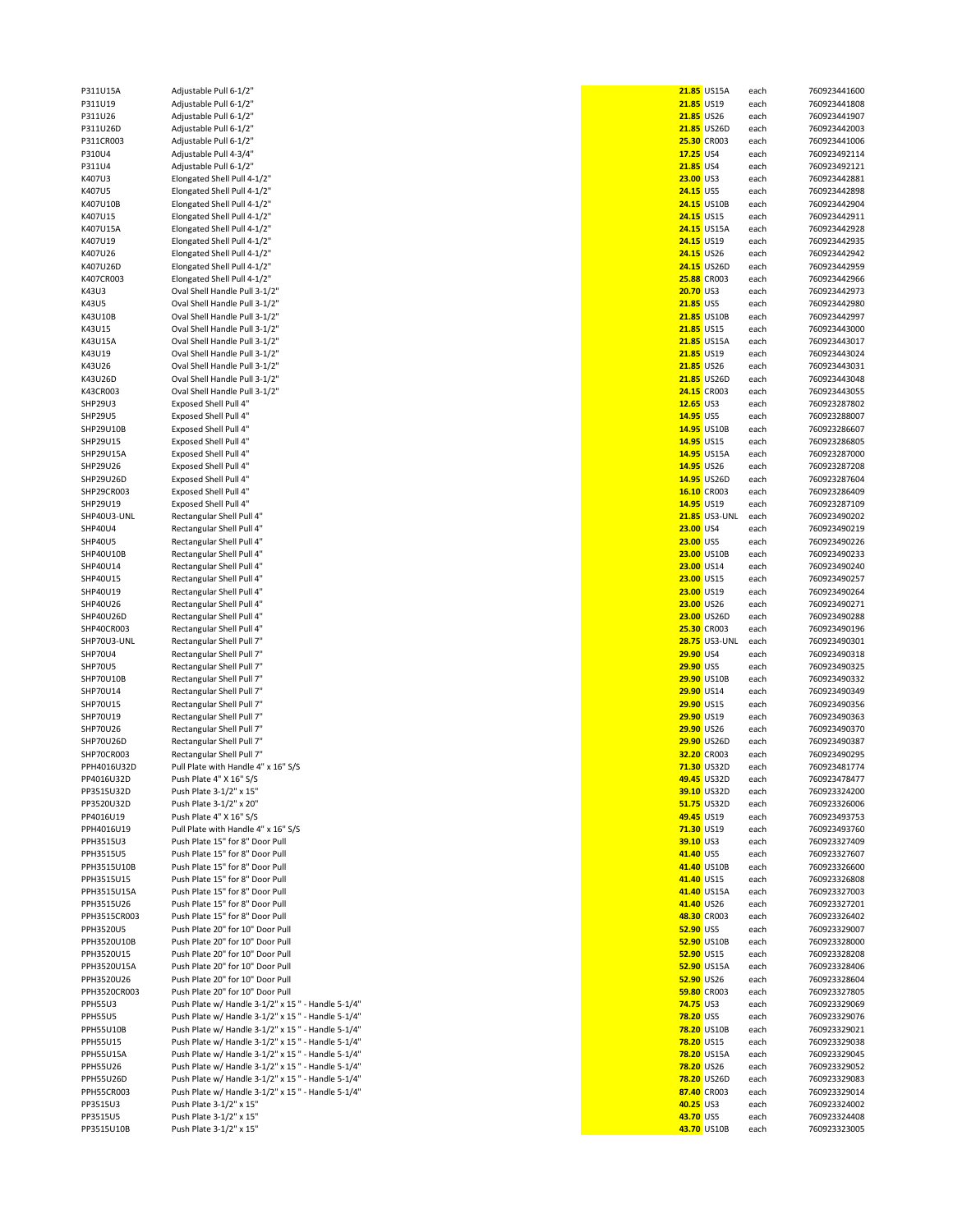| | | | | | |
|---|---|---|---|---|---|
| P311U15A | Adjustable Pull 6-1/2" | 21.85 | US15A | each | 760923441600 |
| P311U19 | Adjustable Pull 6-1/2" | 21.85 | US19 | each | 760923441808 |
| P311U26 | Adjustable Pull 6-1/2" | 21.85 | US26 | each | 760923441907 |
| P311U26D | Adjustable Pull 6-1/2" | 21.85 | US26D | each | 760923442003 |
| P311CR003 | Adjustable Pull 6-1/2" | 25.30 | CR003 | each | 760923441006 |
| P310U4 | Adjustable Pull 4-3/4" | 17.25 | US4 | each | 760923492114 |
| P311U4 | Adjustable Pull 6-1/2" | 21.85 | US4 | each | 760923492121 |
| K407U3 | Elongated Shell Pull 4-1/2" | 23.00 | US3 | each | 760923442881 |
| K407U5 | Elongated Shell Pull 4-1/2" | 24.15 | US5 | each | 760923442898 |
| K407U10B | Elongated Shell Pull 4-1/2" | 24.15 | US10B | each | 760923442904 |
| K407U15 | Elongated Shell Pull 4-1/2" | 24.15 | US15 | each | 760923442911 |
| K407U15A | Elongated Shell Pull 4-1/2" | 24.15 | US15A | each | 760923442928 |
| K407U19 | Elongated Shell Pull 4-1/2" | 24.15 | US19 | each | 760923442935 |
| K407U26 | Elongated Shell Pull 4-1/2" | 24.15 | US26 | each | 760923442942 |
| K407U26D | Elongated Shell Pull 4-1/2" | 24.15 | US26D | each | 760923442959 |
| K407CR003 | Elongated Shell Pull 4-1/2" | 25.88 | CR003 | each | 760923442966 |
| K43U3 | Oval Shell Handle Pull 3-1/2" | 20.70 | US3 | each | 760923442973 |
| K43U5 | Oval Shell Handle Pull 3-1/2" | 21.85 | US5 | each | 760923442980 |
| K43U10B | Oval Shell Handle Pull 3-1/2" | 21.85 | US10B | each | 760923442997 |
| K43U15 | Oval Shell Handle Pull 3-1/2" | 21.85 | US15 | each | 760923443000 |
| K43U15A | Oval Shell Handle Pull 3-1/2" | 21.85 | US15A | each | 760923443017 |
| K43U19 | Oval Shell Handle Pull 3-1/2" | 21.85 | US19 | each | 760923443024 |
| K43U26 | Oval Shell Handle Pull 3-1/2" | 21.85 | US26 | each | 760923443031 |
| K43U26D | Oval Shell Handle Pull 3-1/2" | 21.85 | US26D | each | 760923443048 |
| K43CR003 | Oval Shell Handle Pull 3-1/2" | 24.15 | CR003 | each | 760923443055 |
| SHP29U3 | Exposed Shell Pull 4" | 12.65 | US3 | each | 760923287802 |
| SHP29U5 | Exposed Shell Pull 4" | 14.95 | US5 | each | 760923288007 |
| SHP29U10B | Exposed Shell Pull 4" | 14.95 | US10B | each | 760923286607 |
| SHP29U15 | Exposed Shell Pull 4" | 14.95 | US15 | each | 760923286805 |
| SHP29U15A | Exposed Shell Pull 4" | 14.95 | US15A | each | 760923287000 |
| SHP29U26 | Exposed Shell Pull 4" | 14.95 | US26 | each | 760923287208 |
| SHP29U26D | Exposed Shell Pull 4" | 14.95 | US26D | each | 760923287604 |
| SHP29CR003 | Exposed Shell Pull 4" | 16.10 | CR003 | each | 760923286409 |
| SHP29U19 | Exposed Shell Pull 4" | 14.95 | US19 | each | 760923287109 |
| SHP40U3-UNL | Rectangular Shell Pull 4" | 21.85 | US3-UNL | each | 760923490202 |
| SHP40U4 | Rectangular Shell Pull 4" | 23.00 | US4 | each | 760923490219 |
| SHP40U5 | Rectangular Shell Pull 4" | 23.00 | US5 | each | 760923490226 |
| SHP40U10B | Rectangular Shell Pull 4" | 23.00 | US10B | each | 760923490233 |
| SHP40U14 | Rectangular Shell Pull 4" | 23.00 | US14 | each | 760923490240 |
| SHP40U15 | Rectangular Shell Pull 4" | 23.00 | US15 | each | 760923490257 |
| SHP40U19 | Rectangular Shell Pull 4" | 23.00 | US19 | each | 760923490264 |
| SHP40U26 | Rectangular Shell Pull 4" | 23.00 | US26 | each | 760923490271 |
| SHP40U26D | Rectangular Shell Pull 4" | 23.00 | US26D | each | 760923490288 |
| SHP40CR003 | Rectangular Shell Pull 4" | 25.30 | CR003 | each | 760923490196 |
| SHP70U3-UNL | Rectangular Shell Pull 7" | 28.75 | US3-UNL | each | 760923490301 |
| SHP70U4 | Rectangular Shell Pull 7" | 29.90 | US4 | each | 760923490318 |
| SHP70U5 | Rectangular Shell Pull 7" | 29.90 | US5 | each | 760923490325 |
| SHP70U10B | Rectangular Shell Pull 7" | 29.90 | US10B | each | 760923490332 |
| SHP70U14 | Rectangular Shell Pull 7" | 29.90 | US14 | each | 760923490349 |
| SHP70U15 | Rectangular Shell Pull 7" | 29.90 | US15 | each | 760923490356 |
| SHP70U19 | Rectangular Shell Pull 7" | 29.90 | US19 | each | 760923490363 |
| SHP70U26 | Rectangular Shell Pull 7" | 29.90 | US26 | each | 760923490370 |
| SHP70U26D | Rectangular Shell Pull 7" | 29.90 | US26D | each | 760923490387 |
| SHP70CR003 | Rectangular Shell Pull 7" | 32.20 | CR003 | each | 760923490295 |
| PPH4016U32D | Pull Plate with Handle 4" x 16" S/S | 71.30 | US32D | each | 760923481774 |
| PP4016U32D | Push Plate 4" X 16" S/S | 49.45 | US32D | each | 760923478477 |
| PP3515U32D | Push Plate 3-1/2" x 15" | 39.10 | US32D | each | 760923324200 |
| PP3520U32D | Push Plate 3-1/2" x 20" | 51.75 | US32D | each | 760923326006 |
| PP4016U19 | Push Plate 4" X 16" S/S | 49.45 | US19 | each | 760923493753 |
| PPH4016U19 | Pull Plate with Handle 4" x 16" S/S | 71.30 | US19 | each | 760923493760 |
| PPH3515U3 | Push Plate 15" for 8" Door Pull | 39.10 | US3 | each | 760923327409 |
| PPH3515U5 | Push Plate 15" for 8" Door Pull | 41.40 | US5 | each | 760923327607 |
| PPH3515U10B | Push Plate 15" for 8" Door Pull | 41.40 | US10B | each | 760923326600 |
| PPH3515U15 | Push Plate 15" for 8" Door Pull | 41.40 | US15 | each | 760923326808 |
| PPH3515U15A | Push Plate 15" for 8" Door Pull | 41.40 | US15A | each | 760923327003 |
| PPH3515U26 | Push Plate 15" for 8" Door Pull | 41.40 | US26 | each | 760923327201 |
| PPH3515CR003 | Push Plate 15" for 8" Door Pull | 48.30 | CR003 | each | 760923326402 |
| PPH3520U5 | Push Plate 20" for 10" Door Pull | 52.90 | US5 | each | 760923329007 |
| PPH3520U10B | Push Plate 20" for 10" Door Pull | 52.90 | US10B | each | 760923328000 |
| PPH3520U15 | Push Plate 20" for 10" Door Pull | 52.90 | US15 | each | 760923328208 |
| PPH3520U15A | Push Plate 20" for 10" Door Pull | 52.90 | US15A | each | 760923328406 |
| PPH3520U26 | Push Plate 20" for 10" Door Pull | 52.90 | US26 | each | 760923328604 |
| PPH3520CR003 | Push Plate 20" for 10" Door Pull | 59.80 | CR003 | each | 760923327805 |
| PPH55U3 | Push Plate w/ Handle 3-1/2" x 15 " - Handle 5-1/4" | 74.75 | US3 | each | 760923329069 |
| PPH55U5 | Push Plate w/ Handle 3-1/2" x 15 " - Handle 5-1/4" | 78.20 | US5 | each | 760923329076 |
| PPH55U10B | Push Plate w/ Handle 3-1/2" x 15 " - Handle 5-1/4" | 78.20 | US10B | each | 760923329021 |
| PPH55U15 | Push Plate w/ Handle 3-1/2" x 15 " - Handle 5-1/4" | 78.20 | US15 | each | 760923329038 |
| PPH55U15A | Push Plate w/ Handle 3-1/2" x 15 " - Handle 5-1/4" | 78.20 | US15A | each | 760923329045 |
| PPH55U26 | Push Plate w/ Handle 3-1/2" x 15 " - Handle 5-1/4" | 78.20 | US26 | each | 760923329052 |
| PPH55U26D | Push Plate w/ Handle 3-1/2" x 15 " - Handle 5-1/4" | 78.20 | US26D | each | 760923329083 |
| PPH55CR003 | Push Plate w/ Handle 3-1/2" x 15 " - Handle 5-1/4" | 87.40 | CR003 | each | 760923329014 |
| PP3515U3 | Push Plate 3-1/2" x 15" | 40.25 | US3 | each | 760923324002 |
| PP3515U5 | Push Plate 3-1/2" x 15" | 43.70 | US5 | each | 760923324408 |
| PP3515U10B | Push Plate 3-1/2" x 15" | 43.70 | US10B | each | 760923323005 |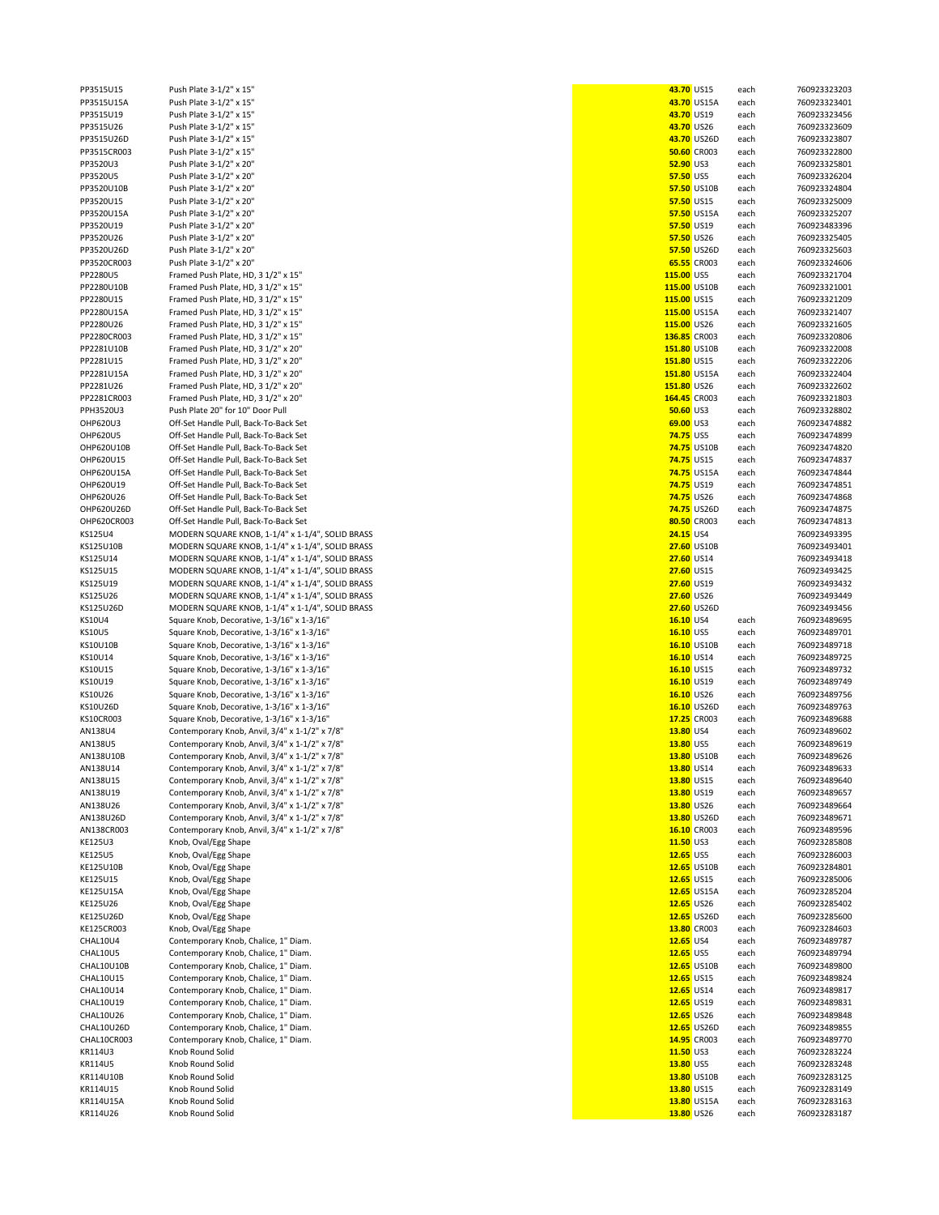| | | | | | |
|---|---|---|---|---|---|
| PP3515U15 | Push Plate 3-1/2" x 15" | 43.70 | US15 | each | 760923323203 |
| PP3515U15A | Push Plate 3-1/2" x 15" | 43.70 | US15A | each | 760923323401 |
| PP3515U19 | Push Plate 3-1/2" x 15" | 43.70 | US19 | each | 760923323456 |
| PP3515U26 | Push Plate 3-1/2" x 15" | 43.70 | US26 | each | 760923323609 |
| PP3515U26D | Push Plate 3-1/2" x 15" | 43.70 | US26D | each | 760923323807 |
| PP3515CR003 | Push Plate 3-1/2" x 15" | 50.60 | CR003 | each | 760923322800 |
| PP3520U3 | Push Plate 3-1/2" x 20" | 52.90 | US3 | each | 760923325801 |
| PP3520U5 | Push Plate 3-1/2" x 20" | 57.50 | US5 | each | 760923326204 |
| PP3520U10B | Push Plate 3-1/2" x 20" | 57.50 | US10B | each | 760923324804 |
| PP3520U15 | Push Plate 3-1/2" x 20" | 57.50 | US15 | each | 760923325009 |
| PP3520U15A | Push Plate 3-1/2" x 20" | 57.50 | US15A | each | 760923325207 |
| PP3520U19 | Push Plate 3-1/2" x 20" | 57.50 | US19 | each | 760923483396 |
| PP3520U26 | Push Plate 3-1/2" x 20" | 57.50 | US26 | each | 760923325405 |
| PP3520U26D | Push Plate 3-1/2" x 20" | 57.50 | US26D | each | 760923325603 |
| PP3520CR003 | Push Plate 3-1/2" x 20" | 65.55 | CR003 | each | 760923324606 |
| PP2280U5 | Framed Push Plate, HD, 3 1/2" x 15" | 115.00 | US5 | each | 760923321704 |
| PP2280U10B | Framed Push Plate, HD, 3 1/2" x 15" | 115.00 | US10B | each | 760923321001 |
| PP2280U15 | Framed Push Plate, HD, 3 1/2" x 15" | 115.00 | US15 | each | 760923321209 |
| PP2280U15A | Framed Push Plate, HD, 3 1/2" x 15" | 115.00 | US15A | each | 760923321407 |
| PP2280U26 | Framed Push Plate, HD, 3 1/2" x 15" | 115.00 | US26 | each | 760923321605 |
| PP2280CR003 | Framed Push Plate, HD, 3 1/2" x 15" | 136.85 | CR003 | each | 760923320806 |
| PP2281U10B | Framed Push Plate, HD, 3 1/2" x 20" | 151.80 | US10B | each | 760923322008 |
| PP2281U15 | Framed Push Plate, HD, 3 1/2" x 20" | 151.80 | US15 | each | 760923322206 |
| PP2281U15A | Framed Push Plate, HD, 3 1/2" x 20" | 151.80 | US15A | each | 760923322404 |
| PP2281U26 | Framed Push Plate, HD, 3 1/2" x 20" | 151.80 | US26 | each | 760923322602 |
| PP2281CR003 | Framed Push Plate, HD, 3 1/2" x 20" | 164.45 | CR003 | each | 760923321803 |
| PPH3520U3 | Push Plate 20" for 10" Door Pull | 50.60 | US3 | each | 760923328802 |
| OHP620U3 | Off-Set Handle Pull, Back-To-Back Set | 69.00 | US3 | each | 760923474882 |
| OHP620U5 | Off-Set Handle Pull, Back-To-Back Set | 74.75 | US5 | each | 760923474899 |
| OHP620U10B | Off-Set Handle Pull, Back-To-Back Set | 74.75 | US10B | each | 760923474820 |
| OHP620U15 | Off-Set Handle Pull, Back-To-Back Set | 74.75 | US15 | each | 760923474837 |
| OHP620U15A | Off-Set Handle Pull, Back-To-Back Set | 74.75 | US15A | each | 760923474844 |
| OHP620U19 | Off-Set Handle Pull, Back-To-Back Set | 74.75 | US19 | each | 760923474851 |
| OHP620U26 | Off-Set Handle Pull, Back-To-Back Set | 74.75 | US26 | each | 760923474868 |
| OHP620U26D | Off-Set Handle Pull, Back-To-Back Set | 74.75 | US26D | each | 760923474875 |
| OHP620CR003 | Off-Set Handle Pull, Back-To-Back Set | 80.50 | CR003 | each | 760923474813 |
| KS125U4 | MODERN SQUARE KNOB, 1-1/4" x 1-1/4", SOLID BRASS | 24.15 | US4 | | 760923493395 |
| KS125U10B | MODERN SQUARE KNOB, 1-1/4" x 1-1/4", SOLID BRASS | 27.60 | US10B | | 760923493401 |
| KS125U14 | MODERN SQUARE KNOB, 1-1/4" x 1-1/4", SOLID BRASS | 27.60 | US14 | | 760923493418 |
| KS125U15 | MODERN SQUARE KNOB, 1-1/4" x 1-1/4", SOLID BRASS | 27.60 | US15 | | 760923493425 |
| KS125U19 | MODERN SQUARE KNOB, 1-1/4" x 1-1/4", SOLID BRASS | 27.60 | US19 | | 760923493432 |
| KS125U26 | MODERN SQUARE KNOB, 1-1/4" x 1-1/4", SOLID BRASS | 27.60 | US26 | | 760923493449 |
| KS125U26D | MODERN SQUARE KNOB, 1-1/4" x 1-1/4", SOLID BRASS | 27.60 | US26D | | 760923493456 |
| KS10U4 | Square Knob, Decorative, 1-3/16" x 1-3/16" | 16.10 | US4 | each | 760923489695 |
| KS10U5 | Square Knob, Decorative, 1-3/16" x 1-3/16" | 16.10 | US5 | each | 760923489701 |
| KS10U10B | Square Knob, Decorative, 1-3/16" x 1-3/16" | 16.10 | US10B | each | 760923489718 |
| KS10U14 | Square Knob, Decorative, 1-3/16" x 1-3/16" | 16.10 | US14 | each | 760923489725 |
| KS10U15 | Square Knob, Decorative, 1-3/16" x 1-3/16" | 16.10 | US15 | each | 760923489732 |
| KS10U19 | Square Knob, Decorative, 1-3/16" x 1-3/16" | 16.10 | US19 | each | 760923489749 |
| KS10U26 | Square Knob, Decorative, 1-3/16" x 1-3/16" | 16.10 | US26 | each | 760923489756 |
| KS10U26D | Square Knob, Decorative, 1-3/16" x 1-3/16" | 16.10 | US26D | each | 760923489763 |
| KS10CR003 | Square Knob, Decorative, 1-3/16" x 1-3/16" | 17.25 | CR003 | each | 760923489688 |
| AN138U4 | Contemporary Knob, Anvil, 3/4" x 1-1/2" x 7/8" | 13.80 | US4 | each | 760923489602 |
| AN138U5 | Contemporary Knob, Anvil, 3/4" x 1-1/2" x 7/8" | 13.80 | US5 | each | 760923489619 |
| AN138U10B | Contemporary Knob, Anvil, 3/4" x 1-1/2" x 7/8" | 13.80 | US10B | each | 760923489626 |
| AN138U14 | Contemporary Knob, Anvil, 3/4" x 1-1/2" x 7/8" | 13.80 | US14 | each | 760923489633 |
| AN138U15 | Contemporary Knob, Anvil, 3/4" x 1-1/2" x 7/8" | 13.80 | US15 | each | 760923489640 |
| AN138U19 | Contemporary Knob, Anvil, 3/4" x 1-1/2" x 7/8" | 13.80 | US19 | each | 760923489657 |
| AN138U26 | Contemporary Knob, Anvil, 3/4" x 1-1/2" x 7/8" | 13.80 | US26 | each | 760923489664 |
| AN138U26D | Contemporary Knob, Anvil, 3/4" x 1-1/2" x 7/8" | 13.80 | US26D | each | 760923489671 |
| AN138CR003 | Contemporary Knob, Anvil, 3/4" x 1-1/2" x 7/8" | 16.10 | CR003 | each | 760923489596 |
| KE125U3 | Knob, Oval/Egg Shape | 11.50 | US3 | each | 760923285808 |
| KE125U5 | Knob, Oval/Egg Shape | 12.65 | US5 | each | 760923286003 |
| KE125U10B | Knob, Oval/Egg Shape | 12.65 | US10B | each | 760923284801 |
| KE125U15 | Knob, Oval/Egg Shape | 12.65 | US15 | each | 760923285006 |
| KE125U15A | Knob, Oval/Egg Shape | 12.65 | US15A | each | 760923285204 |
| KE125U26 | Knob, Oval/Egg Shape | 12.65 | US26 | each | 760923285402 |
| KE125U26D | Knob, Oval/Egg Shape | 12.65 | US26D | each | 760923285600 |
| KE125CR003 | Knob, Oval/Egg Shape | 13.80 | CR003 | each | 760923284603 |
| CHAL10U4 | Contemporary Knob, Chalice, 1" Diam. | 12.65 | US4 | each | 760923489787 |
| CHAL10U5 | Contemporary Knob, Chalice, 1" Diam. | 12.65 | US5 | each | 760923489794 |
| CHAL10U10B | Contemporary Knob, Chalice, 1" Diam. | 12.65 | US10B | each | 760923489800 |
| CHAL10U15 | Contemporary Knob, Chalice, 1" Diam. | 12.65 | US15 | each | 760923489824 |
| CHAL10U14 | Contemporary Knob, Chalice, 1" Diam. | 12.65 | US14 | each | 760923489817 |
| CHAL10U19 | Contemporary Knob, Chalice, 1" Diam. | 12.65 | US19 | each | 760923489831 |
| CHAL10U26 | Contemporary Knob, Chalice, 1" Diam. | 12.65 | US26 | each | 760923489848 |
| CHAL10U26D | Contemporary Knob, Chalice, 1" Diam. | 12.65 | US26D | each | 760923489855 |
| CHAL10CR003 | Contemporary Knob, Chalice, 1" Diam. | 14.95 | CR003 | each | 760923489770 |
| KR114U3 | Knob Round Solid | 11.50 | US3 | each | 760923283224 |
| KR114U5 | Knob Round Solid | 13.80 | US5 | each | 760923283248 |
| KR114U10B | Knob Round Solid | 13.80 | US10B | each | 760923283125 |
| KR114U15 | Knob Round Solid | 13.80 | US15 | each | 760923283149 |
| KR114U15A | Knob Round Solid | 13.80 | US15A | each | 760923283163 |
| KR114U26 | Knob Round Solid | 13.80 | US26 | each | 760923283187 |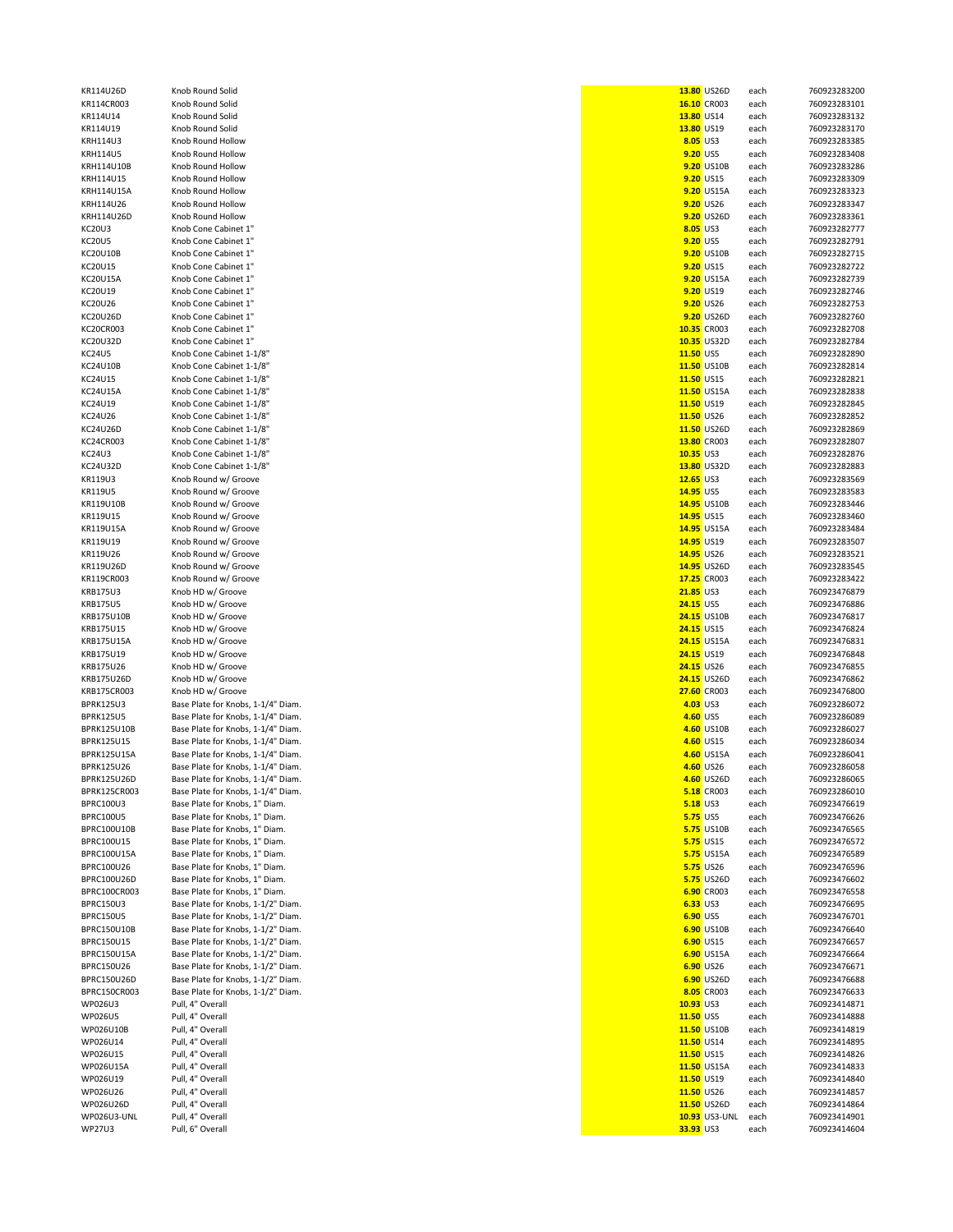| | | | | | |
|---|---|---|---|---|---|
| KR114U26D | Knob Round Solid | 13.80 | US26D | each | 760923283200 |
| KR114CR003 | Knob Round Solid | 16.10 | CR003 | each | 760923283101 |
| KR114U14 | Knob Round Solid | 13.80 | US14 | each | 760923283132 |
| KR114U19 | Knob Round Solid | 13.80 | US19 | each | 760923283170 |
| KRH114U3 | Knob Round Hollow | 8.05 | US3 | each | 760923283385 |
| KRH114U5 | Knob Round Hollow | 9.20 | US5 | each | 760923283408 |
| KRH114U10B | Knob Round Hollow | 9.20 | US10B | each | 760923283286 |
| KRH114U15 | Knob Round Hollow | 9.20 | US15 | each | 760923283309 |
| KRH114U15A | Knob Round Hollow | 9.20 | US15A | each | 760923283323 |
| KRH114U26 | Knob Round Hollow | 9.20 | US26 | each | 760923283347 |
| KRH114U26D | Knob Round Hollow | 9.20 | US26D | each | 760923283361 |
| KC20U3 | Knob Cone Cabinet 1" | 8.05 | US3 | each | 760923282777 |
| KC20U5 | Knob Cone Cabinet 1" | 9.20 | US5 | each | 760923282791 |
| KC20U10B | Knob Cone Cabinet 1" | 9.20 | US10B | each | 760923282715 |
| KC20U15 | Knob Cone Cabinet 1" | 9.20 | US15 | each | 760923282722 |
| KC20U15A | Knob Cone Cabinet 1" | 9.20 | US15A | each | 760923282739 |
| KC20U19 | Knob Cone Cabinet 1" | 9.20 | US19 | each | 760923282746 |
| KC20U26 | Knob Cone Cabinet 1" | 9.20 | US26 | each | 760923282753 |
| KC20U26D | Knob Cone Cabinet 1" | 9.20 | US26D | each | 760923282760 |
| KC20CR003 | Knob Cone Cabinet 1" | 10.35 | CR003 | each | 760923282708 |
| KC20U32D | Knob Cone Cabinet 1" | 10.35 | US32D | each | 760923282784 |
| KC24U5 | Knob Cone Cabinet 1-1/8" | 11.50 | US5 | each | 760923282890 |
| KC24U10B | Knob Cone Cabinet 1-1/8" | 11.50 | US10B | each | 760923282814 |
| KC24U15 | Knob Cone Cabinet 1-1/8" | 11.50 | US15 | each | 760923282821 |
| KC24U15A | Knob Cone Cabinet 1-1/8" | 11.50 | US15A | each | 760923282838 |
| KC24U19 | Knob Cone Cabinet 1-1/8" | 11.50 | US19 | each | 760923282845 |
| KC24U26 | Knob Cone Cabinet 1-1/8" | 11.50 | US26 | each | 760923282852 |
| KC24U26D | Knob Cone Cabinet 1-1/8" | 11.50 | US26D | each | 760923282869 |
| KC24CR003 | Knob Cone Cabinet 1-1/8" | 13.80 | CR003 | each | 760923282807 |
| KC24U3 | Knob Cone Cabinet 1-1/8" | 10.35 | US3 | each | 760923282876 |
| KC24U32D | Knob Cone Cabinet 1-1/8" | 13.80 | US32D | each | 760923282883 |
| KR119U3 | Knob Round w/ Groove | 12.65 | US3 | each | 760923283569 |
| KR119U5 | Knob Round w/ Groove | 14.95 | US5 | each | 760923283583 |
| KR119U10B | Knob Round w/ Groove | 14.95 | US10B | each | 760923283446 |
| KR119U15 | Knob Round w/ Groove | 14.95 | US15 | each | 760923283460 |
| KR119U15A | Knob Round w/ Groove | 14.95 | US15A | each | 760923283484 |
| KR119U19 | Knob Round w/ Groove | 14.95 | US19 | each | 760923283507 |
| KR119U26 | Knob Round w/ Groove | 14.95 | US26 | each | 760923283521 |
| KR119U26D | Knob Round w/ Groove | 14.95 | US26D | each | 760923283545 |
| KR119CR003 | Knob Round w/ Groove | 17.25 | CR003 | each | 760923283422 |
| KRB175U3 | Knob HD w/ Groove | 21.85 | US3 | each | 760923476879 |
| KRB175U5 | Knob HD w/ Groove | 24.15 | US5 | each | 760923476886 |
| KRB175U10B | Knob HD w/ Groove | 24.15 | US10B | each | 760923476817 |
| KRB175U15 | Knob HD w/ Groove | 24.15 | US15 | each | 760923476824 |
| KRB175U15A | Knob HD w/ Groove | 24.15 | US15A | each | 760923476831 |
| KRB175U19 | Knob HD w/ Groove | 24.15 | US19 | each | 760923476848 |
| KRB175U26 | Knob HD w/ Groove | 24.15 | US26 | each | 760923476855 |
| KRB175U26D | Knob HD w/ Groove | 24.15 | US26D | each | 760923476862 |
| KRB175CR003 | Knob HD w/ Groove | 27.60 | CR003 | each | 760923476800 |
| BPRK125U3 | Base Plate for Knobs, 1-1/4" Diam. | 4.03 | US3 | each | 760923286072 |
| BPRK125U5 | Base Plate for Knobs, 1-1/4" Diam. | 4.60 | US5 | each | 760923286089 |
| BPRK125U10B | Base Plate for Knobs, 1-1/4" Diam. | 4.60 | US10B | each | 760923286027 |
| BPRK125U15 | Base Plate for Knobs, 1-1/4" Diam. | 4.60 | US15 | each | 760923286034 |
| BPRK125U15A | Base Plate for Knobs, 1-1/4" Diam. | 4.60 | US15A | each | 760923286041 |
| BPRK125U26 | Base Plate for Knobs, 1-1/4" Diam. | 4.60 | US26 | each | 760923286058 |
| BPRK125U26D | Base Plate for Knobs, 1-1/4" Diam. | 4.60 | US26D | each | 760923286065 |
| BPRK125CR003 | Base Plate for Knobs, 1-1/4" Diam. | 5.18 | CR003 | each | 760923286010 |
| BPRC100U3 | Base Plate for Knobs, 1" Diam. | 5.18 | US3 | each | 760923476619 |
| BPRC100U5 | Base Plate for Knobs, 1" Diam. | 5.75 | US5 | each | 760923476626 |
| BPRC100U10B | Base Plate for Knobs, 1" Diam. | 5.75 | US10B | each | 760923476565 |
| BPRC100U15 | Base Plate for Knobs, 1" Diam. | 5.75 | US15 | each | 760923476572 |
| BPRC100U15A | Base Plate for Knobs, 1" Diam. | 5.75 | US15A | each | 760923476589 |
| BPRC100U26 | Base Plate for Knobs, 1" Diam. | 5.75 | US26 | each | 760923476596 |
| BPRC100U26D | Base Plate for Knobs, 1" Diam. | 5.75 | US26D | each | 760923476602 |
| BPRC100CR003 | Base Plate for Knobs, 1" Diam. | 6.90 | CR003 | each | 760923476558 |
| BPRC150U3 | Base Plate for Knobs, 1-1/2" Diam. | 6.33 | US3 | each | 760923476695 |
| BPRC150U5 | Base Plate for Knobs, 1-1/2" Diam. | 6.90 | US5 | each | 760923476701 |
| BPRC150U10B | Base Plate for Knobs, 1-1/2" Diam. | 6.90 | US10B | each | 760923476640 |
| BPRC150U15 | Base Plate for Knobs, 1-1/2" Diam. | 6.90 | US15 | each | 760923476657 |
| BPRC150U15A | Base Plate for Knobs, 1-1/2" Diam. | 6.90 | US15A | each | 760923476664 |
| BPRC150U26 | Base Plate for Knobs, 1-1/2" Diam. | 6.90 | US26 | each | 760923476671 |
| BPRC150U26D | Base Plate for Knobs, 1-1/2" Diam. | 6.90 | US26D | each | 760923476688 |
| BPRC150CR003 | Base Plate for Knobs, 1-1/2" Diam. | 8.05 | CR003 | each | 760923476633 |
| WP026U3 | Pull, 4" Overall | 10.93 | US3 | each | 760923414871 |
| WP026U5 | Pull, 4" Overall | 11.50 | US5 | each | 760923414888 |
| WP026U10B | Pull, 4" Overall | 11.50 | US10B | each | 760923414819 |
| WP026U14 | Pull, 4" Overall | 11.50 | US14 | each | 760923414895 |
| WP026U15 | Pull, 4" Overall | 11.50 | US15 | each | 760923414826 |
| WP026U15A | Pull, 4" Overall | 11.50 | US15A | each | 760923414833 |
| WP026U19 | Pull, 4" Overall | 11.50 | US19 | each | 760923414840 |
| WP026U26 | Pull, 4" Overall | 11.50 | US26 | each | 760923414857 |
| WP026U26D | Pull, 4" Overall | 11.50 | US26D | each | 760923414864 |
| WP026U3-UNL | Pull, 4" Overall | 10.93 | US3-UNL | each | 760923414901 |
| WP27U3 | Pull, 6" Overall | 33.93 | US3 | each | 760923414604 |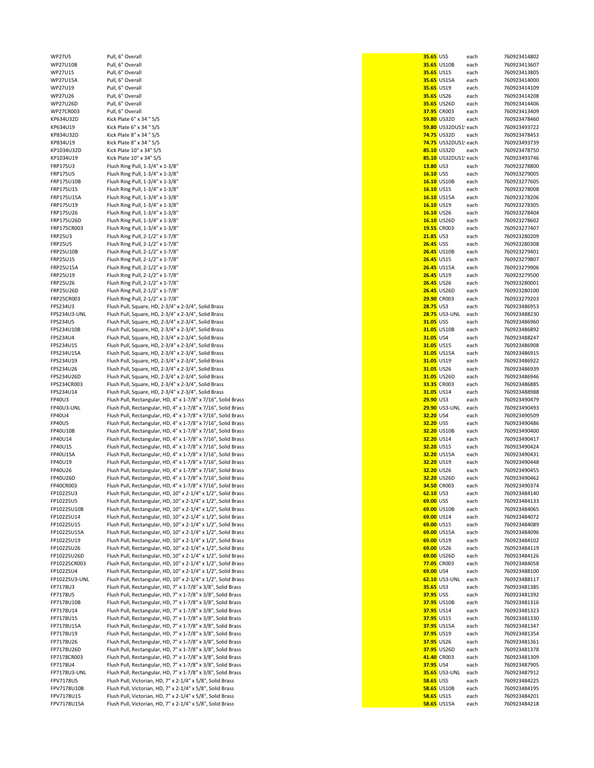| | | | | | |
|---|---|---|---|---|---|
| WP27U5 | Pull, 6" Overall | 35.65 | US5 | each | 760923414802 |
| WP27U10B | Pull, 6" Overall | 35.65 | US10B | each | 760923413607 |
| WP27U15 | Pull, 6" Overall | 35.65 | US15 | each | 760923413805 |
| WP27U15A | Pull, 6" Overall | 35.65 | US15A | each | 760923414000 |
| WP27U19 | Pull, 6" Overall | 35.65 | US19 | each | 760923414109 |
| WP27U26 | Pull, 6" Overall | 35.65 | US26 | each | 760923414208 |
| WP27U26D | Pull, 6" Overall | 35.65 | US26D | each | 760923414406 |
| WP27CR003 | Pull, 6" Overall | 37.95 | CR003 | each | 760923413409 |
| KP634U32D | Kick Plate 6" x 34 " S/S | 59.80 | US32D | each | 760923478460 |
| KP634U19 | Kick Plate 6" x 34 " S/S | 59.80 | US32DUS1! | each | 760923493722 |
| KP834U32D | Kick Plate 8" x 34 " S/S | 74.75 | US32D | each | 760923478453 |
| KP834U19 | Kick Plate 8" x 34 " S/S | 74.75 | US32DUS1! | each | 760923493739 |
| KP1034U32D | Kick Plate 10" x 34" S/S | 85.10 | US32D | each | 760923478750 |
| KP1034U19 | Kick Plate 10" x 34" S/S | 85.10 | US32DUS1! | each | 760923493746 |
| FRP175U3 | Flush Ring Pull, 1-3/4" x 1-3/8" | 13.80 | US3 | each | 760923278800 |
| FRP175U5 | Flush Ring Pull, 1-3/4" x 1-3/8" | 16.10 | US5 | each | 760923279005 |
| FRP175U10B | Flush Ring Pull, 1-3/4" x 1-3/8" | 16.10 | US10B | each | 760923277605 |
| FRP175U15 | Flush Ring Pull, 1-3/4" x 1-3/8" | 16.10 | US15 | each | 760923278008 |
| FRP175U15A | Flush Ring Pull, 1-3/4" x 1-3/8" | 16.10 | US15A | each | 760923278206 |
| FRP175U19 | Flush Ring Pull, 1-3/4" x 1-3/8" | 16.10 | US19 | each | 760923278305 |
| FRP175U26 | Flush Ring Pull, 1-3/4" x 1-3/8" | 16.10 | US26 | each | 760923278404 |
| FRP175U26D | Flush Ring Pull, 1-3/4" x 1-3/8" | 16.10 | US26D | each | 760923278602 |
| FRP175CR003 | Flush Ring Pull, 1-3/4" x 1-3/8" | 19.55 | CR003 | each | 760923277407 |
| FRP25U3 | Flush Ring Pull, 2-1/2" x 1-7/8" | 21.85 | US3 | each | 760923280209 |
| FRP25U5 | Flush Ring Pull, 2-1/2" x 1-7/8" | 26.45 | US5 | each | 760923280308 |
| FRP25U10B | Flush Ring Pull, 2-1/2" x 1-7/8" | 26.45 | US10B | each | 760923279401 |
| FRP25U15 | Flush Ring Pull, 2-1/2" x 1-7/8" | 26.45 | US15 | each | 760923279807 |
| FRP25U15A | Flush Ring Pull, 2-1/2" x 1-7/8" | 26.45 | US15A | each | 760923279906 |
| FRP25U19 | Flush Ring Pull, 2-1/2" x 1-7/8" | 26.45 | US19 | each | 760923279500 |
| FRP25U26 | Flush Ring Pull, 2-1/2" x 1-7/8" | 26.45 | US26 | each | 760923280001 |
| FRP25U26D | Flush Ring Pull, 2-1/2" x 1-7/8" | 26.45 | US26D | each | 760923280100 |
| FRP25CR003 | Flush Ring Pull, 2-1/2" x 1-7/8" | 29.90 | CR003 | each | 760923279203 |
| FPS234U3 | Flush Pull, Square, HD, 2-3/4" x 2-3/4", Solid Brass | 28.75 | US3 | each | 760923486953 |
| FPS234U3-UNL | Flush Pull, Square, HD, 2-3/4" x 2-3/4", Solid Brass | 28.75 | US3-UNL | each | 760923488230 |
| FPS234U5 | Flush Pull, Square, HD, 2-3/4" x 2-3/4", Solid Brass | 31.05 | US5 | each | 760923486960 |
| FPS234U10B | Flush Pull, Square, HD, 2-3/4" x 2-3/4", Solid Brass | 31.05 | US10B | each | 760923486892 |
| FPS234U4 | Flush Pull, Square, HD, 2-3/4" x 2-3/4", Solid Brass | 31.05 | US4 | each | 760923488247 |
| FPS234U15 | Flush Pull, Square, HD, 2-3/4" x 2-3/4", Solid Brass | 31.05 | US15 | each | 760923486908 |
| FPS234U15A | Flush Pull, Square, HD, 2-3/4" x 2-3/4", Solid Brass | 31.05 | US15A | each | 760923486915 |
| FPS234U19 | Flush Pull, Square, HD, 2-3/4" x 2-3/4", Solid Brass | 31.05 | US19 | each | 760923486922 |
| FPS234U26 | Flush Pull, Square, HD, 2-3/4" x 2-3/4", Solid Brass | 31.05 | US26 | each | 760923486939 |
| FPS234U26D | Flush Pull, Square, HD, 2-3/4" x 2-3/4", Solid Brass | 31.05 | US26D | each | 760923486946 |
| FPS234CR003 | Flush Pull, Square, HD, 2-3/4" x 2-3/4", Solid Brass | 33.35 | CR003 | each | 760923486885 |
| FPS234U14 | Flush Pull, Square, HD, 2-3/4" x 2-3/4", Solid Brass | 31.05 | US14 | each | 760923488988 |
| FP40U3 | Flush Pull, Rectangular, HD, 4" x 1-7/8" x 7/16", Solid Brass | 29.90 | US3 | each | 760923490479 |
| FP40U3-UNL | Flush Pull, Rectangular, HD, 4" x 1-7/8" x 7/16", Solid Brass | 29.90 | US3-UNL | each | 760923490493 |
| FP40U4 | Flush Pull, Rectangular, HD, 4" x 1-7/8" x 7/16", Solid Brass | 32.20 | US4 | each | 760923490509 |
| FP40U5 | Flush Pull, Rectangular, HD, 4" x 1-7/8" x 7/16", Solid Brass | 32.20 | US5 | each | 760923490486 |
| FP40U10B | Flush Pull, Rectangular, HD, 4" x 1-7/8" x 7/16", Solid Brass | 32.20 | US10B | each | 760923490400 |
| FP40U14 | Flush Pull, Rectangular, HD, 4" x 1-7/8" x 7/16", Solid Brass | 32.20 | US14 | each | 760923490417 |
| FP40U15 | Flush Pull, Rectangular, HD, 4" x 1-7/8" x 7/16", Solid Brass | 32.20 | US15 | each | 760923490424 |
| FP40U15A | Flush Pull, Rectangular, HD, 4" x 1-7/8" x 7/16", Solid Brass | 32.20 | US15A | each | 760923490431 |
| FP40U19 | Flush Pull, Rectangular, HD, 4" x 1-7/8" x 7/16", Solid Brass | 32.20 | US19 | each | 760923490448 |
| FP40U26 | Flush Pull, Rectangular, HD, 4" x 1-7/8" x 7/16", Solid Brass | 32.20 | US26 | each | 760923490455 |
| FP40U26D | Flush Pull, Rectangular, HD, 4" x 1-7/8" x 7/16", Solid Brass | 32.20 | US26D | each | 760923490462 |
| FP40CR003 | Flush Pull, Rectangular, HD, 4" x 1-7/8" x 7/16", Solid Brass | 34.50 | CR003 | each | 760923490374 |
| FP10225U3 | Flush Pull, Rectangular, HD, 10" x 2-1/4" x 1/2", Solid Brass | 62.10 | US3 | each | 760923484140 |
| FP10225U5 | Flush Pull, Rectangular, HD, 10" x 2-1/4" x 1/2", Solid Brass | 69.00 | US5 | each | 760923484133 |
| FP10225U10B | Flush Pull, Rectangular, HD, 10" x 2-1/4" x 1/2", Solid Brass | 69.00 | US10B | each | 760923484065 |
| FP10225U14 | Flush Pull, Rectangular, HD, 10" x 2-1/4" x 1/2", Solid Brass | 69.00 | US14 | each | 760923484072 |
| FP10225U15 | Flush Pull, Rectangular, HD, 10" x 2-1/4" x 1/2", Solid Brass | 69.00 | US15 | each | 760923484089 |
| FP10225U15A | Flush Pull, Rectangular, HD, 10" x 2-1/4" x 1/2", Solid Brass | 69.00 | US15A | each | 760923484096 |
| FP10225U19 | Flush Pull, Rectangular, HD, 10" x 2-1/4" x 1/2", Solid Brass | 69.00 | US19 | each | 760923484102 |
| FP10225U26 | Flush Pull, Rectangular, HD, 10" x 2-1/4" x 1/2", Solid Brass | 69.00 | US26 | each | 760923484119 |
| FP10225U26D | Flush Pull, Rectangular, HD, 10" x 2-1/4" x 1/2", Solid Brass | 69.00 | US26D | each | 760923484126 |
| FP10225CR003 | Flush Pull, Rectangular, HD, 10" x 2-1/4" x 1/2", Solid Brass | 77.05 | CR003 | each | 760923484058 |
| FP10225U4 | Flush Pull, Rectangular, HD, 10" x 2-1/4" x 1/2", Solid Brass | 69.00 | US4 | each | 760923488100 |
| FP10225U3-UNL | Flush Pull, Rectangular, HD, 10" x 2-1/4" x 1/2", Solid Brass | 62.10 | US3-UNL | each | 760923488117 |
| FP7178U3 | Flush Pull, Rectangular, HD, 7" x 1-7/8" x 3/8", Solid Brass | 35.65 | US3 | each | 760923481385 |
| FP7178U5 | Flush Pull, Rectangular, HD, 7" x 1-7/8" x 3/8", Solid Brass | 37.95 | US5 | each | 760923481392 |
| FP7178U10B | Flush Pull, Rectangular, HD, 7" x 1-7/8" x 3/8", Solid Brass | 37.95 | US10B | each | 760923481316 |
| FP7178U14 | Flush Pull, Rectangular, HD, 7" x 1-7/8" x 3/8", Solid Brass | 37.95 | US14 | each | 760923481323 |
| FP7178U15 | Flush Pull, Rectangular, HD, 7" x 1-7/8" x 3/8", Solid Brass | 37.95 | US15 | each | 760923481330 |
| FP7178U15A | Flush Pull, Rectangular, HD, 7" x 1-7/8" x 3/8", Solid Brass | 37.95 | US15A | each | 760923481347 |
| FP7178U19 | Flush Pull, Rectangular, HD, 7" x 1-7/8" x 3/8", Solid Brass | 37.95 | US19 | each | 760923481354 |
| FP7178U26 | Flush Pull, Rectangular, HD, 7" x 1-7/8" x 3/8", Solid Brass | 37.95 | US26 | each | 760923481361 |
| FP7178U26D | Flush Pull, Rectangular, HD, 7" x 1-7/8" x 3/8", Solid Brass | 37.95 | US26D | each | 760923481378 |
| FP7178CR003 | Flush Pull, Rectangular, HD, 7" x 1-7/8" x 3/8", Solid Brass | 41.40 | CR003 | each | 760923481309 |
| FP7178U4 | Flush Pull, Rectangular, HD, 7" x 1-7/8" x 3/8", Solid Brass | 37.95 | US4 | each | 760923487905 |
| FP7178U3-UNL | Flush Pull, Rectangular, HD, 7" x 1-7/8" x 3/8", Solid Brass | 35.65 | US3-UNL | each | 760923487912 |
| FPV7178U5 | Flush Pull, Victorian, HD, 7" x 2-1/4" x 5/8", Solid Brass | 58.65 | US5 | each | 760923484225 |
| FPV7178U10B | Flush Pull, Victorian, HD, 7" x 2-1/4" x 5/8", Solid Brass | 58.65 | US10B | each | 760923484195 |
| FPV7178U15 | Flush Pull, Victorian, HD, 7" x 2-1/4" x 5/8", Solid Brass | 58.65 | US15 | each | 760923484201 |
| FPV7178U15A | Flush Pull, Victorian, HD, 7" x 2-1/4" x 5/8", Solid Brass | 58.65 | US15A | each | 760923484218 |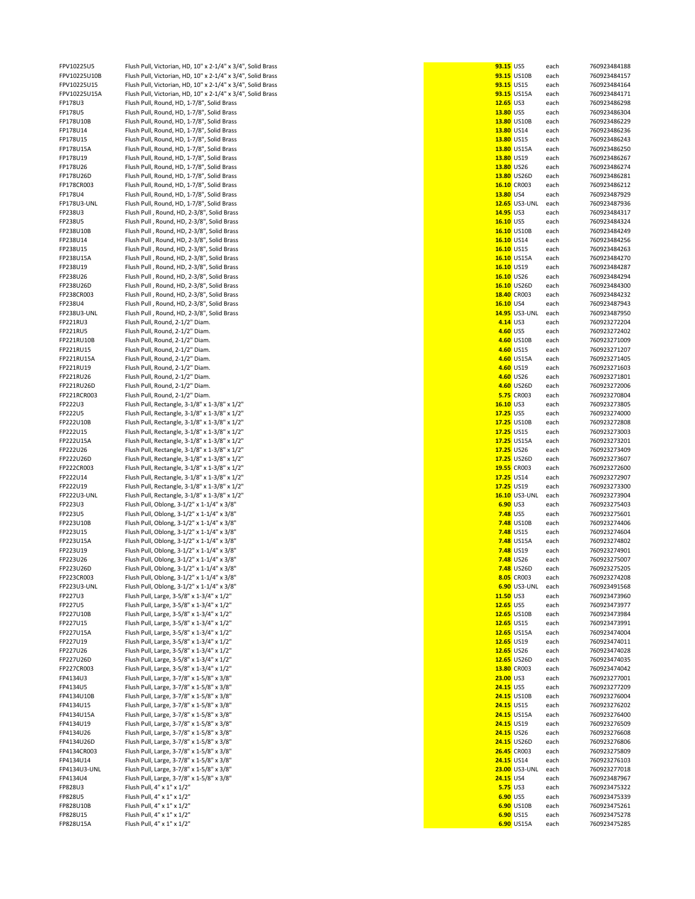| | | | | | |
|---|---|---|---|---|---|
| FPV10225U5 | Flush Pull, Victorian, HD, 10" x 2-1/4" x 3/4", Solid Brass | 93.15 | US5 | each | 760923484188 |
| FPV10225U10B | Flush Pull, Victorian, HD, 10" x 2-1/4" x 3/4", Solid Brass | 93.15 | US10B | each | 760923484157 |
| FPV10225U15 | Flush Pull, Victorian, HD, 10" x 2-1/4" x 3/4", Solid Brass | 93.15 | US15 | each | 760923484164 |
| FPV10225U15A | Flush Pull, Victorian, HD, 10" x 2-1/4" x 3/4", Solid Brass | 93.15 | US15A | each | 760923484171 |
| FP178U3 | Flush Pull, Round, HD, 1-7/8", Solid Brass | 12.65 | US3 | each | 760923486298 |
| FP178U5 | Flush Pull, Round, HD, 1-7/8", Solid Brass | 13.80 | US5 | each | 760923486304 |
| FP178U10B | Flush Pull, Round, HD, 1-7/8", Solid Brass | 13.80 | US10B | each | 760923486229 |
| FP178U14 | Flush Pull, Round, HD, 1-7/8", Solid Brass | 13.80 | US14 | each | 760923486236 |
| FP178U15 | Flush Pull, Round, HD, 1-7/8", Solid Brass | 13.80 | US15 | each | 760923486243 |
| FP178U15A | Flush Pull, Round, HD, 1-7/8", Solid Brass | 13.80 | US15A | each | 760923486250 |
| FP178U19 | Flush Pull, Round, HD, 1-7/8", Solid Brass | 13.80 | US19 | each | 760923486267 |
| FP178U26 | Flush Pull, Round, HD, 1-7/8", Solid Brass | 13.80 | US26 | each | 760923486274 |
| FP178U26D | Flush Pull, Round, HD, 1-7/8", Solid Brass | 13.80 | US26D | each | 760923486281 |
| FP178CR003 | Flush Pull, Round, HD, 1-7/8", Solid Brass | 16.10 | CR003 | each | 760923486212 |
| FP178U4 | Flush Pull, Round, HD, 1-7/8", Solid Brass | 13.80 | US4 | each | 760923487929 |
| FP178U3-UNL | Flush Pull, Round, HD, 1-7/8", Solid Brass | 12.65 | US3-UNL | each | 760923487936 |
| FP238U3 | Flush Pull , Round, HD, 2-3/8", Solid Brass | 14.95 | US3 | each | 760923484317 |
| FP238U5 | Flush Pull , Round, HD, 2-3/8", Solid Brass | 16.10 | US5 | each | 760923484324 |
| FP238U10B | Flush Pull , Round, HD, 2-3/8", Solid Brass | 16.10 | US10B | each | 760923484249 |
| FP238U14 | Flush Pull , Round, HD, 2-3/8", Solid Brass | 16.10 | US14 | each | 760923484256 |
| FP238U15 | Flush Pull , Round, HD, 2-3/8", Solid Brass | 16.10 | US15 | each | 760923484263 |
| FP238U15A | Flush Pull , Round, HD, 2-3/8", Solid Brass | 16.10 | US15A | each | 760923484270 |
| FP238U19 | Flush Pull , Round, HD, 2-3/8", Solid Brass | 16.10 | US19 | each | 760923484287 |
| FP238U26 | Flush Pull , Round, HD, 2-3/8", Solid Brass | 16.10 | US26 | each | 760923484294 |
| FP238U26D | Flush Pull , Round, HD, 2-3/8", Solid Brass | 16.10 | US26D | each | 760923484300 |
| FP238CR003 | Flush Pull , Round, HD, 2-3/8", Solid Brass | 18.40 | CR003 | each | 760923484232 |
| FP238U4 | Flush Pull , Round, HD, 2-3/8", Solid Brass | 16.10 | US4 | each | 760923487943 |
| FP238U3-UNL | Flush Pull , Round, HD, 2-3/8", Solid Brass | 14.95 | US3-UNL | each | 760923487950 |
| FP221RU3 | Flush Pull, Round, 2-1/2" Diam. | 4.14 | US3 | each | 760923272204 |
| FP221RU5 | Flush Pull, Round, 2-1/2" Diam. | 4.60 | US5 | each | 760923272402 |
| FP221RU10B | Flush Pull, Round, 2-1/2" Diam. | 4.60 | US10B | each | 760923271009 |
| FP221RU15 | Flush Pull, Round, 2-1/2" Diam. | 4.60 | US15 | each | 760923271207 |
| FP221RU15A | Flush Pull, Round, 2-1/2" Diam. | 4.60 | US15A | each | 760923271405 |
| FP221RU19 | Flush Pull, Round, 2-1/2" Diam. | 4.60 | US19 | each | 760923271603 |
| FP221RU26 | Flush Pull, Round, 2-1/2" Diam. | 4.60 | US26 | each | 760923271801 |
| FP221RU26D | Flush Pull, Round, 2-1/2" Diam. | 4.60 | US26D | each | 760923272006 |
| FP221RCR003 | Flush Pull, Round, 2-1/2" Diam. | 5.75 | CR003 | each | 760923270804 |
| FP222U3 | Flush Pull, Rectangle, 3-1/8" x 1-3/8" x 1/2" | 16.10 | US3 | each | 760923273805 |
| FP222U5 | Flush Pull, Rectangle, 3-1/8" x 1-3/8" x 1/2" | 17.25 | US5 | each | 760923274000 |
| FP222U10B | Flush Pull, Rectangle, 3-1/8" x 1-3/8" x 1/2" | 17.25 | US10B | each | 760923272808 |
| FP222U15 | Flush Pull, Rectangle, 3-1/8" x 1-3/8" x 1/2" | 17.25 | US15 | each | 760923273003 |
| FP222U15A | Flush Pull, Rectangle, 3-1/8" x 1-3/8" x 1/2" | 17.25 | US15A | each | 760923273201 |
| FP222U26 | Flush Pull, Rectangle, 3-1/8" x 1-3/8" x 1/2" | 17.25 | US26 | each | 760923273409 |
| FP222U26D | Flush Pull, Rectangle, 3-1/8" x 1-3/8" x 1/2" | 17.25 | US26D | each | 760923273607 |
| FP222CR003 | Flush Pull, Rectangle, 3-1/8" x 1-3/8" x 1/2" | 19.55 | CR003 | each | 760923272600 |
| FP222U14 | Flush Pull, Rectangle, 3-1/8" x 1-3/8" x 1/2" | 17.25 | US14 | each | 760923272907 |
| FP222U19 | Flush Pull, Rectangle, 3-1/8" x 1-3/8" x 1/2" | 17.25 | US19 | each | 760923273300 |
| FP222U3-UNL | Flush Pull, Rectangle, 3-1/8" x 1-3/8" x 1/2" | 16.10 | US3-UNL | each | 760923273904 |
| FP223U3 | Flush Pull, Oblong, 3-1/2" x 1-1/4" x 3/8" | 6.90 | US3 | each | 760923275403 |
| FP223U5 | Flush Pull, Oblong, 3-1/2" x 1-1/4" x 3/8" | 7.48 | US5 | each | 760923275601 |
| FP223U10B | Flush Pull, Oblong, 3-1/2" x 1-1/4" x 3/8" | 7.48 | US10B | each | 760923274406 |
| FP223U15 | Flush Pull, Oblong, 3-1/2" x 1-1/4" x 3/8" | 7.48 | US15 | each | 760923274604 |
| FP223U15A | Flush Pull, Oblong, 3-1/2" x 1-1/4" x 3/8" | 7.48 | US15A | each | 760923274802 |
| FP223U19 | Flush Pull, Oblong, 3-1/2" x 1-1/4" x 3/8" | 7.48 | US19 | each | 760923274901 |
| FP223U26 | Flush Pull, Oblong, 3-1/2" x 1-1/4" x 3/8" | 7.48 | US26 | each | 760923275007 |
| FP223U26D | Flush Pull, Oblong, 3-1/2" x 1-1/4" x 3/8" | 7.48 | US26D | each | 760923275205 |
| FP223CR003 | Flush Pull, Oblong, 3-1/2" x 1-1/4" x 3/8" | 8.05 | CR003 | each | 760923274208 |
| FP223U3-UNL | Flush Pull, Oblong, 3-1/2" x 1-1/4" x 3/8" | 6.90 | US3-UNL | each | 760923491568 |
| FP227U3 | Flush Pull, Large, 3-5/8" x 1-3/4" x 1/2" | 11.50 | US3 | each | 760923473960 |
| FP227U5 | Flush Pull, Large, 3-5/8" x 1-3/4" x 1/2" | 12.65 | US5 | each | 760923473977 |
| FP227U10B | Flush Pull, Large, 3-5/8" x 1-3/4" x 1/2" | 12.65 | US10B | each | 760923473984 |
| FP227U15 | Flush Pull, Large, 3-5/8" x 1-3/4" x 1/2" | 12.65 | US15 | each | 760923473991 |
| FP227U15A | Flush Pull, Large, 3-5/8" x 1-3/4" x 1/2" | 12.65 | US15A | each | 760923474004 |
| FP227U19 | Flush Pull, Large, 3-5/8" x 1-3/4" x 1/2" | 12.65 | US19 | each | 760923474011 |
| FP227U26 | Flush Pull, Large, 3-5/8" x 1-3/4" x 1/2" | 12.65 | US26 | each | 760923474028 |
| FP227U26D | Flush Pull, Large, 3-5/8" x 1-3/4" x 1/2" | 12.65 | US26D | each | 760923474035 |
| FP227CR003 | Flush Pull, Large, 3-5/8" x 1-3/4" x 1/2" | 13.80 | CR003 | each | 760923474042 |
| FP4134U3 | Flush Pull, Large, 3-7/8" x 1-5/8" x 3/8" | 23.00 | US3 | each | 760923277001 |
| FP4134U5 | Flush Pull, Large, 3-7/8" x 1-5/8" x 3/8" | 24.15 | US5 | each | 760923277209 |
| FP4134U10B | Flush Pull, Large, 3-7/8" x 1-5/8" x 3/8" | 24.15 | US10B | each | 760923276004 |
| FP4134U15 | Flush Pull, Large, 3-7/8" x 1-5/8" x 3/8" | 24.15 | US15 | each | 760923276202 |
| FP4134U15A | Flush Pull, Large, 3-7/8" x 1-5/8" x 3/8" | 24.15 | US15A | each | 760923276400 |
| FP4134U19 | Flush Pull, Large, 3-7/8" x 1-5/8" x 3/8" | 24.15 | US19 | each | 760923276509 |
| FP4134U26 | Flush Pull, Large, 3-7/8" x 1-5/8" x 3/8" | 24.15 | US26 | each | 760923276608 |
| FP4134U26D | Flush Pull, Large, 3-7/8" x 1-5/8" x 3/8" | 24.15 | US26D | each | 760923276806 |
| FP4134CR003 | Flush Pull, Large, 3-7/8" x 1-5/8" x 3/8" | 26.45 | CR003 | each | 760923275809 |
| FP4134U14 | Flush Pull, Large, 3-7/8" x 1-5/8" x 3/8" | 24.15 | US14 | each | 760923276103 |
| FP4134U3-UNL | Flush Pull, Large, 3-7/8" x 1-5/8" x 3/8" | 23.00 | US3-UNL | each | 760923277018 |
| FP4134U4 | Flush Pull, Large, 3-7/8" x 1-5/8" x 3/8" | 24.15 | US4 | each | 760923487967 |
| FP828U3 | Flush Pull, 4" x 1" x 1/2" | 5.75 | US3 | each | 760923475322 |
| FP828U5 | Flush Pull, 4" x 1" x 1/2" | 6.90 | US5 | each | 760923475339 |
| FP828U10B | Flush Pull, 4" x 1" x 1/2" | 6.90 | US10B | each | 760923475261 |
| FP828U15 | Flush Pull, 4" x 1" x 1/2" | 6.90 | US15 | each | 760923475278 |
| FP828U15A | Flush Pull, 4" x 1" x 1/2" | 6.90 | US15A | each | 760923475285 |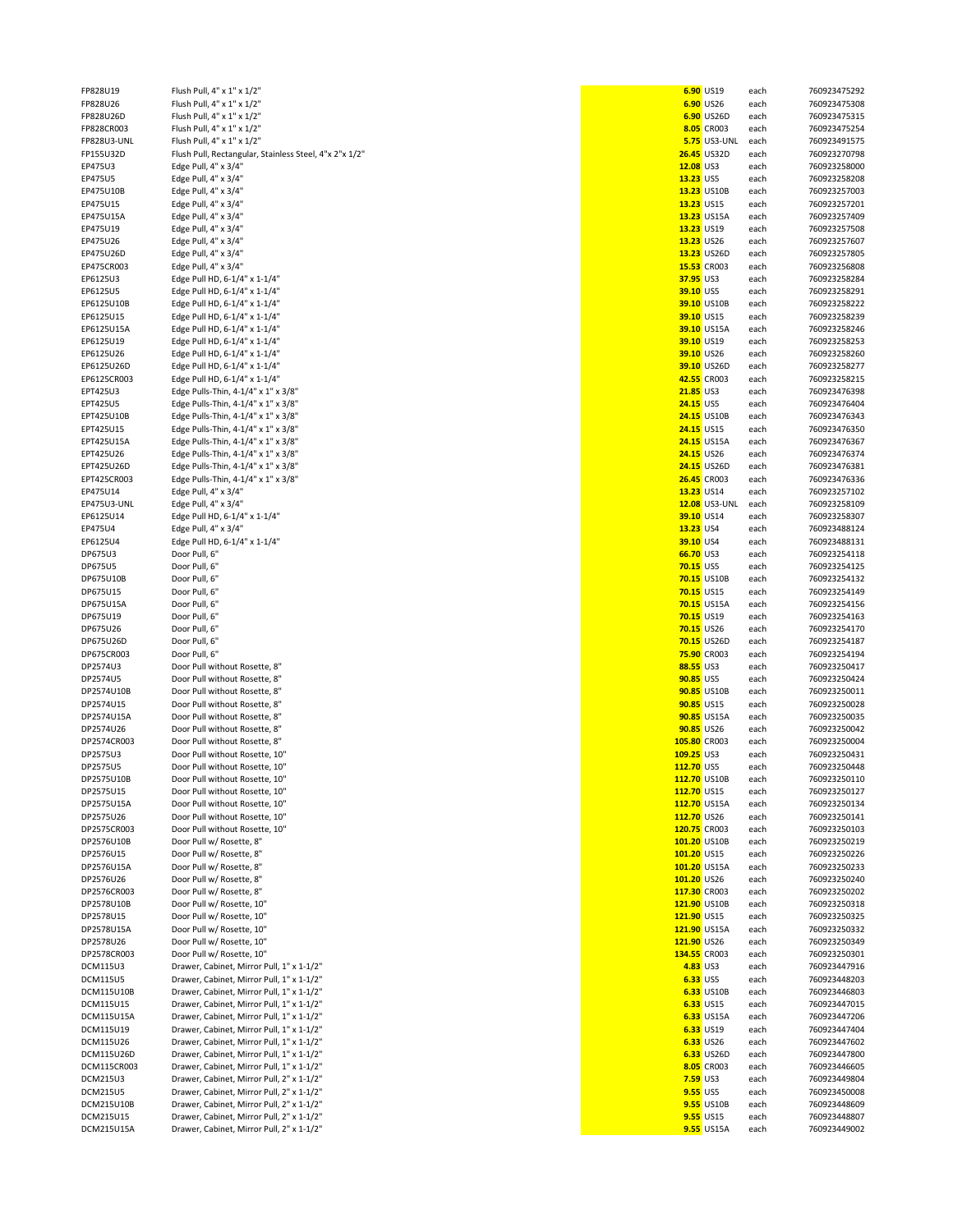| | | | | | |
|---|---|---|---|---|---|
| FP828U19 | Flush Pull, 4" x 1" x 1/2" | **6.90** | US19 | each | 760923475292 |
| FP828U26 | Flush Pull, 4" x 1" x 1/2" | **6.90** | US26 | each | 760923475308 |
| FP828U26D | Flush Pull, 4" x 1" x 1/2" | **6.90** | US26D | each | 760923475315 |
| FP828CR003 | Flush Pull, 4" x 1" x 1/2" | **8.05** | CR003 | each | 760923475254 |
| FP828U3-UNL | Flush Pull, 4" x 1" x 1/2" | **5.75** | US3-UNL | each | 760923491575 |
| FP155U32D | Flush Pull, Rectangular, Stainless Steel, 4"x 2"x 1/2" | **26.45** | US32D | each | 760923270798 |
| EP475U3 | Edge Pull, 4" x 3/4" | **12.08** | US3 | each | 760923258000 |
| EP475U5 | Edge Pull, 4" x 3/4" | **13.23** | US5 | each | 760923258208 |
| EP475U10B | Edge Pull, 4" x 3/4" | **13.23** | US10B | each | 760923257003 |
| EP475U15 | Edge Pull, 4" x 3/4" | **13.23** | US15 | each | 760923257201 |
| EP475U15A | Edge Pull, 4" x 3/4" | **13.23** | US15A | each | 760923257409 |
| EP475U19 | Edge Pull, 4" x 3/4" | **13.23** | US19 | each | 760923257508 |
| EP475U26 | Edge Pull, 4" x 3/4" | **13.23** | US26 | each | 760923257607 |
| EP475U26D | Edge Pull, 4" x 3/4" | **13.23** | US26D | each | 760923257805 |
| EP475CR003 | Edge Pull, 4" x 3/4" | **15.53** | CR003 | each | 760923256808 |
| EP6125U3 | Edge Pull HD, 6-1/4" x 1-1/4" | **37.95** | US3 | each | 760923258284 |
| EP6125U5 | Edge Pull HD, 6-1/4" x 1-1/4" | **39.10** | US5 | each | 760923258291 |
| EP6125U10B | Edge Pull HD, 6-1/4" x 1-1/4" | **39.10** | US10B | each | 760923258222 |
| EP6125U15 | Edge Pull HD, 6-1/4" x 1-1/4" | **39.10** | US15 | each | 760923258239 |
| EP6125U15A | Edge Pull HD, 6-1/4" x 1-1/4" | **39.10** | US15A | each | 760923258246 |
| EP6125U19 | Edge Pull HD, 6-1/4" x 1-1/4" | **39.10** | US19 | each | 760923258253 |
| EP6125U26 | Edge Pull HD, 6-1/4" x 1-1/4" | **39.10** | US26 | each | 760923258260 |
| EP6125U26D | Edge Pull HD, 6-1/4" x 1-1/4" | **39.10** | US26D | each | 760923258277 |
| EP6125CR003 | Edge Pull HD, 6-1/4" x 1-1/4" | **42.55** | CR003 | each | 760923258215 |
| EPT425U3 | Edge Pulls-Thin, 4-1/4" x 1" x 3/8" | **21.85** | US3 | each | 760923476398 |
| EPT425U5 | Edge Pulls-Thin, 4-1/4" x 1" x 3/8" | **24.15** | US5 | each | 760923476404 |
| EPT425U10B | Edge Pulls-Thin, 4-1/4" x 1" x 3/8" | **24.15** | US10B | each | 760923476343 |
| EPT425U15 | Edge Pulls-Thin, 4-1/4" x 1" x 3/8" | **24.15** | US15 | each | 760923476350 |
| EPT425U15A | Edge Pulls-Thin, 4-1/4" x 1" x 3/8" | **24.15** | US15A | each | 760923476367 |
| EPT425U26 | Edge Pulls-Thin, 4-1/4" x 1" x 3/8" | **24.15** | US26 | each | 760923476374 |
| EPT425U26D | Edge Pulls-Thin, 4-1/4" x 1" x 3/8" | **24.15** | US26D | each | 760923476381 |
| EPT425CR003 | Edge Pulls-Thin, 4-1/4" x 1" x 3/8" | **26.45** | CR003 | each | 760923476336 |
| EP475U14 | Edge Pull, 4" x 3/4" | **13.23** | US14 | each | 760923257102 |
| EP475U3-UNL | Edge Pull, 4" x 3/4" | **12.08** | US3-UNL | each | 760923258109 |
| EP6125U14 | Edge Pull HD, 6-1/4" x 1-1/4" | **39.10** | US14 | each | 760923258307 |
| EP475U4 | Edge Pull, 4" x 3/4" | **13.23** | US4 | each | 760923488124 |
| EP6125U4 | Edge Pull HD, 6-1/4" x 1-1/4" | **39.10** | US4 | each | 760923488131 |
| DP675U3 | Door Pull, 6" | **66.70** | US3 | each | 760923254118 |
| DP675U5 | Door Pull, 6" | **70.15** | US5 | each | 760923254125 |
| DP675U10B | Door Pull, 6" | **70.15** | US10B | each | 760923254132 |
| DP675U15 | Door Pull, 6" | **70.15** | US15 | each | 760923254149 |
| DP675U15A | Door Pull, 6" | **70.15** | US15A | each | 760923254156 |
| DP675U19 | Door Pull, 6" | **70.15** | US19 | each | 760923254163 |
| DP675U26 | Door Pull, 6" | **70.15** | US26 | each | 760923254170 |
| DP675U26D | Door Pull, 6" | **70.15** | US26D | each | 760923254187 |
| DP675CR003 | Door Pull, 6" | **75.90** | CR003 | each | 760923254194 |
| DP2574U3 | Door Pull without Rosette, 8" | **88.55** | US3 | each | 760923250417 |
| DP2574U5 | Door Pull without Rosette, 8" | **90.85** | US5 | each | 760923250424 |
| DP2574U10B | Door Pull without Rosette, 8" | **90.85** | US10B | each | 760923250011 |
| DP2574U15 | Door Pull without Rosette, 8" | **90.85** | US15 | each | 760923250028 |
| DP2574U15A | Door Pull without Rosette, 8" | **90.85** | US15A | each | 760923250035 |
| DP2574U26 | Door Pull without Rosette, 8" | **90.85** | US26 | each | 760923250042 |
| DP2574CR003 | Door Pull without Rosette, 8" | **105.80** | CR003 | each | 760923250004 |
| DP2575U3 | Door Pull without Rosette, 10" | **109.25** | US3 | each | 760923250431 |
| DP2575U5 | Door Pull without Rosette, 10" | **112.70** | US5 | each | 760923250448 |
| DP2575U10B | Door Pull without Rosette, 10" | **112.70** | US10B | each | 760923250110 |
| DP2575U15 | Door Pull without Rosette, 10" | **112.70** | US15 | each | 760923250127 |
| DP2575U15A | Door Pull without Rosette, 10" | **112.70** | US15A | each | 760923250134 |
| DP2575U26 | Door Pull without Rosette, 10" | **112.70** | US26 | each | 760923250141 |
| DP2575CR003 | Door Pull without Rosette, 10" | **120.75** | CR003 | each | 760923250103 |
| DP2576U10B | Door Pull w/ Rosette, 8" | **101.20** | US10B | each | 760923250219 |
| DP2576U15 | Door Pull w/ Rosette, 8" | **101.20** | US15 | each | 760923250226 |
| DP2576U15A | Door Pull w/ Rosette, 8" | **101.20** | US15A | each | 760923250233 |
| DP2576U26 | Door Pull w/ Rosette, 8" | **101.20** | US26 | each | 760923250240 |
| DP2576CR003 | Door Pull w/ Rosette, 8" | **117.30** | CR003 | each | 760923250202 |
| DP2578U10B | Door Pull w/ Rosette, 10" | **121.90** | US10B | each | 760923250318 |
| DP2578U15 | Door Pull w/ Rosette, 10" | **121.90** | US15 | each | 760923250325 |
| DP2578U15A | Door Pull w/ Rosette, 10" | **121.90** | US15A | each | 760923250332 |
| DP2578U26 | Door Pull w/ Rosette, 10" | **121.90** | US26 | each | 760923250349 |
| DP2578CR003 | Door Pull w/ Rosette, 10" | **134.55** | CR003 | each | 760923250301 |
| DCM115U3 | Drawer, Cabinet, Mirror Pull, 1" x 1-1/2" | **4.83** | US3 | each | 760923447916 |
| DCM115U5 | Drawer, Cabinet, Mirror Pull, 1" x 1-1/2" | **6.33** | US5 | each | 760923448203 |
| DCM115U10B | Drawer, Cabinet, Mirror Pull, 1" x 1-1/2" | **6.33** | US10B | each | 760923446803 |
| DCM115U15 | Drawer, Cabinet, Mirror Pull, 1" x 1-1/2" | **6.33** | US15 | each | 760923447015 |
| DCM115U15A | Drawer, Cabinet, Mirror Pull, 1" x 1-1/2" | **6.33** | US15A | each | 760923447206 |
| DCM115U19 | Drawer, Cabinet, Mirror Pull, 1" x 1-1/2" | **6.33** | US19 | each | 760923447404 |
| DCM115U26 | Drawer, Cabinet, Mirror Pull, 1" x 1-1/2" | **6.33** | US26 | each | 760923447602 |
| DCM115U26D | Drawer, Cabinet, Mirror Pull, 1" x 1-1/2" | **6.33** | US26D | each | 760923447800 |
| DCM115CR003 | Drawer, Cabinet, Mirror Pull, 1" x 1-1/2" | **8.05** | CR003 | each | 760923446605 |
| DCM215U3 | Drawer, Cabinet, Mirror Pull, 2" x 1-1/2" | **7.59** | US3 | each | 760923449804 |
| DCM215U5 | Drawer, Cabinet, Mirror Pull, 2" x 1-1/2" | **9.55** | US5 | each | 760923450008 |
| DCM215U10B | Drawer, Cabinet, Mirror Pull, 2" x 1-1/2" | **9.55** | US10B | each | 760923448609 |
| DCM215U15 | Drawer, Cabinet, Mirror Pull, 2" x 1-1/2" | **9.55** | US15 | each | 760923448807 |
| DCM215U15A | Drawer, Cabinet, Mirror Pull, 2" x 1-1/2" | **9.55** | US15A | each | 760923449002 |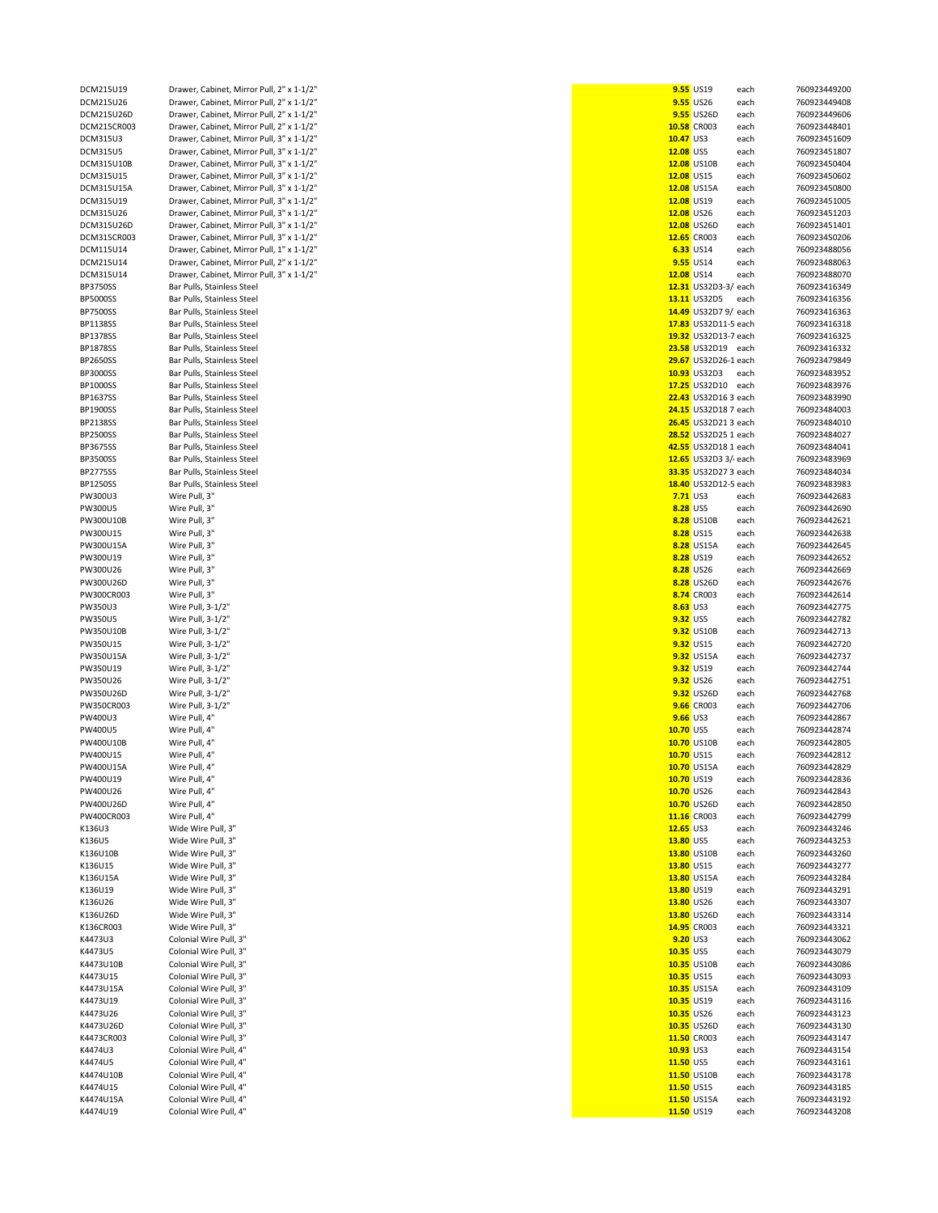| | | | | | |
|---|---|---|---|---|---|
| DCM215U19 | Drawer, Cabinet, Mirror Pull, 2" x 1-1/2" | **9.55** | US19 | each | 760923449200 |
| DCM215U26 | Drawer, Cabinet, Mirror Pull, 2" x 1-1/2" | **9.55** | US26 | each | 760923449408 |
| DCM215U26D | Drawer, Cabinet, Mirror Pull, 2" x 1-1/2" | **9.55** | US26D | each | 760923449606 |
| DCM215CR003 | Drawer, Cabinet, Mirror Pull, 2" x 1-1/2" | **10.58** | CR003 | each | 760923448401 |
| DCM315U3 | Drawer, Cabinet, Mirror Pull, 3" x 1-1/2" | **10.47** | US3 | each | 760923451609 |
| DCM315U5 | Drawer, Cabinet, Mirror Pull, 3" x 1-1/2" | **12.08** | US5 | each | 760923451807 |
| DCM315U10B | Drawer, Cabinet, Mirror Pull, 3" x 1-1/2" | **12.08** | US10B | each | 760923450404 |
| DCM315U15 | Drawer, Cabinet, Mirror Pull, 3" x 1-1/2" | **12.08** | US15 | each | 760923450602 |
| DCM315U15A | Drawer, Cabinet, Mirror Pull, 3" x 1-1/2" | **12.08** | US15A | each | 760923450800 |
| DCM315U19 | Drawer, Cabinet, Mirror Pull, 3" x 1-1/2" | **12.08** | US19 | each | 760923451005 |
| DCM315U26 | Drawer, Cabinet, Mirror Pull, 3" x 1-1/2" | **12.08** | US26 | each | 760923451203 |
| DCM315U26D | Drawer, Cabinet, Mirror Pull, 3" x 1-1/2" | **12.08** | US26D | each | 760923451401 |
| DCM315CR003 | Drawer, Cabinet, Mirror Pull, 3" x 1-1/2" | **12.65** | CR003 | each | 760923450206 |
| DCM115U14 | Drawer, Cabinet, Mirror Pull, 1" x 1-1/2" | **6.33** | US14 | each | 760923488056 |
| DCM215U14 | Drawer, Cabinet, Mirror Pull, 2" x 1-1/2" | **9.55** | US14 | each | 760923488063 |
| DCM315U14 | Drawer, Cabinet, Mirror Pull, 3" x 1-1/2" | **12.08** | US14 | each | 760923488070 |
| BP3750SS | Bar Pulls, Stainless Steel | **12.31** | US32D3-3/ | each | 760923416349 |
| BP5000SS | Bar Pulls, Stainless Steel | **13.11** | US32D5 | each | 760923416356 |
| BP7500SS | Bar Pulls, Stainless Steel | **14.49** | US32D7 9/ | each | 760923416363 |
| BP1138SS | Bar Pulls, Stainless Steel | **17.83** | US32D11-5 | each | 760923416318 |
| BP1378SS | Bar Pulls, Stainless Steel | **19.32** | US32D13-7 | each | 760923416325 |
| BP1878SS | Bar Pulls, Stainless Steel | **23.58** | US32D19 | each | 760923416332 |
| BP2650SS | Bar Pulls, Stainless Steel | **29.67** | US32D26-1 | each | 760923479849 |
| BP3000SS | Bar Pulls, Stainless Steel | **10.93** | US32D3 | each | 760923483952 |
| BP1000SS | Bar Pulls, Stainless Steel | **17.25** | US32D10 | each | 760923483976 |
| BP1637SS | Bar Pulls, Stainless Steel | **22.43** | US32D16 3 | each | 760923483990 |
| BP1900SS | Bar Pulls, Stainless Steel | **24.15** | US32D18 7 | each | 760923484003 |
| BP2138SS | Bar Pulls, Stainless Steel | **26.45** | US32D21 3 | each | 760923484010 |
| BP2500SS | Bar Pulls, Stainless Steel | **28.52** | US32D25 1 | each | 760923484027 |
| BP3675SS | Bar Pulls, Stainless Steel | **42.55** | US32D18 1 | each | 760923484041 |
| BP3500SS | Bar Pulls, Stainless Steel | **12.65** | US32D3 3/ | each | 760923483969 |
| BP2775SS | Bar Pulls, Stainless Steel | **33.35** | US32D27 3 | each | 760923484034 |
| BP1250SS | Bar Pulls, Stainless Steel | **18.40** | US32D12-5 | each | 760923483983 |
| PW300U3 | Wire Pull, 3" | **7.71** | US3 | each | 760923442683 |
| PW300U5 | Wire Pull, 3" | **8.28** | US5 | each | 760923442690 |
| PW300U10B | Wire Pull, 3" | **8.28** | US10B | each | 760923442621 |
| PW300U15 | Wire Pull, 3" | **8.28** | US15 | each | 760923442638 |
| PW300U15A | Wire Pull, 3" | **8.28** | US15A | each | 760923442645 |
| PW300U19 | Wire Pull, 3" | **8.28** | US19 | each | 760923442652 |
| PW300U26 | Wire Pull, 3" | **8.28** | US26 | each | 760923442669 |
| PW300U26D | Wire Pull, 3" | **8.28** | US26D | each | 760923442676 |
| PW300CR003 | Wire Pull, 3" | **8.74** | CR003 | each | 760923442614 |
| PW350U3 | Wire Pull, 3-1/2" | **8.63** | US3 | each | 760923442775 |
| PW350U5 | Wire Pull, 3-1/2" | **9.32** | US5 | each | 760923442782 |
| PW350U10B | Wire Pull, 3-1/2" | **9.32** | US10B | each | 760923442713 |
| PW350U15 | Wire Pull, 3-1/2" | **9.32** | US15 | each | 760923442720 |
| PW350U15A | Wire Pull, 3-1/2" | **9.32** | US15A | each | 760923442737 |
| PW350U19 | Wire Pull, 3-1/2" | **9.32** | US19 | each | 760923442744 |
| PW350U26 | Wire Pull, 3-1/2" | **9.32** | US26 | each | 760923442751 |
| PW350U26D | Wire Pull, 3-1/2" | **9.32** | US26D | each | 760923442768 |
| PW350CR003 | Wire Pull, 3-1/2" | **9.66** | CR003 | each | 760923442706 |
| PW400U3 | Wire Pull, 4" | **9.66** | US3 | each | 760923442867 |
| PW400U5 | Wire Pull, 4" | **10.70** | US5 | each | 760923442874 |
| PW400U10B | Wire Pull, 4" | **10.70** | US10B | each | 760923442805 |
| PW400U15 | Wire Pull, 4" | **10.70** | US15 | each | 760923442812 |
| PW400U15A | Wire Pull, 4" | **10.70** | US15A | each | 760923442829 |
| PW400U19 | Wire Pull, 4" | **10.70** | US19 | each | 760923442836 |
| PW400U26 | Wire Pull, 4" | **10.70** | US26 | each | 760923442843 |
| PW400U26D | Wire Pull, 4" | **10.70** | US26D | each | 760923442850 |
| PW400CR003 | Wire Pull, 4" | **11.16** | CR003 | each | 760923442799 |
| K136U3 | Wide Wire Pull, 3" | **12.65** | US3 | each | 760923443246 |
| K136U5 | Wide Wire Pull, 3" | **13.80** | US5 | each | 760923443253 |
| K136U10B | Wide Wire Pull, 3" | **13.80** | US10B | each | 760923443260 |
| K136U15 | Wide Wire Pull, 3" | **13.80** | US15 | each | 760923443277 |
| K136U15A | Wide Wire Pull, 3" | **13.80** | US15A | each | 760923443284 |
| K136U19 | Wide Wire Pull, 3" | **13.80** | US19 | each | 760923443291 |
| K136U26 | Wide Wire Pull, 3" | **13.80** | US26 | each | 760923443307 |
| K136U26D | Wide Wire Pull, 3" | **13.80** | US26D | each | 760923443314 |
| K136CR003 | Wide Wire Pull, 3" | **14.95** | CR003 | each | 760923443321 |
| K4473U3 | Colonial Wire Pull, 3" | **9.20** | US3 | each | 760923443062 |
| K4473U5 | Colonial Wire Pull, 3" | **10.35** | US5 | each | 760923443079 |
| K4473U10B | Colonial Wire Pull, 3" | **10.35** | US10B | each | 760923443086 |
| K4473U15 | Colonial Wire Pull, 3" | **10.35** | US15 | each | 760923443093 |
| K4473U15A | Colonial Wire Pull, 3" | **10.35** | US15A | each | 760923443109 |
| K4473U19 | Colonial Wire Pull, 3" | **10.35** | US19 | each | 760923443116 |
| K4473U26 | Colonial Wire Pull, 3" | **10.35** | US26 | each | 760923443123 |
| K4473U26D | Colonial Wire Pull, 3" | **10.35** | US26D | each | 760923443130 |
| K4473CR003 | Colonial Wire Pull, 3" | **11.50** | CR003 | each | 760923443147 |
| K4474U3 | Colonial Wire Pull, 4" | **10.93** | US3 | each | 760923443154 |
| K4474U5 | Colonial Wire Pull, 4" | **11.50** | US5 | each | 760923443161 |
| K4474U10B | Colonial Wire Pull, 4" | **11.50** | US10B | each | 760923443178 |
| K4474U15 | Colonial Wire Pull, 4" | **11.50** | US15 | each | 760923443185 |
| K4474U15A | Colonial Wire Pull, 4" | **11.50** | US15A | each | 760923443192 |
| K4474U19 | Colonial Wire Pull, 4" | **11.50** | US19 | each | 760923443208 |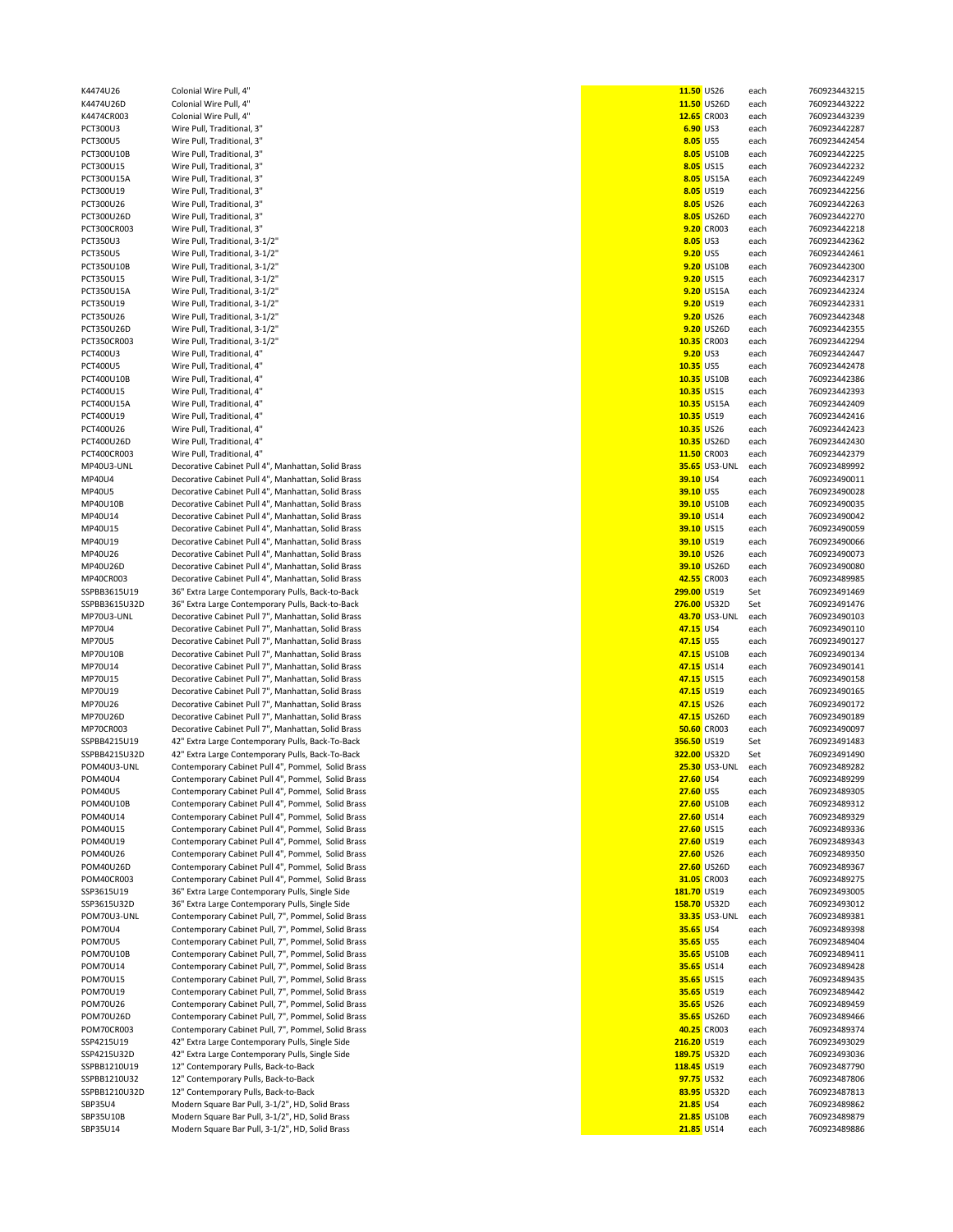| | | | | | |
|---|---|---|---|---|---|
| K4474U26 | Colonial Wire Pull, 4" | 11.50 | US26 | each | 760923443215 |
| K4474U26D | Colonial Wire Pull, 4" | 11.50 | US26D | each | 760923443222 |
| K4474CR003 | Colonial Wire Pull, 4" | 12.65 | CR003 | each | 760923443239 |
| PCT300U3 | Wire Pull, Traditional, 3" | 6.90 | US3 | each | 760923442287 |
| PCT300U5 | Wire Pull, Traditional, 3" | 8.05 | US5 | each | 760923442454 |
| PCT300U10B | Wire Pull, Traditional, 3" | 8.05 | US10B | each | 760923442225 |
| PCT300U15 | Wire Pull, Traditional, 3" | 8.05 | US15 | each | 760923442232 |
| PCT300U15A | Wire Pull, Traditional, 3" | 8.05 | US15A | each | 760923442249 |
| PCT300U19 | Wire Pull, Traditional, 3" | 8.05 | US19 | each | 760923442256 |
| PCT300U26 | Wire Pull, Traditional, 3" | 8.05 | US26 | each | 760923442263 |
| PCT300U26D | Wire Pull, Traditional, 3" | 8.05 | US26D | each | 760923442270 |
| PCT300CR003 | Wire Pull, Traditional, 3" | 9.20 | CR003 | each | 760923442218 |
| PCT350U3 | Wire Pull, Traditional, 3-1/2" | 8.05 | US3 | each | 760923442362 |
| PCT350U5 | Wire Pull, Traditional, 3-1/2" | 9.20 | US5 | each | 760923442461 |
| PCT350U10B | Wire Pull, Traditional, 3-1/2" | 9.20 | US10B | each | 760923442300 |
| PCT350U15 | Wire Pull, Traditional, 3-1/2" | 9.20 | US15 | each | 760923442317 |
| PCT350U15A | Wire Pull, Traditional, 3-1/2" | 9.20 | US15A | each | 760923442324 |
| PCT350U19 | Wire Pull, Traditional, 3-1/2" | 9.20 | US19 | each | 760923442331 |
| PCT350U26 | Wire Pull, Traditional, 3-1/2" | 9.20 | US26 | each | 760923442348 |
| PCT350U26D | Wire Pull, Traditional, 3-1/2" | 9.20 | US26D | each | 760923442355 |
| PCT350CR003 | Wire Pull, Traditional, 3-1/2" | 10.35 | CR003 | each | 760923442294 |
| PCT400U3 | Wire Pull, Traditional, 4" | 9.20 | US3 | each | 760923442447 |
| PCT400U5 | Wire Pull, Traditional, 4" | 10.35 | US5 | each | 760923442478 |
| PCT400U10B | Wire Pull, Traditional, 4" | 10.35 | US10B | each | 760923442386 |
| PCT400U15 | Wire Pull, Traditional, 4" | 10.35 | US15 | each | 760923442393 |
| PCT400U15A | Wire Pull, Traditional, 4" | 10.35 | US15A | each | 760923442409 |
| PCT400U19 | Wire Pull, Traditional, 4" | 10.35 | US19 | each | 760923442416 |
| PCT400U26 | Wire Pull, Traditional, 4" | 10.35 | US26 | each | 760923442423 |
| PCT400U26D | Wire Pull, Traditional, 4" | 10.35 | US26D | each | 760923442430 |
| PCT400CR003 | Wire Pull, Traditional, 4" | 11.50 | CR003 | each | 760923442379 |
| MP40U3-UNL | Decorative Cabinet Pull 4", Manhattan, Solid Brass | 35.65 | US3-UNL | each | 760923489992 |
| MP40U4 | Decorative Cabinet Pull 4", Manhattan, Solid Brass | 39.10 | US4 | each | 760923490011 |
| MP40U5 | Decorative Cabinet Pull 4", Manhattan, Solid Brass | 39.10 | US5 | each | 760923490028 |
| MP40U10B | Decorative Cabinet Pull 4", Manhattan, Solid Brass | 39.10 | US10B | each | 760923490035 |
| MP40U14 | Decorative Cabinet Pull 4", Manhattan, Solid Brass | 39.10 | US14 | each | 760923490042 |
| MP40U15 | Decorative Cabinet Pull 4", Manhattan, Solid Brass | 39.10 | US15 | each | 760923490059 |
| MP40U19 | Decorative Cabinet Pull 4", Manhattan, Solid Brass | 39.10 | US19 | each | 760923490066 |
| MP40U26 | Decorative Cabinet Pull 4", Manhattan, Solid Brass | 39.10 | US26 | each | 760923490073 |
| MP40U26D | Decorative Cabinet Pull 4", Manhattan, Solid Brass | 39.10 | US26D | each | 760923490080 |
| MP40CR003 | Decorative Cabinet Pull 4", Manhattan, Solid Brass | 42.55 | CR003 | each | 760923489985 |
| SSPBB3615U19 | 36" Extra Large Contemporary Pulls, Back-to-Back | 299.00 | US19 | Set | 760923491469 |
| SSPBB3615U32D | 36" Extra Large Contemporary Pulls, Back-to-Back | 276.00 | US32D | Set | 760923491476 |
| MP70U3-UNL | Decorative Cabinet Pull 7", Manhattan, Solid Brass | 43.70 | US3-UNL | each | 760923490103 |
| MP70U4 | Decorative Cabinet Pull 7", Manhattan, Solid Brass | 47.15 | US4 | each | 760923490110 |
| MP70U5 | Decorative Cabinet Pull 7", Manhattan, Solid Brass | 47.15 | US5 | each | 760923490127 |
| MP70U10B | Decorative Cabinet Pull 7", Manhattan, Solid Brass | 47.15 | US10B | each | 760923490134 |
| MP70U14 | Decorative Cabinet Pull 7", Manhattan, Solid Brass | 47.15 | US14 | each | 760923490141 |
| MP70U15 | Decorative Cabinet Pull 7", Manhattan, Solid Brass | 47.15 | US15 | each | 760923490158 |
| MP70U19 | Decorative Cabinet Pull 7", Manhattan, Solid Brass | 47.15 | US19 | each | 760923490165 |
| MP70U26 | Decorative Cabinet Pull 7", Manhattan, Solid Brass | 47.15 | US26 | each | 760923490172 |
| MP70U26D | Decorative Cabinet Pull 7", Manhattan, Solid Brass | 47.15 | US26D | each | 760923490189 |
| MP70CR003 | Decorative Cabinet Pull 7", Manhattan, Solid Brass | 50.60 | CR003 | each | 760923490097 |
| SSPBB4215U19 | 42" Extra Large Contemporary Pulls, Back-To-Back | 356.50 | US19 | Set | 760923491483 |
| SSPBB4215U32D | 42" Extra Large Contemporary Pulls, Back-To-Back | 322.00 | US32D | Set | 760923491490 |
| POM40U3-UNL | Contemporary Cabinet Pull 4", Pommel, Solid Brass | 25.30 | US3-UNL | each | 760923489282 |
| POM40U4 | Contemporary Cabinet Pull 4", Pommel, Solid Brass | 27.60 | US4 | each | 760923489299 |
| POM40U5 | Contemporary Cabinet Pull 4", Pommel, Solid Brass | 27.60 | US5 | each | 760923489305 |
| POM40U10B | Contemporary Cabinet Pull 4", Pommel, Solid Brass | 27.60 | US10B | each | 760923489312 |
| POM40U14 | Contemporary Cabinet Pull 4", Pommel, Solid Brass | 27.60 | US14 | each | 760923489329 |
| POM40U15 | Contemporary Cabinet Pull 4", Pommel, Solid Brass | 27.60 | US15 | each | 760923489336 |
| POM40U19 | Contemporary Cabinet Pull 4", Pommel, Solid Brass | 27.60 | US19 | each | 760923489343 |
| POM40U26 | Contemporary Cabinet Pull 4", Pommel, Solid Brass | 27.60 | US26 | each | 760923489350 |
| POM40U26D | Contemporary Cabinet Pull 4", Pommel, Solid Brass | 27.60 | US26D | each | 760923489367 |
| POM40CR003 | Contemporary Cabinet Pull 4", Pommel, Solid Brass | 31.05 | CR003 | each | 760923489275 |
| SSP3615U19 | 36" Extra Large Contemporary Pulls, Single Side | 181.70 | US19 | each | 760923493005 |
| SSP3615U32D | 36" Extra Large Contemporary Pulls, Single Side | 158.70 | US32D | each | 760923493012 |
| POM70U3-UNL | Contemporary Cabinet Pull, 7", Pommel, Solid Brass | 33.35 | US3-UNL | each | 760923489381 |
| POM70U4 | Contemporary Cabinet Pull, 7", Pommel, Solid Brass | 35.65 | US4 | each | 760923489398 |
| POM70U5 | Contemporary Cabinet Pull, 7", Pommel, Solid Brass | 35.65 | US5 | each | 760923489404 |
| POM70U10B | Contemporary Cabinet Pull, 7", Pommel, Solid Brass | 35.65 | US10B | each | 760923489411 |
| POM70U14 | Contemporary Cabinet Pull, 7", Pommel, Solid Brass | 35.65 | US14 | each | 760923489428 |
| POM70U15 | Contemporary Cabinet Pull, 7", Pommel, Solid Brass | 35.65 | US15 | each | 760923489435 |
| POM70U19 | Contemporary Cabinet Pull, 7", Pommel, Solid Brass | 35.65 | US19 | each | 760923489442 |
| POM70U26 | Contemporary Cabinet Pull, 7", Pommel, Solid Brass | 35.65 | US26 | each | 760923489459 |
| POM70U26D | Contemporary Cabinet Pull, 7", Pommel, Solid Brass | 35.65 | US26D | each | 760923489466 |
| POM70CR003 | Contemporary Cabinet Pull, 7", Pommel, Solid Brass | 40.25 | CR003 | each | 760923489374 |
| SSP4215U19 | 42" Extra Large Contemporary Pulls, Single Side | 216.20 | US19 | each | 760923493029 |
| SSP4215U32D | 42" Extra Large Contemporary Pulls, Single Side | 189.75 | US32D | each | 760923493036 |
| SSPBB1210U19 | 12" Contemporary Pulls, Back-to-Back | 118.45 | US19 | each | 760923487790 |
| SSPBB1210U32 | 12" Contemporary Pulls, Back-to-Back | 97.75 | US32 | each | 760923487806 |
| SSPBB1210U32D | 12" Contemporary Pulls, Back-to-Back | 83.95 | US32D | each | 760923487813 |
| SBP35U4 | Modern Square Bar Pull, 3-1/2", HD, Solid Brass | 21.85 | US4 | each | 760923489862 |
| SBP35U10B | Modern Square Bar Pull, 3-1/2", HD, Solid Brass | 21.85 | US10B | each | 760923489879 |
| SBP35U14 | Modern Square Bar Pull, 3-1/2", HD, Solid Brass | 21.85 | US14 | each | 760923489886 |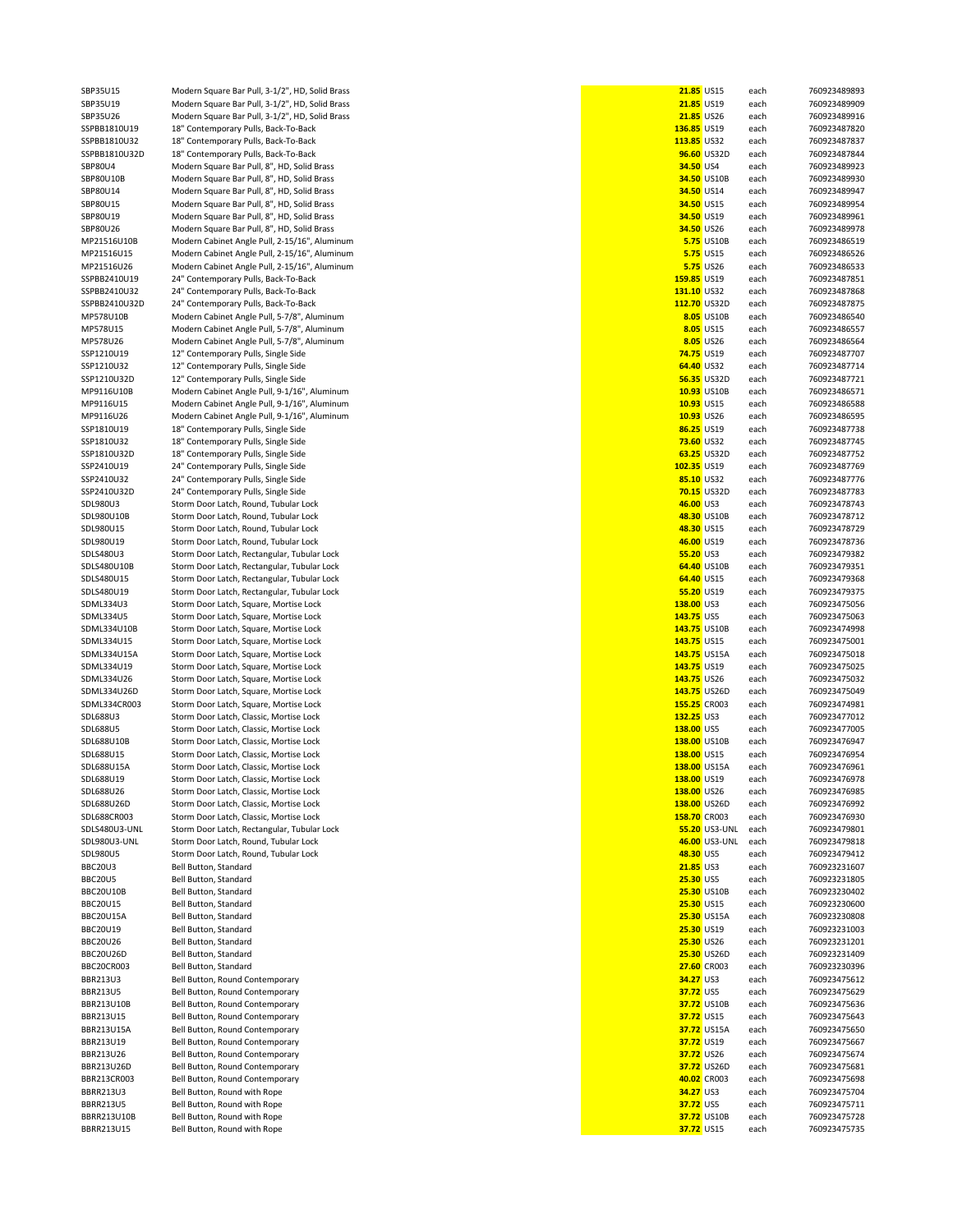| | | | | | |
|---|---|---|---|---|---|
| SBP35U15 | Modern Square Bar Pull, 3-1/2", HD, Solid Brass | 21.85 | US15 | each | 760923489893 |
| SBP35U19 | Modern Square Bar Pull, 3-1/2", HD, Solid Brass | 21.85 | US19 | each | 760923489909 |
| SBP35U26 | Modern Square Bar Pull, 3-1/2", HD, Solid Brass | 21.85 | US26 | each | 760923489916 |
| SSPBB1810U19 | 18" Contemporary Pulls, Back-To-Back | 136.85 | US19 | each | 760923487820 |
| SSPBB1810U32 | 18" Contemporary Pulls, Back-To-Back | 113.85 | US32 | each | 760923487837 |
| SSPBB1810U32D | 18" Contemporary Pulls, Back-To-Back | 96.60 | US32D | each | 760923487844 |
| SBP80U4 | Modern Square Bar Pull, 8", HD, Solid Brass | 34.50 | US4 | each | 760923489923 |
| SBP80U10B | Modern Square Bar Pull, 8", HD, Solid Brass | 34.50 | US10B | each | 760923489930 |
| SBP80U14 | Modern Square Bar Pull, 8", HD, Solid Brass | 34.50 | US14 | each | 760923489947 |
| SBP80U15 | Modern Square Bar Pull, 8", HD, Solid Brass | 34.50 | US15 | each | 760923489954 |
| SBP80U19 | Modern Square Bar Pull, 8", HD, Solid Brass | 34.50 | US19 | each | 760923489961 |
| SBP80U26 | Modern Square Bar Pull, 8", HD, Solid Brass | 34.50 | US26 | each | 760923489978 |
| MP21516U10B | Modern Cabinet Angle Pull, 2-15/16", Aluminum | 5.75 | US10B | each | 760923486519 |
| MP21516U15 | Modern Cabinet Angle Pull, 2-15/16", Aluminum | 5.75 | US15 | each | 760923486526 |
| MP21516U26 | Modern Cabinet Angle Pull, 2-15/16", Aluminum | 5.75 | US26 | each | 760923486533 |
| SSPBB2410U19 | 24" Contemporary Pulls, Back-To-Back | 159.85 | US19 | each | 760923487851 |
| SSPBB2410U32 | 24" Contemporary Pulls, Back-To-Back | 131.10 | US32 | each | 760923487868 |
| SSPBB2410U32D | 24" Contemporary Pulls, Back-To-Back | 112.70 | US32D | each | 760923487875 |
| MP578U10B | Modern Cabinet Angle Pull, 5-7/8", Aluminum | 8.05 | US10B | each | 760923486540 |
| MP578U15 | Modern Cabinet Angle Pull, 5-7/8", Aluminum | 8.05 | US15 | each | 760923486557 |
| MP578U26 | Modern Cabinet Angle Pull, 5-7/8", Aluminum | 8.05 | US26 | each | 760923486564 |
| SSP1210U19 | 12" Contemporary Pulls, Single Side | 74.75 | US19 | each | 760923487707 |
| SSP1210U32 | 12" Contemporary Pulls, Single Side | 64.40 | US32 | each | 760923487714 |
| SSP1210U32D | 12" Contemporary Pulls, Single Side | 56.35 | US32D | each | 760923487721 |
| MP9116U10B | Modern Cabinet Angle Pull, 9-1/16", Aluminum | 10.93 | US10B | each | 760923486571 |
| MP9116U15 | Modern Cabinet Angle Pull, 9-1/16", Aluminum | 10.93 | US15 | each | 760923486588 |
| MP9116U26 | Modern Cabinet Angle Pull, 9-1/16", Aluminum | 10.93 | US26 | each | 760923486595 |
| SSP1810U19 | 18" Contemporary Pulls, Single Side | 86.25 | US19 | each | 760923487738 |
| SSP1810U32 | 18" Contemporary Pulls, Single Side | 73.60 | US32 | each | 760923487745 |
| SSP1810U32D | 18" Contemporary Pulls, Single Side | 63.25 | US32D | each | 760923487752 |
| SSP2410U19 | 24" Contemporary Pulls, Single Side | 102.35 | US19 | each | 760923487769 |
| SSP2410U32 | 24" Contemporary Pulls, Single Side | 85.10 | US32 | each | 760923487776 |
| SSP2410U32D | 24" Contemporary Pulls, Single Side | 70.15 | US32D | each | 760923487783 |
| SDL980U3 | Storm Door Latch, Round, Tubular Lock | 46.00 | US3 | each | 760923478743 |
| SDL980U10B | Storm Door Latch, Round, Tubular Lock | 48.30 | US10B | each | 760923478712 |
| SDL980U15 | Storm Door Latch, Round, Tubular Lock | 48.30 | US15 | each | 760923478729 |
| SDL980U19 | Storm Door Latch, Round, Tubular Lock | 46.00 | US19 | each | 760923478736 |
| SDLS480U3 | Storm Door Latch, Rectangular, Tubular Lock | 55.20 | US3 | each | 760923479382 |
| SDLS480U10B | Storm Door Latch, Rectangular, Tubular Lock | 64.40 | US10B | each | 760923479351 |
| SDLS480U15 | Storm Door Latch, Rectangular, Tubular Lock | 64.40 | US15 | each | 760923479368 |
| SDLS480U19 | Storm Door Latch, Rectangular, Tubular Lock | 55.20 | US19 | each | 760923479375 |
| SDML334U3 | Storm Door Latch, Square, Mortise Lock | 138.00 | US3 | each | 760923475056 |
| SDML334U5 | Storm Door Latch, Square, Mortise Lock | 143.75 | US5 | each | 760923475063 |
| SDML334U10B | Storm Door Latch, Square, Mortise Lock | 143.75 | US10B | each | 760923474998 |
| SDML334U15 | Storm Door Latch, Square, Mortise Lock | 143.75 | US15 | each | 760923475001 |
| SDML334U15A | Storm Door Latch, Square, Mortise Lock | 143.75 | US15A | each | 760923475018 |
| SDML334U19 | Storm Door Latch, Square, Mortise Lock | 143.75 | US19 | each | 760923475025 |
| SDML334U26 | Storm Door Latch, Square, Mortise Lock | 143.75 | US26 | each | 760923475032 |
| SDML334U26D | Storm Door Latch, Square, Mortise Lock | 143.75 | US26D | each | 760923475049 |
| SDML334CR003 | Storm Door Latch, Square, Mortise Lock | 155.25 | CR003 | each | 760923474981 |
| SDL688U3 | Storm Door Latch, Classic, Mortise Lock | 132.25 | US3 | each | 760923477012 |
| SDL688U5 | Storm Door Latch, Classic, Mortise Lock | 138.00 | US5 | each | 760923477005 |
| SDL688U10B | Storm Door Latch, Classic, Mortise Lock | 138.00 | US10B | each | 760923476947 |
| SDL688U15 | Storm Door Latch, Classic, Mortise Lock | 138.00 | US15 | each | 760923476954 |
| SDL688U15A | Storm Door Latch, Classic, Mortise Lock | 138.00 | US15A | each | 760923476961 |
| SDL688U19 | Storm Door Latch, Classic, Mortise Lock | 138.00 | US19 | each | 760923476978 |
| SDL688U26 | Storm Door Latch, Classic, Mortise Lock | 138.00 | US26 | each | 760923476985 |
| SDL688U26D | Storm Door Latch, Classic, Mortise Lock | 138.00 | US26D | each | 760923476992 |
| SDL688CR003 | Storm Door Latch, Classic, Mortise Lock | 158.70 | CR003 | each | 760923476930 |
| SDLS480U3-UNL | Storm Door Latch, Rectangular, Tubular Lock | 55.20 | US3-UNL | each | 760923479801 |
| SDL980U3-UNL | Storm Door Latch, Round, Tubular Lock | 46.00 | US3-UNL | each | 760923479818 |
| SDL980U5 | Storm Door Latch, Round, Tubular Lock | 48.30 | US5 | each | 760923479412 |
| BBC20U3 | Bell Button, Standard | 21.85 | US3 | each | 760923231607 |
| BBC20U5 | Bell Button, Standard | 25.30 | US5 | each | 760923231805 |
| BBC20U10B | Bell Button, Standard | 25.30 | US10B | each | 760923230402 |
| BBC20U15 | Bell Button, Standard | 25.30 | US15 | each | 760923230600 |
| BBC20U15A | Bell Button, Standard | 25.30 | US15A | each | 760923230808 |
| BBC20U19 | Bell Button, Standard | 25.30 | US19 | each | 760923231003 |
| BBC20U26 | Bell Button, Standard | 25.30 | US26 | each | 760923231201 |
| BBC20U26D | Bell Button, Standard | 25.30 | US26D | each | 760923231409 |
| BBC20CR003 | Bell Button, Standard | 27.60 | CR003 | each | 760923230396 |
| BBR213U3 | Bell Button, Round Contemporary | 34.27 | US3 | each | 760923475612 |
| BBR213U5 | Bell Button, Round Contemporary | 37.72 | US5 | each | 760923475629 |
| BBR213U10B | Bell Button, Round Contemporary | 37.72 | US10B | each | 760923475636 |
| BBR213U15 | Bell Button, Round Contemporary | 37.72 | US15 | each | 760923475643 |
| BBR213U15A | Bell Button, Round Contemporary | 37.72 | US15A | each | 760923475650 |
| BBR213U19 | Bell Button, Round Contemporary | 37.72 | US19 | each | 760923475667 |
| BBR213U26 | Bell Button, Round Contemporary | 37.72 | US26 | each | 760923475674 |
| BBR213U26D | Bell Button, Round Contemporary | 37.72 | US26D | each | 760923475681 |
| BBR213CR003 | Bell Button, Round Contemporary | 40.02 | CR003 | each | 760923475698 |
| BBRR213U3 | Bell Button, Round with Rope | 34.27 | US3 | each | 760923475704 |
| BBRR213U5 | Bell Button, Round with Rope | 37.72 | US5 | each | 760923475711 |
| BBRR213U10B | Bell Button, Round with Rope | 37.72 | US10B | each | 760923475728 |
| BBRR213U15 | Bell Button, Round with Rope | 37.72 | US15 | each | 760923475735 |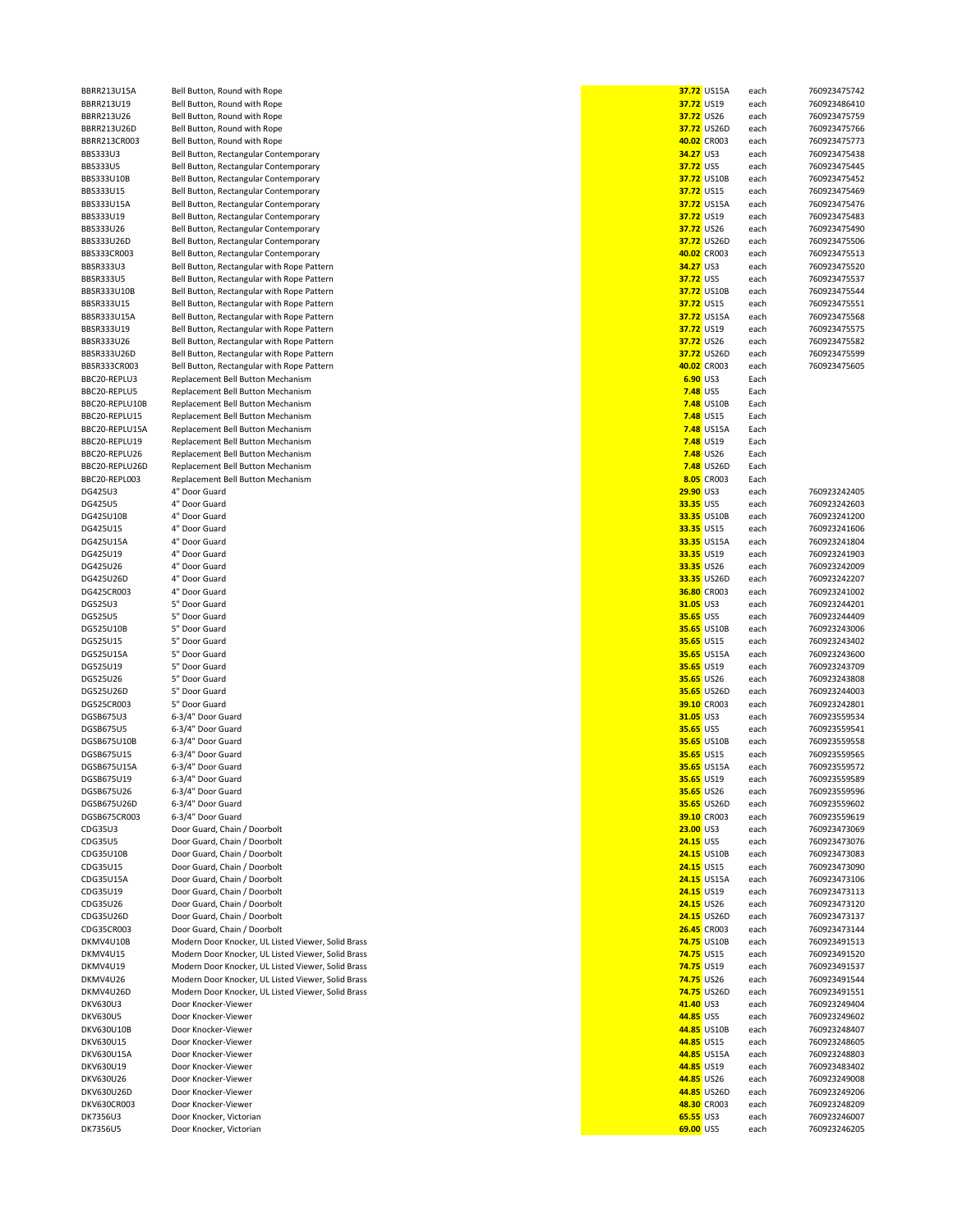| | | | | | |
|---|---|---|---|---|---|
| BBRR213U15A | Bell Button, Round with Rope | 37.72 | US15A | each | 760923475742 |
| BBRR213U19 | Bell Button, Round with Rope | 37.72 | US19 | each | 760923486410 |
| BBRR213U26 | Bell Button, Round with Rope | 37.72 | US26 | each | 760923475759 |
| BBRR213U26D | Bell Button, Round with Rope | 37.72 | US26D | each | 760923475766 |
| BBRR213CR003 | Bell Button, Round with Rope | 40.02 | CR003 | each | 760923475773 |
| BBS333U3 | Bell Button, Rectangular Contemporary | 34.27 | US3 | each | 760923475438 |
| BBS333U5 | Bell Button, Rectangular Contemporary | 37.72 | US5 | each | 760923475445 |
| BBS333U10B | Bell Button, Rectangular Contemporary | 37.72 | US10B | each | 760923475452 |
| BBS333U15 | Bell Button, Rectangular Contemporary | 37.72 | US15 | each | 760923475469 |
| BBS333U15A | Bell Button, Rectangular Contemporary | 37.72 | US15A | each | 760923475476 |
| BBS333U19 | Bell Button, Rectangular Contemporary | 37.72 | US19 | each | 760923475483 |
| BBS333U26 | Bell Button, Rectangular Contemporary | 37.72 | US26 | each | 760923475490 |
| BBS333U26D | Bell Button, Rectangular Contemporary | 37.72 | US26D | each | 760923475506 |
| BBS333CR003 | Bell Button, Rectangular Contemporary | 40.02 | CR003 | each | 760923475513 |
| BBSR333U3 | Bell Button, Rectangular with Rope Pattern | 34.27 | US3 | each | 760923475520 |
| BBSR333U5 | Bell Button, Rectangular with Rope Pattern | 37.72 | US5 | each | 760923475537 |
| BBSR333U10B | Bell Button, Rectangular with Rope Pattern | 37.72 | US10B | each | 760923475544 |
| BBSR333U15 | Bell Button, Rectangular with Rope Pattern | 37.72 | US15 | each | 760923475551 |
| BBSR333U15A | Bell Button, Rectangular with Rope Pattern | 37.72 | US15A | each | 760923475568 |
| BBSR333U19 | Bell Button, Rectangular with Rope Pattern | 37.72 | US19 | each | 760923475575 |
| BBSR333U26 | Bell Button, Rectangular with Rope Pattern | 37.72 | US26 | each | 760923475582 |
| BBSR333U26D | Bell Button, Rectangular with Rope Pattern | 37.72 | US26D | each | 760923475599 |
| BBSR333CR003 | Bell Button, Rectangular with Rope Pattern | 40.02 | CR003 | each | 760923475605 |
| BBC20-REPLU3 | Replacement Bell Button Mechanism | 6.90 | US3 | Each | |
| BBC20-REPLU5 | Replacement Bell Button Mechanism | 7.48 | US5 | Each | |
| BBC20-REPLU10B | Replacement Bell Button Mechanism | 7.48 | US10B | Each | |
| BBC20-REPLU15 | Replacement Bell Button Mechanism | 7.48 | US15 | Each | |
| BBC20-REPLU15A | Replacement Bell Button Mechanism | 7.48 | US15A | Each | |
| BBC20-REPLU19 | Replacement Bell Button Mechanism | 7.48 | US19 | Each | |
| BBC20-REPLU26 | Replacement Bell Button Mechanism | 7.48 | US26 | Each | |
| BBC20-REPLU26D | Replacement Bell Button Mechanism | 7.48 | US26D | Each | |
| BBC20-REPL003 | Replacement Bell Button Mechanism | 8.05 | CR003 | Each | |
| DG425U3 | 4" Door Guard | 29.90 | US3 | each | 760923242405 |
| DG425U5 | 4" Door Guard | 33.35 | US5 | each | 760923242603 |
| DG425U10B | 4" Door Guard | 33.35 | US10B | each | 760923241200 |
| DG425U15 | 4" Door Guard | 33.35 | US15 | each | 760923241606 |
| DG425U15A | 4" Door Guard | 33.35 | US15A | each | 760923241804 |
| DG425U19 | 4" Door Guard | 33.35 | US19 | each | 760923241903 |
| DG425U26 | 4" Door Guard | 33.35 | US26 | each | 760923242009 |
| DG425U26D | 4" Door Guard | 33.35 | US26D | each | 760923242207 |
| DG425CR003 | 4" Door Guard | 36.80 | CR003 | each | 760923241002 |
| DG525U3 | 5" Door Guard | 31.05 | US3 | each | 760923244201 |
| DG525U5 | 5" Door Guard | 35.65 | US5 | each | 760923244409 |
| DG525U10B | 5" Door Guard | 35.65 | US10B | each | 760923243006 |
| DG525U15 | 5" Door Guard | 35.65 | US15 | each | 760923243402 |
| DG525U15A | 5" Door Guard | 35.65 | US15A | each | 760923243600 |
| DG525U19 | 5" Door Guard | 35.65 | US19 | each | 760923243709 |
| DG525U26 | 5" Door Guard | 35.65 | US26 | each | 760923243808 |
| DG525U26D | 5" Door Guard | 35.65 | US26D | each | 760923244003 |
| DG525CR003 | 5" Door Guard | 39.10 | CR003 | each | 760923242801 |
| DGSB675U3 | 6-3/4" Door Guard | 31.05 | US3 | each | 760923559534 |
| DGSB675U5 | 6-3/4" Door Guard | 35.65 | US5 | each | 760923559541 |
| DGSB675U10B | 6-3/4" Door Guard | 35.65 | US10B | each | 760923559558 |
| DGSB675U15 | 6-3/4" Door Guard | 35.65 | US15 | each | 760923559565 |
| DGSB675U15A | 6-3/4" Door Guard | 35.65 | US15A | each | 760923559572 |
| DGSB675U19 | 6-3/4" Door Guard | 35.65 | US19 | each | 760923559589 |
| DGSB675U26 | 6-3/4" Door Guard | 35.65 | US26 | each | 760923559596 |
| DGSB675U26D | 6-3/4" Door Guard | 35.65 | US26D | each | 760923559602 |
| DGSB675CR003 | 6-3/4" Door Guard | 39.10 | CR003 | each | 760923559619 |
| CDG35U3 | Door Guard, Chain / Doorbolt | 23.00 | US3 | each | 760923473069 |
| CDG35U5 | Door Guard, Chain / Doorbolt | 24.15 | US5 | each | 760923473076 |
| CDG35U10B | Door Guard, Chain / Doorbolt | 24.15 | US10B | each | 760923473083 |
| CDG35U15 | Door Guard, Chain / Doorbolt | 24.15 | US15 | each | 760923473090 |
| CDG35U15A | Door Guard, Chain / Doorbolt | 24.15 | US15A | each | 760923473106 |
| CDG35U19 | Door Guard, Chain / Doorbolt | 24.15 | US19 | each | 760923473113 |
| CDG35U26 | Door Guard, Chain / Doorbolt | 24.15 | US26 | each | 760923473120 |
| CDG35U26D | Door Guard, Chain / Doorbolt | 24.15 | US26D | each | 760923473137 |
| CDG35CR003 | Door Guard, Chain / Doorbolt | 26.45 | CR003 | each | 760923473144 |
| DKMV4U10B | Modern Door Knocker, UL Listed Viewer, Solid Brass | 74.75 | US10B | each | 760923491513 |
| DKMV4U15 | Modern Door Knocker, UL Listed Viewer, Solid Brass | 74.75 | US15 | each | 760923491520 |
| DKMV4U19 | Modern Door Knocker, UL Listed Viewer, Solid Brass | 74.75 | US19 | each | 760923491537 |
| DKMV4U26 | Modern Door Knocker, UL Listed Viewer, Solid Brass | 74.75 | US26 | each | 760923491544 |
| DKMV4U26D | Modern Door Knocker, UL Listed Viewer, Solid Brass | 74.75 | US26D | each | 760923491551 |
| DKV630U3 | Door Knocker-Viewer | 41.40 | US3 | each | 760923249404 |
| DKV630U5 | Door Knocker-Viewer | 44.85 | US5 | each | 760923249602 |
| DKV630U10B | Door Knocker-Viewer | 44.85 | US10B | each | 760923248407 |
| DKV630U15 | Door Knocker-Viewer | 44.85 | US15 | each | 760923248605 |
| DKV630U15A | Door Knocker-Viewer | 44.85 | US15A | each | 760923248803 |
| DKV630U19 | Door Knocker-Viewer | 44.85 | US19 | each | 760923483402 |
| DKV630U26 | Door Knocker-Viewer | 44.85 | US26 | each | 760923249008 |
| DKV630U26D | Door Knocker-Viewer | 44.85 | US26D | each | 760923249206 |
| DKV630CR003 | Door Knocker-Viewer | 48.30 | CR003 | each | 760923248209 |
| DK7356U3 | Door Knocker, Victorian | 65.55 | US3 | each | 760923246007 |
| DK7356U5 | Door Knocker, Victorian | 69.00 | US5 | each | 760923246205 |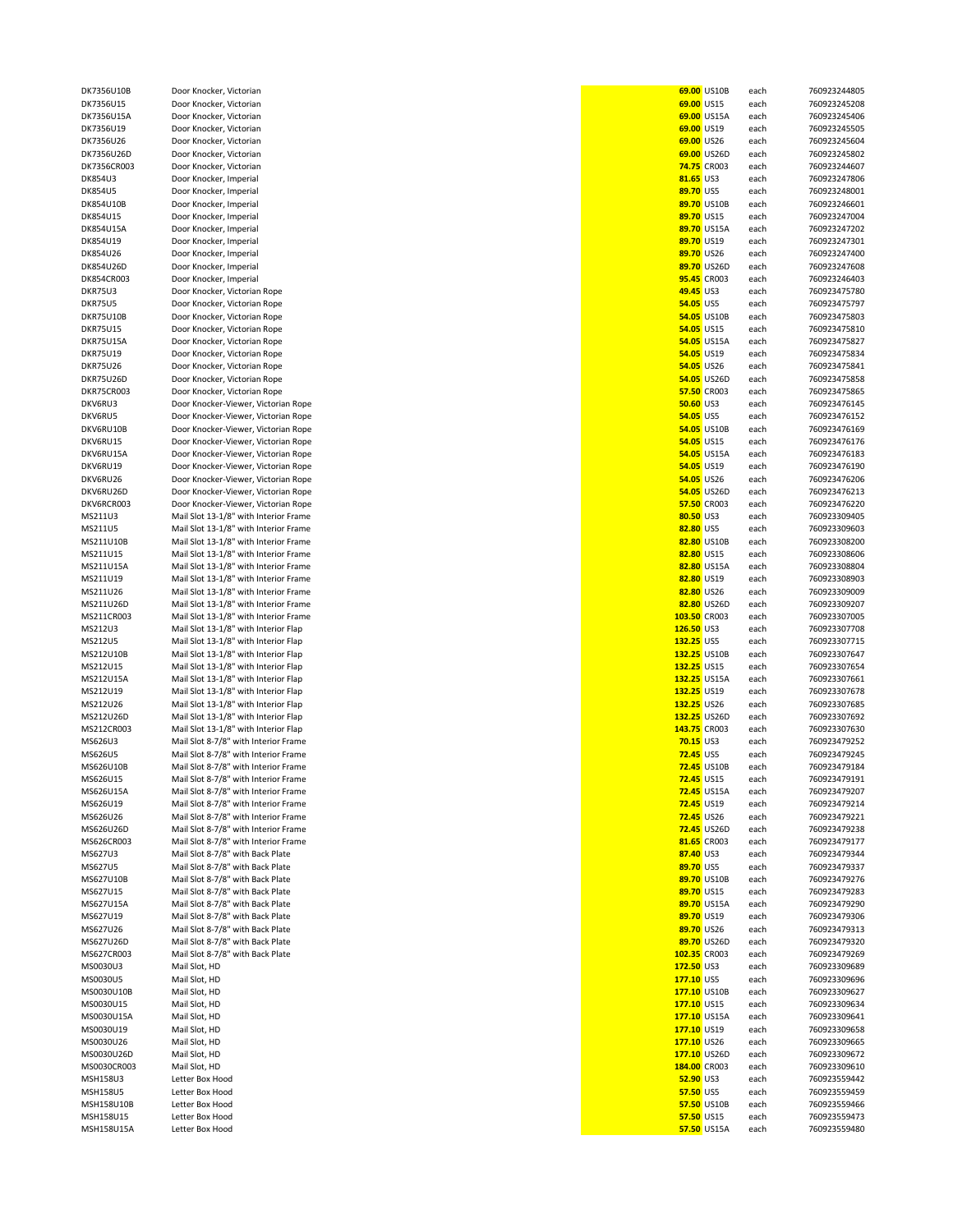| | | | | | |
|---|---|---|---|---|---|
| DK7356U10B | Door Knocker, Victorian | 69.00 | US10B | each | 760923244805 |
| DK7356U15 | Door Knocker, Victorian | 69.00 | US15 | each | 760923245208 |
| DK7356U15A | Door Knocker, Victorian | 69.00 | US15A | each | 760923245406 |
| DK7356U19 | Door Knocker, Victorian | 69.00 | US19 | each | 760923245505 |
| DK7356U26 | Door Knocker, Victorian | 69.00 | US26 | each | 760923245604 |
| DK7356U26D | Door Knocker, Victorian | 69.00 | US26D | each | 760923245802 |
| DK7356CR003 | Door Knocker, Victorian | 74.75 | CR003 | each | 760923244607 |
| DK854U3 | Door Knocker, Imperial | 81.65 | US3 | each | 760923247806 |
| DK854U5 | Door Knocker, Imperial | 89.70 | US5 | each | 760923248001 |
| DK854U10B | Door Knocker, Imperial | 89.70 | US10B | each | 760923246601 |
| DK854U15 | Door Knocker, Imperial | 89.70 | US15 | each | 760923247004 |
| DK854U15A | Door Knocker, Imperial | 89.70 | US15A | each | 760923247202 |
| DK854U19 | Door Knocker, Imperial | 89.70 | US19 | each | 760923247301 |
| DK854U26 | Door Knocker, Imperial | 89.70 | US26 | each | 760923247400 |
| DK854U26D | Door Knocker, Imperial | 89.70 | US26D | each | 760923247608 |
| DK854CR003 | Door Knocker, Imperial | 95.45 | CR003 | each | 760923246403 |
| DKR75U3 | Door Knocker, Victorian Rope | 49.45 | US3 | each | 760923475780 |
| DKR75U5 | Door Knocker, Victorian Rope | 54.05 | US5 | each | 760923475797 |
| DKR75U10B | Door Knocker, Victorian Rope | 54.05 | US10B | each | 760923475803 |
| DKR75U15 | Door Knocker, Victorian Rope | 54.05 | US15 | each | 760923475810 |
| DKR75U15A | Door Knocker, Victorian Rope | 54.05 | US15A | each | 760923475827 |
| DKR75U19 | Door Knocker, Victorian Rope | 54.05 | US19 | each | 760923475834 |
| DKR75U26 | Door Knocker, Victorian Rope | 54.05 | US26 | each | 760923475841 |
| DKR75U26D | Door Knocker, Victorian Rope | 54.05 | US26D | each | 760923475858 |
| DKR75CR003 | Door Knocker, Victorian Rope | 57.50 | CR003 | each | 760923475865 |
| DKV6RU3 | Door Knocker-Viewer, Victorian Rope | 50.60 | US3 | each | 760923476145 |
| DKV6RU5 | Door Knocker-Viewer, Victorian Rope | 54.05 | US5 | each | 760923476152 |
| DKV6RU10B | Door Knocker-Viewer, Victorian Rope | 54.05 | US10B | each | 760923476169 |
| DKV6RU15 | Door Knocker-Viewer, Victorian Rope | 54.05 | US15 | each | 760923476176 |
| DKV6RU15A | Door Knocker-Viewer, Victorian Rope | 54.05 | US15A | each | 760923476183 |
| DKV6RU19 | Door Knocker-Viewer, Victorian Rope | 54.05 | US19 | each | 760923476190 |
| DKV6RU26 | Door Knocker-Viewer, Victorian Rope | 54.05 | US26 | each | 760923476206 |
| DKV6RU26D | Door Knocker-Viewer, Victorian Rope | 54.05 | US26D | each | 760923476213 |
| DKV6RCR003 | Door Knocker-Viewer, Victorian Rope | 57.50 | CR003 | each | 760923476220 |
| MS211U3 | Mail Slot 13-1/8" with Interior Frame | 80.50 | US3 | each | 760923309405 |
| MS211U5 | Mail Slot 13-1/8" with Interior Frame | 82.80 | US5 | each | 760923309603 |
| MS211U10B | Mail Slot 13-1/8" with Interior Frame | 82.80 | US10B | each | 760923308200 |
| MS211U15 | Mail Slot 13-1/8" with Interior Frame | 82.80 | US15 | each | 760923308606 |
| MS211U15A | Mail Slot 13-1/8" with Interior Frame | 82.80 | US15A | each | 760923308804 |
| MS211U19 | Mail Slot 13-1/8" with Interior Frame | 82.80 | US19 | each | 760923308903 |
| MS211U26 | Mail Slot 13-1/8" with Interior Frame | 82.80 | US26 | each | 760923309009 |
| MS211U26D | Mail Slot 13-1/8" with Interior Frame | 82.80 | US26D | each | 760923309207 |
| MS211CR003 | Mail Slot 13-1/8" with Interior Frame | 103.50 | CR003 | each | 760923307005 |
| MS212U3 | Mail Slot 13-1/8" with Interior Flap | 126.50 | US3 | each | 760923307708 |
| MS212U5 | Mail Slot 13-1/8" with Interior Flap | 132.25 | US5 | each | 760923307715 |
| MS212U10B | Mail Slot 13-1/8" with Interior Flap | 132.25 | US10B | each | 760923307647 |
| MS212U15 | Mail Slot 13-1/8" with Interior Flap | 132.25 | US15 | each | 760923307654 |
| MS212U15A | Mail Slot 13-1/8" with Interior Flap | 132.25 | US15A | each | 760923307661 |
| MS212U19 | Mail Slot 13-1/8" with Interior Flap | 132.25 | US19 | each | 760923307678 |
| MS212U26 | Mail Slot 13-1/8" with Interior Flap | 132.25 | US26 | each | 760923307685 |
| MS212U26D | Mail Slot 13-1/8" with Interior Flap | 132.25 | US26D | each | 760923307692 |
| MS212CR003 | Mail Slot 13-1/8" with Interior Flap | 143.75 | CR003 | each | 760923307630 |
| MS626U3 | Mail Slot 8-7/8" with Interior Frame | 70.15 | US3 | each | 760923479252 |
| MS626U5 | Mail Slot 8-7/8" with Interior Frame | 72.45 | US5 | each | 760923479245 |
| MS626U10B | Mail Slot 8-7/8" with Interior Frame | 72.45 | US10B | each | 760923479184 |
| MS626U15 | Mail Slot 8-7/8" with Interior Frame | 72.45 | US15 | each | 760923479191 |
| MS626U15A | Mail Slot 8-7/8" with Interior Frame | 72.45 | US15A | each | 760923479207 |
| MS626U19 | Mail Slot 8-7/8" with Interior Frame | 72.45 | US19 | each | 760923479214 |
| MS626U26 | Mail Slot 8-7/8" with Interior Frame | 72.45 | US26 | each | 760923479221 |
| MS626U26D | Mail Slot 8-7/8" with Interior Frame | 72.45 | US26D | each | 760923479238 |
| MS626CR003 | Mail Slot 8-7/8" with Interior Frame | 81.65 | CR003 | each | 760923479177 |
| MS627U3 | Mail Slot 8-7/8" with Back Plate | 87.40 | US3 | each | 760923479344 |
| MS627U5 | Mail Slot 8-7/8" with Back Plate | 89.70 | US5 | each | 760923479337 |
| MS627U10B | Mail Slot 8-7/8" with Back Plate | 89.70 | US10B | each | 760923479276 |
| MS627U15 | Mail Slot 8-7/8" with Back Plate | 89.70 | US15 | each | 760923479283 |
| MS627U15A | Mail Slot 8-7/8" with Back Plate | 89.70 | US15A | each | 760923479290 |
| MS627U19 | Mail Slot 8-7/8" with Back Plate | 89.70 | US19 | each | 760923479306 |
| MS627U26 | Mail Slot 8-7/8" with Back Plate | 89.70 | US26 | each | 760923479313 |
| MS627U26D | Mail Slot 8-7/8" with Back Plate | 89.70 | US26D | each | 760923479320 |
| MS627CR003 | Mail Slot 8-7/8" with Back Plate | 102.35 | CR003 | each | 760923479269 |
| MS0030U3 | Mail Slot, HD | 172.50 | US3 | each | 760923309689 |
| MS0030U5 | Mail Slot, HD | 177.10 | US5 | each | 760923309696 |
| MS0030U10B | Mail Slot, HD | 177.10 | US10B | each | 760923309627 |
| MS0030U15 | Mail Slot, HD | 177.10 | US15 | each | 760923309634 |
| MS0030U15A | Mail Slot, HD | 177.10 | US15A | each | 760923309641 |
| MS0030U19 | Mail Slot, HD | 177.10 | US19 | each | 760923309658 |
| MS0030U26 | Mail Slot, HD | 177.10 | US26 | each | 760923309665 |
| MS0030U26D | Mail Slot, HD | 177.10 | US26D | each | 760923309672 |
| MS0030CR003 | Mail Slot, HD | 184.00 | CR003 | each | 760923309610 |
| MSH158U3 | Letter Box Hood | 52.90 | US3 | each | 760923559442 |
| MSH158U5 | Letter Box Hood | 57.50 | US5 | each | 760923559459 |
| MSH158U10B | Letter Box Hood | 57.50 | US10B | each | 760923559466 |
| MSH158U15 | Letter Box Hood | 57.50 | US15 | each | 760923559473 |
| MSH158U15A | Letter Box Hood | 57.50 | US15A | each | 760923559480 |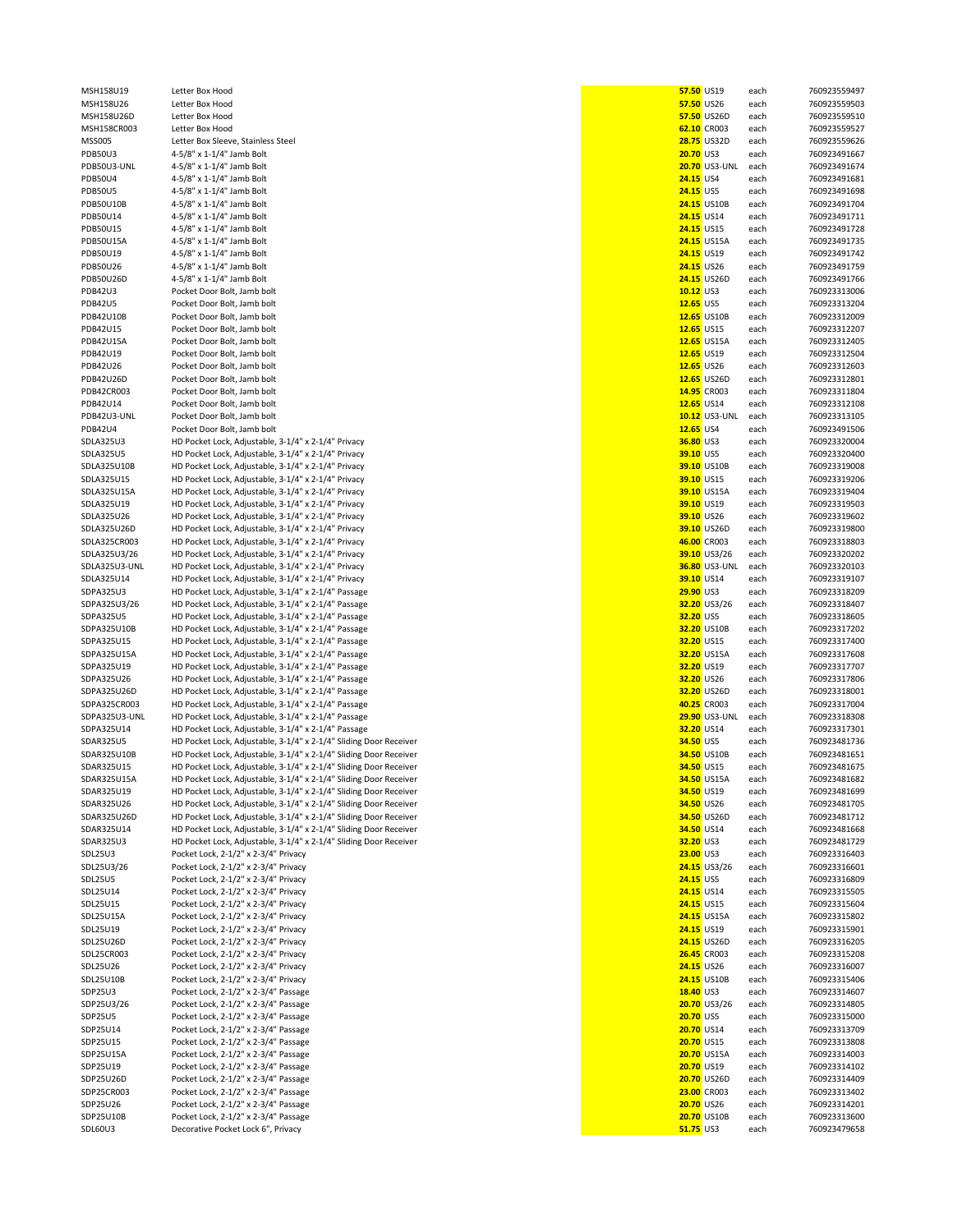| | | | | | |
|---|---|---|---|---|---|
| MSH158U19 | Letter Box Hood | 57.50 | US19 | each | 760923559497 |
| MSH158U26 | Letter Box Hood | 57.50 | US26 | each | 760923559503 |
| MSH158U26D | Letter Box Hood | 57.50 | US26D | each | 760923559510 |
| MSH158CR003 | Letter Box Hood | 62.10 | CR003 | each | 760923559527 |
| MSS005 | Letter Box Sleeve, Stainless Steel | 28.75 | US32D | each | 760923559626 |
| PDB50U3 | 4-5/8" x 1-1/4" Jamb Bolt | 20.70 | US3 | each | 760923491667 |
| PDB50U3-UNL | 4-5/8" x 1-1/4" Jamb Bolt | 20.70 | US3-UNL | each | 760923491674 |
| PDB50U4 | 4-5/8" x 1-1/4" Jamb Bolt | 24.15 | US4 | each | 760923491681 |
| PDB50U5 | 4-5/8" x 1-1/4" Jamb Bolt | 24.15 | US5 | each | 760923491698 |
| PDB50U10B | 4-5/8" x 1-1/4" Jamb Bolt | 24.15 | US10B | each | 760923491704 |
| PDB50U14 | 4-5/8" x 1-1/4" Jamb Bolt | 24.15 | US14 | each | 760923491711 |
| PDB50U15 | 4-5/8" x 1-1/4" Jamb Bolt | 24.15 | US15 | each | 760923491728 |
| PDB50U15A | 4-5/8" x 1-1/4" Jamb Bolt | 24.15 | US15A | each | 760923491735 |
| PDB50U19 | 4-5/8" x 1-1/4" Jamb Bolt | 24.15 | US19 | each | 760923491742 |
| PDB50U26 | 4-5/8" x 1-1/4" Jamb Bolt | 24.15 | US26 | each | 760923491759 |
| PDB50U26D | 4-5/8" x 1-1/4" Jamb Bolt | 24.15 | US26D | each | 760923491766 |
| PDB42U3 | Pocket Door Bolt, Jamb bolt | 10.12 | US3 | each | 760923313006 |
| PDB42U5 | Pocket Door Bolt, Jamb bolt | 12.65 | US5 | each | 760923313204 |
| PDB42U10B | Pocket Door Bolt, Jamb bolt | 12.65 | US10B | each | 760923312009 |
| PDB42U15 | Pocket Door Bolt, Jamb bolt | 12.65 | US15 | each | 760923312207 |
| PDB42U15A | Pocket Door Bolt, Jamb bolt | 12.65 | US15A | each | 760923312405 |
| PDB42U19 | Pocket Door Bolt, Jamb bolt | 12.65 | US19 | each | 760923312504 |
| PDB42U26 | Pocket Door Bolt, Jamb bolt | 12.65 | US26 | each | 760923312603 |
| PDB42U26D | Pocket Door Bolt, Jamb bolt | 12.65 | US26D | each | 760923312801 |
| PDB42CR003 | Pocket Door Bolt, Jamb bolt | 14.95 | CR003 | each | 760923311804 |
| PDB42U14 | Pocket Door Bolt, Jamb bolt | 12.65 | US14 | each | 760923312108 |
| PDB42U3-UNL | Pocket Door Bolt, Jamb bolt | 10.12 | US3-UNL | each | 760923313105 |
| PDB42U4 | Pocket Door Bolt, Jamb bolt | 12.65 | US4 | each | 760923491506 |
| SDLA325U3 | HD Pocket Lock, Adjustable, 3-1/4" x 2-1/4" Privacy | 36.80 | US3 | each | 760923320004 |
| SDLA325U5 | HD Pocket Lock, Adjustable, 3-1/4" x 2-1/4" Privacy | 39.10 | US5 | each | 760923320400 |
| SDLA325U10B | HD Pocket Lock, Adjustable, 3-1/4" x 2-1/4" Privacy | 39.10 | US10B | each | 760923319008 |
| SDLA325U15 | HD Pocket Lock, Adjustable, 3-1/4" x 2-1/4" Privacy | 39.10 | US15 | each | 760923319206 |
| SDLA325U15A | HD Pocket Lock, Adjustable, 3-1/4" x 2-1/4" Privacy | 39.10 | US15A | each | 760923319404 |
| SDLA325U19 | HD Pocket Lock, Adjustable, 3-1/4" x 2-1/4" Privacy | 39.10 | US19 | each | 760923319503 |
| SDLA325U26 | HD Pocket Lock, Adjustable, 3-1/4" x 2-1/4" Privacy | 39.10 | US26 | each | 760923319602 |
| SDLA325U26D | HD Pocket Lock, Adjustable, 3-1/4" x 2-1/4" Privacy | 39.10 | US26D | each | 760923319800 |
| SDLA325CR003 | HD Pocket Lock, Adjustable, 3-1/4" x 2-1/4" Privacy | 46.00 | CR003 | each | 760923318803 |
| SDLA325U3/26 | HD Pocket Lock, Adjustable, 3-1/4" x 2-1/4" Privacy | 39.10 | US3/26 | each | 760923320202 |
| SDLA325U3-UNL | HD Pocket Lock, Adjustable, 3-1/4" x 2-1/4" Privacy | 36.80 | US3-UNL | each | 760923320103 |
| SDLA325U14 | HD Pocket Lock, Adjustable, 3-1/4" x 2-1/4" Privacy | 39.10 | US14 | each | 760923319107 |
| SDPA325U3 | HD Pocket Lock, Adjustable, 3-1/4" x 2-1/4" Passage | 29.90 | US3 | each | 760923318209 |
| SDPA325U3/26 | HD Pocket Lock, Adjustable, 3-1/4" x 2-1/4" Passage | 32.20 | US3/26 | each | 760923318407 |
| SDPA325U5 | HD Pocket Lock, Adjustable, 3-1/4" x 2-1/4" Passage | 32.20 | US5 | each | 760923318605 |
| SDPA325U10B | HD Pocket Lock, Adjustable, 3-1/4" x 2-1/4" Passage | 32.20 | US10B | each | 760923317202 |
| SDPA325U15 | HD Pocket Lock, Adjustable, 3-1/4" x 2-1/4" Passage | 32.20 | US15 | each | 760923317400 |
| SDPA325U15A | HD Pocket Lock, Adjustable, 3-1/4" x 2-1/4" Passage | 32.20 | US15A | each | 760923317608 |
| SDPA325U19 | HD Pocket Lock, Adjustable, 3-1/4" x 2-1/4" Passage | 32.20 | US19 | each | 760923317707 |
| SDPA325U26 | HD Pocket Lock, Adjustable, 3-1/4" x 2-1/4" Passage | 32.20 | US26 | each | 760923317806 |
| SDPA325U26D | HD Pocket Lock, Adjustable, 3-1/4" x 2-1/4" Passage | 32.20 | US26D | each | 760923318001 |
| SDPA325CR003 | HD Pocket Lock, Adjustable, 3-1/4" x 2-1/4" Passage | 40.25 | CR003 | each | 760923317004 |
| SDPA325U3-UNL | HD Pocket Lock, Adjustable, 3-1/4" x 2-1/4" Passage | 29.90 | US3-UNL | each | 760923318308 |
| SDPA325U14 | HD Pocket Lock, Adjustable, 3-1/4" x 2-1/4" Passage | 32.20 | US14 | each | 760923317301 |
| SDAR325U5 | HD Pocket Lock, Adjustable, 3-1/4" x 2-1/4" Sliding Door Receiver | 34.50 | US5 | each | 760923481736 |
| SDAR325U10B | HD Pocket Lock, Adjustable, 3-1/4" x 2-1/4" Sliding Door Receiver | 34.50 | US10B | each | 760923481651 |
| SDAR325U15 | HD Pocket Lock, Adjustable, 3-1/4" x 2-1/4" Sliding Door Receiver | 34.50 | US15 | each | 760923481675 |
| SDAR325U15A | HD Pocket Lock, Adjustable, 3-1/4" x 2-1/4" Sliding Door Receiver | 34.50 | US15A | each | 760923481682 |
| SDAR325U19 | HD Pocket Lock, Adjustable, 3-1/4" x 2-1/4" Sliding Door Receiver | 34.50 | US19 | each | 760923481699 |
| SDAR325U26 | HD Pocket Lock, Adjustable, 3-1/4" x 2-1/4" Sliding Door Receiver | 34.50 | US26 | each | 760923481705 |
| SDAR325U26D | HD Pocket Lock, Adjustable, 3-1/4" x 2-1/4" Sliding Door Receiver | 34.50 | US26D | each | 760923481712 |
| SDAR325U14 | HD Pocket Lock, Adjustable, 3-1/4" x 2-1/4" Sliding Door Receiver | 34.50 | US14 | each | 760923481668 |
| SDAR325U3 | HD Pocket Lock, Adjustable, 3-1/4" x 2-1/4" Sliding Door Receiver | 32.20 | US3 | each | 760923481729 |
| SDL25U3 | Pocket Lock, 2-1/2" x 2-3/4" Privacy | 23.00 | US3 | each | 760923316403 |
| SDL25U3/26 | Pocket Lock, 2-1/2" x 2-3/4" Privacy | 24.15 | US3/26 | each | 760923316601 |
| SDL25U5 | Pocket Lock, 2-1/2" x 2-3/4" Privacy | 24.15 | US5 | each | 760923316809 |
| SDL25U14 | Pocket Lock, 2-1/2" x 2-3/4" Privacy | 24.15 | US14 | each | 760923315505 |
| SDL25U15 | Pocket Lock, 2-1/2" x 2-3/4" Privacy | 24.15 | US15 | each | 760923315604 |
| SDL25U15A | Pocket Lock, 2-1/2" x 2-3/4" Privacy | 24.15 | US15A | each | 760923315802 |
| SDL25U19 | Pocket Lock, 2-1/2" x 2-3/4" Privacy | 24.15 | US19 | each | 760923315901 |
| SDL25U26D | Pocket Lock, 2-1/2" x 2-3/4" Privacy | 24.15 | US26D | each | 760923316205 |
| SDL25CR003 | Pocket Lock, 2-1/2" x 2-3/4" Privacy | 26.45 | CR003 | each | 760923315208 |
| SDL25U26 | Pocket Lock, 2-1/2" x 2-3/4" Privacy | 24.15 | US26 | each | 760923316007 |
| SDL25U10B | Pocket Lock, 2-1/2" x 2-3/4" Privacy | 24.15 | US10B | each | 760923315406 |
| SDP25U3 | Pocket Lock, 2-1/2" x 2-3/4" Passage | 18.40 | US3 | each | 760923314607 |
| SDP25U3/26 | Pocket Lock, 2-1/2" x 2-3/4" Passage | 20.70 | US3/26 | each | 760923314805 |
| SDP25U5 | Pocket Lock, 2-1/2" x 2-3/4" Passage | 20.70 | US5 | each | 760923315000 |
| SDP25U14 | Pocket Lock, 2-1/2" x 2-3/4" Passage | 20.70 | US14 | each | 760923313709 |
| SDP25U15 | Pocket Lock, 2-1/2" x 2-3/4" Passage | 20.70 | US15 | each | 760923313808 |
| SDP25U15A | Pocket Lock, 2-1/2" x 2-3/4" Passage | 20.70 | US15A | each | 760923314003 |
| SDP25U19 | Pocket Lock, 2-1/2" x 2-3/4" Passage | 20.70 | US19 | each | 760923314102 |
| SDP25U26D | Pocket Lock, 2-1/2" x 2-3/4" Passage | 20.70 | US26D | each | 760923314409 |
| SDP25CR003 | Pocket Lock, 2-1/2" x 2-3/4" Passage | 23.00 | CR003 | each | 760923313402 |
| SDP25U26 | Pocket Lock, 2-1/2" x 2-3/4" Passage | 20.70 | US26 | each | 760923314201 |
| SDP25U10B | Pocket Lock, 2-1/2" x 2-3/4" Passage | 20.70 | US10B | each | 760923313600 |
| SDL60U3 | Decorative Pocket Lock 6", Privacy | 51.75 | US3 | each | 760923479658 |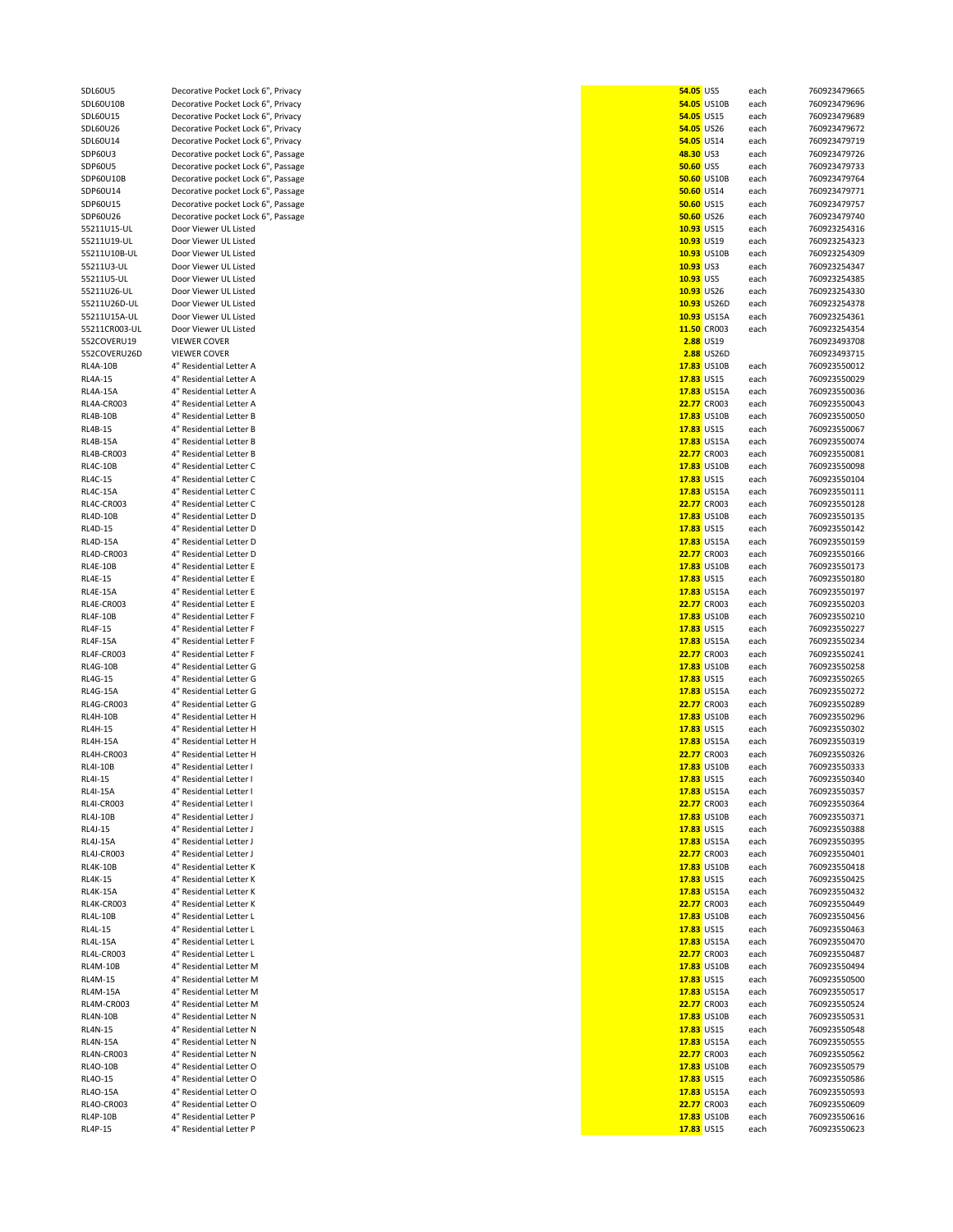| | | | | | |
|---|---|---|---|---|---|
| SDL60U5 | Decorative Pocket Lock 6", Privacy | 54.05 | US5 | each | 760923479665 |
| SDL60U10B | Decorative Pocket Lock 6", Privacy | 54.05 | US10B | each | 760923479696 |
| SDL60U15 | Decorative Pocket Lock 6", Privacy | 54.05 | US15 | each | 760923479689 |
| SDL60U26 | Decorative Pocket Lock 6", Privacy | 54.05 | US26 | each | 760923479672 |
| SDL60U14 | Decorative Pocket Lock 6", Privacy | 54.05 | US14 | each | 760923479719 |
| SDP60U3 | Decorative pocket Lock 6", Passage | 48.30 | US3 | each | 760923479726 |
| SDP60U5 | Decorative pocket Lock 6", Passage | 50.60 | US5 | each | 760923479733 |
| SDP60U10B | Decorative pocket Lock 6", Passage | 50.60 | US10B | each | 760923479764 |
| SDP60U14 | Decorative pocket Lock 6", Passage | 50.60 | US14 | each | 760923479771 |
| SDP60U15 | Decorative pocket Lock 6", Passage | 50.60 | US15 | each | 760923479757 |
| SDP60U26 | Decorative pocket Lock 6", Passage | 50.60 | US26 | each | 760923479740 |
| 55211U15-UL | Door Viewer UL Listed | 10.93 | US15 | each | 760923254316 |
| 55211U19-UL | Door Viewer UL Listed | 10.93 | US19 | each | 760923254323 |
| 55211U10B-UL | Door Viewer UL Listed | 10.93 | US10B | each | 760923254309 |
| 55211U3-UL | Door Viewer UL Listed | 10.93 | US3 | each | 760923254347 |
| 55211U5-UL | Door Viewer UL Listed | 10.93 | US5 | each | 760923254385 |
| 55211U26-UL | Door Viewer UL Listed | 10.93 | US26 | each | 760923254330 |
| 55211U26D-UL | Door Viewer UL Listed | 10.93 | US26D | each | 760923254378 |
| 55211U15A-UL | Door Viewer UL Listed | 10.93 | US15A | each | 760923254361 |
| 55211CR003-UL | Door Viewer UL Listed | 11.50 | CR003 | each | 760923254354 |
| 552COVERU19 | VIEWER COVER | 2.88 | US19 | | 760923493708 |
| 552COVERU26D | VIEWER COVER | 2.88 | US26D | | 760923493715 |
| RL4A-10B | 4" Residential Letter A | 17.83 | US10B | each | 760923550012 |
| RL4A-15 | 4" Residential Letter A | 17.83 | US15 | each | 760923550029 |
| RL4A-15A | 4" Residential Letter A | 17.83 | US15A | each | 760923550036 |
| RL4A-CR003 | 4" Residential Letter A | 22.77 | CR003 | each | 760923550043 |
| RL4B-10B | 4" Residential Letter B | 17.83 | US10B | each | 760923550050 |
| RL4B-15 | 4" Residential Letter B | 17.83 | US15 | each | 760923550067 |
| RL4B-15A | 4" Residential Letter B | 17.83 | US15A | each | 760923550074 |
| RL4B-CR003 | 4" Residential Letter B | 22.77 | CR003 | each | 760923550081 |
| RL4C-10B | 4" Residential Letter C | 17.83 | US10B | each | 760923550098 |
| RL4C-15 | 4" Residential Letter C | 17.83 | US15 | each | 760923550104 |
| RL4C-15A | 4" Residential Letter C | 17.83 | US15A | each | 760923550111 |
| RL4C-CR003 | 4" Residential Letter C | 22.77 | CR003 | each | 760923550128 |
| RL4D-10B | 4" Residential Letter D | 17.83 | US10B | each | 760923550135 |
| RL4D-15 | 4" Residential Letter D | 17.83 | US15 | each | 760923550142 |
| RL4D-15A | 4" Residential Letter D | 17.83 | US15A | each | 760923550159 |
| RL4D-CR003 | 4" Residential Letter D | 22.77 | CR003 | each | 760923550166 |
| RL4E-10B | 4" Residential Letter E | 17.83 | US10B | each | 760923550173 |
| RL4E-15 | 4" Residential Letter E | 17.83 | US15 | each | 760923550180 |
| RL4E-15A | 4" Residential Letter E | 17.83 | US15A | each | 760923550197 |
| RL4E-CR003 | 4" Residential Letter E | 22.77 | CR003 | each | 760923550203 |
| RL4F-10B | 4" Residential Letter F | 17.83 | US10B | each | 760923550210 |
| RL4F-15 | 4" Residential Letter F | 17.83 | US15 | each | 760923550227 |
| RL4F-15A | 4" Residential Letter F | 17.83 | US15A | each | 760923550234 |
| RL4F-CR003 | 4" Residential Letter F | 22.77 | CR003 | each | 760923550241 |
| RL4G-10B | 4" Residential Letter G | 17.83 | US10B | each | 760923550258 |
| RL4G-15 | 4" Residential Letter G | 17.83 | US15 | each | 760923550265 |
| RL4G-15A | 4" Residential Letter G | 17.83 | US15A | each | 760923550272 |
| RL4G-CR003 | 4" Residential Letter G | 22.77 | CR003 | each | 760923550289 |
| RL4H-10B | 4" Residential Letter H | 17.83 | US10B | each | 760923550296 |
| RL4H-15 | 4" Residential Letter H | 17.83 | US15 | each | 760923550302 |
| RL4H-15A | 4" Residential Letter H | 17.83 | US15A | each | 760923550319 |
| RL4H-CR003 | 4" Residential Letter H | 22.77 | CR003 | each | 760923550326 |
| RL4I-10B | 4" Residential Letter I | 17.83 | US10B | each | 760923550333 |
| RL4I-15 | 4" Residential Letter I | 17.83 | US15 | each | 760923550340 |
| RL4I-15A | 4" Residential Letter I | 17.83 | US15A | each | 760923550357 |
| RL4I-CR003 | 4" Residential Letter I | 22.77 | CR003 | each | 760923550364 |
| RL4J-10B | 4" Residential Letter J | 17.83 | US10B | each | 760923550371 |
| RL4J-15 | 4" Residential Letter J | 17.83 | US15 | each | 760923550388 |
| RL4J-15A | 4" Residential Letter J | 17.83 | US15A | each | 760923550395 |
| RL4J-CR003 | 4" Residential Letter J | 22.77 | CR003 | each | 760923550401 |
| RL4K-10B | 4" Residential Letter K | 17.83 | US10B | each | 760923550418 |
| RL4K-15 | 4" Residential Letter K | 17.83 | US15 | each | 760923550425 |
| RL4K-15A | 4" Residential Letter K | 17.83 | US15A | each | 760923550432 |
| RL4K-CR003 | 4" Residential Letter K | 22.77 | CR003 | each | 760923550449 |
| RL4L-10B | 4" Residential Letter L | 17.83 | US10B | each | 760923550456 |
| RL4L-15 | 4" Residential Letter L | 17.83 | US15 | each | 760923550463 |
| RL4L-15A | 4" Residential Letter L | 17.83 | US15A | each | 760923550470 |
| RL4L-CR003 | 4" Residential Letter L | 22.77 | CR003 | each | 760923550487 |
| RL4M-10B | 4" Residential Letter M | 17.83 | US10B | each | 760923550494 |
| RL4M-15 | 4" Residential Letter M | 17.83 | US15 | each | 760923550500 |
| RL4M-15A | 4" Residential Letter M | 17.83 | US15A | each | 760923550517 |
| RL4M-CR003 | 4" Residential Letter M | 22.77 | CR003 | each | 760923550524 |
| RL4N-10B | 4" Residential Letter N | 17.83 | US10B | each | 760923550531 |
| RL4N-15 | 4" Residential Letter N | 17.83 | US15 | each | 760923550548 |
| RL4N-15A | 4" Residential Letter N | 17.83 | US15A | each | 760923550555 |
| RL4N-CR003 | 4" Residential Letter N | 22.77 | CR003 | each | 760923550562 |
| RL4O-10B | 4" Residential Letter O | 17.83 | US10B | each | 760923550579 |
| RL4O-15 | 4" Residential Letter O | 17.83 | US15 | each | 760923550586 |
| RL4O-15A | 4" Residential Letter O | 17.83 | US15A | each | 760923550593 |
| RL4O-CR003 | 4" Residential Letter O | 22.77 | CR003 | each | 760923550609 |
| RL4P-10B | 4" Residential Letter P | 17.83 | US10B | each | 760923550616 |
| RL4P-15 | 4" Residential Letter P | 17.83 | US15 | each | 760923550623 |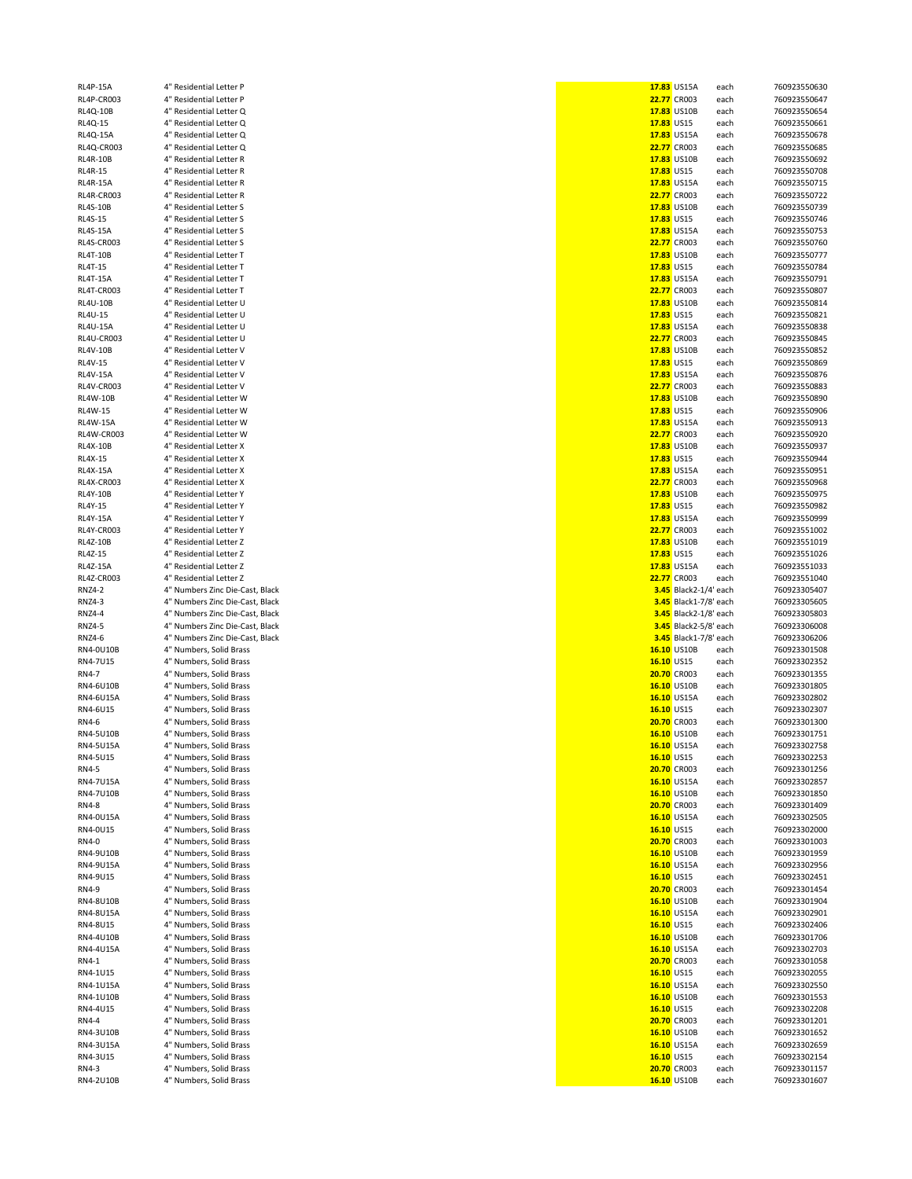| | | | | | |
|---|---|---|---|---|---|
| RL4P-15A | 4" Residential Letter P | 17.83 | US15A | each | 760923550630 |
| RL4P-CR003 | 4" Residential Letter P | 22.77 | CR003 | each | 760923550647 |
| RL4Q-10B | 4" Residential Letter Q | 17.83 | US10B | each | 760923550654 |
| RL4Q-15 | 4" Residential Letter Q | 17.83 | US15 | each | 760923550661 |
| RL4Q-15A | 4" Residential Letter Q | 17.83 | US15A | each | 760923550678 |
| RL4Q-CR003 | 4" Residential Letter Q | 22.77 | CR003 | each | 760923550685 |
| RL4R-10B | 4" Residential Letter R | 17.83 | US10B | each | 760923550692 |
| RL4R-15 | 4" Residential Letter R | 17.83 | US15 | each | 760923550708 |
| RL4R-15A | 4" Residential Letter R | 17.83 | US15A | each | 760923550715 |
| RL4R-CR003 | 4" Residential Letter R | 22.77 | CR003 | each | 760923550722 |
| RL4S-10B | 4" Residential Letter S | 17.83 | US10B | each | 760923550739 |
| RL4S-15 | 4" Residential Letter S | 17.83 | US15 | each | 760923550746 |
| RL4S-15A | 4" Residential Letter S | 17.83 | US15A | each | 760923550753 |
| RL4S-CR003 | 4" Residential Letter S | 22.77 | CR003 | each | 760923550760 |
| RL4T-10B | 4" Residential Letter T | 17.83 | US10B | each | 760923550777 |
| RL4T-15 | 4" Residential Letter T | 17.83 | US15 | each | 760923550784 |
| RL4T-15A | 4" Residential Letter T | 17.83 | US15A | each | 760923550791 |
| RL4T-CR003 | 4" Residential Letter T | 22.77 | CR003 | each | 760923550807 |
| RL4U-10B | 4" Residential Letter U | 17.83 | US10B | each | 760923550814 |
| RL4U-15 | 4" Residential Letter U | 17.83 | US15 | each | 760923550821 |
| RL4U-15A | 4" Residential Letter U | 17.83 | US15A | each | 760923550838 |
| RL4U-CR003 | 4" Residential Letter U | 22.77 | CR003 | each | 760923550845 |
| RL4V-10B | 4" Residential Letter V | 17.83 | US10B | each | 760923550852 |
| RL4V-15 | 4" Residential Letter V | 17.83 | US15 | each | 760923550869 |
| RL4V-15A | 4" Residential Letter V | 17.83 | US15A | each | 760923550876 |
| RL4V-CR003 | 4" Residential Letter V | 22.77 | CR003 | each | 760923550883 |
| RL4W-10B | 4" Residential Letter W | 17.83 | US10B | each | 760923550890 |
| RL4W-15 | 4" Residential Letter W | 17.83 | US15 | each | 760923550906 |
| RL4W-15A | 4" Residential Letter W | 17.83 | US15A | each | 760923550913 |
| RL4W-CR003 | 4" Residential Letter W | 22.77 | CR003 | each | 760923550920 |
| RL4X-10B | 4" Residential Letter X | 17.83 | US10B | each | 760923550937 |
| RL4X-15 | 4" Residential Letter X | 17.83 | US15 | each | 760923550944 |
| RL4X-15A | 4" Residential Letter X | 17.83 | US15A | each | 760923550951 |
| RL4X-CR003 | 4" Residential Letter X | 22.77 | CR003 | each | 760923550968 |
| RL4Y-10B | 4" Residential Letter Y | 17.83 | US10B | each | 760923550975 |
| RL4Y-15 | 4" Residential Letter Y | 17.83 | US15 | each | 760923550982 |
| RL4Y-15A | 4" Residential Letter Y | 17.83 | US15A | each | 760923550999 |
| RL4Y-CR003 | 4" Residential Letter Y | 22.77 | CR003 | each | 760923551002 |
| RL4Z-10B | 4" Residential Letter Z | 17.83 | US10B | each | 760923551019 |
| RL4Z-15 | 4" Residential Letter Z | 17.83 | US15 | each | 760923551026 |
| RL4Z-15A | 4" Residential Letter Z | 17.83 | US15A | each | 760923551033 |
| RL4Z-CR003 | 4" Residential Letter Z | 22.77 | CR003 | each | 760923551040 |
| RNZ4-2 | 4" Numbers Zinc Die-Cast, Black | 3.45 | Black2-1/4' | each | 760923305407 |
| RNZ4-3 | 4" Numbers Zinc Die-Cast, Black | 3.45 | Black1-7/8' | each | 760923305605 |
| RNZ4-4 | 4" Numbers Zinc Die-Cast, Black | 3.45 | Black2-1/8' | each | 760923305803 |
| RNZ4-5 | 4" Numbers Zinc Die-Cast, Black | 3.45 | Black2-5/8' | each | 760923306008 |
| RNZ4-6 | 4" Numbers Zinc Die-Cast, Black | 3.45 | Black1-7/8' | each | 760923306206 |
| RN4-0U10B | 4" Numbers, Solid Brass | 16.10 | US10B | each | 760923301508 |
| RN4-7U15 | 4" Numbers, Solid Brass | 16.10 | US15 | each | 760923302352 |
| RN4-7 | 4" Numbers, Solid Brass | 20.70 | CR003 | each | 760923301355 |
| RN4-6U10B | 4" Numbers, Solid Brass | 16.10 | US10B | each | 760923301805 |
| RN4-6U15A | 4" Numbers, Solid Brass | 16.10 | US15A | each | 760923302802 |
| RN4-6U15 | 4" Numbers, Solid Brass | 16.10 | US15 | each | 760923302307 |
| RN4-6 | 4" Numbers, Solid Brass | 20.70 | CR003 | each | 760923301300 |
| RN4-5U10B | 4" Numbers, Solid Brass | 16.10 | US10B | each | 760923301751 |
| RN4-5U15A | 4" Numbers, Solid Brass | 16.10 | US15A | each | 760923302758 |
| RN4-5U15 | 4" Numbers, Solid Brass | 16.10 | US15 | each | 760923302253 |
| RN4-5 | 4" Numbers, Solid Brass | 20.70 | CR003 | each | 760923301256 |
| RN4-7U15A | 4" Numbers, Solid Brass | 16.10 | US15A | each | 760923302857 |
| RN4-7U10B | 4" Numbers, Solid Brass | 16.10 | US10B | each | 760923301850 |
| RN4-8 | 4" Numbers, Solid Brass | 20.70 | CR003 | each | 760923301409 |
| RN4-0U15A | 4" Numbers, Solid Brass | 16.10 | US15A | each | 760923302505 |
| RN4-0U15 | 4" Numbers, Solid Brass | 16.10 | US15 | each | 760923302000 |
| RN4-0 | 4" Numbers, Solid Brass | 20.70 | CR003 | each | 760923301003 |
| RN4-9U10B | 4" Numbers, Solid Brass | 16.10 | US10B | each | 760923301959 |
| RN4-9U15A | 4" Numbers, Solid Brass | 16.10 | US15A | each | 760923302956 |
| RN4-9U15 | 4" Numbers, Solid Brass | 16.10 | US15 | each | 760923302451 |
| RN4-9 | 4" Numbers, Solid Brass | 20.70 | CR003 | each | 760923301454 |
| RN4-8U10B | 4" Numbers, Solid Brass | 16.10 | US10B | each | 760923301904 |
| RN4-8U15A | 4" Numbers, Solid Brass | 16.10 | US15A | each | 760923302901 |
| RN4-8U15 | 4" Numbers, Solid Brass | 16.10 | US15 | each | 760923302406 |
| RN4-4U10B | 4" Numbers, Solid Brass | 16.10 | US10B | each | 760923301706 |
| RN4-4U15A | 4" Numbers, Solid Brass | 16.10 | US15A | each | 760923302703 |
| RN4-1 | 4" Numbers, Solid Brass | 20.70 | CR003 | each | 760923301058 |
| RN4-1U15 | 4" Numbers, Solid Brass | 16.10 | US15 | each | 760923302055 |
| RN4-1U15A | 4" Numbers, Solid Brass | 16.10 | US15A | each | 760923302550 |
| RN4-1U10B | 4" Numbers, Solid Brass | 16.10 | US10B | each | 760923301553 |
| RN4-4U15 | 4" Numbers, Solid Brass | 16.10 | US15 | each | 760923302208 |
| RN4-4 | 4" Numbers, Solid Brass | 20.70 | CR003 | each | 760923301201 |
| RN4-3U10B | 4" Numbers, Solid Brass | 16.10 | US10B | each | 760923301652 |
| RN4-3U15A | 4" Numbers, Solid Brass | 16.10 | US15A | each | 760923302659 |
| RN4-3U15 | 4" Numbers, Solid Brass | 16.10 | US15 | each | 760923302154 |
| RN4-3 | 4" Numbers, Solid Brass | 20.70 | CR003 | each | 760923301157 |
| RN4-2U10B | 4" Numbers, Solid Brass | 16.10 | US10B | each | 760923301607 |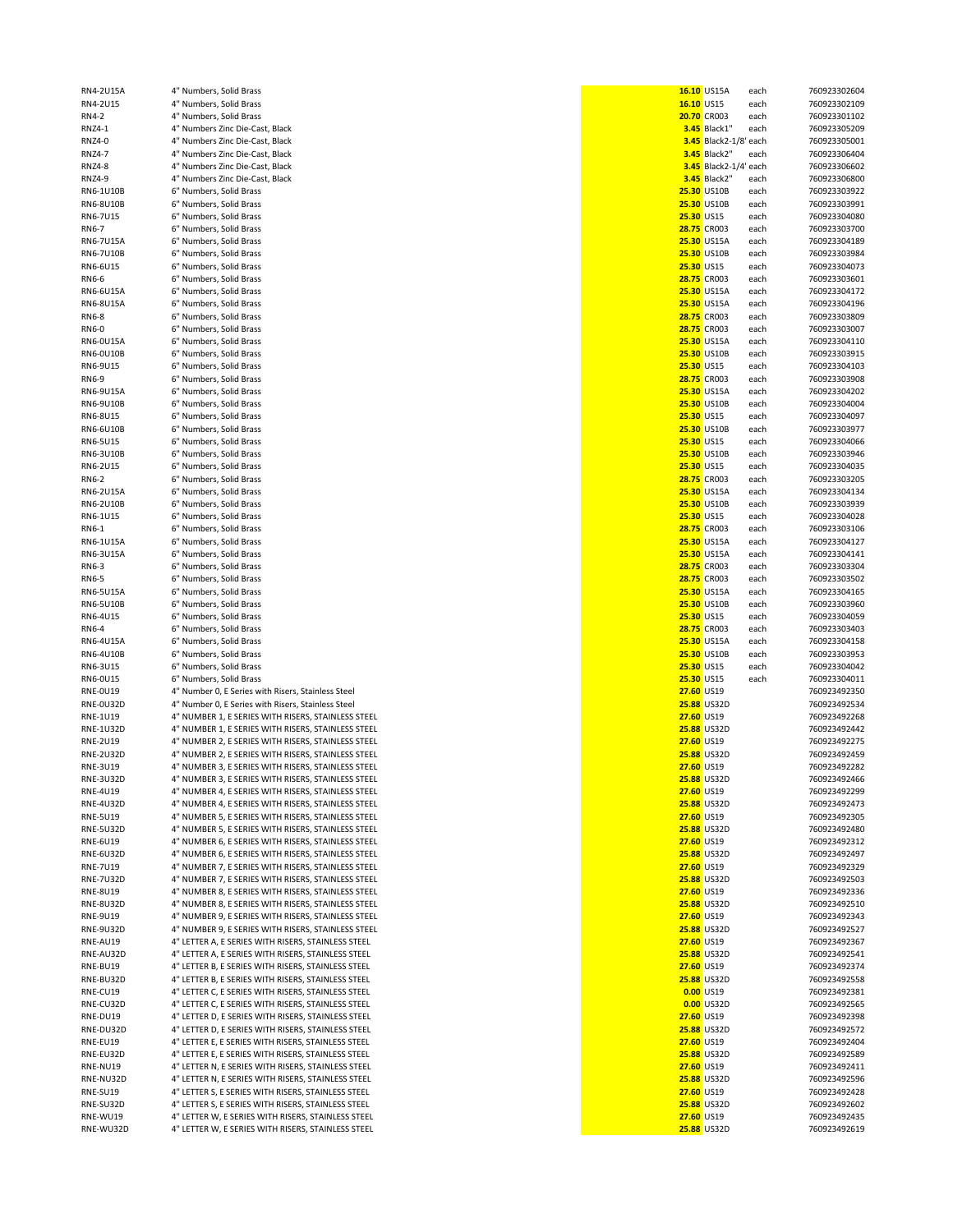| | | | | | |
|---|---|---|---|---|---|
| RN4-2U15A | 4" Numbers, Solid Brass | 16.10 | US15A | each | 760923302604 |
| RN4-2U15 | 4" Numbers, Solid Brass | 16.10 | US15 | each | 760923302109 |
| RN4-2 | 4" Numbers, Solid Brass | 20.70 | CR003 | each | 760923301102 |
| RNZ4-1 | 4" Numbers Zinc Die-Cast, Black | 3.45 | Black1" | each | 760923305209 |
| RNZ4-0 | 4" Numbers Zinc Die-Cast, Black | 3.45 | Black2-1/8' | each | 760923305001 |
| RNZ4-7 | 4" Numbers Zinc Die-Cast, Black | 3.45 | Black2" | each | 760923306404 |
| RNZ4-8 | 4" Numbers Zinc Die-Cast, Black | 3.45 | Black2-1/4' | each | 760923306602 |
| RNZ4-9 | 4" Numbers Zinc Die-Cast, Black | 3.45 | Black2" | each | 760923306800 |
| RN6-1U10B | 6" Numbers, Solid Brass | 25.30 | US10B | each | 760923303922 |
| RN6-8U10B | 6" Numbers, Solid Brass | 25.30 | US10B | each | 760923303991 |
| RN6-7U15 | 6" Numbers, Solid Brass | 25.30 | US15 | each | 760923304080 |
| RN6-7 | 6" Numbers, Solid Brass | 28.75 | CR003 | each | 760923303700 |
| RN6-7U15A | 6" Numbers, Solid Brass | 25.30 | US15A | each | 760923304189 |
| RN6-7U10B | 6" Numbers, Solid Brass | 25.30 | US10B | each | 760923303984 |
| RN6-6U15 | 6" Numbers, Solid Brass | 25.30 | US15 | each | 760923304073 |
| RN6-6 | 6" Numbers, Solid Brass | 28.75 | CR003 | each | 760923303601 |
| RN6-6U15A | 6" Numbers, Solid Brass | 25.30 | US15A | each | 760923304172 |
| RN6-8U15A | 6" Numbers, Solid Brass | 25.30 | US15A | each | 760923304196 |
| RN6-8 | 6" Numbers, Solid Brass | 28.75 | CR003 | each | 760923303809 |
| RN6-0 | 6" Numbers, Solid Brass | 28.75 | CR003 | each | 760923303007 |
| RN6-0U15A | 6" Numbers, Solid Brass | 25.30 | US15A | each | 760923304110 |
| RN6-0U10B | 6" Numbers, Solid Brass | 25.30 | US10B | each | 760923303915 |
| RN6-9U15 | 6" Numbers, Solid Brass | 25.30 | US15 | each | 760923304103 |
| RN6-9 | 6" Numbers, Solid Brass | 28.75 | CR003 | each | 760923303908 |
| RN6-9U15A | 6" Numbers, Solid Brass | 25.30 | US15A | each | 760923304202 |
| RN6-9U10B | 6" Numbers, Solid Brass | 25.30 | US10B | each | 760923304004 |
| RN6-8U15 | 6" Numbers, Solid Brass | 25.30 | US15 | each | 760923304097 |
| RN6-6U10B | 6" Numbers, Solid Brass | 25.30 | US10B | each | 760923303977 |
| RN6-5U15 | 6" Numbers, Solid Brass | 25.30 | US15 | each | 760923304066 |
| RN6-3U10B | 6" Numbers, Solid Brass | 25.30 | US10B | each | 760923303946 |
| RN6-2U15 | 6" Numbers, Solid Brass | 25.30 | US15 | each | 760923304035 |
| RN6-2 | 6" Numbers, Solid Brass | 28.75 | CR003 | each | 760923303205 |
| RN6-2U15A | 6" Numbers, Solid Brass | 25.30 | US15A | each | 760923304134 |
| RN6-2U10B | 6" Numbers, Solid Brass | 25.30 | US10B | each | 760923303939 |
| RN6-1U15 | 6" Numbers, Solid Brass | 25.30 | US15 | each | 760923304028 |
| RN6-1 | 6" Numbers, Solid Brass | 28.75 | CR003 | each | 760923303106 |
| RN6-1U15A | 6" Numbers, Solid Brass | 25.30 | US15A | each | 760923304127 |
| RN6-3U15A | 6" Numbers, Solid Brass | 25.30 | US15A | each | 760923304141 |
| RN6-3 | 6" Numbers, Solid Brass | 28.75 | CR003 | each | 760923303304 |
| RN6-5 | 6" Numbers, Solid Brass | 28.75 | CR003 | each | 760923303502 |
| RN6-5U15A | 6" Numbers, Solid Brass | 25.30 | US15A | each | 760923304165 |
| RN6-5U10B | 6" Numbers, Solid Brass | 25.30 | US10B | each | 760923303960 |
| RN6-4U15 | 6" Numbers, Solid Brass | 25.30 | US15 | each | 760923304059 |
| RN6-4 | 6" Numbers, Solid Brass | 28.75 | CR003 | each | 760923303403 |
| RN6-4U15A | 6" Numbers, Solid Brass | 25.30 | US15A | each | 760923304158 |
| RN6-4U10B | 6" Numbers, Solid Brass | 25.30 | US10B | each | 760923303953 |
| RN6-3U15 | 6" Numbers, Solid Brass | 25.30 | US15 | each | 760923304042 |
| RN6-0U15 | 6" Numbers, Solid Brass | 25.30 | US15 | each | 760923304011 |
| RNE-0U19 | 4" Number 0, E Series with Risers, Stainless Steel | 27.60 | US19 | | 760923492350 |
| RNE-0U32D | 4" Number 0, E Series with Risers, Stainless Steel | 25.88 | US32D | | 760923492534 |
| RNE-1U19 | 4" NUMBER 1, E SERIES WITH RISERS, STAINLESS STEEL | 27.60 | US19 | | 760923492268 |
| RNE-1U32D | 4" NUMBER 1, E SERIES WITH RISERS, STAINLESS STEEL | 25.88 | US32D | | 760923492442 |
| RNE-2U19 | 4" NUMBER 2, E SERIES WITH RISERS, STAINLESS STEEL | 27.60 | US19 | | 760923492275 |
| RNE-2U32D | 4" NUMBER 2, E SERIES WITH RISERS, STAINLESS STEEL | 25.88 | US32D | | 760923492459 |
| RNE-3U19 | 4" NUMBER 3, E SERIES WITH RISERS, STAINLESS STEEL | 27.60 | US19 | | 760923492282 |
| RNE-3U32D | 4" NUMBER 3, E SERIES WITH RISERS, STAINLESS STEEL | 25.88 | US32D | | 760923492466 |
| RNE-4U19 | 4" NUMBER 4, E SERIES WITH RISERS, STAINLESS STEEL | 27.60 | US19 | | 760923492299 |
| RNE-4U32D | 4" NUMBER 4, E SERIES WITH RISERS, STAINLESS STEEL | 25.88 | US32D | | 760923492473 |
| RNE-5U19 | 4" NUMBER 5, E SERIES WITH RISERS, STAINLESS STEEL | 27.60 | US19 | | 760923492305 |
| RNE-5U32D | 4" NUMBER 5, E SERIES WITH RISERS, STAINLESS STEEL | 25.88 | US32D | | 760923492480 |
| RNE-6U19 | 4" NUMBER 6, E SERIES WITH RISERS, STAINLESS STEEL | 27.60 | US19 | | 760923492312 |
| RNE-6U32D | 4" NUMBER 6, E SERIES WITH RISERS, STAINLESS STEEL | 25.88 | US32D | | 760923492497 |
| RNE-7U19 | 4" NUMBER 7, E SERIES WITH RISERS, STAINLESS STEEL | 27.60 | US19 | | 760923492329 |
| RNE-7U32D | 4" NUMBER 7, E SERIES WITH RISERS, STAINLESS STEEL | 25.88 | US32D | | 760923492503 |
| RNE-8U19 | 4" NUMBER 8, E SERIES WITH RISERS, STAINLESS STEEL | 27.60 | US19 | | 760923492336 |
| RNE-8U32D | 4" NUMBER 8, E SERIES WITH RISERS, STAINLESS STEEL | 25.88 | US32D | | 760923492510 |
| RNE-9U19 | 4" NUMBER 9, E SERIES WITH RISERS, STAINLESS STEEL | 27.60 | US19 | | 760923492343 |
| RNE-9U32D | 4" NUMBER 9, E SERIES WITH RISERS, STAINLESS STEEL | 25.88 | US32D | | 760923492527 |
| RNE-AU19 | 4" LETTER A, E SERIES WITH RISERS, STAINLESS STEEL | 27.60 | US19 | | 760923492367 |
| RNE-AU32D | 4" LETTER A, E SERIES WITH RISERS, STAINLESS STEEL | 25.88 | US32D | | 760923492541 |
| RNE-BU19 | 4" LETTER B, E SERIES WITH RISERS, STAINLESS STEEL | 27.60 | US19 | | 760923492374 |
| RNE-BU32D | 4" LETTER B, E SERIES WITH RISERS, STAINLESS STEEL | 25.88 | US32D | | 760923492558 |
| RNE-CU19 | 4" LETTER C, E SERIES WITH RISERS, STAINLESS STEEL | 0.00 | US19 | | 760923492381 |
| RNE-CU32D | 4" LETTER C, E SERIES WITH RISERS, STAINLESS STEEL | 0.00 | US32D | | 760923492565 |
| RNE-DU19 | 4" LETTER D, E SERIES WITH RISERS, STAINLESS STEEL | 27.60 | US19 | | 760923492398 |
| RNE-DU32D | 4" LETTER D, E SERIES WITH RISERS, STAINLESS STEEL | 25.88 | US32D | | 760923492572 |
| RNE-EU19 | 4" LETTER E, E SERIES WITH RISERS, STAINLESS STEEL | 27.60 | US19 | | 760923492404 |
| RNE-EU32D | 4" LETTER E, E SERIES WITH RISERS, STAINLESS STEEL | 25.88 | US32D | | 760923492589 |
| RNE-NU19 | 4" LETTER N, E SERIES WITH RISERS, STAINLESS STEEL | 27.60 | US19 | | 760923492411 |
| RNE-NU32D | 4" LETTER N, E SERIES WITH RISERS, STAINLESS STEEL | 25.88 | US32D | | 760923492596 |
| RNE-SU19 | 4" LETTER S, E SERIES WITH RISERS, STAINLESS STEEL | 27.60 | US19 | | 760923492428 |
| RNE-SU32D | 4" LETTER S, E SERIES WITH RISERS, STAINLESS STEEL | 25.88 | US32D | | 760923492602 |
| RNE-WU19 | 4" LETTER W, E SERIES WITH RISERS, STAINLESS STEEL | 27.60 | US19 | | 760923492435 |
| RNE-WU32D | 4" LETTER W, E SERIES WITH RISERS, STAINLESS STEEL | 25.88 | US32D | | 760923492619 |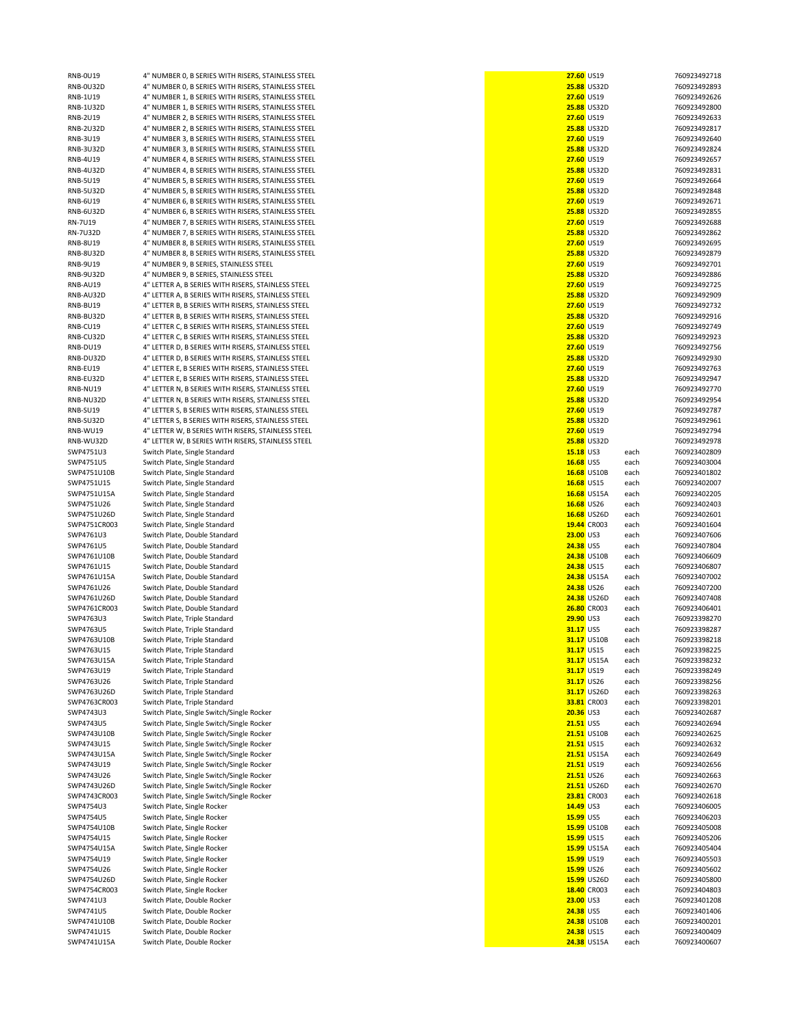| | | | | | |
|---|---|---|---|---|---|
| RNB-0U19 | 4" NUMBER 0, B SERIES WITH RISERS, STAINLESS STEEL | **27.60** | US19 | | 760923492718 |
| RNB-0U32D | 4" NUMBER 0, B SERIES WITH RISERS, STAINLESS STEEL | **25.88** | US32D | | 760923492893 |
| RNB-1U19 | 4" NUMBER 1, B SERIES WITH RISERS, STAINLESS STEEL | **27.60** | US19 | | 760923492626 |
| RNB-1U32D | 4" NUMBER 1, B SERIES WITH RISERS, STAINLESS STEEL | **25.88** | US32D | | 760923492800 |
| RNB-2U19 | 4" NUMBER 2, B SERIES WITH RISERS, STAINLESS STEEL | **27.60** | US19 | | 760923492633 |
| RNB-2U32D | 4" NUMBER 2, B SERIES WITH RISERS, STAINLESS STEEL | **25.88** | US32D | | 760923492817 |
| RNB-3U19 | 4" NUMBER 3, B SERIES WITH RISERS, STAINLESS STEEL | **27.60** | US19 | | 760923492640 |
| RNB-3U32D | 4" NUMBER 3, B SERIES WITH RISERS, STAINLESS STEEL | **25.88** | US32D | | 760923492824 |
| RNB-4U19 | 4" NUMBER 4, B SERIES WITH RISERS, STAINLESS STEEL | **27.60** | US19 | | 760923492657 |
| RNB-4U32D | 4" NUMBER 4, B SERIES WITH RISERS, STAINLESS STEEL | **25.88** | US32D | | 760923492831 |
| RNB-5U19 | 4" NUMBER 5, B SERIES WITH RISERS, STAINLESS STEEL | **27.60** | US19 | | 760923492664 |
| RNB-5U32D | 4" NUMBER 5, B SERIES WITH RISERS, STAINLESS STEEL | **25.88** | US32D | | 760923492848 |
| RNB-6U19 | 4" NUMBER 6, B SERIES WITH RISERS, STAINLESS STEEL | **27.60** | US19 | | 760923492671 |
| RNB-6U32D | 4" NUMBER 6, B SERIES WITH RISERS, STAINLESS STEEL | **25.88** | US32D | | 760923492855 |
| RN-7U19 | 4" NUMBER 7, B SERIES WITH RISERS, STAINLESS STEEL | **27.60** | US19 | | 760923492688 |
| RN-7U32D | 4" NUMBER 7, B SERIES WITH RISERS, STAINLESS STEEL | **25.88** | US32D | | 760923492862 |
| RNB-8U19 | 4" NUMBER 8, B SERIES WITH RISERS, STAINLESS STEEL | **27.60** | US19 | | 760923492695 |
| RNB-8U32D | 4" NUMBER 8, B SERIES WITH RISERS, STAINLESS STEEL | **25.88** | US32D | | 760923492879 |
| RNB-9U19 | 4" NUMBER 9, B SERIES, STAINLESS STEEL | **27.60** | US19 | | 760923492701 |
| RNB-9U32D | 4" NUMBER 9, B SERIES, STAINLESS STEEL | **25.88** | US32D | | 760923492886 |
| RNB-AU19 | 4" LETTER A, B SERIES WITH RISERS, STAINLESS STEEL | **27.60** | US19 | | 760923492725 |
| RNB-AU32D | 4" LETTER A, B SERIES WITH RISERS, STAINLESS STEEL | **25.88** | US32D | | 760923492909 |
| RNB-BU19 | 4" LETTER B, B SERIES WITH RISERS, STAINLESS STEEL | **27.60** | US19 | | 760923492732 |
| RNB-BU32D | 4" LETTER B, B SERIES WITH RISERS, STAINLESS STEEL | **25.88** | US32D | | 760923492916 |
| RNB-CU19 | 4" LETTER C, B SERIES WITH RISERS, STAINLESS STEEL | **27.60** | US19 | | 760923492749 |
| RNB-CU32D | 4" LETTER C, B SERIES WITH RISERS, STAINLESS STEEL | **25.88** | US32D | | 760923492923 |
| RNB-DU19 | 4" LETTER D, B SERIES WITH RISERS, STAINLESS STEEL | **27.60** | US19 | | 760923492756 |
| RNB-DU32D | 4" LETTER D, B SERIES WITH RISERS, STAINLESS STEEL | **25.88** | US32D | | 760923492930 |
| RNB-EU19 | 4" LETTER E, B SERIES WITH RISERS, STAINLESS STEEL | **27.60** | US19 | | 760923492763 |
| RNB-EU32D | 4" LETTER E, B SERIES WITH RISERS, STAINLESS STEEL | **25.88** | US32D | | 760923492947 |
| RNB-NU19 | 4" LETTER N, B SERIES WITH RISERS, STAINLESS STEEL | **27.60** | US19 | | 760923492770 |
| RNB-NU32D | 4" LETTER N, B SERIES WITH RISERS, STAINLESS STEEL | **25.88** | US32D | | 760923492954 |
| RNB-SU19 | 4" LETTER S, B SERIES WITH RISERS, STAINLESS STEEL | **27.60** | US19 | | 760923492787 |
| RNB-SU32D | 4" LETTER S, B SERIES WITH RISERS, STAINLESS STEEL | **25.88** | US32D | | 760923492961 |
| RNB-WU19 | 4" LETTER W, B SERIES WITH RISERS, STAINLESS STEEL | **27.60** | US19 | | 760923492794 |
| RNB-WU32D | 4" LETTER W, B SERIES WITH RISERS, STAINLESS STEEL | **25.88** | US32D | | 760923492978 |
| SWP4751U3 | Switch Plate, Single Standard | **15.18** | US3 | each | 760923402809 |
| SWP4751U5 | Switch Plate, Single Standard | **16.68** | US5 | each | 760923403004 |
| SWP4751U10B | Switch Plate, Single Standard | **16.68** | US10B | each | 760923401802 |
| SWP4751U15 | Switch Plate, Single Standard | **16.68** | US15 | each | 760923402007 |
| SWP4751U15A | Switch Plate, Single Standard | **16.68** | US15A | each | 760923402205 |
| SWP4751U26 | Switch Plate, Single Standard | **16.68** | US26 | each | 760923402403 |
| SWP4751U26D | Switch Plate, Single Standard | **16.68** | US26D | each | 760923402601 |
| SWP4751CR003 | Switch Plate, Single Standard | **19.44** | CR003 | each | 760923401604 |
| SWP4761U3 | Switch Plate, Double Standard | **23.00** | US3 | each | 760923407606 |
| SWP4761U5 | Switch Plate, Double Standard | **24.38** | US5 | each | 760923407804 |
| SWP4761U10B | Switch Plate, Double Standard | **24.38** | US10B | each | 760923406609 |
| SWP4761U15 | Switch Plate, Double Standard | **24.38** | US15 | each | 760923406807 |
| SWP4761U15A | Switch Plate, Double Standard | **24.38** | US15A | each | 760923407002 |
| SWP4761U26 | Switch Plate, Double Standard | **24.38** | US26 | each | 760923407200 |
| SWP4761U26D | Switch Plate, Double Standard | **24.38** | US26D | each | 760923407408 |
| SWP4761CR003 | Switch Plate, Double Standard | **26.80** | CR003 | each | 760923406401 |
| SWP4763U3 | Switch Plate, Triple Standard | **29.90** | US3 | each | 760923398270 |
| SWP4763U5 | Switch Plate, Triple Standard | **31.17** | US5 | each | 760923398287 |
| SWP4763U10B | Switch Plate, Triple Standard | **31.17** | US10B | each | 760923398218 |
| SWP4763U15 | Switch Plate, Triple Standard | **31.17** | US15 | each | 760923398225 |
| SWP4763U15A | Switch Plate, Triple Standard | **31.17** | US15A | each | 760923398232 |
| SWP4763U19 | Switch Plate, Triple Standard | **31.17** | US19 | each | 760923398249 |
| SWP4763U26 | Switch Plate, Triple Standard | **31.17** | US26 | each | 760923398256 |
| SWP4763U26D | Switch Plate, Triple Standard | **31.17** | US26D | each | 760923398263 |
| SWP4763CR003 | Switch Plate, Triple Standard | **33.81** | CR003 | each | 760923398201 |
| SWP4743U3 | Switch Plate, Single Switch/Single Rocker | **20.36** | US3 | each | 760923402687 |
| SWP4743U5 | Switch Plate, Single Switch/Single Rocker | **21.51** | US5 | each | 760923402694 |
| SWP4743U10B | Switch Plate, Single Switch/Single Rocker | **21.51** | US10B | each | 760923402625 |
| SWP4743U15 | Switch Plate, Single Switch/Single Rocker | **21.51** | US15 | each | 760923402632 |
| SWP4743U15A | Switch Plate, Single Switch/Single Rocker | **21.51** | US15A | each | 760923402649 |
| SWP4743U19 | Switch Plate, Single Switch/Single Rocker | **21.51** | US19 | each | 760923402656 |
| SWP4743U26 | Switch Plate, Single Switch/Single Rocker | **21.51** | US26 | each | 760923402663 |
| SWP4743U26D | Switch Plate, Single Switch/Single Rocker | **21.51** | US26D | each | 760923402670 |
| SWP4743CR003 | Switch Plate, Single Switch/Single Rocker | **23.81** | CR003 | each | 760923402618 |
| SWP4754U3 | Switch Plate, Single Rocker | **14.49** | US3 | each | 760923406005 |
| SWP4754U5 | Switch Plate, Single Rocker | **15.99** | US5 | each | 760923406203 |
| SWP4754U10B | Switch Plate, Single Rocker | **15.99** | US10B | each | 760923405008 |
| SWP4754U15 | Switch Plate, Single Rocker | **15.99** | US15 | each | 760923405206 |
| SWP4754U15A | Switch Plate, Single Rocker | **15.99** | US15A | each | 760923405404 |
| SWP4754U19 | Switch Plate, Single Rocker | **15.99** | US19 | each | 760923405503 |
| SWP4754U26 | Switch Plate, Single Rocker | **15.99** | US26 | each | 760923405602 |
| SWP4754U26D | Switch Plate, Single Rocker | **15.99** | US26D | each | 760923405800 |
| SWP4754CR003 | Switch Plate, Single Rocker | **18.40** | CR003 | each | 760923404803 |
| SWP4741U3 | Switch Plate, Double Rocker | **23.00** | US3 | each | 760923401208 |
| SWP4741U5 | Switch Plate, Double Rocker | **24.38** | US5 | each | 760923401406 |
| SWP4741U10B | Switch Plate, Double Rocker | **24.38** | US10B | each | 760923400201 |
| SWP4741U15 | Switch Plate, Double Rocker | **24.38** | US15 | each | 760923400409 |
| SWP4741U15A | Switch Plate, Double Rocker | **24.38** | US15A | each | 760923400607 |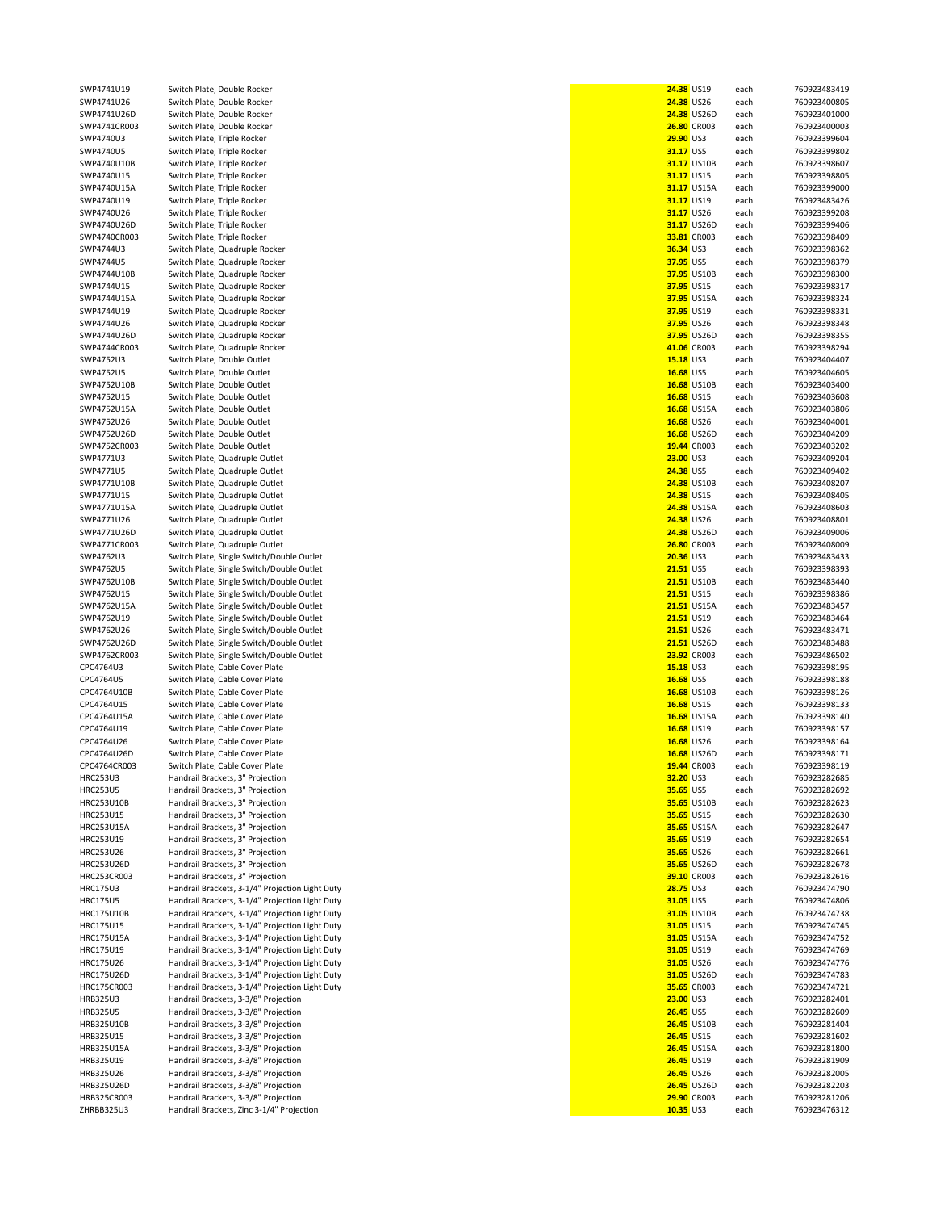| | | | | | |
|---|---|---|---|---|---|
| SWP4741U19 | Switch Plate, Double Rocker | 24.38 | US19 | each | 760923483419 |
| SWP4741U26 | Switch Plate, Double Rocker | 24.38 | US26 | each | 760923400805 |
| SWP4741U26D | Switch Plate, Double Rocker | 24.38 | US26D | each | 760923401000 |
| SWP4741CR003 | Switch Plate, Double Rocker | 26.80 | CR003 | each | 760923400003 |
| SWP4740U3 | Switch Plate, Triple Rocker | 29.90 | US3 | each | 760923399604 |
| SWP4740U5 | Switch Plate, Triple Rocker | 31.17 | US5 | each | 760923399802 |
| SWP4740U10B | Switch Plate, Triple Rocker | 31.17 | US10B | each | 760923398607 |
| SWP4740U15 | Switch Plate, Triple Rocker | 31.17 | US15 | each | 760923398805 |
| SWP4740U15A | Switch Plate, Triple Rocker | 31.17 | US15A | each | 760923399000 |
| SWP4740U19 | Switch Plate, Triple Rocker | 31.17 | US19 | each | 760923483426 |
| SWP4740U26 | Switch Plate, Triple Rocker | 31.17 | US26 | each | 760923399208 |
| SWP4740U26D | Switch Plate, Triple Rocker | 31.17 | US26D | each | 760923399406 |
| SWP4740CR003 | Switch Plate, Triple Rocker | 33.81 | CR003 | each | 760923398409 |
| SWP4744U3 | Switch Plate, Quadruple Rocker | 36.34 | US3 | each | 760923398362 |
| SWP4744U5 | Switch Plate, Quadruple Rocker | 37.95 | US5 | each | 760923398379 |
| SWP4744U10B | Switch Plate, Quadruple Rocker | 37.95 | US10B | each | 760923398300 |
| SWP4744U15 | Switch Plate, Quadruple Rocker | 37.95 | US15 | each | 760923398317 |
| SWP4744U15A | Switch Plate, Quadruple Rocker | 37.95 | US15A | each | 760923398324 |
| SWP4744U19 | Switch Plate, Quadruple Rocker | 37.95 | US19 | each | 760923398331 |
| SWP4744U26 | Switch Plate, Quadruple Rocker | 37.95 | US26 | each | 760923398348 |
| SWP4744U26D | Switch Plate, Quadruple Rocker | 37.95 | US26D | each | 760923398355 |
| SWP4744CR003 | Switch Plate, Quadruple Rocker | 41.06 | CR003 | each | 760923398294 |
| SWP4752U3 | Switch Plate, Double Outlet | 15.18 | US3 | each | 760923404407 |
| SWP4752U5 | Switch Plate, Double Outlet | 16.68 | US5 | each | 760923404605 |
| SWP4752U10B | Switch Plate, Double Outlet | 16.68 | US10B | each | 760923403400 |
| SWP4752U15 | Switch Plate, Double Outlet | 16.68 | US15 | each | 760923403608 |
| SWP4752U15A | Switch Plate, Double Outlet | 16.68 | US15A | each | 760923403806 |
| SWP4752U26 | Switch Plate, Double Outlet | 16.68 | US26 | each | 760923404001 |
| SWP4752U26D | Switch Plate, Double Outlet | 16.68 | US26D | each | 760923404209 |
| SWP4752CR003 | Switch Plate, Double Outlet | 19.44 | CR003 | each | 760923403202 |
| SWP4771U3 | Switch Plate, Quadruple Outlet | 23.00 | US3 | each | 760923409204 |
| SWP4771U5 | Switch Plate, Quadruple Outlet | 24.38 | US5 | each | 760923409402 |
| SWP4771U10B | Switch Plate, Quadruple Outlet | 24.38 | US10B | each | 760923408207 |
| SWP4771U15 | Switch Plate, Quadruple Outlet | 24.38 | US15 | each | 760923408405 |
| SWP4771U15A | Switch Plate, Quadruple Outlet | 24.38 | US15A | each | 760923408603 |
| SWP4771U26 | Switch Plate, Quadruple Outlet | 24.38 | US26 | each | 760923408801 |
| SWP4771U26D | Switch Plate, Quadruple Outlet | 24.38 | US26D | each | 760923409006 |
| SWP4771CR003 | Switch Plate, Quadruple Outlet | 26.80 | CR003 | each | 760923408009 |
| SWP4762U3 | Switch Plate, Single Switch/Double Outlet | 20.36 | US3 | each | 760923483433 |
| SWP4762U5 | Switch Plate, Single Switch/Double Outlet | 21.51 | US5 | each | 760923398393 |
| SWP4762U10B | Switch Plate, Single Switch/Double Outlet | 21.51 | US10B | each | 760923483440 |
| SWP4762U15 | Switch Plate, Single Switch/Double Outlet | 21.51 | US15 | each | 760923398386 |
| SWP4762U15A | Switch Plate, Single Switch/Double Outlet | 21.51 | US15A | each | 760923483457 |
| SWP4762U19 | Switch Plate, Single Switch/Double Outlet | 21.51 | US19 | each | 760923483464 |
| SWP4762U26 | Switch Plate, Single Switch/Double Outlet | 21.51 | US26 | each | 760923483471 |
| SWP4762U26D | Switch Plate, Single Switch/Double Outlet | 21.51 | US26D | each | 760923483488 |
| SWP4762CR003 | Switch Plate, Single Switch/Double Outlet | 23.92 | CR003 | each | 760923486502 |
| CPC4764U3 | Switch Plate, Cable Cover Plate | 15.18 | US3 | each | 760923398195 |
| CPC4764U5 | Switch Plate, Cable Cover Plate | 16.68 | US5 | each | 760923398188 |
| CPC4764U10B | Switch Plate, Cable Cover Plate | 16.68 | US10B | each | 760923398126 |
| CPC4764U15 | Switch Plate, Cable Cover Plate | 16.68 | US15 | each | 760923398133 |
| CPC4764U15A | Switch Plate, Cable Cover Plate | 16.68 | US15A | each | 760923398140 |
| CPC4764U19 | Switch Plate, Cable Cover Plate | 16.68 | US19 | each | 760923398157 |
| CPC4764U26 | Switch Plate, Cable Cover Plate | 16.68 | US26 | each | 760923398164 |
| CPC4764U26D | Switch Plate, Cable Cover Plate | 16.68 | US26D | each | 760923398171 |
| CPC4764CR003 | Switch Plate, Cable Cover Plate | 19.44 | CR003 | each | 760923398119 |
| HRC253U3 | Handrail Brackets, 3" Projection | 32.20 | US3 | each | 760923282685 |
| HRC253U5 | Handrail Brackets, 3" Projection | 35.65 | US5 | each | 760923282692 |
| HRC253U10B | Handrail Brackets, 3" Projection | 35.65 | US10B | each | 760923282623 |
| HRC253U15 | Handrail Brackets, 3" Projection | 35.65 | US15 | each | 760923282630 |
| HRC253U15A | Handrail Brackets, 3" Projection | 35.65 | US15A | each | 760923282647 |
| HRC253U19 | Handrail Brackets, 3" Projection | 35.65 | US19 | each | 760923282654 |
| HRC253U26 | Handrail Brackets, 3" Projection | 35.65 | US26 | each | 760923282661 |
| HRC253U26D | Handrail Brackets, 3" Projection | 35.65 | US26D | each | 760923282678 |
| HRC253CR003 | Handrail Brackets, 3" Projection | 39.10 | CR003 | each | 760923282616 |
| HRC175U3 | Handrail Brackets, 3-1/4" Projection Light Duty | 28.75 | US3 | each | 760923474790 |
| HRC175U5 | Handrail Brackets, 3-1/4" Projection Light Duty | 31.05 | US5 | each | 760923474806 |
| HRC175U10B | Handrail Brackets, 3-1/4" Projection Light Duty | 31.05 | US10B | each | 760923474738 |
| HRC175U15 | Handrail Brackets, 3-1/4" Projection Light Duty | 31.05 | US15 | each | 760923474745 |
| HRC175U15A | Handrail Brackets, 3-1/4" Projection Light Duty | 31.05 | US15A | each | 760923474752 |
| HRC175U19 | Handrail Brackets, 3-1/4" Projection Light Duty | 31.05 | US19 | each | 760923474769 |
| HRC175U26 | Handrail Brackets, 3-1/4" Projection Light Duty | 31.05 | US26 | each | 760923474776 |
| HRC175U26D | Handrail Brackets, 3-1/4" Projection Light Duty | 31.05 | US26D | each | 760923474783 |
| HRC175CR003 | Handrail Brackets, 3-1/4" Projection Light Duty | 35.65 | CR003 | each | 760923474721 |
| HRB325U3 | Handrail Brackets, 3-3/8" Projection | 23.00 | US3 | each | 760923282401 |
| HRB325U5 | Handrail Brackets, 3-3/8" Projection | 26.45 | US5 | each | 760923282609 |
| HRB325U10B | Handrail Brackets, 3-3/8" Projection | 26.45 | US10B | each | 760923281404 |
| HRB325U15 | Handrail Brackets, 3-3/8" Projection | 26.45 | US15 | each | 760923281602 |
| HRB325U15A | Handrail Brackets, 3-3/8" Projection | 26.45 | US15A | each | 760923281800 |
| HRB325U19 | Handrail Brackets, 3-3/8" Projection | 26.45 | US19 | each | 760923281909 |
| HRB325U26 | Handrail Brackets, 3-3/8" Projection | 26.45 | US26 | each | 760923282005 |
| HRB325U26D | Handrail Brackets, 3-3/8" Projection | 26.45 | US26D | each | 760923282203 |
| HRB325CR003 | Handrail Brackets, 3-3/8" Projection | 29.90 | CR003 | each | 760923281206 |
| ZHRBB325U3 | Handrail Brackets, Zinc 3-1/4" Projection | 10.35 | US3 | each | 760923476312 |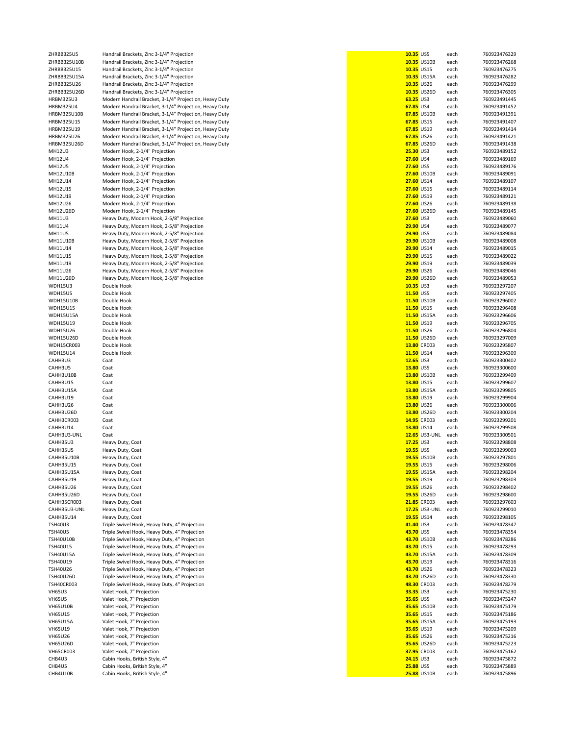| | | | | | |
|---|---|---|---|---|---|
| ZHRBB325U5 | Handrail Brackets, Zinc 3-1/4" Projection | 10.35 | US5 | each | 760923476329 |
| ZHRBB325U10B | Handrail Brackets, Zinc 3-1/4" Projection | 10.35 | US10B | each | 760923476268 |
| ZHRBB325U15 | Handrail Brackets, Zinc 3-1/4" Projection | 10.35 | US15 | each | 760923476275 |
| ZHRBB325U15A | Handrail Brackets, Zinc 3-1/4" Projection | 10.35 | US15A | each | 760923476282 |
| ZHRBB325U26 | Handrail Brackets, Zinc 3-1/4" Projection | 10.35 | US26 | each | 760923476299 |
| ZHRBB325U26D | Handrail Brackets, Zinc 3-1/4" Projection | 10.35 | US26D | each | 760923476305 |
| HRBM325U3 | Modern Handrail Bracket, 3-1/4" Projection, Heavy Duty | 63.25 | US3 | each | 760923491445 |
| HRBM325U4 | Modern Handrail Bracket, 3-1/4" Projection, Heavy Duty | 67.85 | US4 | each | 760923491452 |
| HRBM325U10B | Modern Handrail Bracket, 3-1/4" Projection, Heavy Duty | 67.85 | US10B | each | 760923491391 |
| HRBM325U15 | Modern Handrail Bracket, 3-1/4" Projection, Heavy Duty | 67.85 | US15 | each | 760923491407 |
| HRBM325U19 | Modern Handrail Bracket, 3-1/4" Projection, Heavy Duty | 67.85 | US19 | each | 760923491414 |
| HRBM325U26 | Modern Handrail Bracket, 3-1/4" Projection, Heavy Duty | 67.85 | US26 | each | 760923491421 |
| HRBM325U26D | Modern Handrail Bracket, 3-1/4" Projection, Heavy Duty | 67.85 | US26D | each | 760923491438 |
| MH12U3 | Modern Hook, 2-1/4" Projection | 25.30 | US3 | each | 760923489152 |
| MH12U4 | Modern Hook, 2-1/4" Projection | 27.60 | US4 | each | 760923489169 |
| MH12U5 | Modern Hook, 2-1/4" Projection | 27.60 | US5 | each | 760923489176 |
| MH12U10B | Modern Hook, 2-1/4" Projection | 27.60 | US10B | each | 760923489091 |
| MH12U14 | Modern Hook, 2-1/4" Projection | 27.60 | US14 | each | 760923489107 |
| MH12U15 | Modern Hook, 2-1/4" Projection | 27.60 | US15 | each | 760923489114 |
| MH12U19 | Modern Hook, 2-1/4" Projection | 27.60 | US19 | each | 760923489121 |
| MH12U26 | Modern Hook, 2-1/4" Projection | 27.60 | US26 | each | 760923489138 |
| MH12U26D | Modern Hook, 2-1/4" Projection | 27.60 | US26D | each | 760923489145 |
| MH11U3 | Heavy Duty, Modern Hook, 2-5/8" Projection | 27.60 | US3 | each | 760923489060 |
| MH11U4 | Heavy Duty, Modern Hook, 2-5/8" Projection | 29.90 | US4 | each | 760923489077 |
| MH11U5 | Heavy Duty, Modern Hook, 2-5/8" Projection | 29.90 | US5 | each | 760923489084 |
| MH11U10B | Heavy Duty, Modern Hook, 2-5/8" Projection | 29.90 | US10B | each | 760923489008 |
| MH11U14 | Heavy Duty, Modern Hook, 2-5/8" Projection | 29.90 | US14 | each | 760923489015 |
| MH11U15 | Heavy Duty, Modern Hook, 2-5/8" Projection | 29.90 | US15 | each | 760923489022 |
| MH11U19 | Heavy Duty, Modern Hook, 2-5/8" Projection | 29.90 | US19 | each | 760923489039 |
| MH11U26 | Heavy Duty, Modern Hook, 2-5/8" Projection | 29.90 | US26 | each | 760923489046 |
| MH11U26D | Heavy Duty, Modern Hook, 2-5/8" Projection | 29.90 | US26D | each | 760923489053 |
| WDH15U3 | Double Hook | 10.35 | US3 | each | 760923297207 |
| WDH15U5 | Double Hook | 11.50 | US5 | each | 760923297405 |
| WDH15U10B | Double Hook | 11.50 | US10B | each | 760923296002 |
| WDH15U15 | Double Hook | 11.50 | US15 | each | 760923296408 |
| WDH15U15A | Double Hook | 11.50 | US15A | each | 760923296606 |
| WDH15U19 | Double Hook | 11.50 | US19 | each | 760923296705 |
| WDH15U26 | Double Hook | 11.50 | US26 | each | 760923296804 |
| WDH15U26D | Double Hook | 11.50 | US26D | each | 760923297009 |
| WDH15CR003 | Double Hook | 13.80 | CR003 | each | 760923295807 |
| WDH15U14 | Double Hook | 11.50 | US14 | each | 760923296309 |
| CAHH3U3 | Coat | 12.65 | US3 | each | 760923300402 |
| CAHH3U5 | Coat | 13.80 | US5 | each | 760923300600 |
| CAHH3U10B | Coat | 13.80 | US10B | each | 760923299409 |
| CAHH3U15 | Coat | 13.80 | US15 | each | 760923299607 |
| CAHH3U15A | Coat | 13.80 | US15A | each | 760923299805 |
| CAHH3U19 | Coat | 13.80 | US19 | each | 760923299904 |
| CAHH3U26 | Coat | 13.80 | US26 | each | 760923300006 |
| CAHH3U26D | Coat | 13.80 | US26D | each | 760923300204 |
| CAHH3CR003 | Coat | 14.95 | CR003 | each | 760923299201 |
| CAHH3U14 | Coat | 13.80 | US14 | each | 760923299508 |
| CAHH3U3-UNL | Coat | 12.65 | US3-UNL | each | 760923300501 |
| CAHH35U3 | Heavy Duty, Coat | 17.25 | US3 | each | 760923298808 |
| CAHH35U5 | Heavy Duty, Coat | 19.55 | US5 | each | 760923299003 |
| CAHH35U10B | Heavy Duty, Coat | 19.55 | US10B | each | 760923297801 |
| CAHH35U15 | Heavy Duty, Coat | 19.55 | US15 | each | 760923298006 |
| CAHH35U15A | Heavy Duty, Coat | 19.55 | US15A | each | 760923298204 |
| CAHH35U19 | Heavy Duty, Coat | 19.55 | US19 | each | 760923298303 |
| CAHH35U26 | Heavy Duty, Coat | 19.55 | US26 | each | 760923298402 |
| CAHH35U26D | Heavy Duty, Coat | 19.55 | US26D | each | 760923298600 |
| CAHH35CR003 | Heavy Duty, Coat | 21.85 | CR003 | each | 760923297603 |
| CAHH35U3-UNL | Heavy Duty, Coat | 17.25 | US3-UNL | each | 760923299010 |
| CAHH35U14 | Heavy Duty, Coat | 19.55 | US14 | each | 760923298105 |
| TSH40U3 | Triple Swivel Hook, Heavy Duty, 4" Projection | 41.40 | US3 | each | 760923478347 |
| TSH40U5 | Triple Swivel Hook, Heavy Duty, 4" Projection | 43.70 | US5 | each | 760923478354 |
| TSH40U10B | Triple Swivel Hook, Heavy Duty, 4" Projection | 43.70 | US10B | each | 760923478286 |
| TSH40U15 | Triple Swivel Hook, Heavy Duty, 4" Projection | 43.70 | US15 | each | 760923478293 |
| TSH40U15A | Triple Swivel Hook, Heavy Duty, 4" Projection | 43.70 | US15A | each | 760923478309 |
| TSH40U19 | Triple Swivel Hook, Heavy Duty, 4" Projection | 43.70 | US19 | each | 760923478316 |
| TSH40U26 | Triple Swivel Hook, Heavy Duty, 4" Projection | 43.70 | US26 | each | 760923478323 |
| TSH40U26D | Triple Swivel Hook, Heavy Duty, 4" Projection | 43.70 | US26D | each | 760923478330 |
| TSH40CR003 | Triple Swivel Hook, Heavy Duty, 4" Projection | 48.30 | CR003 | each | 760923478279 |
| VH65U3 | Valet Hook, 7" Projection | 33.35 | US3 | each | 760923475230 |
| VH65U5 | Valet Hook, 7" Projection | 35.65 | US5 | each | 760923475247 |
| VH65U10B | Valet Hook, 7" Projection | 35.65 | US10B | each | 760923475179 |
| VH65U15 | Valet Hook, 7" Projection | 35.65 | US15 | each | 760923475186 |
| VH65U15A | Valet Hook, 7" Projection | 35.65 | US15A | each | 760923475193 |
| VH65U19 | Valet Hook, 7" Projection | 35.65 | US19 | each | 760923475209 |
| VH65U26 | Valet Hook, 7" Projection | 35.65 | US26 | each | 760923475216 |
| VH65U26D | Valet Hook, 7" Projection | 35.65 | US26D | each | 760923475223 |
| VH65CR003 | Valet Hook, 7" Projection | 37.95 | CR003 | each | 760923475162 |
| CHB4U3 | Cabin Hooks, British Style, 4" | 24.15 | US3 | each | 760923475872 |
| CHB4U5 | Cabin Hooks, British Style, 4" | 25.88 | US5 | each | 760923475889 |
| CHB4U10B | Cabin Hooks, British Style, 4" | 25.88 | US10B | each | 760923475896 |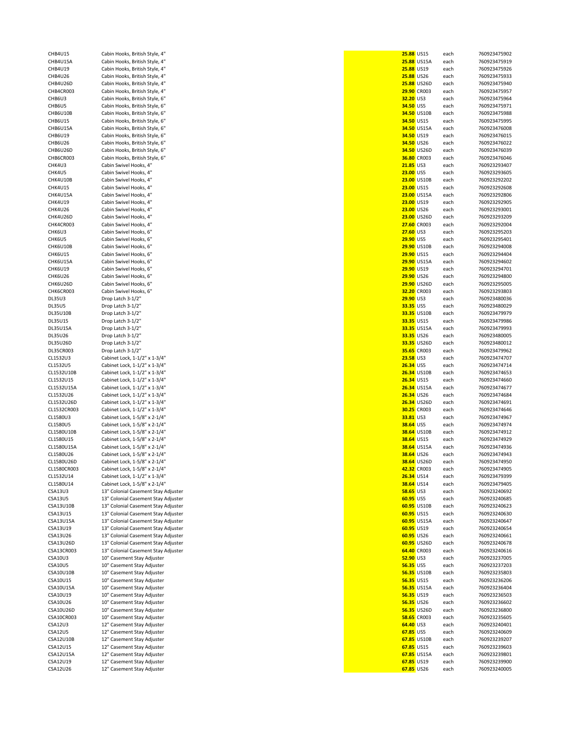| | | | | | |
|---|---|---|---|---|---|
| CHB4U15 | Cabin Hooks, British Style, 4" | 25.88 | US15 | each | 7609234759 02 |
| CHB4U15A | Cabin Hooks, British Style, 4" | 25.88 | US15A | each | 760923475919 |
| CHB4U19 | Cabin Hooks, British Style, 4" | 25.88 | US19 | each | 760923475926 |
| CHB4U26 | Cabin Hooks, British Style, 4" | 25.88 | US26 | each | 760923475933 |
| CHB4U26D | Cabin Hooks, British Style, 4" | 25.88 | US26D | each | 760923475940 |
| CHB4CR003 | Cabin Hooks, British Style, 4" | 29.90 | CR003 | each | 760923475957 |
| CHB6U3 | Cabin Hooks, British Style, 6" | 32.20 | US3 | each | 760923475964 |
| CHB6U5 | Cabin Hooks, British Style, 6" | 34.50 | US5 | each | 760923475971 |
| CHB6U10B | Cabin Hooks, British Style, 6" | 34.50 | US10B | each | 760923475988 |
| CHB6U15 | Cabin Hooks, British Style, 6" | 34.50 | US15 | each | 760923475995 |
| CHB6U15A | Cabin Hooks, British Style, 6" | 34.50 | US15A | each | 760923476008 |
| CHB6U19 | Cabin Hooks, British Style, 6" | 34.50 | US19 | each | 760923476015 |
| CHB6U26 | Cabin Hooks, British Style, 6" | 34.50 | US26 | each | 760923476022 |
| CHB6U26D | Cabin Hooks, British Style, 6" | 34.50 | US26D | each | 760923476039 |
| CHB6CR003 | Cabin Hooks, British Style, 6" | 36.80 | CR003 | each | 760923476046 |
| CHK4U3 | Cabin Swivel Hooks, 4" | 21.85 | US3 | each | 760923293407 |
| CHK4U5 | Cabin Swivel Hooks, 4" | 23.00 | US5 | each | 760923293605 |
| CHK4U10B | Cabin Swivel Hooks, 4" | 23.00 | US10B | each | 760923292202 |
| CHK4U15 | Cabin Swivel Hooks, 4" | 23.00 | US15 | each | 760923292608 |
| CHK4U15A | Cabin Swivel Hooks, 4" | 23.00 | US15A | each | 760923292806 |
| CHK4U19 | Cabin Swivel Hooks, 4" | 23.00 | US19 | each | 760923292905 |
| CHK4U26 | Cabin Swivel Hooks, 4" | 23.00 | US26 | each | 760923293001 |
| CHK4U26D | Cabin Swivel Hooks, 4" | 23.00 | US26D | each | 760923293209 |
| CHK4CR003 | Cabin Swivel Hooks, 4" | 27.60 | CR003 | each | 760923292004 |
| CHK6U3 | Cabin Swivel Hooks, 6" | 27.60 | US3 | each | 760923295203 |
| CHK6U5 | Cabin Swivel Hooks, 6" | 29.90 | US5 | each | 760923295401 |
| CHK6U10B | Cabin Swivel Hooks, 6" | 29.90 | US10B | each | 760923294008 |
| CHK6U15 | Cabin Swivel Hooks, 6" | 29.90 | US15 | each | 760923294404 |
| CHK6U15A | Cabin Swivel Hooks, 6" | 29.90 | US15A | each | 760923294602 |
| CHK6U19 | Cabin Swivel Hooks, 6" | 29.90 | US19 | each | 760923294701 |
| CHK6U26 | Cabin Swivel Hooks, 6" | 29.90 | US26 | each | 760923294800 |
| CHK6U26D | Cabin Swivel Hooks, 6" | 29.90 | US26D | each | 760923295005 |
| CHK6CR003 | Cabin Swivel Hooks, 6" | 32.20 | CR003 | each | 760923293803 |
| DL35U3 | Drop Latch 3-1/2" | 29.90 | US3 | each | 760923480036 |
| DL35U5 | Drop Latch 3-1/2" | 33.35 | US5 | each | 760923480029 |
| DL35U10B | Drop Latch 3-1/2" | 33.35 | US10B | each | 760923479979 |
| DL35U15 | Drop Latch 3-1/2" | 33.35 | US15 | each | 760923479986 |
| DL35U15A | Drop Latch 3-1/2" | 33.35 | US15A | each | 760923479993 |
| DL35U26 | Drop Latch 3-1/2" | 33.35 | US26 | each | 760923480005 |
| DL35U26D | Drop Latch 3-1/2" | 33.35 | US26D | each | 760923480012 |
| DL35CR003 | Drop Latch 3-1/2" | 35.65 | CR003 | each | 760923479962 |
| CL1532U3 | Cabinet Lock, 1-1/2" x 1-3/4" | 23.58 | US3 | each | 760923474707 |
| CL1532U5 | Cabinet Lock, 1-1/2" x 1-3/4" | 26.34 | US5 | each | 760923474714 |
| CL1532U10B | Cabinet Lock, 1-1/2" x 1-3/4" | 26.34 | US10B | each | 760923474653 |
| CL1532U15 | Cabinet Lock, 1-1/2" x 1-3/4" | 26.34 | US15 | each | 760923474660 |
| CL1532U15A | Cabinet Lock, 1-1/2" x 1-3/4" | 26.34 | US15A | each | 760923474677 |
| CL1532U26 | Cabinet Lock, 1-1/2" x 1-3/4" | 26.34 | US26 | each | 760923474684 |
| CL1532U26D | Cabinet Lock, 1-1/2" x 1-3/4" | 26.34 | US26D | each | 760923474691 |
| CL1532CR003 | Cabinet Lock, 1-1/2" x 1-3/4" | 30.25 | CR003 | each | 760923474646 |
| CL1580U3 | Cabinet Lock, 1-5/8" x 2-1/4" | 33.81 | US3 | each | 760923474967 |
| CL1580U5 | Cabinet Lock, 1-5/8" x 2-1/4" | 38.64 | US5 | each | 760923474974 |
| CL1580U10B | Cabinet Lock, 1-5/8" x 2-1/4" | 38.64 | US10B | each | 760923474912 |
| CL1580U15 | Cabinet Lock, 1-5/8" x 2-1/4" | 38.64 | US15 | each | 760923474929 |
| CL1580U15A | Cabinet Lock, 1-5/8" x 2-1/4" | 38.64 | US15A | each | 760923474936 |
| CL1580U26 | Cabinet Lock, 1-5/8" x 2-1/4" | 38.64 | US26 | each | 760923474943 |
| CL1580U26D | Cabinet Lock, 1-5/8" x 2-1/4" | 38.64 | US26D | each | 760923474950 |
| CL1580CR003 | Cabinet Lock, 1-5/8" x 2-1/4" | 42.32 | CR003 | each | 760923474905 |
| CL1532U14 | Cabinet Lock, 1-1/2" x 1-3/4" | 26.34 | US14 | each | 760923479399 |
| CL1580U14 | Cabinet Lock, 1-5/8" x 2-1/4" | 38.64 | US14 | each | 760923479405 |
| CSA13U3 | 13" Colonial Casement Stay Adjuster | 58.65 | US3 | each | 760923240692 |
| CSA13U5 | 13" Colonial Casement Stay Adjuster | 60.95 | US5 | each | 760923240685 |
| CSA13U10B | 13" Colonial Casement Stay Adjuster | 60.95 | US10B | each | 760923240623 |
| CSA13U15 | 13" Colonial Casement Stay Adjuster | 60.95 | US15 | each | 760923240630 |
| CSA13U15A | 13" Colonial Casement Stay Adjuster | 60.95 | US15A | each | 760923240647 |
| CSA13U19 | 13" Colonial Casement Stay Adjuster | 60.95 | US19 | each | 760923240654 |
| CSA13U26 | 13" Colonial Casement Stay Adjuster | 60.95 | US26 | each | 760923240661 |
| CSA13U26D | 13" Colonial Casement Stay Adjuster | 60.95 | US26D | each | 760923240678 |
| CSA13CR003 | 13" Colonial Casement Stay Adjuster | 64.40 | CR003 | each | 760923240616 |
| CSA10U3 | 10" Casement Stay Adjuster | 52.90 | US3 | each | 760923237005 |
| CSA10U5 | 10" Casement Stay Adjuster | 56.35 | US5 | each | 760923237203 |
| CSA10U10B | 10" Casement Stay Adjuster | 56.35 | US10B | each | 760923235803 |
| CSA10U15 | 10" Casement Stay Adjuster | 56.35 | US15 | each | 760923236206 |
| CSA10U15A | 10" Casement Stay Adjuster | 56.35 | US15A | each | 760923236404 |
| CSA10U19 | 10" Casement Stay Adjuster | 56.35 | US19 | each | 760923236503 |
| CSA10U26 | 10" Casement Stay Adjuster | 56.35 | US26 | each | 760923236602 |
| CSA10U26D | 10" Casement Stay Adjuster | 56.35 | US26D | each | 760923236800 |
| CSA10CR003 | 10" Casement Stay Adjuster | 58.65 | CR003 | each | 760923235605 |
| CSA12U3 | 12" Casement Stay Adjuster | 64.40 | US3 | each | 760923240401 |
| CSA12U5 | 12" Casement Stay Adjuster | 67.85 | US5 | each | 760923240609 |
| CSA12U10B | 12" Casement Stay Adjuster | 67.85 | US10B | each | 760923239207 |
| CSA12U15 | 12" Casement Stay Adjuster | 67.85 | US15 | each | 760923239603 |
| CSA12U15A | 12" Casement Stay Adjuster | 67.85 | US15A | each | 760923239801 |
| CSA12U19 | 12" Casement Stay Adjuster | 67.85 | US19 | each | 760923239900 |
| CSA12U26 | 12" Casement Stay Adjuster | 67.85 | US26 | each | 760923240005 |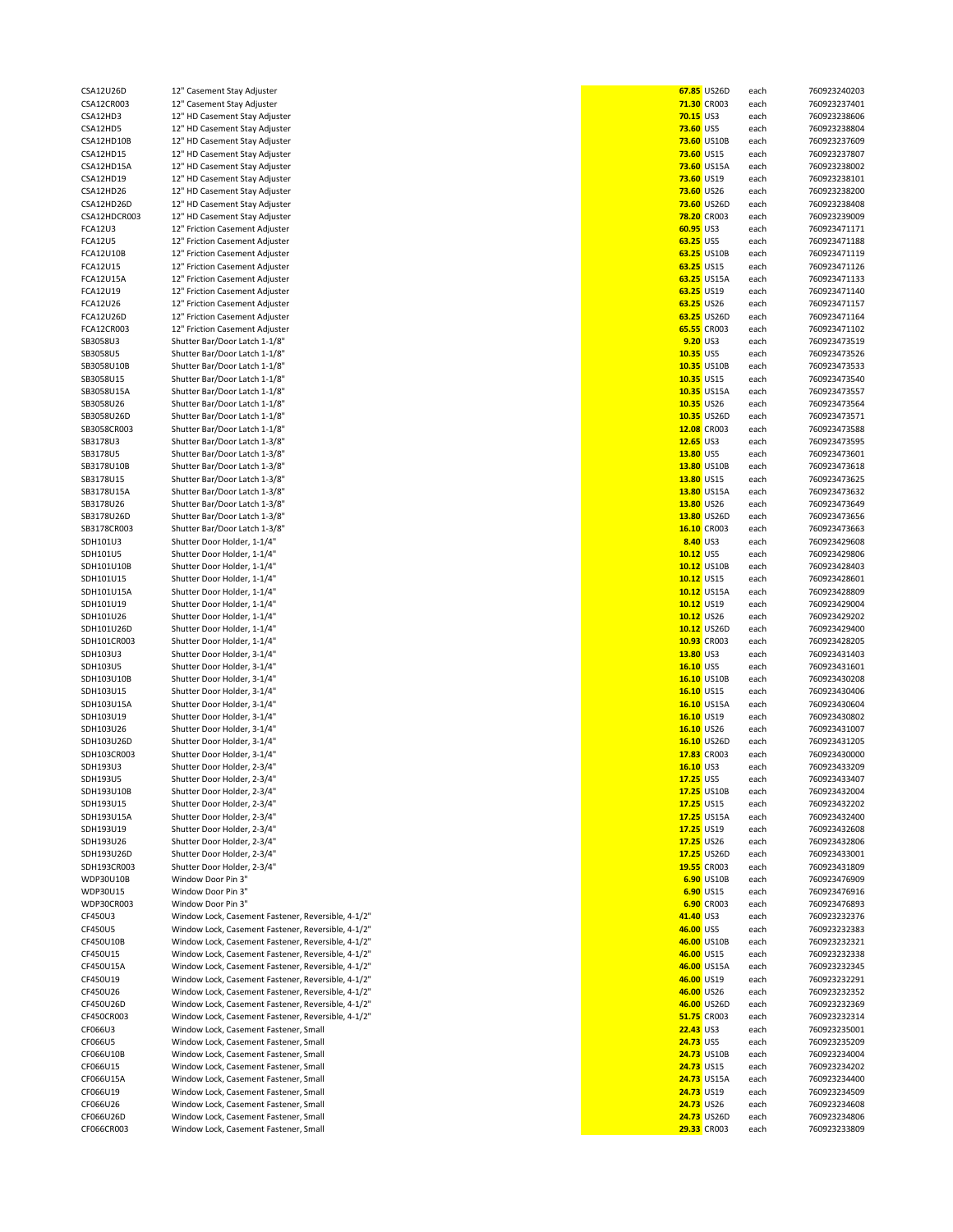| | | | | | |
|---|---|---|---|---|---|
| CSA12U26D | 12" Casement Stay Adjuster | 67.85 | US26D | each | 760923240203 |
| CSA12CR003 | 12" Casement Stay Adjuster | 71.30 | CR003 | each | 760923237401 |
| CSA12HD3 | 12" HD Casement Stay Adjuster | 70.15 | US3 | each | 760923238606 |
| CSA12HD5 | 12" HD Casement Stay Adjuster | 73.60 | US5 | each | 760923238804 |
| CSA12HD10B | 12" HD Casement Stay Adjuster | 73.60 | US10B | each | 760923237609 |
| CSA12HD15 | 12" HD Casement Stay Adjuster | 73.60 | US15 | each | 760923237807 |
| CSA12HD15A | 12" HD Casement Stay Adjuster | 73.60 | US15A | each | 760923238002 |
| CSA12HD19 | 12" HD Casement Stay Adjuster | 73.60 | US19 | each | 760923238101 |
| CSA12HD26 | 12" HD Casement Stay Adjuster | 73.60 | US26 | each | 760923238200 |
| CSA12HD26D | 12" HD Casement Stay Adjuster | 73.60 | US26D | each | 760923238408 |
| CSA12HDCR003 | 12" HD Casement Stay Adjuster | 78.20 | CR003 | each | 760923239009 |
| FCA12U3 | 12" Friction Casement Adjuster | 60.95 | US3 | each | 760923471171 |
| FCA12U5 | 12" Friction Casement Adjuster | 63.25 | US5 | each | 760923471188 |
| FCA12U10B | 12" Friction Casement Adjuster | 63.25 | US10B | each | 760923471119 |
| FCA12U15 | 12" Friction Casement Adjuster | 63.25 | US15 | each | 760923471126 |
| FCA12U15A | 12" Friction Casement Adjuster | 63.25 | US15A | each | 760923471133 |
| FCA12U19 | 12" Friction Casement Adjuster | 63.25 | US19 | each | 760923471140 |
| FCA12U26 | 12" Friction Casement Adjuster | 63.25 | US26 | each | 760923471157 |
| FCA12U26D | 12" Friction Casement Adjuster | 63.25 | US26D | each | 760923471164 |
| FCA12CR003 | 12" Friction Casement Adjuster | 65.55 | CR003 | each | 760923471102 |
| SB3058U3 | Shutter Bar/Door Latch 1-1/8" | 9.20 | US3 | each | 760923473519 |
| SB3058U5 | Shutter Bar/Door Latch 1-1/8" | 10.35 | US5 | each | 760923473526 |
| SB3058U10B | Shutter Bar/Door Latch 1-1/8" | 10.35 | US10B | each | 760923473533 |
| SB3058U15 | Shutter Bar/Door Latch 1-1/8" | 10.35 | US15 | each | 760923473540 |
| SB3058U15A | Shutter Bar/Door Latch 1-1/8" | 10.35 | US15A | each | 760923473557 |
| SB3058U26 | Shutter Bar/Door Latch 1-1/8" | 10.35 | US26 | each | 760923473564 |
| SB3058U26D | Shutter Bar/Door Latch 1-1/8" | 10.35 | US26D | each | 760923473571 |
| SB3058CR003 | Shutter Bar/Door Latch 1-1/8" | 12.08 | CR003 | each | 760923473588 |
| SB3178U3 | Shutter Bar/Door Latch 1-3/8" | 12.65 | US3 | each | 760923473595 |
| SB3178U5 | Shutter Bar/Door Latch 1-3/8" | 13.80 | US5 | each | 760923473601 |
| SB3178U10B | Shutter Bar/Door Latch 1-3/8" | 13.80 | US10B | each | 760923473618 |
| SB3178U15 | Shutter Bar/Door Latch 1-3/8" | 13.80 | US15 | each | 760923473625 |
| SB3178U15A | Shutter Bar/Door Latch 1-3/8" | 13.80 | US15A | each | 760923473632 |
| SB3178U26 | Shutter Bar/Door Latch 1-3/8" | 13.80 | US26 | each | 760923473649 |
| SB3178U26D | Shutter Bar/Door Latch 1-3/8" | 13.80 | US26D | each | 760923473656 |
| SB3178CR003 | Shutter Bar/Door Latch 1-3/8" | 16.10 | CR003 | each | 760923473663 |
| SDH101U3 | Shutter Door Holder, 1-1/4" | 8.40 | US3 | each | 760923429608 |
| SDH101U5 | Shutter Door Holder, 1-1/4" | 10.12 | US5 | each | 760923429806 |
| SDH101U10B | Shutter Door Holder, 1-1/4" | 10.12 | US10B | each | 760923428403 |
| SDH101U15 | Shutter Door Holder, 1-1/4" | 10.12 | US15 | each | 760923428601 |
| SDH101U15A | Shutter Door Holder, 1-1/4" | 10.12 | US15A | each | 760923428809 |
| SDH101U19 | Shutter Door Holder, 1-1/4" | 10.12 | US19 | each | 760923429004 |
| SDH101U26 | Shutter Door Holder, 1-1/4" | 10.12 | US26 | each | 760923429202 |
| SDH101U26D | Shutter Door Holder, 1-1/4" | 10.12 | US26D | each | 760923429400 |
| SDH101CR003 | Shutter Door Holder, 1-1/4" | 10.93 | CR003 | each | 760923428205 |
| SDH103U3 | Shutter Door Holder, 3-1/4" | 13.80 | US3 | each | 760923431403 |
| SDH103U5 | Shutter Door Holder, 3-1/4" | 16.10 | US5 | each | 760923431601 |
| SDH103U10B | Shutter Door Holder, 3-1/4" | 16.10 | US10B | each | 760923430208 |
| SDH103U15 | Shutter Door Holder, 3-1/4" | 16.10 | US15 | each | 760923430406 |
| SDH103U15A | Shutter Door Holder, 3-1/4" | 16.10 | US15A | each | 760923430604 |
| SDH103U19 | Shutter Door Holder, 3-1/4" | 16.10 | US19 | each | 760923430802 |
| SDH103U26 | Shutter Door Holder, 3-1/4" | 16.10 | US26 | each | 760923431007 |
| SDH103U26D | Shutter Door Holder, 3-1/4" | 16.10 | US26D | each | 760923431205 |
| SDH103CR003 | Shutter Door Holder, 3-1/4" | 17.83 | CR003 | each | 760923430000 |
| SDH193U3 | Shutter Door Holder, 2-3/4" | 16.10 | US3 | each | 760923433209 |
| SDH193U5 | Shutter Door Holder, 2-3/4" | 17.25 | US5 | each | 760923433407 |
| SDH193U10B | Shutter Door Holder, 2-3/4" | 17.25 | US10B | each | 760923432004 |
| SDH193U15 | Shutter Door Holder, 2-3/4" | 17.25 | US15 | each | 760923432202 |
| SDH193U15A | Shutter Door Holder, 2-3/4" | 17.25 | US15A | each | 760923432400 |
| SDH193U19 | Shutter Door Holder, 2-3/4" | 17.25 | US19 | each | 760923432608 |
| SDH193U26 | Shutter Door Holder, 2-3/4" | 17.25 | US26 | each | 760923432806 |
| SDH193U26D | Shutter Door Holder, 2-3/4" | 17.25 | US26D | each | 760923433001 |
| SDH193CR003 | Shutter Door Holder, 2-3/4" | 19.55 | CR003 | each | 760923431809 |
| WDP30U10B | Window Door Pin 3" | 6.90 | US10B | each | 760923476909 |
| WDP30U15 | Window Door Pin 3" | 6.90 | US15 | each | 760923476916 |
| WDP30CR003 | Window Door Pin 3" | 6.90 | CR003 | each | 760923476893 |
| CF450U3 | Window Lock, Casement Fastener, Reversible, 4-1/2" | 41.40 | US3 | each | 760923232376 |
| CF450U5 | Window Lock, Casement Fastener, Reversible, 4-1/2" | 46.00 | US5 | each | 760923232383 |
| CF450U10B | Window Lock, Casement Fastener, Reversible, 4-1/2" | 46.00 | US10B | each | 760923232321 |
| CF450U15 | Window Lock, Casement Fastener, Reversible, 4-1/2" | 46.00 | US15 | each | 760923232338 |
| CF450U15A | Window Lock, Casement Fastener, Reversible, 4-1/2" | 46.00 | US15A | each | 760923232345 |
| CF450U19 | Window Lock, Casement Fastener, Reversible, 4-1/2" | 46.00 | US19 | each | 760923232291 |
| CF450U26 | Window Lock, Casement Fastener, Reversible, 4-1/2" | 46.00 | US26 | each | 760923232352 |
| CF450U26D | Window Lock, Casement Fastener, Reversible, 4-1/2" | 46.00 | US26D | each | 760923232369 |
| CF450CR003 | Window Lock, Casement Fastener, Reversible, 4-1/2" | 51.75 | CR003 | each | 760923232314 |
| CF066U3 | Window Lock, Casement Fastener, Small | 22.43 | US3 | each | 760923235001 |
| CF066U5 | Window Lock, Casement Fastener, Small | 24.73 | US5 | each | 760923235209 |
| CF066U10B | Window Lock, Casement Fastener, Small | 24.73 | US10B | each | 760923234004 |
| CF066U15 | Window Lock, Casement Fastener, Small | 24.73 | US15 | each | 760923234202 |
| CF066U15A | Window Lock, Casement Fastener, Small | 24.73 | US15A | each | 760923234400 |
| CF066U19 | Window Lock, Casement Fastener, Small | 24.73 | US19 | each | 760923234509 |
| CF066U26 | Window Lock, Casement Fastener, Small | 24.73 | US26 | each | 760923234608 |
| CF066U26D | Window Lock, Casement Fastener, Small | 24.73 | US26D | each | 760923234806 |
| CF066CR003 | Window Lock, Casement Fastener, Small | 29.33 | CR003 | each | 760923233809 |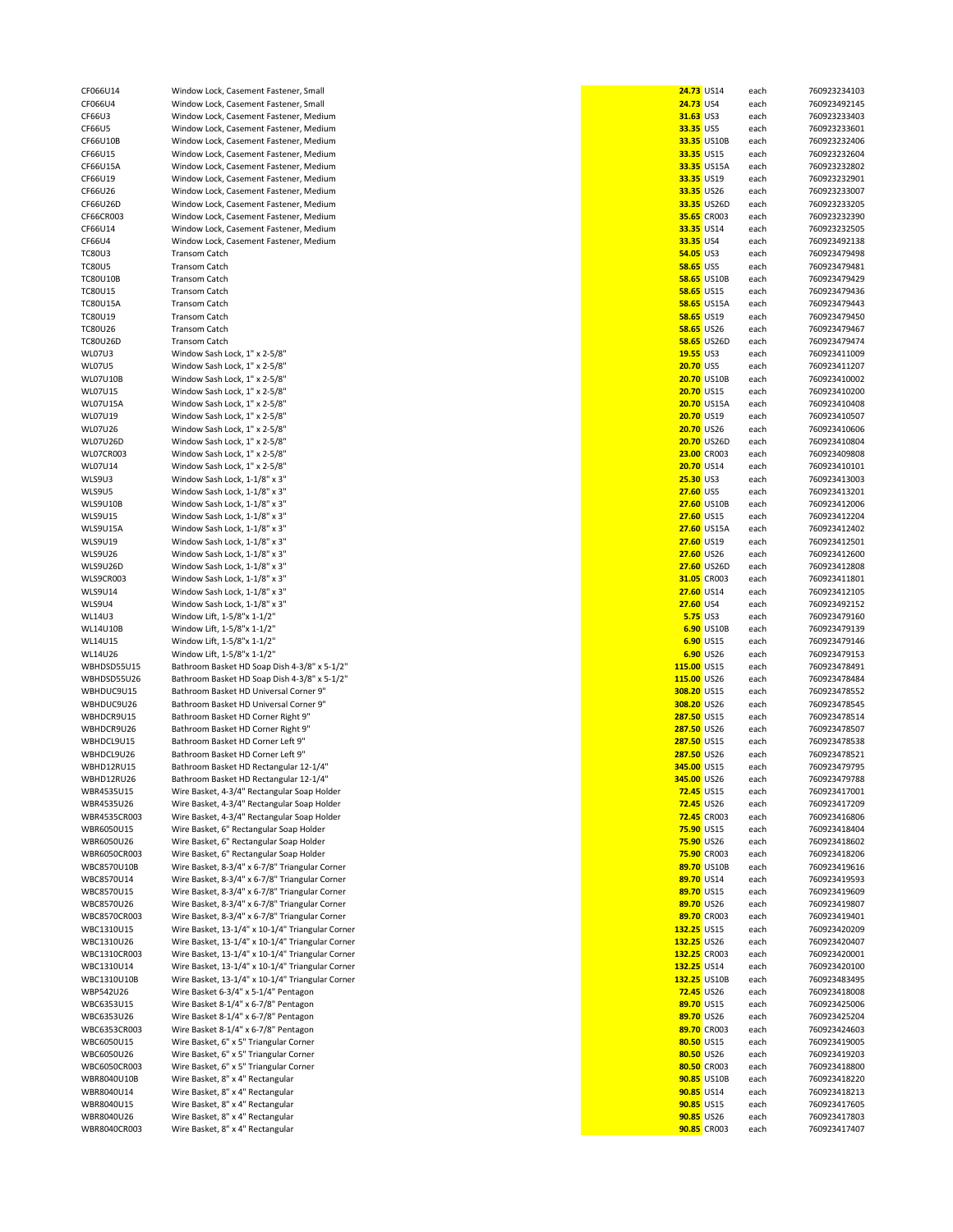| | | | | | |
|---|---|---|---|---|---|
| CF066U14 | Window Lock, Casement Fastener, Small | 24.73 | US14 | each | 760923234103 |
| CF066U4 | Window Lock, Casement Fastener, Small | 24.73 | US4 | each | 760923492145 |
| CF66U3 | Window Lock, Casement Fastener, Medium | 31.63 | US3 | each | 760923233403 |
| CF66U5 | Window Lock, Casement Fastener, Medium | 33.35 | US5 | each | 760923233601 |
| CF66U10B | Window Lock, Casement Fastener, Medium | 33.35 | US10B | each | 760923232406 |
| CF66U15 | Window Lock, Casement Fastener, Medium | 33.35 | US15 | each | 760923232604 |
| CF66U15A | Window Lock, Casement Fastener, Medium | 33.35 | US15A | each | 760923232802 |
| CF66U19 | Window Lock, Casement Fastener, Medium | 33.35 | US19 | each | 760923232901 |
| CF66U26 | Window Lock, Casement Fastener, Medium | 33.35 | US26 | each | 760923233007 |
| CF66U26D | Window Lock, Casement Fastener, Medium | 33.35 | US26D | each | 760923233205 |
| CF66CR003 | Window Lock, Casement Fastener, Medium | 35.65 | CR003 | each | 760923232390 |
| CF66U14 | Window Lock, Casement Fastener, Medium | 33.35 | US14 | each | 760923232505 |
| CF66U4 | Window Lock, Casement Fastener, Medium | 33.35 | US4 | each | 760923492138 |
| TC80U3 | Transom Catch | 54.05 | US3 | each | 760923479498 |
| TC80U5 | Transom Catch | 58.65 | US5 | each | 760923479481 |
| TC80U10B | Transom Catch | 58.65 | US10B | each | 760923479429 |
| TC80U15 | Transom Catch | 58.65 | US15 | each | 760923479436 |
| TC80U15A | Transom Catch | 58.65 | US15A | each | 760923479443 |
| TC80U19 | Transom Catch | 58.65 | US19 | each | 760923479450 |
| TC80U26 | Transom Catch | 58.65 | US26 | each | 760923479467 |
| TC80U26D | Transom Catch | 58.65 | US26D | each | 760923479474 |
| WL07U3 | Window Sash Lock, 1" x 2-5/8" | 19.55 | US3 | each | 760923411009 |
| WL07U5 | Window Sash Lock, 1" x 2-5/8" | 20.70 | US5 | each | 760923411207 |
| WL07U10B | Window Sash Lock, 1" x 2-5/8" | 20.70 | US10B | each | 760923410002 |
| WL07U15 | Window Sash Lock, 1" x 2-5/8" | 20.70 | US15 | each | 760923410200 |
| WL07U15A | Window Sash Lock, 1" x 2-5/8" | 20.70 | US15A | each | 760923410408 |
| WL07U19 | Window Sash Lock, 1" x 2-5/8" | 20.70 | US19 | each | 760923410507 |
| WL07U26 | Window Sash Lock, 1" x 2-5/8" | 20.70 | US26 | each | 760923410606 |
| WL07U26D | Window Sash Lock, 1" x 2-5/8" | 20.70 | US26D | each | 760923410804 |
| WL07CR003 | Window Sash Lock, 1" x 2-5/8" | 23.00 | CR003 | each | 760923409808 |
| WL07U14 | Window Sash Lock, 1" x 2-5/8" | 20.70 | US14 | each | 760923410101 |
| WLS9U3 | Window Sash Lock, 1-1/8" x 3" | 25.30 | US3 | each | 760923413003 |
| WLS9U5 | Window Sash Lock, 1-1/8" x 3" | 27.60 | US5 | each | 760923413201 |
| WLS9U10B | Window Sash Lock, 1-1/8" x 3" | 27.60 | US10B | each | 760923412006 |
| WLS9U15 | Window Sash Lock, 1-1/8" x 3" | 27.60 | US15 | each | 760923412204 |
| WLS9U15A | Window Sash Lock, 1-1/8" x 3" | 27.60 | US15A | each | 760923412402 |
| WLS9U19 | Window Sash Lock, 1-1/8" x 3" | 27.60 | US19 | each | 760923412501 |
| WLS9U26 | Window Sash Lock, 1-1/8" x 3" | 27.60 | US26 | each | 760923412600 |
| WLS9U26D | Window Sash Lock, 1-1/8" x 3" | 27.60 | US26D | each | 760923412808 |
| WLS9CR003 | Window Sash Lock, 1-1/8" x 3" | 31.05 | CR003 | each | 760923411801 |
| WLS9U14 | Window Sash Lock, 1-1/8" x 3" | 27.60 | US14 | each | 760923412105 |
| WLS9U4 | Window Sash Lock, 1-1/8" x 3" | 27.60 | US4 | each | 760923492152 |
| WL14U3 | Window Lift, 1-5/8"x 1-1/2" | 5.75 | US3 | each | 760923479160 |
| WL14U10B | Window Lift, 1-5/8"x 1-1/2" | 6.90 | US10B | each | 760923479139 |
| WL14U15 | Window Lift, 1-5/8"x 1-1/2" | 6.90 | US15 | each | 760923479146 |
| WL14U26 | Window Lift, 1-5/8"x 1-1/2" | 6.90 | US26 | each | 760923479153 |
| WBHDSD55U15 | Bathroom Basket HD Soap Dish 4-3/8" x 5-1/2" | 115.00 | US15 | each | 760923478491 |
| WBHDSD55U26 | Bathroom Basket HD Soap Dish 4-3/8" x 5-1/2" | 115.00 | US26 | each | 760923478484 |
| WBHDUC9U15 | Bathroom Basket HD Universal Corner 9" | 308.20 | US15 | each | 760923478552 |
| WBHDUC9U26 | Bathroom Basket HD Universal Corner 9" | 308.20 | US26 | each | 760923478545 |
| WBHDCR9U15 | Bathroom Basket HD Corner Right 9" | 287.50 | US15 | each | 760923478514 |
| WBHDCR9U26 | Bathroom Basket HD Corner Right 9" | 287.50 | US26 | each | 760923478507 |
| WBHDCL9U15 | Bathroom Basket HD Corner Left 9" | 287.50 | US15 | each | 760923478538 |
| WBHDCL9U26 | Bathroom Basket HD Corner Left 9" | 287.50 | US26 | each | 760923478521 |
| WBHD12RU15 | Bathroom Basket HD Rectangular 12-1/4" | 345.00 | US15 | each | 760923479795 |
| WBHD12RU26 | Bathroom Basket HD Rectangular 12-1/4" | 345.00 | US26 | each | 760923479788 |
| WBR4535U15 | Wire Basket, 4-3/4" Rectangular Soap Holder | 72.45 | US15 | each | 760923417001 |
| WBR4535U26 | Wire Basket, 4-3/4" Rectangular Soap Holder | 72.45 | US26 | each | 760923417209 |
| WBR4535CR003 | Wire Basket, 4-3/4" Rectangular Soap Holder | 72.45 | CR003 | each | 760923416806 |
| WBR6050U15 | Wire Basket, 6" Rectangular Soap Holder | 75.90 | US15 | each | 760923418404 |
| WBR6050U26 | Wire Basket, 6" Rectangular Soap Holder | 75.90 | US26 | each | 760923418602 |
| WBR6050CR003 | Wire Basket, 6" Rectangular Soap Holder | 75.90 | CR003 | each | 760923418206 |
| WBC8570U10B | Wire Basket, 8-3/4" x 6-7/8" Triangular Corner | 89.70 | US10B | each | 760923419616 |
| WBC8570U14 | Wire Basket, 8-3/4" x 6-7/8" Triangular Corner | 89.70 | US14 | each | 760923419593 |
| WBC8570U15 | Wire Basket, 8-3/4" x 6-7/8" Triangular Corner | 89.70 | US15 | each | 760923419609 |
| WBC8570U26 | Wire Basket, 8-3/4" x 6-7/8" Triangular Corner | 89.70 | US26 | each | 760923419807 |
| WBC8570CR003 | Wire Basket, 8-3/4" x 6-7/8" Triangular Corner | 89.70 | CR003 | each | 760923419401 |
| WBC1310U15 | Wire Basket, 13-1/4" x 10-1/4" Triangular Corner | 132.25 | US15 | each | 760923420209 |
| WBC1310U26 | Wire Basket, 13-1/4" x 10-1/4" Triangular Corner | 132.25 | US26 | each | 760923420407 |
| WBC1310CR003 | Wire Basket, 13-1/4" x 10-1/4" Triangular Corner | 132.25 | CR003 | each | 760923420001 |
| WBC1310U14 | Wire Basket, 13-1/4" x 10-1/4" Triangular Corner | 132.25 | US14 | each | 760923420100 |
| WBC1310U10B | Wire Basket, 13-1/4" x 10-1/4" Triangular Corner | 132.25 | US10B | each | 760923483495 |
| WBP542U26 | Wire Basket 6-3/4" x 5-1/4" Pentagon | 72.45 | US26 | each | 760923418008 |
| WBC6353U15 | Wire Basket 8-1/4" x 6-7/8" Pentagon | 89.70 | US15 | each | 760923425006 |
| WBC6353U26 | Wire Basket 8-1/4" x 6-7/8" Pentagon | 89.70 | US26 | each | 760923425204 |
| WBC6353CR003 | Wire Basket 8-1/4" x 6-7/8" Pentagon | 89.70 | CR003 | each | 760923424603 |
| WBC6050U15 | Wire Basket, 6" x 5" Triangular Corner | 80.50 | US15 | each | 760923419005 |
| WBC6050U26 | Wire Basket, 6" x 5" Triangular Corner | 80.50 | US26 | each | 760923419203 |
| WBC6050CR003 | Wire Basket, 6" x 5" Triangular Corner | 80.50 | CR003 | each | 760923418800 |
| WBR8040U10B | Wire Basket, 8" x 4" Rectangular | 90.85 | US10B | each | 760923418220 |
| WBR8040U14 | Wire Basket, 8" x 4" Rectangular | 90.85 | US14 | each | 760923418213 |
| WBR8040U15 | Wire Basket, 8" x 4" Rectangular | 90.85 | US15 | each | 760923417605 |
| WBR8040U26 | Wire Basket, 8" x 4" Rectangular | 90.85 | US26 | each | 760923417803 |
| WBR8040CR003 | Wire Basket, 8" x 4" Rectangular | 90.85 | CR003 | each | 760923417407 |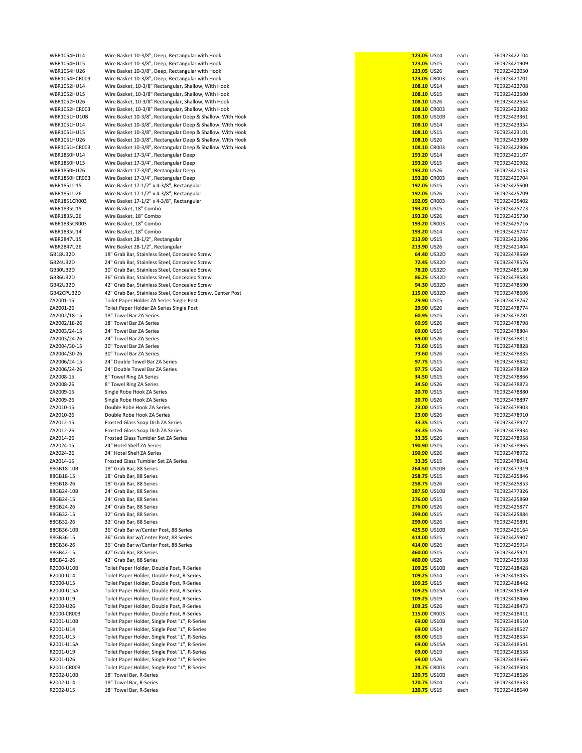| | | | | | |
|---|---|---|---|---|---|
| WBR1054HU14 | Wire Basket 10-3/8", Deep, Rectangular with Hook | 123.05 | US14 | each | 760923422104 |
| WBR1054HU15 | Wire Basket 10-3/8", Deep, Rectangular with Hook | 123.05 | US15 | each | 760923421909 |
| WBR1054HU26 | Wire Basket 10-3/8", Deep, Rectangular with Hook | 123.05 | US26 | each | 760923422050 |
| WBR1054HCR003 | Wire Basket 10-3/8", Deep, Rectangular with Hook | 123.05 | CR003 | each | 760923421701 |
| WBR1052HU14 | Wire Basket, 10-3/8" Rectangular, Shallow, With Hook | 108.10 | US14 | each | 760923422708 |
| WBR1052HU15 | Wire Basket, 10-3/8" Rectangular, Shallow, With Hook | 108.10 | US15 | each | 760923422500 |
| WBR1052HU26 | Wire Basket, 10-3/8" Rectangular, Shallow, With Hook | 108.10 | US26 | each | 760923422654 |
| WBR1052HCR003 | Wire Basket, 10-3/8" Rectangular, Shallow, With Hook | 108.10 | CR003 | each | 760923422302 |
| WBR1051HU10B | Wire Basket 10-3/8", Rectangular Deep & Shallow, With Hook | 108.10 | US10B | each | 760923423361 |
| WBR1051HU14 | Wire Basket 10-3/8", Rectangular Deep & Shallow, With Hook | 108.10 | US14 | each | 760923423354 |
| WBR1051HU15 | Wire Basket 10-3/8", Rectangular Deep & Shallow, With Hook | 108.10 | US15 | each | 760923423101 |
| WBR1051HU26 | Wire Basket 10-3/8", Rectangular Deep & Shallow, With Hook | 108.10 | US26 | each | 760923423309 |
| WBR1051HCR003 | Wire Basket 10-3/8", Rectangular Deep & Shallow, With Hook | 108.10 | CR003 | each | 760923422906 |
| WBR1850HU14 | Wire Basket 17-3/4", Rectangular Deep | 193.20 | US14 | each | 760923421107 |
| WBR1850HU15 | Wire Basket 17-3/4", Rectangular Deep | 193.20 | US15 | each | 760923420902 |
| WBR1850HU26 | Wire Basket 17-3/4", Rectangular Deep | 193.20 | US26 | each | 760923421053 |
| WBR1850HCR003 | Wire Basket 17-3/4", Rectangular Deep | 193.20 | CR003 | each | 760923420704 |
| WBR1851U15 | Wire Basket 17-1/2" x 4-3/8", Rectangular | 192.05 | US15 | each | 760923425600 |
| WBR1851U26 | Wire Basket 17-1/2" x 4-3/8", Rectangular | 192.05 | US26 | each | 760923425709 |
| WBR1851CR003 | Wire Basket 17-1/2" x 4-3/8", Rectangular | 192.05 | CR003 | each | 760923425402 |
| WBR1835U15 | Wire Basket, 18" Combo | 193.20 | US15 | each | 760923425723 |
| WBR1835U26 | Wire Basket, 18" Combo | 193.20 | US26 | each | 760923425730 |
| WBR1835CR003 | Wire Basket, 18" Combo | 193.20 | CR003 | each | 760923425716 |
| WBR1835U14 | Wire Basket, 18" Combo | 193.20 | US14 | each | 760923425747 |
| WBR2847U15 | Wire Basket 28-1/2", Rectangular | 213.90 | US15 | each | 760923421206 |
| WBR2847U26 | Wire Basket 28-1/2", Rectangular | 213.90 | US26 | each | 760923421404 |
| GB18U32D | 18" Grab Bar, Stainless Steel, Concealed Screw | 64.40 | US32D | each | 760923478569 |
| GB24U32D | 24" Grab Bar, Stainless Steel, Concealed Screw | 72.45 | US32D | each | 760923478576 |
| GB30U32D | 30" Grab Bar, Stainless Steel, Concealed Screw | 78.20 | US32D | each | 760923485130 |
| GB36U32D | 36" Grab Bar, Stainless Steel, Concealed Screw | 86.25 | US32D | each | 760923478583 |
| GB42U32D | 42" Grab Bar, Stainless Steel, Concealed Screw | 94.30 | US32D | each | 760923478590 |
| GB42CPU32D | 42" Grab Bar, Stainless Steel, Concealed Screw, Center Post | 115.00 | US32D | each | 760923478606 |
| ZA2001-15 | Toilet Paper Holder ZA Series Single Post | 29.90 | US15 | each | 760923478767 |
| ZA2001-26 | Toilet Paper Holder ZA Series Single Post | 29.90 | US26 | each | 760923478774 |
| ZA2002/18-15 | 18" Towel Bar ZA Series | 60.95 | US15 | each | 760923478781 |
| ZA2002/18-26 | 18" Towel Bar ZA Series | 60.95 | US26 | each | 760923478798 |
| ZA2003/24-15 | 24" Towel Bar ZA Series | 69.00 | US15 | each | 760923478804 |
| ZA2003/24-26 | 24" Towel Bar ZA Series | 69.00 | US26 | each | 760923478811 |
| ZA2004/30-15 | 30" Towel Bar ZA Series | 73.60 | US15 | each | 760923478828 |
| ZA2004/30-26 | 30" Towel Bar ZA Series | 73.60 | US26 | each | 760923478835 |
| ZA2006/24-15 | 24" Double Towel Bar ZA Series | 97.75 | US15 | each | 760923478842 |
| ZA2006/24-26 | 24" Double Towel Bar ZA Series | 97.75 | US26 | each | 760923478859 |
| ZA2008-15 | 8" Towel Ring ZA Series | 34.50 | US15 | each | 760923478866 |
| ZA2008-26 | 8" Towel Ring ZA Series | 34.50 | US26 | each | 760923478873 |
| ZA2009-15 | Single Robe Hook ZA Series | 20.70 | US15 | each | 760923478880 |
| ZA2009-26 | Single Robe Hook ZA Series | 20.70 | US26 | each | 760923478897 |
| ZA2010-15 | Double Robe Hook ZA Series | 23.00 | US15 | each | 760923478903 |
| ZA2010-26 | Double Robe Hook ZA Series | 23.00 | US26 | each | 760923478910 |
| ZA2012-15 | Frosted Glass Soap Dish ZA Series | 33.35 | US15 | each | 760923478927 |
| ZA2012-26 | Frosted Glass Soap Dish ZA Series | 33.35 | US26 | each | 760923478934 |
| ZA2014-26 | Frosted Glass Tumbler Set ZA Series | 33.35 | US26 | each | 760923478958 |
| ZA2024-15 | 24" Hotel Shelf ZA Series | 190.90 | US15 | each | 760923478965 |
| ZA2024-26 | 24" Hotel Shelf ZA Series | 190.90 | US26 | each | 760923478972 |
| ZA2014-15 | Frosted Glass Tumbler Set ZA Series | 33.35 | US15 | each | 760923478941 |
| 88GB18-10B | 18" Grab Bar, 88 Series | 264.50 | US10B | each | 760923477319 |
| 88GB18-15 | 18" Grab Bar, 88 Series | 258.75 | US15 | each | 760923425846 |
| 88GB18-26 | 18" Grab Bar, 88 Series | 258.75 | US26 | each | 760923425853 |
| 88GB24-10B | 24" Grab Bar, 88 Series | 287.50 | US10B | each | 760923477326 |
| 88GB24-15 | 24" Grab Bar, 88 Series | 276.00 | US15 | each | 760923425860 |
| 88GB24-26 | 24" Grab Bar, 88 Series | 276.00 | US26 | each | 760923425877 |
| 88GB32-15 | 32" Grab Bar, 88 Series | 299.00 | US15 | each | 760923425884 |
| 88GB32-26 | 32" Grab Bar, 88 Series | 299.00 | US26 | each | 760923425891 |
| 88GB36-10B | 36" Grab Bar w/Center Post, 88 Series | 425.50 | US10B | each | 760923426164 |
| 88GB36-15 | 36" Grab Bar w/Center Post, 88 Series | 414.00 | US15 | each | 760923425907 |
| 88GB36-26 | 36" Grab Bar w/Center Post, 88 Series | 414.00 | US26 | each | 760923425914 |
| 88GB42-15 | 42" Grab Bar, 88 Series | 460.00 | US15 | each | 760923425921 |
| 88GB42-26 | 42" Grab Bar, 88 Series | 460.00 | US26 | each | 760923425938 |
| R2000-U10B | Toilet Paper Holder, Double Post, R-Series | 109.25 | US10B | each | 760923418428 |
| R2000-U14 | Toilet Paper Holder, Double Post, R-Series | 109.25 | US14 | each | 760923418435 |
| R2000-U15 | Toilet Paper Holder, Double Post, R-Series | 109.25 | US15 | each | 760923418442 |
| R2000-U15A | Toilet Paper Holder, Double Post, R-Series | 109.25 | US15A | each | 760923418459 |
| R2000-U19 | Toilet Paper Holder, Double Post, R-Series | 109.25 | US19 | each | 760923418466 |
| R2000-U26 | Toilet Paper Holder, Double Post, R-Series | 109.25 | US26 | each | 760923418473 |
| R2000-CR003 | Toilet Paper Holder, Double Post, R-Series | 115.00 | CR003 | each | 760923418411 |
| R2001-U10B | Toilet Paper Holder, Single Post "L", R-Series | 69.00 | US10B | each | 760923418510 |
| R2001-U14 | Toilet Paper Holder, Single Post "L", R-Series | 69.00 | US14 | each | 760923418527 |
| R2001-U15 | Toilet Paper Holder, Single Post "L", R-Series | 69.00 | US15 | each | 760923418534 |
| R2001-U15A | Toilet Paper Holder, Single Post "L", R-Series | 69.00 | US15A | each | 760923418541 |
| R2001-U19 | Toilet Paper Holder, Single Post "L", R-Series | 69.00 | US19 | each | 760923418558 |
| R2001-U26 | Toilet Paper Holder, Single Post "L", R-Series | 69.00 | US26 | each | 760923418565 |
| R2001-CR003 | Toilet Paper Holder, Single Post "L", R-Series | 74.75 | CR003 | each | 760923418503 |
| R2002-U10B | 18" Towel Bar, R-Series | 120.75 | US10B | each | 760923418626 |
| R2002-U14 | 18" Towel Bar, R-Series | 120.75 | US14 | each | 760923418633 |
| R2002-U15 | 18" Towel Bar, R-Series | 120.75 | US15 | each | 760923418640 |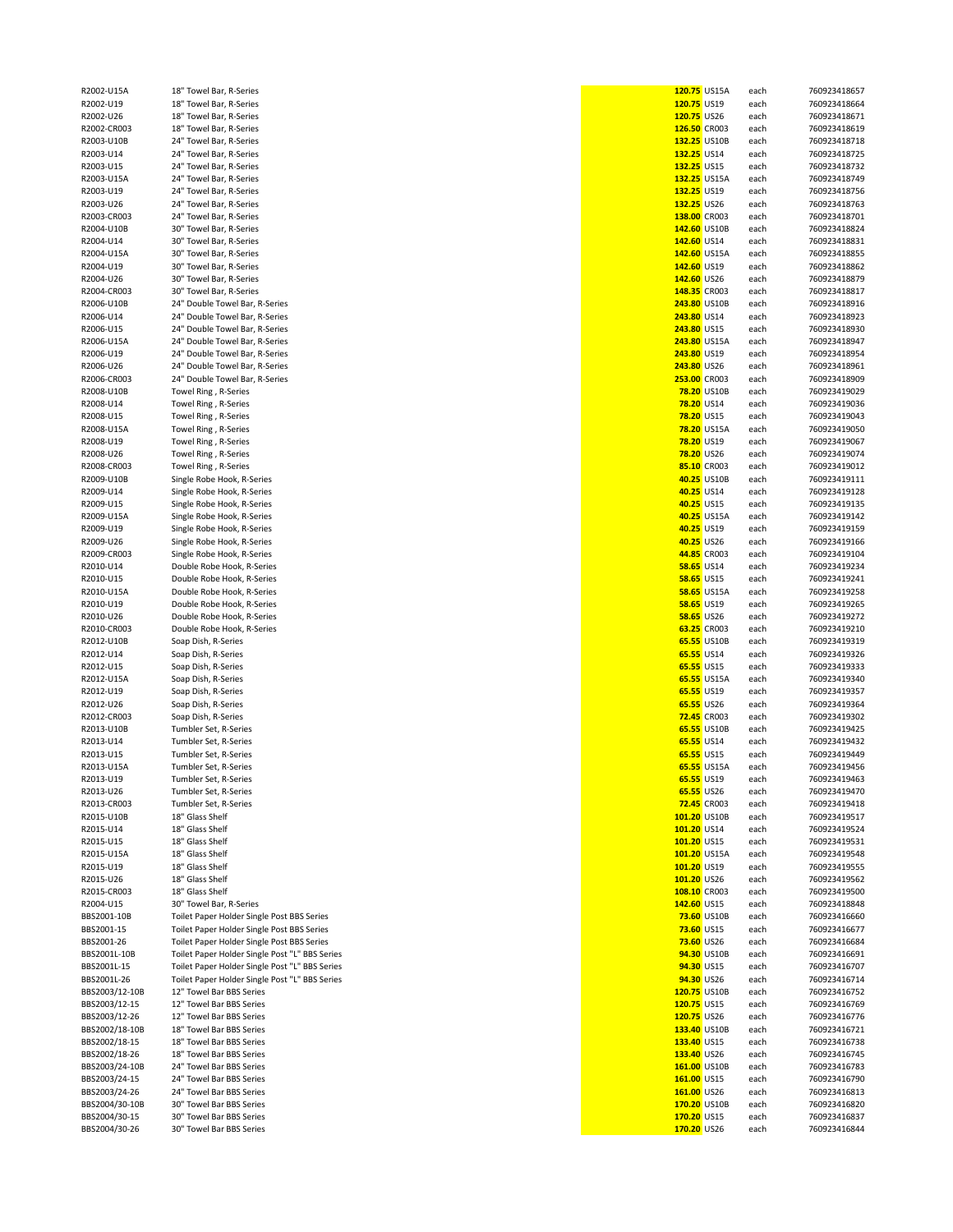| | | | | | |
|---|---|---|---|---|---|
| R2002-U15A | 18" Towel Bar, R-Series | **120.75** | US15A | each | 760923418657 |
| R2002-U19 | 18" Towel Bar, R-Series | **120.75** | US19 | each | 760923418664 |
| R2002-U26 | 18" Towel Bar, R-Series | **120.75** | US26 | each | 760923418671 |
| R2002-CR003 | 18" Towel Bar, R-Series | **126.50** | CR003 | each | 760923418619 |
| R2003-U10B | 24" Towel Bar, R-Series | **132.25** | US10B | each | 760923418718 |
| R2003-U14 | 24" Towel Bar, R-Series | **132.25** | US14 | each | 760923418725 |
| R2003-U15 | 24" Towel Bar, R-Series | **132.25** | US15 | each | 760923418732 |
| R2003-U15A | 24" Towel Bar, R-Series | **132.25** | US15A | each | 760923418749 |
| R2003-U19 | 24" Towel Bar, R-Series | **132.25** | US19 | each | 760923418756 |
| R2003-U26 | 24" Towel Bar, R-Series | **132.25** | US26 | each | 760923418763 |
| R2003-CR003 | 24" Towel Bar, R-Series | **138.00** | CR003 | each | 760923418701 |
| R2004-U10B | 30" Towel Bar, R-Series | **142.60** | US10B | each | 760923418824 |
| R2004-U14 | 30" Towel Bar, R-Series | **142.60** | US14 | each | 760923418831 |
| R2004-U15A | 30" Towel Bar, R-Series | **142.60** | US15A | each | 760923418855 |
| R2004-U19 | 30" Towel Bar, R-Series | **142.60** | US19 | each | 760923418862 |
| R2004-U26 | 30" Towel Bar, R-Series | **142.60** | US26 | each | 760923418879 |
| R2004-CR003 | 30" Towel Bar, R-Series | **148.35** | CR003 | each | 760923418817 |
| R2006-U10B | 24" Double Towel Bar, R-Series | **243.80** | US10B | each | 760923418916 |
| R2006-U14 | 24" Double Towel Bar, R-Series | **243.80** | US14 | each | 760923418923 |
| R2006-U15 | 24" Double Towel Bar, R-Series | **243.80** | US15 | each | 760923418930 |
| R2006-U15A | 24" Double Towel Bar, R-Series | **243.80** | US15A | each | 760923418947 |
| R2006-U19 | 24" Double Towel Bar, R-Series | **243.80** | US19 | each | 760923418954 |
| R2006-U26 | 24" Double Towel Bar, R-Series | **243.80** | US26 | each | 760923418961 |
| R2006-CR003 | 24" Double Towel Bar, R-Series | **253.00** | CR003 | each | 760923418909 |
| R2008-U10B | Towel Ring , R-Series | **78.20** | US10B | each | 760923419029 |
| R2008-U14 | Towel Ring , R-Series | **78.20** | US14 | each | 760923419036 |
| R2008-U15 | Towel Ring , R-Series | **78.20** | US15 | each | 760923419043 |
| R2008-U15A | Towel Ring , R-Series | **78.20** | US15A | each | 760923419050 |
| R2008-U19 | Towel Ring , R-Series | **78.20** | US19 | each | 760923419067 |
| R2008-U26 | Towel Ring , R-Series | **78.20** | US26 | each | 760923419074 |
| R2008-CR003 | Towel Ring , R-Series | **85.10** | CR003 | each | 760923419012 |
| R2009-U10B | Single Robe Hook, R-Series | **40.25** | US10B | each | 760923419111 |
| R2009-U14 | Single Robe Hook, R-Series | **40.25** | US14 | each | 760923419128 |
| R2009-U15 | Single Robe Hook, R-Series | **40.25** | US15 | each | 760923419135 |
| R2009-U15A | Single Robe Hook, R-Series | **40.25** | US15A | each | 760923419142 |
| R2009-U19 | Single Robe Hook, R-Series | **40.25** | US19 | each | 760923419159 |
| R2009-U26 | Single Robe Hook, R-Series | **40.25** | US26 | each | 760923419166 |
| R2009-CR003 | Single Robe Hook, R-Series | **44.85** | CR003 | each | 760923419104 |
| R2010-U14 | Double Robe Hook, R-Series | **58.65** | US14 | each | 760923419234 |
| R2010-U15 | Double Robe Hook, R-Series | **58.65** | US15 | each | 760923419241 |
| R2010-U15A | Double Robe Hook, R-Series | **58.65** | US15A | each | 760923419258 |
| R2010-U19 | Double Robe Hook, R-Series | **58.65** | US19 | each | 760923419265 |
| R2010-U26 | Double Robe Hook, R-Series | **58.65** | US26 | each | 760923419272 |
| R2010-CR003 | Double Robe Hook, R-Series | **63.25** | CR003 | each | 760923419210 |
| R2012-U10B | Soap Dish, R-Series | **65.55** | US10B | each | 760923419319 |
| R2012-U14 | Soap Dish, R-Series | **65.55** | US14 | each | 760923419326 |
| R2012-U15 | Soap Dish, R-Series | **65.55** | US15 | each | 760923419333 |
| R2012-U15A | Soap Dish, R-Series | **65.55** | US15A | each | 760923419340 |
| R2012-U19 | Soap Dish, R-Series | **65.55** | US19 | each | 760923419357 |
| R2012-U26 | Soap Dish, R-Series | **65.55** | US26 | each | 760923419364 |
| R2012-CR003 | Soap Dish, R-Series | **72.45** | CR003 | each | 760923419302 |
| R2013-U10B | Tumbler Set, R-Series | **65.55** | US10B | each | 760923419425 |
| R2013-U14 | Tumbler Set, R-Series | **65.55** | US14 | each | 760923419432 |
| R2013-U15 | Tumbler Set, R-Series | **65.55** | US15 | each | 760923419449 |
| R2013-U15A | Tumbler Set, R-Series | **65.55** | US15A | each | 760923419456 |
| R2013-U19 | Tumbler Set, R-Series | **65.55** | US19 | each | 760923419463 |
| R2013-U26 | Tumbler Set, R-Series | **65.55** | US26 | each | 760923419470 |
| R2013-CR003 | Tumbler Set, R-Series | **72.45** | CR003 | each | 760923419418 |
| R2015-U10B | 18" Glass Shelf | **101.20** | US10B | each | 760923419517 |
| R2015-U14 | 18" Glass Shelf | **101.20** | US14 | each | 760923419524 |
| R2015-U15 | 18" Glass Shelf | **101.20** | US15 | each | 760923419531 |
| R2015-U15A | 18" Glass Shelf | **101.20** | US15A | each | 760923419548 |
| R2015-U19 | 18" Glass Shelf | **101.20** | US19 | each | 760923419555 |
| R2015-U26 | 18" Glass Shelf | **101.20** | US26 | each | 760923419562 |
| R2015-CR003 | 18" Glass Shelf | **108.10** | CR003 | each | 760923419500 |
| R2004-U15 | 30" Towel Bar, R-Series | **142.60** | US15 | each | 760923418848 |
| BBS2001-10B | Toilet Paper Holder Single Post BBS Series | **73.60** | US10B | each | 760923416660 |
| BBS2001-15 | Toilet Paper Holder Single Post BBS Series | **73.60** | US15 | each | 760923416677 |
| BBS2001-26 | Toilet Paper Holder Single Post BBS Series | **73.60** | US26 | each | 760923416684 |
| BBS2001L-10B | Toilet Paper Holder Single Post "L" BBS Series | **94.30** | US10B | each | 760923416691 |
| BBS2001L-15 | Toilet Paper Holder Single Post "L" BBS Series | **94.30** | US15 | each | 760923416707 |
| BBS2001L-26 | Toilet Paper Holder Single Post "L" BBS Series | **94.30** | US26 | each | 760923416714 |
| BBS2003/12-10B | 12" Towel Bar BBS Series | **120.75** | US10B | each | 760923416752 |
| BBS2003/12-15 | 12" Towel Bar BBS Series | **120.75** | US15 | each | 760923416769 |
| BBS2003/12-26 | 12" Towel Bar BBS Series | **120.75** | US26 | each | 760923416776 |
| BBS2002/18-10B | 18" Towel Bar BBS Series | **133.40** | US10B | each | 760923416721 |
| BBS2002/18-15 | 18" Towel Bar BBS Series | **133.40** | US15 | each | 760923416738 |
| BBS2002/18-26 | 18" Towel Bar BBS Series | **133.40** | US26 | each | 760923416745 |
| BBS2003/24-10B | 24" Towel Bar BBS Series | **161.00** | US10B | each | 760923416783 |
| BBS2003/24-15 | 24" Towel Bar BBS Series | **161.00** | US15 | each | 760923416790 |
| BBS2003/24-26 | 24" Towel Bar BBS Series | **161.00** | US26 | each | 760923416813 |
| BBS2004/30-10B | 30" Towel Bar BBS Series | **170.20** | US10B | each | 760923416820 |
| BBS2004/30-15 | 30" Towel Bar BBS Series | **170.20** | US15 | each | 760923416837 |
| BBS2004/30-26 | 30" Towel Bar BBS Series | **170.20** | US26 | each | 760923416844 |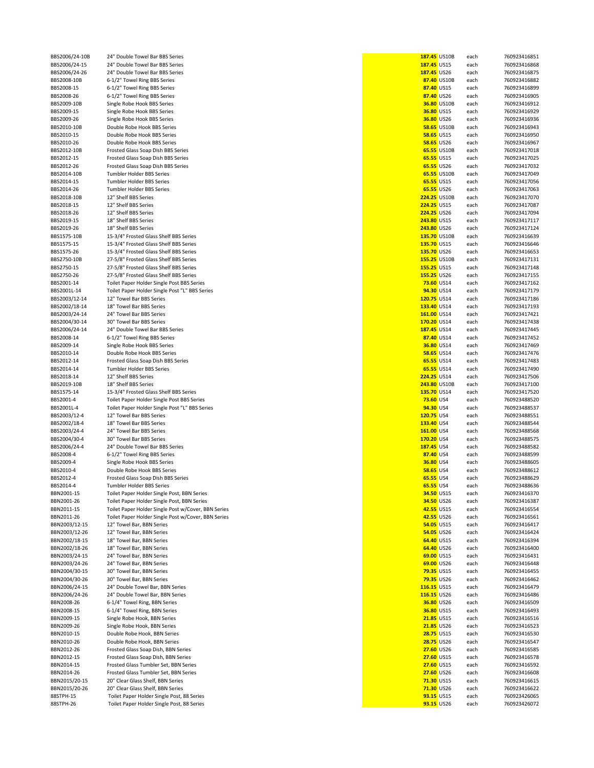| | | | | | |
|---|---|---|---|---|---|
| BBS2006/24-10B | 24" Double Towel Bar BBS Series | 187.45 | US10B | each | 7609234168 51 |
| BBS2006/24-15 | 24" Double Towel Bar BBS Series | 187.45 | US15 | each | 760923416868 |
| BBS2006/24-26 | 24" Double Towel Bar BBS Series | 187.45 | US26 | each | 760923416875 |
| BBS2008-10B | 6-1/2" Towel Ring BBS Series | 87.40 | US10B | each | 760923416882 |
| BBS2008-15 | 6-1/2" Towel Ring BBS Series | 87.40 | US15 | each | 760923416899 |
| BBS2008-26 | 6-1/2" Towel Ring BBS Series | 87.40 | US26 | each | 760923416905 |
| BBS2009-10B | Single Robe Hook BBS Series | 36.80 | US10B | each | 760923416912 |
| BBS2009-15 | Single Robe Hook BBS Series | 36.80 | US15 | each | 760923416929 |
| BBS2009-26 | Single Robe Hook BBS Series | 36.80 | US26 | each | 760923416936 |
| BBS2010-10B | Double Robe Hook BBS Series | 58.65 | US10B | each | 760923416943 |
| BBS2010-15 | Double Robe Hook BBS Series | 58.65 | US15 | each | 760923416950 |
| BBS2010-26 | Double Robe Hook BBS Series | 58.65 | US26 | each | 760923416967 |
| BBS2012-10B | Frosted Glass Soap Dish BBS Series | 65.55 | US10B | each | 760923417018 |
| BBS2012-15 | Frosted Glass Soap Dish BBS Series | 65.55 | US15 | each | 760923417025 |
| BBS2012-26 | Frosted Glass Soap Dish BBS Series | 65.55 | US26 | each | 760923417032 |
| BBS2014-10B | Tumbler Holder BBS Series | 65.55 | US10B | each | 760923417049 |
| BBS2014-15 | Tumbler Holder BBS Series | 65.55 | US15 | each | 760923417056 |
| BBS2014-26 | Tumbler Holder BBS Series | 65.55 | US26 | each | 760923417063 |
| BBS2018-10B | 12" Shelf BBS Series | 224.25 | US10B | each | 760923417070 |
| BBS2018-15 | 12" Shelf BBS Series | 224.25 | US15 | each | 760923417087 |
| BBS2018-26 | 12" Shelf BBS Series | 224.25 | US26 | each | 760923417094 |
| BBS2019-15 | 18" Shelf BBS Series | 243.80 | US15 | each | 760923417117 |
| BBS2019-26 | 18" Shelf BBS Series | 243.80 | US26 | each | 760923417124 |
| BBS1575-10B | 15-3/4" Frosted Glass Shelf BBS Series | 135.70 | US10B | each | 760923416639 |
| BBS1575-15 | 15-3/4" Frosted Glass Shelf BBS Series | 135.70 | US15 | each | 760923416646 |
| BBS1575-26 | 15-3/4" Frosted Glass Shelf BBS Series | 135.70 | US26 | each | 760923416653 |
| BBS2750-10B | 27-5/8" Frosted Glass Shelf BBS Series | 155.25 | US10B | each | 760923417131 |
| BBS2750-15 | 27-5/8" Frosted Glass Shelf BBS Series | 155.25 | US15 | each | 760923417148 |
| BBS2750-26 | 27-5/8" Frosted Glass Shelf BBS Series | 155.25 | US26 | each | 760923417155 |
| BBS2001-14 | Toilet Paper Holder Single Post BBS Series | 73.60 | US14 | each | 760923417162 |
| BBS2001L-14 | Toilet Paper Holder Single Post "L" BBS Series | 94.30 | US14 | each | 760923417179 |
| BBS2003/12-14 | 12" Towel Bar BBS Series | 120.75 | US14 | each | 760923417186 |
| BBS2002/18-14 | 18" Towel Bar BBS Series | 133.40 | US14 | each | 760923417193 |
| BBS2003/24-14 | 24" Towel Bar BBS Series | 161.00 | US14 | each | 760923417421 |
| BBS2004/30-14 | 30" Towel Bar BBS Series | 170.20 | US14 | each | 760923417438 |
| BBS2006/24-14 | 24" Double Towel Bar BBS Series | 187.45 | US14 | each | 760923417445 |
| BBS2008-14 | 6-1/2" Towel Ring BBS Series | 87.40 | US14 | each | 760923417452 |
| BBS2009-14 | Single Robe Hook BBS Series | 36.80 | US14 | each | 760923417469 |
| BBS2010-14 | Double Robe Hook BBS Series | 58.65 | US14 | each | 760923417476 |
| BBS2012-14 | Frosted Glass Soap Dish BBS Series | 65.55 | US14 | each | 760923417483 |
| BBS2014-14 | Tumbler Holder BBS Series | 65.55 | US14 | each | 760923417490 |
| BBS2018-14 | 12" Shelf BBS Series | 224.25 | US14 | each | 760923417506 |
| BBS2019-10B | 18" Shelf BBS Series | 243.80 | US10B | each | 760923417100 |
| BBS1575-14 | 15-3/4" Frosted Glass Shelf BBS Series | 135.70 | US14 | each | 760923417520 |
| BBS2001-4 | Toilet Paper Holder Single Post BBS Series | 73.60 | US4 | each | 760923488520 |
| BBS2001L-4 | Toilet Paper Holder Single Post "L" BBS Series | 94.30 | US4 | each | 760923488537 |
| BBS2003/12-4 | 12" Towel Bar BBS Series | 120.75 | US4 | each | 760923488551 |
| BBS2002/18-4 | 18" Towel Bar BBS Series | 133.40 | US4 | each | 760923488544 |
| BBS2003/24-4 | 24" Towel Bar BBS Series | 161.00 | US4 | each | 760923488568 |
| BBS2004/30-4 | 30" Towel Bar BBS Series | 170.20 | US4 | each | 760923488575 |
| BBS2006/24-4 | 24" Double Towel Bar BBS Series | 187.45 | US4 | each | 760923488582 |
| BBS2008-4 | 6-1/2" Towel Ring BBS Series | 87.40 | US4 | each | 760923488599 |
| BBS2009-4 | Single Robe Hook BBS Series | 36.80 | US4 | each | 760923488605 |
| BBS2010-4 | Double Robe Hook BBS Series | 58.65 | US4 | each | 760923488612 |
| BBS2012-4 | Frosted Glass Soap Dish BBS Series | 65.55 | US4 | each | 760923488629 |
| BBS2014-4 | Tumbler Holder BBS Series | 65.55 | US4 | each | 760923488636 |
| BBN2001-15 | Toilet Paper Holder Single Post, BBN Series | 34.50 | US15 | each | 760923416370 |
| BBN2001-26 | Toilet Paper Holder Single Post, BBN Series | 34.50 | US26 | each | 760923416387 |
| BBN2011-15 | Toilet Paper Holder Single Post w/Cover, BBN Series | 42.55 | US15 | each | 760923416554 |
| BBN2011-26 | Toilet Paper Holder Single Post w/Cover, BBN Series | 42.55 | US26 | each | 760923416561 |
| BBN2003/12-15 | 12" Towel Bar, BBN Series | 54.05 | US15 | each | 760923416417 |
| BBN2003/12-26 | 12" Towel Bar, BBN Series | 54.05 | US26 | each | 760923416424 |
| BBN2002/18-15 | 18" Towel Bar, BBN Series | 64.40 | US15 | each | 760923416394 |
| BBN2002/18-26 | 18" Towel Bar, BBN Series | 64.40 | US26 | each | 760923416400 |
| BBN2003/24-15 | 24" Towel Bar, BBN Series | 69.00 | US15 | each | 760923416431 |
| BBN2003/24-26 | 24" Towel Bar, BBN Series | 69.00 | US26 | each | 760923416448 |
| BBN2004/30-15 | 30" Towel Bar, BBN Series | 79.35 | US15 | each | 760923416455 |
| BBN2004/30-26 | 30" Towel Bar, BBN Series | 79.35 | US26 | each | 760923416462 |
| BBN2006/24-15 | 24" Double Towel Bar, BBN Series | 116.15 | US15 | each | 760923416479 |
| BBN2006/24-26 | 24" Double Towel Bar, BBN Series | 116.15 | US26 | each | 760923416486 |
| BBN2008-26 | 6-1/4" Towel Ring, BBN Series | 36.80 | US26 | each | 760923416509 |
| BBN2008-15 | 6-1/4" Towel Ring, BBN Series | 36.80 | US15 | each | 760923416493 |
| BBN2009-15 | Single Robe Hook, BBN Series | 21.85 | US15 | each | 760923416516 |
| BBN2009-26 | Single Robe Hook, BBN Series | 21.85 | US26 | each | 760923416523 |
| BBN2010-15 | Double Robe Hook, BBN Series | 28.75 | US15 | each | 760923416530 |
| BBN2010-26 | Double Robe Hook, BBN Series | 28.75 | US26 | each | 760923416547 |
| BBN2012-26 | Frosted Glass Soap Dish, BBN Series | 27.60 | US26 | each | 760923416585 |
| BBN2012-15 | Frosted Glass Soap Dish, BBN Series | 27.60 | US15 | each | 760923416578 |
| BBN2014-15 | Frosted Glass Tumbler Set, BBN Series | 27.60 | US15 | each | 760923416592 |
| BBN2014-26 | Frosted Glass Tumbler Set, BBN Series | 27.60 | US26 | each | 760923416608 |
| BBN2015/20-15 | 20" Clear Glass Shelf, BBN Series | 71.30 | US15 | each | 760923416615 |
| BBN2015/20-26 | 20" Clear Glass Shelf, BBN Series | 71.30 | US26 | each | 760923416622 |
| 88STPH-15 | Toilet Paper Holder Single Post, 88 Series | 93.15 | US15 | each | 760923426065 |
| 88STPH-26 | Toilet Paper Holder Single Post, 88 Series | 93.15 | US26 | each | 760923426072 |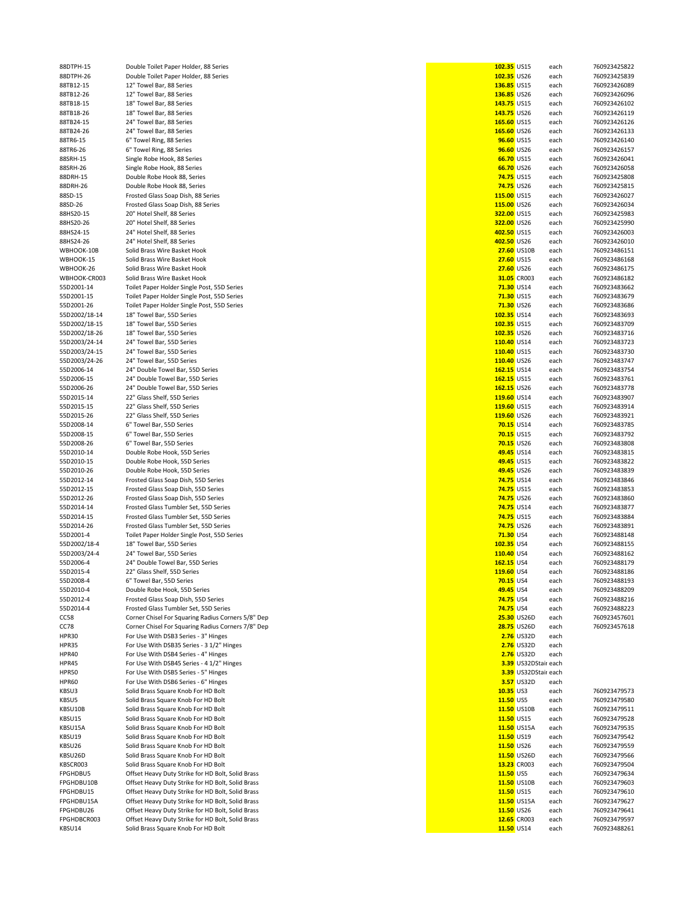| | | | | | |
|---|---|---|---|---|---|
| 88DTPH-15 | Double Toilet Paper Holder, 88 Series | 102.35 | US15 | each | 760923425822 |
| 88DTPH-26 | Double Toilet Paper Holder, 88 Series | 102.35 | US26 | each | 760923425839 |
| 88TB12-15 | 12" Towel Bar, 88 Series | 136.85 | US15 | each | 760923426089 |
| 88TB12-26 | 12" Towel Bar, 88 Series | 136.85 | US26 | each | 760923426096 |
| 88TB18-15 | 18" Towel Bar, 88 Series | 143.75 | US15 | each | 760923426102 |
| 88TB18-26 | 18" Towel Bar, 88 Series | 143.75 | US26 | each | 760923426119 |
| 88TB24-15 | 24" Towel Bar, 88 Series | 165.60 | US15 | each | 760923426126 |
| 88TB24-26 | 24" Towel Bar, 88 Series | 165.60 | US26 | each | 760923426133 |
| 88TR6-15 | 6" Towel Ring, 88 Series | 96.60 | US15 | each | 760923426140 |
| 88TR6-26 | 6" Towel Ring, 88 Series | 96.60 | US26 | each | 760923426157 |
| 88SRH-15 | Single Robe Hook, 88 Series | 66.70 | US15 | each | 760923426041 |
| 88SRH-26 | Single Robe Hook, 88 Series | 66.70 | US26 | each | 760923426058 |
| 88DRH-15 | Double Robe Hook 88, Series | 74.75 | US15 | each | 760923425808 |
| 88DRH-26 | Double Robe Hook 88, Series | 74.75 | US26 | each | 760923425815 |
| 88SD-15 | Frosted Glass Soap Dish, 88 Series | 115.00 | US15 | each | 760923426027 |
| 88SD-26 | Frosted Glass Soap Dish, 88 Series | 115.00 | US26 | each | 760923426034 |
| 88HS20-15 | 20" Hotel Shelf, 88 Series | 322.00 | US15 | each | 760923425983 |
| 88HS20-26 | 20" Hotel Shelf, 88 Series | 322.00 | US26 | each | 760923425990 |
| 88HS24-15 | 24" Hotel Shelf, 88 Series | 402.50 | US15 | each | 760923426003 |
| 88HS24-26 | 24" Hotel Shelf, 88 Series | 402.50 | US26 | each | 760923426010 |
| WBHOOK-10B | Solid Brass Wire Basket Hook | 27.60 | US10B | each | 760923486151 |
| WBHOOK-15 | Solid Brass Wire Basket Hook | 27.60 | US15 | each | 760923486168 |
| WBHOOK-26 | Solid Brass Wire Basket Hook | 27.60 | US26 | each | 760923486175 |
| WBHOOK-CR003 | Solid Brass Wire Basket Hook | 31.05 | CR003 | each | 760923486182 |
| 55D2001-14 | Toilet Paper Holder Single Post, 55D Series | 71.30 | US14 | each | 760923483662 |
| 55D2001-15 | Toilet Paper Holder Single Post, 55D Series | 71.30 | US15 | each | 760923483679 |
| 55D2001-26 | Toilet Paper Holder Single Post, 55D Series | 71.30 | US26 | each | 760923483686 |
| 55D2002/18-14 | 18" Towel Bar, 55D Series | 102.35 | US14 | each | 760923483693 |
| 55D2002/18-15 | 18" Towel Bar, 55D Series | 102.35 | US15 | each | 760923483709 |
| 55D2002/18-26 | 18" Towel Bar, 55D Series | 102.35 | US26 | each | 760923483716 |
| 55D2003/24-14 | 24" Towel Bar, 55D Series | 110.40 | US14 | each | 760923483723 |
| 55D2003/24-15 | 24" Towel Bar, 55D Series | 110.40 | US15 | each | 760923483730 |
| 55D2003/24-26 | 24" Towel Bar, 55D Series | 110.40 | US26 | each | 760923483747 |
| 55D2006-14 | 24" Double Towel Bar, 55D Series | 162.15 | US14 | each | 760923483754 |
| 55D2006-15 | 24" Double Towel Bar, 55D Series | 162.15 | US15 | each | 760923483761 |
| 55D2006-26 | 24" Double Towel Bar, 55D Series | 162.15 | US26 | each | 760923483778 |
| 55D2015-14 | 22" Glass Shelf, 55D Series | 119.60 | US14 | each | 760923483907 |
| 55D2015-15 | 22" Glass Shelf, 55D Series | 119.60 | US15 | each | 760923483914 |
| 55D2015-26 | 22" Glass Shelf, 55D Series | 119.60 | US26 | each | 760923483921 |
| 55D2008-14 | 6" Towel Bar, 55D Series | 70.15 | US14 | each | 760923483785 |
| 55D2008-15 | 6" Towel Bar, 55D Series | 70.15 | US15 | each | 760923483792 |
| 55D2008-26 | 6" Towel Bar, 55D Series | 70.15 | US26 | each | 760923483808 |
| 55D2010-14 | Double Robe Hook, 55D Series | 49.45 | US14 | each | 760923483815 |
| 55D2010-15 | Double Robe Hook, 55D Series | 49.45 | US15 | each | 760923483822 |
| 55D2010-26 | Double Robe Hook, 55D Series | 49.45 | US26 | each | 760923483839 |
| 55D2012-14 | Frosted Glass Soap Dish, 55D Series | 74.75 | US14 | each | 760923483846 |
| 55D2012-15 | Frosted Glass Soap Dish, 55D Series | 74.75 | US15 | each | 760923483853 |
| 55D2012-26 | Frosted Glass Soap Dish, 55D Series | 74.75 | US26 | each | 760923483860 |
| 55D2014-14 | Frosted Glass Tumbler Set, 55D Series | 74.75 | US14 | each | 760923483877 |
| 55D2014-15 | Frosted Glass Tumbler Set, 55D Series | 74.75 | US15 | each | 760923483884 |
| 55D2014-26 | Frosted Glass Tumbler Set, 55D Series | 74.75 | US26 | each | 760923483891 |
| 55D2001-4 | Toilet Paper Holder Single Post, 55D Series | 71.30 | US4 | each | 760923488148 |
| 55D2002/18-4 | 18" Towel Bar, 55D Series | 102.35 | US4 | each | 760923488155 |
| 55D2003/24-4 | 24" Towel Bar, 55D Series | 110.40 | US4 | each | 760923488162 |
| 55D2006-4 | 24" Double Towel Bar, 55D Series | 162.15 | US4 | each | 760923488179 |
| 55D2015-4 | 22" Glass Shelf, 55D Series | 119.60 | US4 | each | 760923488186 |
| 55D2008-4 | 6" Towel Bar, 55D Series | 70.15 | US4 | each | 760923488193 |
| 55D2010-4 | Double Robe Hook, 55D Series | 49.45 | US4 | each | 760923488209 |
| 55D2012-4 | Frosted Glass Soap Dish, 55D Series | 74.75 | US4 | each | 760923488216 |
| 55D2014-4 | Frosted Glass Tumbler Set, 55D Series | 74.75 | US4 | each | 760923488223 |
| CC58 | Corner Chisel For Squaring Radius Corners 5/8" Dep | 25.30 | US26D | each | 760923457601 |
| CC78 | Corner Chisel For Squaring Radius Corners 7/8" Dep | 28.75 | US26D | each | 760923457618 |
| HPR30 | For Use With DSB3 Series - 3" Hinges | 2.76 | US32D | each | |
| HPR35 | For Use With DSB35 Series - 3 1/2" Hinges | 2.76 | US32D | each | |
| HPR40 | For Use With DSB4 Series - 4" Hinges | 2.76 | US32D | each | |
| HPR45 | For Use With DSB45 Series - 4 1/2" Hinges | 3.39 | US32DStair | each | |
| HPR50 | For Use With DSB5 Series - 5" Hinges | 3.39 | US32DStair | each | |
| HPR60 | For Use With DSB6 Series - 6" Hinges | 3.57 | US32D | each | |
| KBSU3 | Solid Brass Square Knob For HD Bolt | 10.35 | US3 | each | 760923479573 |
| KBSU5 | Solid Brass Square Knob For HD Bolt | 11.50 | US5 | each | 760923479580 |
| KBSU10B | Solid Brass Square Knob For HD Bolt | 11.50 | US10B | each | 760923479511 |
| KBSU15 | Solid Brass Square Knob For HD Bolt | 11.50 | US15 | each | 760923479528 |
| KBSU15A | Solid Brass Square Knob For HD Bolt | 11.50 | US15A | each | 760923479535 |
| KBSU19 | Solid Brass Square Knob For HD Bolt | 11.50 | US19 | each | 760923479542 |
| KBSU26 | Solid Brass Square Knob For HD Bolt | 11.50 | US26 | each | 760923479559 |
| KBSU26D | Solid Brass Square Knob For HD Bolt | 11.50 | US26D | each | 760923479566 |
| KBSCR003 | Solid Brass Square Knob For HD Bolt | 13.23 | CR003 | each | 760923479504 |
| FPGHDBU5 | Offset Heavy Duty Strike for HD Bolt, Solid Brass | 11.50 | US5 | each | 760923479634 |
| FPGHDBU10B | Offset Heavy Duty Strike for HD Bolt, Solid Brass | 11.50 | US10B | each | 760923479603 |
| FPGHDBU15 | Offset Heavy Duty Strike for HD Bolt, Solid Brass | 11.50 | US15 | each | 760923479610 |
| FPGHDBU15A | Offset Heavy Duty Strike for HD Bolt, Solid Brass | 11.50 | US15A | each | 760923479627 |
| FPGHDBU26 | Offset Heavy Duty Strike for HD Bolt, Solid Brass | 11.50 | US26 | each | 760923479641 |
| FPGHDBCR003 | Offset Heavy Duty Strike for HD Bolt, Solid Brass | 12.65 | CR003 | each | 760923479597 |
| KBSU14 | Solid Brass Square Knob For HD Bolt | 11.50 | US14 | each | 760923488261 |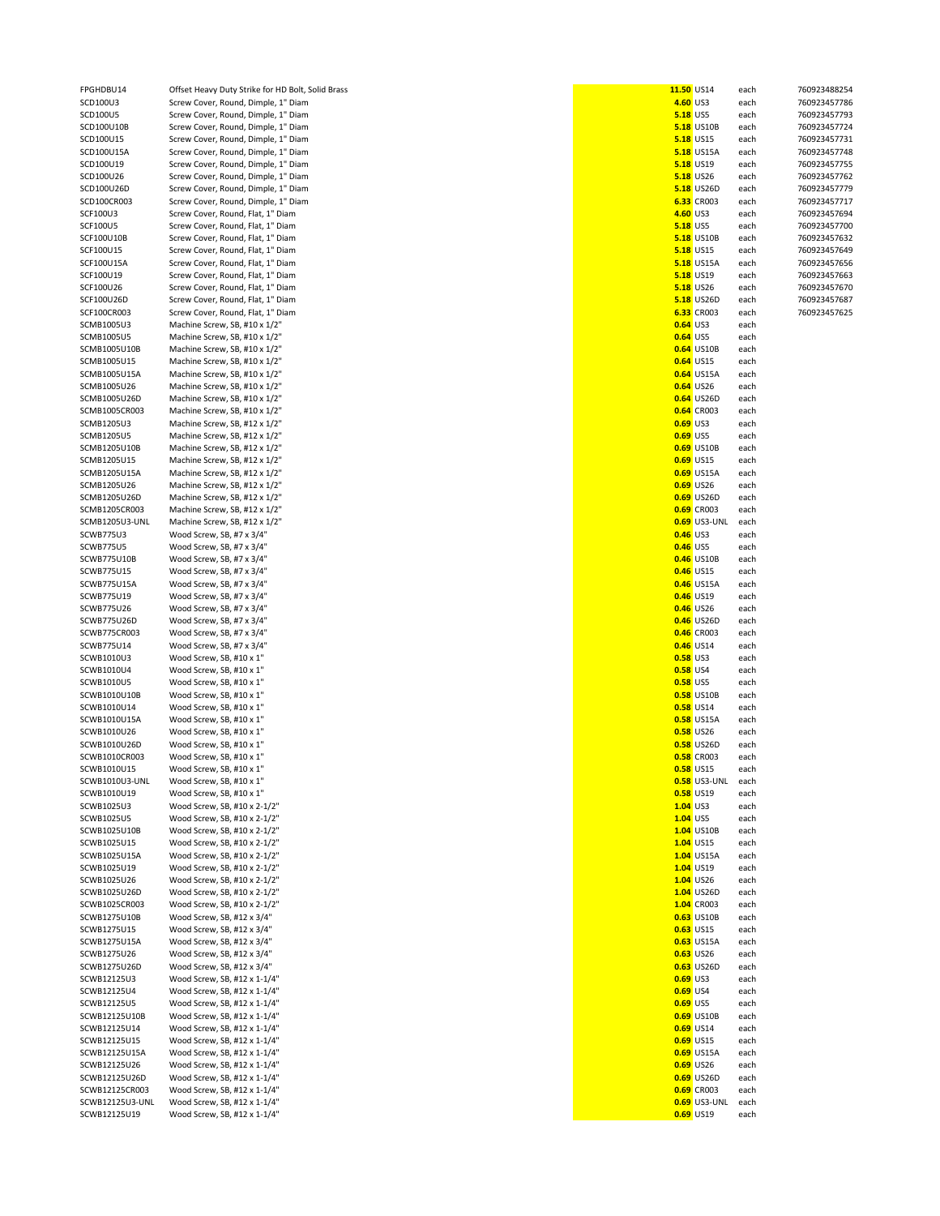| | | | | | |
|---|---|---|---|---|---|
| FPGHDBU14 | Offset Heavy Duty Strike for HD Bolt, Solid Brass | 11.50 | US14 | each | 760923488254 |
| SCD100U3 | Screw Cover, Round, Dimple, 1" Diam | 4.60 | US3 | each | 760923457786 |
| SCD100U5 | Screw Cover, Round, Dimple, 1" Diam | 5.18 | US5 | each | 760923457793 |
| SCD100U10B | Screw Cover, Round, Dimple, 1" Diam | 5.18 | US10B | each | 760923457724 |
| SCD100U15 | Screw Cover, Round, Dimple, 1" Diam | 5.18 | US15 | each | 760923457731 |
| SCD100U15A | Screw Cover, Round, Dimple, 1" Diam | 5.18 | US15A | each | 760923457748 |
| SCD100U19 | Screw Cover, Round, Dimple, 1" Diam | 5.18 | US19 | each | 760923457755 |
| SCD100U26 | Screw Cover, Round, Dimple, 1" Diam | 5.18 | US26 | each | 760923457762 |
| SCD100U26D | Screw Cover, Round, Dimple, 1" Diam | 5.18 | US26D | each | 760923457779 |
| SCD100CR003 | Screw Cover, Round, Dimple, 1" Diam | 6.33 | CR003 | each | 760923457717 |
| SCF100U3 | Screw Cover, Round, Flat, 1" Diam | 4.60 | US3 | each | 760923457694 |
| SCF100U5 | Screw Cover, Round, Flat, 1" Diam | 5.18 | US5 | each | 760923457700 |
| SCF100U10B | Screw Cover, Round, Flat, 1" Diam | 5.18 | US10B | each | 760923457632 |
| SCF100U15 | Screw Cover, Round, Flat, 1" Diam | 5.18 | US15 | each | 760923457649 |
| SCF100U15A | Screw Cover, Round, Flat, 1" Diam | 5.18 | US15A | each | 760923457656 |
| SCF100U19 | Screw Cover, Round, Flat, 1" Diam | 5.18 | US19 | each | 760923457663 |
| SCF100U26 | Screw Cover, Round, Flat, 1" Diam | 5.18 | US26 | each | 760923457670 |
| SCF100U26D | Screw Cover, Round, Flat, 1" Diam | 5.18 | US26D | each | 760923457687 |
| SCF100CR003 | Screw Cover, Round, Flat, 1" Diam | 6.33 | CR003 | each | 760923457625 |
| SCMB1005U3 | Machine Screw, SB, #10 x 1/2" | 0.64 | US3 | each | |
| SCMB1005U5 | Machine Screw, SB, #10 x 1/2" | 0.64 | US5 | each | |
| SCMB1005U10B | Machine Screw, SB, #10 x 1/2" | 0.64 | US10B | each | |
| SCMB1005U15 | Machine Screw, SB, #10 x 1/2" | 0.64 | US15 | each | |
| SCMB1005U15A | Machine Screw, SB, #10 x 1/2" | 0.64 | US15A | each | |
| SCMB1005U26 | Machine Screw, SB, #10 x 1/2" | 0.64 | US26 | each | |
| SCMB1005U26D | Machine Screw, SB, #10 x 1/2" | 0.64 | US26D | each | |
| SCMB1005CR003 | Machine Screw, SB, #10 x 1/2" | 0.64 | CR003 | each | |
| SCMB1205U3 | Machine Screw, SB, #12 x 1/2" | 0.69 | US3 | each | |
| SCMB1205U5 | Machine Screw, SB, #12 x 1/2" | 0.69 | US5 | each | |
| SCMB1205U10B | Machine Screw, SB, #12 x 1/2" | 0.69 | US10B | each | |
| SCMB1205U15 | Machine Screw, SB, #12 x 1/2" | 0.69 | US15 | each | |
| SCMB1205U15A | Machine Screw, SB, #12 x 1/2" | 0.69 | US15A | each | |
| SCMB1205U26 | Machine Screw, SB, #12 x 1/2" | 0.69 | US26 | each | |
| SCMB1205U26D | Machine Screw, SB, #12 x 1/2" | 0.69 | US26D | each | |
| SCMB1205CR003 | Machine Screw, SB, #12 x 1/2" | 0.69 | CR003 | each | |
| SCMB1205U3-UNL | Machine Screw, SB, #12 x 1/2" | 0.69 | US3-UNL | each | |
| SCWB775U3 | Wood Screw, SB, #7 x 3/4" | 0.46 | US3 | each | |
| SCWB775U5 | Wood Screw, SB, #7 x 3/4" | 0.46 | US5 | each | |
| SCWB775U10B | Wood Screw, SB, #7 x 3/4" | 0.46 | US10B | each | |
| SCWB775U15 | Wood Screw, SB, #7 x 3/4" | 0.46 | US15 | each | |
| SCWB775U15A | Wood Screw, SB, #7 x 3/4" | 0.46 | US15A | each | |
| SCWB775U19 | Wood Screw, SB, #7 x 3/4" | 0.46 | US19 | each | |
| SCWB775U26 | Wood Screw, SB, #7 x 3/4" | 0.46 | US26 | each | |
| SCWB775U26D | Wood Screw, SB, #7 x 3/4" | 0.46 | US26D | each | |
| SCWB775CR003 | Wood Screw, SB, #7 x 3/4" | 0.46 | CR003 | each | |
| SCWB775U14 | Wood Screw, SB, #7 x 3/4" | 0.46 | US14 | each | |
| SCWB1010U3 | Wood Screw, SB, #10 x 1" | 0.58 | US3 | each | |
| SCWB1010U4 | Wood Screw, SB, #10 x 1" | 0.58 | US4 | each | |
| SCWB1010U5 | Wood Screw, SB, #10 x 1" | 0.58 | US5 | each | |
| SCWB1010U10B | Wood Screw, SB, #10 x 1" | 0.58 | US10B | each | |
| SCWB1010U14 | Wood Screw, SB, #10 x 1" | 0.58 | US14 | each | |
| SCWB1010U15A | Wood Screw, SB, #10 x 1" | 0.58 | US15A | each | |
| SCWB1010U26 | Wood Screw, SB, #10 x 1" | 0.58 | US26 | each | |
| SCWB1010U26D | Wood Screw, SB, #10 x 1" | 0.58 | US26D | each | |
| SCWB1010CR003 | Wood Screw, SB, #10 x 1" | 0.58 | CR003 | each | |
| SCWB1010U15 | Wood Screw, SB, #10 x 1" | 0.58 | US15 | each | |
| SCWB1010U3-UNL | Wood Screw, SB, #10 x 1" | 0.58 | US3-UNL | each | |
| SCWB1010U19 | Wood Screw, SB, #10 x 1" | 0.58 | US19 | each | |
| SCWB1025U3 | Wood Screw, SB, #10 x 2-1/2" | 1.04 | US3 | each | |
| SCWB1025U5 | Wood Screw, SB, #10 x 2-1/2" | 1.04 | US5 | each | |
| SCWB1025U10B | Wood Screw, SB, #10 x 2-1/2" | 1.04 | US10B | each | |
| SCWB1025U15 | Wood Screw, SB, #10 x 2-1/2" | 1.04 | US15 | each | |
| SCWB1025U15A | Wood Screw, SB, #10 x 2-1/2" | 1.04 | US15A | each | |
| SCWB1025U19 | Wood Screw, SB, #10 x 2-1/2" | 1.04 | US19 | each | |
| SCWB1025U26 | Wood Screw, SB, #10 x 2-1/2" | 1.04 | US26 | each | |
| SCWB1025U26D | Wood Screw, SB, #10 x 2-1/2" | 1.04 | US26D | each | |
| SCWB1025CR003 | Wood Screw, SB, #10 x 2-1/2" | 1.04 | CR003 | each | |
| SCWB1275U10B | Wood Screw, SB, #12 x 3/4" | 0.63 | US10B | each | |
| SCWB1275U15 | Wood Screw, SB, #12 x 3/4" | 0.63 | US15 | each | |
| SCWB1275U15A | Wood Screw, SB, #12 x 3/4" | 0.63 | US15A | each | |
| SCWB1275U26 | Wood Screw, SB, #12 x 3/4" | 0.63 | US26 | each | |
| SCWB1275U26D | Wood Screw, SB, #12 x 3/4" | 0.63 | US26D | each | |
| SCWB12125U3 | Wood Screw, SB, #12 x 1-1/4" | 0.69 | US3 | each | |
| SCWB12125U4 | Wood Screw, SB, #12 x 1-1/4" | 0.69 | US4 | each | |
| SCWB12125U5 | Wood Screw, SB, #12 x 1-1/4" | 0.69 | US5 | each | |
| SCWB12125U10B | Wood Screw, SB, #12 x 1-1/4" | 0.69 | US10B | each | |
| SCWB12125U14 | Wood Screw, SB, #12 x 1-1/4" | 0.69 | US14 | each | |
| SCWB12125U15 | Wood Screw, SB, #12 x 1-1/4" | 0.69 | US15 | each | |
| SCWB12125U15A | Wood Screw, SB, #12 x 1-1/4" | 0.69 | US15A | each | |
| SCWB12125U26 | Wood Screw, SB, #12 x 1-1/4" | 0.69 | US26 | each | |
| SCWB12125U26D | Wood Screw, SB, #12 x 1-1/4" | 0.69 | US26D | each | |
| SCWB12125CR003 | Wood Screw, SB, #12 x 1-1/4" | 0.69 | CR003 | each | |
| SCWB12125U3-UNL | Wood Screw, SB, #12 x 1-1/4" | 0.69 | US3-UNL | each | |
| SCWB12125U19 | Wood Screw, SB, #12 x 1-1/4" | 0.69 | US19 | each | |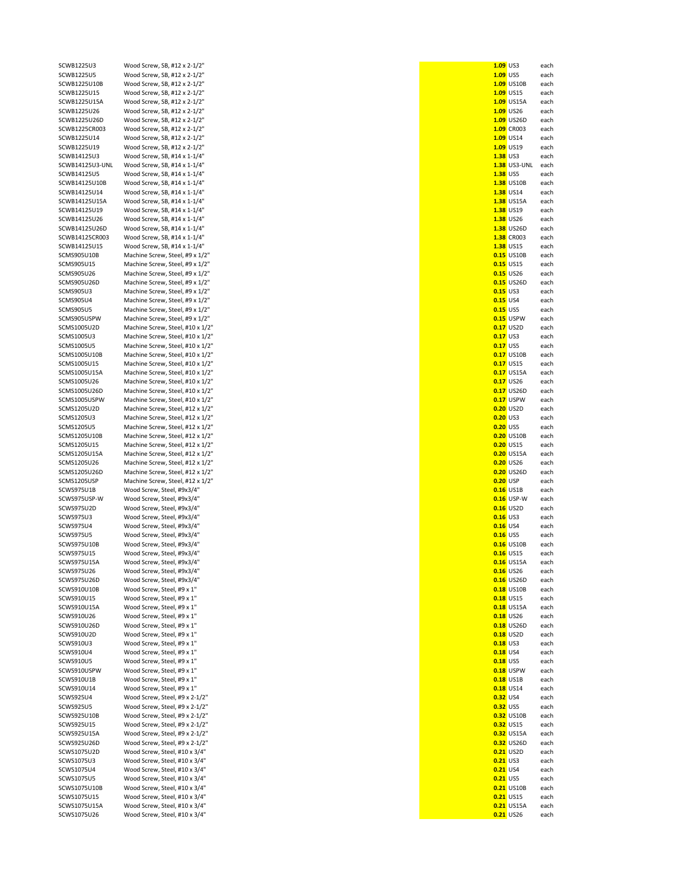| | | | | |
|---|---|---|---|---|
| SCWB1225U3 | Wood Screw, SB, #12 x 2-1/2" | **1.09** | US3 | each |
| SCWB1225U5 | Wood Screw, SB, #12 x 2-1/2" | **1.09** | US5 | each |
| SCWB1225U10B | Wood Screw, SB, #12 x 2-1/2" | **1.09** | US10B | each |
| SCWB1225U15 | Wood Screw, SB, #12 x 2-1/2" | **1.09** | US15 | each |
| SCWB1225U15A | Wood Screw, SB, #12 x 2-1/2" | **1.09** | US15A | each |
| SCWB1225U26 | Wood Screw, SB, #12 x 2-1/2" | **1.09** | US26 | each |
| SCWB1225U26D | Wood Screw, SB, #12 x 2-1/2" | **1.09** | US26D | each |
| SCWB1225CR003 | Wood Screw, SB, #12 x 2-1/2" | **1.09** | CR003 | each |
| SCWB1225U14 | Wood Screw, SB, #12 x 2-1/2" | **1.09** | US14 | each |
| SCWB1225U19 | Wood Screw, SB, #12 x 2-1/2" | **1.09** | US19 | each |
| SCWB14125U3 | Wood Screw, SB, #14 x 1-1/4" | **1.38** | US3 | each |
| SCWB14125U3-UNL | Wood Screw, SB, #14 x 1-1/4" | **1.38** | US3-UNL | each |
| SCWB14125U5 | Wood Screw, SB, #14 x 1-1/4" | **1.38** | US5 | each |
| SCWB14125U10B | Wood Screw, SB, #14 x 1-1/4" | **1.38** | US10B | each |
| SCWB14125U14 | Wood Screw, SB, #14 x 1-1/4" | **1.38** | US14 | each |
| SCWB14125U15A | Wood Screw, SB, #14 x 1-1/4" | **1.38** | US15A | each |
| SCWB14125U19 | Wood Screw, SB, #14 x 1-1/4" | **1.38** | US19 | each |
| SCWB14125U26 | Wood Screw, SB, #14 x 1-1/4" | **1.38** | US26 | each |
| SCWB14125U26D | Wood Screw, SB, #14 x 1-1/4" | **1.38** | US26D | each |
| SCWB14125CR003 | Wood Screw, SB, #14 x 1-1/4" | **1.38** | CR003 | each |
| SCWB14125U15 | Wood Screw, SB, #14 x 1-1/4" | **1.38** | US15 | each |
| SCMS905U10B | Machine Screw, Steel, #9 x 1/2" | **0.15** | US10B | each |
| SCMS905U15 | Machine Screw, Steel, #9 x 1/2" | **0.15** | US15 | each |
| SCMS905U26 | Machine Screw, Steel, #9 x 1/2" | **0.15** | US26 | each |
| SCMS905U26D | Machine Screw, Steel, #9 x 1/2" | **0.15** | US26D | each |
| SCMS905U3 | Machine Screw, Steel, #9 x 1/2" | **0.15** | US3 | each |
| SCMS905U4 | Machine Screw, Steel, #9 x 1/2" | **0.15** | US4 | each |
| SCMS905U5 | Machine Screw, Steel, #9 x 1/2" | **0.15** | US5 | each |
| SCMS905USPW | Machine Screw, Steel, #9 x 1/2" | **0.15** | USPW | each |
| SCMS1005U2D | Machine Screw, Steel, #10 x 1/2" | **0.17** | US2D | each |
| SCMS1005U3 | Machine Screw, Steel, #10 x 1/2" | **0.17** | US3 | each |
| SCMS1005U5 | Machine Screw, Steel, #10 x 1/2" | **0.17** | US5 | each |
| SCMS1005U10B | Machine Screw, Steel, #10 x 1/2" | **0.17** | US10B | each |
| SCMS1005U15 | Machine Screw, Steel, #10 x 1/2" | **0.17** | US15 | each |
| SCMS1005U15A | Machine Screw, Steel, #10 x 1/2" | **0.17** | US15A | each |
| SCMS1005U26 | Machine Screw, Steel, #10 x 1/2" | **0.17** | US26 | each |
| SCMS1005U26D | Machine Screw, Steel, #10 x 1/2" | **0.17** | US26D | each |
| SCMS1005USPW | Machine Screw, Steel, #10 x 1/2" | **0.17** | USPW | each |
| SCMS1205U2D | Machine Screw, Steel, #12 x 1/2" | **0.20** | US2D | each |
| SCMS1205U3 | Machine Screw, Steel, #12 x 1/2" | **0.20** | US3 | each |
| SCMS1205U5 | Machine Screw, Steel, #12 x 1/2" | **0.20** | US5 | each |
| SCMS1205U10B | Machine Screw, Steel, #12 x 1/2" | **0.20** | US10B | each |
| SCMS1205U15 | Machine Screw, Steel, #12 x 1/2" | **0.20** | US15 | each |
| SCMS1205U15A | Machine Screw, Steel, #12 x 1/2" | **0.20** | US15A | each |
| SCMS1205U26 | Machine Screw, Steel, #12 x 1/2" | **0.20** | US26 | each |
| SCMS1205U26D | Machine Screw, Steel, #12 x 1/2" | **0.20** | US26D | each |
| SCMS1205USP | Machine Screw, Steel, #12 x 1/2" | **0.20** | USP | each |
| SCWS975U1B | Wood Screw, Steel, #9x3/4" | **0.16** | US1B | each |
| SCWS975USP-W | Wood Screw, Steel, #9x3/4" | **0.16** | USP-W | each |
| SCWS975U2D | Wood Screw, Steel, #9x3/4" | **0.16** | US2D | each |
| SCWS975U3 | Wood Screw, Steel, #9x3/4" | **0.16** | US3 | each |
| SCWS975U4 | Wood Screw, Steel, #9x3/4" | **0.16** | US4 | each |
| SCWS975U5 | Wood Screw, Steel, #9x3/4" | **0.16** | US5 | each |
| SCWS975U10B | Wood Screw, Steel, #9x3/4" | **0.16** | US10B | each |
| SCWS975U15 | Wood Screw, Steel, #9x3/4" | **0.16** | US15 | each |
| SCWS975U15A | Wood Screw, Steel, #9x3/4" | **0.16** | US15A | each |
| SCWS975U26 | Wood Screw, Steel, #9x3/4" | **0.16** | US26 | each |
| SCWS975U26D | Wood Screw, Steel, #9x3/4" | **0.16** | US26D | each |
| SCWS910U10B | Wood Screw, Steel, #9 x 1" | **0.18** | US10B | each |
| SCWS910U15 | Wood Screw, Steel, #9 x 1" | **0.18** | US15 | each |
| SCWS910U15A | Wood Screw, Steel, #9 x 1" | **0.18** | US15A | each |
| SCWS910U26 | Wood Screw, Steel, #9 x 1" | **0.18** | US26 | each |
| SCWS910U26D | Wood Screw, Steel, #9 x 1" | **0.18** | US26D | each |
| SCWS910U2D | Wood Screw, Steel, #9 x 1" | **0.18** | US2D | each |
| SCWS910U3 | Wood Screw, Steel, #9 x 1" | **0.18** | US3 | each |
| SCWS910U4 | Wood Screw, Steel, #9 x 1" | **0.18** | US4 | each |
| SCWS910U5 | Wood Screw, Steel, #9 x 1" | **0.18** | US5 | each |
| SCWS910USPW | Wood Screw, Steel, #9 x 1" | **0.18** | USPW | each |
| SCWS910U1B | Wood Screw, Steel, #9 x 1" | **0.18** | US1B | each |
| SCWS910U14 | Wood Screw, Steel, #9 x 1" | **0.18** | US14 | each |
| SCWS925U4 | Wood Screw, Steel, #9 x 2-1/2" | **0.32** | US4 | each |
| SCWS925U5 | Wood Screw, Steel, #9 x 2-1/2" | **0.32** | US5 | each |
| SCWS925U10B | Wood Screw, Steel, #9 x 2-1/2" | **0.32** | US10B | each |
| SCWS925U15 | Wood Screw, Steel, #9 x 2-1/2" | **0.32** | US15 | each |
| SCWS925U15A | Wood Screw, Steel, #9 x 2-1/2" | **0.32** | US15A | each |
| SCWS925U26D | Wood Screw, Steel, #9 x 2-1/2" | **0.32** | US26D | each |
| SCWS1075U2D | Wood Screw, Steel, #10 x 3/4" | **0.21** | US2D | each |
| SCWS1075U3 | Wood Screw, Steel, #10 x 3/4" | **0.21** | US3 | each |
| SCWS1075U4 | Wood Screw, Steel, #10 x 3/4" | **0.21** | US4 | each |
| SCWS1075U5 | Wood Screw, Steel, #10 x 3/4" | **0.21** | US5 | each |
| SCWS1075U10B | Wood Screw, Steel, #10 x 3/4" | **0.21** | US10B | each |
| SCWS1075U15 | Wood Screw, Steel, #10 x 3/4" | **0.21** | US15 | each |
| SCWS1075U15A | Wood Screw, Steel, #10 x 3/4" | **0.21** | US15A | each |
| SCWS1075U26 | Wood Screw, Steel, #10 x 3/4" | **0.21** | US26 | each |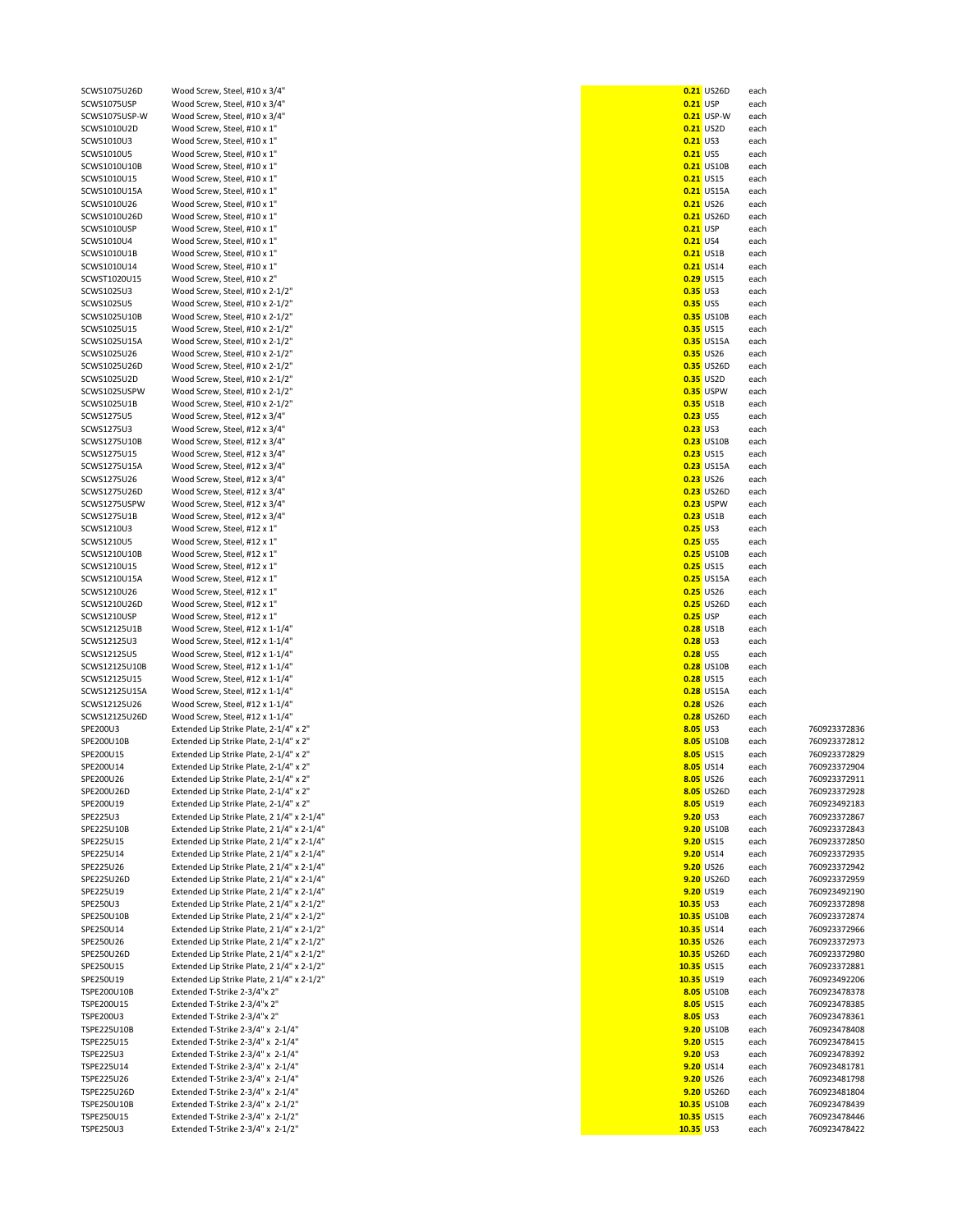| | | | | | |
|---|---|---|---|---|---|
| SCWS1075U26D | Wood Screw, Steel, #10 x 3/4" | 0.21 | US26D | each | |
| SCWS1075USP | Wood Screw, Steel, #10 x 3/4" | 0.21 | USP | each | |
| SCWS1075USP-W | Wood Screw, Steel, #10 x 3/4" | 0.21 | USP-W | each | |
| SCWS1010U2D | Wood Screw, Steel, #10 x 1" | 0.21 | US2D | each | |
| SCWS1010U3 | Wood Screw, Steel, #10 x 1" | 0.21 | US3 | each | |
| SCWS1010U5 | Wood Screw, Steel, #10 x 1" | 0.21 | US5 | each | |
| SCWS1010U10B | Wood Screw, Steel, #10 x 1" | 0.21 | US10B | each | |
| SCWS1010U15 | Wood Screw, Steel, #10 x 1" | 0.21 | US15 | each | |
| SCWS1010U15A | Wood Screw, Steel, #10 x 1" | 0.21 | US15A | each | |
| SCWS1010U26 | Wood Screw, Steel, #10 x 1" | 0.21 | US26 | each | |
| SCWS1010U26D | Wood Screw, Steel, #10 x 1" | 0.21 | US26D | each | |
| SCWS1010USP | Wood Screw, Steel, #10 x 1" | 0.21 | USP | each | |
| SCWS1010U4 | Wood Screw, Steel, #10 x 1" | 0.21 | US4 | each | |
| SCWS1010U1B | Wood Screw, Steel, #10 x 1" | 0.21 | US1B | each | |
| SCWS1010U14 | Wood Screw, Steel, #10 x 1" | 0.21 | US14 | each | |
| SCWST1020U15 | Wood Screw, Steel, #10 x 2" | 0.29 | US15 | each | |
| SCWS1025U3 | Wood Screw, Steel, #10 x 2-1/2" | 0.35 | US3 | each | |
| SCWS1025U5 | Wood Screw, Steel, #10 x 2-1/2" | 0.35 | US5 | each | |
| SCWS1025U10B | Wood Screw, Steel, #10 x 2-1/2" | 0.35 | US10B | each | |
| SCWS1025U15 | Wood Screw, Steel, #10 x 2-1/2" | 0.35 | US15 | each | |
| SCWS1025U15A | Wood Screw, Steel, #10 x 2-1/2" | 0.35 | US15A | each | |
| SCWS1025U26 | Wood Screw, Steel, #10 x 2-1/2" | 0.35 | US26 | each | |
| SCWS1025U26D | Wood Screw, Steel, #10 x 2-1/2" | 0.35 | US26D | each | |
| SCWS1025U2D | Wood Screw, Steel, #10 x 2-1/2" | 0.35 | US2D | each | |
| SCWS1025USPW | Wood Screw, Steel, #10 x 2-1/2" | 0.35 | USPW | each | |
| SCWS1025U1B | Wood Screw, Steel, #10 x 2-1/2" | 0.35 | US1B | each | |
| SCWS1275U5 | Wood Screw, Steel, #12 x 3/4" | 0.23 | US5 | each | |
| SCWS1275U3 | Wood Screw, Steel, #12 x 3/4" | 0.23 | US3 | each | |
| SCWS1275U10B | Wood Screw, Steel, #12 x 3/4" | 0.23 | US10B | each | |
| SCWS1275U15 | Wood Screw, Steel, #12 x 3/4" | 0.23 | US15 | each | |
| SCWS1275U15A | Wood Screw, Steel, #12 x 3/4" | 0.23 | US15A | each | |
| SCWS1275U26 | Wood Screw, Steel, #12 x 3/4" | 0.23 | US26 | each | |
| SCWS1275U26D | Wood Screw, Steel, #12 x 3/4" | 0.23 | US26D | each | |
| SCWS1275USPW | Wood Screw, Steel, #12 x 3/4" | 0.23 | USPW | each | |
| SCWS1275U1B | Wood Screw, Steel, #12 x 3/4" | 0.23 | US1B | each | |
| SCWS1210U3 | Wood Screw, Steel, #12 x 1" | 0.25 | US3 | each | |
| SCWS1210U5 | Wood Screw, Steel, #12 x 1" | 0.25 | US5 | each | |
| SCWS1210U10B | Wood Screw, Steel, #12 x 1" | 0.25 | US10B | each | |
| SCWS1210U15 | Wood Screw, Steel, #12 x 1" | 0.25 | US15 | each | |
| SCWS1210U15A | Wood Screw, Steel, #12 x 1" | 0.25 | US15A | each | |
| SCWS1210U26 | Wood Screw, Steel, #12 x 1" | 0.25 | US26 | each | |
| SCWS1210U26D | Wood Screw, Steel, #12 x 1" | 0.25 | US26D | each | |
| SCWS1210USP | Wood Screw, Steel, #12 x 1" | 0.25 | USP | each | |
| SCWS12125U1B | Wood Screw, Steel, #12 x 1-1/4" | 0.28 | US1B | each | |
| SCWS12125U3 | Wood Screw, Steel, #12 x 1-1/4" | 0.28 | US3 | each | |
| SCWS12125U5 | Wood Screw, Steel, #12 x 1-1/4" | 0.28 | US5 | each | |
| SCWS12125U10B | Wood Screw, Steel, #12 x 1-1/4" | 0.28 | US10B | each | |
| SCWS12125U15 | Wood Screw, Steel, #12 x 1-1/4" | 0.28 | US15 | each | |
| SCWS12125U15A | Wood Screw, Steel, #12 x 1-1/4" | 0.28 | US15A | each | |
| SCWS12125U26 | Wood Screw, Steel, #12 x 1-1/4" | 0.28 | US26 | each | |
| SCWS12125U26D | Wood Screw, Steel, #12 x 1-1/4" | 0.28 | US26D | each | |
| SPE200U3 | Extended Lip Strike Plate, 2-1/4" x 2" | 8.05 | US3 | each | 760923372836 |
| SPE200U10B | Extended Lip Strike Plate, 2-1/4" x 2" | 8.05 | US10B | each | 760923372812 |
| SPE200U15 | Extended Lip Strike Plate, 2-1/4" x 2" | 8.05 | US15 | each | 760923372829 |
| SPE200U14 | Extended Lip Strike Plate, 2-1/4" x 2" | 8.05 | US14 | each | 760923372904 |
| SPE200U26 | Extended Lip Strike Plate, 2-1/4" x 2" | 8.05 | US26 | each | 760923372911 |
| SPE200U26D | Extended Lip Strike Plate, 2-1/4" x 2" | 8.05 | US26D | each | 760923372928 |
| SPE200U19 | Extended Lip Strike Plate, 2-1/4" x 2" | 8.05 | US19 | each | 760923492183 |
| SPE225U3 | Extended Lip Strike Plate, 2 1/4" x 2-1/4" | 9.20 | US3 | each | 760923372867 |
| SPE225U10B | Extended Lip Strike Plate, 2 1/4" x 2-1/4" | 9.20 | US10B | each | 760923372843 |
| SPE225U15 | Extended Lip Strike Plate, 2 1/4" x 2-1/4" | 9.20 | US15 | each | 760923372850 |
| SPE225U14 | Extended Lip Strike Plate, 2 1/4" x 2-1/4" | 9.20 | US14 | each | 760923372935 |
| SPE225U26 | Extended Lip Strike Plate, 2 1/4" x 2-1/4" | 9.20 | US26 | each | 760923372942 |
| SPE225U26D | Extended Lip Strike Plate, 2 1/4" x 2-1/4" | 9.20 | US26D | each | 760923372959 |
| SPE225U19 | Extended Lip Strike Plate, 2 1/4" x 2-1/4" | 9.20 | US19 | each | 760923492190 |
| SPE250U3 | Extended Lip Strike Plate, 2 1/4" x 2-1/2" | 10.35 | US3 | each | 760923372898 |
| SPE250U10B | Extended Lip Strike Plate, 2 1/4" x 2-1/2" | 10.35 | US10B | each | 760923372874 |
| SPE250U14 | Extended Lip Strike Plate, 2 1/4" x 2-1/2" | 10.35 | US14 | each | 760923372966 |
| SPE250U26 | Extended Lip Strike Plate, 2 1/4" x 2-1/2" | 10.35 | US26 | each | 760923372973 |
| SPE250U26D | Extended Lip Strike Plate, 2 1/4" x 2-1/2" | 10.35 | US26D | each | 760923372980 |
| SPE250U15 | Extended Lip Strike Plate, 2 1/4" x 2-1/2" | 10.35 | US15 | each | 760923372881 |
| SPE250U19 | Extended Lip Strike Plate, 2 1/4" x 2-1/2" | 10.35 | US19 | each | 760923492206 |
| TSPE200U10B | Extended T-Strike 2-3/4"x 2" | 8.05 | US10B | each | 760923478378 |
| TSPE200U15 | Extended T-Strike 2-3/4"x 2" | 8.05 | US15 | each | 760923478385 |
| TSPE200U3 | Extended T-Strike 2-3/4"x 2" | 8.05 | US3 | each | 760923478361 |
| TSPE225U10B | Extended T-Strike 2-3/4" x 2-1/4" | 9.20 | US10B | each | 760923478408 |
| TSPE225U15 | Extended T-Strike 2-3/4" x 2-1/4" | 9.20 | US15 | each | 760923478415 |
| TSPE225U3 | Extended T-Strike 2-3/4" x 2-1/4" | 9.20 | US3 | each | 760923478392 |
| TSPE225U14 | Extended T-Strike 2-3/4" x 2-1/4" | 9.20 | US14 | each | 760923481781 |
| TSPE225U26 | Extended T-Strike 2-3/4" x 2-1/4" | 9.20 | US26 | each | 760923481798 |
| TSPE225U26D | Extended T-Strike 2-3/4" x 2-1/4" | 9.20 | US26D | each | 760923481804 |
| TSPE250U10B | Extended T-Strike 2-3/4" x 2-1/2" | 10.35 | US10B | each | 760923478439 |
| TSPE250U15 | Extended T-Strike 2-3/4" x 2-1/2" | 10.35 | US15 | each | 760923478446 |
| TSPE250U3 | Extended T-Strike 2-3/4" x 2-1/2" | 10.35 | US3 | each | 760923478422 |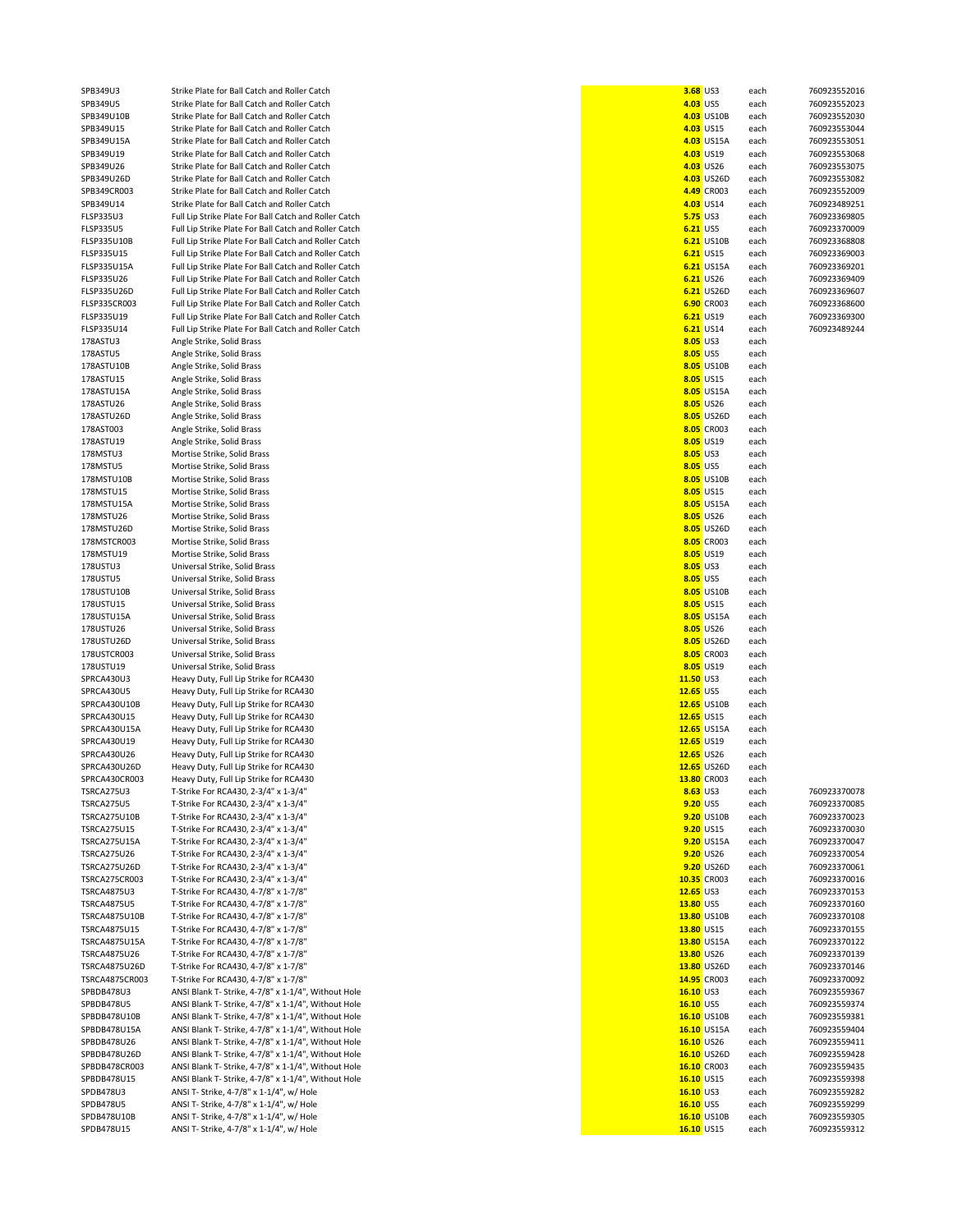| | | | | | |
|---|---|---|---|---|---|
| SPB349U3 | Strike Plate for Ball Catch and Roller Catch | 3.68 | US3 | each | 760923552016 |
| SPB349U5 | Strike Plate for Ball Catch and Roller Catch | 4.03 | US5 | each | 760923552023 |
| SPB349U10B | Strike Plate for Ball Catch and Roller Catch | 4.03 | US10B | each | 760923552030 |
| SPB349U15 | Strike Plate for Ball Catch and Roller Catch | 4.03 | US15 | each | 760923553044 |
| SPB349U15A | Strike Plate for Ball Catch and Roller Catch | 4.03 | US15A | each | 760923553051 |
| SPB349U19 | Strike Plate for Ball Catch and Roller Catch | 4.03 | US19 | each | 760923553068 |
| SPB349U26 | Strike Plate for Ball Catch and Roller Catch | 4.03 | US26 | each | 760923553075 |
| SPB349U26D | Strike Plate for Ball Catch and Roller Catch | 4.03 | US26D | each | 760923553082 |
| SPB349CR003 | Strike Plate for Ball Catch and Roller Catch | 4.49 | CR003 | each | 760923552009 |
| SPB349U14 | Strike Plate for Ball Catch and Roller Catch | 4.03 | US14 | each | 760923489251 |
| FLSP335U3 | Full Lip Strike Plate For Ball Catch and Roller Catch | 5.75 | US3 | each | 760923369805 |
| FLSP335U5 | Full Lip Strike Plate For Ball Catch and Roller Catch | 6.21 | US5 | each | 760923370009 |
| FLSP335U10B | Full Lip Strike Plate For Ball Catch and Roller Catch | 6.21 | US10B | each | 760923368808 |
| FLSP335U15 | Full Lip Strike Plate For Ball Catch and Roller Catch | 6.21 | US15 | each | 760923369003 |
| FLSP335U15A | Full Lip Strike Plate For Ball Catch and Roller Catch | 6.21 | US15A | each | 760923369201 |
| FLSP335U26 | Full Lip Strike Plate For Ball Catch and Roller Catch | 6.21 | US26 | each | 760923369409 |
| FLSP335U26D | Full Lip Strike Plate For Ball Catch and Roller Catch | 6.21 | US26D | each | 760923369607 |
| FLSP335CR003 | Full Lip Strike Plate For Ball Catch and Roller Catch | 6.90 | CR003 | each | 760923368600 |
| FLSP335U19 | Full Lip Strike Plate For Ball Catch and Roller Catch | 6.21 | US19 | each | 760923369300 |
| FLSP335U14 | Full Lip Strike Plate For Ball Catch and Roller Catch | 6.21 | US14 | each | 760923489244 |
| 178ASTU3 | Angle Strike, Solid Brass | 8.05 | US3 | each | |
| 178ASTU5 | Angle Strike, Solid Brass | 8.05 | US5 | each | |
| 178ASTU10B | Angle Strike, Solid Brass | 8.05 | US10B | each | |
| 178ASTU15 | Angle Strike, Solid Brass | 8.05 | US15 | each | |
| 178ASTU15A | Angle Strike, Solid Brass | 8.05 | US15A | each | |
| 178ASTU26 | Angle Strike, Solid Brass | 8.05 | US26 | each | |
| 178ASTU26D | Angle Strike, Solid Brass | 8.05 | US26D | each | |
| 178AST003 | Angle Strike, Solid Brass | 8.05 | CR003 | each | |
| 178ASTU19 | Angle Strike, Solid Brass | 8.05 | US19 | each | |
| 178MSTU3 | Mortise Strike, Solid Brass | 8.05 | US3 | each | |
| 178MSTU5 | Mortise Strike, Solid Brass | 8.05 | US5 | each | |
| 178MSTU10B | Mortise Strike, Solid Brass | 8.05 | US10B | each | |
| 178MSTU15 | Mortise Strike, Solid Brass | 8.05 | US15 | each | |
| 178MSTU15A | Mortise Strike, Solid Brass | 8.05 | US15A | each | |
| 178MSTU26 | Mortise Strike, Solid Brass | 8.05 | US26 | each | |
| 178MSTU26D | Mortise Strike, Solid Brass | 8.05 | US26D | each | |
| 178MSTCR003 | Mortise Strike, Solid Brass | 8.05 | CR003 | each | |
| 178MSTU19 | Mortise Strike, Solid Brass | 8.05 | US19 | each | |
| 178USTU3 | Universal Strike, Solid Brass | 8.05 | US3 | each | |
| 178USTU5 | Universal Strike, Solid Brass | 8.05 | US5 | each | |
| 178USTU10B | Universal Strike, Solid Brass | 8.05 | US10B | each | |
| 178USTU15 | Universal Strike, Solid Brass | 8.05 | US15 | each | |
| 178USTU15A | Universal Strike, Solid Brass | 8.05 | US15A | each | |
| 178USTU26 | Universal Strike, Solid Brass | 8.05 | US26 | each | |
| 178USTU26D | Universal Strike, Solid Brass | 8.05 | US26D | each | |
| 178USTCR003 | Universal Strike, Solid Brass | 8.05 | CR003 | each | |
| 178USTU19 | Universal Strike, Solid Brass | 8.05 | US19 | each | |
| SPRCA430U3 | Heavy Duty, Full Lip Strike for RCA430 | 11.50 | US3 | each | |
| SPRCA430U5 | Heavy Duty, Full Lip Strike for RCA430 | 12.65 | US5 | each | |
| SPRCA430U10B | Heavy Duty, Full Lip Strike for RCA430 | 12.65 | US10B | each | |
| SPRCA430U15 | Heavy Duty, Full Lip Strike for RCA430 | 12.65 | US15 | each | |
| SPRCA430U15A | Heavy Duty, Full Lip Strike for RCA430 | 12.65 | US15A | each | |
| SPRCA430U19 | Heavy Duty, Full Lip Strike for RCA430 | 12.65 | US19 | each | |
| SPRCA430U26 | Heavy Duty, Full Lip Strike for RCA430 | 12.65 | US26 | each | |
| SPRCA430U26D | Heavy Duty, Full Lip Strike for RCA430 | 12.65 | US26D | each | |
| SPRCA430CR003 | Heavy Duty, Full Lip Strike for RCA430 | 13.80 | CR003 | each | |
| TSRCA275U3 | T-Strike For RCA430, 2-3/4" x 1-3/4" | 8.63 | US3 | each | 760923370078 |
| TSRCA275U5 | T-Strike For RCA430, 2-3/4" x 1-3/4" | 9.20 | US5 | each | 760923370085 |
| TSRCA275U10B | T-Strike For RCA430, 2-3/4" x 1-3/4" | 9.20 | US10B | each | 760923370023 |
| TSRCA275U15 | T-Strike For RCA430, 2-3/4" x 1-3/4" | 9.20 | US15 | each | 760923370030 |
| TSRCA275U15A | T-Strike For RCA430, 2-3/4" x 1-3/4" | 9.20 | US15A | each | 760923370047 |
| TSRCA275U26 | T-Strike For RCA430, 2-3/4" x 1-3/4" | 9.20 | US26 | each | 760923370054 |
| TSRCA275U26D | T-Strike For RCA430, 2-3/4" x 1-3/4" | 9.20 | US26D | each | 760923370061 |
| TSRCA275CR003 | T-Strike For RCA430, 2-3/4" x 1-3/4" | 10.35 | CR003 | each | 760923370016 |
| TSRCA4875U3 | T-Strike For RCA430, 4-7/8" x 1-7/8" | 12.65 | US3 | each | 760923370153 |
| TSRCA4875U5 | T-Strike For RCA430, 4-7/8" x 1-7/8" | 13.80 | US5 | each | 760923370160 |
| TSRCA4875U10B | T-Strike For RCA430, 4-7/8" x 1-7/8" | 13.80 | US10B | each | 760923370108 |
| TSRCA4875U15 | T-Strike For RCA430, 4-7/8" x 1-7/8" | 13.80 | US15 | each | 760923370155 |
| TSRCA4875U15A | T-Strike For RCA430, 4-7/8" x 1-7/8" | 13.80 | US15A | each | 760923370122 |
| TSRCA4875U26 | T-Strike For RCA430, 4-7/8" x 1-7/8" | 13.80 | US26 | each | 760923370139 |
| TSRCA4875U26D | T-Strike For RCA430, 4-7/8" x 1-7/8" | 13.80 | US26D | each | 760923370146 |
| TSRCA4875CR003 | T-Strike For RCA430, 4-7/8" x 1-7/8" | 14.95 | CR003 | each | 760923370092 |
| SPBDB478U3 | ANSI Blank T- Strike, 4-7/8" x 1-1/4", Without Hole | 16.10 | US3 | each | 760923559367 |
| SPBDB478U5 | ANSI Blank T- Strike, 4-7/8" x 1-1/4", Without Hole | 16.10 | US5 | each | 760923559374 |
| SPBDB478U10B | ANSI Blank T- Strike, 4-7/8" x 1-1/4", Without Hole | 16.10 | US10B | each | 760923559381 |
| SPBDB478U15A | ANSI Blank T- Strike, 4-7/8" x 1-1/4", Without Hole | 16.10 | US15A | each | 760923559404 |
| SPBDB478U26 | ANSI Blank T- Strike, 4-7/8" x 1-1/4", Without Hole | 16.10 | US26 | each | 760923559411 |
| SPBDB478U26D | ANSI Blank T- Strike, 4-7/8" x 1-1/4", Without Hole | 16.10 | US26D | each | 760923559428 |
| SPBDB478CR003 | ANSI Blank T- Strike, 4-7/8" x 1-1/4", Without Hole | 16.10 | CR003 | each | 760923559435 |
| SPBDB478U15 | ANSI Blank T- Strike, 4-7/8" x 1-1/4", Without Hole | 16.10 | US15 | each | 760923559398 |
| SPDB478U3 | ANSI T- Strike, 4-7/8" x 1-1/4", w/ Hole | 16.10 | US3 | each | 760923559282 |
| SPDB478U5 | ANSI T- Strike, 4-7/8" x 1-1/4", w/ Hole | 16.10 | US5 | each | 760923559299 |
| SPDB478U10B | ANSI T- Strike, 4-7/8" x 1-1/4", w/ Hole | 16.10 | US10B | each | 760923559305 |
| SPDB478U15 | ANSI T- Strike, 4-7/8" x 1-1/4", w/ Hole | 16.10 | US15 | each | 760923559312 |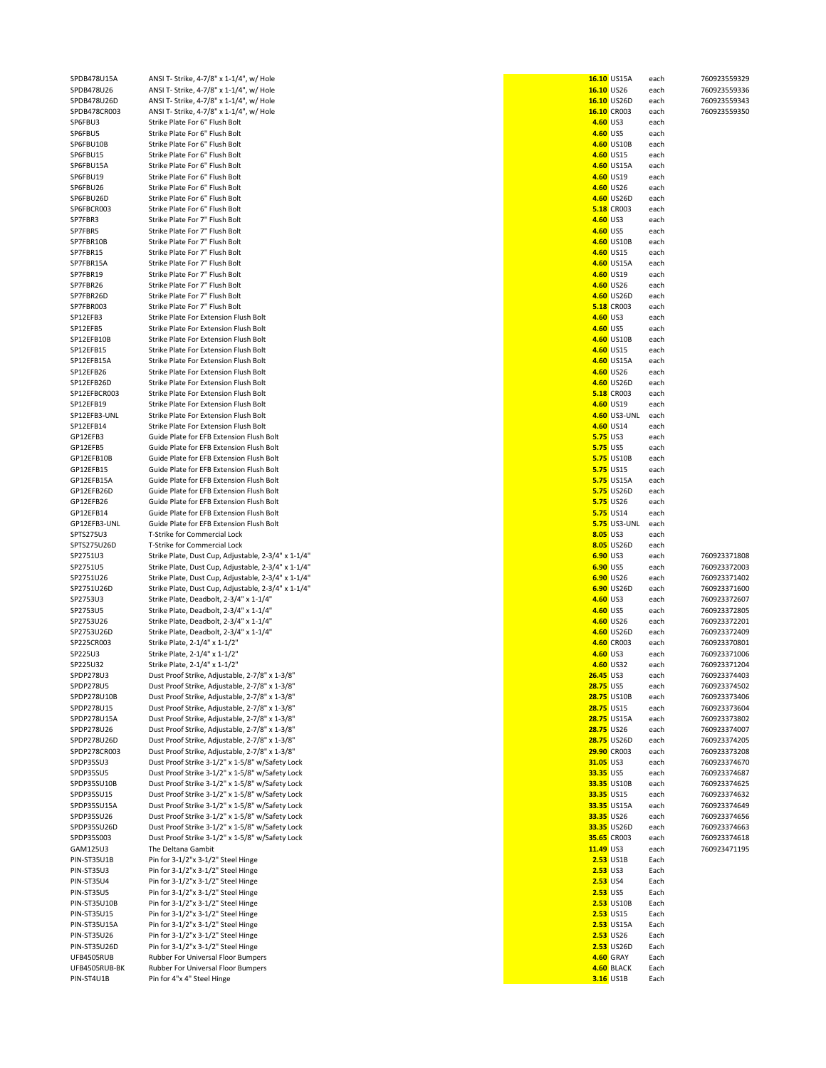| | | | | | |
|---|---|---|---|---|---|
| SPDB478U15A | ANSI T- Strike, 4-7/8" x 1-1/4", w/ Hole | **16.10** | US15A | each | 760923559329 |
| SPDB478U26 | ANSI T- Strike, 4-7/8" x 1-1/4", w/ Hole | **16.10** | US26 | each | 760923559336 |
| SPDB478U26D | ANSI T- Strike, 4-7/8" x 1-1/4", w/ Hole | **16.10** | US26D | each | 760923559343 |
| SPDB478CR003 | ANSI T- Strike, 4-7/8" x 1-1/4", w/ Hole | **16.10** | CR003 | each | 760923559350 |
| SP6FBU3 | Strike Plate For 6" Flush Bolt | **4.60** | US3 | each | |
| SP6FBU5 | Strike Plate For 6" Flush Bolt | **4.60** | US5 | each | |
| SP6FBU10B | Strike Plate For 6" Flush Bolt | **4.60** | US10B | each | |
| SP6FBU15 | Strike Plate For 6" Flush Bolt | **4.60** | US15 | each | |
| SP6FBU15A | Strike Plate For 6" Flush Bolt | **4.60** | US15A | each | |
| SP6FBU19 | Strike Plate For 6" Flush Bolt | **4.60** | US19 | each | |
| SP6FBU26 | Strike Plate For 6" Flush Bolt | **4.60** | US26 | each | |
| SP6FBU26D | Strike Plate For 6" Flush Bolt | **4.60** | US26D | each | |
| SP6FBCR003 | Strike Plate For 6" Flush Bolt | **5.18** | CR003 | each | |
| SP7FBR3 | Strike Plate For 7" Flush Bolt | **4.60** | US3 | each | |
| SP7FBR5 | Strike Plate For 7" Flush Bolt | **4.60** | US5 | each | |
| SP7FBR10B | Strike Plate For 7" Flush Bolt | **4.60** | US10B | each | |
| SP7FBR15 | Strike Plate For 7" Flush Bolt | **4.60** | US15 | each | |
| SP7FBR15A | Strike Plate For 7" Flush Bolt | **4.60** | US15A | each | |
| SP7FBR19 | Strike Plate For 7" Flush Bolt | **4.60** | US19 | each | |
| SP7FBR26 | Strike Plate For 7" Flush Bolt | **4.60** | US26 | each | |
| SP7FBR26D | Strike Plate For 7" Flush Bolt | **4.60** | US26D | each | |
| SP7FBR003 | Strike Plate For 7" Flush Bolt | **5.18** | CR003 | each | |
| SP12EFB3 | Strike Plate For Extension Flush Bolt | **4.60** | US3 | each | |
| SP12EFB5 | Strike Plate For Extension Flush Bolt | **4.60** | US5 | each | |
| SP12EFB10B | Strike Plate For Extension Flush Bolt | **4.60** | US10B | each | |
| SP12EFB15 | Strike Plate For Extension Flush Bolt | **4.60** | US15 | each | |
| SP12EFB15A | Strike Plate For Extension Flush Bolt | **4.60** | US15A | each | |
| SP12EFB26 | Strike Plate For Extension Flush Bolt | **4.60** | US26 | each | |
| SP12EFB26D | Strike Plate For Extension Flush Bolt | **4.60** | US26D | each | |
| SP12EFBCR003 | Strike Plate For Extension Flush Bolt | **5.18** | CR003 | each | |
| SP12EFB19 | Strike Plate For Extension Flush Bolt | **4.60** | US19 | each | |
| SP12EFB3-UNL | Strike Plate For Extension Flush Bolt | **4.60** | US3-UNL | each | |
| SP12EFB14 | Strike Plate For Extension Flush Bolt | **4.60** | US14 | each | |
| GP12EFB3 | Guide Plate for EFB Extension Flush Bolt | **5.75** | US3 | each | |
| GP12EFB5 | Guide Plate for EFB Extension Flush Bolt | **5.75** | US5 | each | |
| GP12EFB10B | Guide Plate for EFB Extension Flush Bolt | **5.75** | US10B | each | |
| GP12EFB15 | Guide Plate for EFB Extension Flush Bolt | **5.75** | US15 | each | |
| GP12EFB15A | Guide Plate for EFB Extension Flush Bolt | **5.75** | US15A | each | |
| GP12EFB26D | Guide Plate for EFB Extension Flush Bolt | **5.75** | US26D | each | |
| GP12EFB26 | Guide Plate for EFB Extension Flush Bolt | **5.75** | US26 | each | |
| GP12EFB14 | Guide Plate for EFB Extension Flush Bolt | **5.75** | US14 | each | |
| GP12EFB3-UNL | Guide Plate for EFB Extension Flush Bolt | **5.75** | US3-UNL | each | |
| SPTS275U3 | T-Strike for Commercial Lock | **8.05** | US3 | each | |
| SPTS275U26D | T-Strike for Commercial Lock | **8.05** | US26D | each | |
| SP2751U3 | Strike Plate, Dust Cup, Adjustable, 2-3/4" x 1-1/4" | **6.90** | US3 | each | 760923371808 |
| SP2751U5 | Strike Plate, Dust Cup, Adjustable, 2-3/4" x 1-1/4" | **6.90** | US5 | each | 760923372003 |
| SP2751U26 | Strike Plate, Dust Cup, Adjustable, 2-3/4" x 1-1/4" | **6.90** | US26 | each | 760923371402 |
| SP2751U26D | Strike Plate, Dust Cup, Adjustable, 2-3/4" x 1-1/4" | **6.90** | US26D | each | 760923371600 |
| SP2753U3 | Strike Plate, Deadbolt, 2-3/4" x 1-1/4" | **4.60** | US3 | each | 760923372607 |
| SP2753U5 | Strike Plate, Deadbolt, 2-3/4" x 1-1/4" | **4.60** | US5 | each | 760923372805 |
| SP2753U26 | Strike Plate, Deadbolt, 2-3/4" x 1-1/4" | **4.60** | US26 | each | 760923372201 |
| SP2753U26D | Strike Plate, Deadbolt, 2-3/4" x 1-1/4" | **4.60** | US26D | each | 760923372409 |
| SP225CR003 | Strike Plate, 2-1/4" x 1-1/2" | **4.60** | CR003 | each | 760923370801 |
| SP225U3 | Strike Plate, 2-1/4" x 1-1/2" | **4.60** | US3 | each | 760923371006 |
| SP225U32 | Strike Plate, 2-1/4" x 1-1/2" | **4.60** | US32 | each | 760923371204 |
| SPDP278U3 | Dust Proof Strike, Adjustable, 2-7/8" x 1-3/8" | **26.45** | US3 | each | 760923374403 |
| SPDP278U5 | Dust Proof Strike, Adjustable, 2-7/8" x 1-3/8" | **28.75** | US5 | each | 760923374502 |
| SPDP278U10B | Dust Proof Strike, Adjustable, 2-7/8" x 1-3/8" | **28.75** | US10B | each | 760923373406 |
| SPDP278U15 | Dust Proof Strike, Adjustable, 2-7/8" x 1-3/8" | **28.75** | US15 | each | 760923373604 |
| SPDP278U15A | Dust Proof Strike, Adjustable, 2-7/8" x 1-3/8" | **28.75** | US15A | each | 760923373802 |
| SPDP278U26 | Dust Proof Strike, Adjustable, 2-7/8" x 1-3/8" | **28.75** | US26 | each | 760923374007 |
| SPDP278U26D | Dust Proof Strike, Adjustable, 2-7/8" x 1-3/8" | **28.75** | US26D | each | 760923374205 |
| SPDP278CR003 | Dust Proof Strike, Adjustable, 2-7/8" x 1-3/8" | **29.90** | CR003 | each | 760923373208 |
| SPDP35SU3 | Dust Proof Strike 3-1/2" x 1-5/8" w/Safety Lock | **31.05** | US3 | each | 760923374670 |
| SPDP35SU5 | Dust Proof Strike 3-1/2" x 1-5/8" w/Safety Lock | **33.35** | US5 | each | 760923374687 |
| SPDP35SU10B | Dust Proof Strike 3-1/2" x 1-5/8" w/Safety Lock | **33.35** | US10B | each | 760923374625 |
| SPDP35SU15 | Dust Proof Strike 3-1/2" x 1-5/8" w/Safety Lock | **33.35** | US15 | each | 760923374632 |
| SPDP35SU15A | Dust Proof Strike 3-1/2" x 1-5/8" w/Safety Lock | **33.35** | US15A | each | 760923374649 |
| SPDP35SU26 | Dust Proof Strike 3-1/2" x 1-5/8" w/Safety Lock | **33.35** | US26 | each | 760923374656 |
| SPDP35SU26D | Dust Proof Strike 3-1/2" x 1-5/8" w/Safety Lock | **33.35** | US26D | each | 760923374663 |
| SPDP35S003 | Dust Proof Strike 3-1/2" x 1-5/8" w/Safety Lock | **35.65** | CR003 | each | 760923374618 |
| GAM125U3 | The Deltana Gambit | **11.49** | US3 | each | 760923471195 |
| PIN-ST35U1B | Pin for 3-1/2"x 3-1/2" Steel Hinge | **2.53** | US1B | Each | |
| PIN-ST35U3 | Pin for 3-1/2"x 3-1/2" Steel Hinge | **2.53** | US3 | Each | |
| PIN-ST35U4 | Pin for 3-1/2"x 3-1/2" Steel Hinge | **2.53** | US4 | Each | |
| PIN-ST35U5 | Pin for 3-1/2"x 3-1/2" Steel Hinge | **2.53** | US5 | Each | |
| PIN-ST35U10B | Pin for 3-1/2"x 3-1/2" Steel Hinge | **2.53** | US10B | Each | |
| PIN-ST35U15 | Pin for 3-1/2"x 3-1/2" Steel Hinge | **2.53** | US15 | Each | |
| PIN-ST35U15A | Pin for 3-1/2"x 3-1/2" Steel Hinge | **2.53** | US15A | Each | |
| PIN-ST35U26 | Pin for 3-1/2"x 3-1/2" Steel Hinge | **2.53** | US26 | Each | |
| PIN-ST35U26D | Pin for 3-1/2"x 3-1/2" Steel Hinge | **2.53** | US26D | Each | |
| UFB4505RUB | Rubber For Universal Floor Bumpers | **4.60** | GRAY | Each | |
| UFB4505RUB-BK | Rubber For Universal Floor Bumpers | **4.60** | BLACK | Each | |
| PIN-ST4U1B | Pin for 4"x 4" Steel Hinge | **3.16** | US1B | Each | |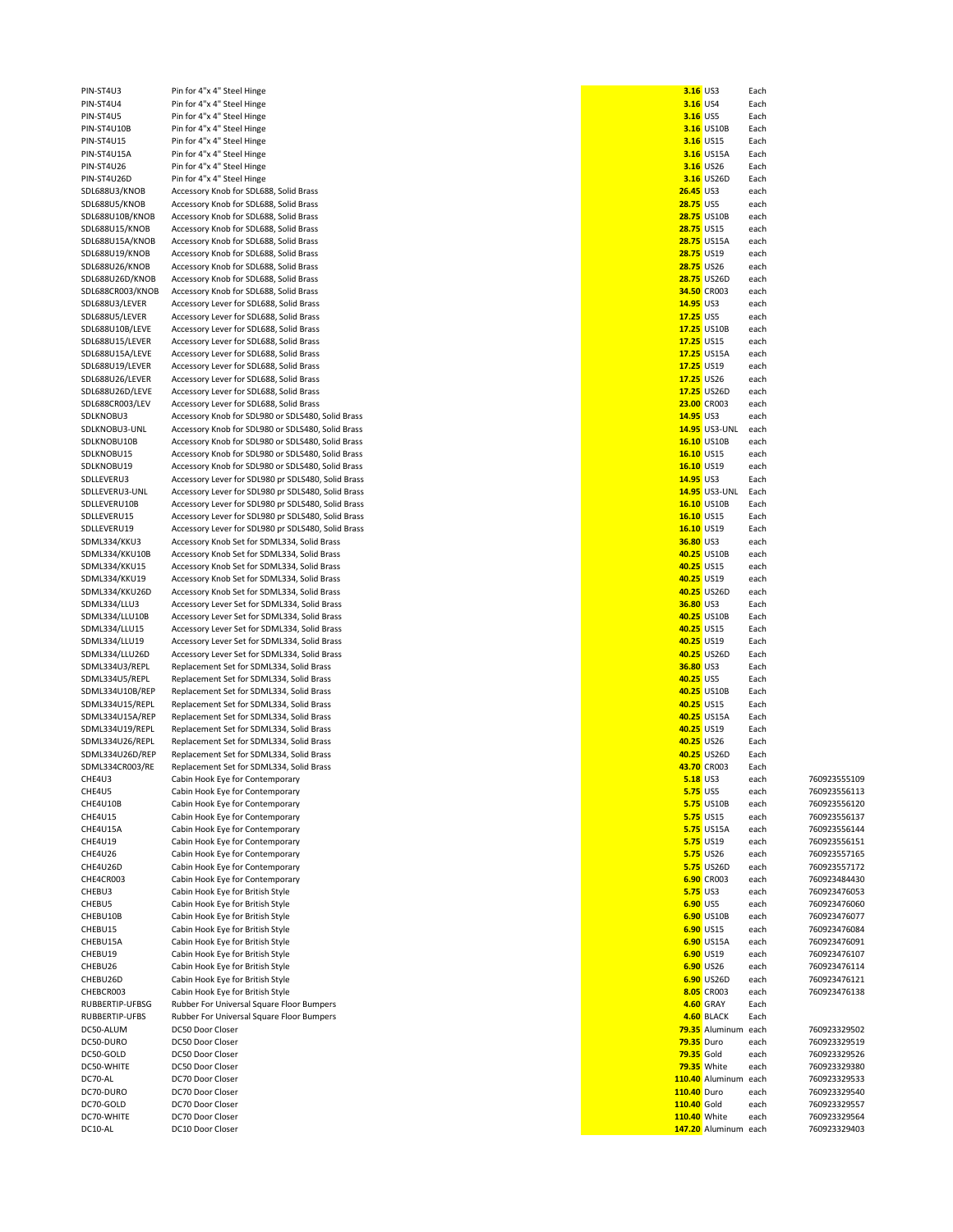| | | | | | |
|---|---|---|---|---|---|
| PIN-ST4U3 | Pin for 4"x 4" Steel Hinge | **3.16** | US3 | Each | |
| PIN-ST4U4 | Pin for 4"x 4" Steel Hinge | **3.16** | US4 | Each | |
| PIN-ST4U5 | Pin for 4"x 4" Steel Hinge | **3.16** | US5 | Each | |
| PIN-ST4U10B | Pin for 4"x 4" Steel Hinge | **3.16** | US10B | Each | |
| PIN-ST4U15 | Pin for 4"x 4" Steel Hinge | **3.16** | US15 | Each | |
| PIN-ST4U15A | Pin for 4"x 4" Steel Hinge | **3.16** | US15A | Each | |
| PIN-ST4U26 | Pin for 4"x 4" Steel Hinge | **3.16** | US26 | Each | |
| PIN-ST4U26D | Pin for 4"x 4" Steel Hinge | **3.16** | US26D | Each | |
| SDL688U3/KNOB | Accessory Knob for SDL688, Solid Brass | **26.45** | US3 | each | |
| SDL688U5/KNOB | Accessory Knob for SDL688, Solid Brass | **28.75** | US5 | each | |
| SDL688U10B/KNOB | Accessory Knob for SDL688, Solid Brass | **28.75** | US10B | each | |
| SDL688U15/KNOB | Accessory Knob for SDL688, Solid Brass | **28.75** | US15 | each | |
| SDL688U15A/KNOB | Accessory Knob for SDL688, Solid Brass | **28.75** | US15A | each | |
| SDL688U19/KNOB | Accessory Knob for SDL688, Solid Brass | **28.75** | US19 | each | |
| SDL688U26/KNOB | Accessory Knob for SDL688, Solid Brass | **28.75** | US26 | each | |
| SDL688U26D/KNOB | Accessory Knob for SDL688, Solid Brass | **28.75** | US26D | each | |
| SDL688CR003/KNOB | Accessory Knob for SDL688, Solid Brass | **34.50** | CR003 | each | |
| SDL688U3/LEVER | Accessory Lever for SDL688, Solid Brass | **14.95** | US3 | each | |
| SDL688U5/LEVER | Accessory Lever for SDL688, Solid Brass | **17.25** | US5 | each | |
| SDL688U10B/LEVE | Accessory Lever for SDL688, Solid Brass | **17.25** | US10B | each | |
| SDL688U15/LEVER | Accessory Lever for SDL688, Solid Brass | **17.25** | US15 | each | |
| SDL688U15A/LEVE | Accessory Lever for SDL688, Solid Brass | **17.25** | US15A | each | |
| SDL688U19/LEVER | Accessory Lever for SDL688, Solid Brass | **17.25** | US19 | each | |
| SDL688U26/LEVER | Accessory Lever for SDL688, Solid Brass | **17.25** | US26 | each | |
| SDL688U26D/LEVE | Accessory Lever for SDL688, Solid Brass | **17.25** | US26D | each | |
| SDL688CR003/LEV | Accessory Lever for SDL688, Solid Brass | **23.00** | CR003 | each | |
| SDLKNOBU3 | Accessory Knob for SDL980 or SDLS480, Solid Brass | **14.95** | US3 | each | |
| SDLKNOBU3-UNL | Accessory Knob for SDL980 or SDLS480, Solid Brass | **14.95** | US3-UNL | each | |
| SDLKNOBU10B | Accessory Knob for SDL980 or SDLS480, Solid Brass | **16.10** | US10B | each | |
| SDLKNOBU15 | Accessory Knob for SDL980 or SDLS480, Solid Brass | **16.10** | US15 | each | |
| SDLKNOBU19 | Accessory Knob for SDL980 or SDLS480, Solid Brass | **16.10** | US19 | each | |
| SDLLEVERU3 | Accessory Lever for SDL980 pr SDLS480, Solid Brass | **14.95** | US3 | Each | |
| SDLLEVERU3-UNL | Accessory Lever for SDL980 pr SDLS480, Solid Brass | **14.95** | US3-UNL | Each | |
| SDLLEVERU10B | Accessory Lever for SDL980 pr SDLS480, Solid Brass | **16.10** | US10B | Each | |
| SDLLEVERU15 | Accessory Lever for SDL980 pr SDLS480, Solid Brass | **16.10** | US15 | Each | |
| SDLLEVERU19 | Accessory Lever for SDL980 pr SDLS480, Solid Brass | **16.10** | US19 | Each | |
| SDML334/KKU3 | Accessory Knob Set for SDML334, Solid Brass | **36.80** | US3 | each | |
| SDML334/KKU10B | Accessory Knob Set for SDML334, Solid Brass | **40.25** | US10B | each | |
| SDML334/KKU15 | Accessory Knob Set for SDML334, Solid Brass | **40.25** | US15 | each | |
| SDML334/KKU19 | Accessory Knob Set for SDML334, Solid Brass | **40.25** | US19 | each | |
| SDML334/KKU26D | Accessory Knob Set for SDML334, Solid Brass | **40.25** | US26D | each | |
| SDML334/LLU3 | Accessory Lever Set for SDML334, Solid Brass | **36.80** | US3 | Each | |
| SDML334/LLU10B | Accessory Lever Set for SDML334, Solid Brass | **40.25** | US10B | Each | |
| SDML334/LLU15 | Accessory Lever Set for SDML334, Solid Brass | **40.25** | US15 | Each | |
| SDML334/LLU19 | Accessory Lever Set for SDML334, Solid Brass | **40.25** | US19 | Each | |
| SDML334/LLU26D | Accessory Lever Set for SDML334, Solid Brass | **40.25** | US26D | Each | |
| SDML334U3/REPL | Replacement Set for SDML334, Solid Brass | **36.80** | US3 | Each | |
| SDML334U5/REPL | Replacement Set for SDML334, Solid Brass | **40.25** | US5 | Each | |
| SDML334U10B/REP | Replacement Set for SDML334, Solid Brass | **40.25** | US10B | Each | |
| SDML334U15/REPL | Replacement Set for SDML334, Solid Brass | **40.25** | US15 | Each | |
| SDML334U15A/REP | Replacement Set for SDML334, Solid Brass | **40.25** | US15A | Each | |
| SDML334U19/REPL | Replacement Set for SDML334, Solid Brass | **40.25** | US19 | Each | |
| SDML334U26/REPL | Replacement Set for SDML334, Solid Brass | **40.25** | US26 | Each | |
| SDML334U26D/REP | Replacement Set for SDML334, Solid Brass | **40.25** | US26D | Each | |
| SDML334CR003/RE | Replacement Set for SDML334, Solid Brass | **43.70** | CR003 | Each | |
| CHE4U3 | Cabin Hook Eye for Contemporary | **5.18** | US3 | each | 760923555109 |
| CHE4U5 | Cabin Hook Eye for Contemporary | **5.75** | US5 | each | 760923556113 |
| CHE4U10B | Cabin Hook Eye for Contemporary | **5.75** | US10B | each | 760923556120 |
| CHE4U15 | Cabin Hook Eye for Contemporary | **5.75** | US15 | each | 760923556137 |
| CHE4U15A | Cabin Hook Eye for Contemporary | **5.75** | US15A | each | 760923556144 |
| CHE4U19 | Cabin Hook Eye for Contemporary | **5.75** | US19 | each | 760923556151 |
| CHE4U26 | Cabin Hook Eye for Contemporary | **5.75** | US26 | each | 760923557165 |
| CHE4U26D | Cabin Hook Eye for Contemporary | **5.75** | US26D | each | 760923557172 |
| CHE4CR003 | Cabin Hook Eye for Contemporary | **6.90** | CR003 | each | 760923484430 |
| CHEBU3 | Cabin Hook Eye for British Style | **5.75** | US3 | each | 760923476053 |
| CHEBU5 | Cabin Hook Eye for British Style | **6.90** | US5 | each | 760923476060 |
| CHEBU10B | Cabin Hook Eye for British Style | **6.90** | US10B | each | 760923476077 |
| CHEBU15 | Cabin Hook Eye for British Style | **6.90** | US15 | each | 760923476084 |
| CHEBU15A | Cabin Hook Eye for British Style | **6.90** | US15A | each | 760923476091 |
| CHEBU19 | Cabin Hook Eye for British Style | **6.90** | US19 | each | 760923476107 |
| CHEBU26 | Cabin Hook Eye for British Style | **6.90** | US26 | each | 760923476114 |
| CHEBU26D | Cabin Hook Eye for British Style | **6.90** | US26D | each | 760923476121 |
| CHEBCR003 | Cabin Hook Eye for British Style | **8.05** | CR003 | each | 760923476138 |
| RUBBERTIP-UFBSG | Rubber For Universal Square Floor Bumpers | **4.60** | GRAY | Each | |
| RUBBERTIP-UFBS | Rubber For Universal Square Floor Bumpers | **4.60** | BLACK | Each | |
| DC50-ALUM | DC50 Door Closer | **79.35** | Aluminum | each | 760923329502 |
| DC50-DURO | DC50 Door Closer | **79.35** | Duro | each | 760923329519 |
| DC50-GOLD | DC50 Door Closer | **79.35** | Gold | each | 760923329526 |
| DC50-WHITE | DC50 Door Closer | **79.35** | White | each | 760923329380 |
| DC70-AL | DC70 Door Closer | **110.40** | Aluminum | each | 760923329533 |
| DC70-DURO | DC70 Door Closer | **110.40** | Duro | each | 760923329540 |
| DC70-GOLD | DC70 Door Closer | **110.40** | Gold | each | 760923329557 |
| DC70-WHITE | DC70 Door Closer | **110.40** | White | each | 760923329564 |
| DC10-AL | DC10 Door Closer | **147.20** | Aluminum | each | 760923329403 |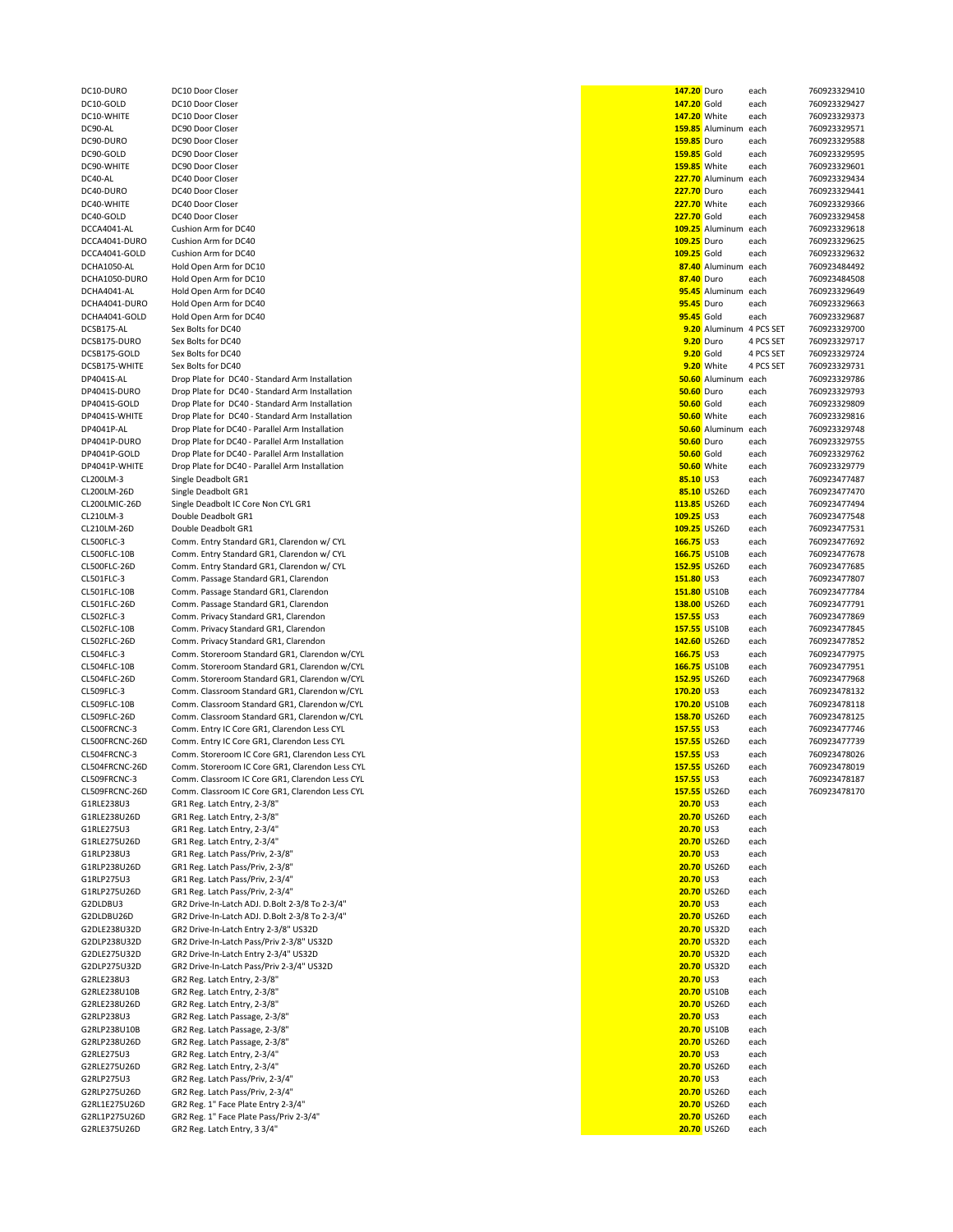| | | | | | |
|---|---|---|---|---|---|
| DC10-DURO | DC10 Door Closer | 147.20 | Duro | each | 760923329410 |
| DC10-GOLD | DC10 Door Closer | 147.20 | Gold | each | 760923329427 |
| DC10-WHITE | DC10 Door Closer | 147.20 | White | each | 760923329373 |
| DC90-AL | DC90 Door Closer | 159.85 | Aluminum | each | 760923329571 |
| DC90-DURO | DC90 Door Closer | 159.85 | Duro | each | 760923329588 |
| DC90-GOLD | DC90 Door Closer | 159.85 | Gold | each | 760923329595 |
| DC90-WHITE | DC90 Door Closer | 159.85 | White | each | 760923329601 |
| DC40-AL | DC40 Door Closer | 227.70 | Aluminum | each | 760923329434 |
| DC40-DURO | DC40 Door Closer | 227.70 | Duro | each | 760923329441 |
| DC40-WHITE | DC40 Door Closer | 227.70 | White | each | 760923329366 |
| DC40-GOLD | DC40 Door Closer | 227.70 | Gold | each | 760923329458 |
| DCCA4041-AL | Cushion Arm for DC40 | 109.25 | Aluminum | each | 760923329618 |
| DCCA4041-DURO | Cushion Arm for DC40 | 109.25 | Duro | each | 760923329625 |
| DCCA4041-GOLD | Cushion Arm for DC40 | 109.25 | Gold | each | 760923329632 |
| DCHA1050-AL | Hold Open Arm for DC10 | 87.40 | Aluminum | each | 760923484492 |
| DCHA1050-DURO | Hold Open Arm for DC10 | 87.40 | Duro | each | 760923484508 |
| DCHA4041-AL | Hold Open Arm for DC40 | 95.45 | Aluminum | each | 760923329649 |
| DCHA4041-DURO | Hold Open Arm for DC40 | 95.45 | Duro | each | 760923329663 |
| DCHA4041-GOLD | Hold Open Arm for DC40 | 95.45 | Gold | each | 760923329687 |
| DCSB175-AL | Sex Bolts for DC40 | 9.20 | Aluminum | 4 PCS SET | 760923329700 |
| DCSB175-DURO | Sex Bolts for DC40 | 9.20 | Duro | 4 PCS SET | 760923329717 |
| DCSB175-GOLD | Sex Bolts for DC40 | 9.20 | Gold | 4 PCS SET | 760923329724 |
| DCSB175-WHITE | Sex Bolts for DC40 | 9.20 | White | 4 PCS SET | 760923329731 |
| DP4041S-AL | Drop Plate for DC40 - Standard Arm Installation | 50.60 | Aluminum | each | 760923329786 |
| DP4041S-DURO | Drop Plate for DC40 - Standard Arm Installation | 50.60 | Duro | each | 760923329793 |
| DP4041S-GOLD | Drop Plate for DC40 - Standard Arm Installation | 50.60 | Gold | each | 760923329809 |
| DP4041S-WHITE | Drop Plate for DC40 - Standard Arm Installation | 50.60 | White | each | 760923329816 |
| DP4041P-AL | Drop Plate for DC40 - Parallel Arm Installation | 50.60 | Aluminum | each | 760923329748 |
| DP4041P-DURO | Drop Plate for DC40 - Parallel Arm Installation | 50.60 | Duro | each | 760923329755 |
| DP4041P-GOLD | Drop Plate for DC40 - Parallel Arm Installation | 50.60 | Gold | each | 760923329762 |
| DP4041P-WHITE | Drop Plate for DC40 - Parallel Arm Installation | 50.60 | White | each | 760923329779 |
| CL200LM-3 | Single Deadbolt GR1 | 85.10 | US3 | each | 760923477487 |
| CL200LM-26D | Single Deadbolt GR1 | 85.10 | US26D | each | 760923477470 |
| CL200LMIC-26D | Single Deadbolt IC Core Non CYL GR1 | 113.85 | US26D | each | 760923477494 |
| CL210LM-3 | Double Deadbolt GR1 | 109.25 | US3 | each | 760923477548 |
| CL210LM-26D | Double Deadbolt GR1 | 109.25 | US26D | each | 760923477531 |
| CL500FLC-3 | Comm. Entry Standard GR1, Clarendon w/ CYL | 166.75 | US3 | each | 760923477692 |
| CL500FLC-10B | Comm. Entry Standard GR1, Clarendon w/ CYL | 166.75 | US10B | each | 760923477678 |
| CL500FLC-26D | Comm. Entry Standard GR1, Clarendon w/ CYL | 152.95 | US26D | each | 760923477685 |
| CL501FLC-3 | Comm. Passage Standard GR1, Clarendon | 151.80 | US3 | each | 760923477807 |
| CL501FLC-10B | Comm. Passage Standard GR1, Clarendon | 151.80 | US10B | each | 760923477784 |
| CL501FLC-26D | Comm. Passage Standard GR1, Clarendon | 138.00 | US26D | each | 760923477791 |
| CL502FLC-3 | Comm. Privacy Standard GR1, Clarendon | 157.55 | US3 | each | 760923477869 |
| CL502FLC-10B | Comm. Privacy Standard GR1, Clarendon | 157.55 | US10B | each | 760923477845 |
| CL502FLC-26D | Comm. Privacy Standard GR1, Clarendon | 142.60 | US26D | each | 760923477852 |
| CL504FLC-3 | Comm. Storeroom Standard GR1, Clarendon w/CYL | 166.75 | US3 | each | 760923477975 |
| CL504FLC-10B | Comm. Storeroom Standard GR1, Clarendon w/CYL | 166.75 | US10B | each | 760923477951 |
| CL504FLC-26D | Comm. Storeroom Standard GR1, Clarendon w/CYL | 152.95 | US26D | each | 760923477968 |
| CL509FLC-3 | Comm. Classroom Standard GR1, Clarendon w/CYL | 170.20 | US3 | each | 760923478132 |
| CL509FLC-10B | Comm. Classroom Standard GR1, Clarendon w/CYL | 170.20 | US10B | each | 760923478118 |
| CL509FLC-26D | Comm. Classroom Standard GR1, Clarendon w/CYL | 158.70 | US26D | each | 760923478125 |
| CL500FRCNC-3 | Comm. Entry IC Core GR1, Clarendon Less CYL | 157.55 | US3 | each | 760923477746 |
| CL500FRCNC-26D | Comm. Entry IC Core GR1, Clarendon Less CYL | 157.55 | US26D | each | 760923477739 |
| CL504FRCNC-3 | Comm. Storeroom IC Core GR1, Clarendon Less CYL | 157.55 | US3 | each | 760923478026 |
| CL504FRCNC-26D | Comm. Storeroom IC Core GR1, Clarendon Less CYL | 157.55 | US26D | each | 760923478019 |
| CL509FRCNC-3 | Comm. Classroom IC Core GR1, Clarendon Less CYL | 157.55 | US3 | each | 760923478187 |
| CL509FRCNC-26D | Comm. Classroom IC Core GR1, Clarendon Less CYL | 157.55 | US26D | each | 760923478170 |
| G1RLE238U3 | GR1 Reg. Latch Entry, 2-3/8" | 20.70 | US3 | each | |
| G1RLE238U26D | GR1 Reg. Latch Entry, 2-3/8" | 20.70 | US26D | each | |
| G1RLE275U3 | GR1 Reg. Latch Entry, 2-3/4" | 20.70 | US3 | each | |
| G1RLE275U26D | GR1 Reg. Latch Entry, 2-3/4" | 20.70 | US26D | each | |
| G1RLP238U3 | GR1 Reg. Latch Pass/Priv, 2-3/8" | 20.70 | US3 | each | |
| G1RLP238U26D | GR1 Reg. Latch Pass/Priv, 2-3/8" | 20.70 | US26D | each | |
| G1RLP275U3 | GR1 Reg. Latch Pass/Priv, 2-3/4" | 20.70 | US3 | each | |
| G1RLP275U26D | GR1 Reg. Latch Pass/Priv, 2-3/4" | 20.70 | US26D | each | |
| G2DLDBU3 | GR2 Drive-In-Latch ADJ. D.Bolt 2-3/8 To 2-3/4" | 20.70 | US3 | each | |
| G2DLDBU26D | GR2 Drive-In-Latch ADJ. D.Bolt 2-3/8 To 2-3/4" | 20.70 | US26D | each | |
| G2DLE238U32D | GR2 Drive-In-Latch Entry 2-3/8" US32D | 20.70 | US32D | each | |
| G2DLP238U32D | GR2 Drive-In-Latch Pass/Priv 2-3/8" US32D | 20.70 | US32D | each | |
| G2DLE275U32D | GR2 Drive-In-Latch Entry 2-3/4" US32D | 20.70 | US32D | each | |
| G2DLP275U32D | GR2 Drive-In-Latch Pass/Priv 2-3/4" US32D | 20.70 | US32D | each | |
| G2RLE238U3 | GR2 Reg. Latch Entry, 2-3/8" | 20.70 | US3 | each | |
| G2RLE238U10B | GR2 Reg. Latch Entry, 2-3/8" | 20.70 | US10B | each | |
| G2RLE238U26D | GR2 Reg. Latch Entry, 2-3/8" | 20.70 | US26D | each | |
| G2RLP238U3 | GR2 Reg. Latch Passage, 2-3/8" | 20.70 | US3 | each | |
| G2RLP238U10B | GR2 Reg. Latch Passage, 2-3/8" | 20.70 | US10B | each | |
| G2RLP238U26D | GR2 Reg. Latch Passage, 2-3/8" | 20.70 | US26D | each | |
| G2RLE275U3 | GR2 Reg. Latch Entry, 2-3/4" | 20.70 | US3 | each | |
| G2RLE275U26D | GR2 Reg. Latch Entry, 2-3/4" | 20.70 | US26D | each | |
| G2RLP275U3 | GR2 Reg. Latch Pass/Priv, 2-3/4" | 20.70 | US3 | each | |
| G2RLP275U26D | GR2 Reg. Latch Pass/Priv, 2-3/4" | 20.70 | US26D | each | |
| G2RL1E275U26D | GR2 Reg. 1" Face Plate Entry 2-3/4" | 20.70 | US26D | each | |
| G2RL1P275U26D | GR2 Reg. 1" Face Plate Pass/Priv 2-3/4" | 20.70 | US26D | each | |
| G2RLE375U26D | GR2 Reg. Latch Entry, 3 3/4" | 20.70 | US26D | each | |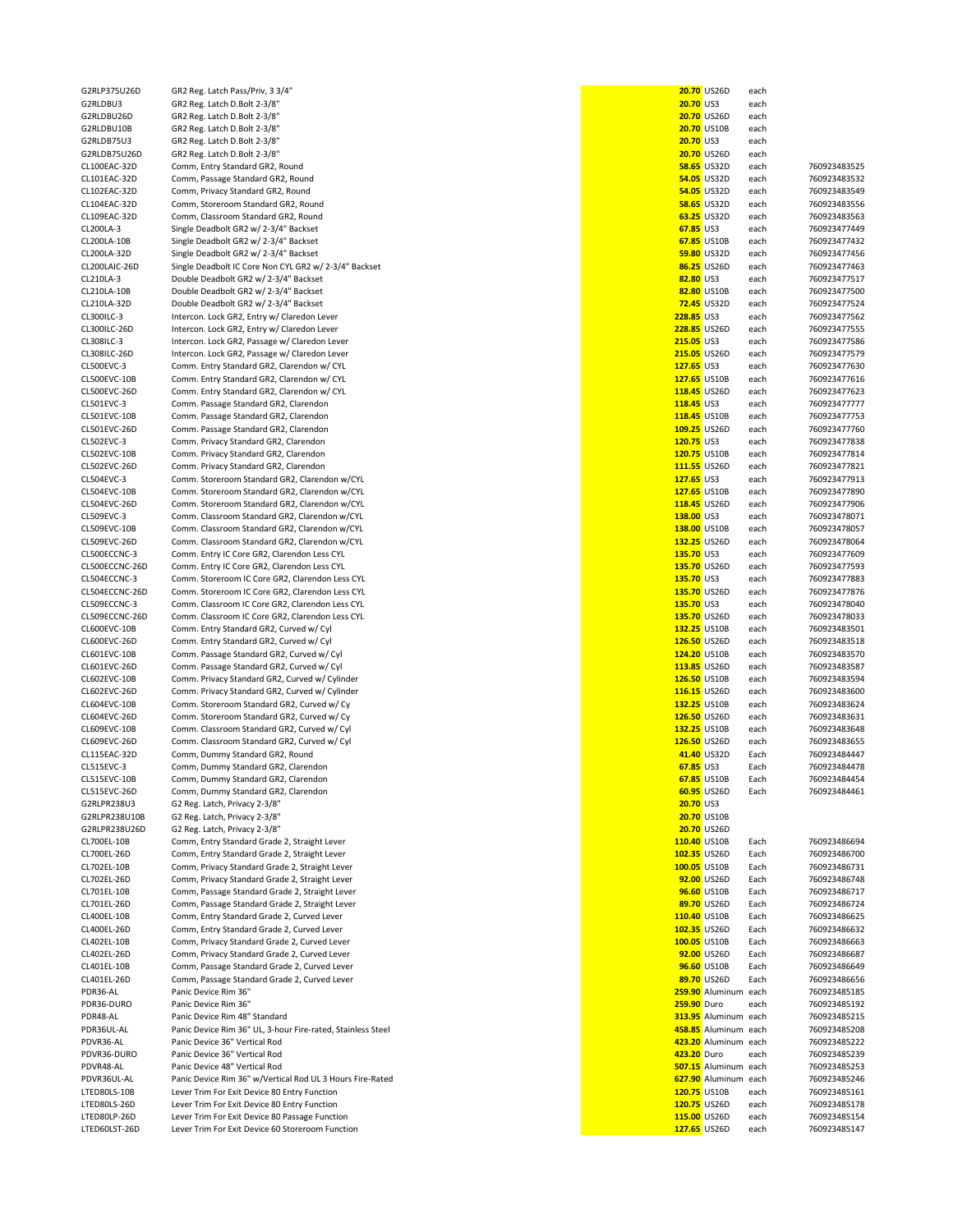| | | | | | |
|---|---|---|---|---|---|
| G2RLP375U26D | GR2 Reg. Latch Pass/Priv, 3 3/4" | 20.70 | US26D | each | |
| G2RLDBU3 | GR2 Reg. Latch D.Bolt 2-3/8" | 20.70 | US3 | each | |
| G2RLDBU26D | GR2 Reg. Latch D.Bolt 2-3/8" | 20.70 | US26D | each | |
| G2RLDBU10B | GR2 Reg. Latch D.Bolt 2-3/8" | 20.70 | US10B | each | |
| G2RLDB75U3 | GR2 Reg. Latch D.Bolt 2-3/8" | 20.70 | US3 | each | |
| G2RLDB75U26D | GR2 Reg. Latch D.Bolt 2-3/8" | 20.70 | US26D | each | |
| CL100EAC-32D | Comm, Entry Standard GR2, Round | 58.65 | US32D | each | 760923483525 |
| CL101EAC-32D | Comm, Passage Standard GR2, Round | 54.05 | US32D | each | 760923483532 |
| CL102EAC-32D | Comm, Privacy Standard GR2, Round | 54.05 | US32D | each | 760923483549 |
| CL104EAC-32D | Comm, Storeroom Standard GR2, Round | 58.65 | US32D | each | 760923483556 |
| CL109EAC-32D | Comm, Classroom Standard GR2, Round | 63.25 | US32D | each | 760923483563 |
| CL200LA-3 | Single Deadbolt GR2 w/ 2-3/4" Backset | 67.85 | US3 | each | 760923477449 |
| CL200LA-10B | Single Deadbolt GR2 w/ 2-3/4" Backset | 67.85 | US10B | each | 760923477432 |
| CL200LA-32D | Single Deadbolt GR2 w/ 2-3/4" Backset | 59.80 | US32D | each | 760923477456 |
| CL200LAIC-26D | Single Deadbolt IC Core Non CYL GR2 w/ 2-3/4" Backset | 86.25 | US26D | each | 760923477463 |
| CL210LA-3 | Double Deadbolt GR2 w/ 2-3/4" Backset | 82.80 | US3 | each | 760923477517 |
| CL210LA-10B | Double Deadbolt GR2 w/ 2-3/4" Backset | 82.80 | US10B | each | 760923477500 |
| CL210LA-32D | Double Deadbolt GR2 w/ 2-3/4" Backset | 72.45 | US32D | each | 760923477524 |
| CL300ILC-3 | Intercon. Lock GR2, Entry w/ Claredon Lever | 228.85 | US3 | each | 760923477562 |
| CL300ILC-26D | Intercon. Lock GR2, Entry w/ Claredon Lever | 228.85 | US26D | each | 760923477555 |
| CL308ILC-3 | Intercon. Lock GR2, Passage w/ Claredon Lever | 215.05 | US3 | each | 760923477586 |
| CL308ILC-26D | Intercon. Lock GR2, Passage w/ Claredon Lever | 215.05 | US26D | each | 760923477579 |
| CL500EVC-3 | Comm. Entry Standard GR2, Clarendon w/ CYL | 127.65 | US3 | each | 760923477630 |
| CL500EVC-10B | Comm. Entry Standard GR2, Clarendon w/ CYL | 127.65 | US10B | each | 760923477616 |
| CL500EVC-26D | Comm. Entry Standard GR2, Clarendon w/ CYL | 118.45 | US26D | each | 760923477623 |
| CL501EVC-3 | Comm. Passage Standard GR2, Clarendon | 118.45 | US3 | each | 760923477777 |
| CL501EVC-10B | Comm. Passage Standard GR2, Clarendon | 118.45 | US10B | each | 760923477753 |
| CL501EVC-26D | Comm. Passage Standard GR2, Clarendon | 109.25 | US26D | each | 760923477760 |
| CL502EVC-3 | Comm. Privacy Standard GR2, Clarendon | 120.75 | US3 | each | 760923477838 |
| CL502EVC-10B | Comm. Privacy Standard GR2, Clarendon | 120.75 | US10B | each | 760923477814 |
| CL502EVC-26D | Comm. Privacy Standard GR2, Clarendon | 111.55 | US26D | each | 760923477821 |
| CL504EVC-3 | Comm. Storeroom Standard GR2, Clarendon w/CYL | 127.65 | US3 | each | 760923477913 |
| CL504EVC-10B | Comm. Storeroom Standard GR2, Clarendon w/CYL | 127.65 | US10B | each | 760923477890 |
| CL504EVC-26D | Comm. Storeroom Standard GR2, Clarendon w/CYL | 118.45 | US26D | each | 760923477906 |
| CL509EVC-3 | Comm. Classroom Standard GR2, Clarendon w/CYL | 138.00 | US3 | each | 760923478071 |
| CL509EVC-10B | Comm. Classroom Standard GR2, Clarendon w/CYL | 138.00 | US10B | each | 760923478057 |
| CL509EVC-26D | Comm. Classroom Standard GR2, Clarendon w/CYL | 132.25 | US26D | each | 760923478064 |
| CL500ECCNC-3 | Comm. Entry IC Core GR2, Clarendon Less CYL | 135.70 | US3 | each | 760923477609 |
| CL500ECCNC-26D | Comm. Entry IC Core GR2, Clarendon Less CYL | 135.70 | US26D | each | 760923477593 |
| CL504ECCNC-3 | Comm. Storeroom IC Core GR2, Clarendon Less CYL | 135.70 | US3 | each | 760923477883 |
| CL504ECCNC-26D | Comm. Storeroom IC Core GR2, Clarendon Less CYL | 135.70 | US26D | each | 760923477876 |
| CL509ECCNC-3 | Comm. Classroom IC Core GR2, Clarendon Less CYL | 135.70 | US3 | each | 760923478040 |
| CL509ECCNC-26D | Comm. Classroom IC Core GR2, Clarendon Less CYL | 135.70 | US26D | each | 760923478033 |
| CL600EVC-10B | Comm. Entry Standard GR2, Curved w/ Cyl | 132.25 | US10B | each | 760923483501 |
| CL600EVC-26D | Comm. Entry Standard GR2, Curved w/ Cyl | 126.50 | US26D | each | 760923483518 |
| CL601EVC-10B | Comm. Passage Standard GR2, Curved w/ Cyl | 124.20 | US10B | each | 760923483570 |
| CL601EVC-26D | Comm. Passage Standard GR2, Curved w/ Cyl | 113.85 | US26D | each | 760923483587 |
| CL602EVC-10B | Comm. Privacy Standard GR2, Curved w/ Cylinder | 126.50 | US10B | each | 760923483594 |
| CL602EVC-26D | Comm. Privacy Standard GR2, Curved w/ Cylinder | 116.15 | US26D | each | 760923483600 |
| CL604EVC-10B | Comm. Storeroom Standard GR2, Curved w/ Cy | 132.25 | US10B | each | 760923483624 |
| CL604EVC-26D | Comm. Storeroom Standard GR2, Curved w/ Cy | 126.50 | US26D | each | 760923483631 |
| CL609EVC-10B | Comm. Classroom Standard GR2, Curved w/ Cyl | 132.25 | US10B | each | 760923483648 |
| CL609EVC-26D | Comm. Classroom Standard GR2, Curved w/ Cyl | 126.50 | US26D | each | 760923483655 |
| CL115EAC-32D | Comm, Dummy Standard GR2, Round | 41.40 | US32D | Each | 760923484447 |
| CL515EVC-3 | Comm, Dummy Standard GR2, Clarendon | 67.85 | US3 | Each | 760923484478 |
| CL515EVC-10B | Comm, Dummy Standard GR2, Clarendon | 67.85 | US10B | Each | 760923484454 |
| CL515EVC-26D | Comm, Dummy Standard GR2, Clarendon | 60.95 | US26D | Each | 760923484461 |
| G2RLPR238U3 | G2 Reg. Latch, Privacy 2-3/8" | 20.70 | US3 | | |
| G2RLPR238U10B | G2 Reg. Latch, Privacy 2-3/8" | 20.70 | US10B | | |
| G2RLPR238U26D | G2 Reg. Latch, Privacy 2-3/8" | 20.70 | US26D | | |
| CL700EL-10B | Comm, Entry Standard Grade 2, Straight Lever | 110.40 | US10B | Each | 760923486694 |
| CL700EL-26D | Comm, Entry Standard Grade 2, Straight Lever | 102.35 | US26D | Each | 760923486700 |
| CL702EL-10B | Comm, Privacy Standard Grade 2, Straight Lever | 100.05 | US10B | Each | 760923486731 |
| CL702EL-26D | Comm, Privacy Standard Grade 2, Straight Lever | 92.00 | US26D | Each | 760923486748 |
| CL701EL-10B | Comm, Passage Standard Grade 2, Straight Lever | 96.60 | US10B | Each | 760923486717 |
| CL701EL-26D | Comm, Passage Standard Grade 2, Straight Lever | 89.70 | US26D | Each | 760923486724 |
| CL400EL-10B | Comm, Entry Standard Grade 2, Curved Lever | 110.40 | US10B | Each | 760923486625 |
| CL400EL-26D | Comm, Entry Standard Grade 2, Curved Lever | 102.35 | US26D | Each | 760923486632 |
| CL402EL-10B | Comm, Privacy Standard Grade 2, Curved Lever | 100.05 | US10B | Each | 760923486663 |
| CL402EL-26D | Comm, Privacy Standard Grade 2, Curved Lever | 92.00 | US26D | Each | 760923486687 |
| CL401EL-10B | Comm, Passage Standard Grade 2, Curved Lever | 96.60 | US10B | Each | 760923486649 |
| CL401EL-26D | Comm, Passage Standard Grade 2, Curved Lever | 89.70 | US26D | Each | 760923486656 |
| PDR36-AL | Panic Device Rim 36" | 259.90 | Aluminum | each | 760923485185 |
| PDR36-DURO | Panic Device Rim 36" | 259.90 | Duro | each | 760923485192 |
| PDR48-AL | Panic Device Rim 48" Standard | 313.95 | Aluminum | each | 760923485215 |
| PDR36UL-AL | Panic Device Rim 36" UL, 3-hour Fire-rated, Stainless Steel | 458.85 | Aluminum | each | 760923485208 |
| PDVR36-AL | Panic Device 36" Vertical Rod | 423.20 | Aluminum | each | 760923485222 |
| PDVR36-DURO | Panic Device 36" Vertical Rod | 423.20 | Duro | each | 760923485239 |
| PDVR48-AL | Panic Device 48" Vertical Rod | 507.15 | Aluminum | each | 760923485253 |
| PDVR36UL-AL | Panic Device Rim 36" w/Vertical Rod UL 3 Hours Fire-Rated | 627.90 | Aluminum | each | 760923485246 |
| LTED80LS-10B | Lever Trim For Exit Device 80 Entry Function | 120.75 | US10B | each | 760923485161 |
| LTED80LS-26D | Lever Trim For Exit Device 80 Entry Function | 120.75 | US26D | each | 760923485178 |
| LTED80LP-26D | Lever Trim For Exit Device 80 Passage Function | 115.00 | US26D | each | 760923485154 |
| LTED60LST-26D | Lever Trim For Exit Device 60 Storeroom Function | 127.65 | US26D | each | 760923485147 |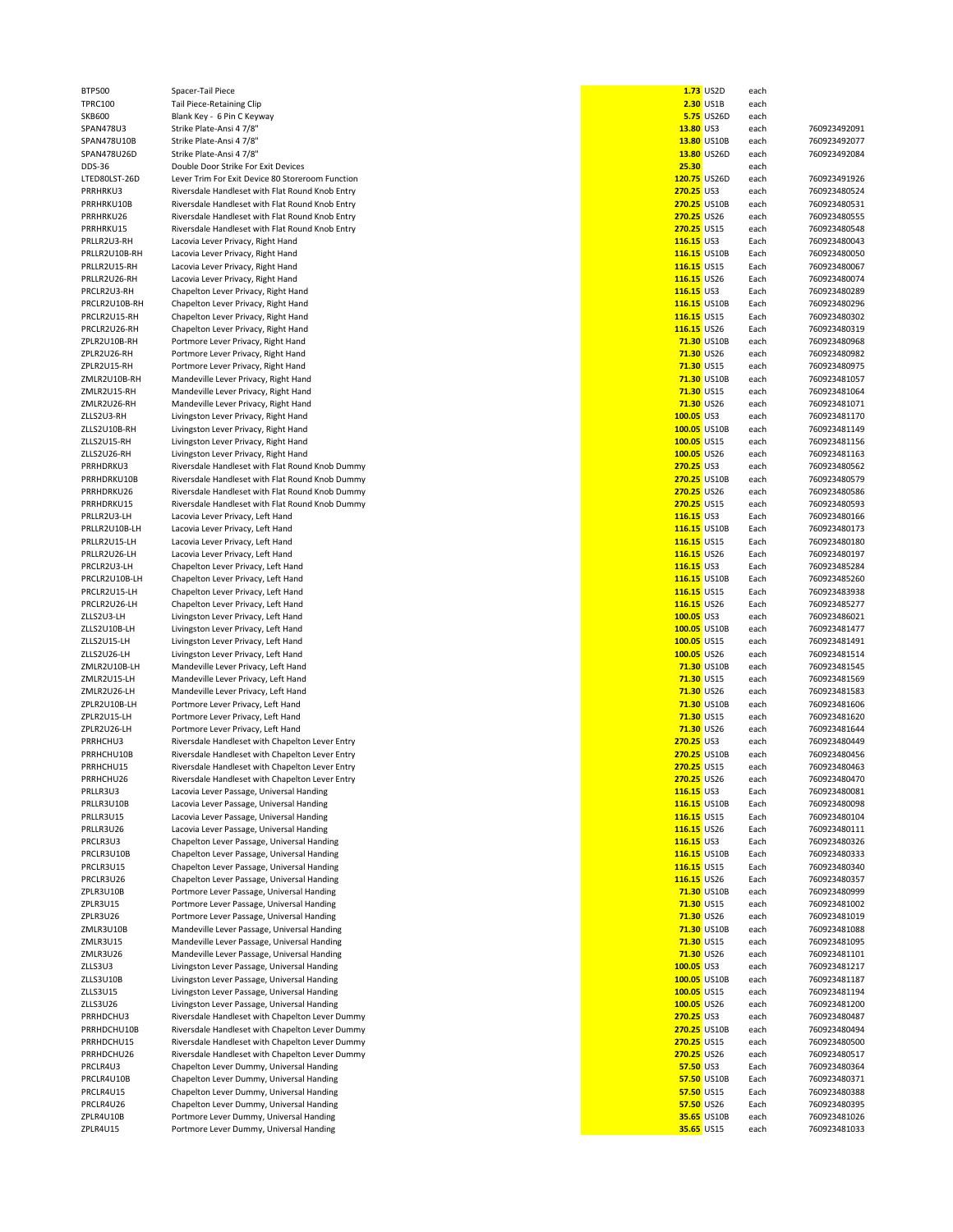| | | | | | |
|---|---|---|---|---|---|
| BTP500 | Spacer-Tail Piece | 1.73 | US2D | each | |
| TPRC100 | Tail Piece-Retaining Clip | 2.30 | US1B | each | |
| SKB600 | Blank Key - 6 Pin C Keyway | 5.75 | US26D | each | |
| SPAN478U3 | Strike Plate-Ansi 4 7/8" | 13.80 | US3 | each | 760923492091 |
| SPAN478U10B | Strike Plate-Ansi 4 7/8" | 13.80 | US10B | each | 760923492077 |
| SPAN478U26D | Strike Plate-Ansi 4 7/8" | 13.80 | US26D | each | 760923492084 |
| DDS-36 | Double Door Strike For Exit Devices | 25.30 | | each | |
| LTED80LST-26D | Lever Trim For Exit Device 80 Storeroom Function | 120.75 | US26D | each | 760923491926 |
| PRRHRKU3 | Riversdale Handleset with Flat Round Knob Entry | 270.25 | US3 | each | 760923480524 |
| PRRHRKU10B | Riversdale Handleset with Flat Round Knob Entry | 270.25 | US10B | each | 760923480531 |
| PRRHRKU26 | Riversdale Handleset with Flat Round Knob Entry | 270.25 | US26 | each | 760923480555 |
| PRRHRKU15 | Riversdale Handleset with Flat Round Knob Entry | 270.25 | US15 | each | 760923480548 |
| PRLLR2U3-RH | Lacovia Lever Privacy, Right Hand | 116.15 | US3 | Each | 760923480043 |
| PRLLR2U10B-RH | Lacovia Lever Privacy, Right Hand | 116.15 | US10B | Each | 760923480050 |
| PRLLR2U15-RH | Lacovia Lever Privacy, Right Hand | 116.15 | US15 | Each | 760923480067 |
| PRLLR2U26-RH | Lacovia Lever Privacy, Right Hand | 116.15 | US26 | Each | 760923480074 |
| PRCLR2U3-RH | Chapelton Lever Privacy, Right Hand | 116.15 | US3 | Each | 760923480289 |
| PRCLR2U10B-RH | Chapelton Lever Privacy, Right Hand | 116.15 | US10B | Each | 760923480296 |
| PRCLR2U15-RH | Chapelton Lever Privacy, Right Hand | 116.15 | US15 | Each | 760923480302 |
| PRCLR2U26-RH | Chapelton Lever Privacy, Right Hand | 116.15 | US26 | Each | 760923480319 |
| ZPLR2U10B-RH | Portmore Lever Privacy, Right Hand | 71.30 | US10B | each | 760923480968 |
| ZPLR2U26-RH | Portmore Lever Privacy, Right Hand | 71.30 | US26 | each | 760923480982 |
| ZPLR2U15-RH | Portmore Lever Privacy, Right Hand | 71.30 | US15 | each | 760923480975 |
| ZMLR2U10B-RH | Mandeville Lever Privacy, Right Hand | 71.30 | US10B | each | 760923481057 |
| ZMLR2U15-RH | Mandeville Lever Privacy, Right Hand | 71.30 | US15 | each | 760923481064 |
| ZMLR2U26-RH | Mandeville Lever Privacy, Right Hand | 71.30 | US26 | each | 760923481071 |
| ZLLS2U3-RH | Livingston Lever Privacy, Right Hand | 100.05 | US3 | each | 760923481170 |
| ZLLS2U10B-RH | Livingston Lever Privacy, Right Hand | 100.05 | US10B | each | 760923481149 |
| ZLLS2U15-RH | Livingston Lever Privacy, Right Hand | 100.05 | US15 | each | 760923481156 |
| ZLLS2U26-RH | Livingston Lever Privacy, Right Hand | 100.05 | US26 | each | 760923481163 |
| PRRHDRKU3 | Riversdale Handleset with Flat Round Knob Dummy | 270.25 | US3 | each | 760923480562 |
| PRRHDRKU10B | Riversdale Handleset with Flat Round Knob Dummy | 270.25 | US10B | each | 760923480579 |
| PRRHDRKU26 | Riversdale Handleset with Flat Round Knob Dummy | 270.25 | US26 | each | 760923480586 |
| PRRHDRKU15 | Riversdale Handleset with Flat Round Knob Dummy | 270.25 | US15 | each | 760923480593 |
| PRLLR2U3-LH | Lacovia Lever Privacy, Left Hand | 116.15 | US3 | Each | 760923480166 |
| PRLLR2U10B-LH | Lacovia Lever Privacy, Left Hand | 116.15 | US10B | Each | 760923480173 |
| PRLLR2U15-LH | Lacovia Lever Privacy, Left Hand | 116.15 | US15 | Each | 760923480180 |
| PRLLR2U26-LH | Lacovia Lever Privacy, Left Hand | 116.15 | US26 | Each | 760923480197 |
| PRCLR2U3-LH | Chapelton Lever Privacy, Left Hand | 116.15 | US3 | Each | 760923485284 |
| PRCLR2U10B-LH | Chapelton Lever Privacy, Left Hand | 116.15 | US10B | Each | 760923485260 |
| PRCLR2U15-LH | Chapelton Lever Privacy, Left Hand | 116.15 | US15 | Each | 760923483938 |
| PRCLR2U26-LH | Chapelton Lever Privacy, Left Hand | 116.15 | US26 | Each | 760923485277 |
| ZLLS2U3-LH | Livingston Lever Privacy, Left Hand | 100.05 | US3 | each | 760923486021 |
| ZLLS2U10B-LH | Livingston Lever Privacy, Left Hand | 100.05 | US10B | each | 760923481477 |
| ZLLS2U15-LH | Livingston Lever Privacy, Left Hand | 100.05 | US15 | each | 760923481491 |
| ZLLS2U26-LH | Livingston Lever Privacy, Left Hand | 100.05 | US26 | each | 760923481514 |
| ZMLR2U10B-LH | Mandeville Lever Privacy, Left Hand | 71.30 | US10B | each | 760923481545 |
| ZMLR2U15-LH | Mandeville Lever Privacy, Left Hand | 71.30 | US15 | each | 760923481569 |
| ZMLR2U26-LH | Mandeville Lever Privacy, Left Hand | 71.30 | US26 | each | 760923481583 |
| ZPLR2U10B-LH | Portmore Lever Privacy, Left Hand | 71.30 | US10B | each | 760923481606 |
| ZPLR2U15-LH | Portmore Lever Privacy, Left Hand | 71.30 | US15 | each | 760923481620 |
| ZPLR2U26-LH | Portmore Lever Privacy, Left Hand | 71.30 | US26 | each | 760923481644 |
| PRRHCHU3 | Riversdale Handleset with Chapelton Lever Entry | 270.25 | US3 | each | 760923480449 |
| PRRHCHU10B | Riversdale Handleset with Chapelton Lever Entry | 270.25 | US10B | each | 760923480456 |
| PRRHCHU15 | Riversdale Handleset with Chapelton Lever Entry | 270.25 | US15 | each | 760923480463 |
| PRRHCHU26 | Riversdale Handleset with Chapelton Lever Entry | 270.25 | US26 | each | 760923480470 |
| PRLLR3U3 | Lacovia Lever Passage, Universal Handing | 116.15 | US3 | Each | 760923480081 |
| PRLLR3U10B | Lacovia Lever Passage, Universal Handing | 116.15 | US10B | Each | 760923480098 |
| PRLLR3U15 | Lacovia Lever Passage, Universal Handing | 116.15 | US15 | Each | 760923480104 |
| PRLLR3U26 | Lacovia Lever Passage, Universal Handing | 116.15 | US26 | Each | 760923480111 |
| PRCLR3U3 | Chapelton Lever Passage, Universal Handing | 116.15 | US3 | Each | 760923480326 |
| PRCLR3U10B | Chapelton Lever Passage, Universal Handing | 116.15 | US10B | Each | 760923480333 |
| PRCLR3U15 | Chapelton Lever Passage, Universal Handing | 116.15 | US15 | Each | 760923480340 |
| PRCLR3U26 | Chapelton Lever Passage, Universal Handing | 116.15 | US26 | Each | 760923480357 |
| ZPLR3U10B | Portmore Lever Passage, Universal Handing | 71.30 | US10B | each | 760923480999 |
| ZPLR3U15 | Portmore Lever Passage, Universal Handing | 71.30 | US15 | each | 760923481002 |
| ZPLR3U26 | Portmore Lever Passage, Universal Handing | 71.30 | US26 | each | 760923481019 |
| ZMLR3U10B | Mandeville Lever Passage, Universal Handing | 71.30 | US10B | each | 760923481088 |
| ZMLR3U15 | Mandeville Lever Passage, Universal Handing | 71.30 | US15 | each | 760923481095 |
| ZMLR3U26 | Mandeville Lever Passage, Universal Handing | 71.30 | US26 | each | 760923481101 |
| ZLLS3U3 | Livingston Lever Passage, Universal Handing | 100.05 | US3 | each | 760923481217 |
| ZLLS3U10B | Livingston Lever Passage, Universal Handing | 100.05 | US10B | each | 760923481187 |
| ZLLS3U15 | Livingston Lever Passage, Universal Handing | 100.05 | US15 | each | 760923481194 |
| ZLLS3U26 | Livingston Lever Passage, Universal Handing | 100.05 | US26 | each | 760923481200 |
| PRRHDCHU3 | Riversdale Handleset with Chapelton Lever Dummy | 270.25 | US3 | each | 760923480487 |
| PRRHDCHU10B | Riversdale Handleset with Chapelton Lever Dummy | 270.25 | US10B | each | 760923480494 |
| PRRHDCHU15 | Riversdale Handleset with Chapelton Lever Dummy | 270.25 | US15 | each | 760923480500 |
| PRRHDCHU26 | Riversdale Handleset with Chapelton Lever Dummy | 270.25 | US26 | each | 760923480517 |
| PRCLR4U3 | Chapelton Lever Dummy, Universal Handing | 57.50 | US3 | Each | 760923480364 |
| PRCLR4U10B | Chapelton Lever Dummy, Universal Handing | 57.50 | US10B | Each | 760923480371 |
| PRCLR4U15 | Chapelton Lever Dummy, Universal Handing | 57.50 | US15 | Each | 760923480388 |
| PRCLR4U26 | Chapelton Lever Dummy, Universal Handing | 57.50 | US26 | Each | 760923480395 |
| ZPLR4U10B | Portmore Lever Dummy, Universal Handing | 35.65 | US10B | each | 760923481026 |
| ZPLR4U15 | Portmore Lever Dummy, Universal Handing | 35.65 | US15 | each | 760923481033 |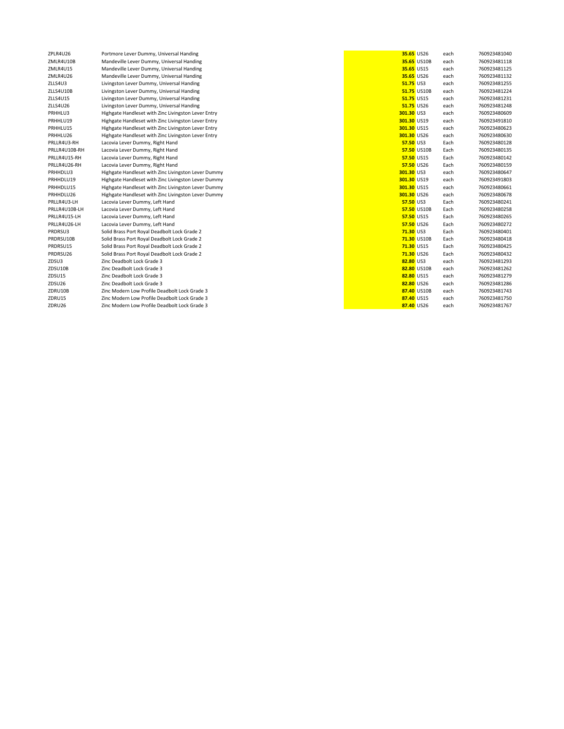| | | | | | |
|---|---|---|---|---|---|
| ZPLR4U26 | Portmore Lever Dummy, Universal Handing | 35.65 | US26 | each | 760923481040 |
| ZMLR4U10B | Mandeville Lever Dummy, Universal Handing | 35.65 | US10B | each | 760923481118 |
| ZMLR4U15 | Mandeville Lever Dummy, Universal Handing | 35.65 | US15 | each | 760923481125 |
| ZMLR4U26 | Mandeville Lever Dummy, Universal Handing | 35.65 | US26 | each | 760923481132 |
| ZLLS4U3 | Livingston Lever Dummy, Universal Handing | 51.75 | US3 | each | 760923481255 |
| ZLLS4U10B | Livingston Lever Dummy, Universal Handing | 51.75 | US10B | each | 760923481224 |
| ZLLS4U15 | Livingston Lever Dummy, Universal Handing | 51.75 | US15 | each | 760923481231 |
| ZLLS4U26 | Livingston Lever Dummy, Universal Handing | 51.75 | US26 | each | 760923481248 |
| PRHHLU3 | Highgate Handleset with Zinc Livingston Lever Entry | 301.30 | US3 | each | 760923480609 |
| PRHHLU19 | Highgate Handleset with Zinc Livingston Lever Entry | 301.30 | US19 | each | 760923491810 |
| PRHHLU15 | Highgate Handleset with Zinc Livingston Lever Entry | 301.30 | US15 | each | 760923480623 |
| PRHHLU26 | Highgate Handleset with Zinc Livingston Lever Entry | 301.30 | US26 | each | 760923480630 |
| PRLLR4U3-RH | Lacovia Lever Dummy, Right Hand | 57.50 | US3 | Each | 760923480128 |
| PRLLR4U10B-RH | Lacovia Lever Dummy, Right Hand | 57.50 | US10B | Each | 760923480135 |
| PRLLR4U15-RH | Lacovia Lever Dummy, Right Hand | 57.50 | US15 | Each | 760923480142 |
| PRLLR4U26-RH | Lacovia Lever Dummy, Right Hand | 57.50 | US26 | Each | 760923480159 |
| PRHHDLU3 | Highgate Handleset with Zinc Livingston Lever Dummy | 301.30 | US3 | each | 760923480647 |
| PRHHDLU19 | Highgate Handleset with Zinc Livingston Lever Dummy | 301.30 | US19 | each | 760923491803 |
| PRHHDLU15 | Highgate Handleset with Zinc Livingston Lever Dummy | 301.30 | US15 | each | 760923480661 |
| PRHHDLU26 | Highgate Handleset with Zinc Livingston Lever Dummy | 301.30 | US26 | each | 760923480678 |
| PRLLR4U3-LH | Lacovia Lever Dummy, Left Hand | 57.50 | US3 | Each | 760923480241 |
| PRLLR4U10B-LH | Lacovia Lever Dummy, Left Hand | 57.50 | US10B | Each | 760923480258 |
| PRLLR4U15-LH | Lacovia Lever Dummy, Left Hand | 57.50 | US15 | Each | 760923480265 |
| PRLLR4U26-LH | Lacovia Lever Dummy, Left Hand | 57.50 | US26 | Each | 760923480272 |
| PRDRSU3 | Solid Brass Port Royal Deadbolt Lock Grade 2 | 71.30 | US3 | Each | 760923480401 |
| PRDRSU10B | Solid Brass Port Royal Deadbolt Lock Grade 2 | 71.30 | US10B | Each | 760923480418 |
| PRDRSU15 | Solid Brass Port Royal Deadbolt Lock Grade 2 | 71.30 | US15 | Each | 760923480425 |
| PRDRSU26 | Solid Brass Port Royal Deadbolt Lock Grade 2 | 71.30 | US26 | Each | 760923480432 |
| ZDSU3 | Zinc Deadbolt Lock Grade 3 | 82.80 | US3 | each | 760923481293 |
| ZDSU10B | Zinc Deadbolt Lock Grade 3 | 82.80 | US10B | each | 760923481262 |
| ZDSU15 | Zinc Deadbolt Lock Grade 3 | 82.80 | US15 | each | 760923481279 |
| ZDSU26 | Zinc Deadbolt Lock Grade 3 | 82.80 | US26 | each | 760923481286 |
| ZDRU10B | Zinc Modern Low Profile Deadbolt Lock Grade 3 | 87.40 | US10B | each | 760923481743 |
| ZDRU15 | Zinc Modern Low Profile Deadbolt Lock Grade 3 | 87.40 | US15 | each | 760923481750 |
| ZDRU26 | Zinc Modern Low Profile Deadbolt Lock Grade 3 | 87.40 | US26 | each | 760923481767 |